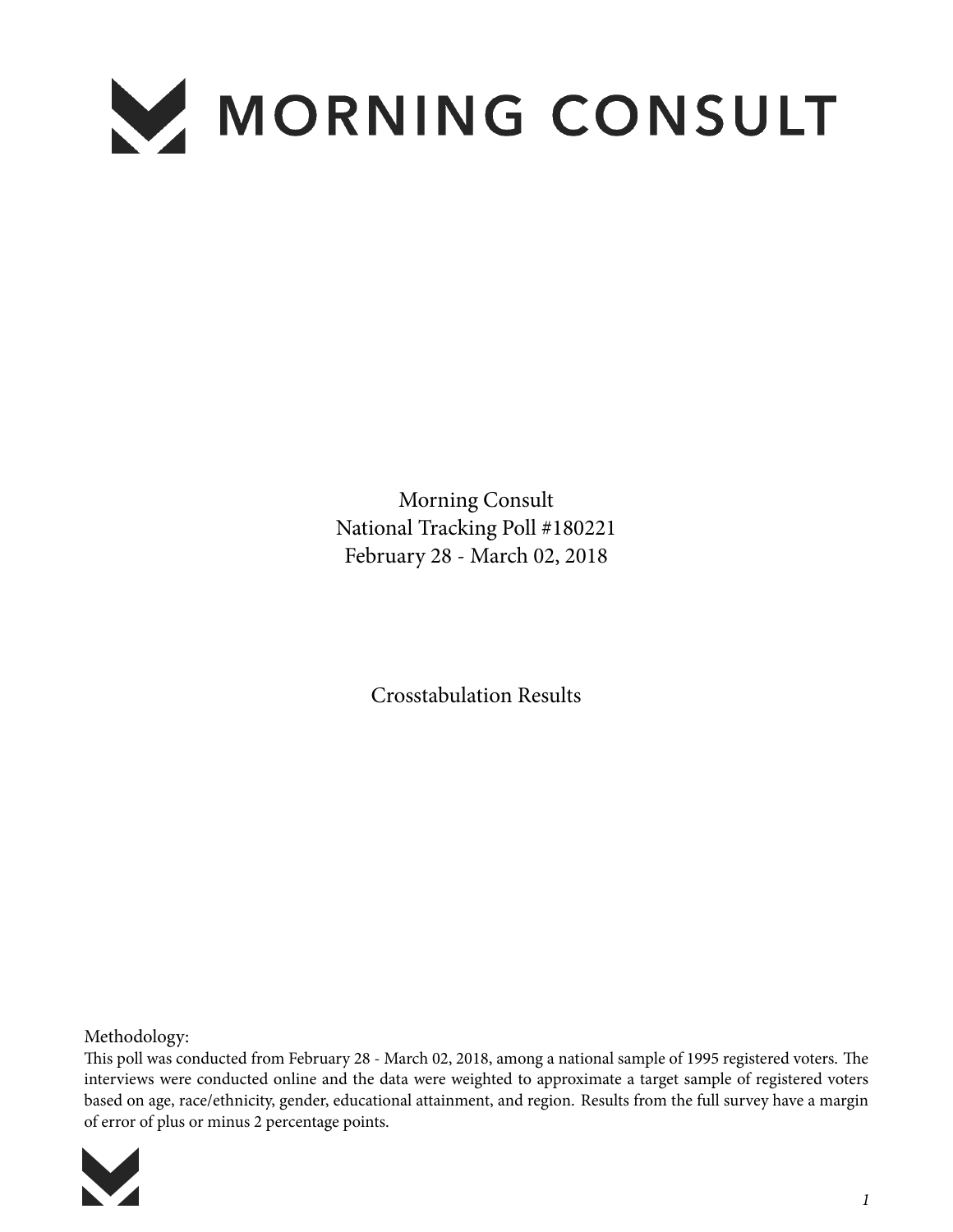# MORNING CONSULT

Morning Consult
National Tracking Poll #180221
February 28 - March 02, 2018

Crosstabulation Results

Methodology:
This poll was conducted from February 28 - March 02, 2018, among a national sample of 1995 registered voters. The interviews were conducted online and the data were weighted to approximate a target sample of registered voters based on age, race/ethnicity, gender, educational attainment, and region. Results from the full survey have a margin of error of plus or minus 2 percentage points.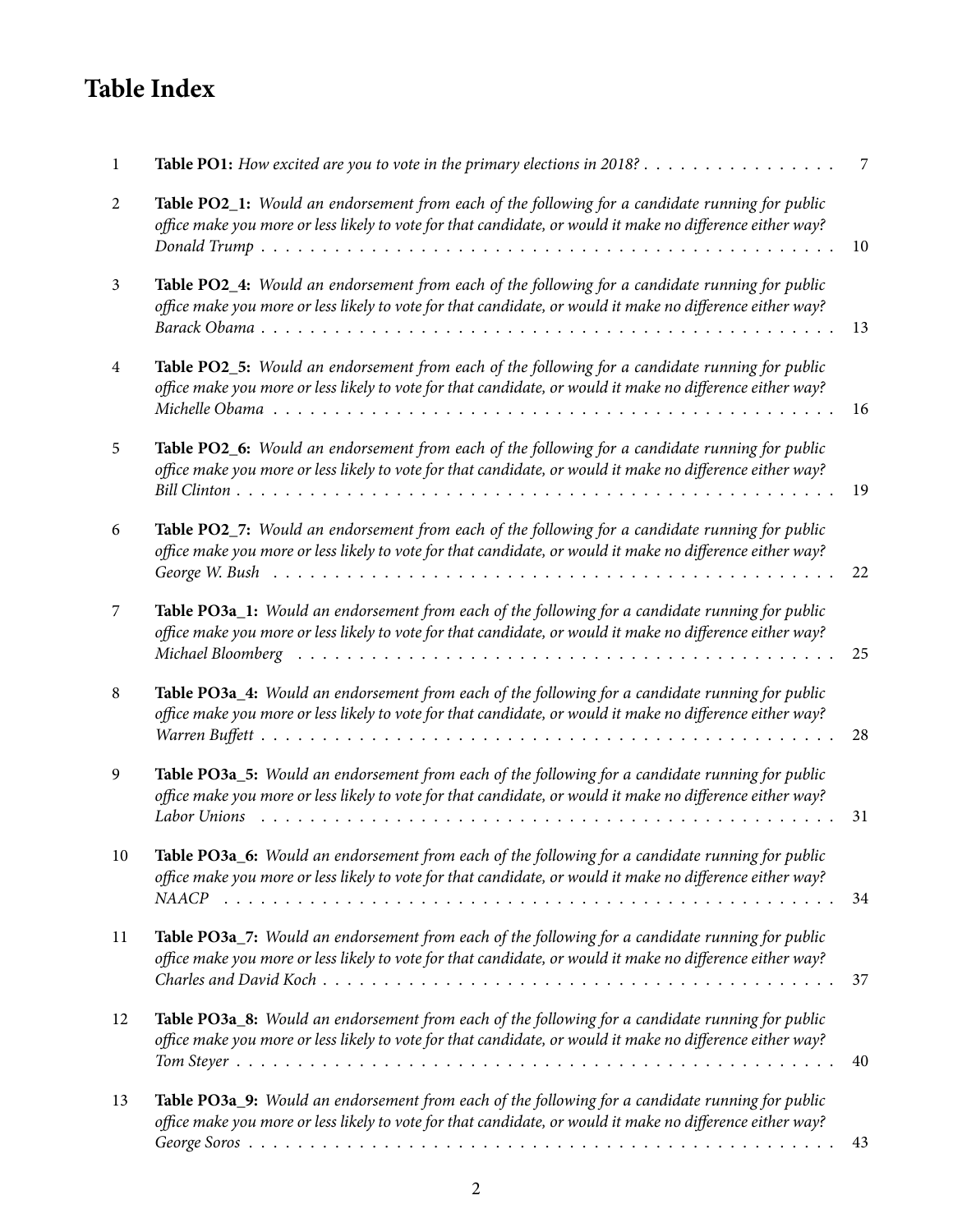# Table Index

| | | |
|---|---|---|
| 1 | **Table PO1:** *How excited are you to vote in the primary elections in 2018?* | 7 |
| 2 | **Table PO2_1:** *Would an endorsement from each of the following for a candidate running for public office make you more or less likely to vote for that candidate, or would it make no difference either way? Donald Trump* | 10 |
| 3 | **Table PO2_4:** *Would an endorsement from each of the following for a candidate running for public office make you more or less likely to vote for that candidate, or would it make no difference either way? Barack Obama* | 13 |
| 4 | **Table PO2_5:** *Would an endorsement from each of the following for a candidate running for public office make you more or less likely to vote for that candidate, or would it make no difference either way? Michelle Obama* | 16 |
| 5 | **Table PO2_6:** *Would an endorsement from each of the following for a candidate running for public office make you more or less likely to vote for that candidate, or would it make no difference either way? Bill Clinton* | 19 |
| 6 | **Table PO2_7:** *Would an endorsement from each of the following for a candidate running for public office make you more or less likely to vote for that candidate, or would it make no difference either way? George W. Bush* | 22 |
| 7 | **Table PO3a_1:** *Would an endorsement from each of the following for a candidate running for public office make you more or less likely to vote for that candidate, or would it make no difference either way? Michael Bloomberg* | 25 |
| 8 | **Table PO3a_4:** *Would an endorsement from each of the following for a candidate running for public office make you more or less likely to vote for that candidate, or would it make no difference either way? Warren Buffett* | 28 |
| 9 | **Table PO3a_5:** *Would an endorsement from each of the following for a candidate running for public office make you more or less likely to vote for that candidate, or would it make no difference either way? Labor Unions* | 31 |
| 10 | **Table PO3a_6:** *Would an endorsement from each of the following for a candidate running for public office make you more or less likely to vote for that candidate, or would it make no difference either way? NAACP* | 34 |
| 11 | **Table PO3a_7:** *Would an endorsement from each of the following for a candidate running for public office make you more or less likely to vote for that candidate, or would it make no difference either way? Charles and David Koch* | 37 |
| 12 | **Table PO3a_8:** *Would an endorsement from each of the following for a candidate running for public office make you more or less likely to vote for that candidate, or would it make no difference either way? Tom Steyer* | 40 |
| 13 | **Table PO3a_9:** *Would an endorsement from each of the following for a candidate running for public office make you more or less likely to vote for that candidate, or would it make no difference either way? George Soros* | 43 |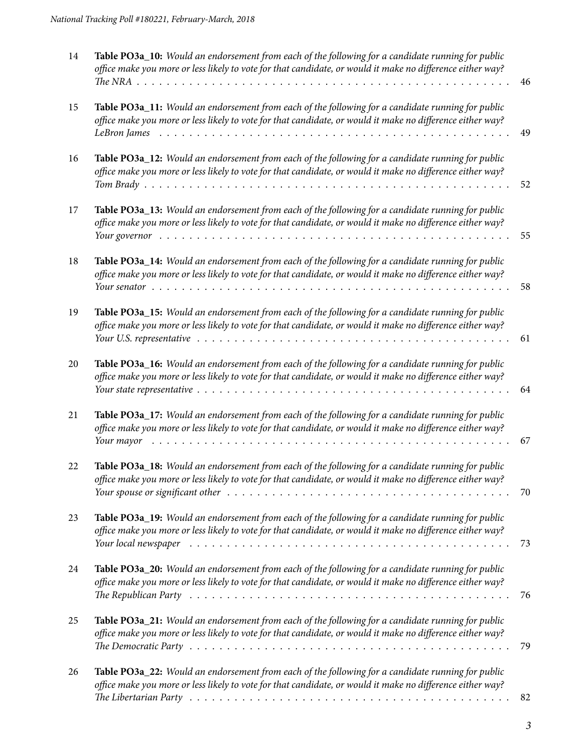14 **Table PO3a_10:** *Would an endorsement from each of the following for a candidate running for public office make you more or less likely to vote for that candidate, or would it make no difference either way? The NRA* . . . . . . . . . . . . . . . . . . . . . . . . . . . . . . . . . . . . . . . . . . . . . . . . 46

15 **Table PO3a_11:** *Would an endorsement from each of the following for a candidate running for public office make you more or less likely to vote for that candidate, or would it make no difference either way? LeBron James* . . . . . . . . . . . . . . . . . . . . . . . . . . . . . . . . . . . . . . . . . . . . . 49

16 **Table PO3a_12:** *Would an endorsement from each of the following for a candidate running for public office make you more or less likely to vote for that candidate, or would it make no difference either way? Tom Brady* . . . . . . . . . . . . . . . . . . . . . . . . . . . . . . . . . . . . . . . . . . . . . . . 52

17 **Table PO3a_13:** *Would an endorsement from each of the following for a candidate running for public office make you more or less likely to vote for that candidate, or would it make no difference either way? Your governor* . . . . . . . . . . . . . . . . . . . . . . . . . . . . . . . . . . . . . . . . . . . . . 55

18 **Table PO3a_14:** *Would an endorsement from each of the following for a candidate running for public office make you more or less likely to vote for that candidate, or would it make no difference either way? Your senator* . . . . . . . . . . . . . . . . . . . . . . . . . . . . . . . . . . . . . . . . . . . . . . 58

19 **Table PO3a_15:** *Would an endorsement from each of the following for a candidate running for public office make you more or less likely to vote for that candidate, or would it make no difference either way? Your U.S. representative* . . . . . . . . . . . . . . . . . . . . . . . . . . . . . . . . . . . . . . . . 61

20 **Table PO3a_16:** *Would an endorsement from each of the following for a candidate running for public office make you more or less likely to vote for that candidate, or would it make no difference either way? Your state representative* . . . . . . . . . . . . . . . . . . . . . . . . . . . . . . . . . . . . . . . . 64

21 **Table PO3a_17:** *Would an endorsement from each of the following for a candidate running for public office make you more or less likely to vote for that candidate, or would it make no difference either way? Your mayor* . . . . . . . . . . . . . . . . . . . . . . . . . . . . . . . . . . . . . . . . . . . . . . . 67

22 **Table PO3a_18:** *Would an endorsement from each of the following for a candidate running for public office make you more or less likely to vote for that candidate, or would it make no difference either way? Your spouse or significant other* . . . . . . . . . . . . . . . . . . . . . . . . . . . . . . . . . . . . 70

23 **Table PO3a_19:** *Would an endorsement from each of the following for a candidate running for public office make you more or less likely to vote for that candidate, or would it make no difference either way? Your local newspaper* . . . . . . . . . . . . . . . . . . . . . . . . . . . . . . . . . . . . . . . . . 73

24 **Table PO3a_20:** *Would an endorsement from each of the following for a candidate running for public office make you more or less likely to vote for that candidate, or would it make no difference either way? The Republican Party* . . . . . . . . . . . . . . . . . . . . . . . . . . . . . . . . . . . . . . . . . 76

25 **Table PO3a_21:** *Would an endorsement from each of the following for a candidate running for public office make you more or less likely to vote for that candidate, or would it make no difference either way? The Democratic Party* . . . . . . . . . . . . . . . . . . . . . . . . . . . . . . . . . . . . . . . . . 79

26 **Table PO3a_22:** *Would an endorsement from each of the following for a candidate running for public office make you more or less likely to vote for that candidate, or would it make no difference either way? The Libertarian Party* . . . . . . . . . . . . . . . . . . . . . . . . . . . . . . . . . . . . . . . . . 82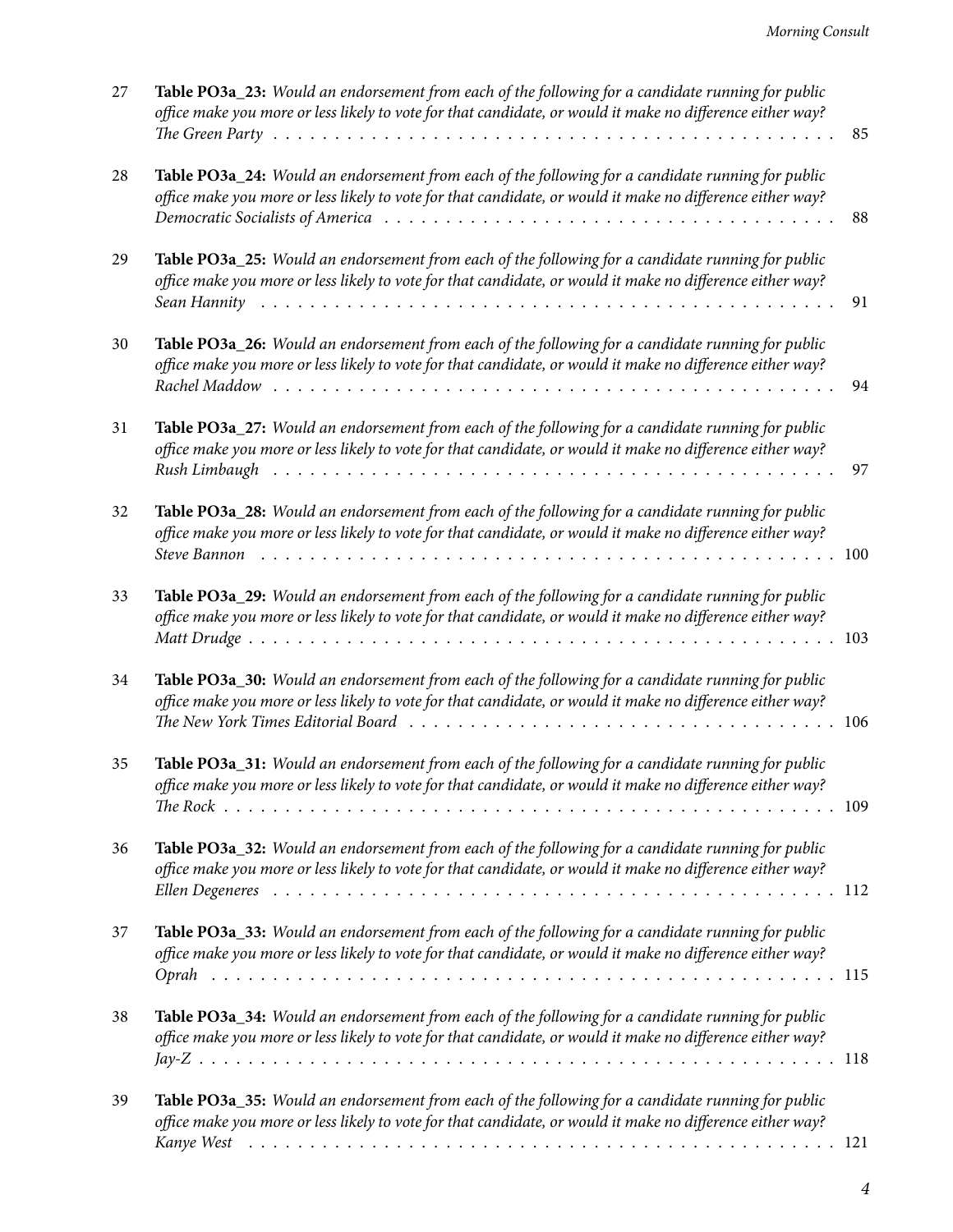| | | |
|---|---|---|
| 27 | **Table PO3a_23:** *Would an endorsement from each of the following for a candidate running for public office make you more or less likely to vote for that candidate, or would it make no difference either way? The Green Party* | 85 |
| 28 | **Table PO3a_24:** *Would an endorsement from each of the following for a candidate running for public office make you more or less likely to vote for that candidate, or would it make no difference either way? Democratic Socialists of America* | 88 |
| 29 | **Table PO3a_25:** *Would an endorsement from each of the following for a candidate running for public office make you more or less likely to vote for that candidate, or would it make no difference either way? Sean Hannity* | 91 |
| 30 | **Table PO3a_26:** *Would an endorsement from each of the following for a candidate running for public office make you more or less likely to vote for that candidate, or would it make no difference either way? Rachel Maddow* | 94 |
| 31 | **Table PO3a_27:** *Would an endorsement from each of the following for a candidate running for public office make you more or less likely to vote for that candidate, or would it make no difference either way? Rush Limbaugh* | 97 |
| 32 | **Table PO3a_28:** *Would an endorsement from each of the following for a candidate running for public office make you more or less likely to vote for that candidate, or would it make no difference either way? Steve Bannon* | 100 |
| 33 | **Table PO3a_29:** *Would an endorsement from each of the following for a candidate running for public office make you more or less likely to vote for that candidate, or would it make no difference either way? Matt Drudge* | 103 |
| 34 | **Table PO3a_30:** *Would an endorsement from each of the following for a candidate running for public office make you more or less likely to vote for that candidate, or would it make no difference either way? The New York Times Editorial Board* | 106 |
| 35 | **Table PO3a_31:** *Would an endorsement from each of the following for a candidate running for public office make you more or less likely to vote for that candidate, or would it make no difference either way? The Rock* | 109 |
| 36 | **Table PO3a_32:** *Would an endorsement from each of the following for a candidate running for public office make you more or less likely to vote for that candidate, or would it make no difference either way? Ellen Degeneres* | 112 |
| 37 | **Table PO3a_33:** *Would an endorsement from each of the following for a candidate running for public office make you more or less likely to vote for that candidate, or would it make no difference either way? Oprah* | 115 |
| 38 | **Table PO3a_34:** *Would an endorsement from each of the following for a candidate running for public office make you more or less likely to vote for that candidate, or would it make no difference either way? Jay-Z* | 118 |
| 39 | **Table PO3a_35:** *Would an endorsement from each of the following for a candidate running for public office make you more or less likely to vote for that candidate, or would it make no difference either way? Kanye West* | 121 |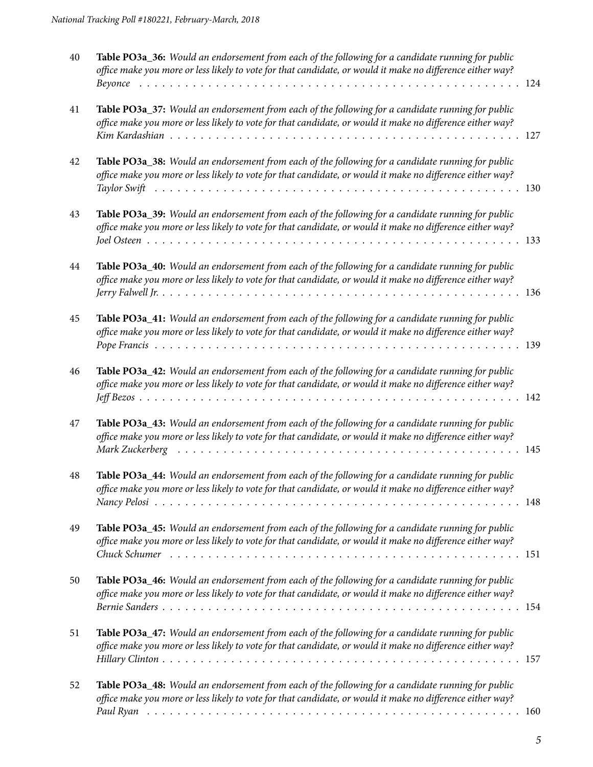40 **Table PO3a_36:** *Would an endorsement from each of the following for a candidate running for public office make you more or less likely to vote for that candidate, or would it make no difference either way? Beyonce* . . . . . . . . . . . . . . . . . . . . . . . . . . . . . . . . . . . . . . . . . . . . . . . 124

41 **Table PO3a_37:** *Would an endorsement from each of the following for a candidate running for public office make you more or less likely to vote for that candidate, or would it make no difference either way? Kim Kardashian* . . . . . . . . . . . . . . . . . . . . . . . . . . . . . . . . . . . . . . . . . . . . 127

42 **Table PO3a_38:** *Would an endorsement from each of the following for a candidate running for public office make you more or less likely to vote for that candidate, or would it make no difference either way? Taylor Swift* . . . . . . . . . . . . . . . . . . . . . . . . . . . . . . . . . . . . . . . . . . . . . 130

43 **Table PO3a_39:** *Would an endorsement from each of the following for a candidate running for public office make you more or less likely to vote for that candidate, or would it make no difference either way? Joel Osteen* . . . . . . . . . . . . . . . . . . . . . . . . . . . . . . . . . . . . . . . . . . . . . 133

44 **Table PO3a_40:** *Would an endorsement from each of the following for a candidate running for public office make you more or less likely to vote for that candidate, or would it make no difference either way? Jerry Falwell Jr.* . . . . . . . . . . . . . . . . . . . . . . . . . . . . . . . . . . . . . . . . . . . . 136

45 **Table PO3a_41:** *Would an endorsement from each of the following for a candidate running for public office make you more or less likely to vote for that candidate, or would it make no difference either way? Pope Francis* . . . . . . . . . . . . . . . . . . . . . . . . . . . . . . . . . . . . . . . . . . . . . 139

46 **Table PO3a_42:** *Would an endorsement from each of the following for a candidate running for public office make you more or less likely to vote for that candidate, or would it make no difference either way? Jeff Bezos* . . . . . . . . . . . . . . . . . . . . . . . . . . . . . . . . . . . . . . . . . . . . . . 142

47 **Table PO3a_43:** *Would an endorsement from each of the following for a candidate running for public office make you more or less likely to vote for that candidate, or would it make no difference either way? Mark Zuckerberg* . . . . . . . . . . . . . . . . . . . . . . . . . . . . . . . . . . . . . . . . . . . 145

48 **Table PO3a_44:** *Would an endorsement from each of the following for a candidate running for public office make you more or less likely to vote for that candidate, or would it make no difference either way? Nancy Pelosi* . . . . . . . . . . . . . . . . . . . . . . . . . . . . . . . . . . . . . . . . . . . . . 148

49 **Table PO3a_45:** *Would an endorsement from each of the following for a candidate running for public office make you more or less likely to vote for that candidate, or would it make no difference either way? Chuck Schumer* . . . . . . . . . . . . . . . . . . . . . . . . . . . . . . . . . . . . . . . . . . . . 151

50 **Table PO3a_46:** *Would an endorsement from each of the following for a candidate running for public office make you more or less likely to vote for that candidate, or would it make no difference either way? Bernie Sanders* . . . . . . . . . . . . . . . . . . . . . . . . . . . . . . . . . . . . . . . . . . . . 154

51 **Table PO3a_47:** *Would an endorsement from each of the following for a candidate running for public office make you more or less likely to vote for that candidate, or would it make no difference either way? Hillary Clinton* . . . . . . . . . . . . . . . . . . . . . . . . . . . . . . . . . . . . . . . . . . . . 157

52 **Table PO3a_48:** *Would an endorsement from each of the following for a candidate running for public office make you more or less likely to vote for that candidate, or would it make no difference either way? Paul Ryan* . . . . . . . . . . . . . . . . . . . . . . . . . . . . . . . . . . . . . . . . . . . . . . 160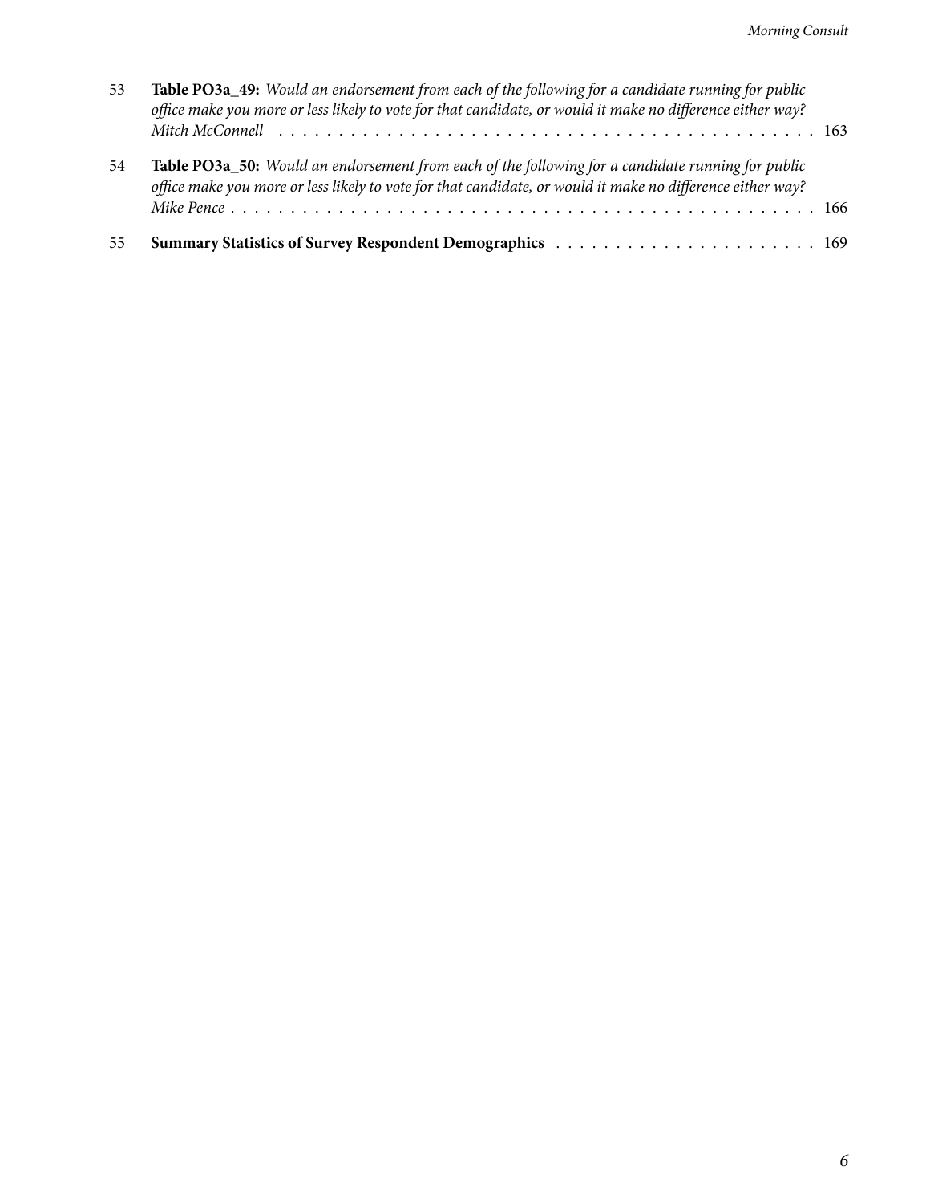53 **Table PO3a_49:** *Would an endorsement from each of the following for a candidate running for public office make you more or less likely to vote for that candidate, or would it make no difference either way? Mitch McConnell* . . . . . . . . . . . . . . . . . . . . . . . . . . . . . . . . . . . . . . . . . . . . . . 163

54 **Table PO3a_50:** *Would an endorsement from each of the following for a candidate running for public office make you more or less likely to vote for that candidate, or would it make no difference either way? Mike Pence* . . . . . . . . . . . . . . . . . . . . . . . . . . . . . . . . . . . . . . . . . . . . . . . . 166

55 **Summary Statistics of Survey Respondent Demographics** . . . . . . . . . . . . . . . . . . . . . . . 169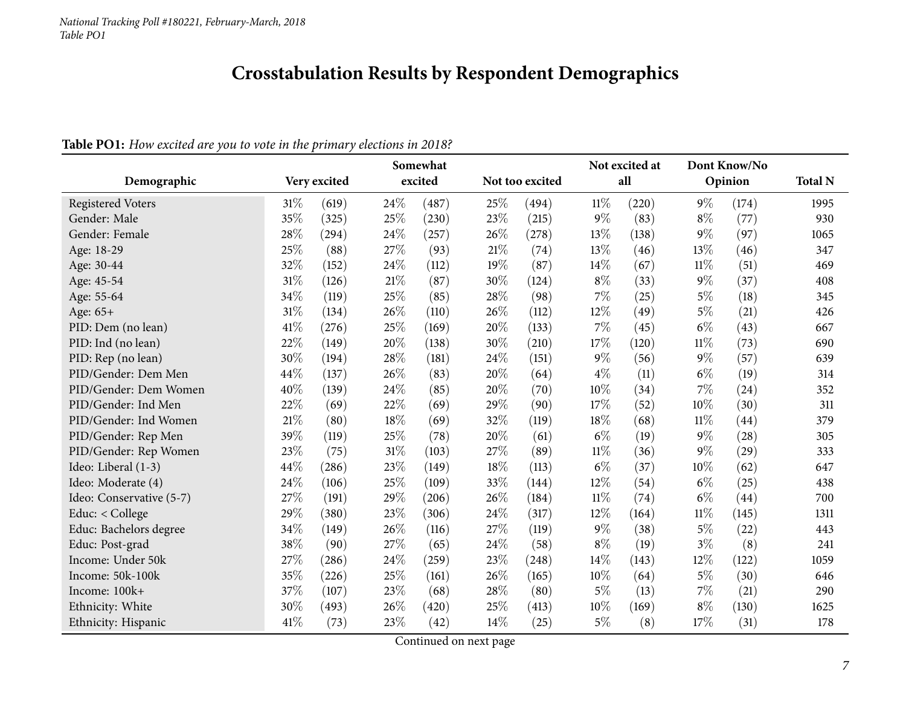*National Tracking Poll #180221, February-March, 2018*
*Table PO1*

# Crosstabulation Results by Respondent Demographics

**Table PO1:** *How excited are you to vote in the primary elections in 2018?*

| Demographic | Very excited | | Somewhat excited | | Not too excited | | Not excited at all | | Dont Know/No Opinion | | Total N |
|---|---|---|---|---|---|---|---|---|---|---|---|
| Registered Voters | 31% | (619) | 24% | (487) | 25% | (494) | 11% | (220) | 9% | (174) | 1995 |
| Gender: Male | 35% | (325) | 25% | (230) | 23% | (215) | 9% | (83) | 8% | (77) | 930 |
| Gender: Female | 28% | (294) | 24% | (257) | 26% | (278) | 13% | (138) | 9% | (97) | 1065 |
| Age: 18-29 | 25% | (88) | 27% | (93) | 21% | (74) | 13% | (46) | 13% | (46) | 347 |
| Age: 30-44 | 32% | (152) | 24% | (112) | 19% | (87) | 14% | (67) | 11% | (51) | 469 |
| Age: 45-54 | 31% | (126) | 21% | (87) | 30% | (124) | 8% | (33) | 9% | (37) | 408 |
| Age: 55-64 | 34% | (119) | 25% | (85) | 28% | (98) | 7% | (25) | 5% | (18) | 345 |
| Age: 65+ | 31% | (134) | 26% | (110) | 26% | (112) | 12% | (49) | 5% | (21) | 426 |
| PID: Dem (no lean) | 41% | (276) | 25% | (169) | 20% | (133) | 7% | (45) | 6% | (43) | 667 |
| PID: Ind (no lean) | 22% | (149) | 20% | (138) | 30% | (210) | 17% | (120) | 11% | (73) | 690 |
| PID: Rep (no lean) | 30% | (194) | 28% | (181) | 24% | (151) | 9% | (56) | 9% | (57) | 639 |
| PID/Gender: Dem Men | 44% | (137) | 26% | (83) | 20% | (64) | 4% | (11) | 6% | (19) | 314 |
| PID/Gender: Dem Women | 40% | (139) | 24% | (85) | 20% | (70) | 10% | (34) | 7% | (24) | 352 |
| PID/Gender: Ind Men | 22% | (69) | 22% | (69) | 29% | (90) | 17% | (52) | 10% | (30) | 311 |
| PID/Gender: Ind Women | 21% | (80) | 18% | (69) | 32% | (119) | 18% | (68) | 11% | (44) | 379 |
| PID/Gender: Rep Men | 39% | (119) | 25% | (78) | 20% | (61) | 6% | (19) | 9% | (28) | 305 |
| PID/Gender: Rep Women | 23% | (75) | 31% | (103) | 27% | (89) | 11% | (36) | 9% | (29) | 333 |
| Ideo: Liberal (1-3) | 44% | (286) | 23% | (149) | 18% | (113) | 6% | (37) | 10% | (62) | 647 |
| Ideo: Moderate (4) | 24% | (106) | 25% | (109) | 33% | (144) | 12% | (54) | 6% | (25) | 438 |
| Ideo: Conservative (5-7) | 27% | (191) | 29% | (206) | 26% | (184) | 11% | (74) | 6% | (44) | 700 |
| Educ: < College | 29% | (380) | 23% | (306) | 24% | (317) | 12% | (164) | 11% | (145) | 1311 |
| Educ: Bachelors degree | 34% | (149) | 26% | (116) | 27% | (119) | 9% | (38) | 5% | (22) | 443 |
| Educ: Post-grad | 38% | (90) | 27% | (65) | 24% | (58) | 8% | (19) | 3% | (8) | 241 |
| Income: Under 50k | 27% | (286) | 24% | (259) | 23% | (248) | 14% | (143) | 12% | (122) | 1059 |
| Income: 50k-100k | 35% | (226) | 25% | (161) | 26% | (165) | 10% | (64) | 5% | (30) | 646 |
| Income: 100k+ | 37% | (107) | 23% | (68) | 28% | (80) | 5% | (13) | 7% | (21) | 290 |
| Ethnicity: White | 30% | (493) | 26% | (420) | 25% | (413) | 10% | (169) | 8% | (130) | 1625 |
| Ethnicity: Hispanic | 41% | (73) | 23% | (42) | 14% | (25) | 5% | (8) | 17% | (31) | 178 |

Continued on next page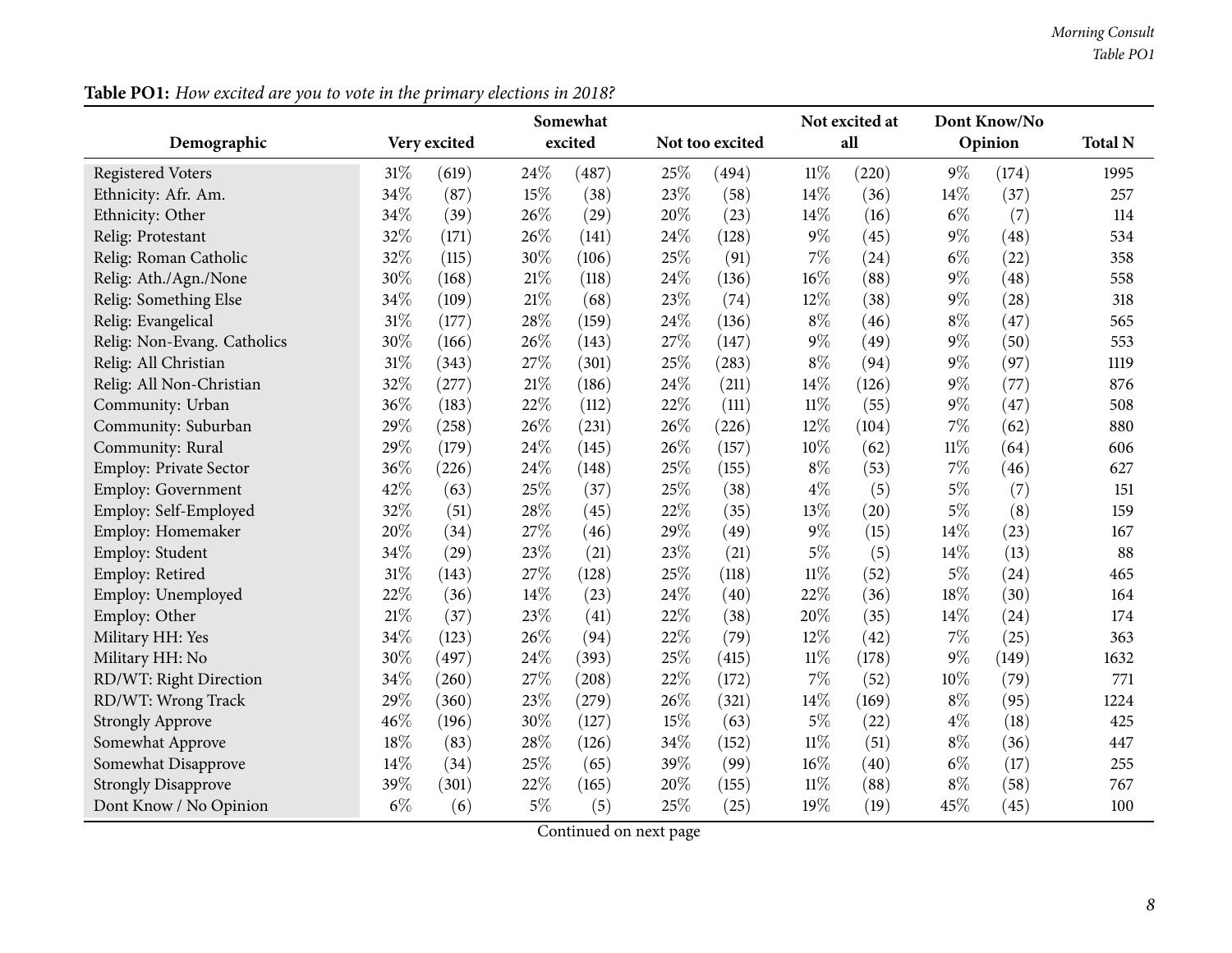**Table PO1:** *How excited are you to vote in the primary elections in 2018?*

| Demographic | Very excited | | Somewhat excited | | Not too excited | | Not excited at all | | Dont Know/No Opinion | | Total N |
|---|---|---|---|---|---|---|---|---|---|---|---|
| Registered Voters | 31% | (619) | 24% | (487) | 25% | (494) | 11% | (220) | 9% | (174) | 1995 |
| Ethnicity: Afr. Am. | 34% | (87) | 15% | (38) | 23% | (58) | 14% | (36) | 14% | (37) | 257 |
| Ethnicity: Other | 34% | (39) | 26% | (29) | 20% | (23) | 14% | (16) | 6% | (7) | 114 |
| Relig: Protestant | 32% | (171) | 26% | (141) | 24% | (128) | 9% | (45) | 9% | (48) | 534 |
| Relig: Roman Catholic | 32% | (115) | 30% | (106) | 25% | (91) | 7% | (24) | 6% | (22) | 358 |
| Relig: Ath./Agn./None | 30% | (168) | 21% | (118) | 24% | (136) | 16% | (88) | 9% | (48) | 558 |
| Relig: Something Else | 34% | (109) | 21% | (68) | 23% | (74) | 12% | (38) | 9% | (28) | 318 |
| Relig: Evangelical | 31% | (177) | 28% | (159) | 24% | (136) | 8% | (46) | 8% | (47) | 565 |
| Relig: Non-Evang. Catholics | 30% | (166) | 26% | (143) | 27% | (147) | 9% | (49) | 9% | (50) | 553 |
| Relig: All Christian | 31% | (343) | 27% | (301) | 25% | (283) | 8% | (94) | 9% | (97) | 1119 |
| Relig: All Non-Christian | 32% | (277) | 21% | (186) | 24% | (211) | 14% | (126) | 9% | (77) | 876 |
| Community: Urban | 36% | (183) | 22% | (112) | 22% | (111) | 11% | (55) | 9% | (47) | 508 |
| Community: Suburban | 29% | (258) | 26% | (231) | 26% | (226) | 12% | (104) | 7% | (62) | 880 |
| Community: Rural | 29% | (179) | 24% | (145) | 26% | (157) | 10% | (62) | 11% | (64) | 606 |
| Employ: Private Sector | 36% | (226) | 24% | (148) | 25% | (155) | 8% | (53) | 7% | (46) | 627 |
| Employ: Government | 42% | (63) | 25% | (37) | 25% | (38) | 4% | (5) | 5% | (7) | 151 |
| Employ: Self-Employed | 32% | (51) | 28% | (45) | 22% | (35) | 13% | (20) | 5% | (8) | 159 |
| Employ: Homemaker | 20% | (34) | 27% | (46) | 29% | (49) | 9% | (15) | 14% | (23) | 167 |
| Employ: Student | 34% | (29) | 23% | (21) | 23% | (21) | 5% | (5) | 14% | (13) | 88 |
| Employ: Retired | 31% | (143) | 27% | (128) | 25% | (118) | 11% | (52) | 5% | (24) | 465 |
| Employ: Unemployed | 22% | (36) | 14% | (23) | 24% | (40) | 22% | (36) | 18% | (30) | 164 |
| Employ: Other | 21% | (37) | 23% | (41) | 22% | (38) | 20% | (35) | 14% | (24) | 174 |
| Military HH: Yes | 34% | (123) | 26% | (94) | 22% | (79) | 12% | (42) | 7% | (25) | 363 |
| Military HH: No | 30% | (497) | 24% | (393) | 25% | (415) | 11% | (178) | 9% | (149) | 1632 |
| RD/WT: Right Direction | 34% | (260) | 27% | (208) | 22% | (172) | 7% | (52) | 10% | (79) | 771 |
| RD/WT: Wrong Track | 29% | (360) | 23% | (279) | 26% | (321) | 14% | (169) | 8% | (95) | 1224 |
| Strongly Approve | 46% | (196) | 30% | (127) | 15% | (63) | 5% | (22) | 4% | (18) | 425 |
| Somewhat Approve | 18% | (83) | 28% | (126) | 34% | (152) | 11% | (51) | 8% | (36) | 447 |
| Somewhat Disapprove | 14% | (34) | 25% | (65) | 39% | (99) | 16% | (40) | 6% | (17) | 255 |
| Strongly Disapprove | 39% | (301) | 22% | (165) | 20% | (155) | 11% | (88) | 8% | (58) | 767 |
| Dont Know / No Opinion | 6% | (6) | 5% | (5) | 25% | (25) | 19% | (19) | 45% | (45) | 100 |

Continued on next page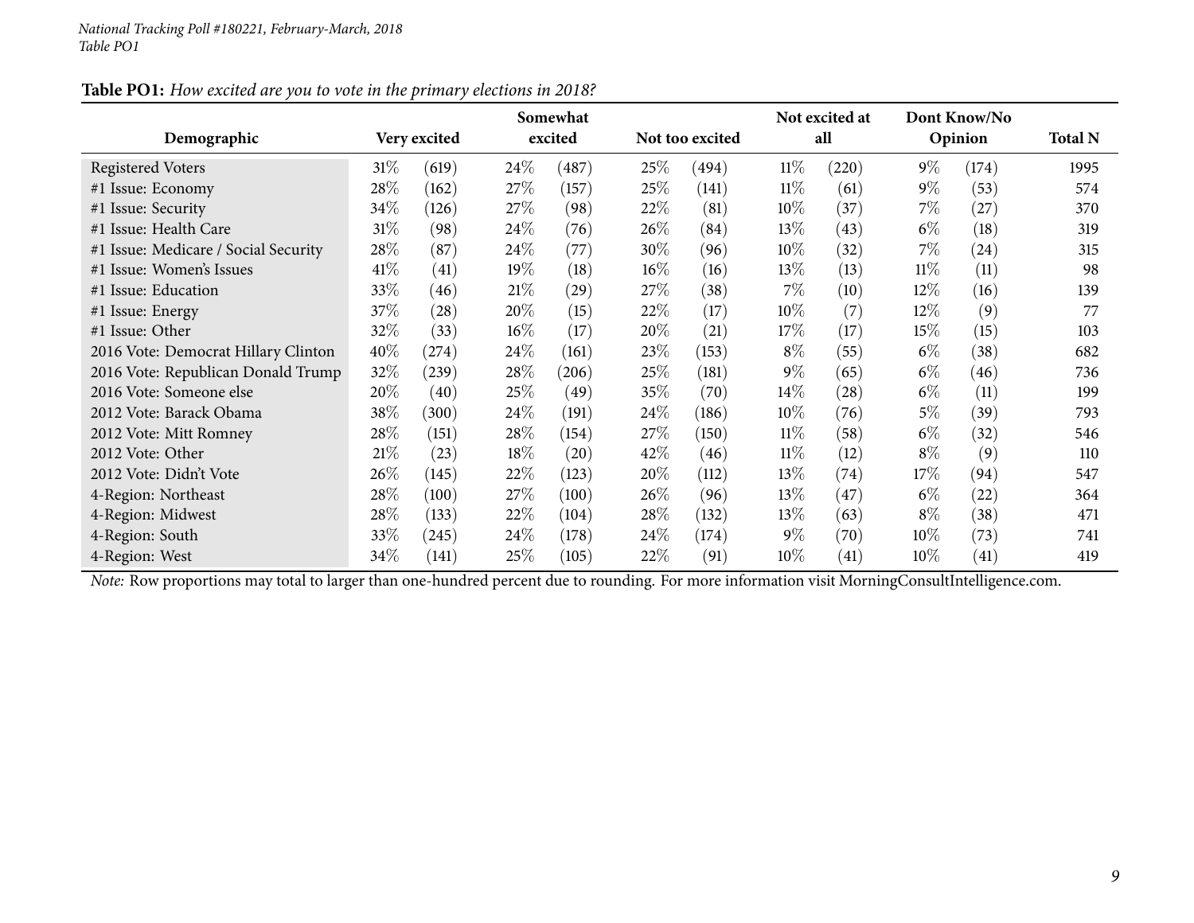**Table PO1:** *How excited are you to vote in the primary elections in 2018?*

| Demographic | Very excited | | Somewhat excited | | Not too excited | | Not excited at all | | Dont Know/No Opinion | | Total N |
|---|---|---|---|---|---|---|---|---|---|---|---|
| Registered Voters | 31% | (619) | 24% | (487) | 25% | (494) | 11% | (220) | 9% | (174) | 1995 |
| #1 Issue: Economy | 28% | (162) | 27% | (157) | 25% | (141) | 11% | (61) | 9% | (53) | 574 |
| #1 Issue: Security | 34% | (126) | 27% | (98) | 22% | (81) | 10% | (37) | 7% | (27) | 370 |
| #1 Issue: Health Care | 31% | (98) | 24% | (76) | 26% | (84) | 13% | (43) | 6% | (18) | 319 |
| #1 Issue: Medicare / Social Security | 28% | (87) | 24% | (77) | 30% | (96) | 10% | (32) | 7% | (24) | 315 |
| #1 Issue: Women's Issues | 41% | (41) | 19% | (18) | 16% | (16) | 13% | (13) | 11% | (11) | 98 |
| #1 Issue: Education | 33% | (46) | 21% | (29) | 27% | (38) | 7% | (10) | 12% | (16) | 139 |
| #1 Issue: Energy | 37% | (28) | 20% | (15) | 22% | (17) | 10% | (7) | 12% | (9) | 77 |
| #1 Issue: Other | 32% | (33) | 16% | (17) | 20% | (21) | 17% | (17) | 15% | (15) | 103 |
| 2016 Vote: Democrat Hillary Clinton | 40% | (274) | 24% | (161) | 23% | (153) | 8% | (55) | 6% | (38) | 682 |
| 2016 Vote: Republican Donald Trump | 32% | (239) | 28% | (206) | 25% | (181) | 9% | (65) | 6% | (46) | 736 |
| 2016 Vote: Someone else | 20% | (40) | 25% | (49) | 35% | (70) | 14% | (28) | 6% | (11) | 199 |
| 2012 Vote: Barack Obama | 38% | (300) | 24% | (191) | 24% | (186) | 10% | (76) | 5% | (39) | 793 |
| 2012 Vote: Mitt Romney | 28% | (151) | 28% | (154) | 27% | (150) | 11% | (58) | 6% | (32) | 546 |
| 2012 Vote: Other | 21% | (23) | 18% | (20) | 42% | (46) | 11% | (12) | 8% | (9) | 110 |
| 2012 Vote: Didn't Vote | 26% | (145) | 22% | (123) | 20% | (112) | 13% | (74) | 17% | (94) | 547 |
| 4-Region: Northeast | 28% | (100) | 27% | (100) | 26% | (96) | 13% | (47) | 6% | (22) | 364 |
| 4-Region: Midwest | 28% | (133) | 22% | (104) | 28% | (132) | 13% | (63) | 8% | (38) | 471 |
| 4-Region: South | 33% | (245) | 24% | (178) | 24% | (174) | 9% | (70) | 10% | (73) | 741 |
| 4-Region: West | 34% | (141) | 25% | (105) | 22% | (91) | 10% | (41) | 10% | (41) | 419 |

*Note:* Row proportions may total to larger than one-hundred percent due to rounding. For more information visit MorningConsultIntelligence.com.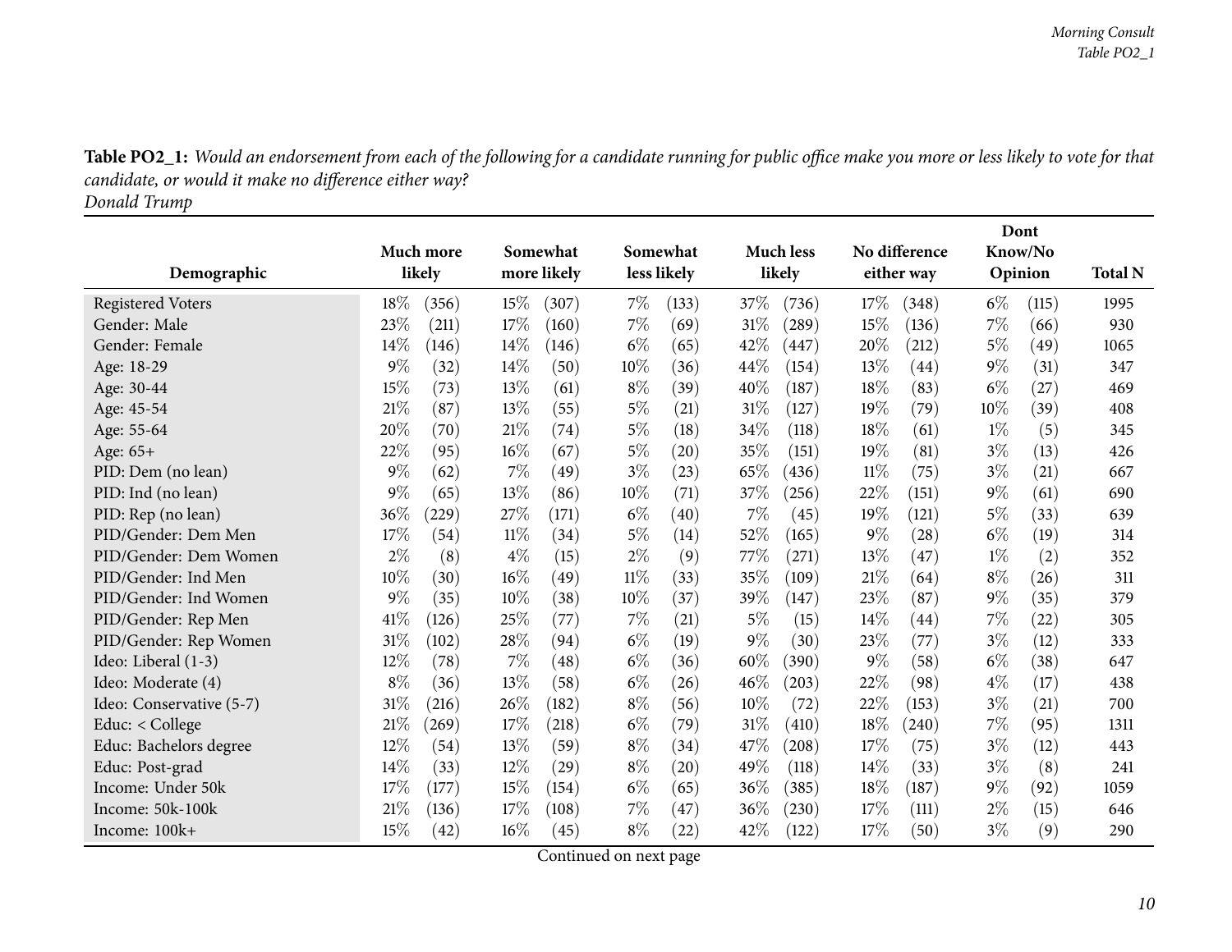**Table PO2_1:** *Would an endorsement from each of the following for a candidate running for public office make you more or less likely to vote for that candidate, or would it make no difference either way?*
*Donald Trump*

| Demographic | Much more likely | Somewhat more likely | Somewhat less likely | Much less likely | No difference either way | Dont Know/No Opinion | Total N |
|---|---|---|---|---|---|---|---|
| Registered Voters | 18% (356) | 15% (307) | 7% (133) | 37% (736) | 17% (348) | 6% (115) | 1995 |
| Gender: Male | 23% (211) | 17% (160) | 7% (69) | 31% (289) | 15% (136) | 7% (66) | 930 |
| Gender: Female | 14% (146) | 14% (146) | 6% (65) | 42% (447) | 20% (212) | 5% (49) | 1065 |
| Age: 18-29 | 9% (32) | 14% (50) | 10% (36) | 44% (154) | 13% (44) | 9% (31) | 347 |
| Age: 30-44 | 15% (73) | 13% (61) | 8% (39) | 40% (187) | 18% (83) | 6% (27) | 469 |
| Age: 45-54 | 21% (87) | 13% (55) | 5% (21) | 31% (127) | 19% (79) | 10% (39) | 408 |
| Age: 55-64 | 20% (70) | 21% (74) | 5% (18) | 34% (118) | 18% (61) | 1% (5) | 345 |
| Age: 65+ | 22% (95) | 16% (67) | 5% (20) | 35% (151) | 19% (81) | 3% (13) | 426 |
| PID: Dem (no lean) | 9% (62) | 7% (49) | 3% (23) | 65% (436) | 11% (75) | 3% (21) | 667 |
| PID: Ind (no lean) | 9% (65) | 13% (86) | 10% (71) | 37% (256) | 22% (151) | 9% (61) | 690 |
| PID: Rep (no lean) | 36% (229) | 27% (171) | 6% (40) | 7% (45) | 19% (121) | 5% (33) | 639 |
| PID/Gender: Dem Men | 17% (54) | 11% (34) | 5% (14) | 52% (165) | 9% (28) | 6% (19) | 314 |
| PID/Gender: Dem Women | 2% (8) | 4% (15) | 2% (9) | 77% (271) | 13% (47) | 1% (2) | 352 |
| PID/Gender: Ind Men | 10% (30) | 16% (49) | 11% (33) | 35% (109) | 21% (64) | 8% (26) | 311 |
| PID/Gender: Ind Women | 9% (35) | 10% (38) | 10% (37) | 39% (147) | 23% (87) | 9% (35) | 379 |
| PID/Gender: Rep Men | 41% (126) | 25% (77) | 7% (21) | 5% (15) | 14% (44) | 7% (22) | 305 |
| PID/Gender: Rep Women | 31% (102) | 28% (94) | 6% (19) | 9% (30) | 23% (77) | 3% (12) | 333 |
| Ideo: Liberal (1-3) | 12% (78) | 7% (48) | 6% (36) | 60% (390) | 9% (58) | 6% (38) | 647 |
| Ideo: Moderate (4) | 8% (36) | 13% (58) | 6% (26) | 46% (203) | 22% (98) | 4% (17) | 438 |
| Ideo: Conservative (5-7) | 31% (216) | 26% (182) | 8% (56) | 10% (72) | 22% (153) | 3% (21) | 700 |
| Educ: < College | 21% (269) | 17% (218) | 6% (79) | 31% (410) | 18% (240) | 7% (95) | 1311 |
| Educ: Bachelors degree | 12% (54) | 13% (59) | 8% (34) | 47% (208) | 17% (75) | 3% (12) | 443 |
| Educ: Post-grad | 14% (33) | 12% (29) | 8% (20) | 49% (118) | 14% (33) | 3% (8) | 241 |
| Income: Under 50k | 17% (177) | 15% (154) | 6% (65) | 36% (385) | 18% (187) | 9% (92) | 1059 |
| Income: 50k-100k | 21% (136) | 17% (108) | 7% (47) | 36% (230) | 17% (111) | 2% (15) | 646 |
| Income: 100k+ | 15% (42) | 16% (45) | 8% (22) | 42% (122) | 17% (50) | 3% (9) | 290 |

Continued on next page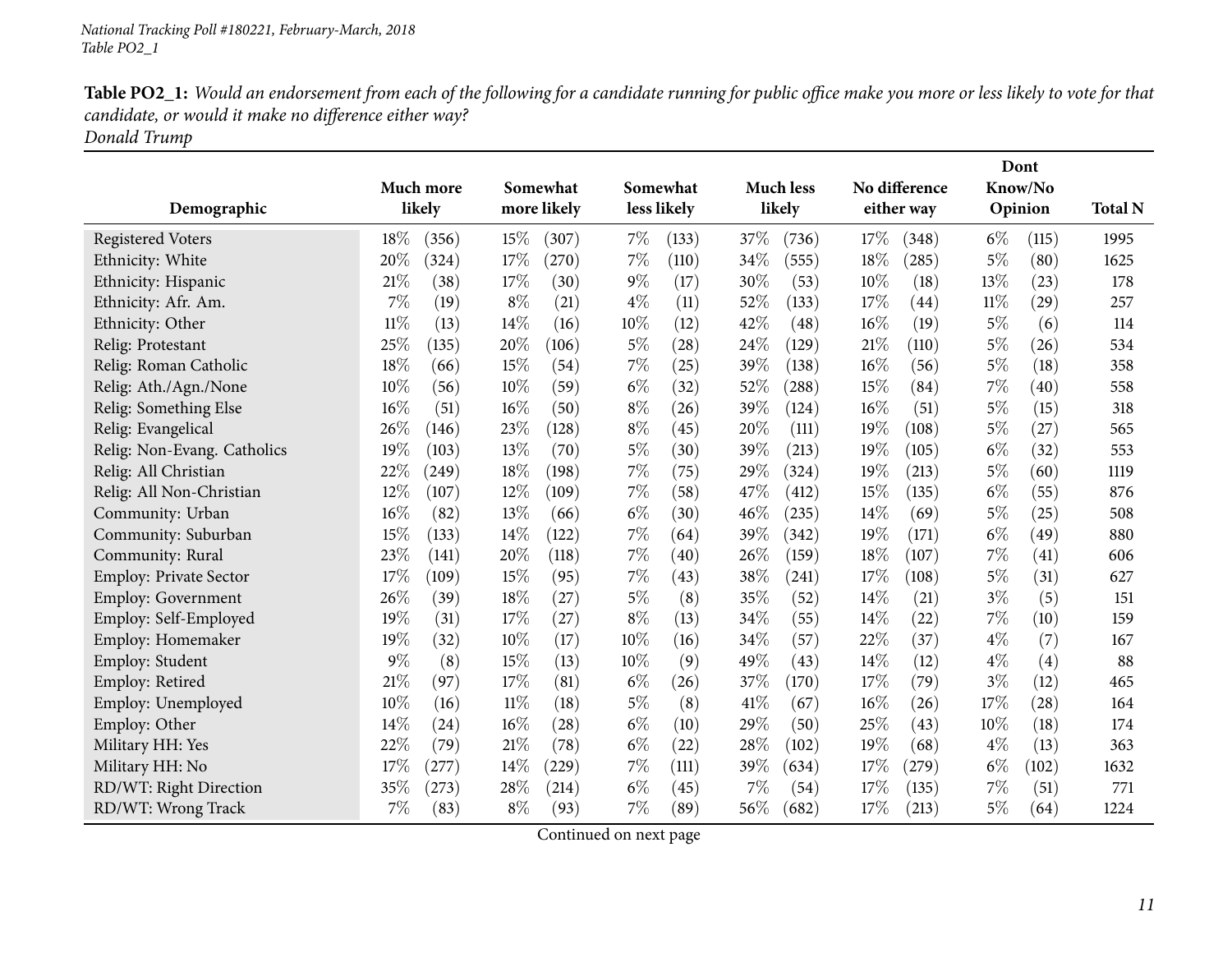**Table PO2_1:** *Would an endorsement from each of the following for a candidate running for public office make you more or less likely to vote for that candidate, or would it make no difference either way?*
*Donald Trump*

| Demographic | Much more likely | | Somewhat more likely | | Somewhat less likely | | Much less likely | | No difference either way | | Dont Know/No Opinion | | Total N |
|---|---|---|---|---|---|---|---|---|---|---|---|---|---|
| Registered Voters | 18% | (356) | 15% | (307) | 7% | (133) | 37% | (736) | 17% | (348) | 6% | (115) | 1995 |
| Ethnicity: White | 20% | (324) | 17% | (270) | 7% | (110) | 34% | (555) | 18% | (285) | 5% | (80) | 1625 |
| Ethnicity: Hispanic | 21% | (38) | 17% | (30) | 9% | (17) | 30% | (53) | 10% | (18) | 13% | (23) | 178 |
| Ethnicity: Afr. Am. | 7% | (19) | 8% | (21) | 4% | (11) | 52% | (133) | 17% | (44) | 11% | (29) | 257 |
| Ethnicity: Other | 11% | (13) | 14% | (16) | 10% | (12) | 42% | (48) | 16% | (19) | 5% | (6) | 114 |
| Relig: Protestant | 25% | (135) | 20% | (106) | 5% | (28) | 24% | (129) | 21% | (110) | 5% | (26) | 534 |
| Relig: Roman Catholic | 18% | (66) | 15% | (54) | 7% | (25) | 39% | (138) | 16% | (56) | 5% | (18) | 358 |
| Relig: Ath./Agn./None | 10% | (56) | 10% | (59) | 6% | (32) | 52% | (288) | 15% | (84) | 7% | (40) | 558 |
| Relig: Something Else | 16% | (51) | 16% | (50) | 8% | (26) | 39% | (124) | 16% | (51) | 5% | (15) | 318 |
| Relig: Evangelical | 26% | (146) | 23% | (128) | 8% | (45) | 20% | (111) | 19% | (108) | 5% | (27) | 565 |
| Relig: Non-Evang. Catholics | 19% | (103) | 13% | (70) | 5% | (30) | 39% | (213) | 19% | (105) | 6% | (32) | 553 |
| Relig: All Christian | 22% | (249) | 18% | (198) | 7% | (75) | 29% | (324) | 19% | (213) | 5% | (60) | 1119 |
| Relig: All Non-Christian | 12% | (107) | 12% | (109) | 7% | (58) | 47% | (412) | 15% | (135) | 6% | (55) | 876 |
| Community: Urban | 16% | (82) | 13% | (66) | 6% | (30) | 46% | (235) | 14% | (69) | 5% | (25) | 508 |
| Community: Suburban | 15% | (133) | 14% | (122) | 7% | (64) | 39% | (342) | 19% | (171) | 6% | (49) | 880 |
| Community: Rural | 23% | (141) | 20% | (118) | 7% | (40) | 26% | (159) | 18% | (107) | 7% | (41) | 606 |
| Employ: Private Sector | 17% | (109) | 15% | (95) | 7% | (43) | 38% | (241) | 17% | (108) | 5% | (31) | 627 |
| Employ: Government | 26% | (39) | 18% | (27) | 5% | (8) | 35% | (52) | 14% | (21) | 3% | (5) | 151 |
| Employ: Self-Employed | 19% | (31) | 17% | (27) | 8% | (13) | 34% | (55) | 14% | (22) | 7% | (10) | 159 |
| Employ: Homemaker | 19% | (32) | 10% | (17) | 10% | (16) | 34% | (57) | 22% | (37) | 4% | (7) | 167 |
| Employ: Student | 9% | (8) | 15% | (13) | 10% | (9) | 49% | (43) | 14% | (12) | 4% | (4) | 88 |
| Employ: Retired | 21% | (97) | 17% | (81) | 6% | (26) | 37% | (170) | 17% | (79) | 3% | (12) | 465 |
| Employ: Unemployed | 10% | (16) | 11% | (18) | 5% | (8) | 41% | (67) | 16% | (26) | 17% | (28) | 164 |
| Employ: Other | 14% | (24) | 16% | (28) | 6% | (10) | 29% | (50) | 25% | (43) | 10% | (18) | 174 |
| Military HH: Yes | 22% | (79) | 21% | (78) | 6% | (22) | 28% | (102) | 19% | (68) | 4% | (13) | 363 |
| Military HH: No | 17% | (277) | 14% | (229) | 7% | (111) | 39% | (634) | 17% | (279) | 6% | (102) | 1632 |
| RD/WT: Right Direction | 35% | (273) | 28% | (214) | 6% | (45) | 7% | (54) | 17% | (135) | 7% | (51) | 771 |
| RD/WT: Wrong Track | 7% | (83) | 8% | (93) | 7% | (89) | 56% | (682) | 17% | (213) | 5% | (64) | 1224 |

Continued on next page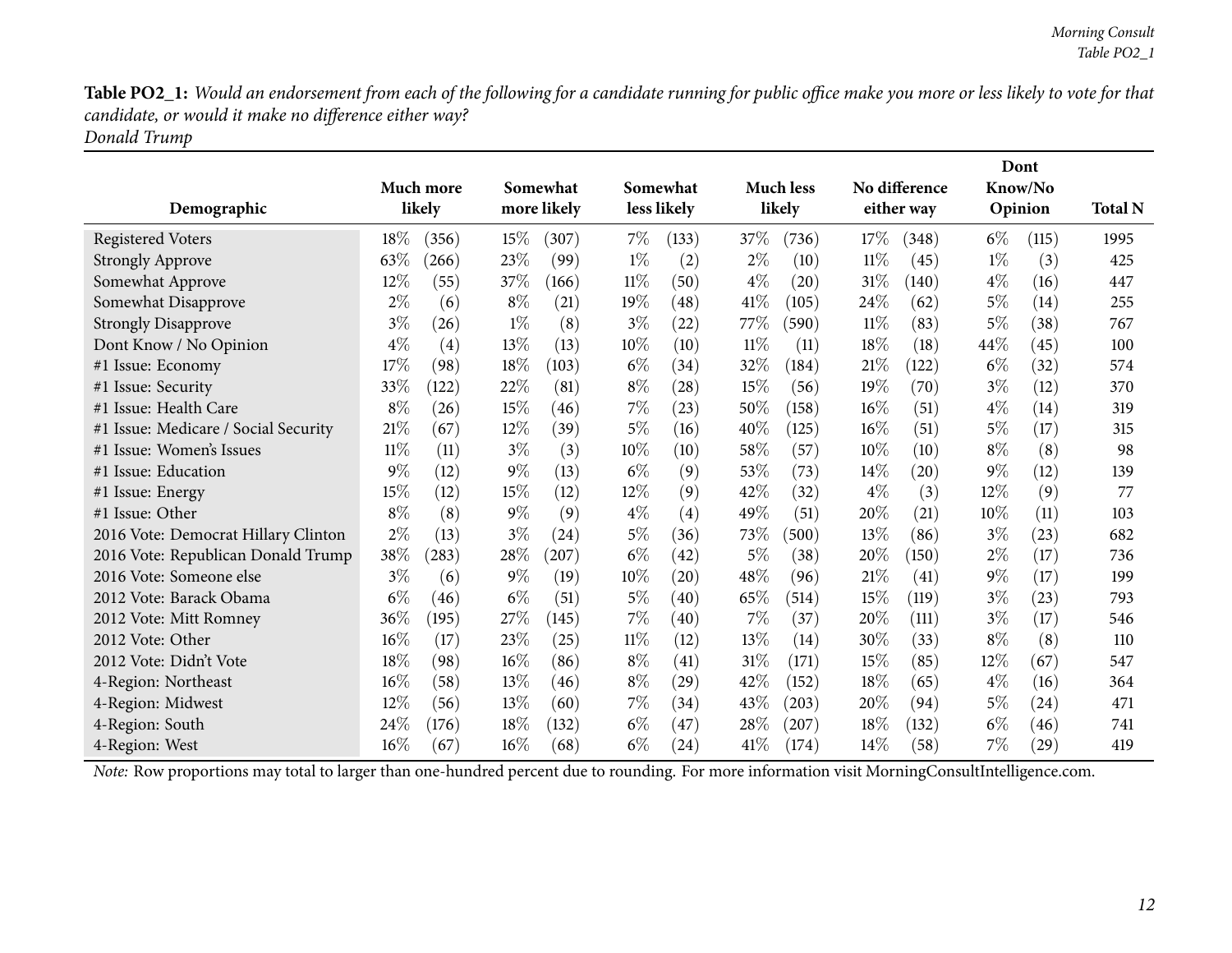**Table PO2_1:** *Would an endorsement from each of the following for a candidate running for public office make you more or less likely to vote for that candidate, or would it make no difference either way?*
*Donald Trump*

| Demographic | Much more likely | | Somewhat more likely | | Somewhat less likely | | Much less likely | | No difference either way | | Dont Know/No Opinion | | Total N |
|---|---|---|---|---|---|---|---|---|---|---|---|---|---|
| Registered Voters | 18% | (356) | 15% | (307) | 7% | (133) | 37% | (736) | 17% | (348) | 6% | (115) | 1995 |
| Strongly Approve | 63% | (266) | 23% | (99) | 1% | (2) | 2% | (10) | 11% | (45) | 1% | (3) | 425 |
| Somewhat Approve | 12% | (55) | 37% | (166) | 11% | (50) | 4% | (20) | 31% | (140) | 4% | (16) | 447 |
| Somewhat Disapprove | 2% | (6) | 8% | (21) | 19% | (48) | 41% | (105) | 24% | (62) | 5% | (14) | 255 |
| Strongly Disapprove | 3% | (26) | 1% | (8) | 3% | (22) | 77% | (590) | 11% | (83) | 5% | (38) | 767 |
| Dont Know / No Opinion | 4% | (4) | 13% | (13) | 10% | (10) | 11% | (11) | 18% | (18) | 44% | (45) | 100 |
| #1 Issue: Economy | 17% | (98) | 18% | (103) | 6% | (34) | 32% | (184) | 21% | (122) | 6% | (32) | 574 |
| #1 Issue: Security | 33% | (122) | 22% | (81) | 8% | (28) | 15% | (56) | 19% | (70) | 3% | (12) | 370 |
| #1 Issue: Health Care | 8% | (26) | 15% | (46) | 7% | (23) | 50% | (158) | 16% | (51) | 4% | (14) | 319 |
| #1 Issue: Medicare / Social Security | 21% | (67) | 12% | (39) | 5% | (16) | 40% | (125) | 16% | (51) | 5% | (17) | 315 |
| #1 Issue: Women's Issues | 11% | (11) | 3% | (3) | 10% | (10) | 58% | (57) | 10% | (10) | 8% | (8) | 98 |
| #1 Issue: Education | 9% | (12) | 9% | (13) | 6% | (9) | 53% | (73) | 14% | (20) | 9% | (12) | 139 |
| #1 Issue: Energy | 15% | (12) | 15% | (12) | 12% | (9) | 42% | (32) | 4% | (3) | 12% | (9) | 77 |
| #1 Issue: Other | 8% | (8) | 9% | (9) | 4% | (4) | 49% | (51) | 20% | (21) | 10% | (11) | 103 |
| 2016 Vote: Democrat Hillary Clinton | 2% | (13) | 3% | (24) | 5% | (36) | 73% | (500) | 13% | (86) | 3% | (23) | 682 |
| 2016 Vote: Republican Donald Trump | 38% | (283) | 28% | (207) | 6% | (42) | 5% | (38) | 20% | (150) | 2% | (17) | 736 |
| 2016 Vote: Someone else | 3% | (6) | 9% | (19) | 10% | (20) | 48% | (96) | 21% | (41) | 9% | (17) | 199 |
| 2012 Vote: Barack Obama | 6% | (46) | 6% | (51) | 5% | (40) | 65% | (514) | 15% | (119) | 3% | (23) | 793 |
| 2012 Vote: Mitt Romney | 36% | (195) | 27% | (145) | 7% | (40) | 7% | (37) | 20% | (111) | 3% | (17) | 546 |
| 2012 Vote: Other | 16% | (17) | 23% | (25) | 11% | (12) | 13% | (14) | 30% | (33) | 8% | (8) | 110 |
| 2012 Vote: Didn't Vote | 18% | (98) | 16% | (86) | 8% | (41) | 31% | (171) | 15% | (85) | 12% | (67) | 547 |
| 4-Region: Northeast | 16% | (58) | 13% | (46) | 8% | (29) | 42% | (152) | 18% | (65) | 4% | (16) | 364 |
| 4-Region: Midwest | 12% | (56) | 13% | (60) | 7% | (34) | 43% | (203) | 20% | (94) | 5% | (24) | 471 |
| 4-Region: South | 24% | (176) | 18% | (132) | 6% | (47) | 28% | (207) | 18% | (132) | 6% | (46) | 741 |
| 4-Region: West | 16% | (67) | 16% | (68) | 6% | (24) | 41% | (174) | 14% | (58) | 7% | (29) | 419 |

*Note:* Row proportions may total to larger than one-hundred percent due to rounding. For more information visit MorningConsultIntelligence.com.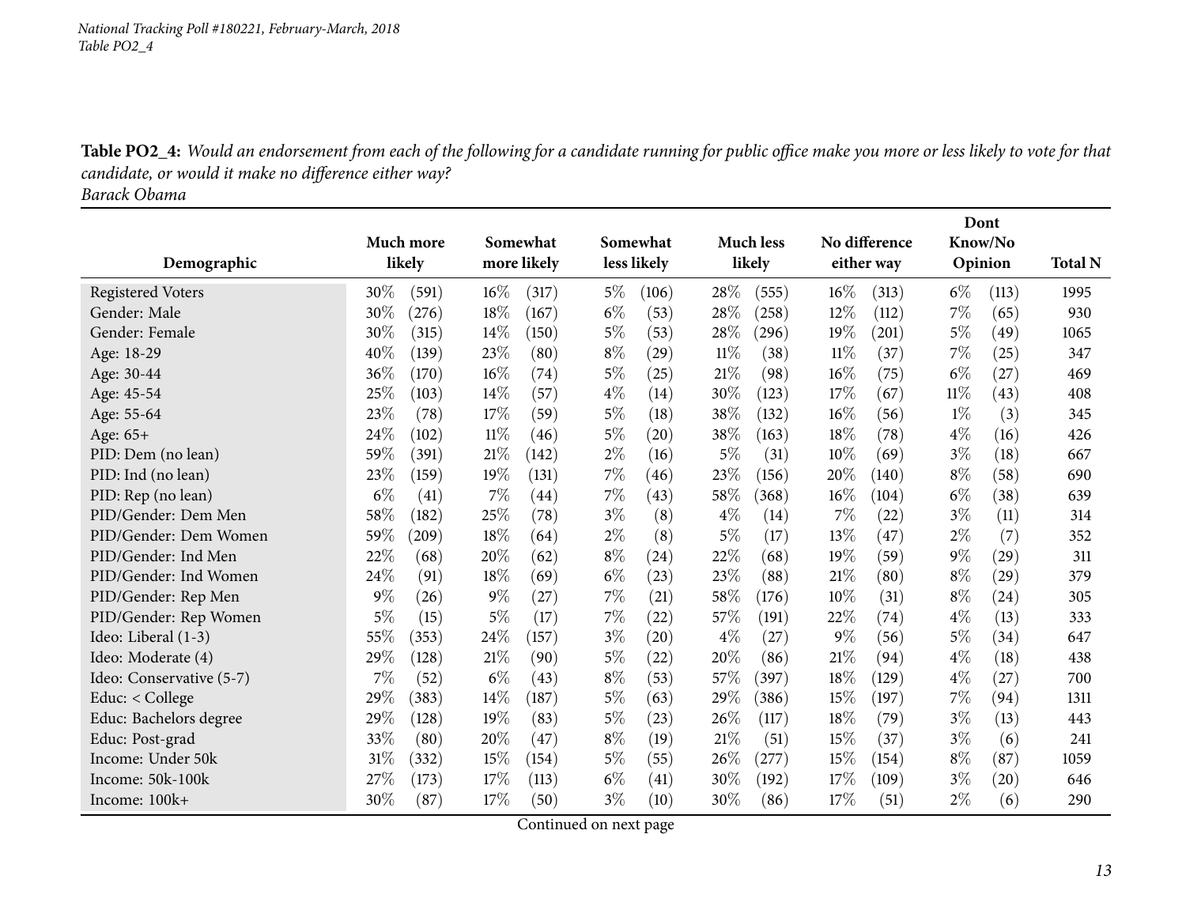**Table PO2_4:** *Would an endorsement from each of the following for a candidate running for public office make you more or less likely to vote for that candidate, or would it make no difference either way?*
*Barack Obama*

| Demographic | Much more likely | | Somewhat more likely | | Somewhat less likely | | Much less likely | | No difference either way | | Dont Know/No Opinion | | Total N |
|---|---|---|---|---|---|---|---|---|---|---|---|---|---|
| Registered Voters | 30% | (591) | 16% | (317) | 5% | (106) | 28% | (555) | 16% | (313) | 6% | (113) | 1995 |
| Gender: Male | 30% | (276) | 18% | (167) | 6% | (53) | 28% | (258) | 12% | (112) | 7% | (65) | 930 |
| Gender: Female | 30% | (315) | 14% | (150) | 5% | (53) | 28% | (296) | 19% | (201) | 5% | (49) | 1065 |
| Age: 18-29 | 40% | (139) | 23% | (80) | 8% | (29) | 11% | (38) | 11% | (37) | 7% | (25) | 347 |
| Age: 30-44 | 36% | (170) | 16% | (74) | 5% | (25) | 21% | (98) | 16% | (75) | 6% | (27) | 469 |
| Age: 45-54 | 25% | (103) | 14% | (57) | 4% | (14) | 30% | (123) | 17% | (67) | 11% | (43) | 408 |
| Age: 55-64 | 23% | (78) | 17% | (59) | 5% | (18) | 38% | (132) | 16% | (56) | 1% | (3) | 345 |
| Age: 65+ | 24% | (102) | 11% | (46) | 5% | (20) | 38% | (163) | 18% | (78) | 4% | (16) | 426 |
| PID: Dem (no lean) | 59% | (391) | 21% | (142) | 2% | (16) | 5% | (31) | 10% | (69) | 3% | (18) | 667 |
| PID: Ind (no lean) | 23% | (159) | 19% | (131) | 7% | (46) | 23% | (156) | 20% | (140) | 8% | (58) | 690 |
| PID: Rep (no lean) | 6% | (41) | 7% | (44) | 7% | (43) | 58% | (368) | 16% | (104) | 6% | (38) | 639 |
| PID/Gender: Dem Men | 58% | (182) | 25% | (78) | 3% | (8) | 4% | (14) | 7% | (22) | 3% | (11) | 314 |
| PID/Gender: Dem Women | 59% | (209) | 18% | (64) | 2% | (8) | 5% | (17) | 13% | (47) | 2% | (7) | 352 |
| PID/Gender: Ind Men | 22% | (68) | 20% | (62) | 8% | (24) | 22% | (68) | 19% | (59) | 9% | (29) | 311 |
| PID/Gender: Ind Women | 24% | (91) | 18% | (69) | 6% | (23) | 23% | (88) | 21% | (80) | 8% | (29) | 379 |
| PID/Gender: Rep Men | 9% | (26) | 9% | (27) | 7% | (21) | 58% | (176) | 10% | (31) | 8% | (24) | 305 |
| PID/Gender: Rep Women | 5% | (15) | 5% | (17) | 7% | (22) | 57% | (191) | 22% | (74) | 4% | (13) | 333 |
| Ideo: Liberal (1-3) | 55% | (353) | 24% | (157) | 3% | (20) | 4% | (27) | 9% | (56) | 5% | (34) | 647 |
| Ideo: Moderate (4) | 29% | (128) | 21% | (90) | 5% | (22) | 20% | (86) | 21% | (94) | 4% | (18) | 438 |
| Ideo: Conservative (5-7) | 7% | (52) | 6% | (43) | 8% | (53) | 57% | (397) | 18% | (129) | 4% | (27) | 700 |
| Educ: < College | 29% | (383) | 14% | (187) | 5% | (63) | 29% | (386) | 15% | (197) | 7% | (94) | 1311 |
| Educ: Bachelors degree | 29% | (128) | 19% | (83) | 5% | (23) | 26% | (117) | 18% | (79) | 3% | (13) | 443 |
| Educ: Post-grad | 33% | (80) | 20% | (47) | 8% | (19) | 21% | (51) | 15% | (37) | 3% | (6) | 241 |
| Income: Under 50k | 31% | (332) | 15% | (154) | 5% | (55) | 26% | (277) | 15% | (154) | 8% | (87) | 1059 |
| Income: 50k-100k | 27% | (173) | 17% | (113) | 6% | (41) | 30% | (192) | 17% | (109) | 3% | (20) | 646 |
| Income: 100k+ | 30% | (87) | 17% | (50) | 3% | (10) | 30% | (86) | 17% | (51) | 2% | (6) | 290 |

Continued on next page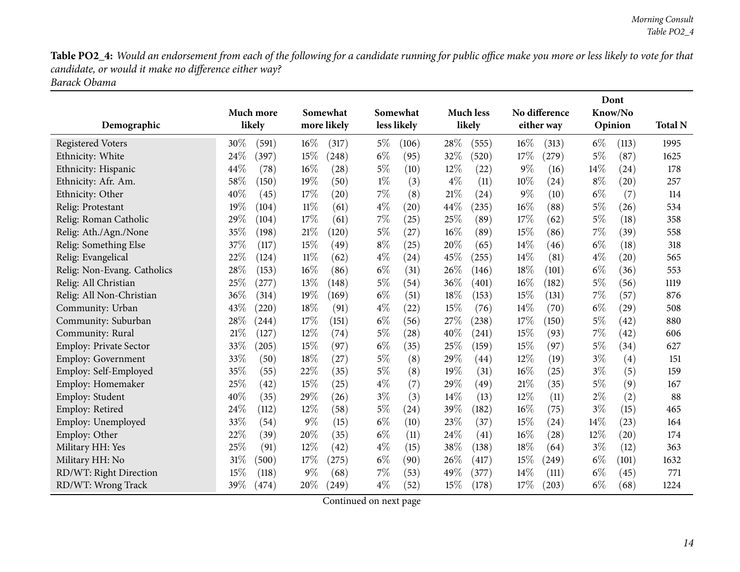**Table PO2_4:** *Would an endorsement from each of the following for a candidate running for public office make you more or less likely to vote for that candidate, or would it make no difference either way?*
*Barack Obama*

| Demographic | Much more likely | | Somewhat more likely | | Somewhat less likely | | Much less likely | | No difference either way | | Dont Know/No Opinion | | Total N |
|---|---|---|---|---|---|---|---|---|---|---|---|---|---|
| Registered Voters | 30% | (591) | 16% | (317) | 5% | (106) | 28% | (555) | 16% | (313) | 6% | (113) | 1995 |
| Ethnicity: White | 24% | (397) | 15% | (248) | 6% | (95) | 32% | (520) | 17% | (279) | 5% | (87) | 1625 |
| Ethnicity: Hispanic | 44% | (78) | 16% | (28) | 5% | (10) | 12% | (22) | 9% | (16) | 14% | (24) | 178 |
| Ethnicity: Afr. Am. | 58% | (150) | 19% | (50) | 1% | (3) | 4% | (11) | 10% | (24) | 8% | (20) | 257 |
| Ethnicity: Other | 40% | (45) | 17% | (20) | 7% | (8) | 21% | (24) | 9% | (10) | 6% | (7) | 114 |
| Relig: Protestant | 19% | (104) | 11% | (61) | 4% | (20) | 44% | (235) | 16% | (88) | 5% | (26) | 534 |
| Relig: Roman Catholic | 29% | (104) | 17% | (61) | 7% | (25) | 25% | (89) | 17% | (62) | 5% | (18) | 358 |
| Relig: Ath./Agn./None | 35% | (198) | 21% | (120) | 5% | (27) | 16% | (89) | 15% | (86) | 7% | (39) | 558 |
| Relig: Something Else | 37% | (117) | 15% | (49) | 8% | (25) | 20% | (65) | 14% | (46) | 6% | (18) | 318 |
| Relig: Evangelical | 22% | (124) | 11% | (62) | 4% | (24) | 45% | (255) | 14% | (81) | 4% | (20) | 565 |
| Relig: Non-Evang. Catholics | 28% | (153) | 16% | (86) | 6% | (31) | 26% | (146) | 18% | (101) | 6% | (36) | 553 |
| Relig: All Christian | 25% | (277) | 13% | (148) | 5% | (54) | 36% | (401) | 16% | (182) | 5% | (56) | 1119 |
| Relig: All Non-Christian | 36% | (314) | 19% | (169) | 6% | (51) | 18% | (153) | 15% | (131) | 7% | (57) | 876 |
| Community: Urban | 43% | (220) | 18% | (91) | 4% | (22) | 15% | (76) | 14% | (70) | 6% | (29) | 508 |
| Community: Suburban | 28% | (244) | 17% | (151) | 6% | (56) | 27% | (238) | 17% | (150) | 5% | (42) | 880 |
| Community: Rural | 21% | (127) | 12% | (74) | 5% | (28) | 40% | (241) | 15% | (93) | 7% | (42) | 606 |
| Employ: Private Sector | 33% | (205) | 15% | (97) | 6% | (35) | 25% | (159) | 15% | (97) | 5% | (34) | 627 |
| Employ: Government | 33% | (50) | 18% | (27) | 5% | (8) | 29% | (44) | 12% | (19) | 3% | (4) | 151 |
| Employ: Self-Employed | 35% | (55) | 22% | (35) | 5% | (8) | 19% | (31) | 16% | (25) | 3% | (5) | 159 |
| Employ: Homemaker | 25% | (42) | 15% | (25) | 4% | (7) | 29% | (49) | 21% | (35) | 5% | (9) | 167 |
| Employ: Student | 40% | (35) | 29% | (26) | 3% | (3) | 14% | (13) | 12% | (11) | 2% | (2) | 88 |
| Employ: Retired | 24% | (112) | 12% | (58) | 5% | (24) | 39% | (182) | 16% | (75) | 3% | (15) | 465 |
| Employ: Unemployed | 33% | (54) | 9% | (15) | 6% | (10) | 23% | (37) | 15% | (24) | 14% | (23) | 164 |
| Employ: Other | 22% | (39) | 20% | (35) | 6% | (11) | 24% | (41) | 16% | (28) | 12% | (20) | 174 |
| Military HH: Yes | 25% | (91) | 12% | (42) | 4% | (15) | 38% | (138) | 18% | (64) | 3% | (12) | 363 |
| Military HH: No | 31% | (500) | 17% | (275) | 6% | (90) | 26% | (417) | 15% | (249) | 6% | (101) | 1632 |
| RD/WT: Right Direction | 15% | (118) | 9% | (68) | 7% | (53) | 49% | (377) | 14% | (111) | 6% | (45) | 771 |
| RD/WT: Wrong Track | 39% | (474) | 20% | (249) | 4% | (52) | 15% | (178) | 17% | (203) | 6% | (68) | 1224 |

Continued on next page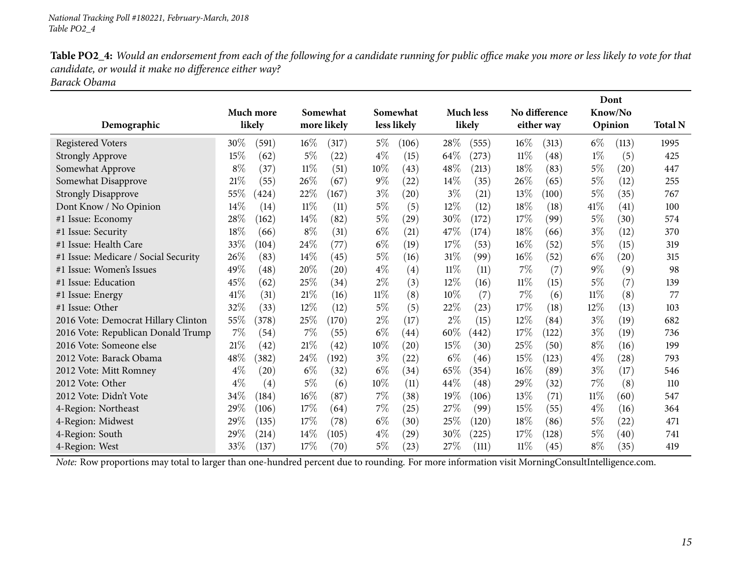**Table PO2_4:** *Would an endorsement from each of the following for a candidate running for public office make you more or less likely to vote for that candidate, or would it make no difference either way?*
*Barack Obama*

| Demographic | Much more likely | | Somewhat more likely | | Somewhat less likely | | Much less likely | | No difference either way | | Dont Know/No Opinion | | Total N |
|---|---|---|---|---|---|---|---|---|---|---|---|---|---|
| Registered Voters | 30% | (591) | 16% | (317) | 5% | (106) | 28% | (555) | 16% | (313) | 6% | (113) | 1995 |
| Strongly Approve | 15% | (62) | 5% | (22) | 4% | (15) | 64% | (273) | 11% | (48) | 1% | (5) | 425 |
| Somewhat Approve | 8% | (37) | 11% | (51) | 10% | (43) | 48% | (213) | 18% | (83) | 5% | (20) | 447 |
| Somewhat Disapprove | 21% | (55) | 26% | (67) | 9% | (22) | 14% | (35) | 26% | (65) | 5% | (12) | 255 |
| Strongly Disapprove | 55% | (424) | 22% | (167) | 3% | (20) | 3% | (21) | 13% | (100) | 5% | (35) | 767 |
| Dont Know / No Opinion | 14% | (14) | 11% | (11) | 5% | (5) | 12% | (12) | 18% | (18) | 41% | (41) | 100 |
| #1 Issue: Economy | 28% | (162) | 14% | (82) | 5% | (29) | 30% | (172) | 17% | (99) | 5% | (30) | 574 |
| #1 Issue: Security | 18% | (66) | 8% | (31) | 6% | (21) | 47% | (174) | 18% | (66) | 3% | (12) | 370 |
| #1 Issue: Health Care | 33% | (104) | 24% | (77) | 6% | (19) | 17% | (53) | 16% | (52) | 5% | (15) | 319 |
| #1 Issue: Medicare / Social Security | 26% | (83) | 14% | (45) | 5% | (16) | 31% | (99) | 16% | (52) | 6% | (20) | 315 |
| #1 Issue: Women's Issues | 49% | (48) | 20% | (20) | 4% | (4) | 11% | (11) | 7% | (7) | 9% | (9) | 98 |
| #1 Issue: Education | 45% | (62) | 25% | (34) | 2% | (3) | 12% | (16) | 11% | (15) | 5% | (7) | 139 |
| #1 Issue: Energy | 41% | (31) | 21% | (16) | 11% | (8) | 10% | (7) | 7% | (6) | 11% | (8) | 77 |
| #1 Issue: Other | 32% | (33) | 12% | (12) | 5% | (5) | 22% | (23) | 17% | (18) | 12% | (13) | 103 |
| 2016 Vote: Democrat Hillary Clinton | 55% | (378) | 25% | (170) | 2% | (17) | 2% | (15) | 12% | (84) | 3% | (19) | 682 |
| 2016 Vote: Republican Donald Trump | 7% | (54) | 7% | (55) | 6% | (44) | 60% | (442) | 17% | (122) | 3% | (19) | 736 |
| 2016 Vote: Someone else | 21% | (42) | 21% | (42) | 10% | (20) | 15% | (30) | 25% | (50) | 8% | (16) | 199 |
| 2012 Vote: Barack Obama | 48% | (382) | 24% | (192) | 3% | (22) | 6% | (46) | 15% | (123) | 4% | (28) | 793 |
| 2012 Vote: Mitt Romney | 4% | (20) | 6% | (32) | 6% | (34) | 65% | (354) | 16% | (89) | 3% | (17) | 546 |
| 2012 Vote: Other | 4% | (4) | 5% | (6) | 10% | (11) | 44% | (48) | 29% | (32) | 7% | (8) | 110 |
| 2012 Vote: Didn't Vote | 34% | (184) | 16% | (87) | 7% | (38) | 19% | (106) | 13% | (71) | 11% | (60) | 547 |
| 4-Region: Northeast | 29% | (106) | 17% | (64) | 7% | (25) | 27% | (99) | 15% | (55) | 4% | (16) | 364 |
| 4-Region: Midwest | 29% | (135) | 17% | (78) | 6% | (30) | 25% | (120) | 18% | (86) | 5% | (22) | 471 |
| 4-Region: South | 29% | (214) | 14% | (105) | 4% | (29) | 30% | (225) | 17% | (128) | 5% | (40) | 741 |
| 4-Region: West | 33% | (137) | 17% | (70) | 5% | (23) | 27% | (111) | 11% | (45) | 8% | (35) | 419 |

*Note:* Row proportions may total to larger than one-hundred percent due to rounding. For more information visit MorningConsultIntelligence.com.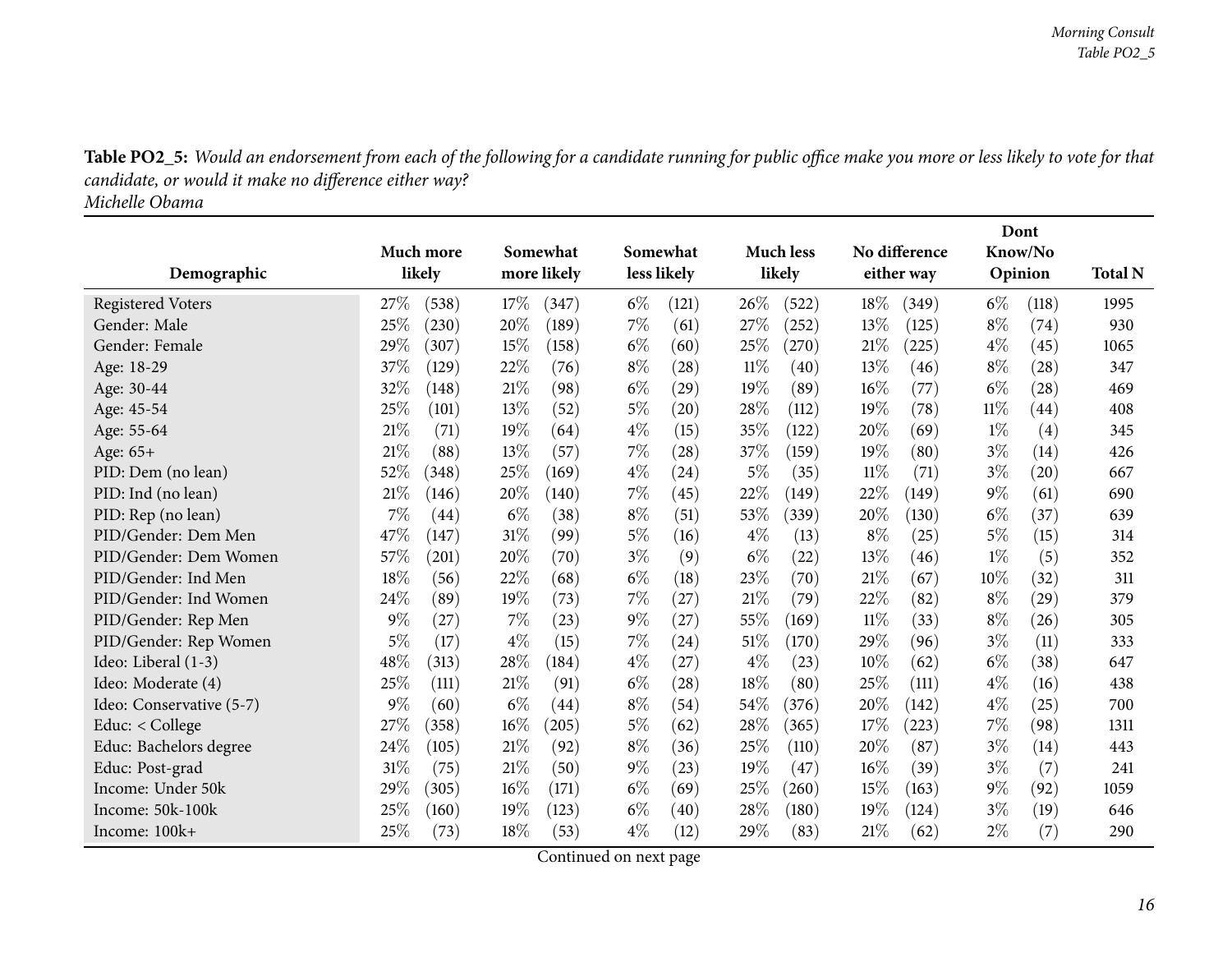**Table PO2_5:** *Would an endorsement from each of the following for a candidate running for public office make you more or less likely to vote for that candidate, or would it make no difference either way?*
*Michelle Obama*

| Demographic | Much more likely | | Somewhat more likely | | Somewhat less likely | | Much less likely | | No difference either way | | Dont Know/No Opinion | | Total N |
|---|---|---|---|---|---|---|---|---|---|---|---|---|---|
| Registered Voters | 27% | (538) | 17% | (347) | 6% | (121) | 26% | (522) | 18% | (349) | 6% | (118) | 1995 |
| Gender: Male | 25% | (230) | 20% | (189) | 7% | (61) | 27% | (252) | 13% | (125) | 8% | (74) | 930 |
| Gender: Female | 29% | (307) | 15% | (158) | 6% | (60) | 25% | (270) | 21% | (225) | 4% | (45) | 1065 |
| Age: 18-29 | 37% | (129) | 22% | (76) | 8% | (28) | 11% | (40) | 13% | (46) | 8% | (28) | 347 |
| Age: 30-44 | 32% | (148) | 21% | (98) | 6% | (29) | 19% | (89) | 16% | (77) | 6% | (28) | 469 |
| Age: 45-54 | 25% | (101) | 13% | (52) | 5% | (20) | 28% | (112) | 19% | (78) | 11% | (44) | 408 |
| Age: 55-64 | 21% | (71) | 19% | (64) | 4% | (15) | 35% | (122) | 20% | (69) | 1% | (4) | 345 |
| Age: 65+ | 21% | (88) | 13% | (57) | 7% | (28) | 37% | (159) | 19% | (80) | 3% | (14) | 426 |
| PID: Dem (no lean) | 52% | (348) | 25% | (169) | 4% | (24) | 5% | (35) | 11% | (71) | 3% | (20) | 667 |
| PID: Ind (no lean) | 21% | (146) | 20% | (140) | 7% | (45) | 22% | (149) | 22% | (149) | 9% | (61) | 690 |
| PID: Rep (no lean) | 7% | (44) | 6% | (38) | 8% | (51) | 53% | (339) | 20% | (130) | 6% | (37) | 639 |
| PID/Gender: Dem Men | 47% | (147) | 31% | (99) | 5% | (16) | 4% | (13) | 8% | (25) | 5% | (15) | 314 |
| PID/Gender: Dem Women | 57% | (201) | 20% | (70) | 3% | (9) | 6% | (22) | 13% | (46) | 1% | (5) | 352 |
| PID/Gender: Ind Men | 18% | (56) | 22% | (68) | 6% | (18) | 23% | (70) | 21% | (67) | 10% | (32) | 311 |
| PID/Gender: Ind Women | 24% | (89) | 19% | (73) | 7% | (27) | 21% | (79) | 22% | (82) | 8% | (29) | 379 |
| PID/Gender: Rep Men | 9% | (27) | 7% | (23) | 9% | (27) | 55% | (169) | 11% | (33) | 8% | (26) | 305 |
| PID/Gender: Rep Women | 5% | (17) | 4% | (15) | 7% | (24) | 51% | (170) | 29% | (96) | 3% | (11) | 333 |
| Ideo: Liberal (1-3) | 48% | (313) | 28% | (184) | 4% | (27) | 4% | (23) | 10% | (62) | 6% | (38) | 647 |
| Ideo: Moderate (4) | 25% | (111) | 21% | (91) | 6% | (28) | 18% | (80) | 25% | (111) | 4% | (16) | 438 |
| Ideo: Conservative (5-7) | 9% | (60) | 6% | (44) | 8% | (54) | 54% | (376) | 20% | (142) | 4% | (25) | 700 |
| Educ: < College | 27% | (358) | 16% | (205) | 5% | (62) | 28% | (365) | 17% | (223) | 7% | (98) | 1311 |
| Educ: Bachelors degree | 24% | (105) | 21% | (92) | 8% | (36) | 25% | (110) | 20% | (87) | 3% | (14) | 443 |
| Educ: Post-grad | 31% | (75) | 21% | (50) | 9% | (23) | 19% | (47) | 16% | (39) | 3% | (7) | 241 |
| Income: Under 50k | 29% | (305) | 16% | (171) | 6% | (69) | 25% | (260) | 15% | (163) | 9% | (92) | 1059 |
| Income: 50k-100k | 25% | (160) | 19% | (123) | 6% | (40) | 28% | (180) | 19% | (124) | 3% | (19) | 646 |
| Income: 100k+ | 25% | (73) | 18% | (53) | 4% | (12) | 29% | (83) | 21% | (62) | 2% | (7) | 290 |

Continued on next page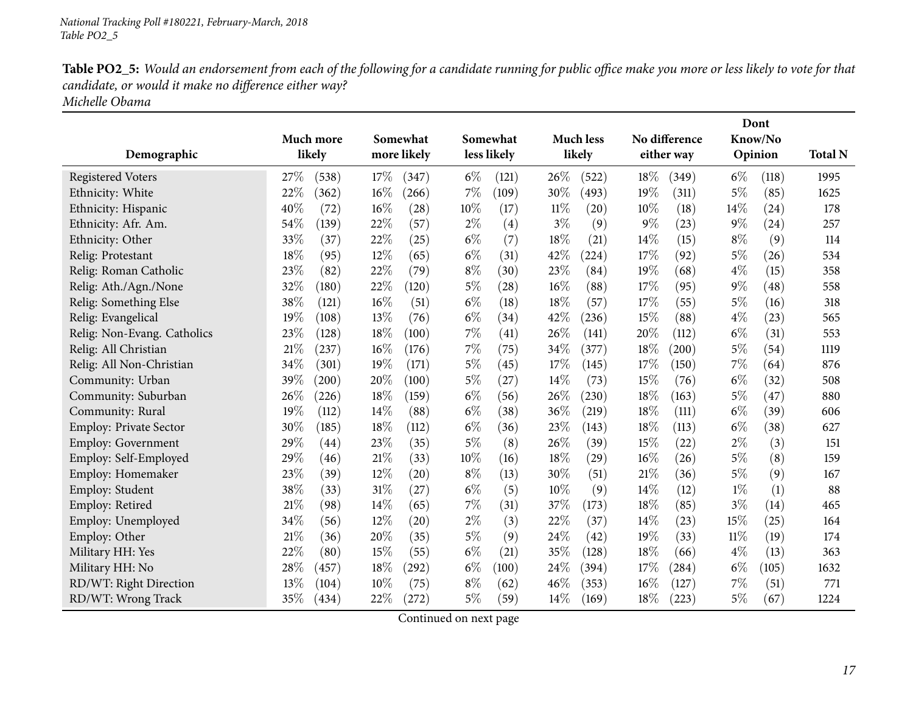**Table PO2_5:** *Would an endorsement from each of the following for a candidate running for public office make you more or less likely to vote for that candidate, or would it make no difference either way?*
*Michelle Obama*

| Demographic | Much more likely | | Somewhat more likely | | Somewhat less likely | | Much less likely | | No difference either way | | Dont Know/No Opinion | | Total N |
|---|---|---|---|---|---|---|---|---|---|---|---|---|---|
| Registered Voters | 27% | (538) | 17% | (347) | 6% | (121) | 26% | (522) | 18% | (349) | 6% | (118) | 1995 |
| Ethnicity: White | 22% | (362) | 16% | (266) | 7% | (109) | 30% | (493) | 19% | (311) | 5% | (85) | 1625 |
| Ethnicity: Hispanic | 40% | (72) | 16% | (28) | 10% | (17) | 11% | (20) | 10% | (18) | 14% | (24) | 178 |
| Ethnicity: Afr. Am. | 54% | (139) | 22% | (57) | 2% | (4) | 3% | (9) | 9% | (23) | 9% | (24) | 257 |
| Ethnicity: Other | 33% | (37) | 22% | (25) | 6% | (7) | 18% | (21) | 14% | (15) | 8% | (9) | 114 |
| Relig: Protestant | 18% | (95) | 12% | (65) | 6% | (31) | 42% | (224) | 17% | (92) | 5% | (26) | 534 |
| Relig: Roman Catholic | 23% | (82) | 22% | (79) | 8% | (30) | 23% | (84) | 19% | (68) | 4% | (15) | 358 |
| Relig: Ath./Agn./None | 32% | (180) | 22% | (120) | 5% | (28) | 16% | (88) | 17% | (95) | 9% | (48) | 558 |
| Relig: Something Else | 38% | (121) | 16% | (51) | 6% | (18) | 18% | (57) | 17% | (55) | 5% | (16) | 318 |
| Relig: Evangelical | 19% | (108) | 13% | (76) | 6% | (34) | 42% | (236) | 15% | (88) | 4% | (23) | 565 |
| Relig: Non-Evang. Catholics | 23% | (128) | 18% | (100) | 7% | (41) | 26% | (141) | 20% | (112) | 6% | (31) | 553 |
| Relig: All Christian | 21% | (237) | 16% | (176) | 7% | (75) | 34% | (377) | 18% | (200) | 5% | (54) | 1119 |
| Relig: All Non-Christian | 34% | (301) | 19% | (171) | 5% | (45) | 17% | (145) | 17% | (150) | 7% | (64) | 876 |
| Community: Urban | 39% | (200) | 20% | (100) | 5% | (27) | 14% | (73) | 15% | (76) | 6% | (32) | 508 |
| Community: Suburban | 26% | (226) | 18% | (159) | 6% | (56) | 26% | (230) | 18% | (163) | 5% | (47) | 880 |
| Community: Rural | 19% | (112) | 14% | (88) | 6% | (38) | 36% | (219) | 18% | (111) | 6% | (39) | 606 |
| Employ: Private Sector | 30% | (185) | 18% | (112) | 6% | (36) | 23% | (143) | 18% | (113) | 6% | (38) | 627 |
| Employ: Government | 29% | (44) | 23% | (35) | 5% | (8) | 26% | (39) | 15% | (22) | 2% | (3) | 151 |
| Employ: Self-Employed | 29% | (46) | 21% | (33) | 10% | (16) | 18% | (29) | 16% | (26) | 5% | (8) | 159 |
| Employ: Homemaker | 23% | (39) | 12% | (20) | 8% | (13) | 30% | (51) | 21% | (36) | 5% | (9) | 167 |
| Employ: Student | 38% | (33) | 31% | (27) | 6% | (5) | 10% | (9) | 14% | (12) | 1% | (1) | 88 |
| Employ: Retired | 21% | (98) | 14% | (65) | 7% | (31) | 37% | (173) | 18% | (85) | 3% | (14) | 465 |
| Employ: Unemployed | 34% | (56) | 12% | (20) | 2% | (3) | 22% | (37) | 14% | (23) | 15% | (25) | 164 |
| Employ: Other | 21% | (36) | 20% | (35) | 5% | (9) | 24% | (42) | 19% | (33) | 11% | (19) | 174 |
| Military HH: Yes | 22% | (80) | 15% | (55) | 6% | (21) | 35% | (128) | 18% | (66) | 4% | (13) | 363 |
| Military HH: No | 28% | (457) | 18% | (292) | 6% | (100) | 24% | (394) | 17% | (284) | 6% | (105) | 1632 |
| RD/WT: Right Direction | 13% | (104) | 10% | (75) | 8% | (62) | 46% | (353) | 16% | (127) | 7% | (51) | 771 |
| RD/WT: Wrong Track | 35% | (434) | 22% | (272) | 5% | (59) | 14% | (169) | 18% | (223) | 5% | (67) | 1224 |

Continued on next page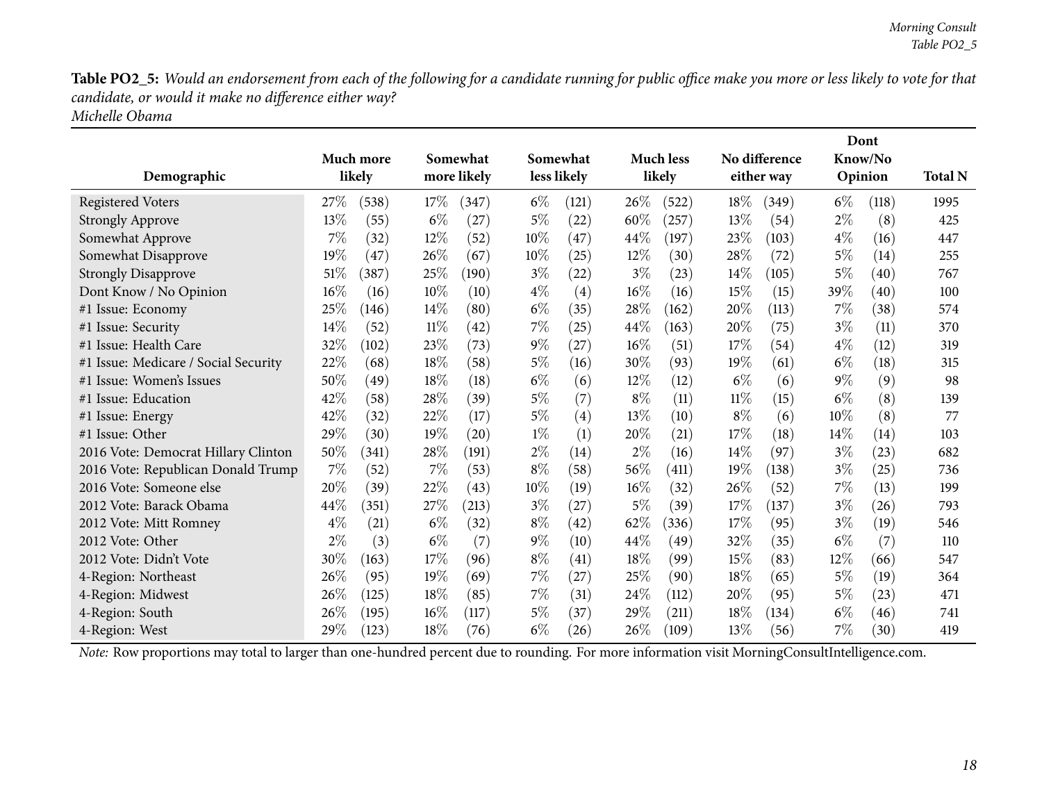**Table PO2_5:** *Would an endorsement from each of the following for a candidate running for public office make you more or less likely to vote for that candidate, or would it make no difference either way?*
*Michelle Obama*

| Demographic | Much more likely | | Somewhat more likely | | Somewhat less likely | | Much less likely | | No difference either way | | Dont Know/No Opinion | | Total N |
|---|---|---|---|---|---|---|---|---|---|---|---|---|---|
| Registered Voters | 27% | (538) | 17% | (347) | 6% | (121) | 26% | (522) | 18% | (349) | 6% | (118) | 1995 |
| Strongly Approve | 13% | (55) | 6% | (27) | 5% | (22) | 60% | (257) | 13% | (54) | 2% | (8) | 425 |
| Somewhat Approve | 7% | (32) | 12% | (52) | 10% | (47) | 44% | (197) | 23% | (103) | 4% | (16) | 447 |
| Somewhat Disapprove | 19% | (47) | 26% | (67) | 10% | (25) | 12% | (30) | 28% | (72) | 5% | (14) | 255 |
| Strongly Disapprove | 51% | (387) | 25% | (190) | 3% | (22) | 3% | (23) | 14% | (105) | 5% | (40) | 767 |
| Dont Know / No Opinion | 16% | (16) | 10% | (10) | 4% | (4) | 16% | (16) | 15% | (15) | 39% | (40) | 100 |
| #1 Issue: Economy | 25% | (146) | 14% | (80) | 6% | (35) | 28% | (162) | 20% | (113) | 7% | (38) | 574 |
| #1 Issue: Security | 14% | (52) | 11% | (42) | 7% | (25) | 44% | (163) | 20% | (75) | 3% | (11) | 370 |
| #1 Issue: Health Care | 32% | (102) | 23% | (73) | 9% | (27) | 16% | (51) | 17% | (54) | 4% | (12) | 319 |
| #1 Issue: Medicare / Social Security | 22% | (68) | 18% | (58) | 5% | (16) | 30% | (93) | 19% | (61) | 6% | (18) | 315 |
| #1 Issue: Women's Issues | 50% | (49) | 18% | (18) | 6% | (6) | 12% | (12) | 6% | (6) | 9% | (9) | 98 |
| #1 Issue: Education | 42% | (58) | 28% | (39) | 5% | (7) | 8% | (11) | 11% | (15) | 6% | (8) | 139 |
| #1 Issue: Energy | 42% | (32) | 22% | (17) | 5% | (4) | 13% | (10) | 8% | (6) | 10% | (8) | 77 |
| #1 Issue: Other | 29% | (30) | 19% | (20) | 1% | (1) | 20% | (21) | 17% | (18) | 14% | (14) | 103 |
| 2016 Vote: Democrat Hillary Clinton | 50% | (341) | 28% | (191) | 2% | (14) | 2% | (16) | 14% | (97) | 3% | (23) | 682 |
| 2016 Vote: Republican Donald Trump | 7% | (52) | 7% | (53) | 8% | (58) | 56% | (411) | 19% | (138) | 3% | (25) | 736 |
| 2016 Vote: Someone else | 20% | (39) | 22% | (43) | 10% | (19) | 16% | (32) | 26% | (52) | 7% | (13) | 199 |
| 2012 Vote: Barack Obama | 44% | (351) | 27% | (213) | 3% | (27) | 5% | (39) | 17% | (137) | 3% | (26) | 793 |
| 2012 Vote: Mitt Romney | 4% | (21) | 6% | (32) | 8% | (42) | 62% | (336) | 17% | (95) | 3% | (19) | 546 |
| 2012 Vote: Other | 2% | (3) | 6% | (7) | 9% | (10) | 44% | (49) | 32% | (35) | 6% | (7) | 110 |
| 2012 Vote: Didn't Vote | 30% | (163) | 17% | (96) | 8% | (41) | 18% | (99) | 15% | (83) | 12% | (66) | 547 |
| 4-Region: Northeast | 26% | (95) | 19% | (69) | 7% | (27) | 25% | (90) | 18% | (65) | 5% | (19) | 364 |
| 4-Region: Midwest | 26% | (125) | 18% | (85) | 7% | (31) | 24% | (112) | 20% | (95) | 5% | (23) | 471 |
| 4-Region: South | 26% | (195) | 16% | (117) | 5% | (37) | 29% | (211) | 18% | (134) | 6% | (46) | 741 |
| 4-Region: West | 29% | (123) | 18% | (76) | 6% | (26) | 26% | (109) | 13% | (56) | 7% | (30) | 419 |

*Note:* Row proportions may total to larger than one-hundred percent due to rounding. For more information visit MorningConsultIntelligence.com.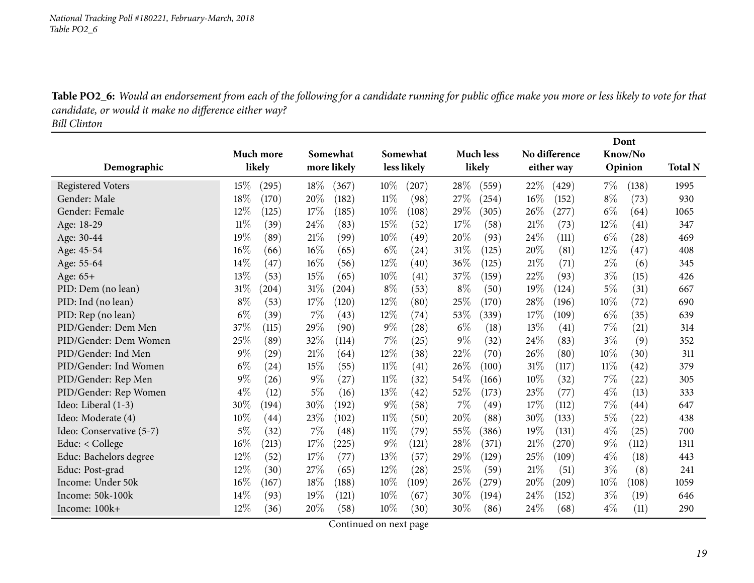**Table PO2_6:** *Would an endorsement from each of the following for a candidate running for public office make you more or less likely to vote for that candidate, or would it make no difference either way?*
*Bill Clinton*

| Demographic | Much more likely | | Somewhat more likely | | Somewhat less likely | | Much less likely | | No difference either way | | Dont Know/No Opinion | | Total N |
|---|---|---|---|---|---|---|---|---|---|---|---|---|---|
| Registered Voters | 15% | (295) | 18% | (367) | 10% | (207) | 28% | (559) | 22% | (429) | 7% | (138) | 1995 |
| Gender: Male | 18% | (170) | 20% | (182) | 11% | (98) | 27% | (254) | 16% | (152) | 8% | (73) | 930 |
| Gender: Female | 12% | (125) | 17% | (185) | 10% | (108) | 29% | (305) | 26% | (277) | 6% | (64) | 1065 |
| Age: 18-29 | 11% | (39) | 24% | (83) | 15% | (52) | 17% | (58) | 21% | (73) | 12% | (41) | 347 |
| Age: 30-44 | 19% | (89) | 21% | (99) | 10% | (49) | 20% | (93) | 24% | (111) | 6% | (28) | 469 |
| Age: 45-54 | 16% | (66) | 16% | (65) | 6% | (24) | 31% | (125) | 20% | (81) | 12% | (47) | 408 |
| Age: 55-64 | 14% | (47) | 16% | (56) | 12% | (40) | 36% | (125) | 21% | (71) | 2% | (6) | 345 |
| Age: 65+ | 13% | (53) | 15% | (65) | 10% | (41) | 37% | (159) | 22% | (93) | 3% | (15) | 426 |
| PID: Dem (no lean) | 31% | (204) | 31% | (204) | 8% | (53) | 8% | (50) | 19% | (124) | 5% | (31) | 667 |
| PID: Ind (no lean) | 8% | (53) | 17% | (120) | 12% | (80) | 25% | (170) | 28% | (196) | 10% | (72) | 690 |
| PID: Rep (no lean) | 6% | (39) | 7% | (43) | 12% | (74) | 53% | (339) | 17% | (109) | 6% | (35) | 639 |
| PID/Gender: Dem Men | 37% | (115) | 29% | (90) | 9% | (28) | 6% | (18) | 13% | (41) | 7% | (21) | 314 |
| PID/Gender: Dem Women | 25% | (89) | 32% | (114) | 7% | (25) | 9% | (32) | 24% | (83) | 3% | (9) | 352 |
| PID/Gender: Ind Men | 9% | (29) | 21% | (64) | 12% | (38) | 22% | (70) | 26% | (80) | 10% | (30) | 311 |
| PID/Gender: Ind Women | 6% | (24) | 15% | (55) | 11% | (41) | 26% | (100) | 31% | (117) | 11% | (42) | 379 |
| PID/Gender: Rep Men | 9% | (26) | 9% | (27) | 11% | (32) | 54% | (166) | 10% | (32) | 7% | (22) | 305 |
| PID/Gender: Rep Women | 4% | (12) | 5% | (16) | 13% | (42) | 52% | (173) | 23% | (77) | 4% | (13) | 333 |
| Ideo: Liberal (1-3) | 30% | (194) | 30% | (192) | 9% | (58) | 7% | (49) | 17% | (112) | 7% | (44) | 647 |
| Ideo: Moderate (4) | 10% | (44) | 23% | (102) | 11% | (50) | 20% | (88) | 30% | (133) | 5% | (22) | 438 |
| Ideo: Conservative (5-7) | 5% | (32) | 7% | (48) | 11% | (79) | 55% | (386) | 19% | (131) | 4% | (25) | 700 |
| Educ: < College | 16% | (213) | 17% | (225) | 9% | (121) | 28% | (371) | 21% | (270) | 9% | (112) | 1311 |
| Educ: Bachelors degree | 12% | (52) | 17% | (77) | 13% | (57) | 29% | (129) | 25% | (109) | 4% | (18) | 443 |
| Educ: Post-grad | 12% | (30) | 27% | (65) | 12% | (28) | 25% | (59) | 21% | (51) | 3% | (8) | 241 |
| Income: Under 50k | 16% | (167) | 18% | (188) | 10% | (109) | 26% | (279) | 20% | (209) | 10% | (108) | 1059 |
| Income: 50k-100k | 14% | (93) | 19% | (121) | 10% | (67) | 30% | (194) | 24% | (152) | 3% | (19) | 646 |
| Income: 100k+ | 12% | (36) | 20% | (58) | 10% | (30) | 30% | (86) | 24% | (68) | 4% | (11) | 290 |

Continued on next page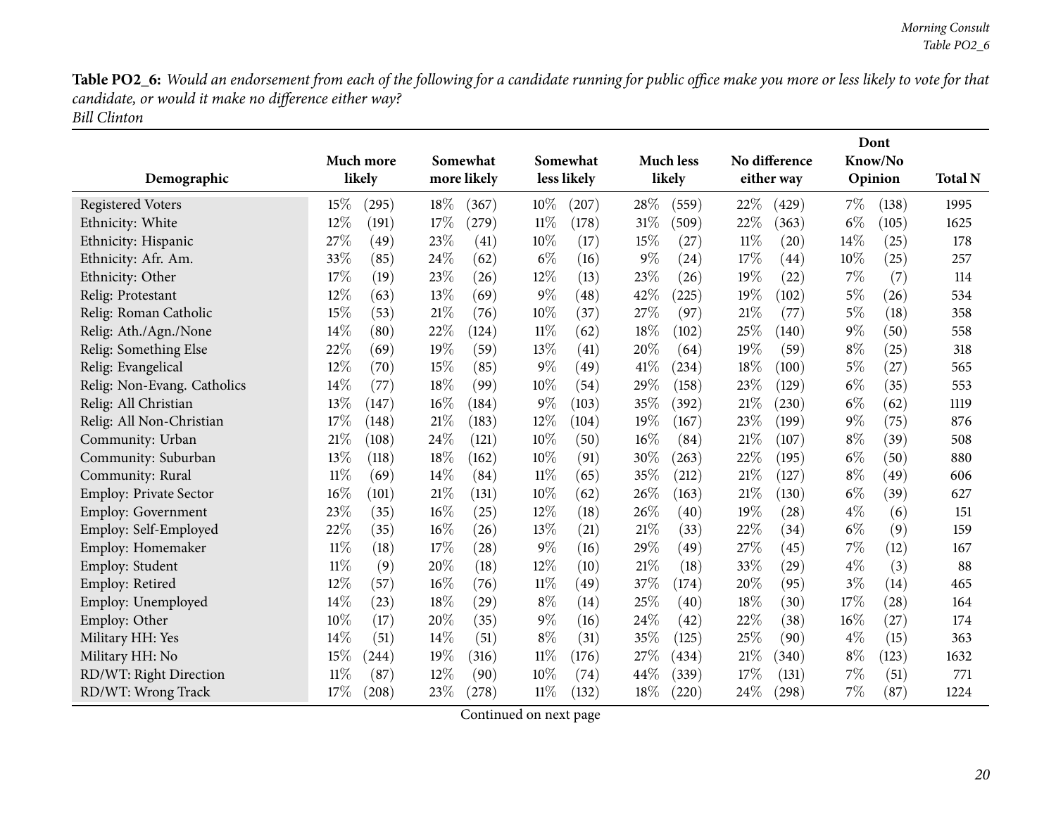**Table PO2_6:** *Would an endorsement from each of the following for a candidate running for public office make you more or less likely to vote for that candidate, or would it make no difference either way?*
*Bill Clinton*

| Demographic | Much more likely | | Somewhat more likely | | Somewhat less likely | | Much less likely | | No difference either way | | Dont Know/No Opinion | | Total N |
|---|---|---|---|---|---|---|---|---|---|---|---|---|---|
| Registered Voters | 15% | (295) | 18% | (367) | 10% | (207) | 28% | (559) | 22% | (429) | 7% | (138) | 1995 |
| Ethnicity: White | 12% | (191) | 17% | (279) | 11% | (178) | 31% | (509) | 22% | (363) | 6% | (105) | 1625 |
| Ethnicity: Hispanic | 27% | (49) | 23% | (41) | 10% | (17) | 15% | (27) | 11% | (20) | 14% | (25) | 178 |
| Ethnicity: Afr. Am. | 33% | (85) | 24% | (62) | 6% | (16) | 9% | (24) | 17% | (44) | 10% | (25) | 257 |
| Ethnicity: Other | 17% | (19) | 23% | (26) | 12% | (13) | 23% | (26) | 19% | (22) | 7% | (7) | 114 |
| Relig: Protestant | 12% | (63) | 13% | (69) | 9% | (48) | 42% | (225) | 19% | (102) | 5% | (26) | 534 |
| Relig: Roman Catholic | 15% | (53) | 21% | (76) | 10% | (37) | 27% | (97) | 21% | (77) | 5% | (18) | 358 |
| Relig: Ath./Agn./None | 14% | (80) | 22% | (124) | 11% | (62) | 18% | (102) | 25% | (140) | 9% | (50) | 558 |
| Relig: Something Else | 22% | (69) | 19% | (59) | 13% | (41) | 20% | (64) | 19% | (59) | 8% | (25) | 318 |
| Relig: Evangelical | 12% | (70) | 15% | (85) | 9% | (49) | 41% | (234) | 18% | (100) | 5% | (27) | 565 |
| Relig: Non-Evang. Catholics | 14% | (77) | 18% | (99) | 10% | (54) | 29% | (158) | 23% | (129) | 6% | (35) | 553 |
| Relig: All Christian | 13% | (147) | 16% | (184) | 9% | (103) | 35% | (392) | 21% | (230) | 6% | (62) | 1119 |
| Relig: All Non-Christian | 17% | (148) | 21% | (183) | 12% | (104) | 19% | (167) | 23% | (199) | 9% | (75) | 876 |
| Community: Urban | 21% | (108) | 24% | (121) | 10% | (50) | 16% | (84) | 21% | (107) | 8% | (39) | 508 |
| Community: Suburban | 13% | (118) | 18% | (162) | 10% | (91) | 30% | (263) | 22% | (195) | 6% | (50) | 880 |
| Community: Rural | 11% | (69) | 14% | (84) | 11% | (65) | 35% | (212) | 21% | (127) | 8% | (49) | 606 |
| Employ: Private Sector | 16% | (101) | 21% | (131) | 10% | (62) | 26% | (163) | 21% | (130) | 6% | (39) | 627 |
| Employ: Government | 23% | (35) | 16% | (25) | 12% | (18) | 26% | (40) | 19% | (28) | 4% | (6) | 151 |
| Employ: Self-Employed | 22% | (35) | 16% | (26) | 13% | (21) | 21% | (33) | 22% | (34) | 6% | (9) | 159 |
| Employ: Homemaker | 11% | (18) | 17% | (28) | 9% | (16) | 29% | (49) | 27% | (45) | 7% | (12) | 167 |
| Employ: Student | 11% | (9) | 20% | (18) | 12% | (10) | 21% | (18) | 33% | (29) | 4% | (3) | 88 |
| Employ: Retired | 12% | (57) | 16% | (76) | 11% | (49) | 37% | (174) | 20% | (95) | 3% | (14) | 465 |
| Employ: Unemployed | 14% | (23) | 18% | (29) | 8% | (14) | 25% | (40) | 18% | (30) | 17% | (28) | 164 |
| Employ: Other | 10% | (17) | 20% | (35) | 9% | (16) | 24% | (42) | 22% | (38) | 16% | (27) | 174 |
| Military HH: Yes | 14% | (51) | 14% | (51) | 8% | (31) | 35% | (125) | 25% | (90) | 4% | (15) | 363 |
| Military HH: No | 15% | (244) | 19% | (316) | 11% | (176) | 27% | (434) | 21% | (340) | 8% | (123) | 1632 |
| RD/WT: Right Direction | 11% | (87) | 12% | (90) | 10% | (74) | 44% | (339) | 17% | (131) | 7% | (51) | 771 |
| RD/WT: Wrong Track | 17% | (208) | 23% | (278) | 11% | (132) | 18% | (220) | 24% | (298) | 7% | (87) | 1224 |

Continued on next page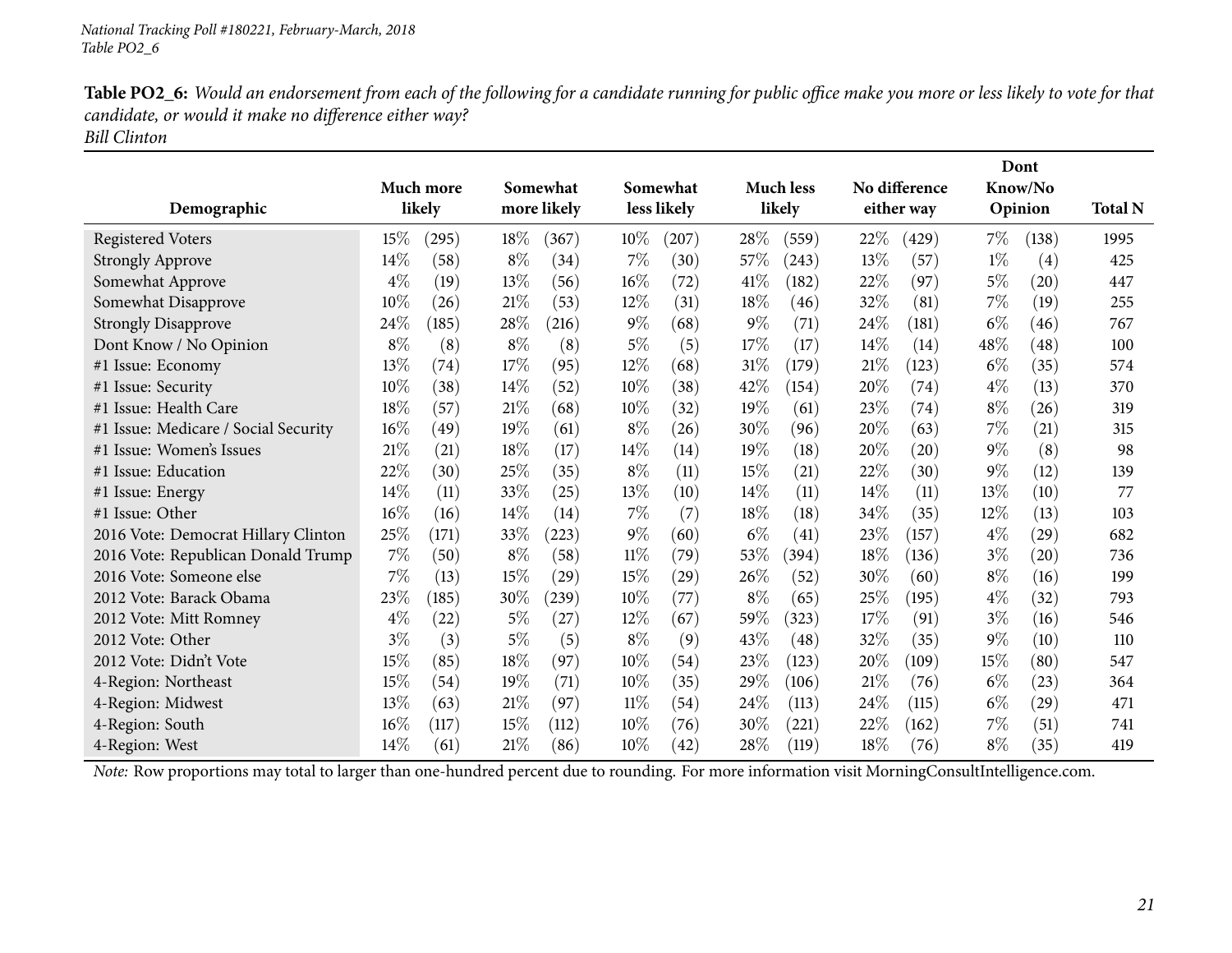*National Tracking Poll #180221, February-March, 2018*
*Table PO2_6*

**Table PO2_6:** *Would an endorsement from each of the following for a candidate running for public office make you more or less likely to vote for that candidate, or would it make no difference either way?*
*Bill Clinton*

| Demographic | Much more likely | | Somewhat more likely | | Somewhat less likely | | Much less likely | | No difference either way | | Dont Know/No Opinion | | Total N |
|---|---|---|---|---|---|---|---|---|---|---|---|---|---|
| Registered Voters | 15% | (295) | 18% | (367) | 10% | (207) | 28% | (559) | 22% | (429) | 7% | (138) | 1995 |
| Strongly Approve | 14% | (58) | 8% | (34) | 7% | (30) | 57% | (243) | 13% | (57) | 1% | (4) | 425 |
| Somewhat Approve | 4% | (19) | 13% | (56) | 16% | (72) | 41% | (182) | 22% | (97) | 5% | (20) | 447 |
| Somewhat Disapprove | 10% | (26) | 21% | (53) | 12% | (31) | 18% | (46) | 32% | (81) | 7% | (19) | 255 |
| Strongly Disapprove | 24% | (185) | 28% | (216) | 9% | (68) | 9% | (71) | 24% | (181) | 6% | (46) | 767 |
| Dont Know / No Opinion | 8% | (8) | 8% | (8) | 5% | (5) | 17% | (17) | 14% | (14) | 48% | (48) | 100 |
| #1 Issue: Economy | 13% | (74) | 17% | (95) | 12% | (68) | 31% | (179) | 21% | (123) | 6% | (35) | 574 |
| #1 Issue: Security | 10% | (38) | 14% | (52) | 10% | (38) | 42% | (154) | 20% | (74) | 4% | (13) | 370 |
| #1 Issue: Health Care | 18% | (57) | 21% | (68) | 10% | (32) | 19% | (61) | 23% | (74) | 8% | (26) | 319 |
| #1 Issue: Medicare / Social Security | 16% | (49) | 19% | (61) | 8% | (26) | 30% | (96) | 20% | (63) | 7% | (21) | 315 |
| #1 Issue: Women's Issues | 21% | (21) | 18% | (17) | 14% | (14) | 19% | (18) | 20% | (20) | 9% | (8) | 98 |
| #1 Issue: Education | 22% | (30) | 25% | (35) | 8% | (11) | 15% | (21) | 22% | (30) | 9% | (12) | 139 |
| #1 Issue: Energy | 14% | (11) | 33% | (25) | 13% | (10) | 14% | (11) | 14% | (11) | 13% | (10) | 77 |
| #1 Issue: Other | 16% | (16) | 14% | (14) | 7% | (7) | 18% | (18) | 34% | (35) | 12% | (13) | 103 |
| 2016 Vote: Democrat Hillary Clinton | 25% | (171) | 33% | (223) | 9% | (60) | 6% | (41) | 23% | (157) | 4% | (29) | 682 |
| 2016 Vote: Republican Donald Trump | 7% | (50) | 8% | (58) | 11% | (79) | 53% | (394) | 18% | (136) | 3% | (20) | 736 |
| 2016 Vote: Someone else | 7% | (13) | 15% | (29) | 15% | (29) | 26% | (52) | 30% | (60) | 8% | (16) | 199 |
| 2012 Vote: Barack Obama | 23% | (185) | 30% | (239) | 10% | (77) | 8% | (65) | 25% | (195) | 4% | (32) | 793 |
| 2012 Vote: Mitt Romney | 4% | (22) | 5% | (27) | 12% | (67) | 59% | (323) | 17% | (91) | 3% | (16) | 546 |
| 2012 Vote: Other | 3% | (3) | 5% | (5) | 8% | (9) | 43% | (48) | 32% | (35) | 9% | (10) | 110 |
| 2012 Vote: Didn't Vote | 15% | (85) | 18% | (97) | 10% | (54) | 23% | (123) | 20% | (109) | 15% | (80) | 547 |
| 4-Region: Northeast | 15% | (54) | 19% | (71) | 10% | (35) | 29% | (106) | 21% | (76) | 6% | (23) | 364 |
| 4-Region: Midwest | 13% | (63) | 21% | (97) | 11% | (54) | 24% | (113) | 24% | (115) | 6% | (29) | 471 |
| 4-Region: South | 16% | (117) | 15% | (112) | 10% | (76) | 30% | (221) | 22% | (162) | 7% | (51) | 741 |
| 4-Region: West | 14% | (61) | 21% | (86) | 10% | (42) | 28% | (119) | 18% | (76) | 8% | (35) | 419 |

*Note:* Row proportions may total to larger than one-hundred percent due to rounding. For more information visit MorningConsultIntelligence.com.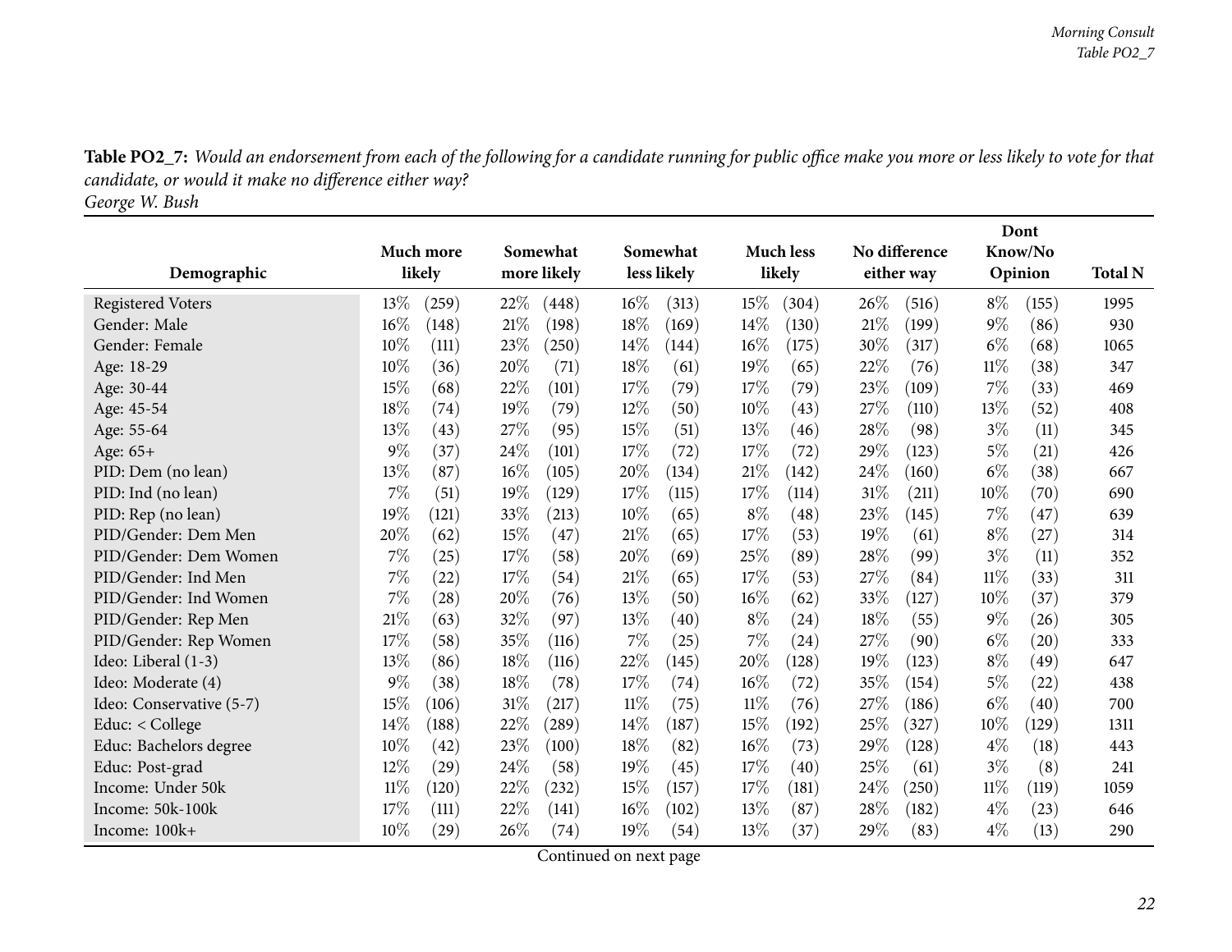**Table PO2_7:** *Would an endorsement from each of the following for a candidate running for public office make you more or less likely to vote for that candidate, or would it make no difference either way?*
*George W. Bush*

| Demographic | Much more likely | | Somewhat more likely | | Somewhat less likely | | Much less likely | | No difference either way | | Dont Know/No Opinion | | Total N |
|---|---|---|---|---|---|---|---|---|---|---|---|---|---|
| Registered Voters | 13% | (259) | 22% | (448) | 16% | (313) | 15% | (304) | 26% | (516) | 8% | (155) | 1995 |
| Gender: Male | 16% | (148) | 21% | (198) | 18% | (169) | 14% | (130) | 21% | (199) | 9% | (86) | 930 |
| Gender: Female | 10% | (111) | 23% | (250) | 14% | (144) | 16% | (175) | 30% | (317) | 6% | (68) | 1065 |
| Age: 18-29 | 10% | (36) | 20% | (71) | 18% | (61) | 19% | (65) | 22% | (76) | 11% | (38) | 347 |
| Age: 30-44 | 15% | (68) | 22% | (101) | 17% | (79) | 17% | (79) | 23% | (109) | 7% | (33) | 469 |
| Age: 45-54 | 18% | (74) | 19% | (79) | 12% | (50) | 10% | (43) | 27% | (110) | 13% | (52) | 408 |
| Age: 55-64 | 13% | (43) | 27% | (95) | 15% | (51) | 13% | (46) | 28% | (98) | 3% | (11) | 345 |
| Age: 65+ | 9% | (37) | 24% | (101) | 17% | (72) | 17% | (72) | 29% | (123) | 5% | (21) | 426 |
| PID: Dem (no lean) | 13% | (87) | 16% | (105) | 20% | (134) | 21% | (142) | 24% | (160) | 6% | (38) | 667 |
| PID: Ind (no lean) | 7% | (51) | 19% | (129) | 17% | (115) | 17% | (114) | 31% | (211) | 10% | (70) | 690 |
| PID: Rep (no lean) | 19% | (121) | 33% | (213) | 10% | (65) | 8% | (48) | 23% | (145) | 7% | (47) | 639 |
| PID/Gender: Dem Men | 20% | (62) | 15% | (47) | 21% | (65) | 17% | (53) | 19% | (61) | 8% | (27) | 314 |
| PID/Gender: Dem Women | 7% | (25) | 17% | (58) | 20% | (69) | 25% | (89) | 28% | (99) | 3% | (11) | 352 |
| PID/Gender: Ind Men | 7% | (22) | 17% | (54) | 21% | (65) | 17% | (53) | 27% | (84) | 11% | (33) | 311 |
| PID/Gender: Ind Women | 7% | (28) | 20% | (76) | 13% | (50) | 16% | (62) | 33% | (127) | 10% | (37) | 379 |
| PID/Gender: Rep Men | 21% | (63) | 32% | (97) | 13% | (40) | 8% | (24) | 18% | (55) | 9% | (26) | 305 |
| PID/Gender: Rep Women | 17% | (58) | 35% | (116) | 7% | (25) | 7% | (24) | 27% | (90) | 6% | (20) | 333 |
| Ideo: Liberal (1-3) | 13% | (86) | 18% | (116) | 22% | (145) | 20% | (128) | 19% | (123) | 8% | (49) | 647 |
| Ideo: Moderate (4) | 9% | (38) | 18% | (78) | 17% | (74) | 16% | (72) | 35% | (154) | 5% | (22) | 438 |
| Ideo: Conservative (5-7) | 15% | (106) | 31% | (217) | 11% | (75) | 11% | (76) | 27% | (186) | 6% | (40) | 700 |
| Educ: < College | 14% | (188) | 22% | (289) | 14% | (187) | 15% | (192) | 25% | (327) | 10% | (129) | 1311 |
| Educ: Bachelors degree | 10% | (42) | 23% | (100) | 18% | (82) | 16% | (73) | 29% | (128) | 4% | (18) | 443 |
| Educ: Post-grad | 12% | (29) | 24% | (58) | 19% | (45) | 17% | (40) | 25% | (61) | 3% | (8) | 241 |
| Income: Under 50k | 11% | (120) | 22% | (232) | 15% | (157) | 17% | (181) | 24% | (250) | 11% | (119) | 1059 |
| Income: 50k-100k | 17% | (111) | 22% | (141) | 16% | (102) | 13% | (87) | 28% | (182) | 4% | (23) | 646 |
| Income: 100k+ | 10% | (29) | 26% | (74) | 19% | (54) | 13% | (37) | 29% | (83) | 4% | (13) | 290 |

Continued on next page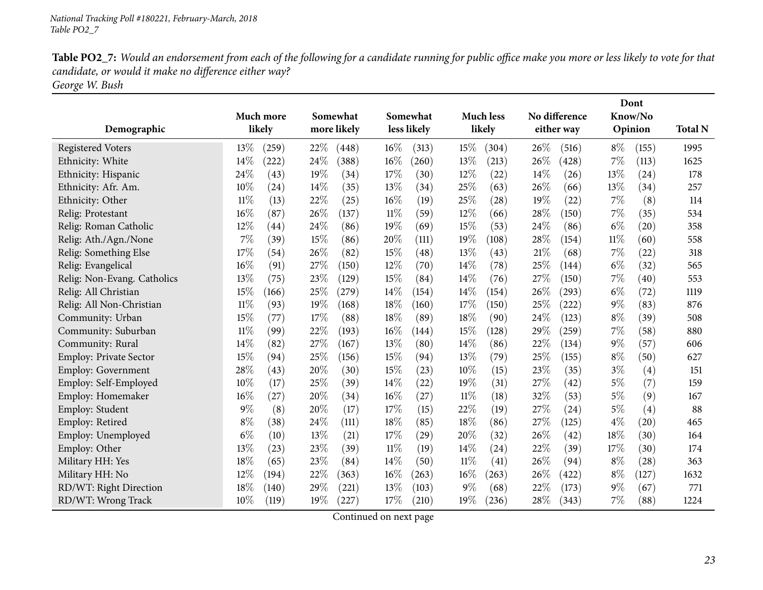*National Tracking Poll #180221, February-March, 2018*
*Table PO2_7*

**Table PO2_7:** *Would an endorsement from each of the following for a candidate running for public office make you more or less likely to vote for that candidate, or would it make no difference either way?*
*George W. Bush*

| Demographic | Much more likely | | Somewhat more likely | | Somewhat less likely | | Much less likely | | No difference either way | | Dont Know/No Opinion | | Total N |
|---|---|---|---|---|---|---|---|---|---|---|---|---|---|
| Registered Voters | 13% | (259) | 22% | (448) | 16% | (313) | 15% | (304) | 26% | (516) | 8% | (155) | 1995 |
| Ethnicity: White | 14% | (222) | 24% | (388) | 16% | (260) | 13% | (213) | 26% | (428) | 7% | (113) | 1625 |
| Ethnicity: Hispanic | 24% | (43) | 19% | (34) | 17% | (30) | 12% | (22) | 14% | (26) | 13% | (24) | 178 |
| Ethnicity: Afr. Am. | 10% | (24) | 14% | (35) | 13% | (34) | 25% | (63) | 26% | (66) | 13% | (34) | 257 |
| Ethnicity: Other | 11% | (13) | 22% | (25) | 16% | (19) | 25% | (28) | 19% | (22) | 7% | (8) | 114 |
| Relig: Protestant | 16% | (87) | 26% | (137) | 11% | (59) | 12% | (66) | 28% | (150) | 7% | (35) | 534 |
| Relig: Roman Catholic | 12% | (44) | 24% | (86) | 19% | (69) | 15% | (53) | 24% | (86) | 6% | (20) | 358 |
| Relig: Ath./Agn./None | 7% | (39) | 15% | (86) | 20% | (111) | 19% | (108) | 28% | (154) | 11% | (60) | 558 |
| Relig: Something Else | 17% | (54) | 26% | (82) | 15% | (48) | 13% | (43) | 21% | (68) | 7% | (22) | 318 |
| Relig: Evangelical | 16% | (91) | 27% | (150) | 12% | (70) | 14% | (78) | 25% | (144) | 6% | (32) | 565 |
| Relig: Non-Evang. Catholics | 13% | (75) | 23% | (129) | 15% | (84) | 14% | (76) | 27% | (150) | 7% | (40) | 553 |
| Relig: All Christian | 15% | (166) | 25% | (279) | 14% | (154) | 14% | (154) | 26% | (293) | 6% | (72) | 1119 |
| Relig: All Non-Christian | 11% | (93) | 19% | (168) | 18% | (160) | 17% | (150) | 25% | (222) | 9% | (83) | 876 |
| Community: Urban | 15% | (77) | 17% | (88) | 18% | (89) | 18% | (90) | 24% | (123) | 8% | (39) | 508 |
| Community: Suburban | 11% | (99) | 22% | (193) | 16% | (144) | 15% | (128) | 29% | (259) | 7% | (58) | 880 |
| Community: Rural | 14% | (82) | 27% | (167) | 13% | (80) | 14% | (86) | 22% | (134) | 9% | (57) | 606 |
| Employ: Private Sector | 15% | (94) | 25% | (156) | 15% | (94) | 13% | (79) | 25% | (155) | 8% | (50) | 627 |
| Employ: Government | 28% | (43) | 20% | (30) | 15% | (23) | 10% | (15) | 23% | (35) | 3% | (4) | 151 |
| Employ: Self-Employed | 10% | (17) | 25% | (39) | 14% | (22) | 19% | (31) | 27% | (42) | 5% | (7) | 159 |
| Employ: Homemaker | 16% | (27) | 20% | (34) | 16% | (27) | 11% | (18) | 32% | (53) | 5% | (9) | 167 |
| Employ: Student | 9% | (8) | 20% | (17) | 17% | (15) | 22% | (19) | 27% | (24) | 5% | (4) | 88 |
| Employ: Retired | 8% | (38) | 24% | (111) | 18% | (85) | 18% | (86) | 27% | (125) | 4% | (20) | 465 |
| Employ: Unemployed | 6% | (10) | 13% | (21) | 17% | (29) | 20% | (32) | 26% | (42) | 18% | (30) | 164 |
| Employ: Other | 13% | (23) | 23% | (39) | 11% | (19) | 14% | (24) | 22% | (39) | 17% | (30) | 174 |
| Military HH: Yes | 18% | (65) | 23% | (84) | 14% | (50) | 11% | (41) | 26% | (94) | 8% | (28) | 363 |
| Military HH: No | 12% | (194) | 22% | (363) | 16% | (263) | 16% | (263) | 26% | (422) | 8% | (127) | 1632 |
| RD/WT: Right Direction | 18% | (140) | 29% | (221) | 13% | (103) | 9% | (68) | 22% | (173) | 9% | (67) | 771 |
| RD/WT: Wrong Track | 10% | (119) | 19% | (227) | 17% | (210) | 19% | (236) | 28% | (343) | 7% | (88) | 1224 |

Continued on next page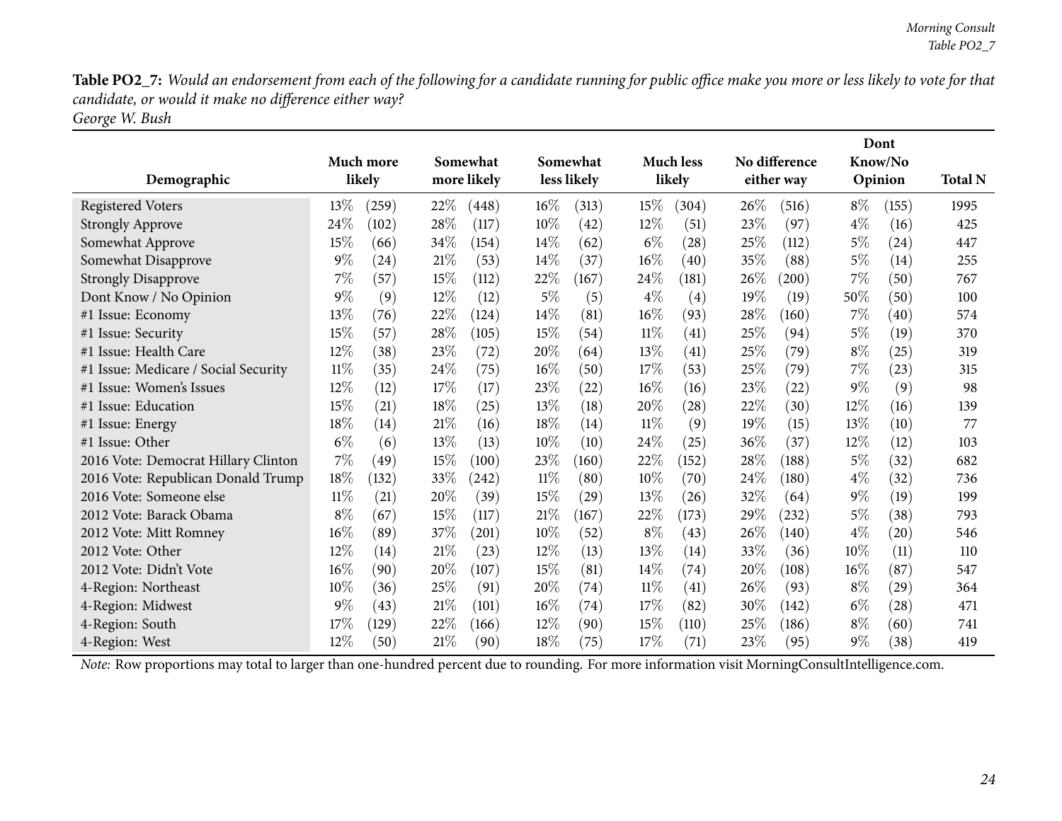**Table PO2_7:** *Would an endorsement from each of the following for a candidate running for public office make you more or less likely to vote for that candidate, or would it make no difference either way?*
*George W. Bush*

| Demographic | Much more likely | | Somewhat more likely | | Somewhat less likely | | Much less likely | | No difference either way | | Dont Know/No Opinion | | Total N |
|---|---|---|---|---|---|---|---|---|---|---|---|---|---|
| Registered Voters | 13% | (259) | 22% | (448) | 16% | (313) | 15% | (304) | 26% | (516) | 8% | (155) | 1995 |
| Strongly Approve | 24% | (102) | 28% | (117) | 10% | (42) | 12% | (51) | 23% | (97) | 4% | (16) | 425 |
| Somewhat Approve | 15% | (66) | 34% | (154) | 14% | (62) | 6% | (28) | 25% | (112) | 5% | (24) | 447 |
| Somewhat Disapprove | 9% | (24) | 21% | (53) | 14% | (37) | 16% | (40) | 35% | (88) | 5% | (14) | 255 |
| Strongly Disapprove | 7% | (57) | 15% | (112) | 22% | (167) | 24% | (181) | 26% | (200) | 7% | (50) | 767 |
| Dont Know / No Opinion | 9% | (9) | 12% | (12) | 5% | (5) | 4% | (4) | 19% | (19) | 50% | (50) | 100 |
| #1 Issue: Economy | 13% | (76) | 22% | (124) | 14% | (81) | 16% | (93) | 28% | (160) | 7% | (40) | 574 |
| #1 Issue: Security | 15% | (57) | 28% | (105) | 15% | (54) | 11% | (41) | 25% | (94) | 5% | (19) | 370 |
| #1 Issue: Health Care | 12% | (38) | 23% | (72) | 20% | (64) | 13% | (41) | 25% | (79) | 8% | (25) | 319 |
| #1 Issue: Medicare / Social Security | 11% | (35) | 24% | (75) | 16% | (50) | 17% | (53) | 25% | (79) | 7% | (23) | 315 |
| #1 Issue: Women's Issues | 12% | (12) | 17% | (17) | 23% | (22) | 16% | (16) | 23% | (22) | 9% | (9) | 98 |
| #1 Issue: Education | 15% | (21) | 18% | (25) | 13% | (18) | 20% | (28) | 22% | (30) | 12% | (16) | 139 |
| #1 Issue: Energy | 18% | (14) | 21% | (16) | 18% | (14) | 11% | (9) | 19% | (15) | 13% | (10) | 77 |
| #1 Issue: Other | 6% | (6) | 13% | (13) | 10% | (10) | 24% | (25) | 36% | (37) | 12% | (12) | 103 |
| 2016 Vote: Democrat Hillary Clinton | 7% | (49) | 15% | (100) | 23% | (160) | 22% | (152) | 28% | (188) | 5% | (32) | 682 |
| 2016 Vote: Republican Donald Trump | 18% | (132) | 33% | (242) | 11% | (80) | 10% | (70) | 24% | (180) | 4% | (32) | 736 |
| 2016 Vote: Someone else | 11% | (21) | 20% | (39) | 15% | (29) | 13% | (26) | 32% | (64) | 9% | (19) | 199 |
| 2012 Vote: Barack Obama | 8% | (67) | 15% | (117) | 21% | (167) | 22% | (173) | 29% | (232) | 5% | (38) | 793 |
| 2012 Vote: Mitt Romney | 16% | (89) | 37% | (201) | 10% | (52) | 8% | (43) | 26% | (140) | 4% | (20) | 546 |
| 2012 Vote: Other | 12% | (14) | 21% | (23) | 12% | (13) | 13% | (14) | 33% | (36) | 10% | (11) | 110 |
| 2012 Vote: Didn't Vote | 16% | (90) | 20% | (107) | 15% | (81) | 14% | (74) | 20% | (108) | 16% | (87) | 547 |
| 4-Region: Northeast | 10% | (36) | 25% | (91) | 20% | (74) | 11% | (41) | 26% | (93) | 8% | (29) | 364 |
| 4-Region: Midwest | 9% | (43) | 21% | (101) | 16% | (74) | 17% | (82) | 30% | (142) | 6% | (28) | 471 |
| 4-Region: South | 17% | (129) | 22% | (166) | 12% | (90) | 15% | (110) | 25% | (186) | 8% | (60) | 741 |
| 4-Region: West | 12% | (50) | 21% | (90) | 18% | (75) | 17% | (71) | 23% | (95) | 9% | (38) | 419 |

*Note:* Row proportions may total to larger than one-hundred percent due to rounding. For more information visit MorningConsultIntelligence.com.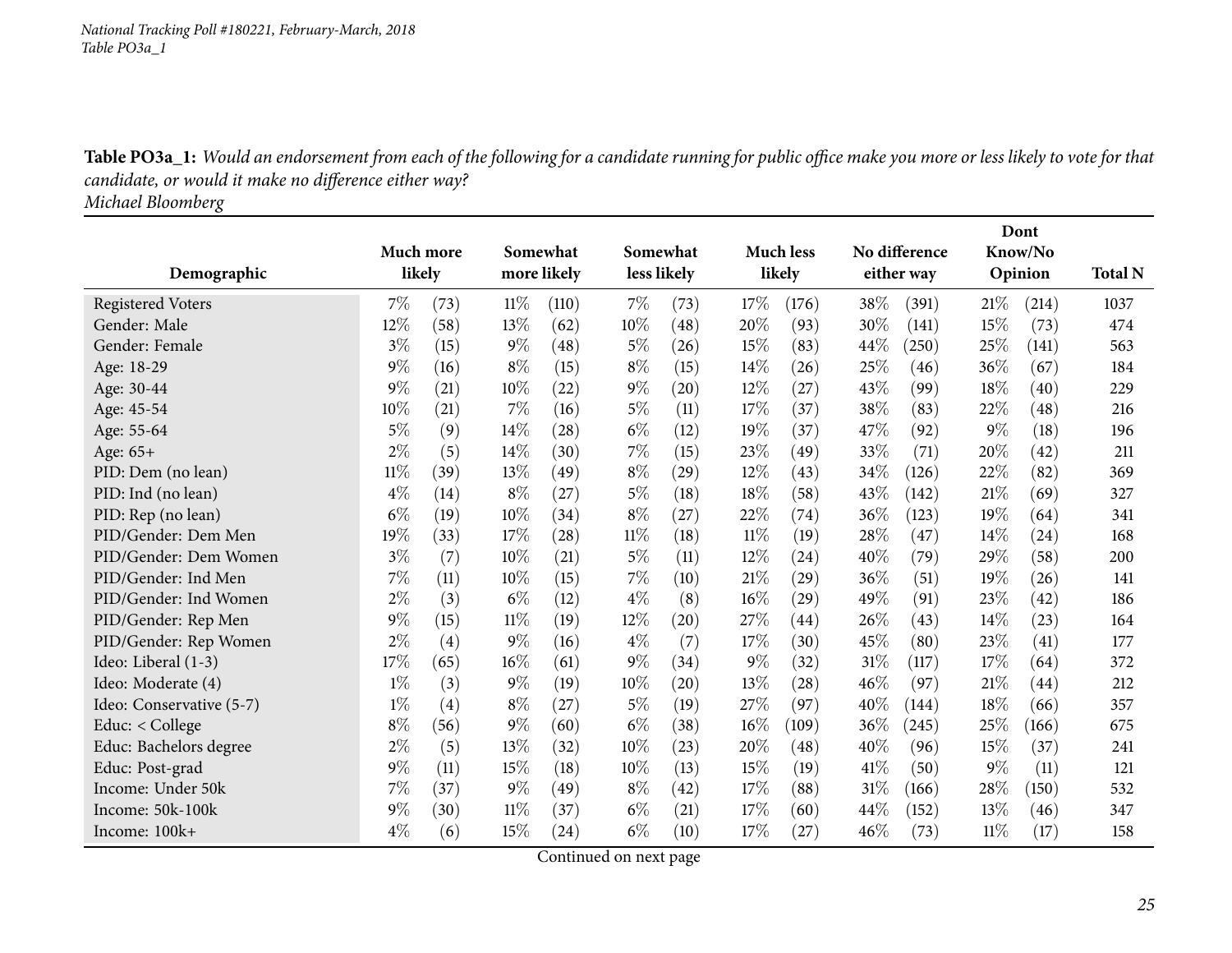**Table PO3a_1:** *Would an endorsement from each of the following for a candidate running for public office make you more or less likely to vote for that candidate, or would it make no difference either way?*
*Michael Bloomberg*

| Demographic | Much more likely | | Somewhat more likely | | Somewhat less likely | | Much less likely | | No difference either way | | Dont Know/No Opinion | | Total N |
|---|---|---|---|---|---|---|---|---|---|---|---|---|---|
| Registered Voters | 7% | (73) | 11% | (110) | 7% | (73) | 17% | (176) | 38% | (391) | 21% | (214) | 1037 |
| Gender: Male | 12% | (58) | 13% | (62) | 10% | (48) | 20% | (93) | 30% | (141) | 15% | (73) | 474 |
| Gender: Female | 3% | (15) | 9% | (48) | 5% | (26) | 15% | (83) | 44% | (250) | 25% | (141) | 563 |
| Age: 18-29 | 9% | (16) | 8% | (15) | 8% | (15) | 14% | (26) | 25% | (46) | 36% | (67) | 184 |
| Age: 30-44 | 9% | (21) | 10% | (22) | 9% | (20) | 12% | (27) | 43% | (99) | 18% | (40) | 229 |
| Age: 45-54 | 10% | (21) | 7% | (16) | 5% | (11) | 17% | (37) | 38% | (83) | 22% | (48) | 216 |
| Age: 55-64 | 5% | (9) | 14% | (28) | 6% | (12) | 19% | (37) | 47% | (92) | 9% | (18) | 196 |
| Age: 65+ | 2% | (5) | 14% | (30) | 7% | (15) | 23% | (49) | 33% | (71) | 20% | (42) | 211 |
| PID: Dem (no lean) | 11% | (39) | 13% | (49) | 8% | (29) | 12% | (43) | 34% | (126) | 22% | (82) | 369 |
| PID: Ind (no lean) | 4% | (14) | 8% | (27) | 5% | (18) | 18% | (58) | 43% | (142) | 21% | (69) | 327 |
| PID: Rep (no lean) | 6% | (19) | 10% | (34) | 8% | (27) | 22% | (74) | 36% | (123) | 19% | (64) | 341 |
| PID/Gender: Dem Men | 19% | (33) | 17% | (28) | 11% | (18) | 11% | (19) | 28% | (47) | 14% | (24) | 168 |
| PID/Gender: Dem Women | 3% | (7) | 10% | (21) | 5% | (11) | 12% | (24) | 40% | (79) | 29% | (58) | 200 |
| PID/Gender: Ind Men | 7% | (11) | 10% | (15) | 7% | (10) | 21% | (29) | 36% | (51) | 19% | (26) | 141 |
| PID/Gender: Ind Women | 2% | (3) | 6% | (12) | 4% | (8) | 16% | (29) | 49% | (91) | 23% | (42) | 186 |
| PID/Gender: Rep Men | 9% | (15) | 11% | (19) | 12% | (20) | 27% | (44) | 26% | (43) | 14% | (23) | 164 |
| PID/Gender: Rep Women | 2% | (4) | 9% | (16) | 4% | (7) | 17% | (30) | 45% | (80) | 23% | (41) | 177 |
| Ideo: Liberal (1-3) | 17% | (65) | 16% | (61) | 9% | (34) | 9% | (32) | 31% | (117) | 17% | (64) | 372 |
| Ideo: Moderate (4) | 1% | (3) | 9% | (19) | 10% | (20) | 13% | (28) | 46% | (97) | 21% | (44) | 212 |
| Ideo: Conservative (5-7) | 1% | (4) | 8% | (27) | 5% | (19) | 27% | (97) | 40% | (144) | 18% | (66) | 357 |
| Educ: < College | 8% | (56) | 9% | (60) | 6% | (38) | 16% | (109) | 36% | (245) | 25% | (166) | 675 |
| Educ: Bachelors degree | 2% | (5) | 13% | (32) | 10% | (23) | 20% | (48) | 40% | (96) | 15% | (37) | 241 |
| Educ: Post-grad | 9% | (11) | 15% | (18) | 10% | (13) | 15% | (19) | 41% | (50) | 9% | (11) | 121 |
| Income: Under 50k | 7% | (37) | 9% | (49) | 8% | (42) | 17% | (88) | 31% | (166) | 28% | (150) | 532 |
| Income: 50k-100k | 9% | (30) | 11% | (37) | 6% | (21) | 17% | (60) | 44% | (152) | 13% | (46) | 347 |
| Income: 100k+ | 4% | (6) | 15% | (24) | 6% | (10) | 17% | (27) | 46% | (73) | 11% | (17) | 158 |

Continued on next page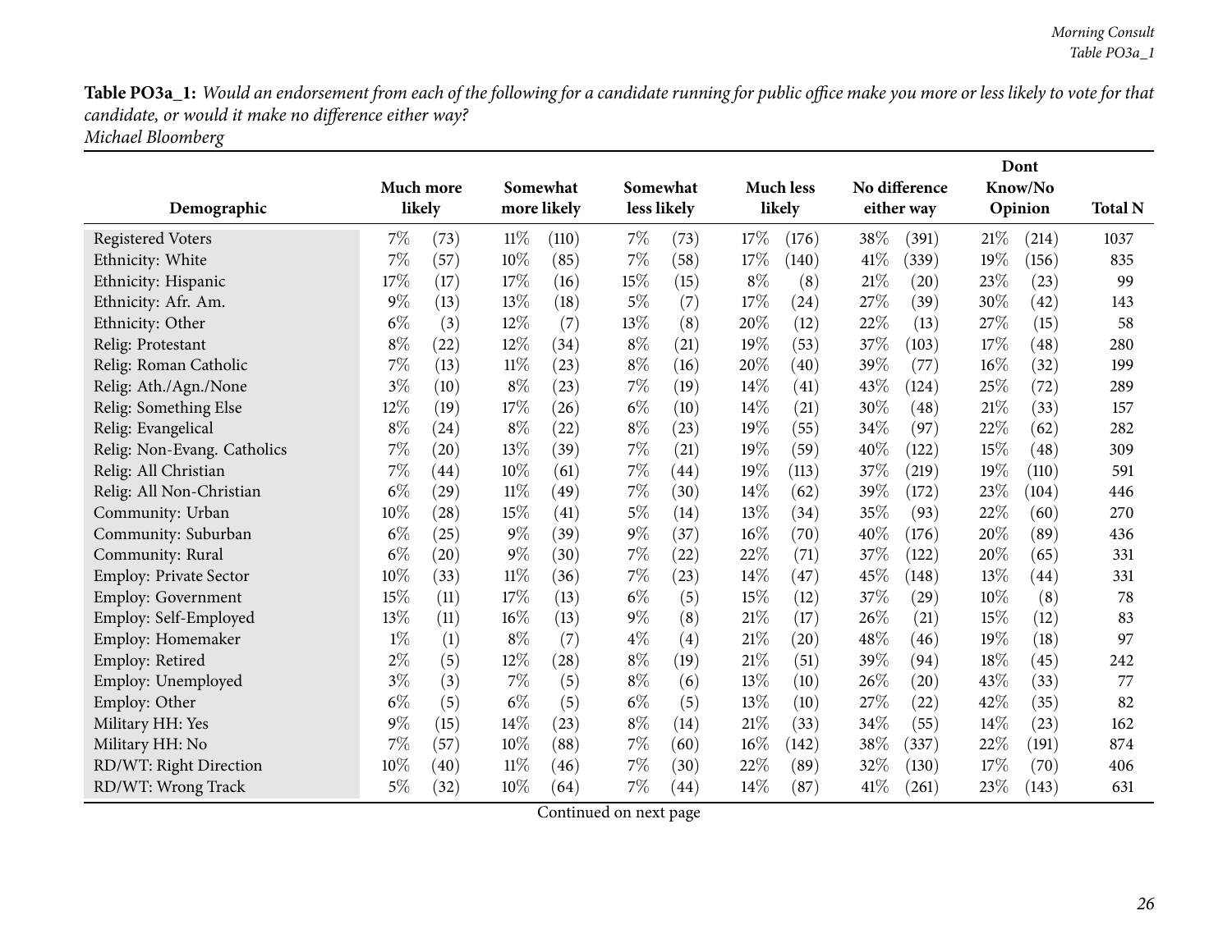**Table PO3a_1:** *Would an endorsement from each of the following for a candidate running for public office make you more or less likely to vote for that candidate, or would it make no difference either way?*
*Michael Bloomberg*

| Demographic | Much more likely | | Somewhat more likely | | Somewhat less likely | | Much less likely | | No difference either way | | Dont Know/No Opinion | | Total N |
|---|---|---|---|---|---|---|---|---|---|---|---|---|---|
| Registered Voters | 7% | (73) | 11% | (110) | 7% | (73) | 17% | (176) | 38% | (391) | 21% | (214) | 1037 |
| Ethnicity: White | 7% | (57) | 10% | (85) | 7% | (58) | 17% | (140) | 41% | (339) | 19% | (156) | 835 |
| Ethnicity: Hispanic | 17% | (17) | 17% | (16) | 15% | (15) | 8% | (8) | 21% | (20) | 23% | (23) | 99 |
| Ethnicity: Afr. Am. | 9% | (13) | 13% | (18) | 5% | (7) | 17% | (24) | 27% | (39) | 30% | (42) | 143 |
| Ethnicity: Other | 6% | (3) | 12% | (7) | 13% | (8) | 20% | (12) | 22% | (13) | 27% | (15) | 58 |
| Relig: Protestant | 8% | (22) | 12% | (34) | 8% | (21) | 19% | (53) | 37% | (103) | 17% | (48) | 280 |
| Relig: Roman Catholic | 7% | (13) | 11% | (23) | 8% | (16) | 20% | (40) | 39% | (77) | 16% | (32) | 199 |
| Relig: Ath./Agn./None | 3% | (10) | 8% | (23) | 7% | (19) | 14% | (41) | 43% | (124) | 25% | (72) | 289 |
| Relig: Something Else | 12% | (19) | 17% | (26) | 6% | (10) | 14% | (21) | 30% | (48) | 21% | (33) | 157 |
| Relig: Evangelical | 8% | (24) | 8% | (22) | 8% | (23) | 19% | (55) | 34% | (97) | 22% | (62) | 282 |
| Relig: Non-Evang. Catholics | 7% | (20) | 13% | (39) | 7% | (21) | 19% | (59) | 40% | (122) | 15% | (48) | 309 |
| Relig: All Christian | 7% | (44) | 10% | (61) | 7% | (44) | 19% | (113) | 37% | (219) | 19% | (110) | 591 |
| Relig: All Non-Christian | 6% | (29) | 11% | (49) | 7% | (30) | 14% | (62) | 39% | (172) | 23% | (104) | 446 |
| Community: Urban | 10% | (28) | 15% | (41) | 5% | (14) | 13% | (34) | 35% | (93) | 22% | (60) | 270 |
| Community: Suburban | 6% | (25) | 9% | (39) | 9% | (37) | 16% | (70) | 40% | (176) | 20% | (89) | 436 |
| Community: Rural | 6% | (20) | 9% | (30) | 7% | (22) | 22% | (71) | 37% | (122) | 20% | (65) | 331 |
| Employ: Private Sector | 10% | (33) | 11% | (36) | 7% | (23) | 14% | (47) | 45% | (148) | 13% | (44) | 331 |
| Employ: Government | 15% | (11) | 17% | (13) | 6% | (5) | 15% | (12) | 37% | (29) | 10% | (8) | 78 |
| Employ: Self-Employed | 13% | (11) | 16% | (13) | 9% | (8) | 21% | (17) | 26% | (21) | 15% | (12) | 83 |
| Employ: Homemaker | 1% | (1) | 8% | (7) | 4% | (4) | 21% | (20) | 48% | (46) | 19% | (18) | 97 |
| Employ: Retired | 2% | (5) | 12% | (28) | 8% | (19) | 21% | (51) | 39% | (94) | 18% | (45) | 242 |
| Employ: Unemployed | 3% | (3) | 7% | (5) | 8% | (6) | 13% | (10) | 26% | (20) | 43% | (33) | 77 |
| Employ: Other | 6% | (5) | 6% | (5) | 6% | (5) | 13% | (10) | 27% | (22) | 42% | (35) | 82 |
| Military HH: Yes | 9% | (15) | 14% | (23) | 8% | (14) | 21% | (33) | 34% | (55) | 14% | (23) | 162 |
| Military HH: No | 7% | (57) | 10% | (88) | 7% | (60) | 16% | (142) | 38% | (337) | 22% | (191) | 874 |
| RD/WT: Right Direction | 10% | (40) | 11% | (46) | 7% | (30) | 22% | (89) | 32% | (130) | 17% | (70) | 406 |
| RD/WT: Wrong Track | 5% | (32) | 10% | (64) | 7% | (44) | 14% | (87) | 41% | (261) | 23% | (143) | 631 |

Continued on next page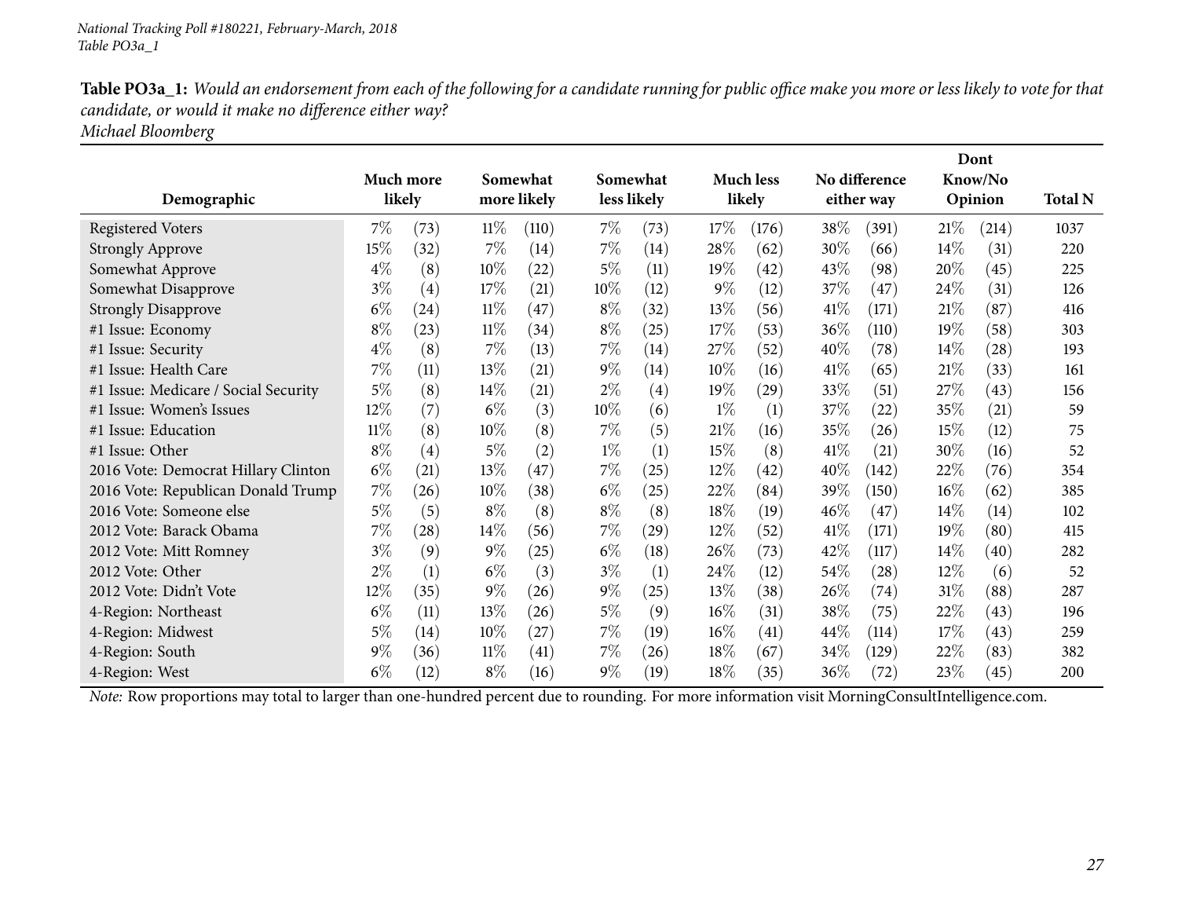National Tracking Poll #180221, February-March, 2018
Table PO3a_1

**Table PO3a_1:** *Would an endorsement from each of the following for a candidate running for public office make you more or less likely to vote for that candidate, or would it make no difference either way?*
*Michael Bloomberg*

| Demographic | Much more likely | | Somewhat more likely | | Somewhat less likely | | Much less likely | | No difference either way | | Dont Know/No Opinion | | Total N |
|---|---|---|---|---|---|---|---|---|---|---|---|---|---|
| Registered Voters | 7% | (73) | 11% | (110) | 7% | (73) | 17% | (176) | 38% | (391) | 21% | (214) | 1037 |
| Strongly Approve | 15% | (32) | 7% | (14) | 7% | (14) | 28% | (62) | 30% | (66) | 14% | (31) | 220 |
| Somewhat Approve | 4% | (8) | 10% | (22) | 5% | (11) | 19% | (42) | 43% | (98) | 20% | (45) | 225 |
| Somewhat Disapprove | 3% | (4) | 17% | (21) | 10% | (12) | 9% | (12) | 37% | (47) | 24% | (31) | 126 |
| Strongly Disapprove | 6% | (24) | 11% | (47) | 8% | (32) | 13% | (56) | 41% | (171) | 21% | (87) | 416 |
| #1 Issue: Economy | 8% | (23) | 11% | (34) | 8% | (25) | 17% | (53) | 36% | (110) | 19% | (58) | 303 |
| #1 Issue: Security | 4% | (8) | 7% | (13) | 7% | (14) | 27% | (52) | 40% | (78) | 14% | (28) | 193 |
| #1 Issue: Health Care | 7% | (11) | 13% | (21) | 9% | (14) | 10% | (16) | 41% | (65) | 21% | (33) | 161 |
| #1 Issue: Medicare / Social Security | 5% | (8) | 14% | (21) | 2% | (4) | 19% | (29) | 33% | (51) | 27% | (43) | 156 |
| #1 Issue: Women's Issues | 12% | (7) | 6% | (3) | 10% | (6) | 1% | (1) | 37% | (22) | 35% | (21) | 59 |
| #1 Issue: Education | 11% | (8) | 10% | (8) | 7% | (5) | 21% | (16) | 35% | (26) | 15% | (12) | 75 |
| #1 Issue: Other | 8% | (4) | 5% | (2) | 1% | (1) | 15% | (8) | 41% | (21) | 30% | (16) | 52 |
| 2016 Vote: Democrat Hillary Clinton | 6% | (21) | 13% | (47) | 7% | (25) | 12% | (42) | 40% | (142) | 22% | (76) | 354 |
| 2016 Vote: Republican Donald Trump | 7% | (26) | 10% | (38) | 6% | (25) | 22% | (84) | 39% | (150) | 16% | (62) | 385 |
| 2016 Vote: Someone else | 5% | (5) | 8% | (8) | 8% | (8) | 18% | (19) | 46% | (47) | 14% | (14) | 102 |
| 2012 Vote: Barack Obama | 7% | (28) | 14% | (56) | 7% | (29) | 12% | (52) | 41% | (171) | 19% | (80) | 415 |
| 2012 Vote: Mitt Romney | 3% | (9) | 9% | (25) | 6% | (18) | 26% | (73) | 42% | (117) | 14% | (40) | 282 |
| 2012 Vote: Other | 2% | (1) | 6% | (3) | 3% | (1) | 24% | (12) | 54% | (28) | 12% | (6) | 52 |
| 2012 Vote: Didn't Vote | 12% | (35) | 9% | (26) | 9% | (25) | 13% | (38) | 26% | (74) | 31% | (88) | 287 |
| 4-Region: Northeast | 6% | (11) | 13% | (26) | 5% | (9) | 16% | (31) | 38% | (75) | 22% | (43) | 196 |
| 4-Region: Midwest | 5% | (14) | 10% | (27) | 7% | (19) | 16% | (41) | 44% | (114) | 17% | (43) | 259 |
| 4-Region: South | 9% | (36) | 11% | (41) | 7% | (26) | 18% | (67) | 34% | (129) | 22% | (83) | 382 |
| 4-Region: West | 6% | (12) | 8% | (16) | 9% | (19) | 18% | (35) | 36% | (72) | 23% | (45) | 200 |

*Note:* Row proportions may total to larger than one-hundred percent due to rounding. For more information visit MorningConsultIntelligence.com.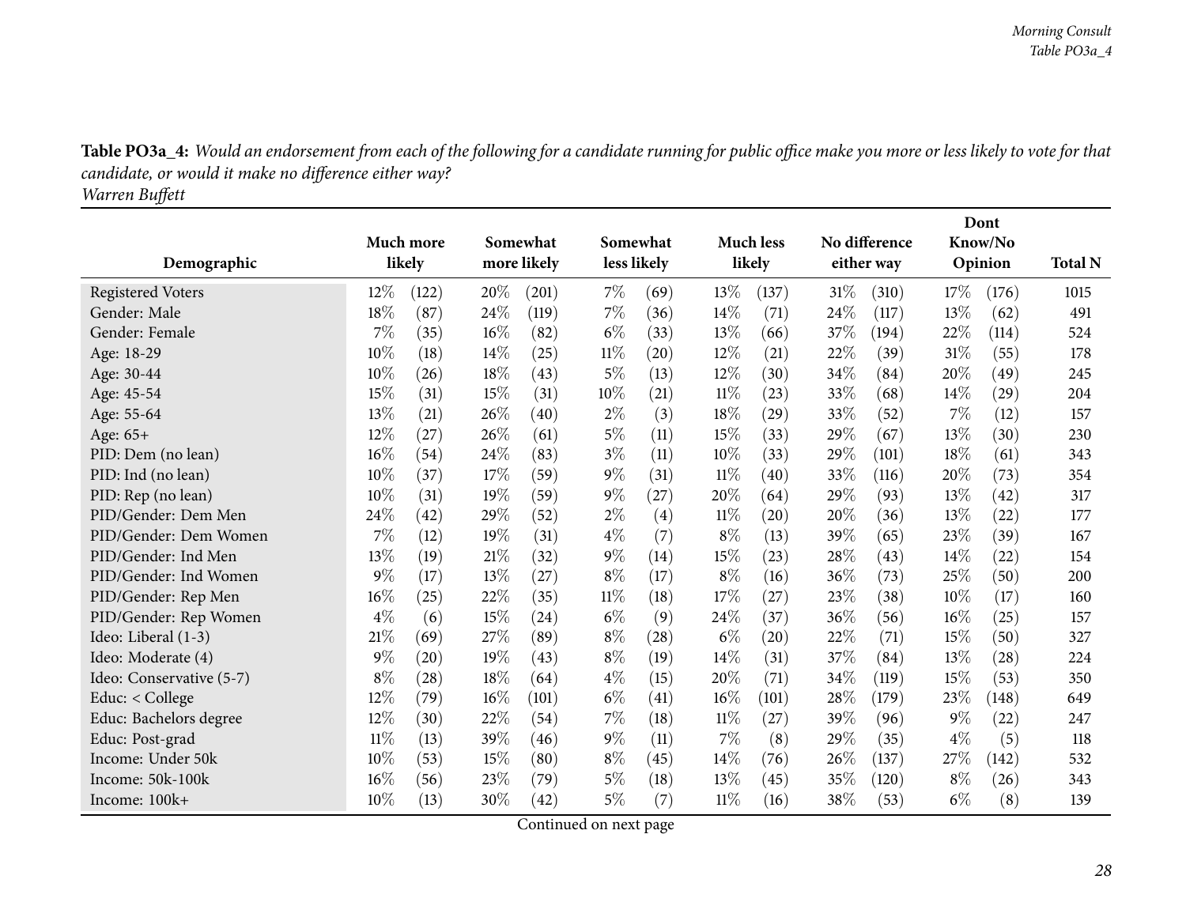**Table PO3a_4:** *Would an endorsement from each of the following for a candidate running for public office make you more or less likely to vote for that candidate, or would it make no difference either way?*
*Warren Buffett*

| Demographic | Much more likely | | Somewhat more likely | | Somewhat less likely | | Much less likely | | No difference either way | | Dont Know/No Opinion | | Total N |
|---|---|---|---|---|---|---|---|---|---|---|---|---|---|
| Registered Voters | 12% | (122) | 20% | (201) | 7% | (69) | 13% | (137) | 31% | (310) | 17% | (176) | 1015 |
| Gender: Male | 18% | (87) | 24% | (119) | 7% | (36) | 14% | (71) | 24% | (117) | 13% | (62) | 491 |
| Gender: Female | 7% | (35) | 16% | (82) | 6% | (33) | 13% | (66) | 37% | (194) | 22% | (114) | 524 |
| Age: 18-29 | 10% | (18) | 14% | (25) | 11% | (20) | 12% | (21) | 22% | (39) | 31% | (55) | 178 |
| Age: 30-44 | 10% | (26) | 18% | (43) | 5% | (13) | 12% | (30) | 34% | (84) | 20% | (49) | 245 |
| Age: 45-54 | 15% | (31) | 15% | (31) | 10% | (21) | 11% | (23) | 33% | (68) | 14% | (29) | 204 |
| Age: 55-64 | 13% | (21) | 26% | (40) | 2% | (3) | 18% | (29) | 33% | (52) | 7% | (12) | 157 |
| Age: 65+ | 12% | (27) | 26% | (61) | 5% | (11) | 15% | (33) | 29% | (67) | 13% | (30) | 230 |
| PID: Dem (no lean) | 16% | (54) | 24% | (83) | 3% | (11) | 10% | (33) | 29% | (101) | 18% | (61) | 343 |
| PID: Ind (no lean) | 10% | (37) | 17% | (59) | 9% | (31) | 11% | (40) | 33% | (116) | 20% | (73) | 354 |
| PID: Rep (no lean) | 10% | (31) | 19% | (59) | 9% | (27) | 20% | (64) | 29% | (93) | 13% | (42) | 317 |
| PID/Gender: Dem Men | 24% | (42) | 29% | (52) | 2% | (4) | 11% | (20) | 20% | (36) | 13% | (22) | 177 |
| PID/Gender: Dem Women | 7% | (12) | 19% | (31) | 4% | (7) | 8% | (13) | 39% | (65) | 23% | (39) | 167 |
| PID/Gender: Ind Men | 13% | (19) | 21% | (32) | 9% | (14) | 15% | (23) | 28% | (43) | 14% | (22) | 154 |
| PID/Gender: Ind Women | 9% | (17) | 13% | (27) | 8% | (17) | 8% | (16) | 36% | (73) | 25% | (50) | 200 |
| PID/Gender: Rep Men | 16% | (25) | 22% | (35) | 11% | (18) | 17% | (27) | 23% | (38) | 10% | (17) | 160 |
| PID/Gender: Rep Women | 4% | (6) | 15% | (24) | 6% | (9) | 24% | (37) | 36% | (56) | 16% | (25) | 157 |
| Ideo: Liberal (1-3) | 21% | (69) | 27% | (89) | 8% | (28) | 6% | (20) | 22% | (71) | 15% | (50) | 327 |
| Ideo: Moderate (4) | 9% | (20) | 19% | (43) | 8% | (19) | 14% | (31) | 37% | (84) | 13% | (28) | 224 |
| Ideo: Conservative (5-7) | 8% | (28) | 18% | (64) | 4% | (15) | 20% | (71) | 34% | (119) | 15% | (53) | 350 |
| Educ: < College | 12% | (79) | 16% | (101) | 6% | (41) | 16% | (101) | 28% | (179) | 23% | (148) | 649 |
| Educ: Bachelors degree | 12% | (30) | 22% | (54) | 7% | (18) | 11% | (27) | 39% | (96) | 9% | (22) | 247 |
| Educ: Post-grad | 11% | (13) | 39% | (46) | 9% | (11) | 7% | (8) | 29% | (35) | 4% | (5) | 118 |
| Income: Under 50k | 10% | (53) | 15% | (80) | 8% | (45) | 14% | (76) | 26% | (137) | 27% | (142) | 532 |
| Income: 50k-100k | 16% | (56) | 23% | (79) | 5% | (18) | 13% | (45) | 35% | (120) | 8% | (26) | 343 |
| Income: 100k+ | 10% | (13) | 30% | (42) | 5% | (7) | 11% | (16) | 38% | (53) | 6% | (8) | 139 |

Continued on next page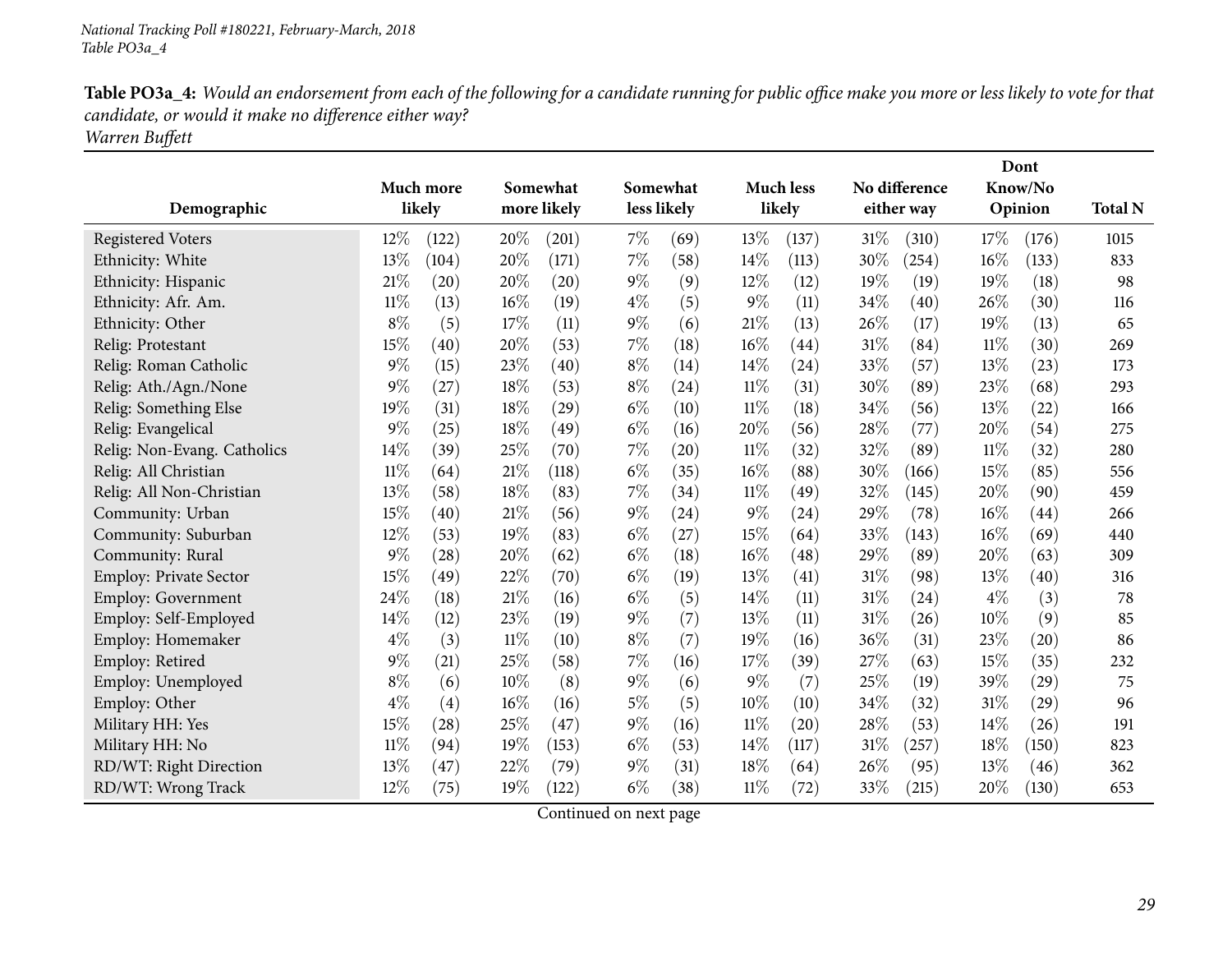*National Tracking Poll #180221, February-March, 2018*
*Table PO3a_4*

**Table PO3a_4:** *Would an endorsement from each of the following for a candidate running for public office make you more or less likely to vote for that candidate, or would it make no difference either way?*
*Warren Buffett*

| Demographic | Much more likely | | Somewhat more likely | | Somewhat less likely | | Much less likely | | No difference either way | | Dont Know/No Opinion | | Total N |
|---|---|---|---|---|---|---|---|---|---|---|---|---|---|
| Registered Voters | 12% | (122) | 20% | (201) | 7% | (69) | 13% | (137) | 31% | (310) | 17% | (176) | 1015 |
| Ethnicity: White | 13% | (104) | 20% | (171) | 7% | (58) | 14% | (113) | 30% | (254) | 16% | (133) | 833 |
| Ethnicity: Hispanic | 21% | (20) | 20% | (20) | 9% | (9) | 12% | (12) | 19% | (19) | 19% | (18) | 98 |
| Ethnicity: Afr. Am. | 11% | (13) | 16% | (19) | 4% | (5) | 9% | (11) | 34% | (40) | 26% | (30) | 116 |
| Ethnicity: Other | 8% | (5) | 17% | (11) | 9% | (6) | 21% | (13) | 26% | (17) | 19% | (13) | 65 |
| Relig: Protestant | 15% | (40) | 20% | (53) | 7% | (18) | 16% | (44) | 31% | (84) | 11% | (30) | 269 |
| Relig: Roman Catholic | 9% | (15) | 23% | (40) | 8% | (14) | 14% | (24) | 33% | (57) | 13% | (23) | 173 |
| Relig: Ath./Agn./None | 9% | (27) | 18% | (53) | 8% | (24) | 11% | (31) | 30% | (89) | 23% | (68) | 293 |
| Relig: Something Else | 19% | (31) | 18% | (29) | 6% | (10) | 11% | (18) | 34% | (56) | 13% | (22) | 166 |
| Relig: Evangelical | 9% | (25) | 18% | (49) | 6% | (16) | 20% | (56) | 28% | (77) | 20% | (54) | 275 |
| Relig: Non-Evang. Catholics | 14% | (39) | 25% | (70) | 7% | (20) | 11% | (32) | 32% | (89) | 11% | (32) | 280 |
| Relig: All Christian | 11% | (64) | 21% | (118) | 6% | (35) | 16% | (88) | 30% | (166) | 15% | (85) | 556 |
| Relig: All Non-Christian | 13% | (58) | 18% | (83) | 7% | (34) | 11% | (49) | 32% | (145) | 20% | (90) | 459 |
| Community: Urban | 15% | (40) | 21% | (56) | 9% | (24) | 9% | (24) | 29% | (78) | 16% | (44) | 266 |
| Community: Suburban | 12% | (53) | 19% | (83) | 6% | (27) | 15% | (64) | 33% | (143) | 16% | (69) | 440 |
| Community: Rural | 9% | (28) | 20% | (62) | 6% | (18) | 16% | (48) | 29% | (89) | 20% | (63) | 309 |
| Employ: Private Sector | 15% | (49) | 22% | (70) | 6% | (19) | 13% | (41) | 31% | (98) | 13% | (40) | 316 |
| Employ: Government | 24% | (18) | 21% | (16) | 6% | (5) | 14% | (11) | 31% | (24) | 4% | (3) | 78 |
| Employ: Self-Employed | 14% | (12) | 23% | (19) | 9% | (7) | 13% | (11) | 31% | (26) | 10% | (9) | 85 |
| Employ: Homemaker | 4% | (3) | 11% | (10) | 8% | (7) | 19% | (16) | 36% | (31) | 23% | (20) | 86 |
| Employ: Retired | 9% | (21) | 25% | (58) | 7% | (16) | 17% | (39) | 27% | (63) | 15% | (35) | 232 |
| Employ: Unemployed | 8% | (6) | 10% | (8) | 9% | (6) | 9% | (7) | 25% | (19) | 39% | (29) | 75 |
| Employ: Other | 4% | (4) | 16% | (16) | 5% | (5) | 10% | (10) | 34% | (32) | 31% | (29) | 96 |
| Military HH: Yes | 15% | (28) | 25% | (47) | 9% | (16) | 11% | (20) | 28% | (53) | 14% | (26) | 191 |
| Military HH: No | 11% | (94) | 19% | (153) | 6% | (53) | 14% | (117) | 31% | (257) | 18% | (150) | 823 |
| RD/WT: Right Direction | 13% | (47) | 22% | (79) | 9% | (31) | 18% | (64) | 26% | (95) | 13% | (46) | 362 |
| RD/WT: Wrong Track | 12% | (75) | 19% | (122) | 6% | (38) | 11% | (72) | 33% | (215) | 20% | (130) | 653 |

Continued on next page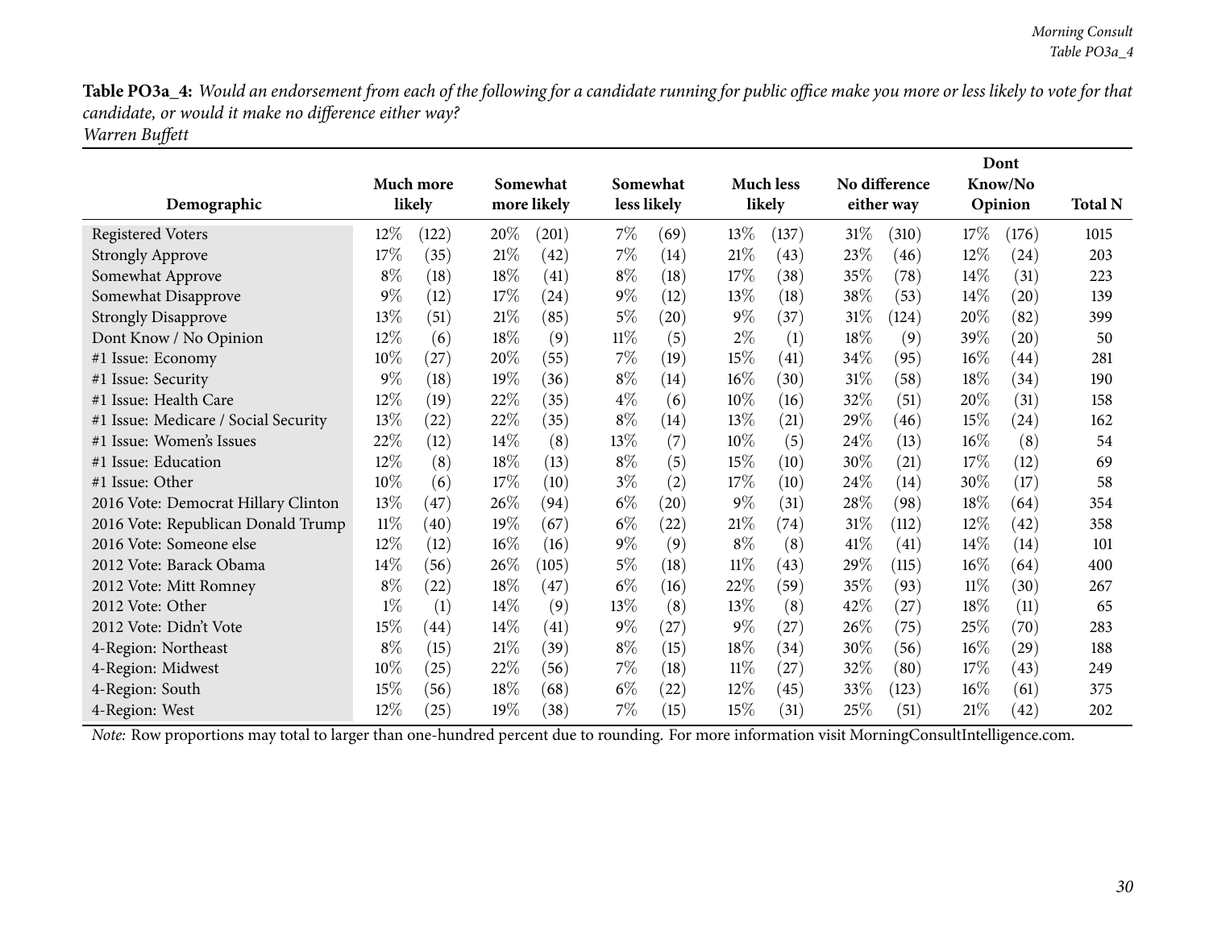**Table PO3a_4:** *Would an endorsement from each of the following for a candidate running for public office make you more or less likely to vote for that candidate, or would it make no difference either way?*
*Warren Buffett*

| Demographic | Much more likely | | Somewhat more likely | | Somewhat less likely | | Much less likely | | No difference either way | | Dont Know/No Opinion | | Total N |
|---|---|---|---|---|---|---|---|---|---|---|---|---|---|
| Registered Voters | 12% | (122) | 20% | (201) | 7% | (69) | 13% | (137) | 31% | (310) | 17% | (176) | 1015 |
| Strongly Approve | 17% | (35) | 21% | (42) | 7% | (14) | 21% | (43) | 23% | (46) | 12% | (24) | 203 |
| Somewhat Approve | 8% | (18) | 18% | (41) | 8% | (18) | 17% | (38) | 35% | (78) | 14% | (31) | 223 |
| Somewhat Disapprove | 9% | (12) | 17% | (24) | 9% | (12) | 13% | (18) | 38% | (53) | 14% | (20) | 139 |
| Strongly Disapprove | 13% | (51) | 21% | (85) | 5% | (20) | 9% | (37) | 31% | (124) | 20% | (82) | 399 |
| Dont Know / No Opinion | 12% | (6) | 18% | (9) | 11% | (5) | 2% | (1) | 18% | (9) | 39% | (20) | 50 |
| #1 Issue: Economy | 10% | (27) | 20% | (55) | 7% | (19) | 15% | (41) | 34% | (95) | 16% | (44) | 281 |
| #1 Issue: Security | 9% | (18) | 19% | (36) | 8% | (14) | 16% | (30) | 31% | (58) | 18% | (34) | 190 |
| #1 Issue: Health Care | 12% | (19) | 22% | (35) | 4% | (6) | 10% | (16) | 32% | (51) | 20% | (31) | 158 |
| #1 Issue: Medicare / Social Security | 13% | (22) | 22% | (35) | 8% | (14) | 13% | (21) | 29% | (46) | 15% | (24) | 162 |
| #1 Issue: Women's Issues | 22% | (12) | 14% | (8) | 13% | (7) | 10% | (5) | 24% | (13) | 16% | (8) | 54 |
| #1 Issue: Education | 12% | (8) | 18% | (13) | 8% | (5) | 15% | (10) | 30% | (21) | 17% | (12) | 69 |
| #1 Issue: Other | 10% | (6) | 17% | (10) | 3% | (2) | 17% | (10) | 24% | (14) | 30% | (17) | 58 |
| 2016 Vote: Democrat Hillary Clinton | 13% | (47) | 26% | (94) | 6% | (20) | 9% | (31) | 28% | (98) | 18% | (64) | 354 |
| 2016 Vote: Republican Donald Trump | 11% | (40) | 19% | (67) | 6% | (22) | 21% | (74) | 31% | (112) | 12% | (42) | 358 |
| 2016 Vote: Someone else | 12% | (12) | 16% | (16) | 9% | (9) | 8% | (8) | 41% | (41) | 14% | (14) | 101 |
| 2012 Vote: Barack Obama | 14% | (56) | 26% | (105) | 5% | (18) | 11% | (43) | 29% | (115) | 16% | (64) | 400 |
| 2012 Vote: Mitt Romney | 8% | (22) | 18% | (47) | 6% | (16) | 22% | (59) | 35% | (93) | 11% | (30) | 267 |
| 2012 Vote: Other | 1% | (1) | 14% | (9) | 13% | (8) | 13% | (8) | 42% | (27) | 18% | (11) | 65 |
| 2012 Vote: Didn't Vote | 15% | (44) | 14% | (41) | 9% | (27) | 9% | (27) | 26% | (75) | 25% | (70) | 283 |
| 4-Region: Northeast | 8% | (15) | 21% | (39) | 8% | (15) | 18% | (34) | 30% | (56) | 16% | (29) | 188 |
| 4-Region: Midwest | 10% | (25) | 22% | (56) | 7% | (18) | 11% | (27) | 32% | (80) | 17% | (43) | 249 |
| 4-Region: South | 15% | (56) | 18% | (68) | 6% | (22) | 12% | (45) | 33% | (123) | 16% | (61) | 375 |
| 4-Region: West | 12% | (25) | 19% | (38) | 7% | (15) | 15% | (31) | 25% | (51) | 21% | (42) | 202 |

*Note:* Row proportions may total to larger than one-hundred percent due to rounding. For more information visit MorningConsultIntelligence.com.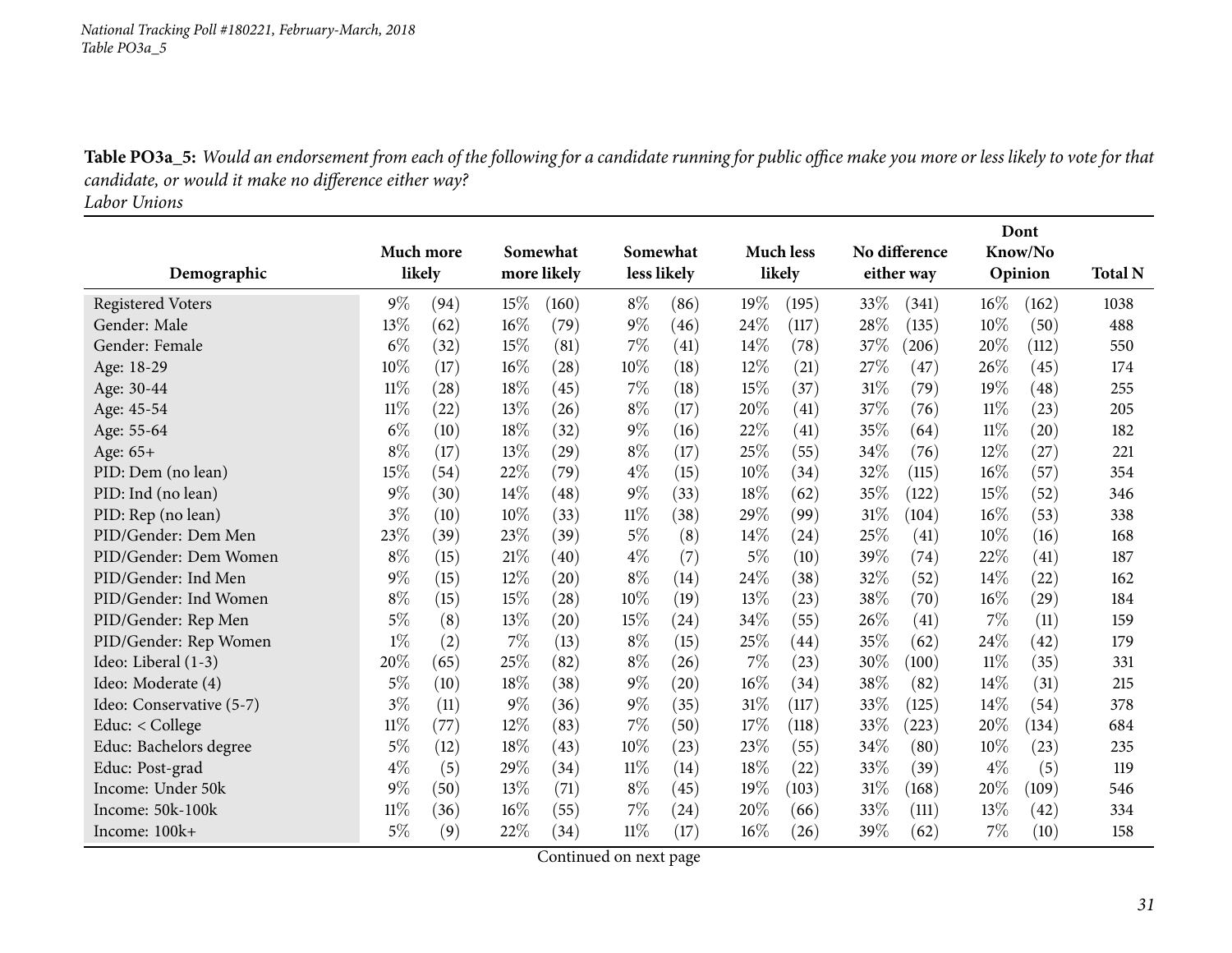*National Tracking Poll #180221, February-March, 2018*
*Table PO3a_5*

**Table PO3a_5:** *Would an endorsement from each of the following for a candidate running for public office make you more or less likely to vote for that candidate, or would it make no difference either way?*
*Labor Unions*

| Demographic | Much more likely | | Somewhat more likely | | Somewhat less likely | | Much less likely | | No difference either way | | Dont Know/No Opinion | | Total N |
|---|---|---|---|---|---|---|---|---|---|---|---|---|---|
| Registered Voters | 9% | (94) | 15% | (160) | 8% | (86) | 19% | (195) | 33% | (341) | 16% | (162) | 1038 |
| Gender: Male | 13% | (62) | 16% | (79) | 9% | (46) | 24% | (117) | 28% | (135) | 10% | (50) | 488 |
| Gender: Female | 6% | (32) | 15% | (81) | 7% | (41) | 14% | (78) | 37% | (206) | 20% | (112) | 550 |
| Age: 18-29 | 10% | (17) | 16% | (28) | 10% | (18) | 12% | (21) | 27% | (47) | 26% | (45) | 174 |
| Age: 30-44 | 11% | (28) | 18% | (45) | 7% | (18) | 15% | (37) | 31% | (79) | 19% | (48) | 255 |
| Age: 45-54 | 11% | (22) | 13% | (26) | 8% | (17) | 20% | (41) | 37% | (76) | 11% | (23) | 205 |
| Age: 55-64 | 6% | (10) | 18% | (32) | 9% | (16) | 22% | (41) | 35% | (64) | 11% | (20) | 182 |
| Age: 65+ | 8% | (17) | 13% | (29) | 8% | (17) | 25% | (55) | 34% | (76) | 12% | (27) | 221 |
| PID: Dem (no lean) | 15% | (54) | 22% | (79) | 4% | (15) | 10% | (34) | 32% | (115) | 16% | (57) | 354 |
| PID: Ind (no lean) | 9% | (30) | 14% | (48) | 9% | (33) | 18% | (62) | 35% | (122) | 15% | (52) | 346 |
| PID: Rep (no lean) | 3% | (10) | 10% | (33) | 11% | (38) | 29% | (99) | 31% | (104) | 16% | (53) | 338 |
| PID/Gender: Dem Men | 23% | (39) | 23% | (39) | 5% | (8) | 14% | (24) | 25% | (41) | 10% | (16) | 168 |
| PID/Gender: Dem Women | 8% | (15) | 21% | (40) | 4% | (7) | 5% | (10) | 39% | (74) | 22% | (41) | 187 |
| PID/Gender: Ind Men | 9% | (15) | 12% | (20) | 8% | (14) | 24% | (38) | 32% | (52) | 14% | (22) | 162 |
| PID/Gender: Ind Women | 8% | (15) | 15% | (28) | 10% | (19) | 13% | (23) | 38% | (70) | 16% | (29) | 184 |
| PID/Gender: Rep Men | 5% | (8) | 13% | (20) | 15% | (24) | 34% | (55) | 26% | (41) | 7% | (11) | 159 |
| PID/Gender: Rep Women | 1% | (2) | 7% | (13) | 8% | (15) | 25% | (44) | 35% | (62) | 24% | (42) | 179 |
| Ideo: Liberal (1-3) | 20% | (65) | 25% | (82) | 8% | (26) | 7% | (23) | 30% | (100) | 11% | (35) | 331 |
| Ideo: Moderate (4) | 5% | (10) | 18% | (38) | 9% | (20) | 16% | (34) | 38% | (82) | 14% | (31) | 215 |
| Ideo: Conservative (5-7) | 3% | (11) | 9% | (36) | 9% | (35) | 31% | (117) | 33% | (125) | 14% | (54) | 378 |
| Educ: < College | 11% | (77) | 12% | (83) | 7% | (50) | 17% | (118) | 33% | (223) | 20% | (134) | 684 |
| Educ: Bachelors degree | 5% | (12) | 18% | (43) | 10% | (23) | 23% | (55) | 34% | (80) | 10% | (23) | 235 |
| Educ: Post-grad | 4% | (5) | 29% | (34) | 11% | (14) | 18% | (22) | 33% | (39) | 4% | (5) | 119 |
| Income: Under 50k | 9% | (50) | 13% | (71) | 8% | (45) | 19% | (103) | 31% | (168) | 20% | (109) | 546 |
| Income: 50k-100k | 11% | (36) | 16% | (55) | 7% | (24) | 20% | (66) | 33% | (111) | 13% | (42) | 334 |
| Income: 100k+ | 5% | (9) | 22% | (34) | 11% | (17) | 16% | (26) | 39% | (62) | 7% | (10) | 158 |

Continued on next page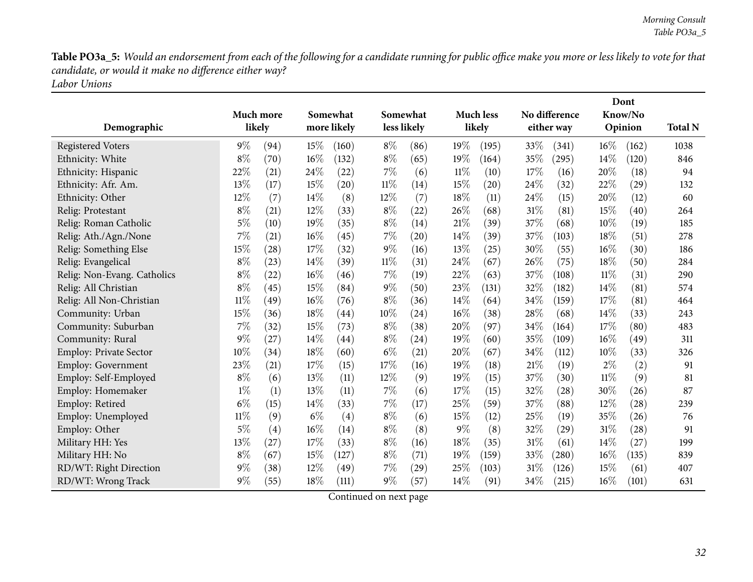**Table PO3a_5:** *Would an endorsement from each of the following for a candidate running for public office make you more or less likely to vote for that candidate, or would it make no difference either way?*
*Labor Unions*

| Demographic | Much more likely | | Somewhat more likely | | Somewhat less likely | | Much less likely | | No difference either way | | Dont Know/No Opinion | | Total N |
|---|---|---|---|---|---|---|---|---|---|---|---|---|---|
| Registered Voters | 9% | (94) | 15% | (160) | 8% | (86) | 19% | (195) | 33% | (341) | 16% | (162) | 1038 |
| Ethnicity: White | 8% | (70) | 16% | (132) | 8% | (65) | 19% | (164) | 35% | (295) | 14% | (120) | 846 |
| Ethnicity: Hispanic | 22% | (21) | 24% | (22) | 7% | (6) | 11% | (10) | 17% | (16) | 20% | (18) | 94 |
| Ethnicity: Afr. Am. | 13% | (17) | 15% | (20) | 11% | (14) | 15% | (20) | 24% | (32) | 22% | (29) | 132 |
| Ethnicity: Other | 12% | (7) | 14% | (8) | 12% | (7) | 18% | (11) | 24% | (15) | 20% | (12) | 60 |
| Relig: Protestant | 8% | (21) | 12% | (33) | 8% | (22) | 26% | (68) | 31% | (81) | 15% | (40) | 264 |
| Relig: Roman Catholic | 5% | (10) | 19% | (35) | 8% | (14) | 21% | (39) | 37% | (68) | 10% | (19) | 185 |
| Relig: Ath./Agn./None | 7% | (21) | 16% | (45) | 7% | (20) | 14% | (39) | 37% | (103) | 18% | (51) | 278 |
| Relig: Something Else | 15% | (28) | 17% | (32) | 9% | (16) | 13% | (25) | 30% | (55) | 16% | (30) | 186 |
| Relig: Evangelical | 8% | (23) | 14% | (39) | 11% | (31) | 24% | (67) | 26% | (75) | 18% | (50) | 284 |
| Relig: Non-Evang. Catholics | 8% | (22) | 16% | (46) | 7% | (19) | 22% | (63) | 37% | (108) | 11% | (31) | 290 |
| Relig: All Christian | 8% | (45) | 15% | (84) | 9% | (50) | 23% | (131) | 32% | (182) | 14% | (81) | 574 |
| Relig: All Non-Christian | 11% | (49) | 16% | (76) | 8% | (36) | 14% | (64) | 34% | (159) | 17% | (81) | 464 |
| Community: Urban | 15% | (36) | 18% | (44) | 10% | (24) | 16% | (38) | 28% | (68) | 14% | (33) | 243 |
| Community: Suburban | 7% | (32) | 15% | (73) | 8% | (38) | 20% | (97) | 34% | (164) | 17% | (80) | 483 |
| Community: Rural | 9% | (27) | 14% | (44) | 8% | (24) | 19% | (60) | 35% | (109) | 16% | (49) | 311 |
| Employ: Private Sector | 10% | (34) | 18% | (60) | 6% | (21) | 20% | (67) | 34% | (112) | 10% | (33) | 326 |
| Employ: Government | 23% | (21) | 17% | (15) | 17% | (16) | 19% | (18) | 21% | (19) | 2% | (2) | 91 |
| Employ: Self-Employed | 8% | (6) | 13% | (11) | 12% | (9) | 19% | (15) | 37% | (30) | 11% | (9) | 81 |
| Employ: Homemaker | 1% | (1) | 13% | (11) | 7% | (6) | 17% | (15) | 32% | (28) | 30% | (26) | 87 |
| Employ: Retired | 6% | (15) | 14% | (33) | 7% | (17) | 25% | (59) | 37% | (88) | 12% | (28) | 239 |
| Employ: Unemployed | 11% | (9) | 6% | (4) | 8% | (6) | 15% | (12) | 25% | (19) | 35% | (26) | 76 |
| Employ: Other | 5% | (4) | 16% | (14) | 8% | (8) | 9% | (8) | 32% | (29) | 31% | (28) | 91 |
| Military HH: Yes | 13% | (27) | 17% | (33) | 8% | (16) | 18% | (35) | 31% | (61) | 14% | (27) | 199 |
| Military HH: No | 8% | (67) | 15% | (127) | 8% | (71) | 19% | (159) | 33% | (280) | 16% | (135) | 839 |
| RD/WT: Right Direction | 9% | (38) | 12% | (49) | 7% | (29) | 25% | (103) | 31% | (126) | 15% | (61) | 407 |
| RD/WT: Wrong Track | 9% | (55) | 18% | (111) | 9% | (57) | 14% | (91) | 34% | (215) | 16% | (101) | 631 |

Continued on next page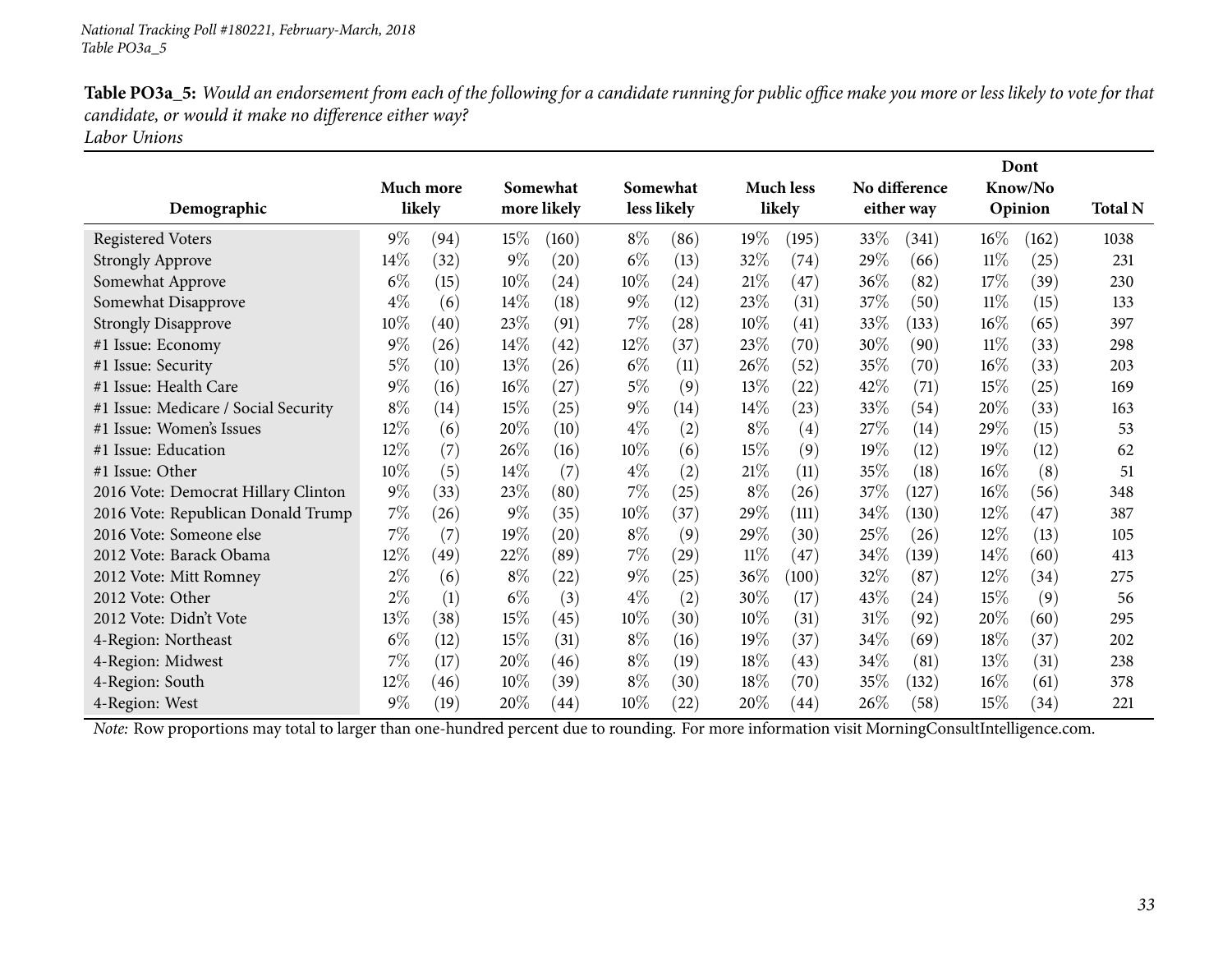*National Tracking Poll #180221, February-March, 2018*
*Table PO3a_5*

**Table PO3a_5:** *Would an endorsement from each of the following for a candidate running for public office make you more or less likely to vote for that candidate, or would it make no difference either way?*
*Labor Unions*

| Demographic | Much more likely | | Somewhat more likely | | Somewhat less likely | | Much less likely | | No difference either way | | Dont Know/No Opinion | | Total N |
|---|---|---|---|---|---|---|---|---|---|---|---|---|---|
| Registered Voters | 9% | (94) | 15% | (160) | 8% | (86) | 19% | (195) | 33% | (341) | 16% | (162) | 1038 |
| Strongly Approve | 14% | (32) | 9% | (20) | 6% | (13) | 32% | (74) | 29% | (66) | 11% | (25) | 231 |
| Somewhat Approve | 6% | (15) | 10% | (24) | 10% | (24) | 21% | (47) | 36% | (82) | 17% | (39) | 230 |
| Somewhat Disapprove | 4% | (6) | 14% | (18) | 9% | (12) | 23% | (31) | 37% | (50) | 11% | (15) | 133 |
| Strongly Disapprove | 10% | (40) | 23% | (91) | 7% | (28) | 10% | (41) | 33% | (133) | 16% | (65) | 397 |
| #1 Issue: Economy | 9% | (26) | 14% | (42) | 12% | (37) | 23% | (70) | 30% | (90) | 11% | (33) | 298 |
| #1 Issue: Security | 5% | (10) | 13% | (26) | 6% | (11) | 26% | (52) | 35% | (70) | 16% | (33) | 203 |
| #1 Issue: Health Care | 9% | (16) | 16% | (27) | 5% | (9) | 13% | (22) | 42% | (71) | 15% | (25) | 169 |
| #1 Issue: Medicare / Social Security | 8% | (14) | 15% | (25) | 9% | (14) | 14% | (23) | 33% | (54) | 20% | (33) | 163 |
| #1 Issue: Women's Issues | 12% | (6) | 20% | (10) | 4% | (2) | 8% | (4) | 27% | (14) | 29% | (15) | 53 |
| #1 Issue: Education | 12% | (7) | 26% | (16) | 10% | (6) | 15% | (9) | 19% | (12) | 19% | (12) | 62 |
| #1 Issue: Other | 10% | (5) | 14% | (7) | 4% | (2) | 21% | (11) | 35% | (18) | 16% | (8) | 51 |
| 2016 Vote: Democrat Hillary Clinton | 9% | (33) | 23% | (80) | 7% | (25) | 8% | (26) | 37% | (127) | 16% | (56) | 348 |
| 2016 Vote: Republican Donald Trump | 7% | (26) | 9% | (35) | 10% | (37) | 29% | (111) | 34% | (130) | 12% | (47) | 387 |
| 2016 Vote: Someone else | 7% | (7) | 19% | (20) | 8% | (9) | 29% | (30) | 25% | (26) | 12% | (13) | 105 |
| 2012 Vote: Barack Obama | 12% | (49) | 22% | (89) | 7% | (29) | 11% | (47) | 34% | (139) | 14% | (60) | 413 |
| 2012 Vote: Mitt Romney | 2% | (6) | 8% | (22) | 9% | (25) | 36% | (100) | 32% | (87) | 12% | (34) | 275 |
| 2012 Vote: Other | 2% | (1) | 6% | (3) | 4% | (2) | 30% | (17) | 43% | (24) | 15% | (9) | 56 |
| 2012 Vote: Didn't Vote | 13% | (38) | 15% | (45) | 10% | (30) | 10% | (31) | 31% | (92) | 20% | (60) | 295 |
| 4-Region: Northeast | 6% | (12) | 15% | (31) | 8% | (16) | 19% | (37) | 34% | (69) | 18% | (37) | 202 |
| 4-Region: Midwest | 7% | (17) | 20% | (46) | 8% | (19) | 18% | (43) | 34% | (81) | 13% | (31) | 238 |
| 4-Region: South | 12% | (46) | 10% | (39) | 8% | (30) | 18% | (70) | 35% | (132) | 16% | (61) | 378 |
| 4-Region: West | 9% | (19) | 20% | (44) | 10% | (22) | 20% | (44) | 26% | (58) | 15% | (34) | 221 |

*Note:* Row proportions may total to larger than one-hundred percent due to rounding. For more information visit MorningConsultIntelligence.com.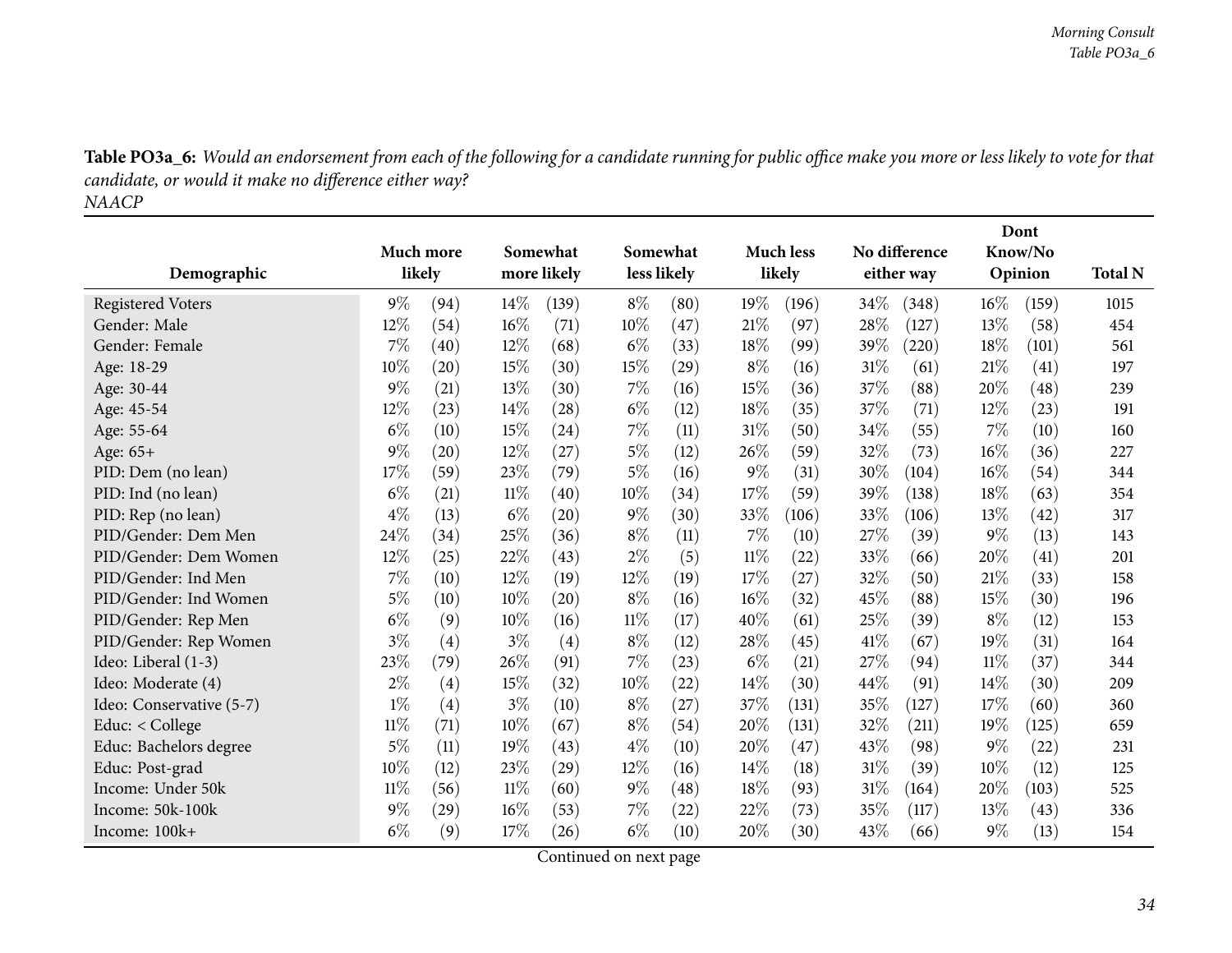**Table PO3a_6:** *Would an endorsement from each of the following for a candidate running for public office make you more or less likely to vote for that candidate, or would it make no difference either way?*
*NAACP*

| Demographic | Much more likely | | Somewhat more likely | | Somewhat less likely | | Much less likely | | No difference either way | | Dont Know/No Opinion | | Total N |
|---|---|---|---|---|---|---|---|---|---|---|---|---|---|
| Registered Voters | 9% | (94) | 14% | (139) | 8% | (80) | 19% | (196) | 34% | (348) | 16% | (159) | 1015 |
| Gender: Male | 12% | (54) | 16% | (71) | 10% | (47) | 21% | (97) | 28% | (127) | 13% | (58) | 454 |
| Gender: Female | 7% | (40) | 12% | (68) | 6% | (33) | 18% | (99) | 39% | (220) | 18% | (101) | 561 |
| Age: 18-29 | 10% | (20) | 15% | (30) | 15% | (29) | 8% | (16) | 31% | (61) | 21% | (41) | 197 |
| Age: 30-44 | 9% | (21) | 13% | (30) | 7% | (16) | 15% | (36) | 37% | (88) | 20% | (48) | 239 |
| Age: 45-54 | 12% | (23) | 14% | (28) | 6% | (12) | 18% | (35) | 37% | (71) | 12% | (23) | 191 |
| Age: 55-64 | 6% | (10) | 15% | (24) | 7% | (11) | 31% | (50) | 34% | (55) | 7% | (10) | 160 |
| Age: 65+ | 9% | (20) | 12% | (27) | 5% | (12) | 26% | (59) | 32% | (73) | 16% | (36) | 227 |
| PID: Dem (no lean) | 17% | (59) | 23% | (79) | 5% | (16) | 9% | (31) | 30% | (104) | 16% | (54) | 344 |
| PID: Ind (no lean) | 6% | (21) | 11% | (40) | 10% | (34) | 17% | (59) | 39% | (138) | 18% | (63) | 354 |
| PID: Rep (no lean) | 4% | (13) | 6% | (20) | 9% | (30) | 33% | (106) | 33% | (106) | 13% | (42) | 317 |
| PID/Gender: Dem Men | 24% | (34) | 25% | (36) | 8% | (11) | 7% | (10) | 27% | (39) | 9% | (13) | 143 |
| PID/Gender: Dem Women | 12% | (25) | 22% | (43) | 2% | (5) | 11% | (22) | 33% | (66) | 20% | (41) | 201 |
| PID/Gender: Ind Men | 7% | (10) | 12% | (19) | 12% | (19) | 17% | (27) | 32% | (50) | 21% | (33) | 158 |
| PID/Gender: Ind Women | 5% | (10) | 10% | (20) | 8% | (16) | 16% | (32) | 45% | (88) | 15% | (30) | 196 |
| PID/Gender: Rep Men | 6% | (9) | 10% | (16) | 11% | (17) | 40% | (61) | 25% | (39) | 8% | (12) | 153 |
| PID/Gender: Rep Women | 3% | (4) | 3% | (4) | 8% | (12) | 28% | (45) | 41% | (67) | 19% | (31) | 164 |
| Ideo: Liberal (1-3) | 23% | (79) | 26% | (91) | 7% | (23) | 6% | (21) | 27% | (94) | 11% | (37) | 344 |
| Ideo: Moderate (4) | 2% | (4) | 15% | (32) | 10% | (22) | 14% | (30) | 44% | (91) | 14% | (30) | 209 |
| Ideo: Conservative (5-7) | 1% | (4) | 3% | (10) | 8% | (27) | 37% | (131) | 35% | (127) | 17% | (60) | 360 |
| Educ: < College | 11% | (71) | 10% | (67) | 8% | (54) | 20% | (131) | 32% | (211) | 19% | (125) | 659 |
| Educ: Bachelors degree | 5% | (11) | 19% | (43) | 4% | (10) | 20% | (47) | 43% | (98) | 9% | (22) | 231 |
| Educ: Post-grad | 10% | (12) | 23% | (29) | 12% | (16) | 14% | (18) | 31% | (39) | 10% | (12) | 125 |
| Income: Under 50k | 11% | (56) | 11% | (60) | 9% | (48) | 18% | (93) | 31% | (164) | 20% | (103) | 525 |
| Income: 50k-100k | 9% | (29) | 16% | (53) | 7% | (22) | 22% | (73) | 35% | (117) | 13% | (43) | 336 |
| Income: 100k+ | 6% | (9) | 17% | (26) | 6% | (10) | 20% | (30) | 43% | (66) | 9% | (13) | 154 |

Continued on next page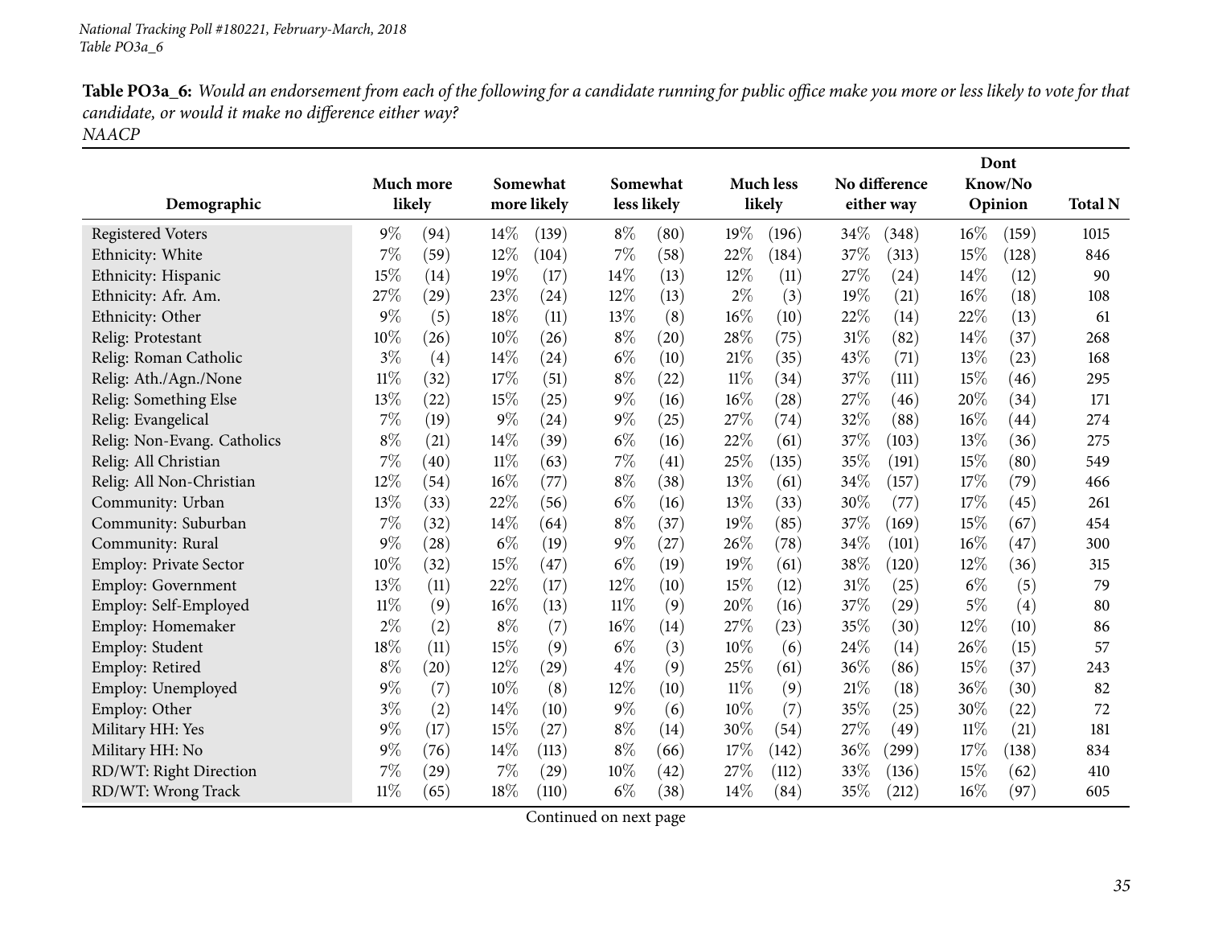*National Tracking Poll #180221, February-March, 2018*
*Table PO3a_6*

**Table PO3a_6:** *Would an endorsement from each of the following for a candidate running for public office make you more or less likely to vote for that candidate, or would it make no difference either way?*
*NAACP*

| Demographic | Much more likely | | Somewhat more likely | | Somewhat less likely | | Much less likely | | No difference either way | | Dont Know/No Opinion | | Total N |
|---|---|---|---|---|---|---|---|---|---|---|---|---|---|
| Registered Voters | 9% | (94) | 14% | (139) | 8% | (80) | 19% | (196) | 34% | (348) | 16% | (159) | 1015 |
| Ethnicity: White | 7% | (59) | 12% | (104) | 7% | (58) | 22% | (184) | 37% | (313) | 15% | (128) | 846 |
| Ethnicity: Hispanic | 15% | (14) | 19% | (17) | 14% | (13) | 12% | (11) | 27% | (24) | 14% | (12) | 90 |
| Ethnicity: Afr. Am. | 27% | (29) | 23% | (24) | 12% | (13) | 2% | (3) | 19% | (21) | 16% | (18) | 108 |
| Ethnicity: Other | 9% | (5) | 18% | (11) | 13% | (8) | 16% | (10) | 22% | (14) | 22% | (13) | 61 |
| Relig: Protestant | 10% | (26) | 10% | (26) | 8% | (20) | 28% | (75) | 31% | (82) | 14% | (37) | 268 |
| Relig: Roman Catholic | 3% | (4) | 14% | (24) | 6% | (10) | 21% | (35) | 43% | (71) | 13% | (23) | 168 |
| Relig: Ath./Agn./None | 11% | (32) | 17% | (51) | 8% | (22) | 11% | (34) | 37% | (111) | 15% | (46) | 295 |
| Relig: Something Else | 13% | (22) | 15% | (25) | 9% | (16) | 16% | (28) | 27% | (46) | 20% | (34) | 171 |
| Relig: Evangelical | 7% | (19) | 9% | (24) | 9% | (25) | 27% | (74) | 32% | (88) | 16% | (44) | 274 |
| Relig: Non-Evang. Catholics | 8% | (21) | 14% | (39) | 6% | (16) | 22% | (61) | 37% | (103) | 13% | (36) | 275 |
| Relig: All Christian | 7% | (40) | 11% | (63) | 7% | (41) | 25% | (135) | 35% | (191) | 15% | (80) | 549 |
| Relig: All Non-Christian | 12% | (54) | 16% | (77) | 8% | (38) | 13% | (61) | 34% | (157) | 17% | (79) | 466 |
| Community: Urban | 13% | (33) | 22% | (56) | 6% | (16) | 13% | (33) | 30% | (77) | 17% | (45) | 261 |
| Community: Suburban | 7% | (32) | 14% | (64) | 8% | (37) | 19% | (85) | 37% | (169) | 15% | (67) | 454 |
| Community: Rural | 9% | (28) | 6% | (19) | 9% | (27) | 26% | (78) | 34% | (101) | 16% | (47) | 300 |
| Employ: Private Sector | 10% | (32) | 15% | (47) | 6% | (19) | 19% | (61) | 38% | (120) | 12% | (36) | 315 |
| Employ: Government | 13% | (11) | 22% | (17) | 12% | (10) | 15% | (12) | 31% | (25) | 6% | (5) | 79 |
| Employ: Self-Employed | 11% | (9) | 16% | (13) | 11% | (9) | 20% | (16) | 37% | (29) | 5% | (4) | 80 |
| Employ: Homemaker | 2% | (2) | 8% | (7) | 16% | (14) | 27% | (23) | 35% | (30) | 12% | (10) | 86 |
| Employ: Student | 18% | (11) | 15% | (9) | 6% | (3) | 10% | (6) | 24% | (14) | 26% | (15) | 57 |
| Employ: Retired | 8% | (20) | 12% | (29) | 4% | (9) | 25% | (61) | 36% | (86) | 15% | (37) | 243 |
| Employ: Unemployed | 9% | (7) | 10% | (8) | 12% | (10) | 11% | (9) | 21% | (18) | 36% | (30) | 82 |
| Employ: Other | 3% | (2) | 14% | (10) | 9% | (6) | 10% | (7) | 35% | (25) | 30% | (22) | 72 |
| Military HH: Yes | 9% | (17) | 15% | (27) | 8% | (14) | 30% | (54) | 27% | (49) | 11% | (21) | 181 |
| Military HH: No | 9% | (76) | 14% | (113) | 8% | (66) | 17% | (142) | 36% | (299) | 17% | (138) | 834 |
| RD/WT: Right Direction | 7% | (29) | 7% | (29) | 10% | (42) | 27% | (112) | 33% | (136) | 15% | (62) | 410 |
| RD/WT: Wrong Track | 11% | (65) | 18% | (110) | 6% | (38) | 14% | (84) | 35% | (212) | 16% | (97) | 605 |

Continued on next page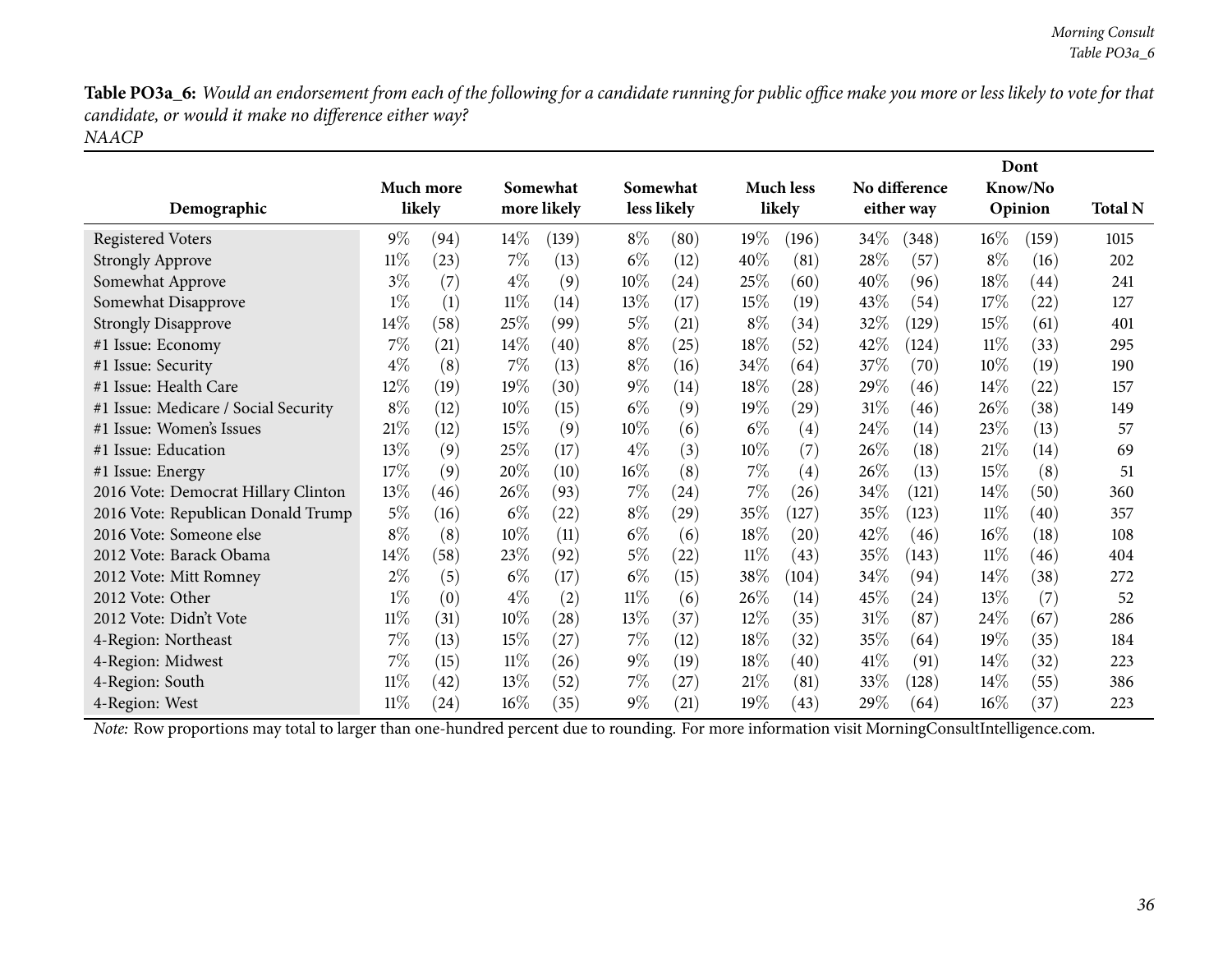**Table PO3a_6:** *Would an endorsement from each of the following for a candidate running for public office make you more or less likely to vote for that candidate, or would it make no difference either way?*
*NAACP*

| Demographic | Much more likely | | Somewhat more likely | | Somewhat less likely | | Much less likely | | No difference either way | | Dont Know/No Opinion | | Total N |
|---|---|---|---|---|---|---|---|---|---|---|---|---|---|
| Registered Voters | 9% | (94) | 14% | (139) | 8% | (80) | 19% | (196) | 34% | (348) | 16% | (159) | 1015 |
| Strongly Approve | 11% | (23) | 7% | (13) | 6% | (12) | 40% | (81) | 28% | (57) | 8% | (16) | 202 |
| Somewhat Approve | 3% | (7) | 4% | (9) | 10% | (24) | 25% | (60) | 40% | (96) | 18% | (44) | 241 |
| Somewhat Disapprove | 1% | (1) | 11% | (14) | 13% | (17) | 15% | (19) | 43% | (54) | 17% | (22) | 127 |
| Strongly Disapprove | 14% | (58) | 25% | (99) | 5% | (21) | 8% | (34) | 32% | (129) | 15% | (61) | 401 |
| #1 Issue: Economy | 7% | (21) | 14% | (40) | 8% | (25) | 18% | (52) | 42% | (124) | 11% | (33) | 295 |
| #1 Issue: Security | 4% | (8) | 7% | (13) | 8% | (16) | 34% | (64) | 37% | (70) | 10% | (19) | 190 |
| #1 Issue: Health Care | 12% | (19) | 19% | (30) | 9% | (14) | 18% | (28) | 29% | (46) | 14% | (22) | 157 |
| #1 Issue: Medicare / Social Security | 8% | (12) | 10% | (15) | 6% | (9) | 19% | (29) | 31% | (46) | 26% | (38) | 149 |
| #1 Issue: Women's Issues | 21% | (12) | 15% | (9) | 10% | (6) | 6% | (4) | 24% | (14) | 23% | (13) | 57 |
| #1 Issue: Education | 13% | (9) | 25% | (17) | 4% | (3) | 10% | (7) | 26% | (18) | 21% | (14) | 69 |
| #1 Issue: Energy | 17% | (9) | 20% | (10) | 16% | (8) | 7% | (4) | 26% | (13) | 15% | (8) | 51 |
| 2016 Vote: Democrat Hillary Clinton | 13% | (46) | 26% | (93) | 7% | (24) | 7% | (26) | 34% | (121) | 14% | (50) | 360 |
| 2016 Vote: Republican Donald Trump | 5% | (16) | 6% | (22) | 8% | (29) | 35% | (127) | 35% | (123) | 11% | (40) | 357 |
| 2016 Vote: Someone else | 8% | (8) | 10% | (11) | 6% | (6) | 18% | (20) | 42% | (46) | 16% | (18) | 108 |
| 2012 Vote: Barack Obama | 14% | (58) | 23% | (92) | 5% | (22) | 11% | (43) | 35% | (143) | 11% | (46) | 404 |
| 2012 Vote: Mitt Romney | 2% | (5) | 6% | (17) | 6% | (15) | 38% | (104) | 34% | (94) | 14% | (38) | 272 |
| 2012 Vote: Other | 1% | (0) | 4% | (2) | 11% | (6) | 26% | (14) | 45% | (24) | 13% | (7) | 52 |
| 2012 Vote: Didn't Vote | 11% | (31) | 10% | (28) | 13% | (37) | 12% | (35) | 31% | (87) | 24% | (67) | 286 |
| 4-Region: Northeast | 7% | (13) | 15% | (27) | 7% | (12) | 18% | (32) | 35% | (64) | 19% | (35) | 184 |
| 4-Region: Midwest | 7% | (15) | 11% | (26) | 9% | (19) | 18% | (40) | 41% | (91) | 14% | (32) | 223 |
| 4-Region: South | 11% | (42) | 13% | (52) | 7% | (27) | 21% | (81) | 33% | (128) | 14% | (55) | 386 |
| 4-Region: West | 11% | (24) | 16% | (35) | 9% | (21) | 19% | (43) | 29% | (64) | 16% | (37) | 223 |

*Note:* Row proportions may total to larger than one-hundred percent due to rounding. For more information visit MorningConsultIntelligence.com.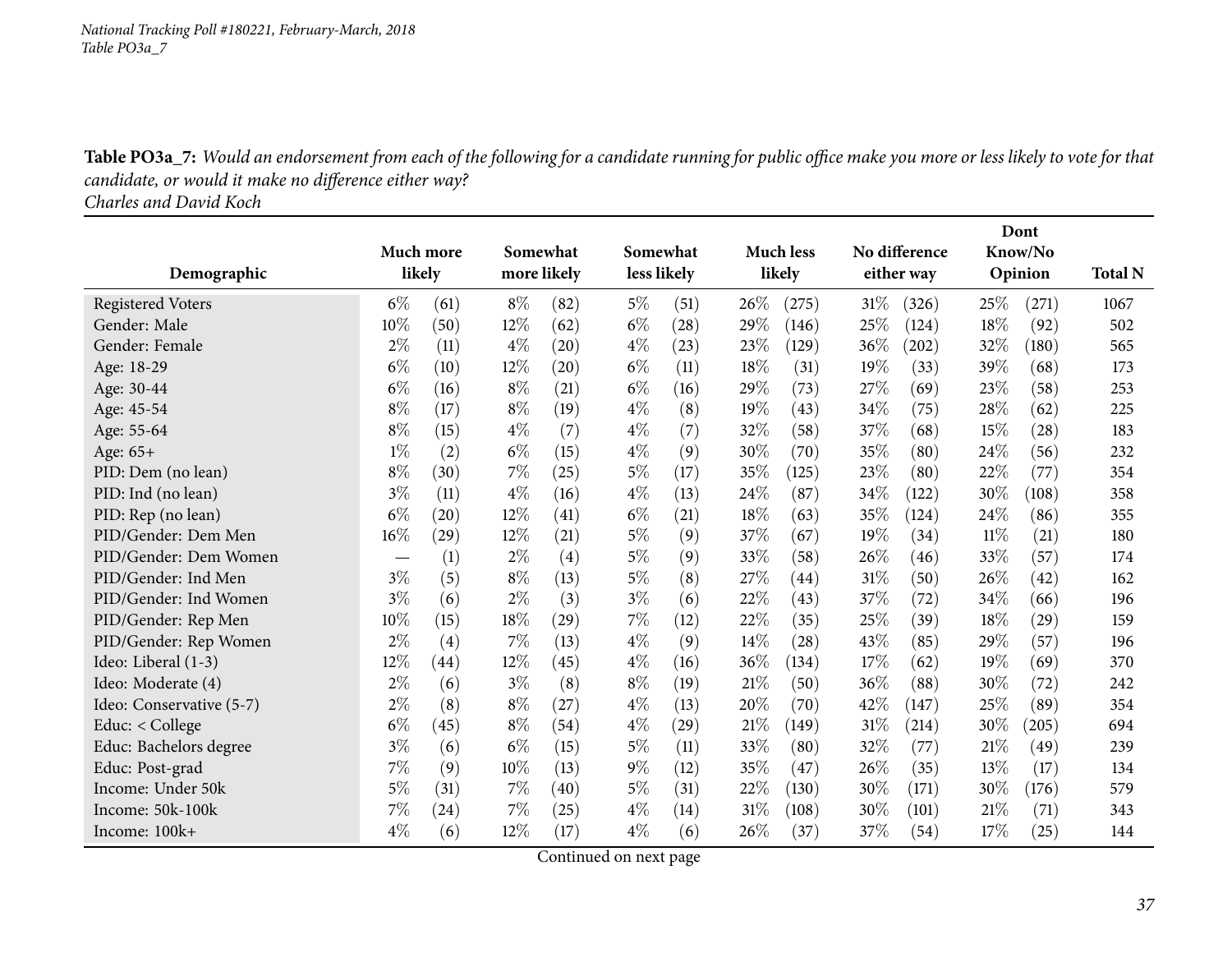*National Tracking Poll #180221, February-March, 2018*
*Table PO3a_7*

**Table PO3a_7:** *Would an endorsement from each of the following for a candidate running for public office make you more or less likely to vote for that candidate, or would it make no difference either way?*
*Charles and David Koch*

| Demographic | Much more likely | | Somewhat more likely | | Somewhat less likely | | Much less likely | | No difference either way | | Dont Know/No Opinion | | Total N |
|---|---|---|---|---|---|---|---|---|---|---|---|---|---|
| Registered Voters | 6% | (61) | 8% | (82) | 5% | (51) | 26% | (275) | 31% | (326) | 25% | (271) | 1067 |
| Gender: Male | 10% | (50) | 12% | (62) | 6% | (28) | 29% | (146) | 25% | (124) | 18% | (92) | 502 |
| Gender: Female | 2% | (11) | 4% | (20) | 4% | (23) | 23% | (129) | 36% | (202) | 32% | (180) | 565 |
| Age: 18-29 | 6% | (10) | 12% | (20) | 6% | (11) | 18% | (31) | 19% | (33) | 39% | (68) | 173 |
| Age: 30-44 | 6% | (16) | 8% | (21) | 6% | (16) | 29% | (73) | 27% | (69) | 23% | (58) | 253 |
| Age: 45-54 | 8% | (17) | 8% | (19) | 4% | (8) | 19% | (43) | 34% | (75) | 28% | (62) | 225 |
| Age: 55-64 | 8% | (15) | 4% | (7) | 4% | (7) | 32% | (58) | 37% | (68) | 15% | (28) | 183 |
| Age: 65+ | 1% | (2) | 6% | (15) | 4% | (9) | 30% | (70) | 35% | (80) | 24% | (56) | 232 |
| PID: Dem (no lean) | 8% | (30) | 7% | (25) | 5% | (17) | 35% | (125) | 23% | (80) | 22% | (77) | 354 |
| PID: Ind (no lean) | 3% | (11) | 4% | (16) | 4% | (13) | 24% | (87) | 34% | (122) | 30% | (108) | 358 |
| PID: Rep (no lean) | 6% | (20) | 12% | (41) | 6% | (21) | 18% | (63) | 35% | (124) | 24% | (86) | 355 |
| PID/Gender: Dem Men | 16% | (29) | 12% | (21) | 5% | (9) | 37% | (67) | 19% | (34) | 11% | (21) | 180 |
| PID/Gender: Dem Women | — | (1) | 2% | (4) | 5% | (9) | 33% | (58) | 26% | (46) | 33% | (57) | 174 |
| PID/Gender: Ind Men | 3% | (5) | 8% | (13) | 5% | (8) | 27% | (44) | 31% | (50) | 26% | (42) | 162 |
| PID/Gender: Ind Women | 3% | (6) | 2% | (3) | 3% | (6) | 22% | (43) | 37% | (72) | 34% | (66) | 196 |
| PID/Gender: Rep Men | 10% | (15) | 18% | (29) | 7% | (12) | 22% | (35) | 25% | (39) | 18% | (29) | 159 |
| PID/Gender: Rep Women | 2% | (4) | 7% | (13) | 4% | (9) | 14% | (28) | 43% | (85) | 29% | (57) | 196 |
| Ideo: Liberal (1-3) | 12% | (44) | 12% | (45) | 4% | (16) | 36% | (134) | 17% | (62) | 19% | (69) | 370 |
| Ideo: Moderate (4) | 2% | (6) | 3% | (8) | 8% | (19) | 21% | (50) | 36% | (88) | 30% | (72) | 242 |
| Ideo: Conservative (5-7) | 2% | (8) | 8% | (27) | 4% | (13) | 20% | (70) | 42% | (147) | 25% | (89) | 354 |
| Educ: < College | 6% | (45) | 8% | (54) | 4% | (29) | 21% | (149) | 31% | (214) | 30% | (205) | 694 |
| Educ: Bachelors degree | 3% | (6) | 6% | (15) | 5% | (11) | 33% | (80) | 32% | (77) | 21% | (49) | 239 |
| Educ: Post-grad | 7% | (9) | 10% | (13) | 9% | (12) | 35% | (47) | 26% | (35) | 13% | (17) | 134 |
| Income: Under 50k | 5% | (31) | 7% | (40) | 5% | (31) | 22% | (130) | 30% | (171) | 30% | (176) | 579 |
| Income: 50k-100k | 7% | (24) | 7% | (25) | 4% | (14) | 31% | (108) | 30% | (101) | 21% | (71) | 343 |
| Income: 100k+ | 4% | (6) | 12% | (17) | 4% | (6) | 26% | (37) | 37% | (54) | 17% | (25) | 144 |

Continued on next page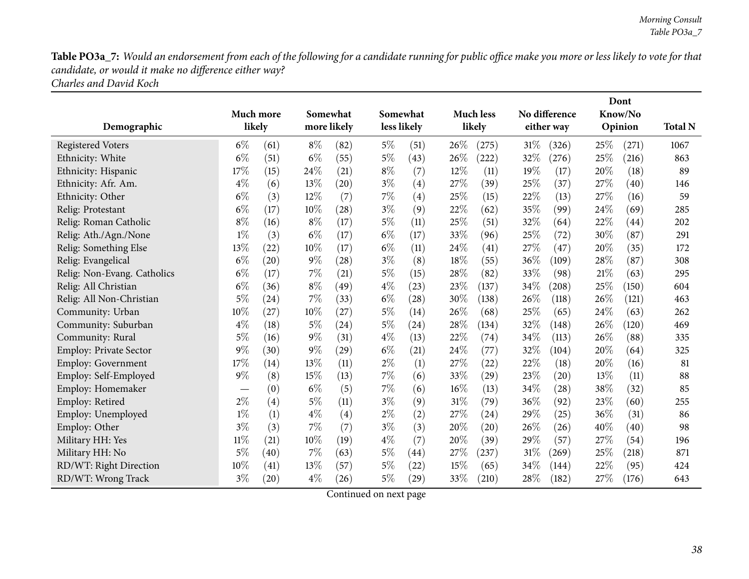**Table PO3a_7:** *Would an endorsement from each of the following for a candidate running for public office make you more or less likely to vote for that candidate, or would it make no difference either way?*
*Charles and David Koch*

| Demographic | Much more likely | | Somewhat more likely | | Somewhat less likely | | Much less likely | | No difference either way | | Dont Know/No Opinion | | Total N |
|---|---|---|---|---|---|---|---|---|---|---|---|---|---|
| Registered Voters | 6% | (61) | 8% | (82) | 5% | (51) | 26% | (275) | 31% | (326) | 25% | (271) | 1067 |
| Ethnicity: White | 6% | (51) | 6% | (55) | 5% | (43) | 26% | (222) | 32% | (276) | 25% | (216) | 863 |
| Ethnicity: Hispanic | 17% | (15) | 24% | (21) | 8% | (7) | 12% | (11) | 19% | (17) | 20% | (18) | 89 |
| Ethnicity: Afr. Am. | 4% | (6) | 13% | (20) | 3% | (4) | 27% | (39) | 25% | (37) | 27% | (40) | 146 |
| Ethnicity: Other | 6% | (3) | 12% | (7) | 7% | (4) | 25% | (15) | 22% | (13) | 27% | (16) | 59 |
| Relig: Protestant | 6% | (17) | 10% | (28) | 3% | (9) | 22% | (62) | 35% | (99) | 24% | (69) | 285 |
| Relig: Roman Catholic | 8% | (16) | 8% | (17) | 5% | (11) | 25% | (51) | 32% | (64) | 22% | (44) | 202 |
| Relig: Ath./Agn./None | 1% | (3) | 6% | (17) | 6% | (17) | 33% | (96) | 25% | (72) | 30% | (87) | 291 |
| Relig: Something Else | 13% | (22) | 10% | (17) | 6% | (11) | 24% | (41) | 27% | (47) | 20% | (35) | 172 |
| Relig: Evangelical | 6% | (20) | 9% | (28) | 3% | (8) | 18% | (55) | 36% | (109) | 28% | (87) | 308 |
| Relig: Non-Evang. Catholics | 6% | (17) | 7% | (21) | 5% | (15) | 28% | (82) | 33% | (98) | 21% | (63) | 295 |
| Relig: All Christian | 6% | (36) | 8% | (49) | 4% | (23) | 23% | (137) | 34% | (208) | 25% | (150) | 604 |
| Relig: All Non-Christian | 5% | (24) | 7% | (33) | 6% | (28) | 30% | (138) | 26% | (118) | 26% | (121) | 463 |
| Community: Urban | 10% | (27) | 10% | (27) | 5% | (14) | 26% | (68) | 25% | (65) | 24% | (63) | 262 |
| Community: Suburban | 4% | (18) | 5% | (24) | 5% | (24) | 28% | (134) | 32% | (148) | 26% | (120) | 469 |
| Community: Rural | 5% | (16) | 9% | (31) | 4% | (13) | 22% | (74) | 34% | (113) | 26% | (88) | 335 |
| Employ: Private Sector | 9% | (30) | 9% | (29) | 6% | (21) | 24% | (77) | 32% | (104) | 20% | (64) | 325 |
| Employ: Government | 17% | (14) | 13% | (11) | 2% | (1) | 27% | (22) | 22% | (18) | 20% | (16) | 81 |
| Employ: Self-Employed | 9% | (8) | 15% | (13) | 7% | (6) | 33% | (29) | 23% | (20) | 13% | (11) | 88 |
| Employ: Homemaker | — | (0) | 6% | (5) | 7% | (6) | 16% | (13) | 34% | (28) | 38% | (32) | 85 |
| Employ: Retired | 2% | (4) | 5% | (11) | 3% | (9) | 31% | (79) | 36% | (92) | 23% | (60) | 255 |
| Employ: Unemployed | 1% | (1) | 4% | (4) | 2% | (2) | 27% | (24) | 29% | (25) | 36% | (31) | 86 |
| Employ: Other | 3% | (3) | 7% | (7) | 3% | (3) | 20% | (20) | 26% | (26) | 40% | (40) | 98 |
| Military HH: Yes | 11% | (21) | 10% | (19) | 4% | (7) | 20% | (39) | 29% | (57) | 27% | (54) | 196 |
| Military HH: No | 5% | (40) | 7% | (63) | 5% | (44) | 27% | (237) | 31% | (269) | 25% | (218) | 871 |
| RD/WT: Right Direction | 10% | (41) | 13% | (57) | 5% | (22) | 15% | (65) | 34% | (144) | 22% | (95) | 424 |
| RD/WT: Wrong Track | 3% | (20) | 4% | (26) | 5% | (29) | 33% | (210) | 28% | (182) | 27% | (176) | 643 |

Continued on next page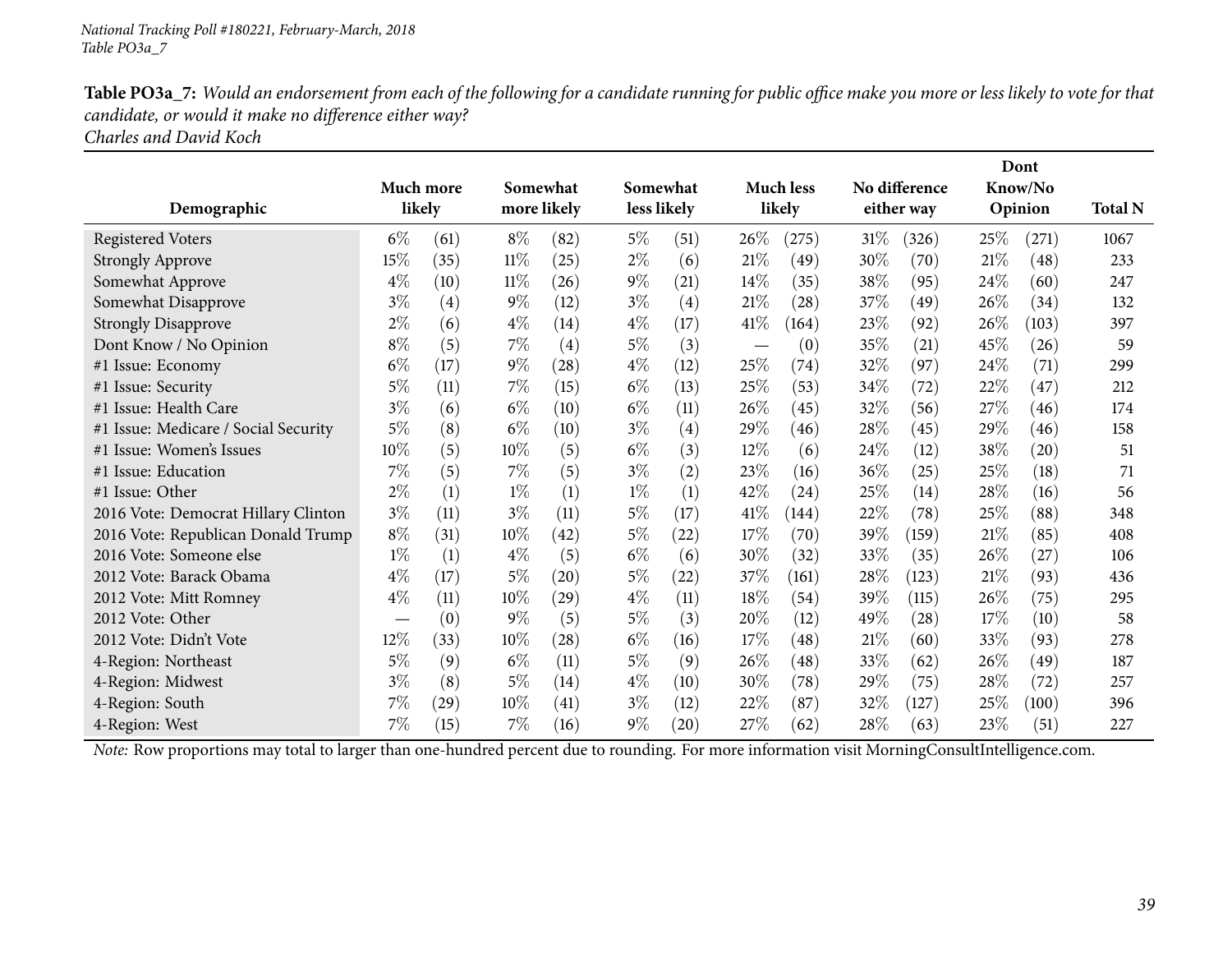*National Tracking Poll #180221, February-March, 2018*
*Table PO3a_7*

**Table PO3a_7:** *Would an endorsement from each of the following for a candidate running for public office make you more or less likely to vote for that candidate, or would it make no difference either way?*
*Charles and David Koch*

| Demographic | Much more likely | | Somewhat more likely | | Somewhat less likely | | Much less likely | | No difference either way | | Dont Know/No Opinion | | Total N |
|---|---|---|---|---|---|---|---|---|---|---|---|---|---|
| Registered Voters | 6% | (61) | 8% | (82) | 5% | (51) | 26% | (275) | 31% | (326) | 25% | (271) | 1067 |
| Strongly Approve | 15% | (35) | 11% | (25) | 2% | (6) | 21% | (49) | 30% | (70) | 21% | (48) | 233 |
| Somewhat Approve | 4% | (10) | 11% | (26) | 9% | (21) | 14% | (35) | 38% | (95) | 24% | (60) | 247 |
| Somewhat Disapprove | 3% | (4) | 9% | (12) | 3% | (4) | 21% | (28) | 37% | (49) | 26% | (34) | 132 |
| Strongly Disapprove | 2% | (6) | 4% | (14) | 4% | (17) | 41% | (164) | 23% | (92) | 26% | (103) | 397 |
| Dont Know / No Opinion | 8% | (5) | 7% | (4) | 5% | (3) | — | (0) | 35% | (21) | 45% | (26) | 59 |
| #1 Issue: Economy | 6% | (17) | 9% | (28) | 4% | (12) | 25% | (74) | 32% | (97) | 24% | (71) | 299 |
| #1 Issue: Security | 5% | (11) | 7% | (15) | 6% | (13) | 25% | (53) | 34% | (72) | 22% | (47) | 212 |
| #1 Issue: Health Care | 3% | (6) | 6% | (10) | 6% | (11) | 26% | (45) | 32% | (56) | 27% | (46) | 174 |
| #1 Issue: Medicare / Social Security | 5% | (8) | 6% | (10) | 3% | (4) | 29% | (46) | 28% | (45) | 29% | (46) | 158 |
| #1 Issue: Women's Issues | 10% | (5) | 10% | (5) | 6% | (3) | 12% | (6) | 24% | (12) | 38% | (20) | 51 |
| #1 Issue: Education | 7% | (5) | 7% | (5) | 3% | (2) | 23% | (16) | 36% | (25) | 25% | (18) | 71 |
| #1 Issue: Other | 2% | (1) | 1% | (1) | 1% | (1) | 42% | (24) | 25% | (14) | 28% | (16) | 56 |
| 2016 Vote: Democrat Hillary Clinton | 3% | (11) | 3% | (11) | 5% | (17) | 41% | (144) | 22% | (78) | 25% | (88) | 348 |
| 2016 Vote: Republican Donald Trump | 8% | (31) | 10% | (42) | 5% | (22) | 17% | (70) | 39% | (159) | 21% | (85) | 408 |
| 2016 Vote: Someone else | 1% | (1) | 4% | (5) | 6% | (6) | 30% | (32) | 33% | (35) | 26% | (27) | 106 |
| 2012 Vote: Barack Obama | 4% | (17) | 5% | (20) | 5% | (22) | 37% | (161) | 28% | (123) | 21% | (93) | 436 |
| 2012 Vote: Mitt Romney | 4% | (11) | 10% | (29) | 4% | (11) | 18% | (54) | 39% | (115) | 26% | (75) | 295 |
| 2012 Vote: Other | — | (0) | 9% | (5) | 5% | (3) | 20% | (12) | 49% | (28) | 17% | (10) | 58 |
| 2012 Vote: Didn't Vote | 12% | (33) | 10% | (28) | 6% | (16) | 17% | (48) | 21% | (60) | 33% | (93) | 278 |
| 4-Region: Northeast | 5% | (9) | 6% | (11) | 5% | (9) | 26% | (48) | 33% | (62) | 26% | (49) | 187 |
| 4-Region: Midwest | 3% | (8) | 5% | (14) | 4% | (10) | 30% | (78) | 29% | (75) | 28% | (72) | 257 |
| 4-Region: South | 7% | (29) | 10% | (41) | 3% | (12) | 22% | (87) | 32% | (127) | 25% | (100) | 396 |
| 4-Region: West | 7% | (15) | 7% | (16) | 9% | (20) | 27% | (62) | 28% | (63) | 23% | (51) | 227 |

*Note:* Row proportions may total to larger than one-hundred percent due to rounding. For more information visit MorningConsultIntelligence.com.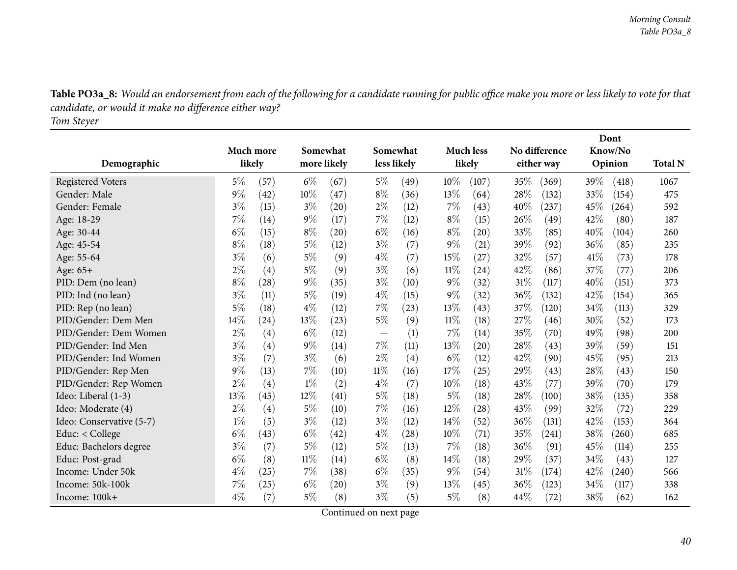**Table PO3a_8:** *Would an endorsement from each of the following for a candidate running for public office make you more or less likely to vote for that candidate, or would it make no difference either way?*
*Tom Steyer*

| Demographic | Much more likely | | Somewhat more likely | | Somewhat less likely | | Much less likely | | No difference either way | | Dont Know/No Opinion | | Total N |
|---|---|---|---|---|---|---|---|---|---|---|---|---|---|
| Registered Voters | 5% | (57) | 6% | (67) | 5% | (49) | 10% | (107) | 35% | (369) | 39% | (418) | 1067 |
| Gender: Male | 9% | (42) | 10% | (47) | 8% | (36) | 13% | (64) | 28% | (132) | 33% | (154) | 475 |
| Gender: Female | 3% | (15) | 3% | (20) | 2% | (12) | 7% | (43) | 40% | (237) | 45% | (264) | 592 |
| Age: 18-29 | 7% | (14) | 9% | (17) | 7% | (12) | 8% | (15) | 26% | (49) | 42% | (80) | 187 |
| Age: 30-44 | 6% | (15) | 8% | (20) | 6% | (16) | 8% | (20) | 33% | (85) | 40% | (104) | 260 |
| Age: 45-54 | 8% | (18) | 5% | (12) | 3% | (7) | 9% | (21) | 39% | (92) | 36% | (85) | 235 |
| Age: 55-64 | 3% | (6) | 5% | (9) | 4% | (7) | 15% | (27) | 32% | (57) | 41% | (73) | 178 |
| Age: 65+ | 2% | (4) | 5% | (9) | 3% | (6) | 11% | (24) | 42% | (86) | 37% | (77) | 206 |
| PID: Dem (no lean) | 8% | (28) | 9% | (35) | 3% | (10) | 9% | (32) | 31% | (117) | 40% | (151) | 373 |
| PID: Ind (no lean) | 3% | (11) | 5% | (19) | 4% | (15) | 9% | (32) | 36% | (132) | 42% | (154) | 365 |
| PID: Rep (no lean) | 5% | (18) | 4% | (12) | 7% | (23) | 13% | (43) | 37% | (120) | 34% | (113) | 329 |
| PID/Gender: Dem Men | 14% | (24) | 13% | (23) | 5% | (9) | 11% | (18) | 27% | (46) | 30% | (52) | 173 |
| PID/Gender: Dem Women | 2% | (4) | 6% | (12) | — | (1) | 7% | (14) | 35% | (70) | 49% | (98) | 200 |
| PID/Gender: Ind Men | 3% | (4) | 9% | (14) | 7% | (11) | 13% | (20) | 28% | (43) | 39% | (59) | 151 |
| PID/Gender: Ind Women | 3% | (7) | 3% | (6) | 2% | (4) | 6% | (12) | 42% | (90) | 45% | (95) | 213 |
| PID/Gender: Rep Men | 9% | (13) | 7% | (10) | 11% | (16) | 17% | (25) | 29% | (43) | 28% | (43) | 150 |
| PID/Gender: Rep Women | 2% | (4) | 1% | (2) | 4% | (7) | 10% | (18) | 43% | (77) | 39% | (70) | 179 |
| Ideo: Liberal (1-3) | 13% | (45) | 12% | (41) | 5% | (18) | 5% | (18) | 28% | (100) | 38% | (135) | 358 |
| Ideo: Moderate (4) | 2% | (4) | 5% | (10) | 7% | (16) | 12% | (28) | 43% | (99) | 32% | (72) | 229 |
| Ideo: Conservative (5-7) | 1% | (5) | 3% | (12) | 3% | (12) | 14% | (52) | 36% | (131) | 42% | (153) | 364 |
| Educ: < College | 6% | (43) | 6% | (42) | 4% | (28) | 10% | (71) | 35% | (241) | 38% | (260) | 685 |
| Educ: Bachelors degree | 3% | (7) | 5% | (12) | 5% | (13) | 7% | (18) | 36% | (91) | 45% | (114) | 255 |
| Educ: Post-grad | 6% | (8) | 11% | (14) | 6% | (8) | 14% | (18) | 29% | (37) | 34% | (43) | 127 |
| Income: Under 50k | 4% | (25) | 7% | (38) | 6% | (35) | 9% | (54) | 31% | (174) | 42% | (240) | 566 |
| Income: 50k-100k | 7% | (25) | 6% | (20) | 3% | (9) | 13% | (45) | 36% | (123) | 34% | (117) | 338 |
| Income: 100k+ | 4% | (7) | 5% | (8) | 3% | (5) | 5% | (8) | 44% | (72) | 38% | (62) | 162 |

Continued on next page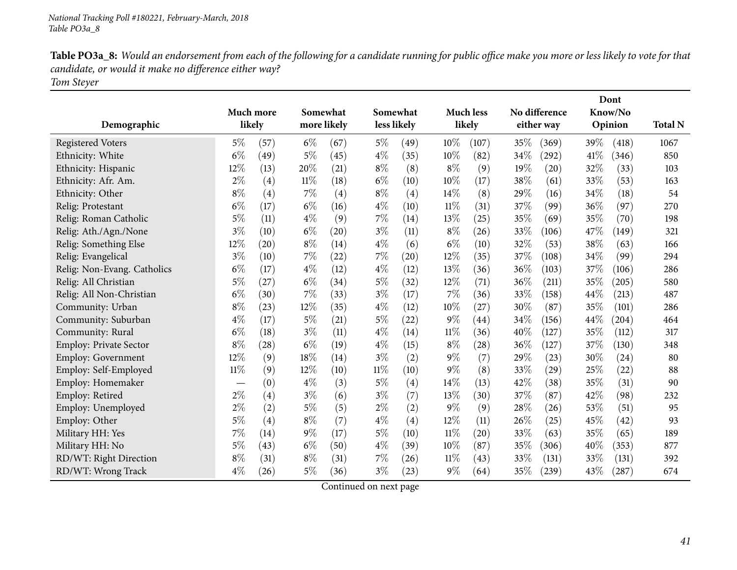*National Tracking Poll #180221, February-March, 2018*
*Table PO3a_8*

**Table PO3a_8:** *Would an endorsement from each of the following for a candidate running for public office make you more or less likely to vote for that candidate, or would it make no difference either way?*
*Tom Steyer*

| Demographic | Much more likely | | Somewhat more likely | | Somewhat less likely | | Much less likely | | No difference either way | | Dont Know/No Opinion | | Total N |
|---|---|---|---|---|---|---|---|---|---|---|---|---|---|
| Registered Voters | 5% | (57) | 6% | (67) | 5% | (49) | 10% | (107) | 35% | (369) | 39% | (418) | 1067 |
| Ethnicity: White | 6% | (49) | 5% | (45) | 4% | (35) | 10% | (82) | 34% | (292) | 41% | (346) | 850 |
| Ethnicity: Hispanic | 12% | (13) | 20% | (21) | 8% | (8) | 8% | (9) | 19% | (20) | 32% | (33) | 103 |
| Ethnicity: Afr. Am. | 2% | (4) | 11% | (18) | 6% | (10) | 10% | (17) | 38% | (61) | 33% | (53) | 163 |
| Ethnicity: Other | 8% | (4) | 7% | (4) | 8% | (4) | 14% | (8) | 29% | (16) | 34% | (18) | 54 |
| Relig: Protestant | 6% | (17) | 6% | (16) | 4% | (10) | 11% | (31) | 37% | (99) | 36% | (97) | 270 |
| Relig: Roman Catholic | 5% | (11) | 4% | (9) | 7% | (14) | 13% | (25) | 35% | (69) | 35% | (70) | 198 |
| Relig: Ath./Agn./None | 3% | (10) | 6% | (20) | 3% | (11) | 8% | (26) | 33% | (106) | 47% | (149) | 321 |
| Relig: Something Else | 12% | (20) | 8% | (14) | 4% | (6) | 6% | (10) | 32% | (53) | 38% | (63) | 166 |
| Relig: Evangelical | 3% | (10) | 7% | (22) | 7% | (20) | 12% | (35) | 37% | (108) | 34% | (99) | 294 |
| Relig: Non-Evang. Catholics | 6% | (17) | 4% | (12) | 4% | (12) | 13% | (36) | 36% | (103) | 37% | (106) | 286 |
| Relig: All Christian | 5% | (27) | 6% | (34) | 5% | (32) | 12% | (71) | 36% | (211) | 35% | (205) | 580 |
| Relig: All Non-Christian | 6% | (30) | 7% | (33) | 3% | (17) | 7% | (36) | 33% | (158) | 44% | (213) | 487 |
| Community: Urban | 8% | (23) | 12% | (35) | 4% | (12) | 10% | (27) | 30% | (87) | 35% | (101) | 286 |
| Community: Suburban | 4% | (17) | 5% | (21) | 5% | (22) | 9% | (44) | 34% | (156) | 44% | (204) | 464 |
| Community: Rural | 6% | (18) | 3% | (11) | 4% | (14) | 11% | (36) | 40% | (127) | 35% | (112) | 317 |
| Employ: Private Sector | 8% | (28) | 6% | (19) | 4% | (15) | 8% | (28) | 36% | (127) | 37% | (130) | 348 |
| Employ: Government | 12% | (9) | 18% | (14) | 3% | (2) | 9% | (7) | 29% | (23) | 30% | (24) | 80 |
| Employ: Self-Employed | 11% | (9) | 12% | (10) | 11% | (10) | 9% | (8) | 33% | (29) | 25% | (22) | 88 |
| Employ: Homemaker | — | (0) | 4% | (3) | 5% | (4) | 14% | (13) | 42% | (38) | 35% | (31) | 90 |
| Employ: Retired | 2% | (4) | 3% | (6) | 3% | (7) | 13% | (30) | 37% | (87) | 42% | (98) | 232 |
| Employ: Unemployed | 2% | (2) | 5% | (5) | 2% | (2) | 9% | (9) | 28% | (26) | 53% | (51) | 95 |
| Employ: Other | 5% | (4) | 8% | (7) | 4% | (4) | 12% | (11) | 26% | (25) | 45% | (42) | 93 |
| Military HH: Yes | 7% | (14) | 9% | (17) | 5% | (10) | 11% | (20) | 33% | (63) | 35% | (65) | 189 |
| Military HH: No | 5% | (43) | 6% | (50) | 4% | (39) | 10% | (87) | 35% | (306) | 40% | (353) | 877 |
| RD/WT: Right Direction | 8% | (31) | 8% | (31) | 7% | (26) | 11% | (43) | 33% | (131) | 33% | (131) | 392 |
| RD/WT: Wrong Track | 4% | (26) | 5% | (36) | 3% | (23) | 9% | (64) | 35% | (239) | 43% | (287) | 674 |

Continued on next page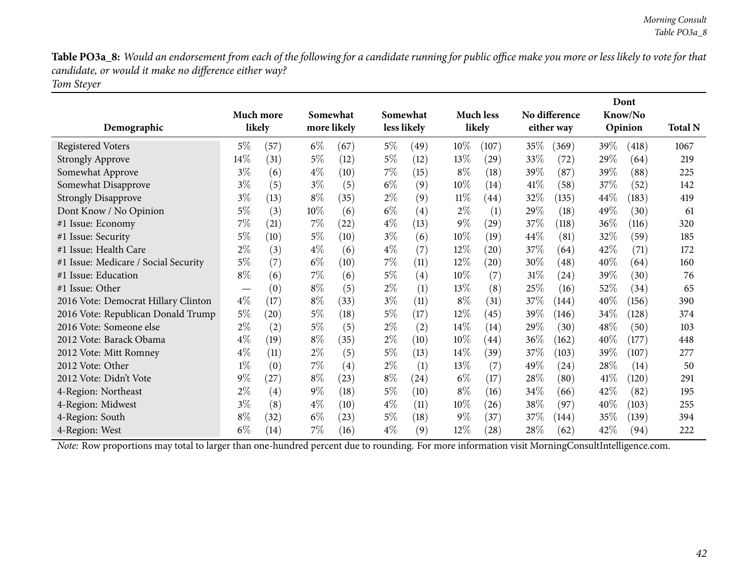**Table PO3a_8:** *Would an endorsement from each of the following for a candidate running for public office make you more or less likely to vote for that candidate, or would it make no difference either way?*
*Tom Steyer*

| Demographic | Much more likely | | Somewhat more likely | | Somewhat less likely | | Much less likely | | No difference either way | | Dont Know/No Opinion | | Total N |
|---|---|---|---|---|---|---|---|---|---|---|---|---|---|
| Registered Voters | 5% | (57) | 6% | (67) | 5% | (49) | 10% | (107) | 35% | (369) | 39% | (418) | 1067 |
| Strongly Approve | 14% | (31) | 5% | (12) | 5% | (12) | 13% | (29) | 33% | (72) | 29% | (64) | 219 |
| Somewhat Approve | 3% | (6) | 4% | (10) | 7% | (15) | 8% | (18) | 39% | (87) | 39% | (88) | 225 |
| Somewhat Disapprove | 3% | (5) | 3% | (5) | 6% | (9) | 10% | (14) | 41% | (58) | 37% | (52) | 142 |
| Strongly Disapprove | 3% | (13) | 8% | (35) | 2% | (9) | 11% | (44) | 32% | (135) | 44% | (183) | 419 |
| Dont Know / No Opinion | 5% | (3) | 10% | (6) | 6% | (4) | 2% | (1) | 29% | (18) | 49% | (30) | 61 |
| #1 Issue: Economy | 7% | (21) | 7% | (22) | 4% | (13) | 9% | (29) | 37% | (118) | 36% | (116) | 320 |
| #1 Issue: Security | 5% | (10) | 5% | (10) | 3% | (6) | 10% | (19) | 44% | (81) | 32% | (59) | 185 |
| #1 Issue: Health Care | 2% | (3) | 4% | (6) | 4% | (7) | 12% | (20) | 37% | (64) | 42% | (71) | 172 |
| #1 Issue: Medicare / Social Security | 5% | (7) | 6% | (10) | 7% | (11) | 12% | (20) | 30% | (48) | 40% | (64) | 160 |
| #1 Issue: Education | 8% | (6) | 7% | (6) | 5% | (4) | 10% | (7) | 31% | (24) | 39% | (30) | 76 |
| #1 Issue: Other | — | (0) | 8% | (5) | 2% | (1) | 13% | (8) | 25% | (16) | 52% | (34) | 65 |
| 2016 Vote: Democrat Hillary Clinton | 4% | (17) | 8% | (33) | 3% | (11) | 8% | (31) | 37% | (144) | 40% | (156) | 390 |
| 2016 Vote: Republican Donald Trump | 5% | (20) | 5% | (18) | 5% | (17) | 12% | (45) | 39% | (146) | 34% | (128) | 374 |
| 2016 Vote: Someone else | 2% | (2) | 5% | (5) | 2% | (2) | 14% | (14) | 29% | (30) | 48% | (50) | 103 |
| 2012 Vote: Barack Obama | 4% | (19) | 8% | (35) | 2% | (10) | 10% | (44) | 36% | (162) | 40% | (177) | 448 |
| 2012 Vote: Mitt Romney | 4% | (11) | 2% | (5) | 5% | (13) | 14% | (39) | 37% | (103) | 39% | (107) | 277 |
| 2012 Vote: Other | 1% | (0) | 7% | (4) | 2% | (1) | 13% | (7) | 49% | (24) | 28% | (14) | 50 |
| 2012 Vote: Didn't Vote | 9% | (27) | 8% | (23) | 8% | (24) | 6% | (17) | 28% | (80) | 41% | (120) | 291 |
| 4-Region: Northeast | 2% | (4) | 9% | (18) | 5% | (10) | 8% | (16) | 34% | (66) | 42% | (82) | 195 |
| 4-Region: Midwest | 3% | (8) | 4% | (10) | 4% | (11) | 10% | (26) | 38% | (97) | 40% | (103) | 255 |
| 4-Region: South | 8% | (32) | 6% | (23) | 5% | (18) | 9% | (37) | 37% | (144) | 35% | (139) | 394 |
| 4-Region: West | 6% | (14) | 7% | (16) | 4% | (9) | 12% | (28) | 28% | (62) | 42% | (94) | 222 |

*Note:* Row proportions may total to larger than one-hundred percent due to rounding. For more information visit MorningConsultIntelligence.com.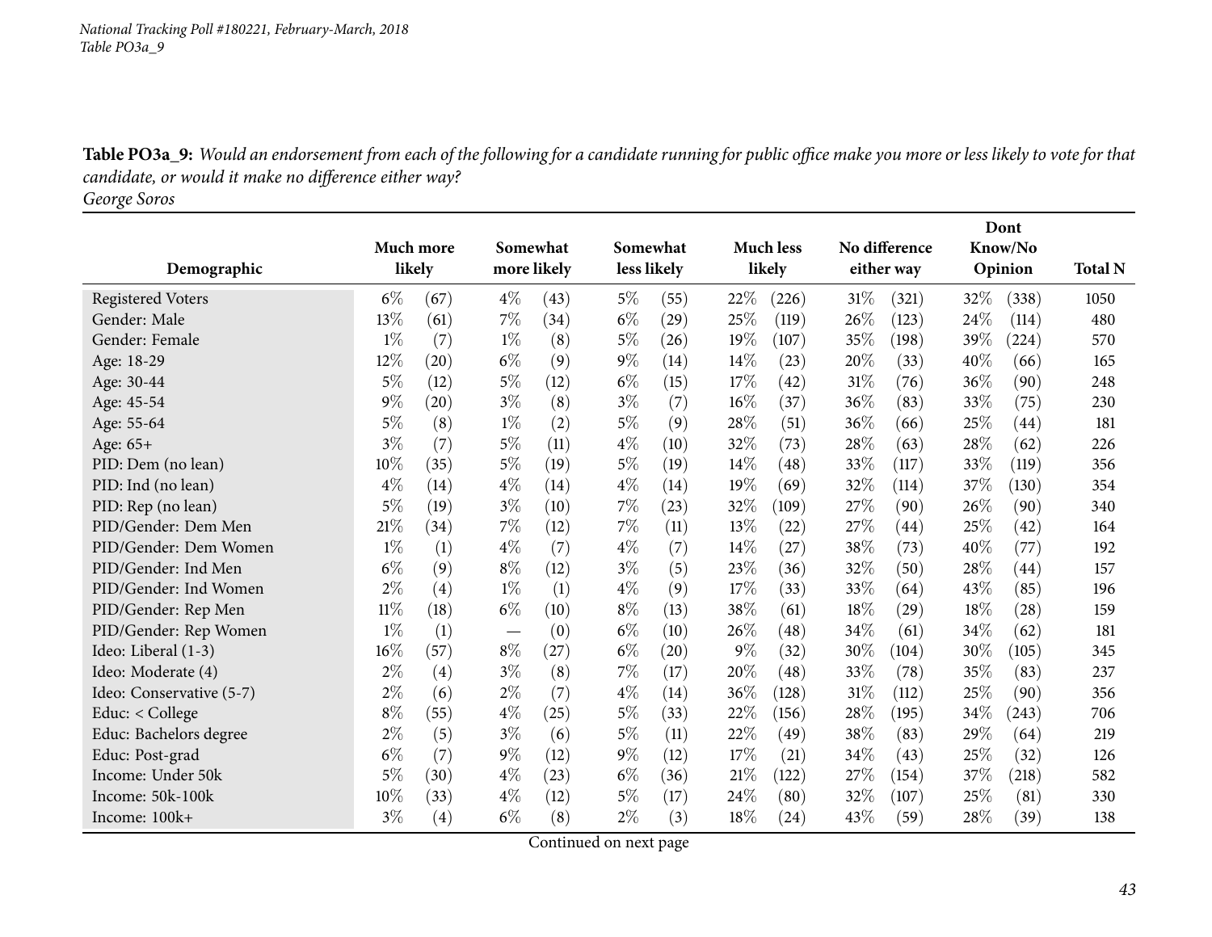*National Tracking Poll #180221, February-March, 2018*
*Table PO3a_9*

**Table PO3a_9:** *Would an endorsement from each of the following for a candidate running for public office make you more or less likely to vote for that candidate, or would it make no difference either way?*
*George Soros*

| Demographic | Much more likely | | Somewhat more likely | | Somewhat less likely | | Much less likely | | No difference either way | | Dont Know/No Opinion | | Total N |
|---|---|---|---|---|---|---|---|---|---|---|---|---|---|
| Registered Voters | 6% | (67) | 4% | (43) | 5% | (55) | 22% | (226) | 31% | (321) | 32% | (338) | 1050 |
| Gender: Male | 13% | (61) | 7% | (34) | 6% | (29) | 25% | (119) | 26% | (123) | 24% | (114) | 480 |
| Gender: Female | 1% | (7) | 1% | (8) | 5% | (26) | 19% | (107) | 35% | (198) | 39% | (224) | 570 |
| Age: 18-29 | 12% | (20) | 6% | (9) | 9% | (14) | 14% | (23) | 20% | (33) | 40% | (66) | 165 |
| Age: 30-44 | 5% | (12) | 5% | (12) | 6% | (15) | 17% | (42) | 31% | (76) | 36% | (90) | 248 |
| Age: 45-54 | 9% | (20) | 3% | (8) | 3% | (7) | 16% | (37) | 36% | (83) | 33% | (75) | 230 |
| Age: 55-64 | 5% | (8) | 1% | (2) | 5% | (9) | 28% | (51) | 36% | (66) | 25% | (44) | 181 |
| Age: 65+ | 3% | (7) | 5% | (11) | 4% | (10) | 32% | (73) | 28% | (63) | 28% | (62) | 226 |
| PID: Dem (no lean) | 10% | (35) | 5% | (19) | 5% | (19) | 14% | (48) | 33% | (117) | 33% | (119) | 356 |
| PID: Ind (no lean) | 4% | (14) | 4% | (14) | 4% | (14) | 19% | (69) | 32% | (114) | 37% | (130) | 354 |
| PID: Rep (no lean) | 5% | (19) | 3% | (10) | 7% | (23) | 32% | (109) | 27% | (90) | 26% | (90) | 340 |
| PID/Gender: Dem Men | 21% | (34) | 7% | (12) | 7% | (11) | 13% | (22) | 27% | (44) | 25% | (42) | 164 |
| PID/Gender: Dem Women | 1% | (1) | 4% | (7) | 4% | (7) | 14% | (27) | 38% | (73) | 40% | (77) | 192 |
| PID/Gender: Ind Men | 6% | (9) | 8% | (12) | 3% | (5) | 23% | (36) | 32% | (50) | 28% | (44) | 157 |
| PID/Gender: Ind Women | 2% | (4) | 1% | (1) | 4% | (9) | 17% | (33) | 33% | (64) | 43% | (85) | 196 |
| PID/Gender: Rep Men | 11% | (18) | 6% | (10) | 8% | (13) | 38% | (61) | 18% | (29) | 18% | (28) | 159 |
| PID/Gender: Rep Women | 1% | (1) | — | (0) | 6% | (10) | 26% | (48) | 34% | (61) | 34% | (62) | 181 |
| Ideo: Liberal (1-3) | 16% | (57) | 8% | (27) | 6% | (20) | 9% | (32) | 30% | (104) | 30% | (105) | 345 |
| Ideo: Moderate (4) | 2% | (4) | 3% | (8) | 7% | (17) | 20% | (48) | 33% | (78) | 35% | (83) | 237 |
| Ideo: Conservative (5-7) | 2% | (6) | 2% | (7) | 4% | (14) | 36% | (128) | 31% | (112) | 25% | (90) | 356 |
| Educ: < College | 8% | (55) | 4% | (25) | 5% | (33) | 22% | (156) | 28% | (195) | 34% | (243) | 706 |
| Educ: Bachelors degree | 2% | (5) | 3% | (6) | 5% | (11) | 22% | (49) | 38% | (83) | 29% | (64) | 219 |
| Educ: Post-grad | 6% | (7) | 9% | (12) | 9% | (12) | 17% | (21) | 34% | (43) | 25% | (32) | 126 |
| Income: Under 50k | 5% | (30) | 4% | (23) | 6% | (36) | 21% | (122) | 27% | (154) | 37% | (218) | 582 |
| Income: 50k-100k | 10% | (33) | 4% | (12) | 5% | (17) | 24% | (80) | 32% | (107) | 25% | (81) | 330 |
| Income: 100k+ | 3% | (4) | 6% | (8) | 2% | (3) | 18% | (24) | 43% | (59) | 28% | (39) | 138 |

Continued on next page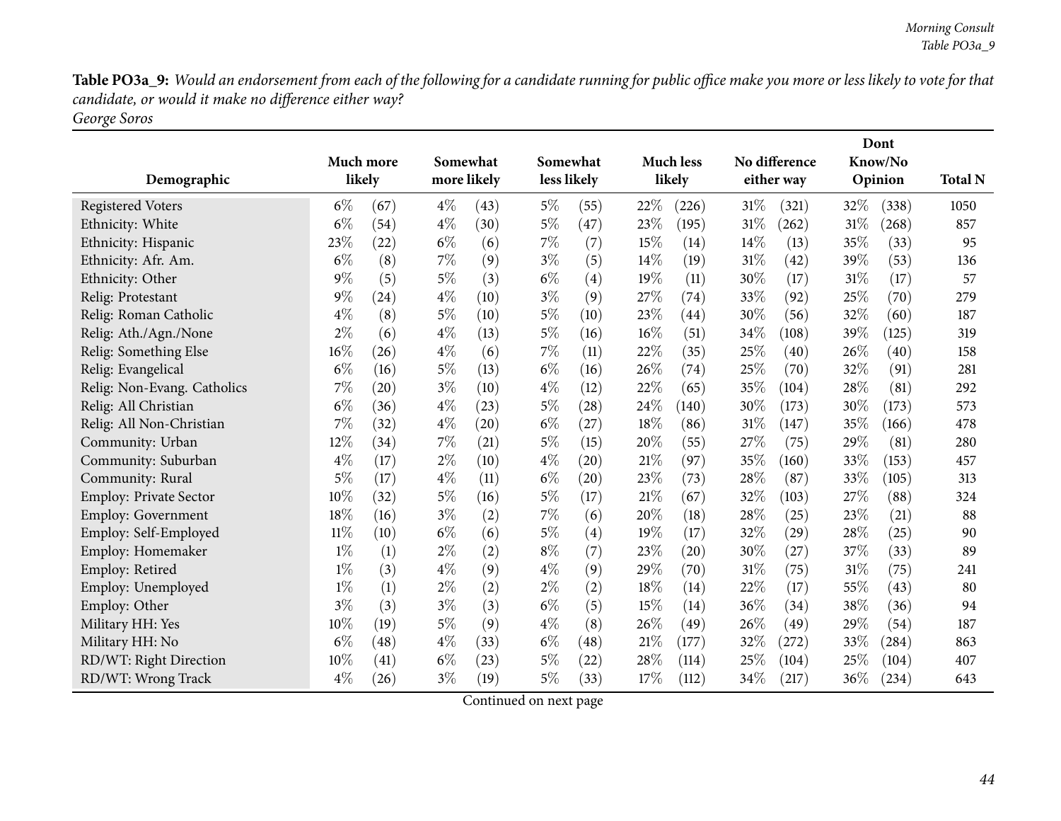**Table PO3a_9:** *Would an endorsement from each of the following for a candidate running for public office make you more or less likely to vote for that candidate, or would it make no difference either way?*
*George Soros*

| Demographic | Much more likely | | Somewhat more likely | | Somewhat less likely | | Much less likely | | No difference either way | | Dont Know/No Opinion | | Total N |
|---|---|---|---|---|---|---|---|---|---|---|---|---|---|
| Registered Voters | 6% | (67) | 4% | (43) | 5% | (55) | 22% | (226) | 31% | (321) | 32% | (338) | 1050 |
| Ethnicity: White | 6% | (54) | 4% | (30) | 5% | (47) | 23% | (195) | 31% | (262) | 31% | (268) | 857 |
| Ethnicity: Hispanic | 23% | (22) | 6% | (6) | 7% | (7) | 15% | (14) | 14% | (13) | 35% | (33) | 95 |
| Ethnicity: Afr. Am. | 6% | (8) | 7% | (9) | 3% | (5) | 14% | (19) | 31% | (42) | 39% | (53) | 136 |
| Ethnicity: Other | 9% | (5) | 5% | (3) | 6% | (4) | 19% | (11) | 30% | (17) | 31% | (17) | 57 |
| Relig: Protestant | 9% | (24) | 4% | (10) | 3% | (9) | 27% | (74) | 33% | (92) | 25% | (70) | 279 |
| Relig: Roman Catholic | 4% | (8) | 5% | (10) | 5% | (10) | 23% | (44) | 30% | (56) | 32% | (60) | 187 |
| Relig: Ath./Agn./None | 2% | (6) | 4% | (13) | 5% | (16) | 16% | (51) | 34% | (108) | 39% | (125) | 319 |
| Relig: Something Else | 16% | (26) | 4% | (6) | 7% | (11) | 22% | (35) | 25% | (40) | 26% | (40) | 158 |
| Relig: Evangelical | 6% | (16) | 5% | (13) | 6% | (16) | 26% | (74) | 25% | (70) | 32% | (91) | 281 |
| Relig: Non-Evang. Catholics | 7% | (20) | 3% | (10) | 4% | (12) | 22% | (65) | 35% | (104) | 28% | (81) | 292 |
| Relig: All Christian | 6% | (36) | 4% | (23) | 5% | (28) | 24% | (140) | 30% | (173) | 30% | (173) | 573 |
| Relig: All Non-Christian | 7% | (32) | 4% | (20) | 6% | (27) | 18% | (86) | 31% | (147) | 35% | (166) | 478 |
| Community: Urban | 12% | (34) | 7% | (21) | 5% | (15) | 20% | (55) | 27% | (75) | 29% | (81) | 280 |
| Community: Suburban | 4% | (17) | 2% | (10) | 4% | (20) | 21% | (97) | 35% | (160) | 33% | (153) | 457 |
| Community: Rural | 5% | (17) | 4% | (11) | 6% | (20) | 23% | (73) | 28% | (87) | 33% | (105) | 313 |
| Employ: Private Sector | 10% | (32) | 5% | (16) | 5% | (17) | 21% | (67) | 32% | (103) | 27% | (88) | 324 |
| Employ: Government | 18% | (16) | 3% | (2) | 7% | (6) | 20% | (18) | 28% | (25) | 23% | (21) | 88 |
| Employ: Self-Employed | 11% | (10) | 6% | (6) | 5% | (4) | 19% | (17) | 32% | (29) | 28% | (25) | 90 |
| Employ: Homemaker | 1% | (1) | 2% | (2) | 8% | (7) | 23% | (20) | 30% | (27) | 37% | (33) | 89 |
| Employ: Retired | 1% | (3) | 4% | (9) | 4% | (9) | 29% | (70) | 31% | (75) | 31% | (75) | 241 |
| Employ: Unemployed | 1% | (1) | 2% | (2) | 2% | (2) | 18% | (14) | 22% | (17) | 55% | (43) | 80 |
| Employ: Other | 3% | (3) | 3% | (3) | 6% | (5) | 15% | (14) | 36% | (34) | 38% | (36) | 94 |
| Military HH: Yes | 10% | (19) | 5% | (9) | 4% | (8) | 26% | (49) | 26% | (49) | 29% | (54) | 187 |
| Military HH: No | 6% | (48) | 4% | (33) | 6% | (48) | 21% | (177) | 32% | (272) | 33% | (284) | 863 |
| RD/WT: Right Direction | 10% | (41) | 6% | (23) | 5% | (22) | 28% | (114) | 25% | (104) | 25% | (104) | 407 |
| RD/WT: Wrong Track | 4% | (26) | 3% | (19) | 5% | (33) | 17% | (112) | 34% | (217) | 36% | (234) | 643 |

Continued on next page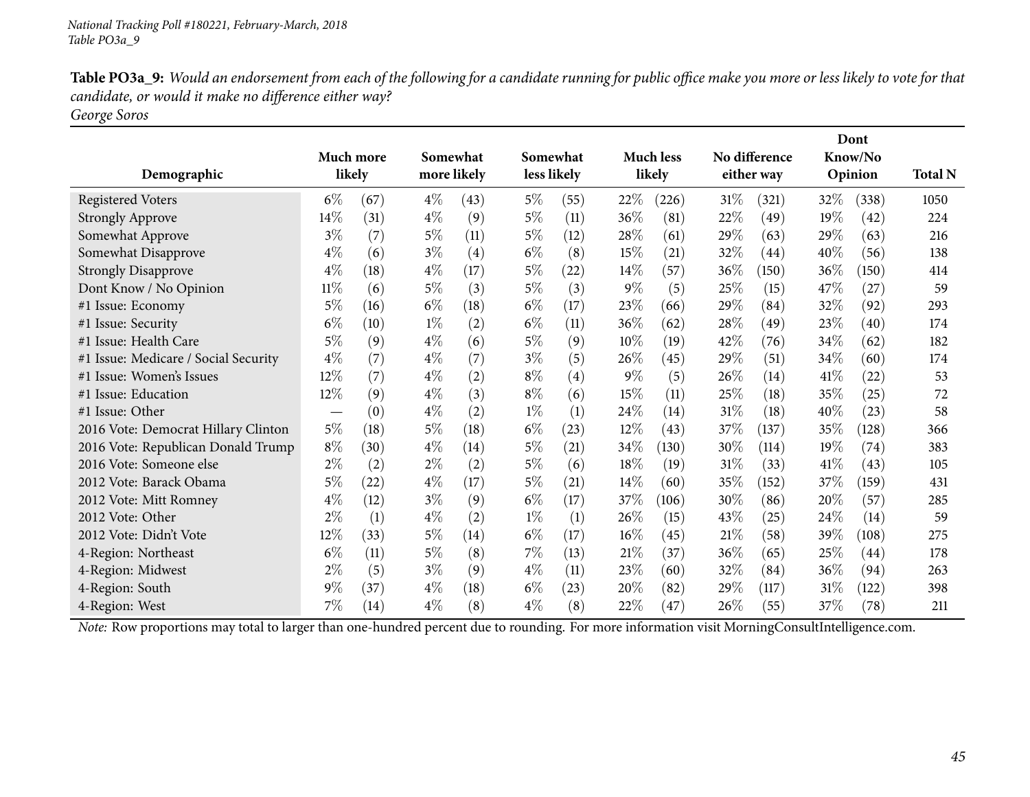National Tracking Poll #180221, February-March, 2018
Table PO3a_9

**Table PO3a_9:** *Would an endorsement from each of the following for a candidate running for public office make you more or less likely to vote for that candidate, or would it make no difference either way?*
*George Soros*

| Demographic | Much more likely | | Somewhat more likely | | Somewhat less likely | | Much less likely | | No difference either way | | Dont Know/No Opinion | | Total N |
|---|---|---|---|---|---|---|---|---|---|---|---|---|---|
| Registered Voters | 6% | (67) | 4% | (43) | 5% | (55) | 22% | (226) | 31% | (321) | 32% | (338) | 1050 |
| Strongly Approve | 14% | (31) | 4% | (9) | 5% | (11) | 36% | (81) | 22% | (49) | 19% | (42) | 224 |
| Somewhat Approve | 3% | (7) | 5% | (11) | 5% | (12) | 28% | (61) | 29% | (63) | 29% | (63) | 216 |
| Somewhat Disapprove | 4% | (6) | 3% | (4) | 6% | (8) | 15% | (21) | 32% | (44) | 40% | (56) | 138 |
| Strongly Disapprove | 4% | (18) | 4% | (17) | 5% | (22) | 14% | (57) | 36% | (150) | 36% | (150) | 414 |
| Dont Know / No Opinion | 11% | (6) | 5% | (3) | 5% | (3) | 9% | (5) | 25% | (15) | 47% | (27) | 59 |
| #1 Issue: Economy | 5% | (16) | 6% | (18) | 6% | (17) | 23% | (66) | 29% | (84) | 32% | (92) | 293 |
| #1 Issue: Security | 6% | (10) | 1% | (2) | 6% | (11) | 36% | (62) | 28% | (49) | 23% | (40) | 174 |
| #1 Issue: Health Care | 5% | (9) | 4% | (6) | 5% | (9) | 10% | (19) | 42% | (76) | 34% | (62) | 182 |
| #1 Issue: Medicare / Social Security | 4% | (7) | 4% | (7) | 3% | (5) | 26% | (45) | 29% | (51) | 34% | (60) | 174 |
| #1 Issue: Women's Issues | 12% | (7) | 4% | (2) | 8% | (4) | 9% | (5) | 26% | (14) | 41% | (22) | 53 |
| #1 Issue: Education | 12% | (9) | 4% | (3) | 8% | (6) | 15% | (11) | 25% | (18) | 35% | (25) | 72 |
| #1 Issue: Other | — | (0) | 4% | (2) | 1% | (1) | 24% | (14) | 31% | (18) | 40% | (23) | 58 |
| 2016 Vote: Democrat Hillary Clinton | 5% | (18) | 5% | (18) | 6% | (23) | 12% | (43) | 37% | (137) | 35% | (128) | 366 |
| 2016 Vote: Republican Donald Trump | 8% | (30) | 4% | (14) | 5% | (21) | 34% | (130) | 30% | (114) | 19% | (74) | 383 |
| 2016 Vote: Someone else | 2% | (2) | 2% | (2) | 5% | (6) | 18% | (19) | 31% | (33) | 41% | (43) | 105 |
| 2012 Vote: Barack Obama | 5% | (22) | 4% | (17) | 5% | (21) | 14% | (60) | 35% | (152) | 37% | (159) | 431 |
| 2012 Vote: Mitt Romney | 4% | (12) | 3% | (9) | 6% | (17) | 37% | (106) | 30% | (86) | 20% | (57) | 285 |
| 2012 Vote: Other | 2% | (1) | 4% | (2) | 1% | (1) | 26% | (15) | 43% | (25) | 24% | (14) | 59 |
| 2012 Vote: Didn't Vote | 12% | (33) | 5% | (14) | 6% | (17) | 16% | (45) | 21% | (58) | 39% | (108) | 275 |
| 4-Region: Northeast | 6% | (11) | 5% | (8) | 7% | (13) | 21% | (37) | 36% | (65) | 25% | (44) | 178 |
| 4-Region: Midwest | 2% | (5) | 3% | (9) | 4% | (11) | 23% | (60) | 32% | (84) | 36% | (94) | 263 |
| 4-Region: South | 9% | (37) | 4% | (18) | 6% | (23) | 20% | (82) | 29% | (117) | 31% | (122) | 398 |
| 4-Region: West | 7% | (14) | 4% | (8) | 4% | (8) | 22% | (47) | 26% | (55) | 37% | (78) | 211 |

*Note:* Row proportions may total to larger than one-hundred percent due to rounding. For more information visit MorningConsultIntelligence.com.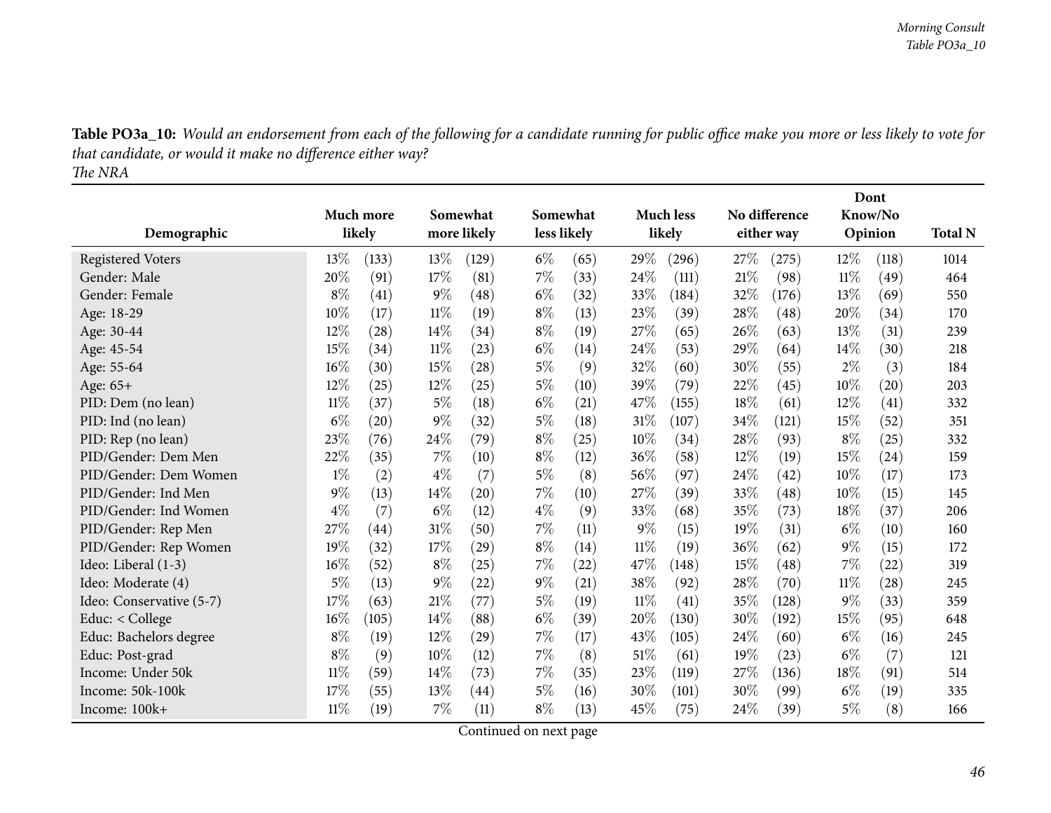**Table PO3a_10:** *Would an endorsement from each of the following for a candidate running for public office make you more or less likely to vote for that candidate, or would it make no difference either way?*
*The NRA*

| Demographic | Much more likely | | Somewhat more likely | | Somewhat less likely | | Much less likely | | No difference either way | | Dont Know/No Opinion | | Total N |
|---|---|---|---|---|---|---|---|---|---|---|---|---|---|
| Registered Voters | 13% | (133) | 13% | (129) | 6% | (65) | 29% | (296) | 27% | (275) | 12% | (118) | 1014 |
| Gender: Male | 20% | (91) | 17% | (81) | 7% | (33) | 24% | (111) | 21% | (98) | 11% | (49) | 464 |
| Gender: Female | 8% | (41) | 9% | (48) | 6% | (32) | 33% | (184) | 32% | (176) | 13% | (69) | 550 |
| Age: 18-29 | 10% | (17) | 11% | (19) | 8% | (13) | 23% | (39) | 28% | (48) | 20% | (34) | 170 |
| Age: 30-44 | 12% | (28) | 14% | (34) | 8% | (19) | 27% | (65) | 26% | (63) | 13% | (31) | 239 |
| Age: 45-54 | 15% | (34) | 11% | (23) | 6% | (14) | 24% | (53) | 29% | (64) | 14% | (30) | 218 |
| Age: 55-64 | 16% | (30) | 15% | (28) | 5% | (9) | 32% | (60) | 30% | (55) | 2% | (3) | 184 |
| Age: 65+ | 12% | (25) | 12% | (25) | 5% | (10) | 39% | (79) | 22% | (45) | 10% | (20) | 203 |
| PID: Dem (no lean) | 11% | (37) | 5% | (18) | 6% | (21) | 47% | (155) | 18% | (61) | 12% | (41) | 332 |
| PID: Ind (no lean) | 6% | (20) | 9% | (32) | 5% | (18) | 31% | (107) | 34% | (121) | 15% | (52) | 351 |
| PID: Rep (no lean) | 23% | (76) | 24% | (79) | 8% | (25) | 10% | (34) | 28% | (93) | 8% | (25) | 332 |
| PID/Gender: Dem Men | 22% | (35) | 7% | (10) | 8% | (12) | 36% | (58) | 12% | (19) | 15% | (24) | 159 |
| PID/Gender: Dem Women | 1% | (2) | 4% | (7) | 5% | (8) | 56% | (97) | 24% | (42) | 10% | (17) | 173 |
| PID/Gender: Ind Men | 9% | (13) | 14% | (20) | 7% | (10) | 27% | (39) | 33% | (48) | 10% | (15) | 145 |
| PID/Gender: Ind Women | 4% | (7) | 6% | (12) | 4% | (9) | 33% | (68) | 35% | (73) | 18% | (37) | 206 |
| PID/Gender: Rep Men | 27% | (44) | 31% | (50) | 7% | (11) | 9% | (15) | 19% | (31) | 6% | (10) | 160 |
| PID/Gender: Rep Women | 19% | (32) | 17% | (29) | 8% | (14) | 11% | (19) | 36% | (62) | 9% | (15) | 172 |
| Ideo: Liberal (1-3) | 16% | (52) | 8% | (25) | 7% | (22) | 47% | (148) | 15% | (48) | 7% | (22) | 319 |
| Ideo: Moderate (4) | 5% | (13) | 9% | (22) | 9% | (21) | 38% | (92) | 28% | (70) | 11% | (28) | 245 |
| Ideo: Conservative (5-7) | 17% | (63) | 21% | (77) | 5% | (19) | 11% | (41) | 35% | (128) | 9% | (33) | 359 |
| Educ: < College | 16% | (105) | 14% | (88) | 6% | (39) | 20% | (130) | 30% | (192) | 15% | (95) | 648 |
| Educ: Bachelors degree | 8% | (19) | 12% | (29) | 7% | (17) | 43% | (105) | 24% | (60) | 6% | (16) | 245 |
| Educ: Post-grad | 8% | (9) | 10% | (12) | 7% | (8) | 51% | (61) | 19% | (23) | 6% | (7) | 121 |
| Income: Under 50k | 11% | (59) | 14% | (73) | 7% | (35) | 23% | (119) | 27% | (136) | 18% | (91) | 514 |
| Income: 50k-100k | 17% | (55) | 13% | (44) | 5% | (16) | 30% | (101) | 30% | (99) | 6% | (19) | 335 |
| Income: 100k+ | 11% | (19) | 7% | (11) | 8% | (13) | 45% | (75) | 24% | (39) | 5% | (8) | 166 |

Continued on next page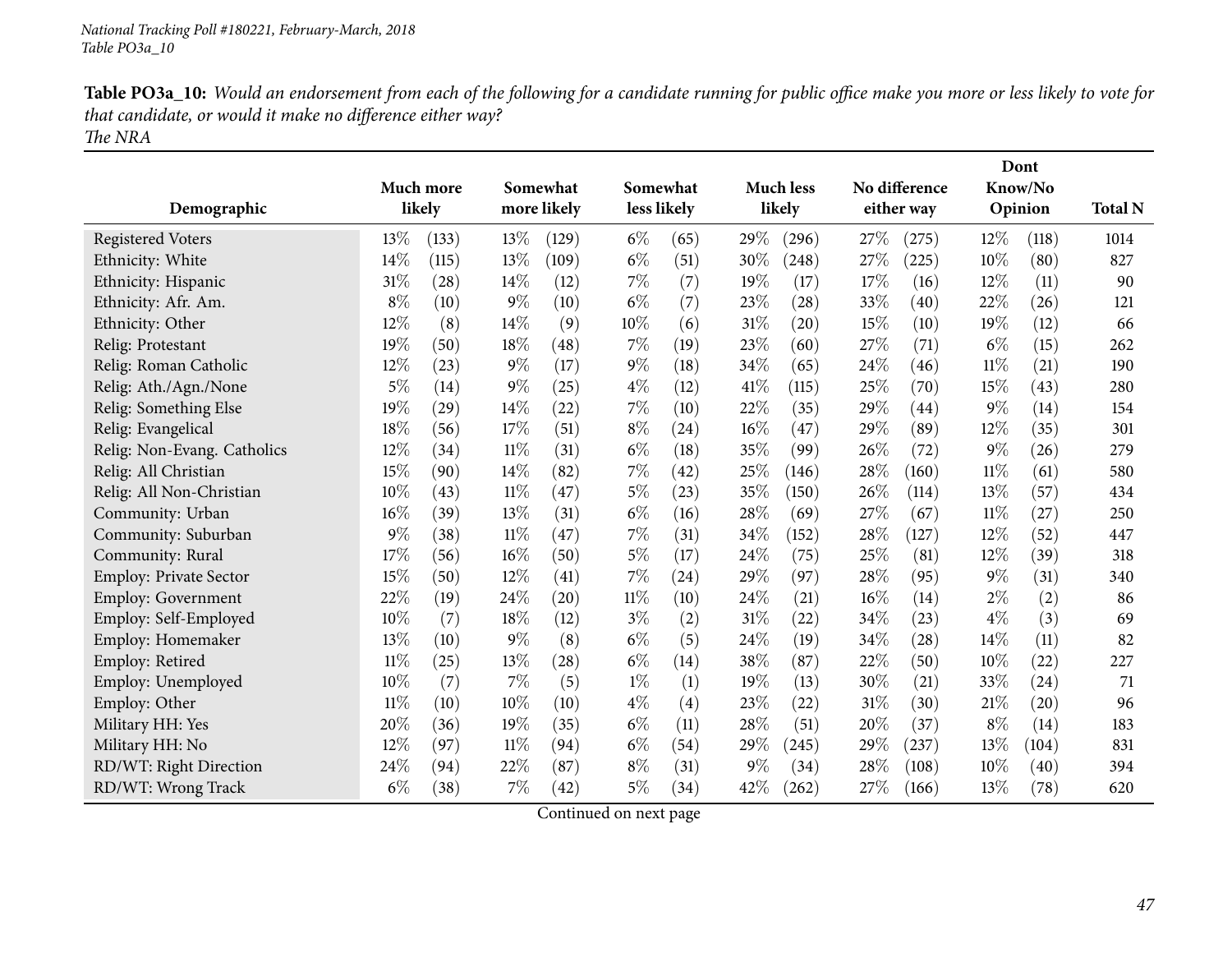**Table PO3a_10:** *Would an endorsement from each of the following for a candidate running for public office make you more or less likely to vote for that candidate, or would it make no difference either way?*
*The NRA*

| Demographic | Much more likely | | Somewhat more likely | | Somewhat less likely | | Much less likely | | No difference either way | | Dont Know/No Opinion | | Total N |
|---|---|---|---|---|---|---|---|---|---|---|---|---|---|
| Registered Voters | 13% | (133) | 13% | (129) | 6% | (65) | 29% | (296) | 27% | (275) | 12% | (118) | 1014 |
| Ethnicity: White | 14% | (115) | 13% | (109) | 6% | (51) | 30% | (248) | 27% | (225) | 10% | (80) | 827 |
| Ethnicity: Hispanic | 31% | (28) | 14% | (12) | 7% | (7) | 19% | (17) | 17% | (16) | 12% | (11) | 90 |
| Ethnicity: Afr. Am. | 8% | (10) | 9% | (10) | 6% | (7) | 23% | (28) | 33% | (40) | 22% | (26) | 121 |
| Ethnicity: Other | 12% | (8) | 14% | (9) | 10% | (6) | 31% | (20) | 15% | (10) | 19% | (12) | 66 |
| Relig: Protestant | 19% | (50) | 18% | (48) | 7% | (19) | 23% | (60) | 27% | (71) | 6% | (15) | 262 |
| Relig: Roman Catholic | 12% | (23) | 9% | (17) | 9% | (18) | 34% | (65) | 24% | (46) | 11% | (21) | 190 |
| Relig: Ath./Agn./None | 5% | (14) | 9% | (25) | 4% | (12) | 41% | (115) | 25% | (70) | 15% | (43) | 280 |
| Relig: Something Else | 19% | (29) | 14% | (22) | 7% | (10) | 22% | (35) | 29% | (44) | 9% | (14) | 154 |
| Relig: Evangelical | 18% | (56) | 17% | (51) | 8% | (24) | 16% | (47) | 29% | (89) | 12% | (35) | 301 |
| Relig: Non-Evang. Catholics | 12% | (34) | 11% | (31) | 6% | (18) | 35% | (99) | 26% | (72) | 9% | (26) | 279 |
| Relig: All Christian | 15% | (90) | 14% | (82) | 7% | (42) | 25% | (146) | 28% | (160) | 11% | (61) | 580 |
| Relig: All Non-Christian | 10% | (43) | 11% | (47) | 5% | (23) | 35% | (150) | 26% | (114) | 13% | (57) | 434 |
| Community: Urban | 16% | (39) | 13% | (31) | 6% | (16) | 28% | (69) | 27% | (67) | 11% | (27) | 250 |
| Community: Suburban | 9% | (38) | 11% | (47) | 7% | (31) | 34% | (152) | 28% | (127) | 12% | (52) | 447 |
| Community: Rural | 17% | (56) | 16% | (50) | 5% | (17) | 24% | (75) | 25% | (81) | 12% | (39) | 318 |
| Employ: Private Sector | 15% | (50) | 12% | (41) | 7% | (24) | 29% | (97) | 28% | (95) | 9% | (31) | 340 |
| Employ: Government | 22% | (19) | 24% | (20) | 11% | (10) | 24% | (21) | 16% | (14) | 2% | (2) | 86 |
| Employ: Self-Employed | 10% | (7) | 18% | (12) | 3% | (2) | 31% | (22) | 34% | (23) | 4% | (3) | 69 |
| Employ: Homemaker | 13% | (10) | 9% | (8) | 6% | (5) | 24% | (19) | 34% | (28) | 14% | (11) | 82 |
| Employ: Retired | 11% | (25) | 13% | (28) | 6% | (14) | 38% | (87) | 22% | (50) | 10% | (22) | 227 |
| Employ: Unemployed | 10% | (7) | 7% | (5) | 1% | (1) | 19% | (13) | 30% | (21) | 33% | (24) | 71 |
| Employ: Other | 11% | (10) | 10% | (10) | 4% | (4) | 23% | (22) | 31% | (30) | 21% | (20) | 96 |
| Military HH: Yes | 20% | (36) | 19% | (35) | 6% | (11) | 28% | (51) | 20% | (37) | 8% | (14) | 183 |
| Military HH: No | 12% | (97) | 11% | (94) | 6% | (54) | 29% | (245) | 29% | (237) | 13% | (104) | 831 |
| RD/WT: Right Direction | 24% | (94) | 22% | (87) | 8% | (31) | 9% | (34) | 28% | (108) | 10% | (40) | 394 |
| RD/WT: Wrong Track | 6% | (38) | 7% | (42) | 5% | (34) | 42% | (262) | 27% | (166) | 13% | (78) | 620 |

Continued on next page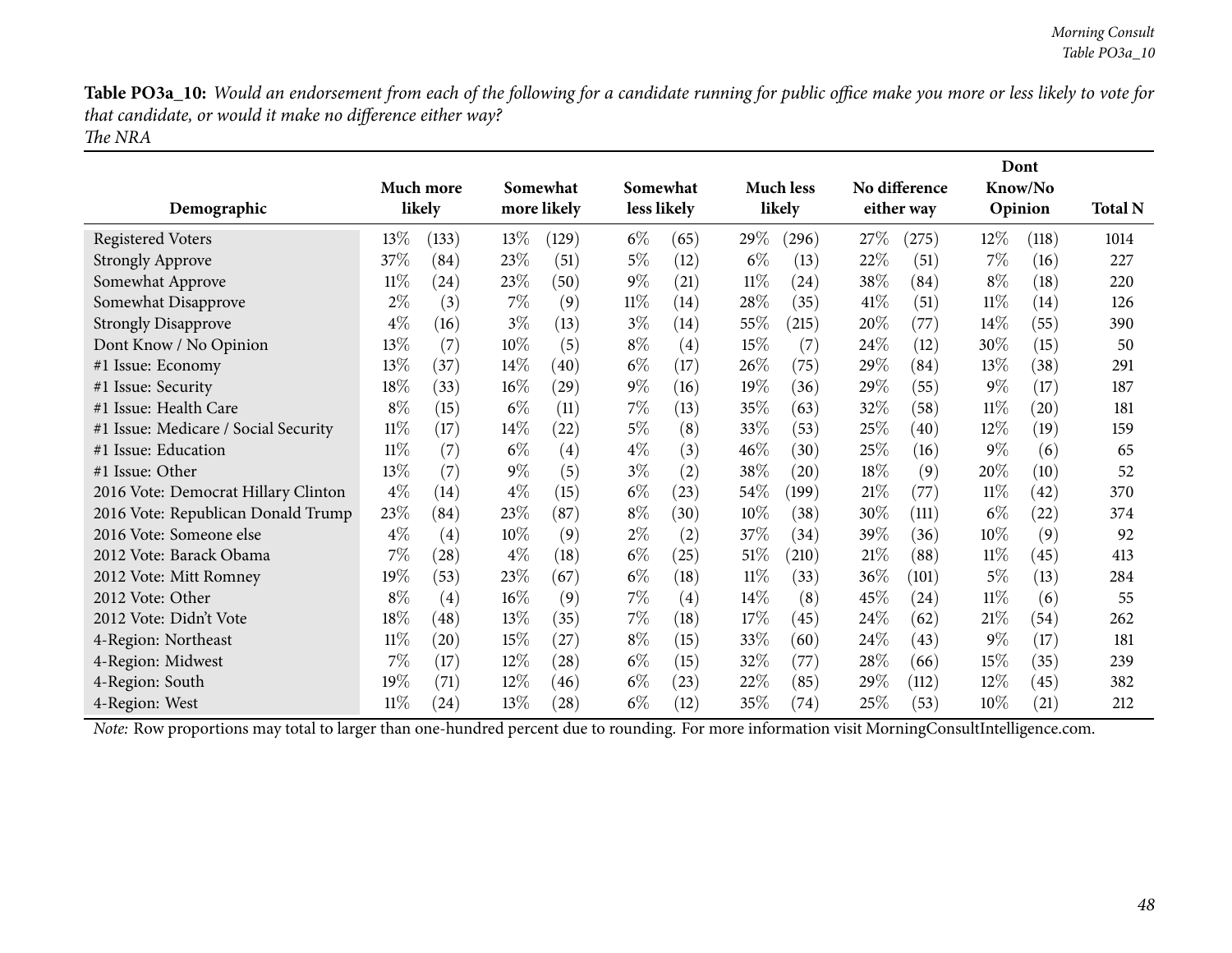**Table PO3a_10:** *Would an endorsement from each of the following for a candidate running for public office make you more or less likely to vote for that candidate, or would it make no difference either way?*
*The NRA*

| Demographic | Much more likely | | Somewhat more likely | | Somewhat less likely | | Much less likely | | No difference either way | | Dont Know/No Opinion | | Total N |
|---|---|---|---|---|---|---|---|---|---|---|---|---|---|
| Registered Voters | 13% | (133) | 13% | (129) | 6% | (65) | 29% | (296) | 27% | (275) | 12% | (118) | 1014 |
| Strongly Approve | 37% | (84) | 23% | (51) | 5% | (12) | 6% | (13) | 22% | (51) | 7% | (16) | 227 |
| Somewhat Approve | 11% | (24) | 23% | (50) | 9% | (21) | 11% | (24) | 38% | (84) | 8% | (18) | 220 |
| Somewhat Disapprove | 2% | (3) | 7% | (9) | 11% | (14) | 28% | (35) | 41% | (51) | 11% | (14) | 126 |
| Strongly Disapprove | 4% | (16) | 3% | (13) | 3% | (14) | 55% | (215) | 20% | (77) | 14% | (55) | 390 |
| Dont Know / No Opinion | 13% | (7) | 10% | (5) | 8% | (4) | 15% | (7) | 24% | (12) | 30% | (15) | 50 |
| #1 Issue: Economy | 13% | (37) | 14% | (40) | 6% | (17) | 26% | (75) | 29% | (84) | 13% | (38) | 291 |
| #1 Issue: Security | 18% | (33) | 16% | (29) | 9% | (16) | 19% | (36) | 29% | (55) | 9% | (17) | 187 |
| #1 Issue: Health Care | 8% | (15) | 6% | (11) | 7% | (13) | 35% | (63) | 32% | (58) | 11% | (20) | 181 |
| #1 Issue: Medicare / Social Security | 11% | (17) | 14% | (22) | 5% | (8) | 33% | (53) | 25% | (40) | 12% | (19) | 159 |
| #1 Issue: Education | 11% | (7) | 6% | (4) | 4% | (3) | 46% | (30) | 25% | (16) | 9% | (6) | 65 |
| #1 Issue: Other | 13% | (7) | 9% | (5) | 3% | (2) | 38% | (20) | 18% | (9) | 20% | (10) | 52 |
| 2016 Vote: Democrat Hillary Clinton | 4% | (14) | 4% | (15) | 6% | (23) | 54% | (199) | 21% | (77) | 11% | (42) | 370 |
| 2016 Vote: Republican Donald Trump | 23% | (84) | 23% | (87) | 8% | (30) | 10% | (38) | 30% | (111) | 6% | (22) | 374 |
| 2016 Vote: Someone else | 4% | (4) | 10% | (9) | 2% | (2) | 37% | (34) | 39% | (36) | 10% | (9) | 92 |
| 2012 Vote: Barack Obama | 7% | (28) | 4% | (18) | 6% | (25) | 51% | (210) | 21% | (88) | 11% | (45) | 413 |
| 2012 Vote: Mitt Romney | 19% | (53) | 23% | (67) | 6% | (18) | 11% | (33) | 36% | (101) | 5% | (13) | 284 |
| 2012 Vote: Other | 8% | (4) | 16% | (9) | 7% | (4) | 14% | (8) | 45% | (24) | 11% | (6) | 55 |
| 2012 Vote: Didn't Vote | 18% | (48) | 13% | (35) | 7% | (18) | 17% | (45) | 24% | (62) | 21% | (54) | 262 |
| 4-Region: Northeast | 11% | (20) | 15% | (27) | 8% | (15) | 33% | (60) | 24% | (43) | 9% | (17) | 181 |
| 4-Region: Midwest | 7% | (17) | 12% | (28) | 6% | (15) | 32% | (77) | 28% | (66) | 15% | (35) | 239 |
| 4-Region: South | 19% | (71) | 12% | (46) | 6% | (23) | 22% | (85) | 29% | (112) | 12% | (45) | 382 |
| 4-Region: West | 11% | (24) | 13% | (28) | 6% | (12) | 35% | (74) | 25% | (53) | 10% | (21) | 212 |

*Note:* Row proportions may total to larger than one-hundred percent due to rounding. For more information visit MorningConsultIntelligence.com.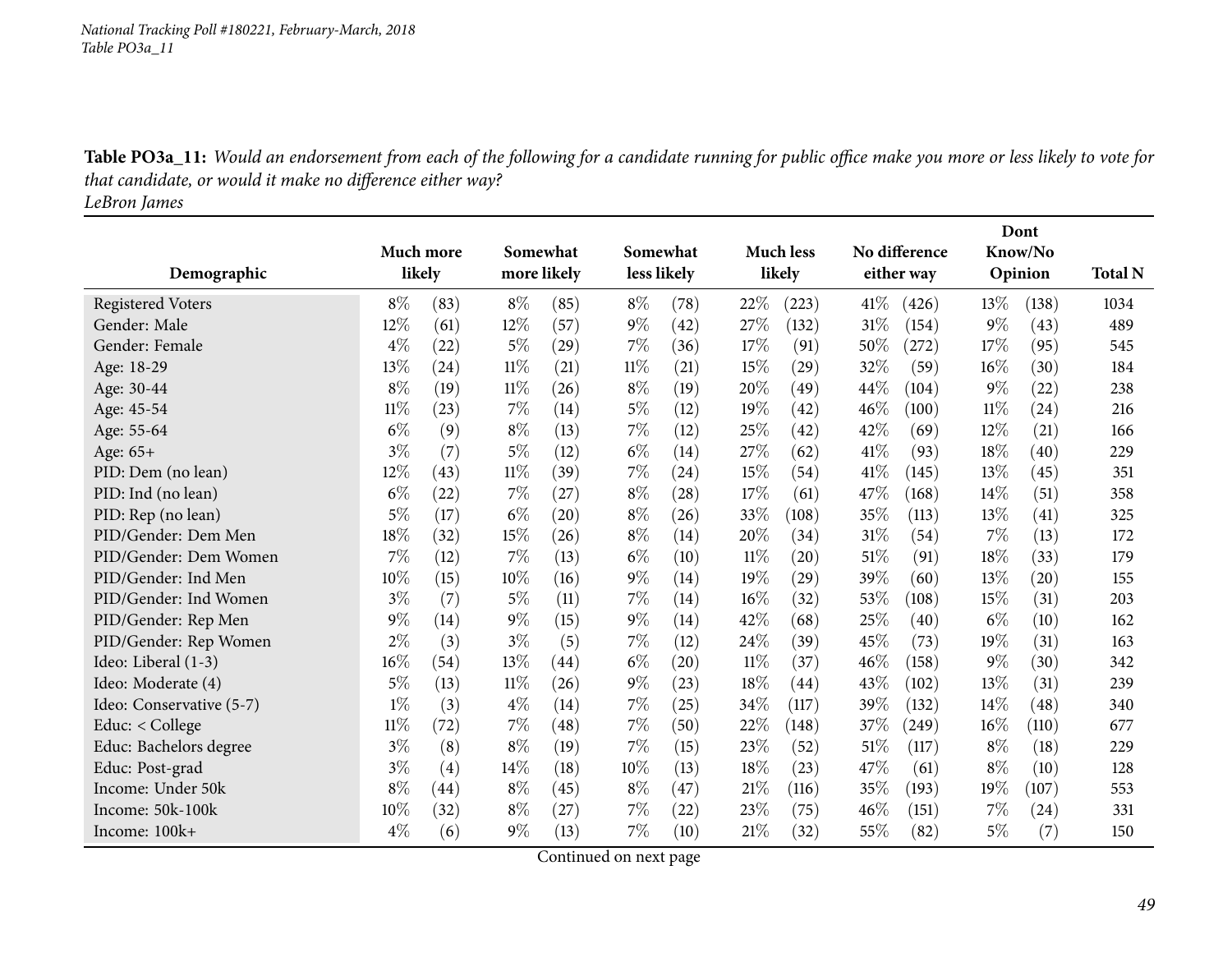**Table PO3a_11:** *Would an endorsement from each of the following for a candidate running for public office make you more or less likely to vote for that candidate, or would it make no difference either way?*
*LeBron James*

| Demographic | Much more likely | | Somewhat more likely | | Somewhat less likely | | Much less likely | | No difference either way | | Dont Know/No Opinion | | Total N |
|---|---|---|---|---|---|---|---|---|---|---|---|---|---|
| Registered Voters | 8% | (83) | 8% | (85) | 8% | (78) | 22% | (223) | 41% | (426) | 13% | (138) | 1034 |
| Gender: Male | 12% | (61) | 12% | (57) | 9% | (42) | 27% | (132) | 31% | (154) | 9% | (43) | 489 |
| Gender: Female | 4% | (22) | 5% | (29) | 7% | (36) | 17% | (91) | 50% | (272) | 17% | (95) | 545 |
| Age: 18-29 | 13% | (24) | 11% | (21) | 11% | (21) | 15% | (29) | 32% | (59) | 16% | (30) | 184 |
| Age: 30-44 | 8% | (19) | 11% | (26) | 8% | (19) | 20% | (49) | 44% | (104) | 9% | (22) | 238 |
| Age: 45-54 | 11% | (23) | 7% | (14) | 5% | (12) | 19% | (42) | 46% | (100) | 11% | (24) | 216 |
| Age: 55-64 | 6% | (9) | 8% | (13) | 7% | (12) | 25% | (42) | 42% | (69) | 12% | (21) | 166 |
| Age: 65+ | 3% | (7) | 5% | (12) | 6% | (14) | 27% | (62) | 41% | (93) | 18% | (40) | 229 |
| PID: Dem (no lean) | 12% | (43) | 11% | (39) | 7% | (24) | 15% | (54) | 41% | (145) | 13% | (45) | 351 |
| PID: Ind (no lean) | 6% | (22) | 7% | (27) | 8% | (28) | 17% | (61) | 47% | (168) | 14% | (51) | 358 |
| PID: Rep (no lean) | 5% | (17) | 6% | (20) | 8% | (26) | 33% | (108) | 35% | (113) | 13% | (41) | 325 |
| PID/Gender: Dem Men | 18% | (32) | 15% | (26) | 8% | (14) | 20% | (34) | 31% | (54) | 7% | (13) | 172 |
| PID/Gender: Dem Women | 7% | (12) | 7% | (13) | 6% | (10) | 11% | (20) | 51% | (91) | 18% | (33) | 179 |
| PID/Gender: Ind Men | 10% | (15) | 10% | (16) | 9% | (14) | 19% | (29) | 39% | (60) | 13% | (20) | 155 |
| PID/Gender: Ind Women | 3% | (7) | 5% | (11) | 7% | (14) | 16% | (32) | 53% | (108) | 15% | (31) | 203 |
| PID/Gender: Rep Men | 9% | (14) | 9% | (15) | 9% | (14) | 42% | (68) | 25% | (40) | 6% | (10) | 162 |
| PID/Gender: Rep Women | 2% | (3) | 3% | (5) | 7% | (12) | 24% | (39) | 45% | (73) | 19% | (31) | 163 |
| Ideo: Liberal (1-3) | 16% | (54) | 13% | (44) | 6% | (20) | 11% | (37) | 46% | (158) | 9% | (30) | 342 |
| Ideo: Moderate (4) | 5% | (13) | 11% | (26) | 9% | (23) | 18% | (44) | 43% | (102) | 13% | (31) | 239 |
| Ideo: Conservative (5-7) | 1% | (3) | 4% | (14) | 7% | (25) | 34% | (117) | 39% | (132) | 14% | (48) | 340 |
| Educ: < College | 11% | (72) | 7% | (48) | 7% | (50) | 22% | (148) | 37% | (249) | 16% | (110) | 677 |
| Educ: Bachelors degree | 3% | (8) | 8% | (19) | 7% | (15) | 23% | (52) | 51% | (117) | 8% | (18) | 229 |
| Educ: Post-grad | 3% | (4) | 14% | (18) | 10% | (13) | 18% | (23) | 47% | (61) | 8% | (10) | 128 |
| Income: Under 50k | 8% | (44) | 8% | (45) | 8% | (47) | 21% | (116) | 35% | (193) | 19% | (107) | 553 |
| Income: 50k-100k | 10% | (32) | 8% | (27) | 7% | (22) | 23% | (75) | 46% | (151) | 7% | (24) | 331 |
| Income: 100k+ | 4% | (6) | 9% | (13) | 7% | (10) | 21% | (32) | 55% | (82) | 5% | (7) | 150 |

Continued on next page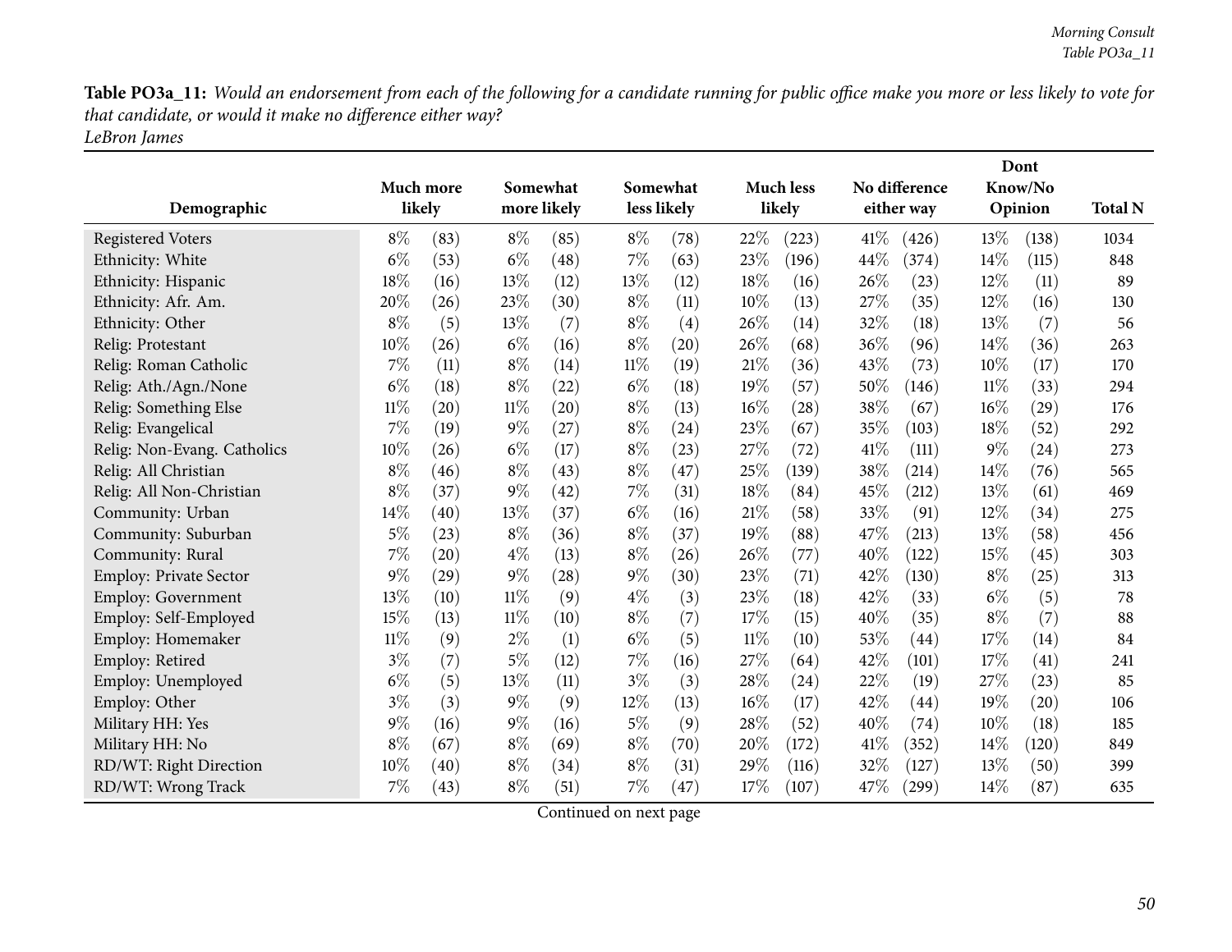**Table PO3a_11:** *Would an endorsement from each of the following for a candidate running for public office make you more or less likely to vote for that candidate, or would it make no difference either way?*
*LeBron James*

| Demographic | Much more likely | | Somewhat more likely | | Somewhat less likely | | Much less likely | | No difference either way | | Dont Know/No Opinion | | Total N |
|---|---|---|---|---|---|---|---|---|---|---|---|---|---|
| Registered Voters | 8% | (83) | 8% | (85) | 8% | (78) | 22% | (223) | 41% | (426) | 13% | (138) | 1034 |
| Ethnicity: White | 6% | (53) | 6% | (48) | 7% | (63) | 23% | (196) | 44% | (374) | 14% | (115) | 848 |
| Ethnicity: Hispanic | 18% | (16) | 13% | (12) | 13% | (12) | 18% | (16) | 26% | (23) | 12% | (11) | 89 |
| Ethnicity: Afr. Am. | 20% | (26) | 23% | (30) | 8% | (11) | 10% | (13) | 27% | (35) | 12% | (16) | 130 |
| Ethnicity: Other | 8% | (5) | 13% | (7) | 8% | (4) | 26% | (14) | 32% | (18) | 13% | (7) | 56 |
| Relig: Protestant | 10% | (26) | 6% | (16) | 8% | (20) | 26% | (68) | 36% | (96) | 14% | (36) | 263 |
| Relig: Roman Catholic | 7% | (11) | 8% | (14) | 11% | (19) | 21% | (36) | 43% | (73) | 10% | (17) | 170 |
| Relig: Ath./Agn./None | 6% | (18) | 8% | (22) | 6% | (18) | 19% | (57) | 50% | (146) | 11% | (33) | 294 |
| Relig: Something Else | 11% | (20) | 11% | (20) | 8% | (13) | 16% | (28) | 38% | (67) | 16% | (29) | 176 |
| Relig: Evangelical | 7% | (19) | 9% | (27) | 8% | (24) | 23% | (67) | 35% | (103) | 18% | (52) | 292 |
| Relig: Non-Evang. Catholics | 10% | (26) | 6% | (17) | 8% | (23) | 27% | (72) | 41% | (111) | 9% | (24) | 273 |
| Relig: All Christian | 8% | (46) | 8% | (43) | 8% | (47) | 25% | (139) | 38% | (214) | 14% | (76) | 565 |
| Relig: All Non-Christian | 8% | (37) | 9% | (42) | 7% | (31) | 18% | (84) | 45% | (212) | 13% | (61) | 469 |
| Community: Urban | 14% | (40) | 13% | (37) | 6% | (16) | 21% | (58) | 33% | (91) | 12% | (34) | 275 |
| Community: Suburban | 5% | (23) | 8% | (36) | 8% | (37) | 19% | (88) | 47% | (213) | 13% | (58) | 456 |
| Community: Rural | 7% | (20) | 4% | (13) | 8% | (26) | 26% | (77) | 40% | (122) | 15% | (45) | 303 |
| Employ: Private Sector | 9% | (29) | 9% | (28) | 9% | (30) | 23% | (71) | 42% | (130) | 8% | (25) | 313 |
| Employ: Government | 13% | (10) | 11% | (9) | 4% | (3) | 23% | (18) | 42% | (33) | 6% | (5) | 78 |
| Employ: Self-Employed | 15% | (13) | 11% | (10) | 8% | (7) | 17% | (15) | 40% | (35) | 8% | (7) | 88 |
| Employ: Homemaker | 11% | (9) | 2% | (1) | 6% | (5) | 11% | (10) | 53% | (44) | 17% | (14) | 84 |
| Employ: Retired | 3% | (7) | 5% | (12) | 7% | (16) | 27% | (64) | 42% | (101) | 17% | (41) | 241 |
| Employ: Unemployed | 6% | (5) | 13% | (11) | 3% | (3) | 28% | (24) | 22% | (19) | 27% | (23) | 85 |
| Employ: Other | 3% | (3) | 9% | (9) | 12% | (13) | 16% | (17) | 42% | (44) | 19% | (20) | 106 |
| Military HH: Yes | 9% | (16) | 9% | (16) | 5% | (9) | 28% | (52) | 40% | (74) | 10% | (18) | 185 |
| Military HH: No | 8% | (67) | 8% | (69) | 8% | (70) | 20% | (172) | 41% | (352) | 14% | (120) | 849 |
| RD/WT: Right Direction | 10% | (40) | 8% | (34) | 8% | (31) | 29% | (116) | 32% | (127) | 13% | (50) | 399 |
| RD/WT: Wrong Track | 7% | (43) | 8% | (51) | 7% | (47) | 17% | (107) | 47% | (299) | 14% | (87) | 635 |

Continued on next page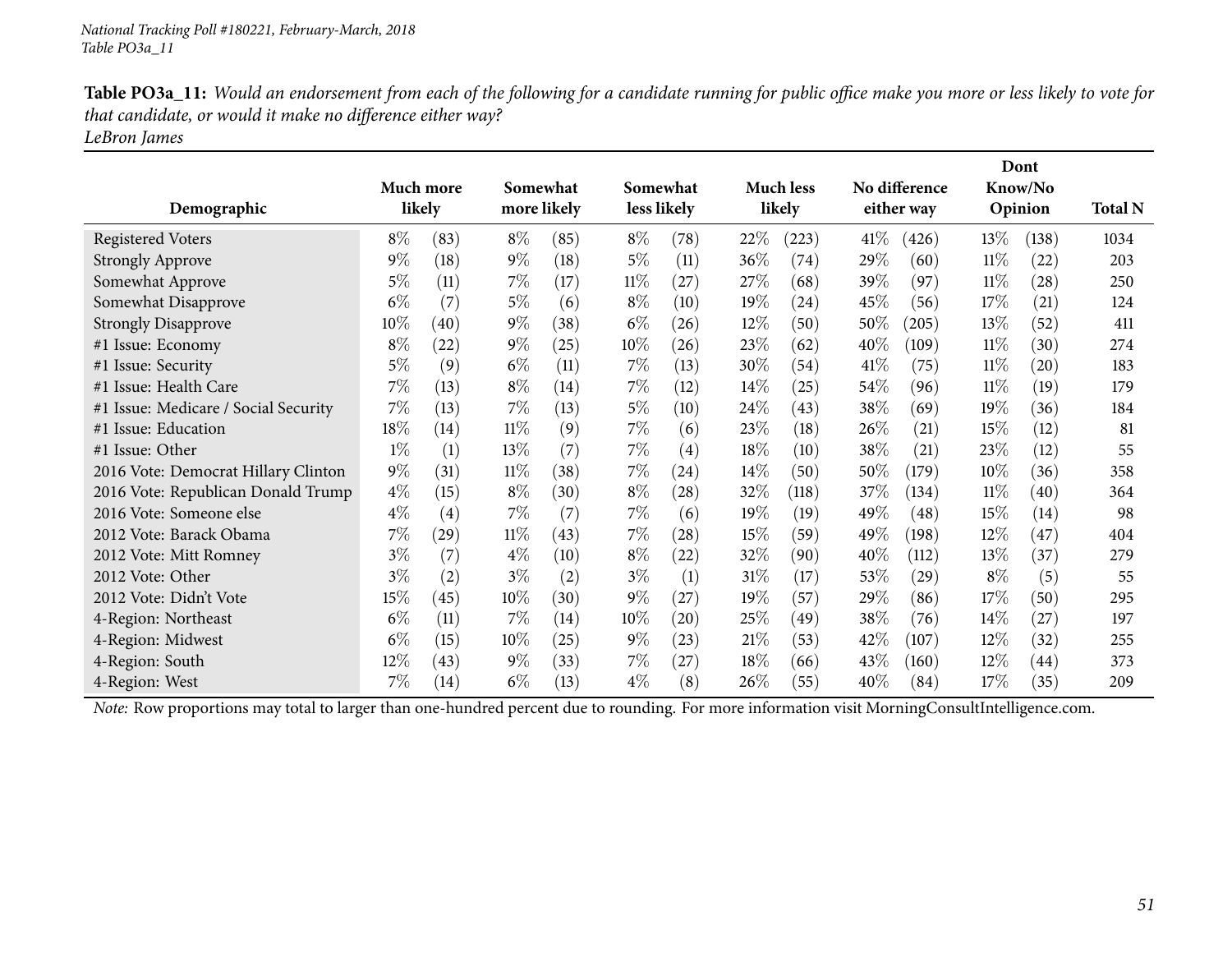*National Tracking Poll #180221, February-March, 2018*
*Table PO3a_11*

**Table PO3a_11:** *Would an endorsement from each of the following for a candidate running for public office make you more or less likely to vote for that candidate, or would it make no difference either way?*
*LeBron James*

| Demographic | Much more likely | | Somewhat more likely | | Somewhat less likely | | Much less likely | | No difference either way | | Dont Know/No Opinion | | Total N |
|---|---|---|---|---|---|---|---|---|---|---|---|---|---|
| Registered Voters | 8% | (83) | 8% | (85) | 8% | (78) | 22% | (223) | 41% | (426) | 13% | (138) | 1034 |
| Strongly Approve | 9% | (18) | 9% | (18) | 5% | (11) | 36% | (74) | 29% | (60) | 11% | (22) | 203 |
| Somewhat Approve | 5% | (11) | 7% | (17) | 11% | (27) | 27% | (68) | 39% | (97) | 11% | (28) | 250 |
| Somewhat Disapprove | 6% | (7) | 5% | (6) | 8% | (10) | 19% | (24) | 45% | (56) | 17% | (21) | 124 |
| Strongly Disapprove | 10% | (40) | 9% | (38) | 6% | (26) | 12% | (50) | 50% | (205) | 13% | (52) | 411 |
| #1 Issue: Economy | 8% | (22) | 9% | (25) | 10% | (26) | 23% | (62) | 40% | (109) | 11% | (30) | 274 |
| #1 Issue: Security | 5% | (9) | 6% | (11) | 7% | (13) | 30% | (54) | 41% | (75) | 11% | (20) | 183 |
| #1 Issue: Health Care | 7% | (13) | 8% | (14) | 7% | (12) | 14% | (25) | 54% | (96) | 11% | (19) | 179 |
| #1 Issue: Medicare / Social Security | 7% | (13) | 7% | (13) | 5% | (10) | 24% | (43) | 38% | (69) | 19% | (36) | 184 |
| #1 Issue: Education | 18% | (14) | 11% | (9) | 7% | (6) | 23% | (18) | 26% | (21) | 15% | (12) | 81 |
| #1 Issue: Other | 1% | (1) | 13% | (7) | 7% | (4) | 18% | (10) | 38% | (21) | 23% | (12) | 55 |
| 2016 Vote: Democrat Hillary Clinton | 9% | (31) | 11% | (38) | 7% | (24) | 14% | (50) | 50% | (179) | 10% | (36) | 358 |
| 2016 Vote: Republican Donald Trump | 4% | (15) | 8% | (30) | 8% | (28) | 32% | (118) | 37% | (134) | 11% | (40) | 364 |
| 2016 Vote: Someone else | 4% | (4) | 7% | (7) | 7% | (6) | 19% | (19) | 49% | (48) | 15% | (14) | 98 |
| 2012 Vote: Barack Obama | 7% | (29) | 11% | (43) | 7% | (28) | 15% | (59) | 49% | (198) | 12% | (47) | 404 |
| 2012 Vote: Mitt Romney | 3% | (7) | 4% | (10) | 8% | (22) | 32% | (90) | 40% | (112) | 13% | (37) | 279 |
| 2012 Vote: Other | 3% | (2) | 3% | (2) | 3% | (1) | 31% | (17) | 53% | (29) | 8% | (5) | 55 |
| 2012 Vote: Didn't Vote | 15% | (45) | 10% | (30) | 9% | (27) | 19% | (57) | 29% | (86) | 17% | (50) | 295 |
| 4-Region: Northeast | 6% | (11) | 7% | (14) | 10% | (20) | 25% | (49) | 38% | (76) | 14% | (27) | 197 |
| 4-Region: Midwest | 6% | (15) | 10% | (25) | 9% | (23) | 21% | (53) | 42% | (107) | 12% | (32) | 255 |
| 4-Region: South | 12% | (43) | 9% | (33) | 7% | (27) | 18% | (66) | 43% | (160) | 12% | (44) | 373 |
| 4-Region: West | 7% | (14) | 6% | (13) | 4% | (8) | 26% | (55) | 40% | (84) | 17% | (35) | 209 |

*Note:* Row proportions may total to larger than one-hundred percent due to rounding. For more information visit MorningConsultIntelligence.com.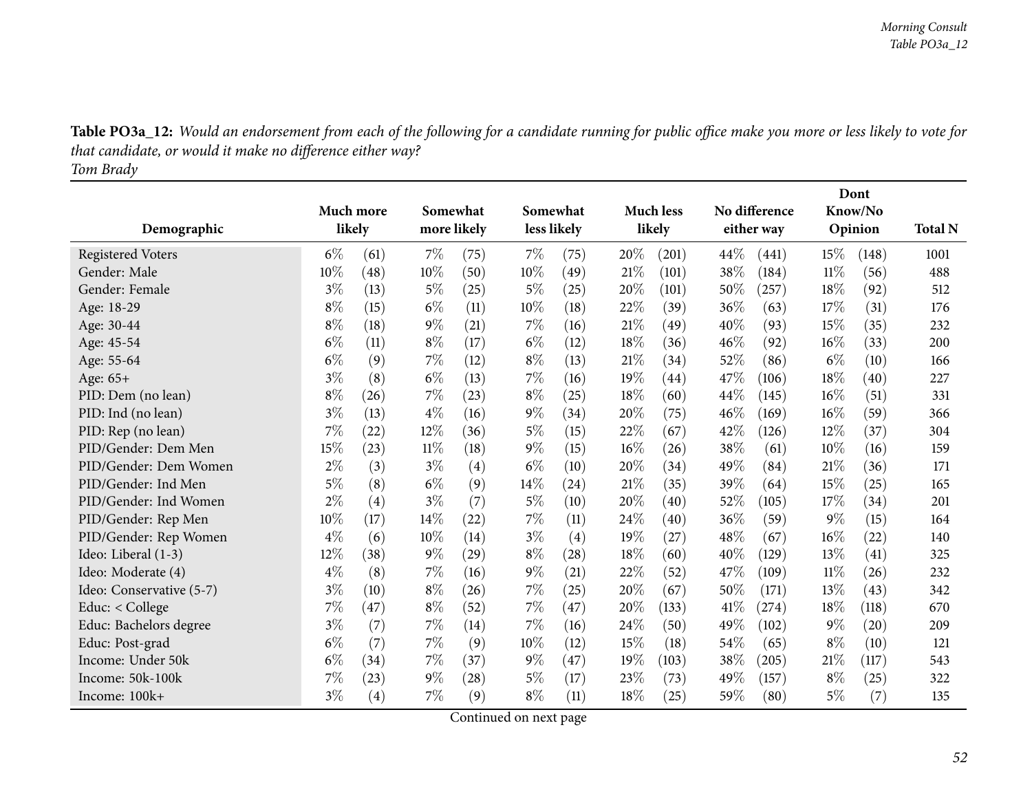**Table PO3a_12:** *Would an endorsement from each of the following for a candidate running for public office make you more or less likely to vote for that candidate, or would it make no difference either way?*
*Tom Brady*

| Demographic | Much more likely | | Somewhat more likely | | Somewhat less likely | | Much less likely | | No difference either way | | Dont Know/No Opinion | | Total N |
|---|---|---|---|---|---|---|---|---|---|---|---|---|---|
| Registered Voters | 6% | (61) | 7% | (75) | 7% | (75) | 20% | (201) | 44% | (441) | 15% | (148) | 1001 |
| Gender: Male | 10% | (48) | 10% | (50) | 10% | (49) | 21% | (101) | 38% | (184) | 11% | (56) | 488 |
| Gender: Female | 3% | (13) | 5% | (25) | 5% | (25) | 20% | (101) | 50% | (257) | 18% | (92) | 512 |
| Age: 18-29 | 8% | (15) | 6% | (11) | 10% | (18) | 22% | (39) | 36% | (63) | 17% | (31) | 176 |
| Age: 30-44 | 8% | (18) | 9% | (21) | 7% | (16) | 21% | (49) | 40% | (93) | 15% | (35) | 232 |
| Age: 45-54 | 6% | (11) | 8% | (17) | 6% | (12) | 18% | (36) | 46% | (92) | 16% | (33) | 200 |
| Age: 55-64 | 6% | (9) | 7% | (12) | 8% | (13) | 21% | (34) | 52% | (86) | 6% | (10) | 166 |
| Age: 65+ | 3% | (8) | 6% | (13) | 7% | (16) | 19% | (44) | 47% | (106) | 18% | (40) | 227 |
| PID: Dem (no lean) | 8% | (26) | 7% | (23) | 8% | (25) | 18% | (60) | 44% | (145) | 16% | (51) | 331 |
| PID: Ind (no lean) | 3% | (13) | 4% | (16) | 9% | (34) | 20% | (75) | 46% | (169) | 16% | (59) | 366 |
| PID: Rep (no lean) | 7% | (22) | 12% | (36) | 5% | (15) | 22% | (67) | 42% | (126) | 12% | (37) | 304 |
| PID/Gender: Dem Men | 15% | (23) | 11% | (18) | 9% | (15) | 16% | (26) | 38% | (61) | 10% | (16) | 159 |
| PID/Gender: Dem Women | 2% | (3) | 3% | (4) | 6% | (10) | 20% | (34) | 49% | (84) | 21% | (36) | 171 |
| PID/Gender: Ind Men | 5% | (8) | 6% | (9) | 14% | (24) | 21% | (35) | 39% | (64) | 15% | (25) | 165 |
| PID/Gender: Ind Women | 2% | (4) | 3% | (7) | 5% | (10) | 20% | (40) | 52% | (105) | 17% | (34) | 201 |
| PID/Gender: Rep Men | 10% | (17) | 14% | (22) | 7% | (11) | 24% | (40) | 36% | (59) | 9% | (15) | 164 |
| PID/Gender: Rep Women | 4% | (6) | 10% | (14) | 3% | (4) | 19% | (27) | 48% | (67) | 16% | (22) | 140 |
| Ideo: Liberal (1-3) | 12% | (38) | 9% | (29) | 8% | (28) | 18% | (60) | 40% | (129) | 13% | (41) | 325 |
| Ideo: Moderate (4) | 4% | (8) | 7% | (16) | 9% | (21) | 22% | (52) | 47% | (109) | 11% | (26) | 232 |
| Ideo: Conservative (5-7) | 3% | (10) | 8% | (26) | 7% | (25) | 20% | (67) | 50% | (171) | 13% | (43) | 342 |
| Educ: < College | 7% | (47) | 8% | (52) | 7% | (47) | 20% | (133) | 41% | (274) | 18% | (118) | 670 |
| Educ: Bachelors degree | 3% | (7) | 7% | (14) | 7% | (16) | 24% | (50) | 49% | (102) | 9% | (20) | 209 |
| Educ: Post-grad | 6% | (7) | 7% | (9) | 10% | (12) | 15% | (18) | 54% | (65) | 8% | (10) | 121 |
| Income: Under 50k | 6% | (34) | 7% | (37) | 9% | (47) | 19% | (103) | 38% | (205) | 21% | (117) | 543 |
| Income: 50k-100k | 7% | (23) | 9% | (28) | 5% | (17) | 23% | (73) | 49% | (157) | 8% | (25) | 322 |
| Income: 100k+ | 3% | (4) | 7% | (9) | 8% | (11) | 18% | (25) | 59% | (80) | 5% | (7) | 135 |

Continued on next page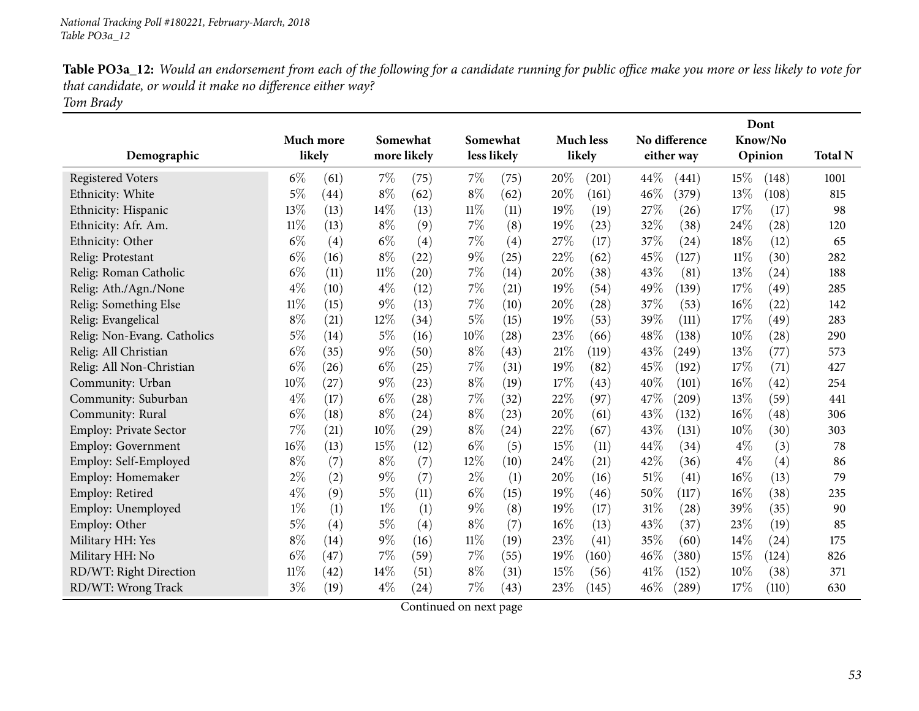*National Tracking Poll #180221, February-March, 2018*
*Table PO3a_12*

**Table PO3a_12:** *Would an endorsement from each of the following for a candidate running for public office make you more or less likely to vote for that candidate, or would it make no difference either way?*
*Tom Brady*

| Demographic | Much more likely | | Somewhat more likely | | Somewhat less likely | | Much less likely | | No difference either way | | Dont Know/No Opinion | | Total N |
|---|---|---|---|---|---|---|---|---|---|---|---|---|---|
| Registered Voters | 6% | (61) | 7% | (75) | 7% | (75) | 20% | (201) | 44% | (441) | 15% | (148) | 1001 |
| Ethnicity: White | 5% | (44) | 8% | (62) | 8% | (62) | 20% | (161) | 46% | (379) | 13% | (108) | 815 |
| Ethnicity: Hispanic | 13% | (13) | 14% | (13) | 11% | (11) | 19% | (19) | 27% | (26) | 17% | (17) | 98 |
| Ethnicity: Afr. Am. | 11% | (13) | 8% | (9) | 7% | (8) | 19% | (23) | 32% | (38) | 24% | (28) | 120 |
| Ethnicity: Other | 6% | (4) | 6% | (4) | 7% | (4) | 27% | (17) | 37% | (24) | 18% | (12) | 65 |
| Relig: Protestant | 6% | (16) | 8% | (22) | 9% | (25) | 22% | (62) | 45% | (127) | 11% | (30) | 282 |
| Relig: Roman Catholic | 6% | (11) | 11% | (20) | 7% | (14) | 20% | (38) | 43% | (81) | 13% | (24) | 188 |
| Relig: Ath./Agn./None | 4% | (10) | 4% | (12) | 7% | (21) | 19% | (54) | 49% | (139) | 17% | (49) | 285 |
| Relig: Something Else | 11% | (15) | 9% | (13) | 7% | (10) | 20% | (28) | 37% | (53) | 16% | (22) | 142 |
| Relig: Evangelical | 8% | (21) | 12% | (34) | 5% | (15) | 19% | (53) | 39% | (111) | 17% | (49) | 283 |
| Relig: Non-Evang. Catholics | 5% | (14) | 5% | (16) | 10% | (28) | 23% | (66) | 48% | (138) | 10% | (28) | 290 |
| Relig: All Christian | 6% | (35) | 9% | (50) | 8% | (43) | 21% | (119) | 43% | (249) | 13% | (77) | 573 |
| Relig: All Non-Christian | 6% | (26) | 6% | (25) | 7% | (31) | 19% | (82) | 45% | (192) | 17% | (71) | 427 |
| Community: Urban | 10% | (27) | 9% | (23) | 8% | (19) | 17% | (43) | 40% | (101) | 16% | (42) | 254 |
| Community: Suburban | 4% | (17) | 6% | (28) | 7% | (32) | 22% | (97) | 47% | (209) | 13% | (59) | 441 |
| Community: Rural | 6% | (18) | 8% | (24) | 8% | (23) | 20% | (61) | 43% | (132) | 16% | (48) | 306 |
| Employ: Private Sector | 7% | (21) | 10% | (29) | 8% | (24) | 22% | (67) | 43% | (131) | 10% | (30) | 303 |
| Employ: Government | 16% | (13) | 15% | (12) | 6% | (5) | 15% | (11) | 44% | (34) | 4% | (3) | 78 |
| Employ: Self-Employed | 8% | (7) | 8% | (7) | 12% | (10) | 24% | (21) | 42% | (36) | 4% | (4) | 86 |
| Employ: Homemaker | 2% | (2) | 9% | (7) | 2% | (1) | 20% | (16) | 51% | (41) | 16% | (13) | 79 |
| Employ: Retired | 4% | (9) | 5% | (11) | 6% | (15) | 19% | (46) | 50% | (117) | 16% | (38) | 235 |
| Employ: Unemployed | 1% | (1) | 1% | (1) | 9% | (8) | 19% | (17) | 31% | (28) | 39% | (35) | 90 |
| Employ: Other | 5% | (4) | 5% | (4) | 8% | (7) | 16% | (13) | 43% | (37) | 23% | (19) | 85 |
| Military HH: Yes | 8% | (14) | 9% | (16) | 11% | (19) | 23% | (41) | 35% | (60) | 14% | (24) | 175 |
| Military HH: No | 6% | (47) | 7% | (59) | 7% | (55) | 19% | (160) | 46% | (380) | 15% | (124) | 826 |
| RD/WT: Right Direction | 11% | (42) | 14% | (51) | 8% | (31) | 15% | (56) | 41% | (152) | 10% | (38) | 371 |
| RD/WT: Wrong Track | 3% | (19) | 4% | (24) | 7% | (43) | 23% | (145) | 46% | (289) | 17% | (110) | 630 |

Continued on next page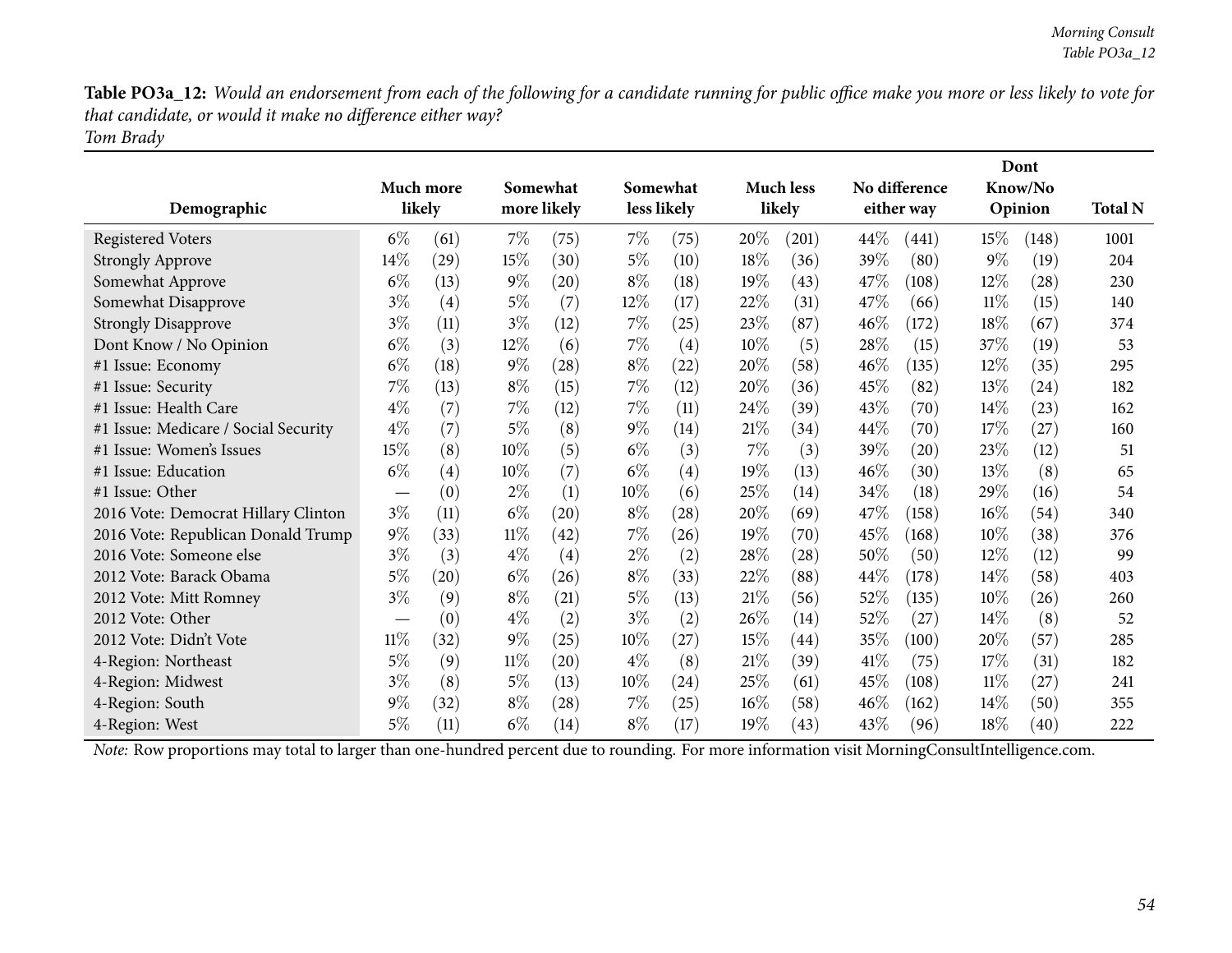**Table PO3a_12:** *Would an endorsement from each of the following for a candidate running for public office make you more or less likely to vote for that candidate, or would it make no difference either way?*
*Tom Brady*

| Demographic | Much more likely | | Somewhat more likely | | Somewhat less likely | | Much less likely | | No difference either way | | Dont Know/No Opinion | | Total N |
|---|---|---|---|---|---|---|---|---|---|---|---|---|---|
| Registered Voters | 6% | (61) | 7% | (75) | 7% | (75) | 20% | (201) | 44% | (441) | 15% | (148) | 1001 |
| Strongly Approve | 14% | (29) | 15% | (30) | 5% | (10) | 18% | (36) | 39% | (80) | 9% | (19) | 204 |
| Somewhat Approve | 6% | (13) | 9% | (20) | 8% | (18) | 19% | (43) | 47% | (108) | 12% | (28) | 230 |
| Somewhat Disapprove | 3% | (4) | 5% | (7) | 12% | (17) | 22% | (31) | 47% | (66) | 11% | (15) | 140 |
| Strongly Disapprove | 3% | (11) | 3% | (12) | 7% | (25) | 23% | (87) | 46% | (172) | 18% | (67) | 374 |
| Dont Know / No Opinion | 6% | (3) | 12% | (6) | 7% | (4) | 10% | (5) | 28% | (15) | 37% | (19) | 53 |
| #1 Issue: Economy | 6% | (18) | 9% | (28) | 8% | (22) | 20% | (58) | 46% | (135) | 12% | (35) | 295 |
| #1 Issue: Security | 7% | (13) | 8% | (15) | 7% | (12) | 20% | (36) | 45% | (82) | 13% | (24) | 182 |
| #1 Issue: Health Care | 4% | (7) | 7% | (12) | 7% | (11) | 24% | (39) | 43% | (70) | 14% | (23) | 162 |
| #1 Issue: Medicare / Social Security | 4% | (7) | 5% | (8) | 9% | (14) | 21% | (34) | 44% | (70) | 17% | (27) | 160 |
| #1 Issue: Women's Issues | 15% | (8) | 10% | (5) | 6% | (3) | 7% | (3) | 39% | (20) | 23% | (12) | 51 |
| #1 Issue: Education | 6% | (4) | 10% | (7) | 6% | (4) | 19% | (13) | 46% | (30) | 13% | (8) | 65 |
| #1 Issue: Other | — | (0) | 2% | (1) | 10% | (6) | 25% | (14) | 34% | (18) | 29% | (16) | 54 |
| 2016 Vote: Democrat Hillary Clinton | 3% | (11) | 6% | (20) | 8% | (28) | 20% | (69) | 47% | (158) | 16% | (54) | 340 |
| 2016 Vote: Republican Donald Trump | 9% | (33) | 11% | (42) | 7% | (26) | 19% | (70) | 45% | (168) | 10% | (38) | 376 |
| 2016 Vote: Someone else | 3% | (3) | 4% | (4) | 2% | (2) | 28% | (28) | 50% | (50) | 12% | (12) | 99 |
| 2012 Vote: Barack Obama | 5% | (20) | 6% | (26) | 8% | (33) | 22% | (88) | 44% | (178) | 14% | (58) | 403 |
| 2012 Vote: Mitt Romney | 3% | (9) | 8% | (21) | 5% | (13) | 21% | (56) | 52% | (135) | 10% | (26) | 260 |
| 2012 Vote: Other | — | (0) | 4% | (2) | 3% | (2) | 26% | (14) | 52% | (27) | 14% | (8) | 52 |
| 2012 Vote: Didn't Vote | 11% | (32) | 9% | (25) | 10% | (27) | 15% | (44) | 35% | (100) | 20% | (57) | 285 |
| 4-Region: Northeast | 5% | (9) | 11% | (20) | 4% | (8) | 21% | (39) | 41% | (75) | 17% | (31) | 182 |
| 4-Region: Midwest | 3% | (8) | 5% | (13) | 10% | (24) | 25% | (61) | 45% | (108) | 11% | (27) | 241 |
| 4-Region: South | 9% | (32) | 8% | (28) | 7% | (25) | 16% | (58) | 46% | (162) | 14% | (50) | 355 |
| 4-Region: West | 5% | (11) | 6% | (14) | 8% | (17) | 19% | (43) | 43% | (96) | 18% | (40) | 222 |

*Note:* Row proportions may total to larger than one-hundred percent due to rounding. For more information visit MorningConsultIntelligence.com.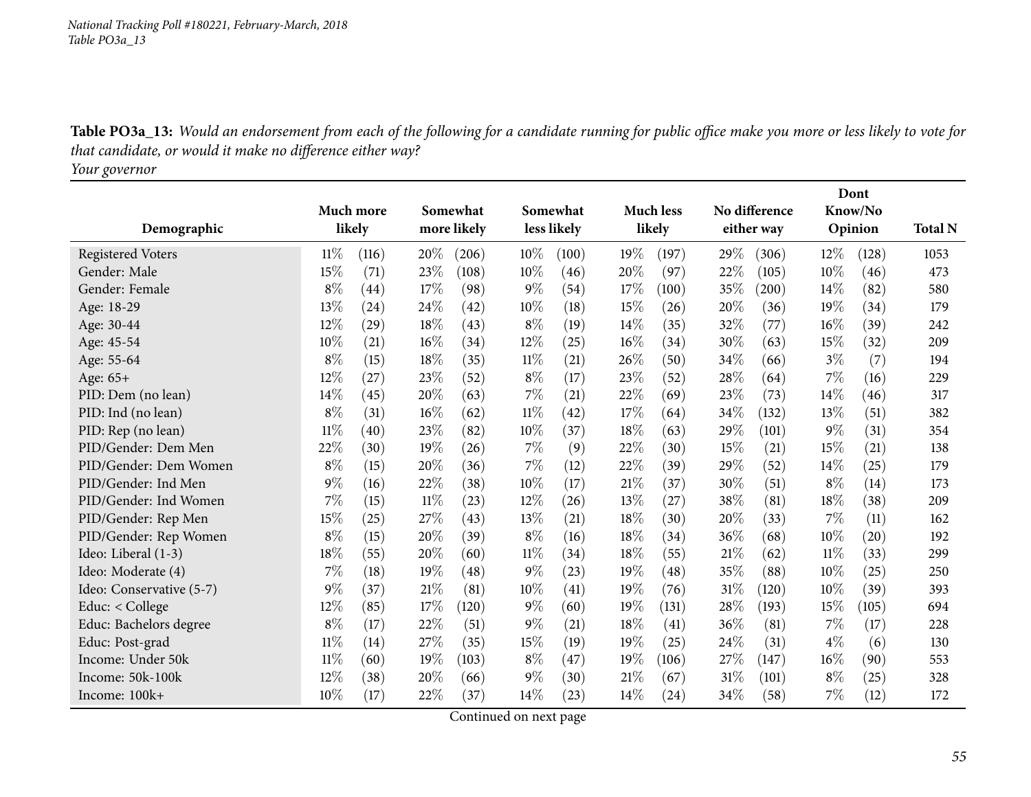**Table PO3a_13:** *Would an endorsement from each of the following for a candidate running for public office make you more or less likely to vote for that candidate, or would it make no difference either way?*
*Your governor*

| Demographic | Much more likely | | Somewhat more likely | | Somewhat less likely | | Much less likely | | No difference either way | | Dont Know/No Opinion | | Total N |
|---|---|---|---|---|---|---|---|---|---|---|---|---|---|
| Registered Voters | 11% | (116) | 20% | (206) | 10% | (100) | 19% | (197) | 29% | (306) | 12% | (128) | 1053 |
| Gender: Male | 15% | (71) | 23% | (108) | 10% | (46) | 20% | (97) | 22% | (105) | 10% | (46) | 473 |
| Gender: Female | 8% | (44) | 17% | (98) | 9% | (54) | 17% | (100) | 35% | (200) | 14% | (82) | 580 |
| Age: 18-29 | 13% | (24) | 24% | (42) | 10% | (18) | 15% | (26) | 20% | (36) | 19% | (34) | 179 |
| Age: 30-44 | 12% | (29) | 18% | (43) | 8% | (19) | 14% | (35) | 32% | (77) | 16% | (39) | 242 |
| Age: 45-54 | 10% | (21) | 16% | (34) | 12% | (25) | 16% | (34) | 30% | (63) | 15% | (32) | 209 |
| Age: 55-64 | 8% | (15) | 18% | (35) | 11% | (21) | 26% | (50) | 34% | (66) | 3% | (7) | 194 |
| Age: 65+ | 12% | (27) | 23% | (52) | 8% | (17) | 23% | (52) | 28% | (64) | 7% | (16) | 229 |
| PID: Dem (no lean) | 14% | (45) | 20% | (63) | 7% | (21) | 22% | (69) | 23% | (73) | 14% | (46) | 317 |
| PID: Ind (no lean) | 8% | (31) | 16% | (62) | 11% | (42) | 17% | (64) | 34% | (132) | 13% | (51) | 382 |
| PID: Rep (no lean) | 11% | (40) | 23% | (82) | 10% | (37) | 18% | (63) | 29% | (101) | 9% | (31) | 354 |
| PID/Gender: Dem Men | 22% | (30) | 19% | (26) | 7% | (9) | 22% | (30) | 15% | (21) | 15% | (21) | 138 |
| PID/Gender: Dem Women | 8% | (15) | 20% | (36) | 7% | (12) | 22% | (39) | 29% | (52) | 14% | (25) | 179 |
| PID/Gender: Ind Men | 9% | (16) | 22% | (38) | 10% | (17) | 21% | (37) | 30% | (51) | 8% | (14) | 173 |
| PID/Gender: Ind Women | 7% | (15) | 11% | (23) | 12% | (26) | 13% | (27) | 38% | (81) | 18% | (38) | 209 |
| PID/Gender: Rep Men | 15% | (25) | 27% | (43) | 13% | (21) | 18% | (30) | 20% | (33) | 7% | (11) | 162 |
| PID/Gender: Rep Women | 8% | (15) | 20% | (39) | 8% | (16) | 18% | (34) | 36% | (68) | 10% | (20) | 192 |
| Ideo: Liberal (1-3) | 18% | (55) | 20% | (60) | 11% | (34) | 18% | (55) | 21% | (62) | 11% | (33) | 299 |
| Ideo: Moderate (4) | 7% | (18) | 19% | (48) | 9% | (23) | 19% | (48) | 35% | (88) | 10% | (25) | 250 |
| Ideo: Conservative (5-7) | 9% | (37) | 21% | (81) | 10% | (41) | 19% | (76) | 31% | (120) | 10% | (39) | 393 |
| Educ: < College | 12% | (85) | 17% | (120) | 9% | (60) | 19% | (131) | 28% | (193) | 15% | (105) | 694 |
| Educ: Bachelors degree | 8% | (17) | 22% | (51) | 9% | (21) | 18% | (41) | 36% | (81) | 7% | (17) | 228 |
| Educ: Post-grad | 11% | (14) | 27% | (35) | 15% | (19) | 19% | (25) | 24% | (31) | 4% | (6) | 130 |
| Income: Under 50k | 11% | (60) | 19% | (103) | 8% | (47) | 19% | (106) | 27% | (147) | 16% | (90) | 553 |
| Income: 50k-100k | 12% | (38) | 20% | (66) | 9% | (30) | 21% | (67) | 31% | (101) | 8% | (25) | 328 |
| Income: 100k+ | 10% | (17) | 22% | (37) | 14% | (23) | 14% | (24) | 34% | (58) | 7% | (12) | 172 |

Continued on next page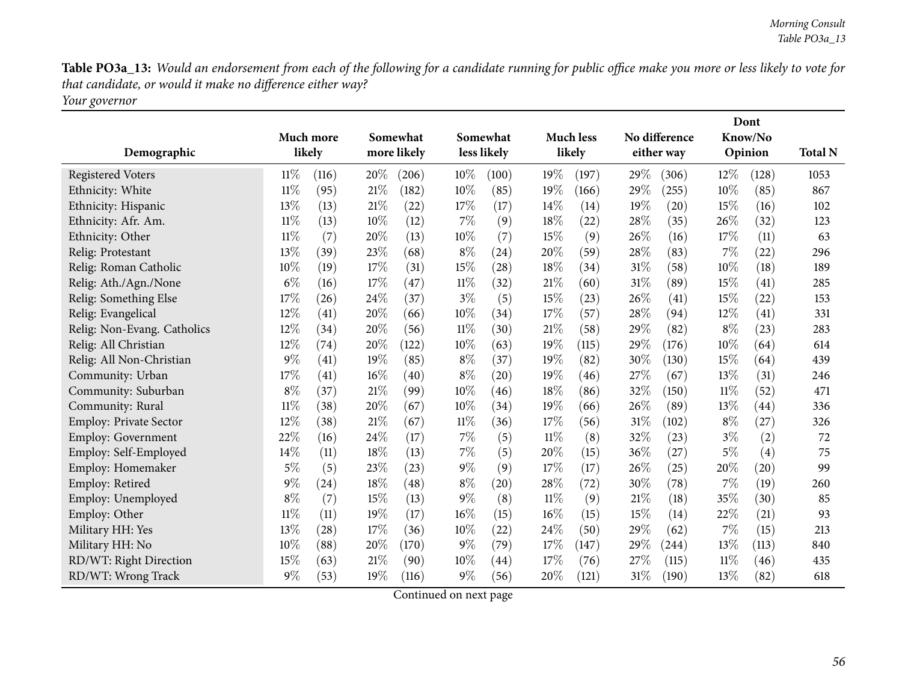**Table PO3a_13:** *Would an endorsement from each of the following for a candidate running for public office make you more or less likely to vote for that candidate, or would it make no difference either way?*
*Your governor*

| Demographic | Much more likely | | Somewhat more likely | | Somewhat less likely | | Much less likely | | No difference either way | | Dont Know/No Opinion | | Total N |
|---|---|---|---|---|---|---|---|---|---|---|---|---|---|
| Registered Voters | 11% | (116) | 20% | (206) | 10% | (100) | 19% | (197) | 29% | (306) | 12% | (128) | 1053 |
| Ethnicity: White | 11% | (95) | 21% | (182) | 10% | (85) | 19% | (166) | 29% | (255) | 10% | (85) | 867 |
| Ethnicity: Hispanic | 13% | (13) | 21% | (22) | 17% | (17) | 14% | (14) | 19% | (20) | 15% | (16) | 102 |
| Ethnicity: Afr. Am. | 11% | (13) | 10% | (12) | 7% | (9) | 18% | (22) | 28% | (35) | 26% | (32) | 123 |
| Ethnicity: Other | 11% | (7) | 20% | (13) | 10% | (7) | 15% | (9) | 26% | (16) | 17% | (11) | 63 |
| Relig: Protestant | 13% | (39) | 23% | (68) | 8% | (24) | 20% | (59) | 28% | (83) | 7% | (22) | 296 |
| Relig: Roman Catholic | 10% | (19) | 17% | (31) | 15% | (28) | 18% | (34) | 31% | (58) | 10% | (18) | 189 |
| Relig: Ath./Agn./None | 6% | (16) | 17% | (47) | 11% | (32) | 21% | (60) | 31% | (89) | 15% | (41) | 285 |
| Relig: Something Else | 17% | (26) | 24% | (37) | 3% | (5) | 15% | (23) | 26% | (41) | 15% | (22) | 153 |
| Relig: Evangelical | 12% | (41) | 20% | (66) | 10% | (34) | 17% | (57) | 28% | (94) | 12% | (41) | 331 |
| Relig: Non-Evang. Catholics | 12% | (34) | 20% | (56) | 11% | (30) | 21% | (58) | 29% | (82) | 8% | (23) | 283 |
| Relig: All Christian | 12% | (74) | 20% | (122) | 10% | (63) | 19% | (115) | 29% | (176) | 10% | (64) | 614 |
| Relig: All Non-Christian | 9% | (41) | 19% | (85) | 8% | (37) | 19% | (82) | 30% | (130) | 15% | (64) | 439 |
| Community: Urban | 17% | (41) | 16% | (40) | 8% | (20) | 19% | (46) | 27% | (67) | 13% | (31) | 246 |
| Community: Suburban | 8% | (37) | 21% | (99) | 10% | (46) | 18% | (86) | 32% | (150) | 11% | (52) | 471 |
| Community: Rural | 11% | (38) | 20% | (67) | 10% | (34) | 19% | (66) | 26% | (89) | 13% | (44) | 336 |
| Employ: Private Sector | 12% | (38) | 21% | (67) | 11% | (36) | 17% | (56) | 31% | (102) | 8% | (27) | 326 |
| Employ: Government | 22% | (16) | 24% | (17) | 7% | (5) | 11% | (8) | 32% | (23) | 3% | (2) | 72 |
| Employ: Self-Employed | 14% | (11) | 18% | (13) | 7% | (5) | 20% | (15) | 36% | (27) | 5% | (4) | 75 |
| Employ: Homemaker | 5% | (5) | 23% | (23) | 9% | (9) | 17% | (17) | 26% | (25) | 20% | (20) | 99 |
| Employ: Retired | 9% | (24) | 18% | (48) | 8% | (20) | 28% | (72) | 30% | (78) | 7% | (19) | 260 |
| Employ: Unemployed | 8% | (7) | 15% | (13) | 9% | (8) | 11% | (9) | 21% | (18) | 35% | (30) | 85 |
| Employ: Other | 11% | (11) | 19% | (17) | 16% | (15) | 16% | (15) | 15% | (14) | 22% | (21) | 93 |
| Military HH: Yes | 13% | (28) | 17% | (36) | 10% | (22) | 24% | (50) | 29% | (62) | 7% | (15) | 213 |
| Military HH: No | 10% | (88) | 20% | (170) | 9% | (79) | 17% | (147) | 29% | (244) | 13% | (113) | 840 |
| RD/WT: Right Direction | 15% | (63) | 21% | (90) | 10% | (44) | 17% | (76) | 27% | (115) | 11% | (46) | 435 |
| RD/WT: Wrong Track | 9% | (53) | 19% | (116) | 9% | (56) | 20% | (121) | 31% | (190) | 13% | (82) | 618 |

Continued on next page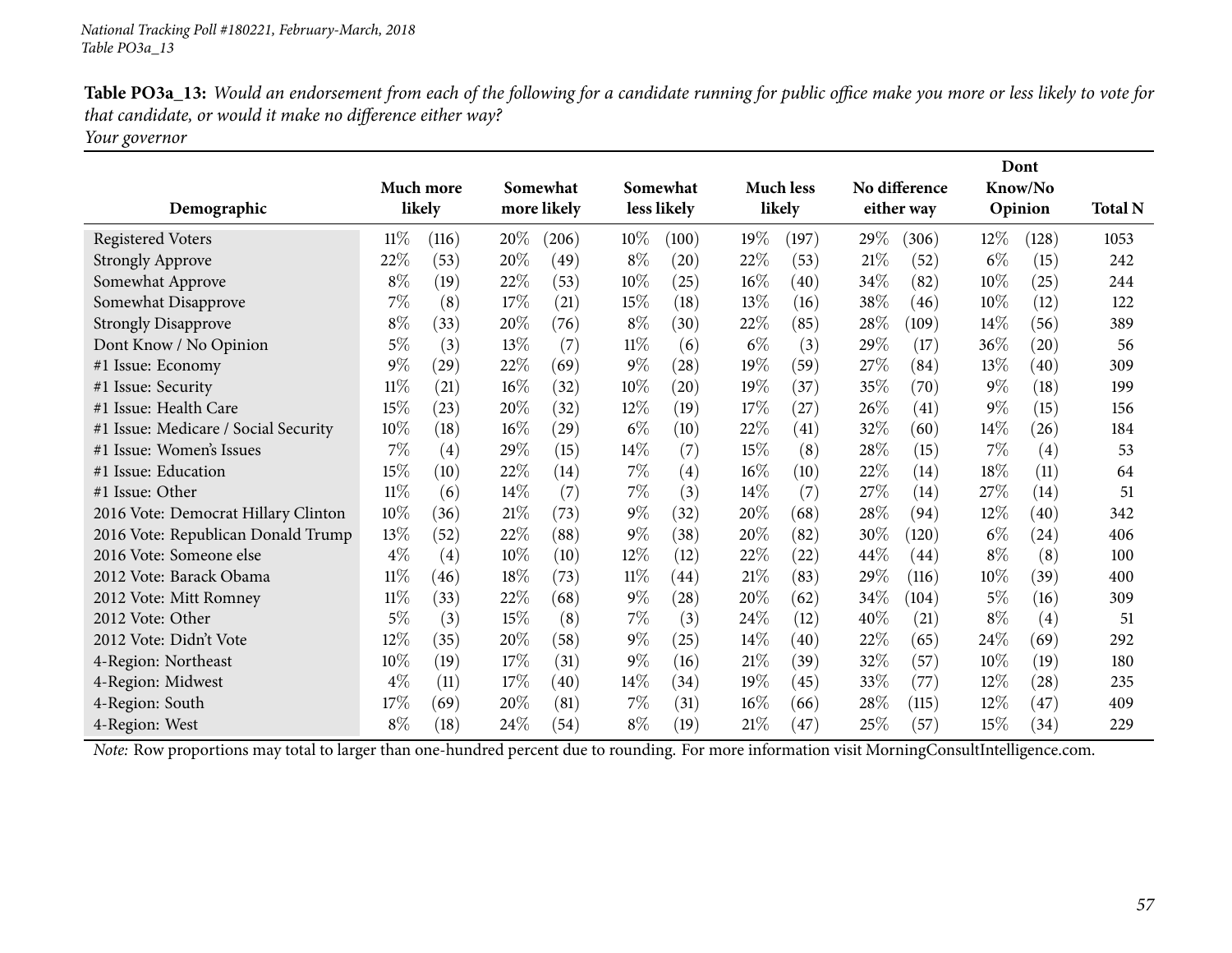National Tracking Poll #180221, February-March, 2018
Table PO3a_13

**Table PO3a_13:** *Would an endorsement from each of the following for a candidate running for public office make you more or less likely to vote for that candidate, or would it make no difference either way?*
*Your governor*

| Demographic | Much more likely | | Somewhat more likely | | Somewhat less likely | | Much less likely | | No difference either way | | Dont Know/No Opinion | | Total N |
|---|---|---|---|---|---|---|---|---|---|---|---|---|---|
| Registered Voters | 11% | (116) | 20% | (206) | 10% | (100) | 19% | (197) | 29% | (306) | 12% | (128) | 1053 |
| Strongly Approve | 22% | (53) | 20% | (49) | 8% | (20) | 22% | (53) | 21% | (52) | 6% | (15) | 242 |
| Somewhat Approve | 8% | (19) | 22% | (53) | 10% | (25) | 16% | (40) | 34% | (82) | 10% | (25) | 244 |
| Somewhat Disapprove | 7% | (8) | 17% | (21) | 15% | (18) | 13% | (16) | 38% | (46) | 10% | (12) | 122 |
| Strongly Disapprove | 8% | (33) | 20% | (76) | 8% | (30) | 22% | (85) | 28% | (109) | 14% | (56) | 389 |
| Dont Know / No Opinion | 5% | (3) | 13% | (7) | 11% | (6) | 6% | (3) | 29% | (17) | 36% | (20) | 56 |
| #1 Issue: Economy | 9% | (29) | 22% | (69) | 9% | (28) | 19% | (59) | 27% | (84) | 13% | (40) | 309 |
| #1 Issue: Security | 11% | (21) | 16% | (32) | 10% | (20) | 19% | (37) | 35% | (70) | 9% | (18) | 199 |
| #1 Issue: Health Care | 15% | (23) | 20% | (32) | 12% | (19) | 17% | (27) | 26% | (41) | 9% | (15) | 156 |
| #1 Issue: Medicare / Social Security | 10% | (18) | 16% | (29) | 6% | (10) | 22% | (41) | 32% | (60) | 14% | (26) | 184 |
| #1 Issue: Women's Issues | 7% | (4) | 29% | (15) | 14% | (7) | 15% | (8) | 28% | (15) | 7% | (4) | 53 |
| #1 Issue: Education | 15% | (10) | 22% | (14) | 7% | (4) | 16% | (10) | 22% | (14) | 18% | (11) | 64 |
| #1 Issue: Other | 11% | (6) | 14% | (7) | 7% | (3) | 14% | (7) | 27% | (14) | 27% | (14) | 51 |
| 2016 Vote: Democrat Hillary Clinton | 10% | (36) | 21% | (73) | 9% | (32) | 20% | (68) | 28% | (94) | 12% | (40) | 342 |
| 2016 Vote: Republican Donald Trump | 13% | (52) | 22% | (88) | 9% | (38) | 20% | (82) | 30% | (120) | 6% | (24) | 406 |
| 2016 Vote: Someone else | 4% | (4) | 10% | (10) | 12% | (12) | 22% | (22) | 44% | (44) | 8% | (8) | 100 |
| 2012 Vote: Barack Obama | 11% | (46) | 18% | (73) | 11% | (44) | 21% | (83) | 29% | (116) | 10% | (39) | 400 |
| 2012 Vote: Mitt Romney | 11% | (33) | 22% | (68) | 9% | (28) | 20% | (62) | 34% | (104) | 5% | (16) | 309 |
| 2012 Vote: Other | 5% | (3) | 15% | (8) | 7% | (3) | 24% | (12) | 40% | (21) | 8% | (4) | 51 |
| 2012 Vote: Didn't Vote | 12% | (35) | 20% | (58) | 9% | (25) | 14% | (40) | 22% | (65) | 24% | (69) | 292 |
| 4-Region: Northeast | 10% | (19) | 17% | (31) | 9% | (16) | 21% | (39) | 32% | (57) | 10% | (19) | 180 |
| 4-Region: Midwest | 4% | (11) | 17% | (40) | 14% | (34) | 19% | (45) | 33% | (77) | 12% | (28) | 235 |
| 4-Region: South | 17% | (69) | 20% | (81) | 7% | (31) | 16% | (66) | 28% | (115) | 12% | (47) | 409 |
| 4-Region: West | 8% | (18) | 24% | (54) | 8% | (19) | 21% | (47) | 25% | (57) | 15% | (34) | 229 |

*Note:* Row proportions may total to larger than one-hundred percent due to rounding. For more information visit MorningConsultIntelligence.com.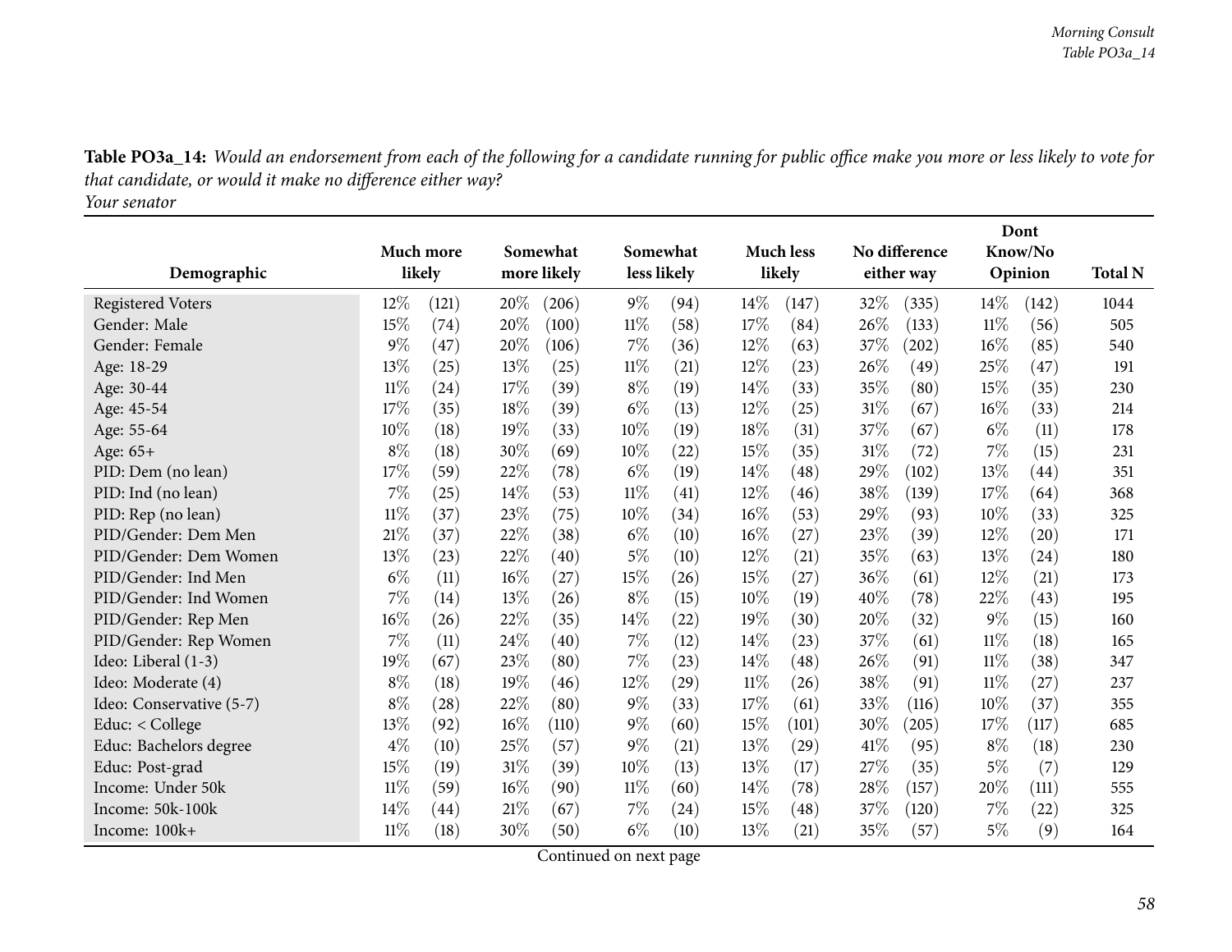**Table PO3a_14:** *Would an endorsement from each of the following for a candidate running for public office make you more or less likely to vote for that candidate, or would it make no difference either way?*
*Your senator*

| Demographic | Much more likely | | Somewhat more likely | | Somewhat less likely | | Much less likely | | No difference either way | | Dont Know/No Opinion | | Total N |
|---|---|---|---|---|---|---|---|---|---|---|---|---|---|
| Registered Voters | 12% | (121) | 20% | (206) | 9% | (94) | 14% | (147) | 32% | (335) | 14% | (142) | 1044 |
| Gender: Male | 15% | (74) | 20% | (100) | 11% | (58) | 17% | (84) | 26% | (133) | 11% | (56) | 505 |
| Gender: Female | 9% | (47) | 20% | (106) | 7% | (36) | 12% | (63) | 37% | (202) | 16% | (85) | 540 |
| Age: 18-29 | 13% | (25) | 13% | (25) | 11% | (21) | 12% | (23) | 26% | (49) | 25% | (47) | 191 |
| Age: 30-44 | 11% | (24) | 17% | (39) | 8% | (19) | 14% | (33) | 35% | (80) | 15% | (35) | 230 |
| Age: 45-54 | 17% | (35) | 18% | (39) | 6% | (13) | 12% | (25) | 31% | (67) | 16% | (33) | 214 |
| Age: 55-64 | 10% | (18) | 19% | (33) | 10% | (19) | 18% | (31) | 37% | (67) | 6% | (11) | 178 |
| Age: 65+ | 8% | (18) | 30% | (69) | 10% | (22) | 15% | (35) | 31% | (72) | 7% | (15) | 231 |
| PID: Dem (no lean) | 17% | (59) | 22% | (78) | 6% | (19) | 14% | (48) | 29% | (102) | 13% | (44) | 351 |
| PID: Ind (no lean) | 7% | (25) | 14% | (53) | 11% | (41) | 12% | (46) | 38% | (139) | 17% | (64) | 368 |
| PID: Rep (no lean) | 11% | (37) | 23% | (75) | 10% | (34) | 16% | (53) | 29% | (93) | 10% | (33) | 325 |
| PID/Gender: Dem Men | 21% | (37) | 22% | (38) | 6% | (10) | 16% | (27) | 23% | (39) | 12% | (20) | 171 |
| PID/Gender: Dem Women | 13% | (23) | 22% | (40) | 5% | (10) | 12% | (21) | 35% | (63) | 13% | (24) | 180 |
| PID/Gender: Ind Men | 6% | (11) | 16% | (27) | 15% | (26) | 15% | (27) | 36% | (61) | 12% | (21) | 173 |
| PID/Gender: Ind Women | 7% | (14) | 13% | (26) | 8% | (15) | 10% | (19) | 40% | (78) | 22% | (43) | 195 |
| PID/Gender: Rep Men | 16% | (26) | 22% | (35) | 14% | (22) | 19% | (30) | 20% | (32) | 9% | (15) | 160 |
| PID/Gender: Rep Women | 7% | (11) | 24% | (40) | 7% | (12) | 14% | (23) | 37% | (61) | 11% | (18) | 165 |
| Ideo: Liberal (1-3) | 19% | (67) | 23% | (80) | 7% | (23) | 14% | (48) | 26% | (91) | 11% | (38) | 347 |
| Ideo: Moderate (4) | 8% | (18) | 19% | (46) | 12% | (29) | 11% | (26) | 38% | (91) | 11% | (27) | 237 |
| Ideo: Conservative (5-7) | 8% | (28) | 22% | (80) | 9% | (33) | 17% | (61) | 33% | (116) | 10% | (37) | 355 |
| Educ: < College | 13% | (92) | 16% | (110) | 9% | (60) | 15% | (101) | 30% | (205) | 17% | (117) | 685 |
| Educ: Bachelors degree | 4% | (10) | 25% | (57) | 9% | (21) | 13% | (29) | 41% | (95) | 8% | (18) | 230 |
| Educ: Post-grad | 15% | (19) | 31% | (39) | 10% | (13) | 13% | (17) | 27% | (35) | 5% | (7) | 129 |
| Income: Under 50k | 11% | (59) | 16% | (90) | 11% | (60) | 14% | (78) | 28% | (157) | 20% | (111) | 555 |
| Income: 50k-100k | 14% | (44) | 21% | (67) | 7% | (24) | 15% | (48) | 37% | (120) | 7% | (22) | 325 |
| Income: 100k+ | 11% | (18) | 30% | (50) | 6% | (10) | 13% | (21) | 35% | (57) | 5% | (9) | 164 |

Continued on next page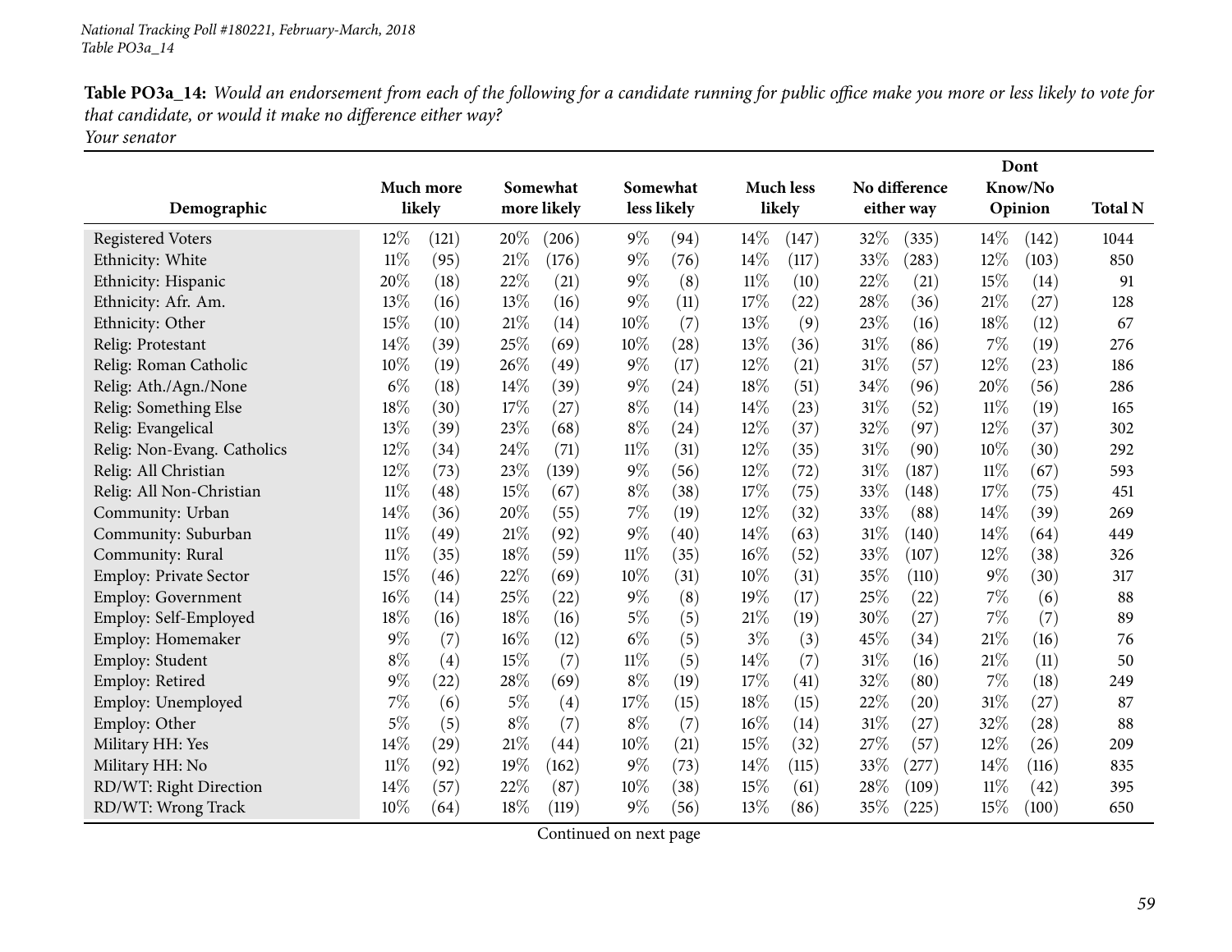*National Tracking Poll #180221, February-March, 2018*
*Table PO3a_14*

**Table PO3a_14:** *Would an endorsement from each of the following for a candidate running for public office make you more or less likely to vote for that candidate, or would it make no difference either way?*
*Your senator*

| Demographic | Much more likely | | Somewhat more likely | | Somewhat less likely | | Much less likely | | No difference either way | | Dont Know/No Opinion | | Total N |
|---|---|---|---|---|---|---|---|---|---|---|---|---|---|
| Registered Voters | 12% | (121) | 20% | (206) | 9% | (94) | 14% | (147) | 32% | (335) | 14% | (142) | 1044 |
| Ethnicity: White | 11% | (95) | 21% | (176) | 9% | (76) | 14% | (117) | 33% | (283) | 12% | (103) | 850 |
| Ethnicity: Hispanic | 20% | (18) | 22% | (21) | 9% | (8) | 11% | (10) | 22% | (21) | 15% | (14) | 91 |
| Ethnicity: Afr. Am. | 13% | (16) | 13% | (16) | 9% | (11) | 17% | (22) | 28% | (36) | 21% | (27) | 128 |
| Ethnicity: Other | 15% | (10) | 21% | (14) | 10% | (7) | 13% | (9) | 23% | (16) | 18% | (12) | 67 |
| Relig: Protestant | 14% | (39) | 25% | (69) | 10% | (28) | 13% | (36) | 31% | (86) | 7% | (19) | 276 |
| Relig: Roman Catholic | 10% | (19) | 26% | (49) | 9% | (17) | 12% | (21) | 31% | (57) | 12% | (23) | 186 |
| Relig: Ath./Agn./None | 6% | (18) | 14% | (39) | 9% | (24) | 18% | (51) | 34% | (96) | 20% | (56) | 286 |
| Relig: Something Else | 18% | (30) | 17% | (27) | 8% | (14) | 14% | (23) | 31% | (52) | 11% | (19) | 165 |
| Relig: Evangelical | 13% | (39) | 23% | (68) | 8% | (24) | 12% | (37) | 32% | (97) | 12% | (37) | 302 |
| Relig: Non-Evang. Catholics | 12% | (34) | 24% | (71) | 11% | (31) | 12% | (35) | 31% | (90) | 10% | (30) | 292 |
| Relig: All Christian | 12% | (73) | 23% | (139) | 9% | (56) | 12% | (72) | 31% | (187) | 11% | (67) | 593 |
| Relig: All Non-Christian | 11% | (48) | 15% | (67) | 8% | (38) | 17% | (75) | 33% | (148) | 17% | (75) | 451 |
| Community: Urban | 14% | (36) | 20% | (55) | 7% | (19) | 12% | (32) | 33% | (88) | 14% | (39) | 269 |
| Community: Suburban | 11% | (49) | 21% | (92) | 9% | (40) | 14% | (63) | 31% | (140) | 14% | (64) | 449 |
| Community: Rural | 11% | (35) | 18% | (59) | 11% | (35) | 16% | (52) | 33% | (107) | 12% | (38) | 326 |
| Employ: Private Sector | 15% | (46) | 22% | (69) | 10% | (31) | 10% | (31) | 35% | (110) | 9% | (30) | 317 |
| Employ: Government | 16% | (14) | 25% | (22) | 9% | (8) | 19% | (17) | 25% | (22) | 7% | (6) | 88 |
| Employ: Self-Employed | 18% | (16) | 18% | (16) | 5% | (5) | 21% | (19) | 30% | (27) | 7% | (7) | 89 |
| Employ: Homemaker | 9% | (7) | 16% | (12) | 6% | (5) | 3% | (3) | 45% | (34) | 21% | (16) | 76 |
| Employ: Student | 8% | (4) | 15% | (7) | 11% | (5) | 14% | (7) | 31% | (16) | 21% | (11) | 50 |
| Employ: Retired | 9% | (22) | 28% | (69) | 8% | (19) | 17% | (41) | 32% | (80) | 7% | (18) | 249 |
| Employ: Unemployed | 7% | (6) | 5% | (4) | 17% | (15) | 18% | (15) | 22% | (20) | 31% | (27) | 87 |
| Employ: Other | 5% | (5) | 8% | (7) | 8% | (7) | 16% | (14) | 31% | (27) | 32% | (28) | 88 |
| Military HH: Yes | 14% | (29) | 21% | (44) | 10% | (21) | 15% | (32) | 27% | (57) | 12% | (26) | 209 |
| Military HH: No | 11% | (92) | 19% | (162) | 9% | (73) | 14% | (115) | 33% | (277) | 14% | (116) | 835 |
| RD/WT: Right Direction | 14% | (57) | 22% | (87) | 10% | (38) | 15% | (61) | 28% | (109) | 11% | (42) | 395 |
| RD/WT: Wrong Track | 10% | (64) | 18% | (119) | 9% | (56) | 13% | (86) | 35% | (225) | 15% | (100) | 650 |

Continued on next page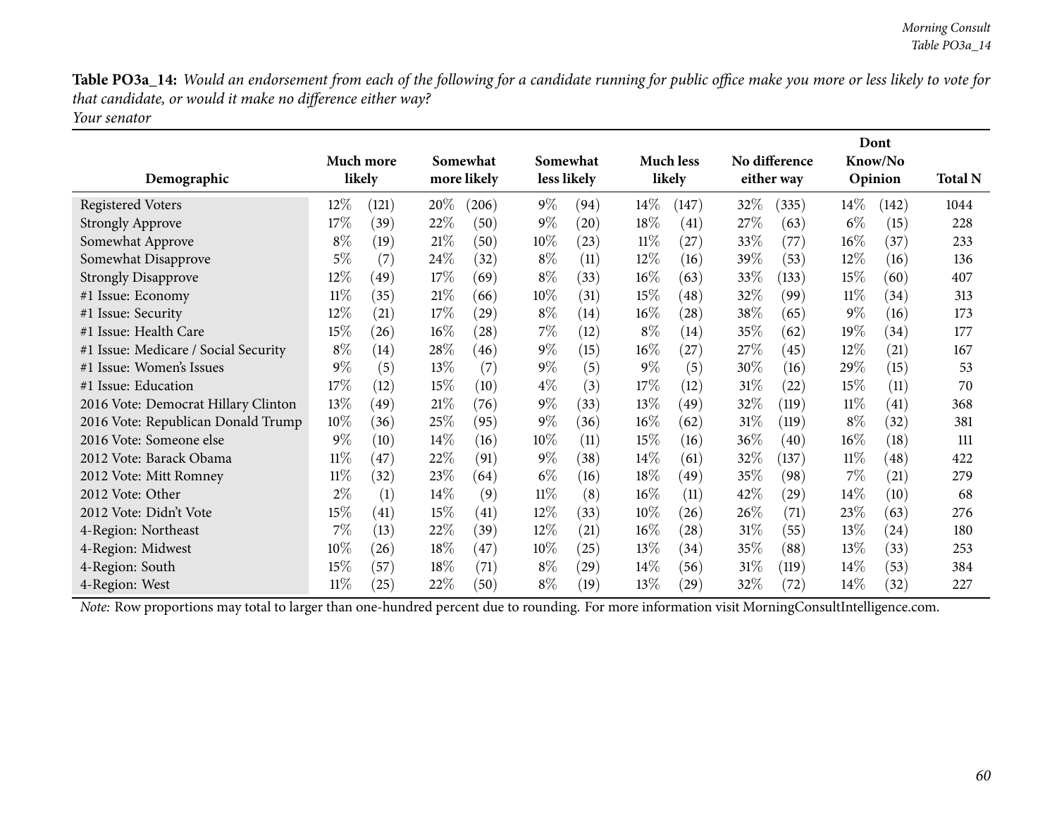**Table PO3a_14:** *Would an endorsement from each of the following for a candidate running for public office make you more or less likely to vote for that candidate, or would it make no difference either way?*
*Your senator*

| Demographic | Much more likely | | Somewhat more likely | | Somewhat less likely | | Much less likely | | No difference either way | | Dont Know/No Opinion | | Total N |
|---|---|---|---|---|---|---|---|---|---|---|---|---|---|
| Registered Voters | 12% | (121) | 20% | (206) | 9% | (94) | 14% | (147) | 32% | (335) | 14% | (142) | 1044 |
| Strongly Approve | 17% | (39) | 22% | (50) | 9% | (20) | 18% | (41) | 27% | (63) | 6% | (15) | 228 |
| Somewhat Approve | 8% | (19) | 21% | (50) | 10% | (23) | 11% | (27) | 33% | (77) | 16% | (37) | 233 |
| Somewhat Disapprove | 5% | (7) | 24% | (32) | 8% | (11) | 12% | (16) | 39% | (53) | 12% | (16) | 136 |
| Strongly Disapprove | 12% | (49) | 17% | (69) | 8% | (33) | 16% | (63) | 33% | (133) | 15% | (60) | 407 |
| #1 Issue: Economy | 11% | (35) | 21% | (66) | 10% | (31) | 15% | (48) | 32% | (99) | 11% | (34) | 313 |
| #1 Issue: Security | 12% | (21) | 17% | (29) | 8% | (14) | 16% | (28) | 38% | (65) | 9% | (16) | 173 |
| #1 Issue: Health Care | 15% | (26) | 16% | (28) | 7% | (12) | 8% | (14) | 35% | (62) | 19% | (34) | 177 |
| #1 Issue: Medicare / Social Security | 8% | (14) | 28% | (46) | 9% | (15) | 16% | (27) | 27% | (45) | 12% | (21) | 167 |
| #1 Issue: Women's Issues | 9% | (5) | 13% | (7) | 9% | (5) | 9% | (5) | 30% | (16) | 29% | (15) | 53 |
| #1 Issue: Education | 17% | (12) | 15% | (10) | 4% | (3) | 17% | (12) | 31% | (22) | 15% | (11) | 70 |
| 2016 Vote: Democrat Hillary Clinton | 13% | (49) | 21% | (76) | 9% | (33) | 13% | (49) | 32% | (119) | 11% | (41) | 368 |
| 2016 Vote: Republican Donald Trump | 10% | (36) | 25% | (95) | 9% | (36) | 16% | (62) | 31% | (119) | 8% | (32) | 381 |
| 2016 Vote: Someone else | 9% | (10) | 14% | (16) | 10% | (11) | 15% | (16) | 36% | (40) | 16% | (18) | 111 |
| 2012 Vote: Barack Obama | 11% | (47) | 22% | (91) | 9% | (38) | 14% | (61) | 32% | (137) | 11% | (48) | 422 |
| 2012 Vote: Mitt Romney | 11% | (32) | 23% | (64) | 6% | (16) | 18% | (49) | 35% | (98) | 7% | (21) | 279 |
| 2012 Vote: Other | 2% | (1) | 14% | (9) | 11% | (8) | 16% | (11) | 42% | (29) | 14% | (10) | 68 |
| 2012 Vote: Didn't Vote | 15% | (41) | 15% | (41) | 12% | (33) | 10% | (26) | 26% | (71) | 23% | (63) | 276 |
| 4-Region: Northeast | 7% | (13) | 22% | (39) | 12% | (21) | 16% | (28) | 31% | (55) | 13% | (24) | 180 |
| 4-Region: Midwest | 10% | (26) | 18% | (47) | 10% | (25) | 13% | (34) | 35% | (88) | 13% | (33) | 253 |
| 4-Region: South | 15% | (57) | 18% | (71) | 8% | (29) | 14% | (56) | 31% | (119) | 14% | (53) | 384 |
| 4-Region: West | 11% | (25) | 22% | (50) | 8% | (19) | 13% | (29) | 32% | (72) | 14% | (32) | 227 |

*Note:* Row proportions may total to larger than one-hundred percent due to rounding. For more information visit MorningConsultIntelligence.com.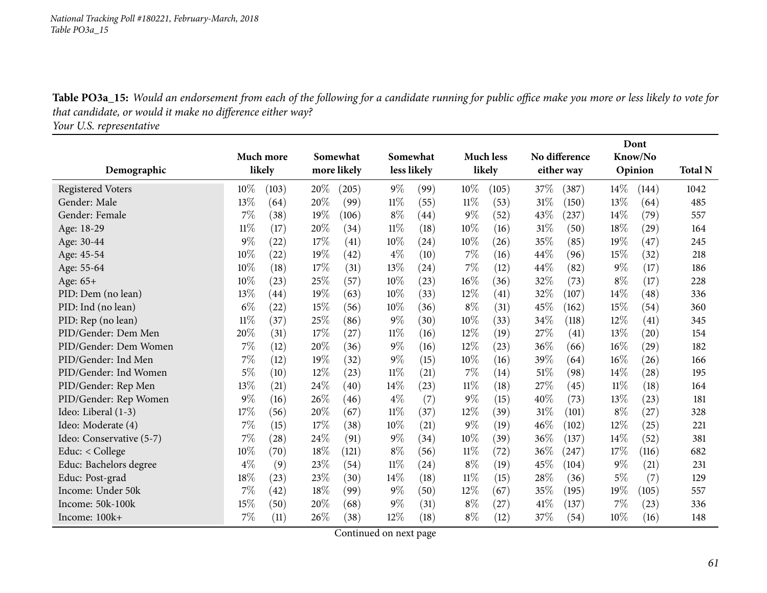**Table PO3a_15:** *Would an endorsement from each of the following for a candidate running for public office make you more or less likely to vote for that candidate, or would it make no difference either way?*
*Your U.S. representative*

| Demographic | Much more likely | | Somewhat more likely | | Somewhat less likely | | Much less likely | | No difference either way | | Dont Know/No Opinion | | Total N |
|---|---|---|---|---|---|---|---|---|---|---|---|---|---|
| Registered Voters | 10% | (103) | 20% | (205) | 9% | (99) | 10% | (105) | 37% | (387) | 14% | (144) | 1042 |
| Gender: Male | 13% | (64) | 20% | (99) | 11% | (55) | 11% | (53) | 31% | (150) | 13% | (64) | 485 |
| Gender: Female | 7% | (38) | 19% | (106) | 8% | (44) | 9% | (52) | 43% | (237) | 14% | (79) | 557 |
| Age: 18-29 | 11% | (17) | 20% | (34) | 11% | (18) | 10% | (16) | 31% | (50) | 18% | (29) | 164 |
| Age: 30-44 | 9% | (22) | 17% | (41) | 10% | (24) | 10% | (26) | 35% | (85) | 19% | (47) | 245 |
| Age: 45-54 | 10% | (22) | 19% | (42) | 4% | (10) | 7% | (16) | 44% | (96) | 15% | (32) | 218 |
| Age: 55-64 | 10% | (18) | 17% | (31) | 13% | (24) | 7% | (12) | 44% | (82) | 9% | (17) | 186 |
| Age: 65+ | 10% | (23) | 25% | (57) | 10% | (23) | 16% | (36) | 32% | (73) | 8% | (17) | 228 |
| PID: Dem (no lean) | 13% | (44) | 19% | (63) | 10% | (33) | 12% | (41) | 32% | (107) | 14% | (48) | 336 |
| PID: Ind (no lean) | 6% | (22) | 15% | (56) | 10% | (36) | 8% | (31) | 45% | (162) | 15% | (54) | 360 |
| PID: Rep (no lean) | 11% | (37) | 25% | (86) | 9% | (30) | 10% | (33) | 34% | (118) | 12% | (41) | 345 |
| PID/Gender: Dem Men | 20% | (31) | 17% | (27) | 11% | (16) | 12% | (19) | 27% | (41) | 13% | (20) | 154 |
| PID/Gender: Dem Women | 7% | (12) | 20% | (36) | 9% | (16) | 12% | (23) | 36% | (66) | 16% | (29) | 182 |
| PID/Gender: Ind Men | 7% | (12) | 19% | (32) | 9% | (15) | 10% | (16) | 39% | (64) | 16% | (26) | 166 |
| PID/Gender: Ind Women | 5% | (10) | 12% | (23) | 11% | (21) | 7% | (14) | 51% | (98) | 14% | (28) | 195 |
| PID/Gender: Rep Men | 13% | (21) | 24% | (40) | 14% | (23) | 11% | (18) | 27% | (45) | 11% | (18) | 164 |
| PID/Gender: Rep Women | 9% | (16) | 26% | (46) | 4% | (7) | 9% | (15) | 40% | (73) | 13% | (23) | 181 |
| Ideo: Liberal (1-3) | 17% | (56) | 20% | (67) | 11% | (37) | 12% | (39) | 31% | (101) | 8% | (27) | 328 |
| Ideo: Moderate (4) | 7% | (15) | 17% | (38) | 10% | (21) | 9% | (19) | 46% | (102) | 12% | (25) | 221 |
| Ideo: Conservative (5-7) | 7% | (28) | 24% | (91) | 9% | (34) | 10% | (39) | 36% | (137) | 14% | (52) | 381 |
| Educ: < College | 10% | (70) | 18% | (121) | 8% | (56) | 11% | (72) | 36% | (247) | 17% | (116) | 682 |
| Educ: Bachelors degree | 4% | (9) | 23% | (54) | 11% | (24) | 8% | (19) | 45% | (104) | 9% | (21) | 231 |
| Educ: Post-grad | 18% | (23) | 23% | (30) | 14% | (18) | 11% | (15) | 28% | (36) | 5% | (7) | 129 |
| Income: Under 50k | 7% | (42) | 18% | (99) | 9% | (50) | 12% | (67) | 35% | (195) | 19% | (105) | 557 |
| Income: 50k-100k | 15% | (50) | 20% | (68) | 9% | (31) | 8% | (27) | 41% | (137) | 7% | (23) | 336 |
| Income: 100k+ | 7% | (11) | 26% | (38) | 12% | (18) | 8% | (12) | 37% | (54) | 10% | (16) | 148 |

Continued on next page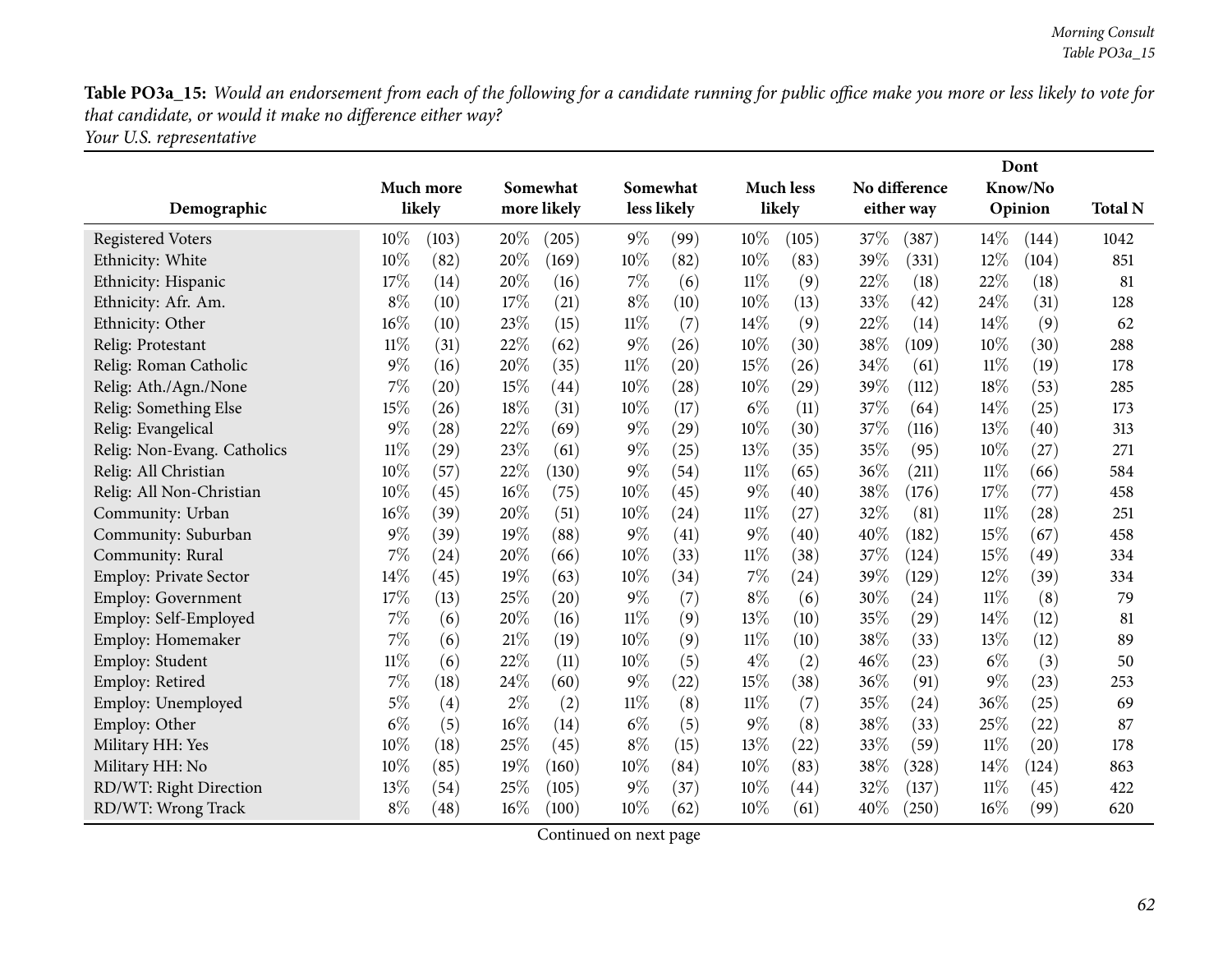**Table PO3a_15:** *Would an endorsement from each of the following for a candidate running for public office make you more or less likely to vote for that candidate, or would it make no difference either way?*
*Your U.S. representative*

| Demographic | Much more likely | | Somewhat more likely | | Somewhat less likely | | Much less likely | | No difference either way | | Dont Know/No Opinion | | Total N |
|---|---|---|---|---|---|---|---|---|---|---|---|---|---|
| Registered Voters | 10% | (103) | 20% | (205) | 9% | (99) | 10% | (105) | 37% | (387) | 14% | (144) | 1042 |
| Ethnicity: White | 10% | (82) | 20% | (169) | 10% | (82) | 10% | (83) | 39% | (331) | 12% | (104) | 851 |
| Ethnicity: Hispanic | 17% | (14) | 20% | (16) | 7% | (6) | 11% | (9) | 22% | (18) | 22% | (18) | 81 |
| Ethnicity: Afr. Am. | 8% | (10) | 17% | (21) | 8% | (10) | 10% | (13) | 33% | (42) | 24% | (31) | 128 |
| Ethnicity: Other | 16% | (10) | 23% | (15) | 11% | (7) | 14% | (9) | 22% | (14) | 14% | (9) | 62 |
| Relig: Protestant | 11% | (31) | 22% | (62) | 9% | (26) | 10% | (30) | 38% | (109) | 10% | (30) | 288 |
| Relig: Roman Catholic | 9% | (16) | 20% | (35) | 11% | (20) | 15% | (26) | 34% | (61) | 11% | (19) | 178 |
| Relig: Ath./Agn./None | 7% | (20) | 15% | (44) | 10% | (28) | 10% | (29) | 39% | (112) | 18% | (53) | 285 |
| Relig: Something Else | 15% | (26) | 18% | (31) | 10% | (17) | 6% | (11) | 37% | (64) | 14% | (25) | 173 |
| Relig: Evangelical | 9% | (28) | 22% | (69) | 9% | (29) | 10% | (30) | 37% | (116) | 13% | (40) | 313 |
| Relig: Non-Evang. Catholics | 11% | (29) | 23% | (61) | 9% | (25) | 13% | (35) | 35% | (95) | 10% | (27) | 271 |
| Relig: All Christian | 10% | (57) | 22% | (130) | 9% | (54) | 11% | (65) | 36% | (211) | 11% | (66) | 584 |
| Relig: All Non-Christian | 10% | (45) | 16% | (75) | 10% | (45) | 9% | (40) | 38% | (176) | 17% | (77) | 458 |
| Community: Urban | 16% | (39) | 20% | (51) | 10% | (24) | 11% | (27) | 32% | (81) | 11% | (28) | 251 |
| Community: Suburban | 9% | (39) | 19% | (88) | 9% | (41) | 9% | (40) | 40% | (182) | 15% | (67) | 458 |
| Community: Rural | 7% | (24) | 20% | (66) | 10% | (33) | 11% | (38) | 37% | (124) | 15% | (49) | 334 |
| Employ: Private Sector | 14% | (45) | 19% | (63) | 10% | (34) | 7% | (24) | 39% | (129) | 12% | (39) | 334 |
| Employ: Government | 17% | (13) | 25% | (20) | 9% | (7) | 8% | (6) | 30% | (24) | 11% | (8) | 79 |
| Employ: Self-Employed | 7% | (6) | 20% | (16) | 11% | (9) | 13% | (10) | 35% | (29) | 14% | (12) | 81 |
| Employ: Homemaker | 7% | (6) | 21% | (19) | 10% | (9) | 11% | (10) | 38% | (33) | 13% | (12) | 89 |
| Employ: Student | 11% | (6) | 22% | (11) | 10% | (5) | 4% | (2) | 46% | (23) | 6% | (3) | 50 |
| Employ: Retired | 7% | (18) | 24% | (60) | 9% | (22) | 15% | (38) | 36% | (91) | 9% | (23) | 253 |
| Employ: Unemployed | 5% | (4) | 2% | (2) | 11% | (8) | 11% | (7) | 35% | (24) | 36% | (25) | 69 |
| Employ: Other | 6% | (5) | 16% | (14) | 6% | (5) | 9% | (8) | 38% | (33) | 25% | (22) | 87 |
| Military HH: Yes | 10% | (18) | 25% | (45) | 8% | (15) | 13% | (22) | 33% | (59) | 11% | (20) | 178 |
| Military HH: No | 10% | (85) | 19% | (160) | 10% | (84) | 10% | (83) | 38% | (328) | 14% | (124) | 863 |
| RD/WT: Right Direction | 13% | (54) | 25% | (105) | 9% | (37) | 10% | (44) | 32% | (137) | 11% | (45) | 422 |
| RD/WT: Wrong Track | 8% | (48) | 16% | (100) | 10% | (62) | 10% | (61) | 40% | (250) | 16% | (99) | 620 |

Continued on next page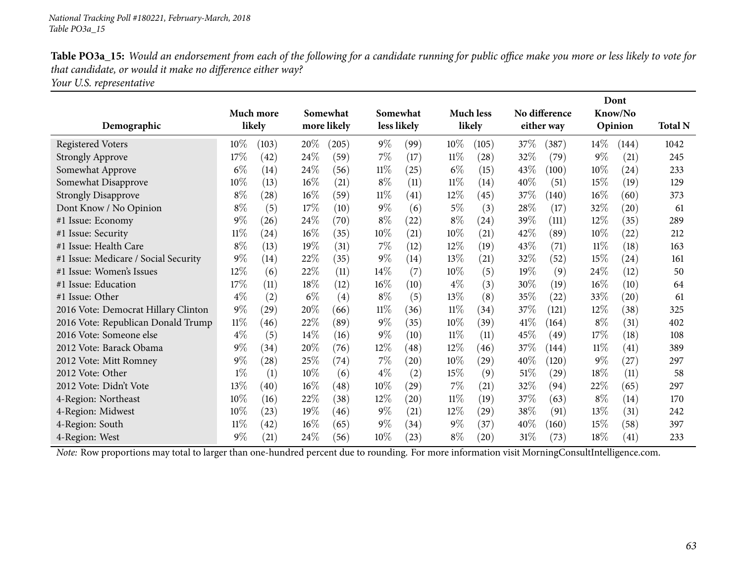*National Tracking Poll #180221, February-March, 2018*
*Table PO3a_15*

**Table PO3a_15:** *Would an endorsement from each of the following for a candidate running for public office make you more or less likely to vote for that candidate, or would it make no difference either way?*
*Your U.S. representative*

| Demographic | Much more likely | | Somewhat more likely | | Somewhat less likely | | Much less likely | | No difference either way | | Dont Know/No Opinion | | Total N |
|---|---|---|---|---|---|---|---|---|---|---|---|---|---|
| Registered Voters | 10% | (103) | 20% | (205) | 9% | (99) | 10% | (105) | 37% | (387) | 14% | (144) | 1042 |
| Strongly Approve | 17% | (42) | 24% | (59) | 7% | (17) | 11% | (28) | 32% | (79) | 9% | (21) | 245 |
| Somewhat Approve | 6% | (14) | 24% | (56) | 11% | (25) | 6% | (15) | 43% | (100) | 10% | (24) | 233 |
| Somewhat Disapprove | 10% | (13) | 16% | (21) | 8% | (11) | 11% | (14) | 40% | (51) | 15% | (19) | 129 |
| Strongly Disapprove | 8% | (28) | 16% | (59) | 11% | (41) | 12% | (45) | 37% | (140) | 16% | (60) | 373 |
| Dont Know / No Opinion | 8% | (5) | 17% | (10) | 9% | (6) | 5% | (3) | 28% | (17) | 32% | (20) | 61 |
| #1 Issue: Economy | 9% | (26) | 24% | (70) | 8% | (22) | 8% | (24) | 39% | (111) | 12% | (35) | 289 |
| #1 Issue: Security | 11% | (24) | 16% | (35) | 10% | (21) | 10% | (21) | 42% | (89) | 10% | (22) | 212 |
| #1 Issue: Health Care | 8% | (13) | 19% | (31) | 7% | (12) | 12% | (19) | 43% | (71) | 11% | (18) | 163 |
| #1 Issue: Medicare / Social Security | 9% | (14) | 22% | (35) | 9% | (14) | 13% | (21) | 32% | (52) | 15% | (24) | 161 |
| #1 Issue: Women's Issues | 12% | (6) | 22% | (11) | 14% | (7) | 10% | (5) | 19% | (9) | 24% | (12) | 50 |
| #1 Issue: Education | 17% | (11) | 18% | (12) | 16% | (10) | 4% | (3) | 30% | (19) | 16% | (10) | 64 |
| #1 Issue: Other | 4% | (2) | 6% | (4) | 8% | (5) | 13% | (8) | 35% | (22) | 33% | (20) | 61 |
| 2016 Vote: Democrat Hillary Clinton | 9% | (29) | 20% | (66) | 11% | (36) | 11% | (34) | 37% | (121) | 12% | (38) | 325 |
| 2016 Vote: Republican Donald Trump | 11% | (46) | 22% | (89) | 9% | (35) | 10% | (39) | 41% | (164) | 8% | (31) | 402 |
| 2016 Vote: Someone else | 4% | (5) | 14% | (16) | 9% | (10) | 11% | (11) | 45% | (49) | 17% | (18) | 108 |
| 2012 Vote: Barack Obama | 9% | (34) | 20% | (76) | 12% | (48) | 12% | (46) | 37% | (144) | 11% | (41) | 389 |
| 2012 Vote: Mitt Romney | 9% | (28) | 25% | (74) | 7% | (20) | 10% | (29) | 40% | (120) | 9% | (27) | 297 |
| 2012 Vote: Other | 1% | (1) | 10% | (6) | 4% | (2) | 15% | (9) | 51% | (29) | 18% | (11) | 58 |
| 2012 Vote: Didn't Vote | 13% | (40) | 16% | (48) | 10% | (29) | 7% | (21) | 32% | (94) | 22% | (65) | 297 |
| 4-Region: Northeast | 10% | (16) | 22% | (38) | 12% | (20) | 11% | (19) | 37% | (63) | 8% | (14) | 170 |
| 4-Region: Midwest | 10% | (23) | 19% | (46) | 9% | (21) | 12% | (29) | 38% | (91) | 13% | (31) | 242 |
| 4-Region: South | 11% | (42) | 16% | (65) | 9% | (34) | 9% | (37) | 40% | (160) | 15% | (58) | 397 |
| 4-Region: West | 9% | (21) | 24% | (56) | 10% | (23) | 8% | (20) | 31% | (73) | 18% | (41) | 233 |

*Note:* Row proportions may total to larger than one-hundred percent due to rounding. For more information visit MorningConsultIntelligence.com.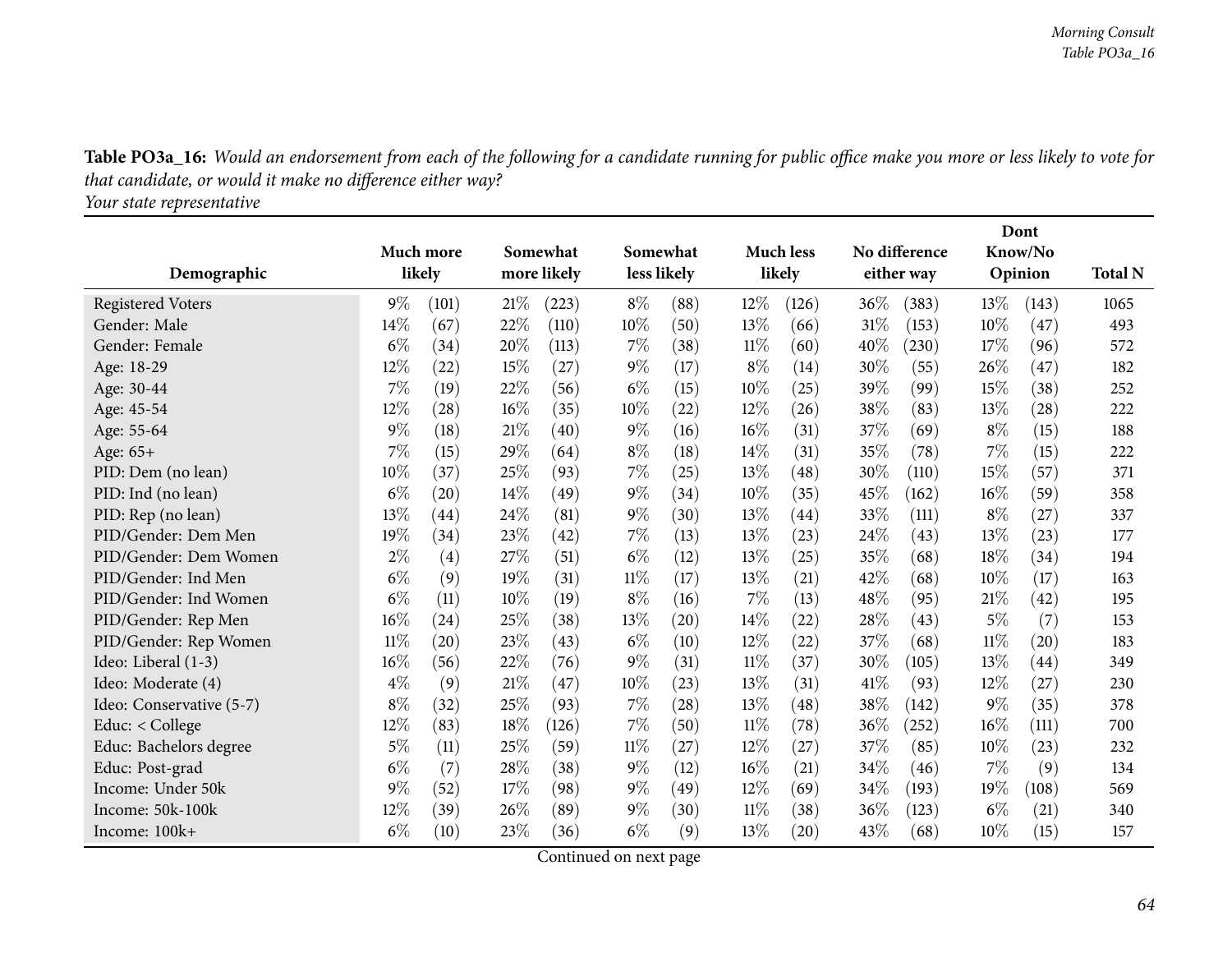**Table PO3a_16:** *Would an endorsement from each of the following for a candidate running for public office make you more or less likely to vote for that candidate, or would it make no difference either way?*
*Your state representative*

| Demographic | Much more likely | | Somewhat more likely | | Somewhat less likely | | Much less likely | | No difference either way | | Dont Know/No Opinion | | Total N |
|---|---|---|---|---|---|---|---|---|---|---|---|---|---|
| Registered Voters | 9% | (101) | 21% | (223) | 8% | (88) | 12% | (126) | 36% | (383) | 13% | (143) | 1065 |
| Gender: Male | 14% | (67) | 22% | (110) | 10% | (50) | 13% | (66) | 31% | (153) | 10% | (47) | 493 |
| Gender: Female | 6% | (34) | 20% | (113) | 7% | (38) | 11% | (60) | 40% | (230) | 17% | (96) | 572 |
| Age: 18-29 | 12% | (22) | 15% | (27) | 9% | (17) | 8% | (14) | 30% | (55) | 26% | (47) | 182 |
| Age: 30-44 | 7% | (19) | 22% | (56) | 6% | (15) | 10% | (25) | 39% | (99) | 15% | (38) | 252 |
| Age: 45-54 | 12% | (28) | 16% | (35) | 10% | (22) | 12% | (26) | 38% | (83) | 13% | (28) | 222 |
| Age: 55-64 | 9% | (18) | 21% | (40) | 9% | (16) | 16% | (31) | 37% | (69) | 8% | (15) | 188 |
| Age: 65+ | 7% | (15) | 29% | (64) | 8% | (18) | 14% | (31) | 35% | (78) | 7% | (15) | 222 |
| PID: Dem (no lean) | 10% | (37) | 25% | (93) | 7% | (25) | 13% | (48) | 30% | (110) | 15% | (57) | 371 |
| PID: Ind (no lean) | 6% | (20) | 14% | (49) | 9% | (34) | 10% | (35) | 45% | (162) | 16% | (59) | 358 |
| PID: Rep (no lean) | 13% | (44) | 24% | (81) | 9% | (30) | 13% | (44) | 33% | (111) | 8% | (27) | 337 |
| PID/Gender: Dem Men | 19% | (34) | 23% | (42) | 7% | (13) | 13% | (23) | 24% | (43) | 13% | (23) | 177 |
| PID/Gender: Dem Women | 2% | (4) | 27% | (51) | 6% | (12) | 13% | (25) | 35% | (68) | 18% | (34) | 194 |
| PID/Gender: Ind Men | 6% | (9) | 19% | (31) | 11% | (17) | 13% | (21) | 42% | (68) | 10% | (17) | 163 |
| PID/Gender: Ind Women | 6% | (11) | 10% | (19) | 8% | (16) | 7% | (13) | 48% | (95) | 21% | (42) | 195 |
| PID/Gender: Rep Men | 16% | (24) | 25% | (38) | 13% | (20) | 14% | (22) | 28% | (43) | 5% | (7) | 153 |
| PID/Gender: Rep Women | 11% | (20) | 23% | (43) | 6% | (10) | 12% | (22) | 37% | (68) | 11% | (20) | 183 |
| Ideo: Liberal (1-3) | 16% | (56) | 22% | (76) | 9% | (31) | 11% | (37) | 30% | (105) | 13% | (44) | 349 |
| Ideo: Moderate (4) | 4% | (9) | 21% | (47) | 10% | (23) | 13% | (31) | 41% | (93) | 12% | (27) | 230 |
| Ideo: Conservative (5-7) | 8% | (32) | 25% | (93) | 7% | (28) | 13% | (48) | 38% | (142) | 9% | (35) | 378 |
| Educ: < College | 12% | (83) | 18% | (126) | 7% | (50) | 11% | (78) | 36% | (252) | 16% | (111) | 700 |
| Educ: Bachelors degree | 5% | (11) | 25% | (59) | 11% | (27) | 12% | (27) | 37% | (85) | 10% | (23) | 232 |
| Educ: Post-grad | 6% | (7) | 28% | (38) | 9% | (12) | 16% | (21) | 34% | (46) | 7% | (9) | 134 |
| Income: Under 50k | 9% | (52) | 17% | (98) | 9% | (49) | 12% | (69) | 34% | (193) | 19% | (108) | 569 |
| Income: 50k-100k | 12% | (39) | 26% | (89) | 9% | (30) | 11% | (38) | 36% | (123) | 6% | (21) | 340 |
| Income: 100k+ | 6% | (10) | 23% | (36) | 6% | (9) | 13% | (20) | 43% | (68) | 10% | (15) | 157 |

Continued on next page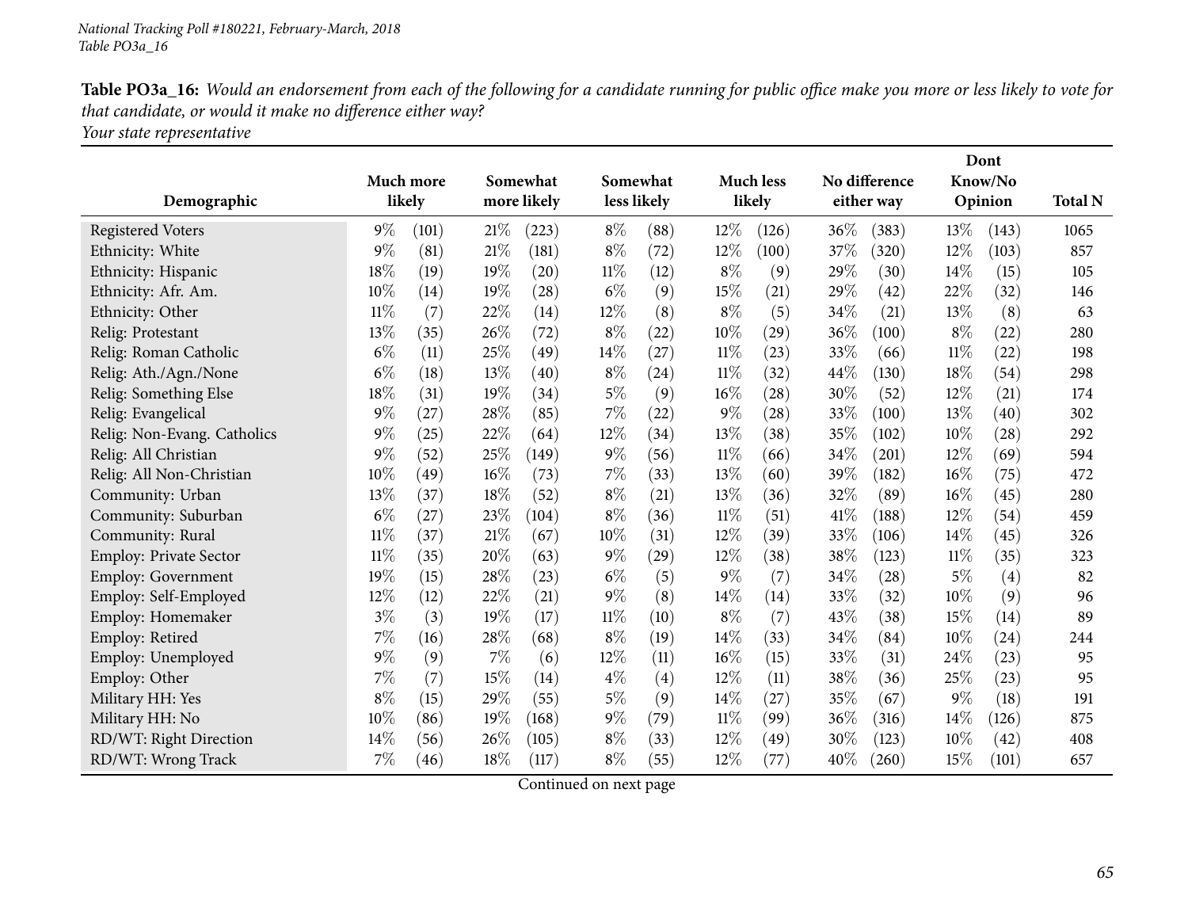**Table PO3a_16:** *Would an endorsement from each of the following for a candidate running for public office make you more or less likely to vote for that candidate, or would it make no difference either way?*
*Your state representative*

| Demographic | Much more likely | | Somewhat more likely | | Somewhat less likely | | Much less likely | | No difference either way | | Dont Know/No Opinion | | Total N |
|---|---|---|---|---|---|---|---|---|---|---|---|---|---|
| Registered Voters | 9% | (101) | 21% | (223) | 8% | (88) | 12% | (126) | 36% | (383) | 13% | (143) | 1065 |
| Ethnicity: White | 9% | (81) | 21% | (181) | 8% | (72) | 12% | (100) | 37% | (320) | 12% | (103) | 857 |
| Ethnicity: Hispanic | 18% | (19) | 19% | (20) | 11% | (12) | 8% | (9) | 29% | (30) | 14% | (15) | 105 |
| Ethnicity: Afr. Am. | 10% | (14) | 19% | (28) | 6% | (9) | 15% | (21) | 29% | (42) | 22% | (32) | 146 |
| Ethnicity: Other | 11% | (7) | 22% | (14) | 12% | (8) | 8% | (5) | 34% | (21) | 13% | (8) | 63 |
| Relig: Protestant | 13% | (35) | 26% | (72) | 8% | (22) | 10% | (29) | 36% | (100) | 8% | (22) | 280 |
| Relig: Roman Catholic | 6% | (11) | 25% | (49) | 14% | (27) | 11% | (23) | 33% | (66) | 11% | (22) | 198 |
| Relig: Ath./Agn./None | 6% | (18) | 13% | (40) | 8% | (24) | 11% | (32) | 44% | (130) | 18% | (54) | 298 |
| Relig: Something Else | 18% | (31) | 19% | (34) | 5% | (9) | 16% | (28) | 30% | (52) | 12% | (21) | 174 |
| Relig: Evangelical | 9% | (27) | 28% | (85) | 7% | (22) | 9% | (28) | 33% | (100) | 13% | (40) | 302 |
| Relig: Non-Evang. Catholics | 9% | (25) | 22% | (64) | 12% | (34) | 13% | (38) | 35% | (102) | 10% | (28) | 292 |
| Relig: All Christian | 9% | (52) | 25% | (149) | 9% | (56) | 11% | (66) | 34% | (201) | 12% | (69) | 594 |
| Relig: All Non-Christian | 10% | (49) | 16% | (73) | 7% | (33) | 13% | (60) | 39% | (182) | 16% | (75) | 472 |
| Community: Urban | 13% | (37) | 18% | (52) | 8% | (21) | 13% | (36) | 32% | (89) | 16% | (45) | 280 |
| Community: Suburban | 6% | (27) | 23% | (104) | 8% | (36) | 11% | (51) | 41% | (188) | 12% | (54) | 459 |
| Community: Rural | 11% | (37) | 21% | (67) | 10% | (31) | 12% | (39) | 33% | (106) | 14% | (45) | 326 |
| Employ: Private Sector | 11% | (35) | 20% | (63) | 9% | (29) | 12% | (38) | 38% | (123) | 11% | (35) | 323 |
| Employ: Government | 19% | (15) | 28% | (23) | 6% | (5) | 9% | (7) | 34% | (28) | 5% | (4) | 82 |
| Employ: Self-Employed | 12% | (12) | 22% | (21) | 9% | (8) | 14% | (14) | 33% | (32) | 10% | (9) | 96 |
| Employ: Homemaker | 3% | (3) | 19% | (17) | 11% | (10) | 8% | (7) | 43% | (38) | 15% | (14) | 89 |
| Employ: Retired | 7% | (16) | 28% | (68) | 8% | (19) | 14% | (33) | 34% | (84) | 10% | (24) | 244 |
| Employ: Unemployed | 9% | (9) | 7% | (6) | 12% | (11) | 16% | (15) | 33% | (31) | 24% | (23) | 95 |
| Employ: Other | 7% | (7) | 15% | (14) | 4% | (4) | 12% | (11) | 38% | (36) | 25% | (23) | 95 |
| Military HH: Yes | 8% | (15) | 29% | (55) | 5% | (9) | 14% | (27) | 35% | (67) | 9% | (18) | 191 |
| Military HH: No | 10% | (86) | 19% | (168) | 9% | (79) | 11% | (99) | 36% | (316) | 14% | (126) | 875 |
| RD/WT: Right Direction | 14% | (56) | 26% | (105) | 8% | (33) | 12% | (49) | 30% | (123) | 10% | (42) | 408 |
| RD/WT: Wrong Track | 7% | (46) | 18% | (117) | 8% | (55) | 12% | (77) | 40% | (260) | 15% | (101) | 657 |

Continued on next page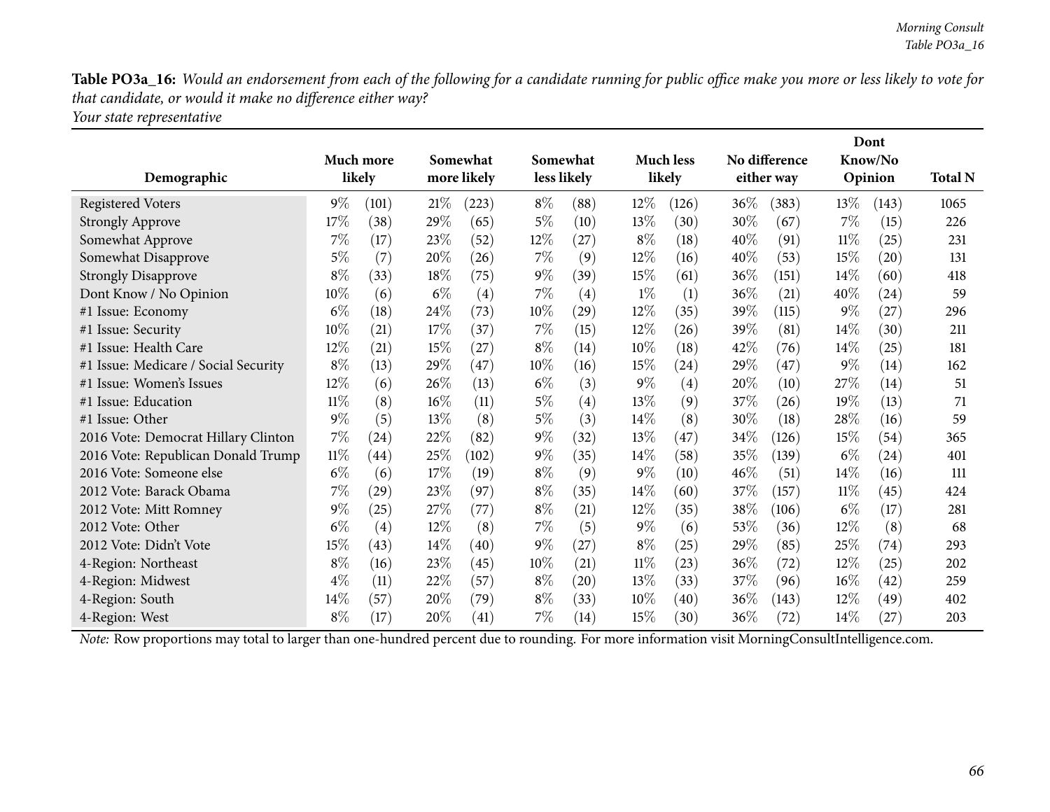**Table PO3a_16:** *Would an endorsement from each of the following for a candidate running for public office make you more or less likely to vote for that candidate, or would it make no difference either way?*
*Your state representative*

| Demographic | Much more likely | | Somewhat more likely | | Somewhat less likely | | Much less likely | | No difference either way | | Dont Know/No Opinion | | Total N |
|---|---|---|---|---|---|---|---|---|---|---|---|---|---|
| Registered Voters | 9% | (101) | 21% | (223) | 8% | (88) | 12% | (126) | 36% | (383) | 13% | (143) | 1065 |
| Strongly Approve | 17% | (38) | 29% | (65) | 5% | (10) | 13% | (30) | 30% | (67) | 7% | (15) | 226 |
| Somewhat Approve | 7% | (17) | 23% | (52) | 12% | (27) | 8% | (18) | 40% | (91) | 11% | (25) | 231 |
| Somewhat Disapprove | 5% | (7) | 20% | (26) | 7% | (9) | 12% | (16) | 40% | (53) | 15% | (20) | 131 |
| Strongly Disapprove | 8% | (33) | 18% | (75) | 9% | (39) | 15% | (61) | 36% | (151) | 14% | (60) | 418 |
| Dont Know / No Opinion | 10% | (6) | 6% | (4) | 7% | (4) | 1% | (1) | 36% | (21) | 40% | (24) | 59 |
| #1 Issue: Economy | 6% | (18) | 24% | (73) | 10% | (29) | 12% | (35) | 39% | (115) | 9% | (27) | 296 |
| #1 Issue: Security | 10% | (21) | 17% | (37) | 7% | (15) | 12% | (26) | 39% | (81) | 14% | (30) | 211 |
| #1 Issue: Health Care | 12% | (21) | 15% | (27) | 8% | (14) | 10% | (18) | 42% | (76) | 14% | (25) | 181 |
| #1 Issue: Medicare / Social Security | 8% | (13) | 29% | (47) | 10% | (16) | 15% | (24) | 29% | (47) | 9% | (14) | 162 |
| #1 Issue: Women's Issues | 12% | (6) | 26% | (13) | 6% | (3) | 9% | (4) | 20% | (10) | 27% | (14) | 51 |
| #1 Issue: Education | 11% | (8) | 16% | (11) | 5% | (4) | 13% | (9) | 37% | (26) | 19% | (13) | 71 |
| #1 Issue: Other | 9% | (5) | 13% | (8) | 5% | (3) | 14% | (8) | 30% | (18) | 28% | (16) | 59 |
| 2016 Vote: Democrat Hillary Clinton | 7% | (24) | 22% | (82) | 9% | (32) | 13% | (47) | 34% | (126) | 15% | (54) | 365 |
| 2016 Vote: Republican Donald Trump | 11% | (44) | 25% | (102) | 9% | (35) | 14% | (58) | 35% | (139) | 6% | (24) | 401 |
| 2016 Vote: Someone else | 6% | (6) | 17% | (19) | 8% | (9) | 9% | (10) | 46% | (51) | 14% | (16) | 111 |
| 2012 Vote: Barack Obama | 7% | (29) | 23% | (97) | 8% | (35) | 14% | (60) | 37% | (157) | 11% | (45) | 424 |
| 2012 Vote: Mitt Romney | 9% | (25) | 27% | (77) | 8% | (21) | 12% | (35) | 38% | (106) | 6% | (17) | 281 |
| 2012 Vote: Other | 6% | (4) | 12% | (8) | 7% | (5) | 9% | (6) | 53% | (36) | 12% | (8) | 68 |
| 2012 Vote: Didn't Vote | 15% | (43) | 14% | (40) | 9% | (27) | 8% | (25) | 29% | (85) | 25% | (74) | 293 |
| 4-Region: Northeast | 8% | (16) | 23% | (45) | 10% | (21) | 11% | (23) | 36% | (72) | 12% | (25) | 202 |
| 4-Region: Midwest | 4% | (11) | 22% | (57) | 8% | (20) | 13% | (33) | 37% | (96) | 16% | (42) | 259 |
| 4-Region: South | 14% | (57) | 20% | (79) | 8% | (33) | 10% | (40) | 36% | (143) | 12% | (49) | 402 |
| 4-Region: West | 8% | (17) | 20% | (41) | 7% | (14) | 15% | (30) | 36% | (72) | 14% | (27) | 203 |

*Note:* Row proportions may total to larger than one-hundred percent due to rounding. For more information visit MorningConsultIntelligence.com.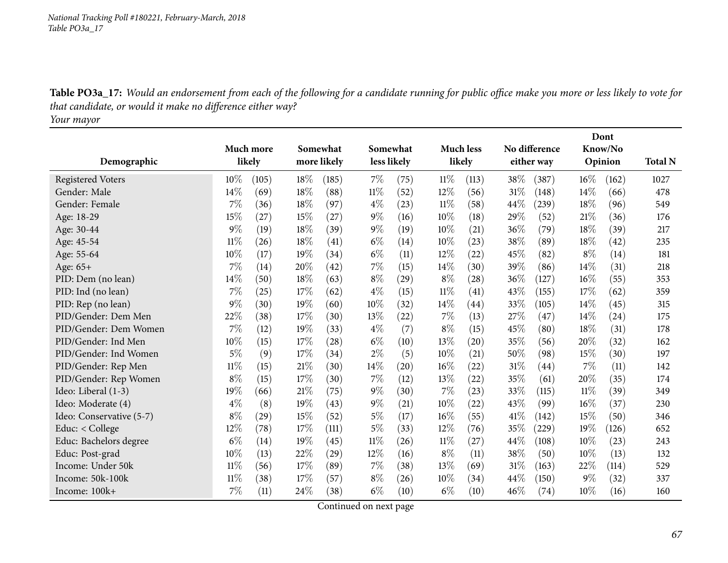**Table PO3a_17:** *Would an endorsement from each of the following for a candidate running for public office make you more or less likely to vote for that candidate, or would it make no difference either way?*
*Your mayor*

| Demographic | Much more likely | | Somewhat more likely | | Somewhat less likely | | Much less likely | | No difference either way | | Dont Know/No Opinion | | Total N |
|---|---|---|---|---|---|---|---|---|---|---|---|---|---|
| Registered Voters | 10% | (105) | 18% | (185) | 7% | (75) | 11% | (113) | 38% | (387) | 16% | (162) | 1027 |
| Gender: Male | 14% | (69) | 18% | (88) | 11% | (52) | 12% | (56) | 31% | (148) | 14% | (66) | 478 |
| Gender: Female | 7% | (36) | 18% | (97) | 4% | (23) | 11% | (58) | 44% | (239) | 18% | (96) | 549 |
| Age: 18-29 | 15% | (27) | 15% | (27) | 9% | (16) | 10% | (18) | 29% | (52) | 21% | (36) | 176 |
| Age: 30-44 | 9% | (19) | 18% | (39) | 9% | (19) | 10% | (21) | 36% | (79) | 18% | (39) | 217 |
| Age: 45-54 | 11% | (26) | 18% | (41) | 6% | (14) | 10% | (23) | 38% | (89) | 18% | (42) | 235 |
| Age: 55-64 | 10% | (17) | 19% | (34) | 6% | (11) | 12% | (22) | 45% | (82) | 8% | (14) | 181 |
| Age: 65+ | 7% | (14) | 20% | (42) | 7% | (15) | 14% | (30) | 39% | (86) | 14% | (31) | 218 |
| PID: Dem (no lean) | 14% | (50) | 18% | (63) | 8% | (29) | 8% | (28) | 36% | (127) | 16% | (55) | 353 |
| PID: Ind (no lean) | 7% | (25) | 17% | (62) | 4% | (15) | 11% | (41) | 43% | (155) | 17% | (62) | 359 |
| PID: Rep (no lean) | 9% | (30) | 19% | (60) | 10% | (32) | 14% | (44) | 33% | (105) | 14% | (45) | 315 |
| PID/Gender: Dem Men | 22% | (38) | 17% | (30) | 13% | (22) | 7% | (13) | 27% | (47) | 14% | (24) | 175 |
| PID/Gender: Dem Women | 7% | (12) | 19% | (33) | 4% | (7) | 8% | (15) | 45% | (80) | 18% | (31) | 178 |
| PID/Gender: Ind Men | 10% | (15) | 17% | (28) | 6% | (10) | 13% | (20) | 35% | (56) | 20% | (32) | 162 |
| PID/Gender: Ind Women | 5% | (9) | 17% | (34) | 2% | (5) | 10% | (21) | 50% | (98) | 15% | (30) | 197 |
| PID/Gender: Rep Men | 11% | (15) | 21% | (30) | 14% | (20) | 16% | (22) | 31% | (44) | 7% | (11) | 142 |
| PID/Gender: Rep Women | 8% | (15) | 17% | (30) | 7% | (12) | 13% | (22) | 35% | (61) | 20% | (35) | 174 |
| Ideo: Liberal (1-3) | 19% | (66) | 21% | (75) | 9% | (30) | 7% | (23) | 33% | (115) | 11% | (39) | 349 |
| Ideo: Moderate (4) | 4% | (8) | 19% | (43) | 9% | (21) | 10% | (22) | 43% | (99) | 16% | (37) | 230 |
| Ideo: Conservative (5-7) | 8% | (29) | 15% | (52) | 5% | (17) | 16% | (55) | 41% | (142) | 15% | (50) | 346 |
| Educ: < College | 12% | (78) | 17% | (111) | 5% | (33) | 12% | (76) | 35% | (229) | 19% | (126) | 652 |
| Educ: Bachelors degree | 6% | (14) | 19% | (45) | 11% | (26) | 11% | (27) | 44% | (108) | 10% | (23) | 243 |
| Educ: Post-grad | 10% | (13) | 22% | (29) | 12% | (16) | 8% | (11) | 38% | (50) | 10% | (13) | 132 |
| Income: Under 50k | 11% | (56) | 17% | (89) | 7% | (38) | 13% | (69) | 31% | (163) | 22% | (114) | 529 |
| Income: 50k-100k | 11% | (38) | 17% | (57) | 8% | (26) | 10% | (34) | 44% | (150) | 9% | (32) | 337 |
| Income: 100k+ | 7% | (11) | 24% | (38) | 6% | (10) | 6% | (10) | 46% | (74) | 10% | (16) | 160 |

Continued on next page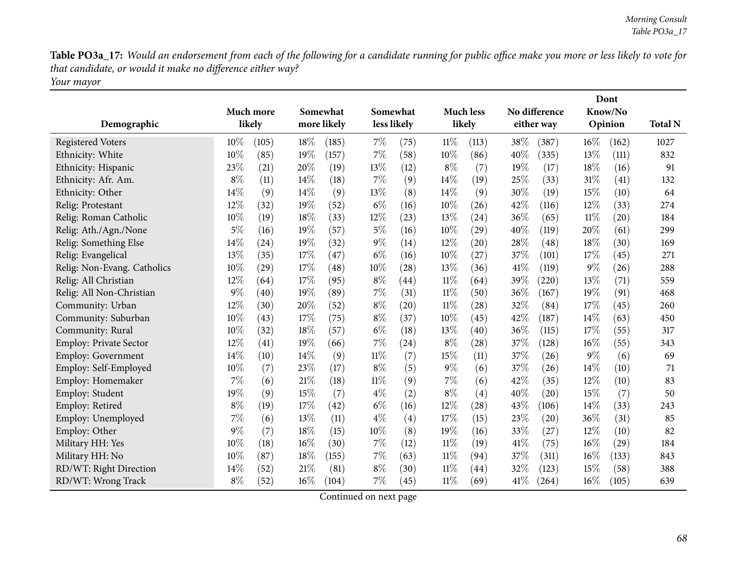**Table PO3a_17:** *Would an endorsement from each of the following for a candidate running for public office make you more or less likely to vote for that candidate, or would it make no difference either way?*
*Your mayor*

| Demographic | Much more likely | | Somewhat more likely | | Somewhat less likely | | Much less likely | | No difference either way | | Dont Know/No Opinion | | Total N |
|---|---|---|---|---|---|---|---|---|---|---|---|---|---|
| Registered Voters | 10% | (105) | 18% | (185) | 7% | (75) | 11% | (113) | 38% | (387) | 16% | (162) | 1027 |
| Ethnicity: White | 10% | (85) | 19% | (157) | 7% | (58) | 10% | (86) | 40% | (335) | 13% | (111) | 832 |
| Ethnicity: Hispanic | 23% | (21) | 20% | (19) | 13% | (12) | 8% | (7) | 19% | (17) | 18% | (16) | 91 |
| Ethnicity: Afr. Am. | 8% | (11) | 14% | (18) | 7% | (9) | 14% | (19) | 25% | (33) | 31% | (41) | 132 |
| Ethnicity: Other | 14% | (9) | 14% | (9) | 13% | (8) | 14% | (9) | 30% | (19) | 15% | (10) | 64 |
| Relig: Protestant | 12% | (32) | 19% | (52) | 6% | (16) | 10% | (26) | 42% | (116) | 12% | (33) | 274 |
| Relig: Roman Catholic | 10% | (19) | 18% | (33) | 12% | (23) | 13% | (24) | 36% | (65) | 11% | (20) | 184 |
| Relig: Ath./Agn./None | 5% | (16) | 19% | (57) | 5% | (16) | 10% | (29) | 40% | (119) | 20% | (61) | 299 |
| Relig: Something Else | 14% | (24) | 19% | (32) | 9% | (14) | 12% | (20) | 28% | (48) | 18% | (30) | 169 |
| Relig: Evangelical | 13% | (35) | 17% | (47) | 6% | (16) | 10% | (27) | 37% | (101) | 17% | (45) | 271 |
| Relig: Non-Evang. Catholics | 10% | (29) | 17% | (48) | 10% | (28) | 13% | (36) | 41% | (119) | 9% | (26) | 288 |
| Relig: All Christian | 12% | (64) | 17% | (95) | 8% | (44) | 11% | (64) | 39% | (220) | 13% | (71) | 559 |
| Relig: All Non-Christian | 9% | (40) | 19% | (89) | 7% | (31) | 11% | (50) | 36% | (167) | 19% | (91) | 468 |
| Community: Urban | 12% | (30) | 20% | (52) | 8% | (20) | 11% | (28) | 32% | (84) | 17% | (45) | 260 |
| Community: Suburban | 10% | (43) | 17% | (75) | 8% | (37) | 10% | (45) | 42% | (187) | 14% | (63) | 450 |
| Community: Rural | 10% | (32) | 18% | (57) | 6% | (18) | 13% | (40) | 36% | (115) | 17% | (55) | 317 |
| Employ: Private Sector | 12% | (41) | 19% | (66) | 7% | (24) | 8% | (28) | 37% | (128) | 16% | (55) | 343 |
| Employ: Government | 14% | (10) | 14% | (9) | 11% | (7) | 15% | (11) | 37% | (26) | 9% | (6) | 69 |
| Employ: Self-Employed | 10% | (7) | 23% | (17) | 8% | (5) | 9% | (6) | 37% | (26) | 14% | (10) | 71 |
| Employ: Homemaker | 7% | (6) | 21% | (18) | 11% | (9) | 7% | (6) | 42% | (35) | 12% | (10) | 83 |
| Employ: Student | 19% | (9) | 15% | (7) | 4% | (2) | 8% | (4) | 40% | (20) | 15% | (7) | 50 |
| Employ: Retired | 8% | (19) | 17% | (42) | 6% | (16) | 12% | (28) | 43% | (106) | 14% | (33) | 243 |
| Employ: Unemployed | 7% | (6) | 13% | (11) | 4% | (4) | 17% | (15) | 23% | (20) | 36% | (31) | 85 |
| Employ: Other | 9% | (7) | 18% | (15) | 10% | (8) | 19% | (16) | 33% | (27) | 12% | (10) | 82 |
| Military HH: Yes | 10% | (18) | 16% | (30) | 7% | (12) | 11% | (19) | 41% | (75) | 16% | (29) | 184 |
| Military HH: No | 10% | (87) | 18% | (155) | 7% | (63) | 11% | (94) | 37% | (311) | 16% | (133) | 843 |
| RD/WT: Right Direction | 14% | (52) | 21% | (81) | 8% | (30) | 11% | (44) | 32% | (123) | 15% | (58) | 388 |
| RD/WT: Wrong Track | 8% | (52) | 16% | (104) | 7% | (45) | 11% | (69) | 41% | (264) | 16% | (105) | 639 |

Continued on next page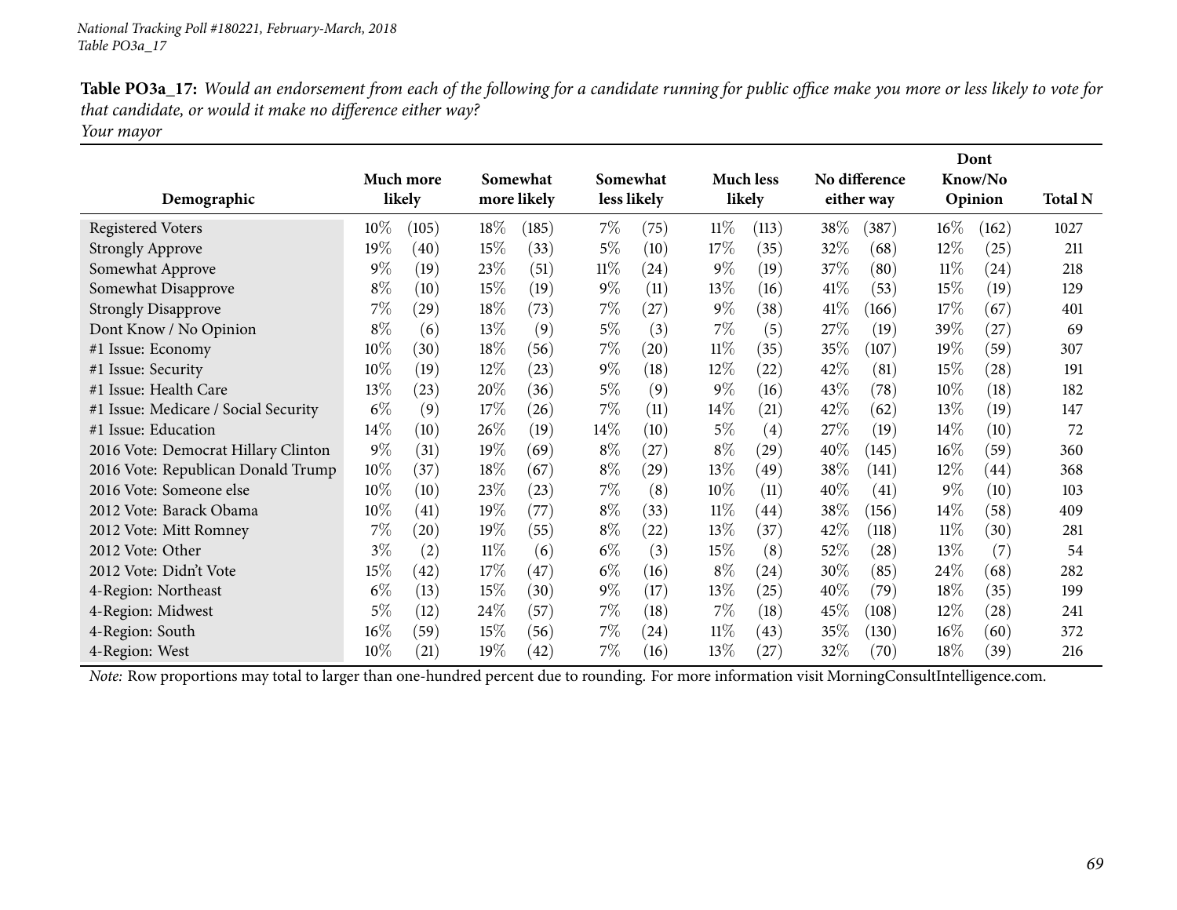National Tracking Poll #180221, February-March, 2018
Table PO3a_17

**Table PO3a_17:** *Would an endorsement from each of the following for a candidate running for public office make you more or less likely to vote for that candidate, or would it make no difference either way?*
*Your mayor*

| Demographic | Much more likely | | Somewhat more likely | | Somewhat less likely | | Much less likely | | No difference either way | | Dont Know/No Opinion | | Total N |
|---|---|---|---|---|---|---|---|---|---|---|---|---|---|
| Registered Voters | 10% | (105) | 18% | (185) | 7% | (75) | 11% | (113) | 38% | (387) | 16% | (162) | 1027 |
| Strongly Approve | 19% | (40) | 15% | (33) | 5% | (10) | 17% | (35) | 32% | (68) | 12% | (25) | 211 |
| Somewhat Approve | 9% | (19) | 23% | (51) | 11% | (24) | 9% | (19) | 37% | (80) | 11% | (24) | 218 |
| Somewhat Disapprove | 8% | (10) | 15% | (19) | 9% | (11) | 13% | (16) | 41% | (53) | 15% | (19) | 129 |
| Strongly Disapprove | 7% | (29) | 18% | (73) | 7% | (27) | 9% | (38) | 41% | (166) | 17% | (67) | 401 |
| Dont Know / No Opinion | 8% | (6) | 13% | (9) | 5% | (3) | 7% | (5) | 27% | (19) | 39% | (27) | 69 |
| #1 Issue: Economy | 10% | (30) | 18% | (56) | 7% | (20) | 11% | (35) | 35% | (107) | 19% | (59) | 307 |
| #1 Issue: Security | 10% | (19) | 12% | (23) | 9% | (18) | 12% | (22) | 42% | (81) | 15% | (28) | 191 |
| #1 Issue: Health Care | 13% | (23) | 20% | (36) | 5% | (9) | 9% | (16) | 43% | (78) | 10% | (18) | 182 |
| #1 Issue: Medicare / Social Security | 6% | (9) | 17% | (26) | 7% | (11) | 14% | (21) | 42% | (62) | 13% | (19) | 147 |
| #1 Issue: Education | 14% | (10) | 26% | (19) | 14% | (10) | 5% | (4) | 27% | (19) | 14% | (10) | 72 |
| 2016 Vote: Democrat Hillary Clinton | 9% | (31) | 19% | (69) | 8% | (27) | 8% | (29) | 40% | (145) | 16% | (59) | 360 |
| 2016 Vote: Republican Donald Trump | 10% | (37) | 18% | (67) | 8% | (29) | 13% | (49) | 38% | (141) | 12% | (44) | 368 |
| 2016 Vote: Someone else | 10% | (10) | 23% | (23) | 7% | (8) | 10% | (11) | 40% | (41) | 9% | (10) | 103 |
| 2012 Vote: Barack Obama | 10% | (41) | 19% | (77) | 8% | (33) | 11% | (44) | 38% | (156) | 14% | (58) | 409 |
| 2012 Vote: Mitt Romney | 7% | (20) | 19% | (55) | 8% | (22) | 13% | (37) | 42% | (118) | 11% | (30) | 281 |
| 2012 Vote: Other | 3% | (2) | 11% | (6) | 6% | (3) | 15% | (8) | 52% | (28) | 13% | (7) | 54 |
| 2012 Vote: Didn't Vote | 15% | (42) | 17% | (47) | 6% | (16) | 8% | (24) | 30% | (85) | 24% | (68) | 282 |
| 4-Region: Northeast | 6% | (13) | 15% | (30) | 9% | (17) | 13% | (25) | 40% | (79) | 18% | (35) | 199 |
| 4-Region: Midwest | 5% | (12) | 24% | (57) | 7% | (18) | 7% | (18) | 45% | (108) | 12% | (28) | 241 |
| 4-Region: South | 16% | (59) | 15% | (56) | 7% | (24) | 11% | (43) | 35% | (130) | 16% | (60) | 372 |
| 4-Region: West | 10% | (21) | 19% | (42) | 7% | (16) | 13% | (27) | 32% | (70) | 18% | (39) | 216 |

*Note:* Row proportions may total to larger than one-hundred percent due to rounding. For more information visit MorningConsultIntelligence.com.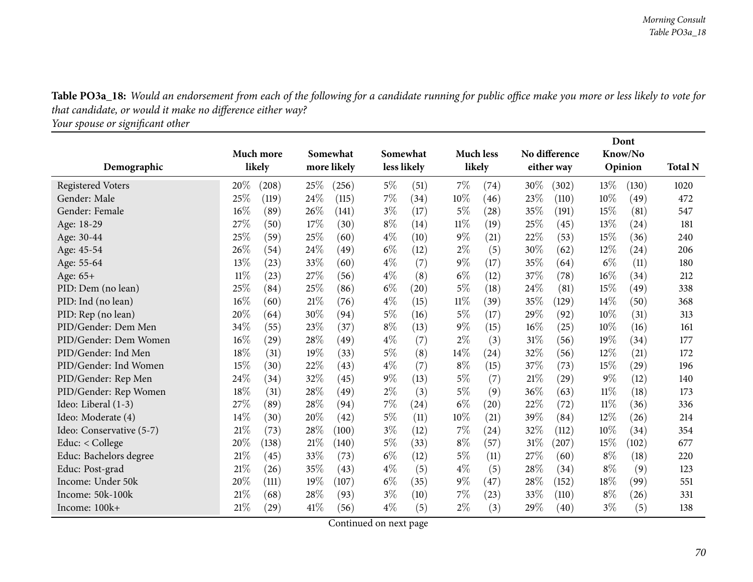**Table PO3a_18:** *Would an endorsement from each of the following for a candidate running for public office make you more or less likely to vote for that candidate, or would it make no difference either way?*
*Your spouse or significant other*

| Demographic | Much more likely | | Somewhat more likely | | Somewhat less likely | | Much less likely | | No difference either way | | Dont Know/No Opinion | | Total N |
|---|---|---|---|---|---|---|---|---|---|---|---|---|---|
| Registered Voters | 20% | (208) | 25% | (256) | 5% | (51) | 7% | (74) | 30% | (302) | 13% | (130) | 1020 |
| Gender: Male | 25% | (119) | 24% | (115) | 7% | (34) | 10% | (46) | 23% | (110) | 10% | (49) | 472 |
| Gender: Female | 16% | (89) | 26% | (141) | 3% | (17) | 5% | (28) | 35% | (191) | 15% | (81) | 547 |
| Age: 18-29 | 27% | (50) | 17% | (30) | 8% | (14) | 11% | (19) | 25% | (45) | 13% | (24) | 181 |
| Age: 30-44 | 25% | (59) | 25% | (60) | 4% | (10) | 9% | (21) | 22% | (53) | 15% | (36) | 240 |
| Age: 45-54 | 26% | (54) | 24% | (49) | 6% | (12) | 2% | (5) | 30% | (62) | 12% | (24) | 206 |
| Age: 55-64 | 13% | (23) | 33% | (60) | 4% | (7) | 9% | (17) | 35% | (64) | 6% | (11) | 180 |
| Age: 65+ | 11% | (23) | 27% | (56) | 4% | (8) | 6% | (12) | 37% | (78) | 16% | (34) | 212 |
| PID: Dem (no lean) | 25% | (84) | 25% | (86) | 6% | (20) | 5% | (18) | 24% | (81) | 15% | (49) | 338 |
| PID: Ind (no lean) | 16% | (60) | 21% | (76) | 4% | (15) | 11% | (39) | 35% | (129) | 14% | (50) | 368 |
| PID: Rep (no lean) | 20% | (64) | 30% | (94) | 5% | (16) | 5% | (17) | 29% | (92) | 10% | (31) | 313 |
| PID/Gender: Dem Men | 34% | (55) | 23% | (37) | 8% | (13) | 9% | (15) | 16% | (25) | 10% | (16) | 161 |
| PID/Gender: Dem Women | 16% | (29) | 28% | (49) | 4% | (7) | 2% | (3) | 31% | (56) | 19% | (34) | 177 |
| PID/Gender: Ind Men | 18% | (31) | 19% | (33) | 5% | (8) | 14% | (24) | 32% | (56) | 12% | (21) | 172 |
| PID/Gender: Ind Women | 15% | (30) | 22% | (43) | 4% | (7) | 8% | (15) | 37% | (73) | 15% | (29) | 196 |
| PID/Gender: Rep Men | 24% | (34) | 32% | (45) | 9% | (13) | 5% | (7) | 21% | (29) | 9% | (12) | 140 |
| PID/Gender: Rep Women | 18% | (31) | 28% | (49) | 2% | (3) | 5% | (9) | 36% | (63) | 11% | (18) | 173 |
| Ideo: Liberal (1-3) | 27% | (89) | 28% | (94) | 7% | (24) | 6% | (20) | 22% | (72) | 11% | (36) | 336 |
| Ideo: Moderate (4) | 14% | (30) | 20% | (42) | 5% | (11) | 10% | (21) | 39% | (84) | 12% | (26) | 214 |
| Ideo: Conservative (5-7) | 21% | (73) | 28% | (100) | 3% | (12) | 7% | (24) | 32% | (112) | 10% | (34) | 354 |
| Educ: < College | 20% | (138) | 21% | (140) | 5% | (33) | 8% | (57) | 31% | (207) | 15% | (102) | 677 |
| Educ: Bachelors degree | 21% | (45) | 33% | (73) | 6% | (12) | 5% | (11) | 27% | (60) | 8% | (18) | 220 |
| Educ: Post-grad | 21% | (26) | 35% | (43) | 4% | (5) | 4% | (5) | 28% | (34) | 8% | (9) | 123 |
| Income: Under 50k | 20% | (111) | 19% | (107) | 6% | (35) | 9% | (47) | 28% | (152) | 18% | (99) | 551 |
| Income: 50k-100k | 21% | (68) | 28% | (93) | 3% | (10) | 7% | (23) | 33% | (110) | 8% | (26) | 331 |
| Income: 100k+ | 21% | (29) | 41% | (56) | 4% | (5) | 2% | (3) | 29% | (40) | 3% | (5) | 138 |

Continued on next page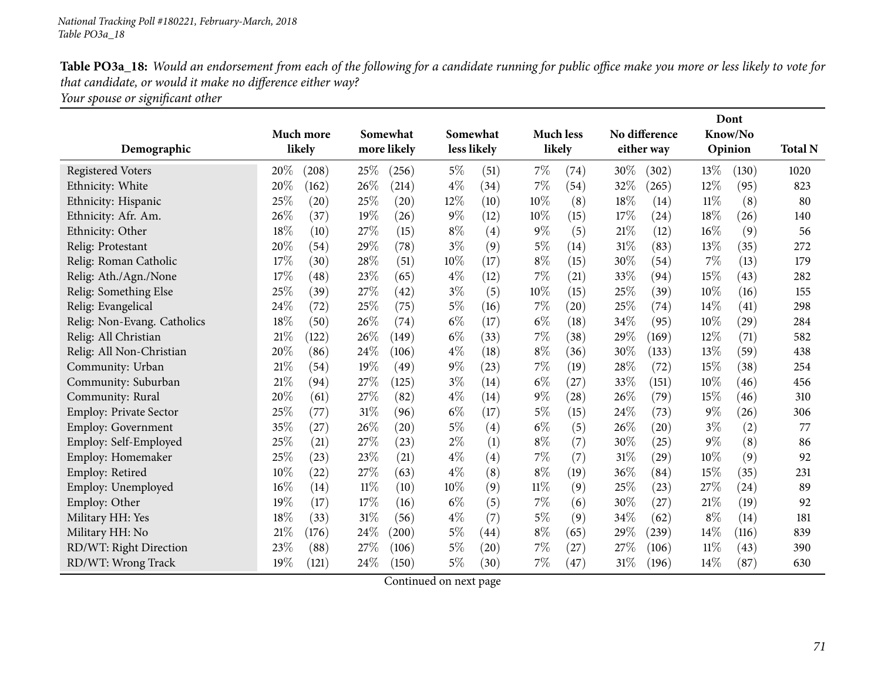**Table PO3a_18:** *Would an endorsement from each of the following for a candidate running for public office make you more or less likely to vote for that candidate, or would it make no difference either way?*
*Your spouse or significant other*

| Demographic | Much more likely | | Somewhat more likely | | Somewhat less likely | | Much less likely | | No difference either way | | Dont Know/No Opinion | | Total N |
|---|---|---|---|---|---|---|---|---|---|---|---|---|---|
| Registered Voters | 20% | (208) | 25% | (256) | 5% | (51) | 7% | (74) | 30% | (302) | 13% | (130) | 1020 |
| Ethnicity: White | 20% | (162) | 26% | (214) | 4% | (34) | 7% | (54) | 32% | (265) | 12% | (95) | 823 |
| Ethnicity: Hispanic | 25% | (20) | 25% | (20) | 12% | (10) | 10% | (8) | 18% | (14) | 11% | (8) | 80 |
| Ethnicity: Afr. Am. | 26% | (37) | 19% | (26) | 9% | (12) | 10% | (15) | 17% | (24) | 18% | (26) | 140 |
| Ethnicity: Other | 18% | (10) | 27% | (15) | 8% | (4) | 9% | (5) | 21% | (12) | 16% | (9) | 56 |
| Relig: Protestant | 20% | (54) | 29% | (78) | 3% | (9) | 5% | (14) | 31% | (83) | 13% | (35) | 272 |
| Relig: Roman Catholic | 17% | (30) | 28% | (51) | 10% | (17) | 8% | (15) | 30% | (54) | 7% | (13) | 179 |
| Relig: Ath./Agn./None | 17% | (48) | 23% | (65) | 4% | (12) | 7% | (21) | 33% | (94) | 15% | (43) | 282 |
| Relig: Something Else | 25% | (39) | 27% | (42) | 3% | (5) | 10% | (15) | 25% | (39) | 10% | (16) | 155 |
| Relig: Evangelical | 24% | (72) | 25% | (75) | 5% | (16) | 7% | (20) | 25% | (74) | 14% | (41) | 298 |
| Relig: Non-Evang. Catholics | 18% | (50) | 26% | (74) | 6% | (17) | 6% | (18) | 34% | (95) | 10% | (29) | 284 |
| Relig: All Christian | 21% | (122) | 26% | (149) | 6% | (33) | 7% | (38) | 29% | (169) | 12% | (71) | 582 |
| Relig: All Non-Christian | 20% | (86) | 24% | (106) | 4% | (18) | 8% | (36) | 30% | (133) | 13% | (59) | 438 |
| Community: Urban | 21% | (54) | 19% | (49) | 9% | (23) | 7% | (19) | 28% | (72) | 15% | (38) | 254 |
| Community: Suburban | 21% | (94) | 27% | (125) | 3% | (14) | 6% | (27) | 33% | (151) | 10% | (46) | 456 |
| Community: Rural | 20% | (61) | 27% | (82) | 4% | (14) | 9% | (28) | 26% | (79) | 15% | (46) | 310 |
| Employ: Private Sector | 25% | (77) | 31% | (96) | 6% | (17) | 5% | (15) | 24% | (73) | 9% | (26) | 306 |
| Employ: Government | 35% | (27) | 26% | (20) | 5% | (4) | 6% | (5) | 26% | (20) | 3% | (2) | 77 |
| Employ: Self-Employed | 25% | (21) | 27% | (23) | 2% | (1) | 8% | (7) | 30% | (25) | 9% | (8) | 86 |
| Employ: Homemaker | 25% | (23) | 23% | (21) | 4% | (4) | 7% | (7) | 31% | (29) | 10% | (9) | 92 |
| Employ: Retired | 10% | (22) | 27% | (63) | 4% | (8) | 8% | (19) | 36% | (84) | 15% | (35) | 231 |
| Employ: Unemployed | 16% | (14) | 11% | (10) | 10% | (9) | 11% | (9) | 25% | (23) | 27% | (24) | 89 |
| Employ: Other | 19% | (17) | 17% | (16) | 6% | (5) | 7% | (6) | 30% | (27) | 21% | (19) | 92 |
| Military HH: Yes | 18% | (33) | 31% | (56) | 4% | (7) | 5% | (9) | 34% | (62) | 8% | (14) | 181 |
| Military HH: No | 21% | (176) | 24% | (200) | 5% | (44) | 8% | (65) | 29% | (239) | 14% | (116) | 839 |
| RD/WT: Right Direction | 23% | (88) | 27% | (106) | 5% | (20) | 7% | (27) | 27% | (106) | 11% | (43) | 390 |
| RD/WT: Wrong Track | 19% | (121) | 24% | (150) | 5% | (30) | 7% | (47) | 31% | (196) | 14% | (87) | 630 |

Continued on next page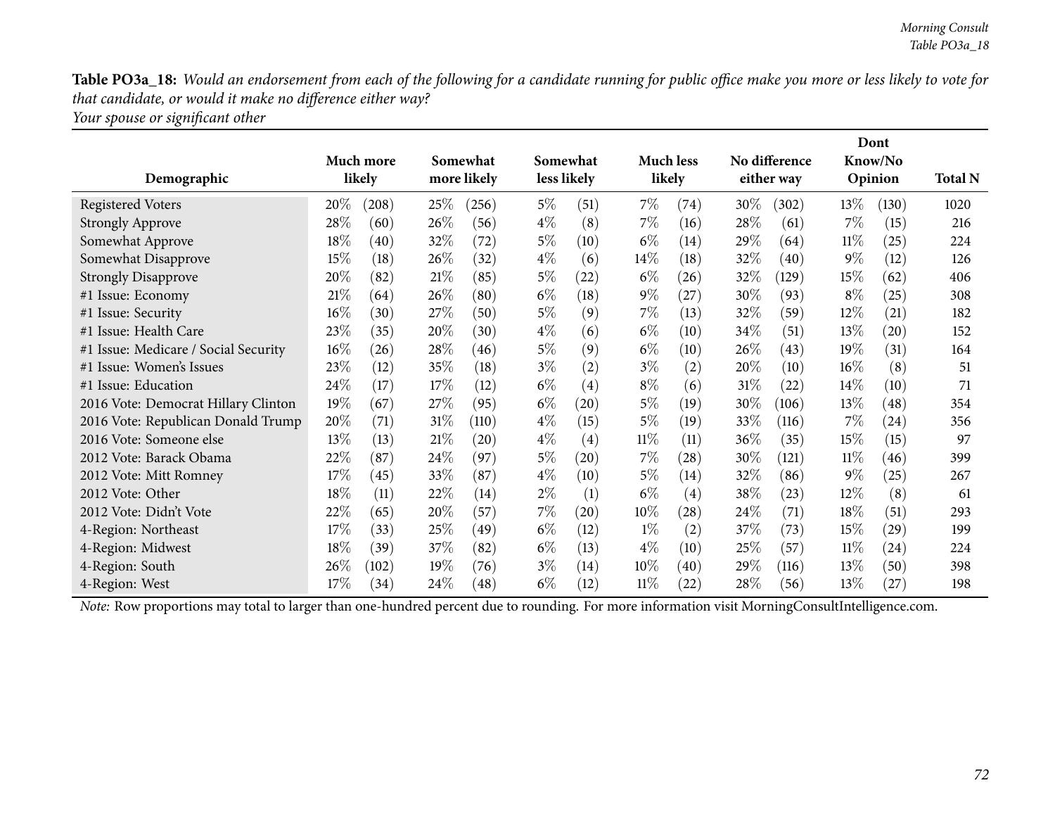**Table PO3a_18:** *Would an endorsement from each of the following for a candidate running for public office make you more or less likely to vote for that candidate, or would it make no difference either way?*
*Your spouse or significant other*

| Demographic | Much more likely | | Somewhat more likely | | Somewhat less likely | | Much less likely | | No difference either way | | Dont Know/No Opinion | | Total N |
|---|---|---|---|---|---|---|---|---|---|---|---|---|---|
| Registered Voters | 20% | (208) | 25% | (256) | 5% | (51) | 7% | (74) | 30% | (302) | 13% | (130) | 1020 |
| Strongly Approve | 28% | (60) | 26% | (56) | 4% | (8) | 7% | (16) | 28% | (61) | 7% | (15) | 216 |
| Somewhat Approve | 18% | (40) | 32% | (72) | 5% | (10) | 6% | (14) | 29% | (64) | 11% | (25) | 224 |
| Somewhat Disapprove | 15% | (18) | 26% | (32) | 4% | (6) | 14% | (18) | 32% | (40) | 9% | (12) | 126 |
| Strongly Disapprove | 20% | (82) | 21% | (85) | 5% | (22) | 6% | (26) | 32% | (129) | 15% | (62) | 406 |
| #1 Issue: Economy | 21% | (64) | 26% | (80) | 6% | (18) | 9% | (27) | 30% | (93) | 8% | (25) | 308 |
| #1 Issue: Security | 16% | (30) | 27% | (50) | 5% | (9) | 7% | (13) | 32% | (59) | 12% | (21) | 182 |
| #1 Issue: Health Care | 23% | (35) | 20% | (30) | 4% | (6) | 6% | (10) | 34% | (51) | 13% | (20) | 152 |
| #1 Issue: Medicare / Social Security | 16% | (26) | 28% | (46) | 5% | (9) | 6% | (10) | 26% | (43) | 19% | (31) | 164 |
| #1 Issue: Women's Issues | 23% | (12) | 35% | (18) | 3% | (2) | 3% | (2) | 20% | (10) | 16% | (8) | 51 |
| #1 Issue: Education | 24% | (17) | 17% | (12) | 6% | (4) | 8% | (6) | 31% | (22) | 14% | (10) | 71 |
| 2016 Vote: Democrat Hillary Clinton | 19% | (67) | 27% | (95) | 6% | (20) | 5% | (19) | 30% | (106) | 13% | (48) | 354 |
| 2016 Vote: Republican Donald Trump | 20% | (71) | 31% | (110) | 4% | (15) | 5% | (19) | 33% | (116) | 7% | (24) | 356 |
| 2016 Vote: Someone else | 13% | (13) | 21% | (20) | 4% | (4) | 11% | (11) | 36% | (35) | 15% | (15) | 97 |
| 2012 Vote: Barack Obama | 22% | (87) | 24% | (97) | 5% | (20) | 7% | (28) | 30% | (121) | 11% | (46) | 399 |
| 2012 Vote: Mitt Romney | 17% | (45) | 33% | (87) | 4% | (10) | 5% | (14) | 32% | (86) | 9% | (25) | 267 |
| 2012 Vote: Other | 18% | (11) | 22% | (14) | 2% | (1) | 6% | (4) | 38% | (23) | 12% | (8) | 61 |
| 2012 Vote: Didn't Vote | 22% | (65) | 20% | (57) | 7% | (20) | 10% | (28) | 24% | (71) | 18% | (51) | 293 |
| 4-Region: Northeast | 17% | (33) | 25% | (49) | 6% | (12) | 1% | (2) | 37% | (73) | 15% | (29) | 199 |
| 4-Region: Midwest | 18% | (39) | 37% | (82) | 6% | (13) | 4% | (10) | 25% | (57) | 11% | (24) | 224 |
| 4-Region: South | 26% | (102) | 19% | (76) | 3% | (14) | 10% | (40) | 29% | (116) | 13% | (50) | 398 |
| 4-Region: West | 17% | (34) | 24% | (48) | 6% | (12) | 11% | (22) | 28% | (56) | 13% | (27) | 198 |

*Note:* Row proportions may total to larger than one-hundred percent due to rounding. For more information visit MorningConsultIntelligence.com.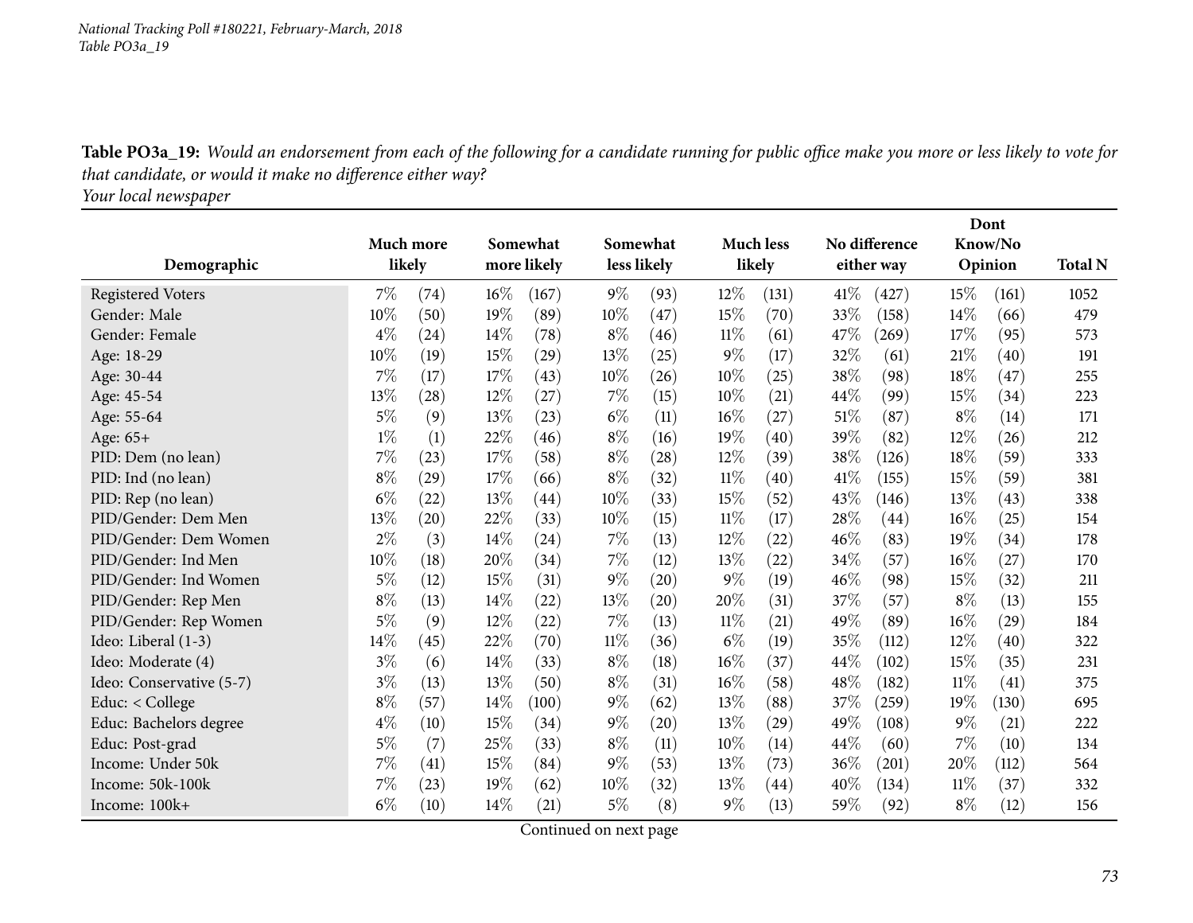**Table PO3a_19:** *Would an endorsement from each of the following for a candidate running for public office make you more or less likely to vote for that candidate, or would it make no difference either way?*
*Your local newspaper*

| Demographic | Much more likely | | Somewhat more likely | | Somewhat less likely | | Much less likely | | No difference either way | | Dont Know/No Opinion | | Total N |
|---|---|---|---|---|---|---|---|---|---|---|---|---|---|
| Registered Voters | 7% | (74) | 16% | (167) | 9% | (93) | 12% | (131) | 41% | (427) | 15% | (161) | 1052 |
| Gender: Male | 10% | (50) | 19% | (89) | 10% | (47) | 15% | (70) | 33% | (158) | 14% | (66) | 479 |
| Gender: Female | 4% | (24) | 14% | (78) | 8% | (46) | 11% | (61) | 47% | (269) | 17% | (95) | 573 |
| Age: 18-29 | 10% | (19) | 15% | (29) | 13% | (25) | 9% | (17) | 32% | (61) | 21% | (40) | 191 |
| Age: 30-44 | 7% | (17) | 17% | (43) | 10% | (26) | 10% | (25) | 38% | (98) | 18% | (47) | 255 |
| Age: 45-54 | 13% | (28) | 12% | (27) | 7% | (15) | 10% | (21) | 44% | (99) | 15% | (34) | 223 |
| Age: 55-64 | 5% | (9) | 13% | (23) | 6% | (11) | 16% | (27) | 51% | (87) | 8% | (14) | 171 |
| Age: 65+ | 1% | (1) | 22% | (46) | 8% | (16) | 19% | (40) | 39% | (82) | 12% | (26) | 212 |
| PID: Dem (no lean) | 7% | (23) | 17% | (58) | 8% | (28) | 12% | (39) | 38% | (126) | 18% | (59) | 333 |
| PID: Ind (no lean) | 8% | (29) | 17% | (66) | 8% | (32) | 11% | (40) | 41% | (155) | 15% | (59) | 381 |
| PID: Rep (no lean) | 6% | (22) | 13% | (44) | 10% | (33) | 15% | (52) | 43% | (146) | 13% | (43) | 338 |
| PID/Gender: Dem Men | 13% | (20) | 22% | (33) | 10% | (15) | 11% | (17) | 28% | (44) | 16% | (25) | 154 |
| PID/Gender: Dem Women | 2% | (3) | 14% | (24) | 7% | (13) | 12% | (22) | 46% | (83) | 19% | (34) | 178 |
| PID/Gender: Ind Men | 10% | (18) | 20% | (34) | 7% | (12) | 13% | (22) | 34% | (57) | 16% | (27) | 170 |
| PID/Gender: Ind Women | 5% | (12) | 15% | (31) | 9% | (20) | 9% | (19) | 46% | (98) | 15% | (32) | 211 |
| PID/Gender: Rep Men | 8% | (13) | 14% | (22) | 13% | (20) | 20% | (31) | 37% | (57) | 8% | (13) | 155 |
| PID/Gender: Rep Women | 5% | (9) | 12% | (22) | 7% | (13) | 11% | (21) | 49% | (89) | 16% | (29) | 184 |
| Ideo: Liberal (1-3) | 14% | (45) | 22% | (70) | 11% | (36) | 6% | (19) | 35% | (112) | 12% | (40) | 322 |
| Ideo: Moderate (4) | 3% | (6) | 14% | (33) | 8% | (18) | 16% | (37) | 44% | (102) | 15% | (35) | 231 |
| Ideo: Conservative (5-7) | 3% | (13) | 13% | (50) | 8% | (31) | 16% | (58) | 48% | (182) | 11% | (41) | 375 |
| Educ: < College | 8% | (57) | 14% | (100) | 9% | (62) | 13% | (88) | 37% | (259) | 19% | (130) | 695 |
| Educ: Bachelors degree | 4% | (10) | 15% | (34) | 9% | (20) | 13% | (29) | 49% | (108) | 9% | (21) | 222 |
| Educ: Post-grad | 5% | (7) | 25% | (33) | 8% | (11) | 10% | (14) | 44% | (60) | 7% | (10) | 134 |
| Income: Under 50k | 7% | (41) | 15% | (84) | 9% | (53) | 13% | (73) | 36% | (201) | 20% | (112) | 564 |
| Income: 50k-100k | 7% | (23) | 19% | (62) | 10% | (32) | 13% | (44) | 40% | (134) | 11% | (37) | 332 |
| Income: 100k+ | 6% | (10) | 14% | (21) | 5% | (8) | 9% | (13) | 59% | (92) | 8% | (12) | 156 |

Continued on next page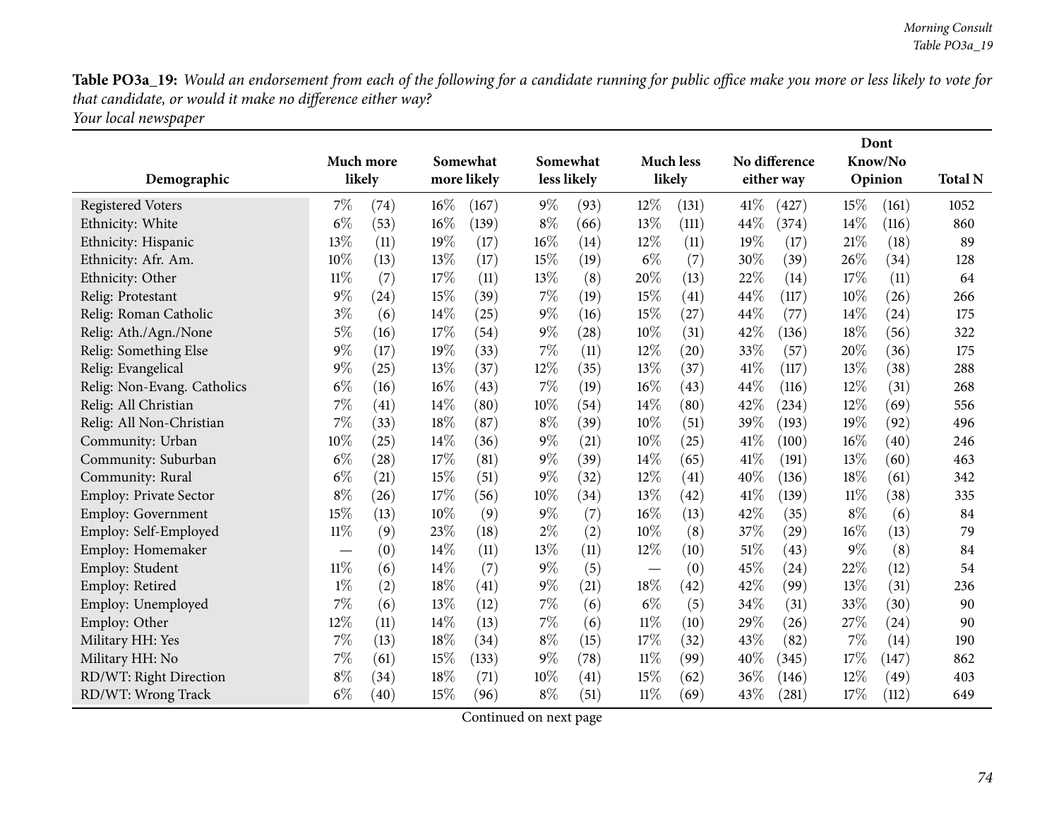**Table PO3a_19:** *Would an endorsement from each of the following for a candidate running for public office make you more or less likely to vote for that candidate, or would it make no difference either way?*
*Your local newspaper*

| Demographic | Much more likely | | Somewhat more likely | | Somewhat less likely | | Much less likely | | No difference either way | | Dont Know/No Opinion | | Total N |
|---|---|---|---|---|---|---|---|---|---|---|---|---|---|
| Registered Voters | 7% | (74) | 16% | (167) | 9% | (93) | 12% | (131) | 41% | (427) | 15% | (161) | 1052 |
| Ethnicity: White | 6% | (53) | 16% | (139) | 8% | (66) | 13% | (111) | 44% | (374) | 14% | (116) | 860 |
| Ethnicity: Hispanic | 13% | (11) | 19% | (17) | 16% | (14) | 12% | (11) | 19% | (17) | 21% | (18) | 89 |
| Ethnicity: Afr. Am. | 10% | (13) | 13% | (17) | 15% | (19) | 6% | (7) | 30% | (39) | 26% | (34) | 128 |
| Ethnicity: Other | 11% | (7) | 17% | (11) | 13% | (8) | 20% | (13) | 22% | (14) | 17% | (11) | 64 |
| Relig: Protestant | 9% | (24) | 15% | (39) | 7% | (19) | 15% | (41) | 44% | (117) | 10% | (26) | 266 |
| Relig: Roman Catholic | 3% | (6) | 14% | (25) | 9% | (16) | 15% | (27) | 44% | (77) | 14% | (24) | 175 |
| Relig: Ath./Agn./None | 5% | (16) | 17% | (54) | 9% | (28) | 10% | (31) | 42% | (136) | 18% | (56) | 322 |
| Relig: Something Else | 9% | (17) | 19% | (33) | 7% | (11) | 12% | (20) | 33% | (57) | 20% | (36) | 175 |
| Relig: Evangelical | 9% | (25) | 13% | (37) | 12% | (35) | 13% | (37) | 41% | (117) | 13% | (38) | 288 |
| Relig: Non-Evang. Catholics | 6% | (16) | 16% | (43) | 7% | (19) | 16% | (43) | 44% | (116) | 12% | (31) | 268 |
| Relig: All Christian | 7% | (41) | 14% | (80) | 10% | (54) | 14% | (80) | 42% | (234) | 12% | (69) | 556 |
| Relig: All Non-Christian | 7% | (33) | 18% | (87) | 8% | (39) | 10% | (51) | 39% | (193) | 19% | (92) | 496 |
| Community: Urban | 10% | (25) | 14% | (36) | 9% | (21) | 10% | (25) | 41% | (100) | 16% | (40) | 246 |
| Community: Suburban | 6% | (28) | 17% | (81) | 9% | (39) | 14% | (65) | 41% | (191) | 13% | (60) | 463 |
| Community: Rural | 6% | (21) | 15% | (51) | 9% | (32) | 12% | (41) | 40% | (136) | 18% | (61) | 342 |
| Employ: Private Sector | 8% | (26) | 17% | (56) | 10% | (34) | 13% | (42) | 41% | (139) | 11% | (38) | 335 |
| Employ: Government | 15% | (13) | 10% | (9) | 9% | (7) | 16% | (13) | 42% | (35) | 8% | (6) | 84 |
| Employ: Self-Employed | 11% | (9) | 23% | (18) | 2% | (2) | 10% | (8) | 37% | (29) | 16% | (13) | 79 |
| Employ: Homemaker | — | (0) | 14% | (11) | 13% | (11) | 12% | (10) | 51% | (43) | 9% | (8) | 84 |
| Employ: Student | 11% | (6) | 14% | (7) | 9% | (5) | — | (0) | 45% | (24) | 22% | (12) | 54 |
| Employ: Retired | 1% | (2) | 18% | (41) | 9% | (21) | 18% | (42) | 42% | (99) | 13% | (31) | 236 |
| Employ: Unemployed | 7% | (6) | 13% | (12) | 7% | (6) | 6% | (5) | 34% | (31) | 33% | (30) | 90 |
| Employ: Other | 12% | (11) | 14% | (13) | 7% | (6) | 11% | (10) | 29% | (26) | 27% | (24) | 90 |
| Military HH: Yes | 7% | (13) | 18% | (34) | 8% | (15) | 17% | (32) | 43% | (82) | 7% | (14) | 190 |
| Military HH: No | 7% | (61) | 15% | (133) | 9% | (78) | 11% | (99) | 40% | (345) | 17% | (147) | 862 |
| RD/WT: Right Direction | 8% | (34) | 18% | (71) | 10% | (41) | 15% | (62) | 36% | (146) | 12% | (49) | 403 |
| RD/WT: Wrong Track | 6% | (40) | 15% | (96) | 8% | (51) | 11% | (69) | 43% | (281) | 17% | (112) | 649 |

Continued on next page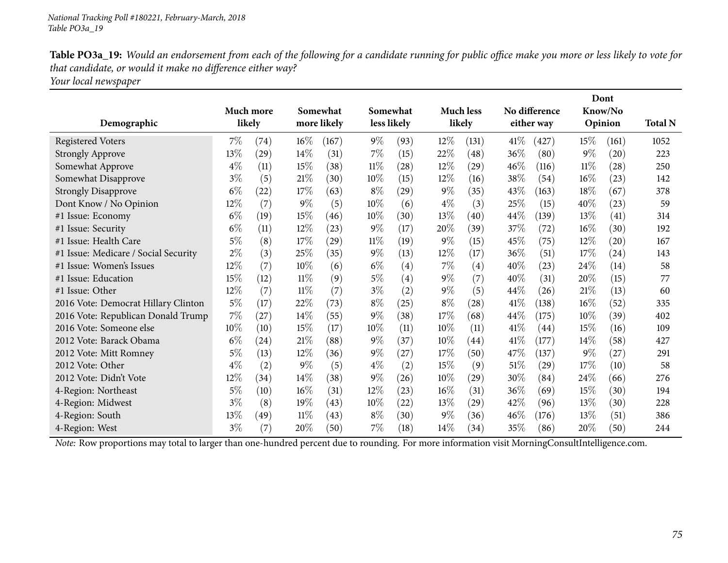**Table PO3a_19:** *Would an endorsement from each of the following for a candidate running for public office make you more or less likely to vote for that candidate, or would it make no difference either way?*
*Your local newspaper*

| Demographic | Much more likely | | Somewhat more likely | | Somewhat less likely | | Much less likely | | No difference either way | | Dont Know/No Opinion | | Total N |
|---|---|---|---|---|---|---|---|---|---|---|---|---|---|
| Registered Voters | 7% | (74) | 16% | (167) | 9% | (93) | 12% | (131) | 41% | (427) | 15% | (161) | 1052 |
| Strongly Approve | 13% | (29) | 14% | (31) | 7% | (15) | 22% | (48) | 36% | (80) | 9% | (20) | 223 |
| Somewhat Approve | 4% | (11) | 15% | (38) | 11% | (28) | 12% | (29) | 46% | (116) | 11% | (28) | 250 |
| Somewhat Disapprove | 3% | (5) | 21% | (30) | 10% | (15) | 12% | (16) | 38% | (54) | 16% | (23) | 142 |
| Strongly Disapprove | 6% | (22) | 17% | (63) | 8% | (29) | 9% | (35) | 43% | (163) | 18% | (67) | 378 |
| Dont Know / No Opinion | 12% | (7) | 9% | (5) | 10% | (6) | 4% | (3) | 25% | (15) | 40% | (23) | 59 |
| #1 Issue: Economy | 6% | (19) | 15% | (46) | 10% | (30) | 13% | (40) | 44% | (139) | 13% | (41) | 314 |
| #1 Issue: Security | 6% | (11) | 12% | (23) | 9% | (17) | 20% | (39) | 37% | (72) | 16% | (30) | 192 |
| #1 Issue: Health Care | 5% | (8) | 17% | (29) | 11% | (19) | 9% | (15) | 45% | (75) | 12% | (20) | 167 |
| #1 Issue: Medicare / Social Security | 2% | (3) | 25% | (35) | 9% | (13) | 12% | (17) | 36% | (51) | 17% | (24) | 143 |
| #1 Issue: Women's Issues | 12% | (7) | 10% | (6) | 6% | (4) | 7% | (4) | 40% | (23) | 24% | (14) | 58 |
| #1 Issue: Education | 15% | (12) | 11% | (9) | 5% | (4) | 9% | (7) | 40% | (31) | 20% | (15) | 77 |
| #1 Issue: Other | 12% | (7) | 11% | (7) | 3% | (2) | 9% | (5) | 44% | (26) | 21% | (13) | 60 |
| 2016 Vote: Democrat Hillary Clinton | 5% | (17) | 22% | (73) | 8% | (25) | 8% | (28) | 41% | (138) | 16% | (52) | 335 |
| 2016 Vote: Republican Donald Trump | 7% | (27) | 14% | (55) | 9% | (38) | 17% | (68) | 44% | (175) | 10% | (39) | 402 |
| 2016 Vote: Someone else | 10% | (10) | 15% | (17) | 10% | (11) | 10% | (11) | 41% | (44) | 15% | (16) | 109 |
| 2012 Vote: Barack Obama | 6% | (24) | 21% | (88) | 9% | (37) | 10% | (44) | 41% | (177) | 14% | (58) | 427 |
| 2012 Vote: Mitt Romney | 5% | (13) | 12% | (36) | 9% | (27) | 17% | (50) | 47% | (137) | 9% | (27) | 291 |
| 2012 Vote: Other | 4% | (2) | 9% | (5) | 4% | (2) | 15% | (9) | 51% | (29) | 17% | (10) | 58 |
| 2012 Vote: Didn't Vote | 12% | (34) | 14% | (38) | 9% | (26) | 10% | (29) | 30% | (84) | 24% | (66) | 276 |
| 4-Region: Northeast | 5% | (10) | 16% | (31) | 12% | (23) | 16% | (31) | 36% | (69) | 15% | (30) | 194 |
| 4-Region: Midwest | 3% | (8) | 19% | (43) | 10% | (22) | 13% | (29) | 42% | (96) | 13% | (30) | 228 |
| 4-Region: South | 13% | (49) | 11% | (43) | 8% | (30) | 9% | (36) | 46% | (176) | 13% | (51) | 386 |
| 4-Region: West | 3% | (7) | 20% | (50) | 7% | (18) | 14% | (34) | 35% | (86) | 20% | (50) | 244 |

*Note:* Row proportions may total to larger than one-hundred percent due to rounding. For more information visit MorningConsultIntelligence.com.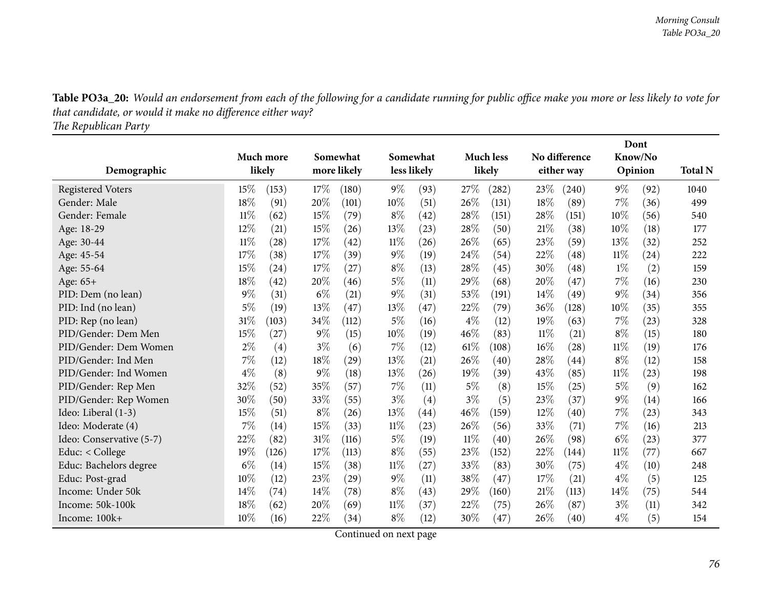**Table PO3a_20:** *Would an endorsement from each of the following for a candidate running for public office make you more or less likely to vote for that candidate, or would it make no difference either way?*
*The Republican Party*

| Demographic | Much more likely | | Somewhat more likely | | Somewhat less likely | | Much less likely | | No difference either way | | Dont Know/No Opinion | | Total N |
|---|---|---|---|---|---|---|---|---|---|---|---|---|---|
| Registered Voters | 15% | (153) | 17% | (180) | 9% | (93) | 27% | (282) | 23% | (240) | 9% | (92) | 1040 |
| Gender: Male | 18% | (91) | 20% | (101) | 10% | (51) | 26% | (131) | 18% | (89) | 7% | (36) | 499 |
| Gender: Female | 11% | (62) | 15% | (79) | 8% | (42) | 28% | (151) | 28% | (151) | 10% | (56) | 540 |
| Age: 18-29 | 12% | (21) | 15% | (26) | 13% | (23) | 28% | (50) | 21% | (38) | 10% | (18) | 177 |
| Age: 30-44 | 11% | (28) | 17% | (42) | 11% | (26) | 26% | (65) | 23% | (59) | 13% | (32) | 252 |
| Age: 45-54 | 17% | (38) | 17% | (39) | 9% | (19) | 24% | (54) | 22% | (48) | 11% | (24) | 222 |
| Age: 55-64 | 15% | (24) | 17% | (27) | 8% | (13) | 28% | (45) | 30% | (48) | 1% | (2) | 159 |
| Age: 65+ | 18% | (42) | 20% | (46) | 5% | (11) | 29% | (68) | 20% | (47) | 7% | (16) | 230 |
| PID: Dem (no lean) | 9% | (31) | 6% | (21) | 9% | (31) | 53% | (191) | 14% | (49) | 9% | (34) | 356 |
| PID: Ind (no lean) | 5% | (19) | 13% | (47) | 13% | (47) | 22% | (79) | 36% | (128) | 10% | (35) | 355 |
| PID: Rep (no lean) | 31% | (103) | 34% | (112) | 5% | (16) | 4% | (12) | 19% | (63) | 7% | (23) | 328 |
| PID/Gender: Dem Men | 15% | (27) | 9% | (15) | 10% | (19) | 46% | (83) | 11% | (21) | 8% | (15) | 180 |
| PID/Gender: Dem Women | 2% | (4) | 3% | (6) | 7% | (12) | 61% | (108) | 16% | (28) | 11% | (19) | 176 |
| PID/Gender: Ind Men | 7% | (12) | 18% | (29) | 13% | (21) | 26% | (40) | 28% | (44) | 8% | (12) | 158 |
| PID/Gender: Ind Women | 4% | (8) | 9% | (18) | 13% | (26) | 19% | (39) | 43% | (85) | 11% | (23) | 198 |
| PID/Gender: Rep Men | 32% | (52) | 35% | (57) | 7% | (11) | 5% | (8) | 15% | (25) | 5% | (9) | 162 |
| PID/Gender: Rep Women | 30% | (50) | 33% | (55) | 3% | (4) | 3% | (5) | 23% | (37) | 9% | (14) | 166 |
| Ideo: Liberal (1-3) | 15% | (51) | 8% | (26) | 13% | (44) | 46% | (159) | 12% | (40) | 7% | (23) | 343 |
| Ideo: Moderate (4) | 7% | (14) | 15% | (33) | 11% | (23) | 26% | (56) | 33% | (71) | 7% | (16) | 213 |
| Ideo: Conservative (5-7) | 22% | (82) | 31% | (116) | 5% | (19) | 11% | (40) | 26% | (98) | 6% | (23) | 377 |
| Educ: < College | 19% | (126) | 17% | (113) | 8% | (55) | 23% | (152) | 22% | (144) | 11% | (77) | 667 |
| Educ: Bachelors degree | 6% | (14) | 15% | (38) | 11% | (27) | 33% | (83) | 30% | (75) | 4% | (10) | 248 |
| Educ: Post-grad | 10% | (12) | 23% | (29) | 9% | (11) | 38% | (47) | 17% | (21) | 4% | (5) | 125 |
| Income: Under 50k | 14% | (74) | 14% | (78) | 8% | (43) | 29% | (160) | 21% | (113) | 14% | (75) | 544 |
| Income: 50k-100k | 18% | (62) | 20% | (69) | 11% | (37) | 22% | (75) | 26% | (87) | 3% | (11) | 342 |
| Income: 100k+ | 10% | (16) | 22% | (34) | 8% | (12) | 30% | (47) | 26% | (40) | 4% | (5) | 154 |

Continued on next page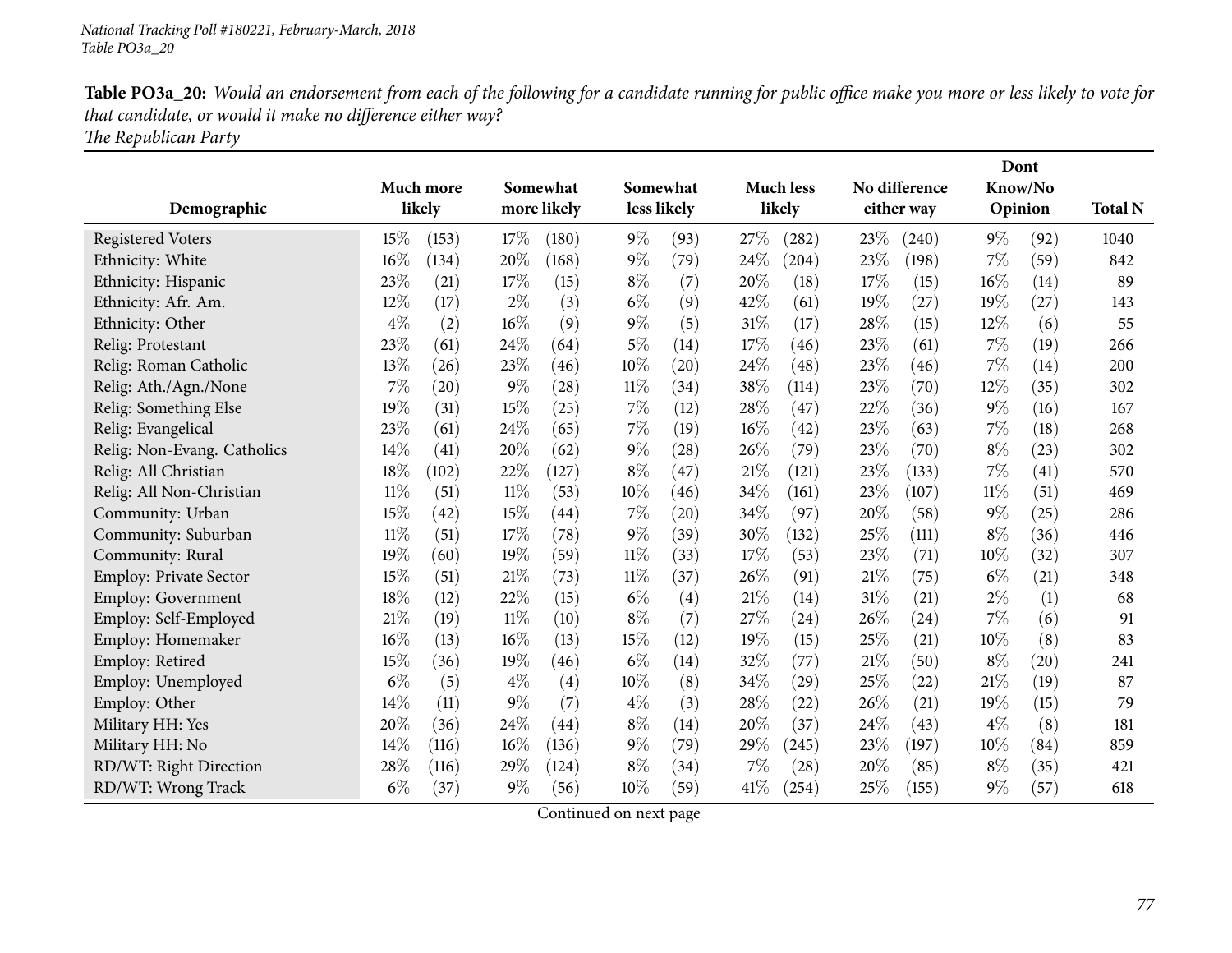**Table PO3a_20:** *Would an endorsement from each of the following for a candidate running for public office make you more or less likely to vote for that candidate, or would it make no difference either way?*
*The Republican Party*

| Demographic | Much more likely | | Somewhat more likely | | Somewhat less likely | | Much less likely | | No difference either way | | Dont Know/No Opinion | | Total N |
|---|---|---|---|---|---|---|---|---|---|---|---|---|---|
| Registered Voters | 15% | (153) | 17% | (180) | 9% | (93) | 27% | (282) | 23% | (240) | 9% | (92) | 1040 |
| Ethnicity: White | 16% | (134) | 20% | (168) | 9% | (79) | 24% | (204) | 23% | (198) | 7% | (59) | 842 |
| Ethnicity: Hispanic | 23% | (21) | 17% | (15) | 8% | (7) | 20% | (18) | 17% | (15) | 16% | (14) | 89 |
| Ethnicity: Afr. Am. | 12% | (17) | 2% | (3) | 6% | (9) | 42% | (61) | 19% | (27) | 19% | (27) | 143 |
| Ethnicity: Other | 4% | (2) | 16% | (9) | 9% | (5) | 31% | (17) | 28% | (15) | 12% | (6) | 55 |
| Relig: Protestant | 23% | (61) | 24% | (64) | 5% | (14) | 17% | (46) | 23% | (61) | 7% | (19) | 266 |
| Relig: Roman Catholic | 13% | (26) | 23% | (46) | 10% | (20) | 24% | (48) | 23% | (46) | 7% | (14) | 200 |
| Relig: Ath./Agn./None | 7% | (20) | 9% | (28) | 11% | (34) | 38% | (114) | 23% | (70) | 12% | (35) | 302 |
| Relig: Something Else | 19% | (31) | 15% | (25) | 7% | (12) | 28% | (47) | 22% | (36) | 9% | (16) | 167 |
| Relig: Evangelical | 23% | (61) | 24% | (65) | 7% | (19) | 16% | (42) | 23% | (63) | 7% | (18) | 268 |
| Relig: Non-Evang. Catholics | 14% | (41) | 20% | (62) | 9% | (28) | 26% | (79) | 23% | (70) | 8% | (23) | 302 |
| Relig: All Christian | 18% | (102) | 22% | (127) | 8% | (47) | 21% | (121) | 23% | (133) | 7% | (41) | 570 |
| Relig: All Non-Christian | 11% | (51) | 11% | (53) | 10% | (46) | 34% | (161) | 23% | (107) | 11% | (51) | 469 |
| Community: Urban | 15% | (42) | 15% | (44) | 7% | (20) | 34% | (97) | 20% | (58) | 9% | (25) | 286 |
| Community: Suburban | 11% | (51) | 17% | (78) | 9% | (39) | 30% | (132) | 25% | (111) | 8% | (36) | 446 |
| Community: Rural | 19% | (60) | 19% | (59) | 11% | (33) | 17% | (53) | 23% | (71) | 10% | (32) | 307 |
| Employ: Private Sector | 15% | (51) | 21% | (73) | 11% | (37) | 26% | (91) | 21% | (75) | 6% | (21) | 348 |
| Employ: Government | 18% | (12) | 22% | (15) | 6% | (4) | 21% | (14) | 31% | (21) | 2% | (1) | 68 |
| Employ: Self-Employed | 21% | (19) | 11% | (10) | 8% | (7) | 27% | (24) | 26% | (24) | 7% | (6) | 91 |
| Employ: Homemaker | 16% | (13) | 16% | (13) | 15% | (12) | 19% | (15) | 25% | (21) | 10% | (8) | 83 |
| Employ: Retired | 15% | (36) | 19% | (46) | 6% | (14) | 32% | (77) | 21% | (50) | 8% | (20) | 241 |
| Employ: Unemployed | 6% | (5) | 4% | (4) | 10% | (8) | 34% | (29) | 25% | (22) | 21% | (19) | 87 |
| Employ: Other | 14% | (11) | 9% | (7) | 4% | (3) | 28% | (22) | 26% | (21) | 19% | (15) | 79 |
| Military HH: Yes | 20% | (36) | 24% | (44) | 8% | (14) | 20% | (37) | 24% | (43) | 4% | (8) | 181 |
| Military HH: No | 14% | (116) | 16% | (136) | 9% | (79) | 29% | (245) | 23% | (197) | 10% | (84) | 859 |
| RD/WT: Right Direction | 28% | (116) | 29% | (124) | 8% | (34) | 7% | (28) | 20% | (85) | 8% | (35) | 421 |
| RD/WT: Wrong Track | 6% | (37) | 9% | (56) | 10% | (59) | 41% | (254) | 25% | (155) | 9% | (57) | 618 |

Continued on next page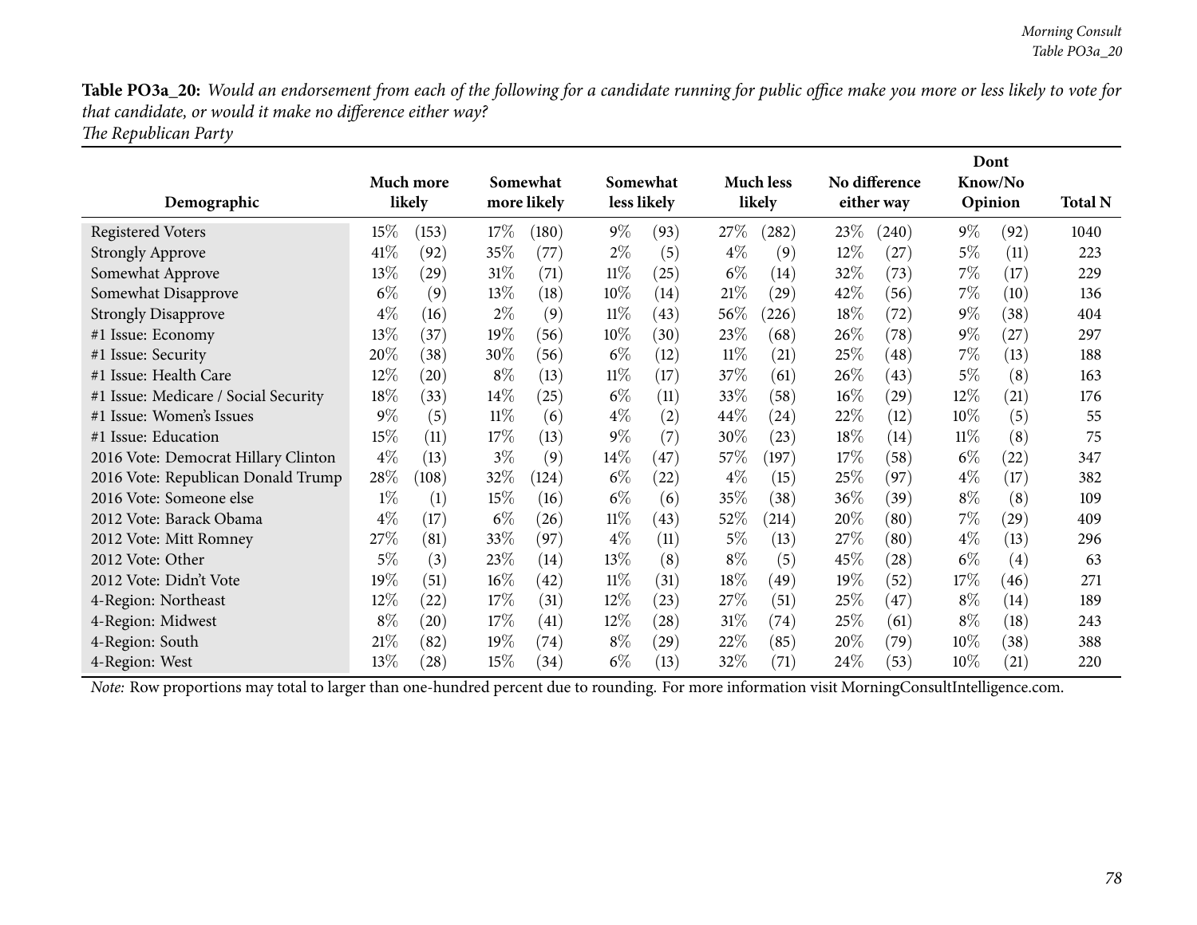**Table PO3a_20:** *Would an endorsement from each of the following for a candidate running for public office make you more or less likely to vote for that candidate, or would it make no difference either way?*
*The Republican Party*

| Demographic | Much more likely | | Somewhat more likely | | Somewhat less likely | | Much less likely | | No difference either way | | Dont Know/No Opinion | | Total N |
|---|---|---|---|---|---|---|---|---|---|---|---|---|---|
| Registered Voters | 15% | (153) | 17% | (180) | 9% | (93) | 27% | (282) | 23% | (240) | 9% | (92) | 1040 |
| Strongly Approve | 41% | (92) | 35% | (77) | 2% | (5) | 4% | (9) | 12% | (27) | 5% | (11) | 223 |
| Somewhat Approve | 13% | (29) | 31% | (71) | 11% | (25) | 6% | (14) | 32% | (73) | 7% | (17) | 229 |
| Somewhat Disapprove | 6% | (9) | 13% | (18) | 10% | (14) | 21% | (29) | 42% | (56) | 7% | (10) | 136 |
| Strongly Disapprove | 4% | (16) | 2% | (9) | 11% | (43) | 56% | (226) | 18% | (72) | 9% | (38) | 404 |
| #1 Issue: Economy | 13% | (37) | 19% | (56) | 10% | (30) | 23% | (68) | 26% | (78) | 9% | (27) | 297 |
| #1 Issue: Security | 20% | (38) | 30% | (56) | 6% | (12) | 11% | (21) | 25% | (48) | 7% | (13) | 188 |
| #1 Issue: Health Care | 12% | (20) | 8% | (13) | 11% | (17) | 37% | (61) | 26% | (43) | 5% | (8) | 163 |
| #1 Issue: Medicare / Social Security | 18% | (33) | 14% | (25) | 6% | (11) | 33% | (58) | 16% | (29) | 12% | (21) | 176 |
| #1 Issue: Women's Issues | 9% | (5) | 11% | (6) | 4% | (2) | 44% | (24) | 22% | (12) | 10% | (5) | 55 |
| #1 Issue: Education | 15% | (11) | 17% | (13) | 9% | (7) | 30% | (23) | 18% | (14) | 11% | (8) | 75 |
| 2016 Vote: Democrat Hillary Clinton | 4% | (13) | 3% | (9) | 14% | (47) | 57% | (197) | 17% | (58) | 6% | (22) | 347 |
| 2016 Vote: Republican Donald Trump | 28% | (108) | 32% | (124) | 6% | (22) | 4% | (15) | 25% | (97) | 4% | (17) | 382 |
| 2016 Vote: Someone else | 1% | (1) | 15% | (16) | 6% | (6) | 35% | (38) | 36% | (39) | 8% | (8) | 109 |
| 2012 Vote: Barack Obama | 4% | (17) | 6% | (26) | 11% | (43) | 52% | (214) | 20% | (80) | 7% | (29) | 409 |
| 2012 Vote: Mitt Romney | 27% | (81) | 33% | (97) | 4% | (11) | 5% | (13) | 27% | (80) | 4% | (13) | 296 |
| 2012 Vote: Other | 5% | (3) | 23% | (14) | 13% | (8) | 8% | (5) | 45% | (28) | 6% | (4) | 63 |
| 2012 Vote: Didn't Vote | 19% | (51) | 16% | (42) | 11% | (31) | 18% | (49) | 19% | (52) | 17% | (46) | 271 |
| 4-Region: Northeast | 12% | (22) | 17% | (31) | 12% | (23) | 27% | (51) | 25% | (47) | 8% | (14) | 189 |
| 4-Region: Midwest | 8% | (20) | 17% | (41) | 12% | (28) | 31% | (74) | 25% | (61) | 8% | (18) | 243 |
| 4-Region: South | 21% | (82) | 19% | (74) | 8% | (29) | 22% | (85) | 20% | (79) | 10% | (38) | 388 |
| 4-Region: West | 13% | (28) | 15% | (34) | 6% | (13) | 32% | (71) | 24% | (53) | 10% | (21) | 220 |

*Note:* Row proportions may total to larger than one-hundred percent due to rounding. For more information visit MorningConsultIntelligence.com.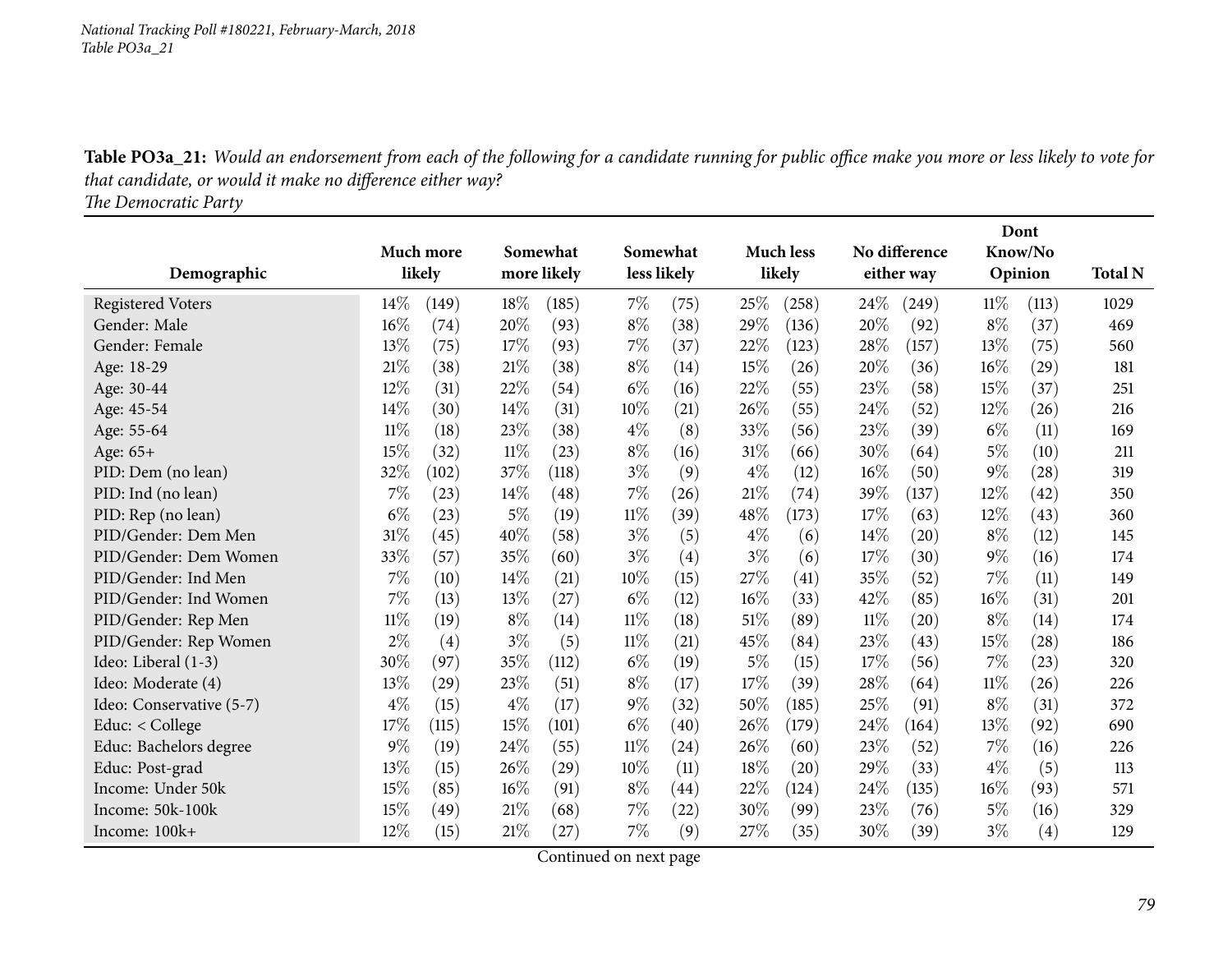**Table PO3a_21:** *Would an endorsement from each of the following for a candidate running for public office make you more or less likely to vote for that candidate, or would it make no difference either way?*
*The Democratic Party*

| Demographic | Much more likely | | Somewhat more likely | | Somewhat less likely | | Much less likely | | No difference either way | | Dont Know/No Opinion | | Total N |
|---|---|---|---|---|---|---|---|---|---|---|---|---|---|
| Registered Voters | 14% | (149) | 18% | (185) | 7% | (75) | 25% | (258) | 24% | (249) | 11% | (113) | 1029 |
| Gender: Male | 16% | (74) | 20% | (93) | 8% | (38) | 29% | (136) | 20% | (92) | 8% | (37) | 469 |
| Gender: Female | 13% | (75) | 17% | (93) | 7% | (37) | 22% | (123) | 28% | (157) | 13% | (75) | 560 |
| Age: 18-29 | 21% | (38) | 21% | (38) | 8% | (14) | 15% | (26) | 20% | (36) | 16% | (29) | 181 |
| Age: 30-44 | 12% | (31) | 22% | (54) | 6% | (16) | 22% | (55) | 23% | (58) | 15% | (37) | 251 |
| Age: 45-54 | 14% | (30) | 14% | (31) | 10% | (21) | 26% | (55) | 24% | (52) | 12% | (26) | 216 |
| Age: 55-64 | 11% | (18) | 23% | (38) | 4% | (8) | 33% | (56) | 23% | (39) | 6% | (11) | 169 |
| Age: 65+ | 15% | (32) | 11% | (23) | 8% | (16) | 31% | (66) | 30% | (64) | 5% | (10) | 211 |
| PID: Dem (no lean) | 32% | (102) | 37% | (118) | 3% | (9) | 4% | (12) | 16% | (50) | 9% | (28) | 319 |
| PID: Ind (no lean) | 7% | (23) | 14% | (48) | 7% | (26) | 21% | (74) | 39% | (137) | 12% | (42) | 350 |
| PID: Rep (no lean) | 6% | (23) | 5% | (19) | 11% | (39) | 48% | (173) | 17% | (63) | 12% | (43) | 360 |
| PID/Gender: Dem Men | 31% | (45) | 40% | (58) | 3% | (5) | 4% | (6) | 14% | (20) | 8% | (12) | 145 |
| PID/Gender: Dem Women | 33% | (57) | 35% | (60) | 3% | (4) | 3% | (6) | 17% | (30) | 9% | (16) | 174 |
| PID/Gender: Ind Men | 7% | (10) | 14% | (21) | 10% | (15) | 27% | (41) | 35% | (52) | 7% | (11) | 149 |
| PID/Gender: Ind Women | 7% | (13) | 13% | (27) | 6% | (12) | 16% | (33) | 42% | (85) | 16% | (31) | 201 |
| PID/Gender: Rep Men | 11% | (19) | 8% | (14) | 11% | (18) | 51% | (89) | 11% | (20) | 8% | (14) | 174 |
| PID/Gender: Rep Women | 2% | (4) | 3% | (5) | 11% | (21) | 45% | (84) | 23% | (43) | 15% | (28) | 186 |
| Ideo: Liberal (1-3) | 30% | (97) | 35% | (112) | 6% | (19) | 5% | (15) | 17% | (56) | 7% | (23) | 320 |
| Ideo: Moderate (4) | 13% | (29) | 23% | (51) | 8% | (17) | 17% | (39) | 28% | (64) | 11% | (26) | 226 |
| Ideo: Conservative (5-7) | 4% | (15) | 4% | (17) | 9% | (32) | 50% | (185) | 25% | (91) | 8% | (31) | 372 |
| Educ: < College | 17% | (115) | 15% | (101) | 6% | (40) | 26% | (179) | 24% | (164) | 13% | (92) | 690 |
| Educ: Bachelors degree | 9% | (19) | 24% | (55) | 11% | (24) | 26% | (60) | 23% | (52) | 7% | (16) | 226 |
| Educ: Post-grad | 13% | (15) | 26% | (29) | 10% | (11) | 18% | (20) | 29% | (33) | 4% | (5) | 113 |
| Income: Under 50k | 15% | (85) | 16% | (91) | 8% | (44) | 22% | (124) | 24% | (135) | 16% | (93) | 571 |
| Income: 50k-100k | 15% | (49) | 21% | (68) | 7% | (22) | 30% | (99) | 23% | (76) | 5% | (16) | 329 |
| Income: 100k+ | 12% | (15) | 21% | (27) | 7% | (9) | 27% | (35) | 30% | (39) | 3% | (4) | 129 |

Continued on next page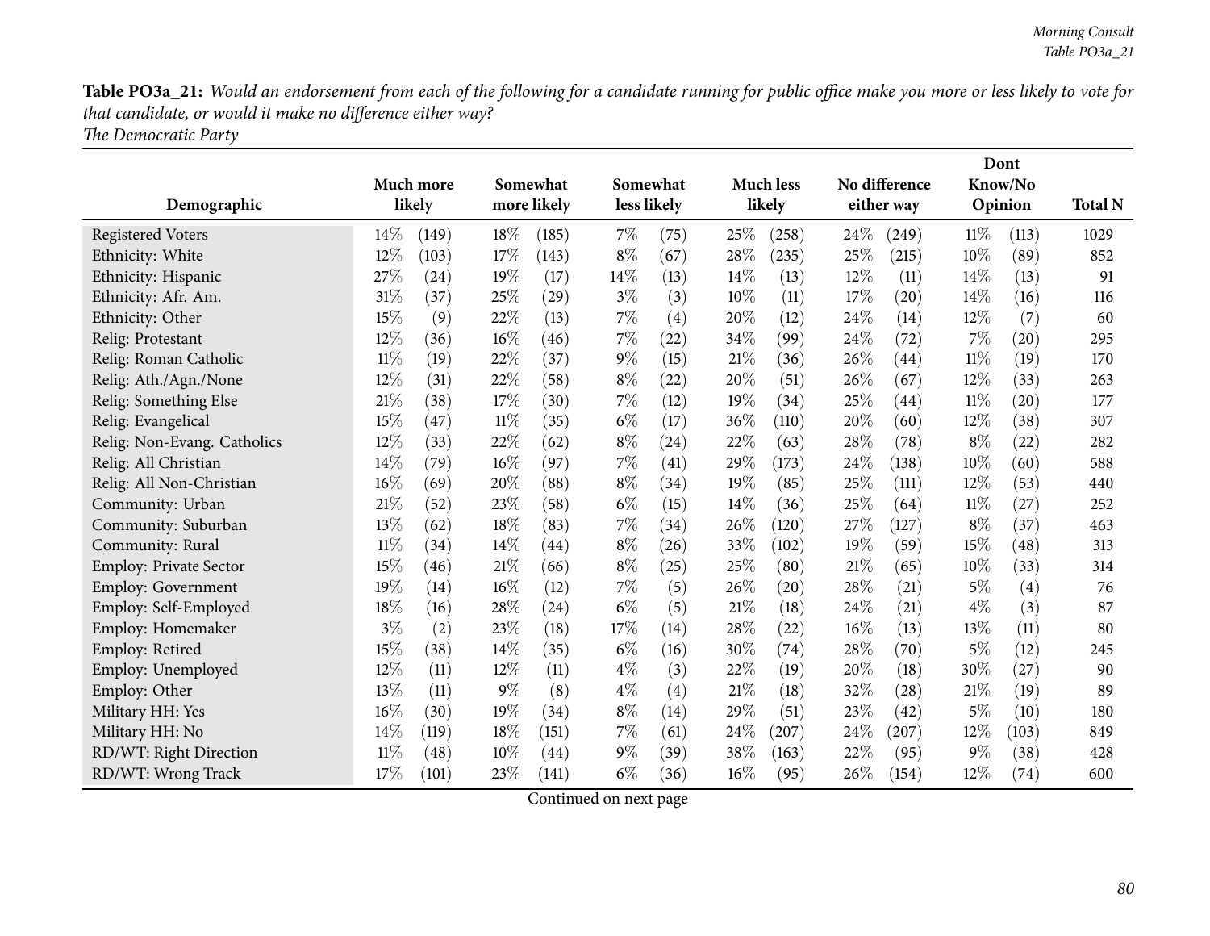**Table PO3a_21:** *Would an endorsement from each of the following for a candidate running for public office make you more or less likely to vote for that candidate, or would it make no difference either way?*
*The Democratic Party*

| Demographic | Much more likely | | Somewhat more likely | | Somewhat less likely | | Much less likely | | No difference either way | | Dont Know/No Opinion | | Total N |
|---|---|---|---|---|---|---|---|---|---|---|---|---|---|
| Registered Voters | 14% | (149) | 18% | (185) | 7% | (75) | 25% | (258) | 24% | (249) | 11% | (113) | 1029 |
| Ethnicity: White | 12% | (103) | 17% | (143) | 8% | (67) | 28% | (235) | 25% | (215) | 10% | (89) | 852 |
| Ethnicity: Hispanic | 27% | (24) | 19% | (17) | 14% | (13) | 14% | (13) | 12% | (11) | 14% | (13) | 91 |
| Ethnicity: Afr. Am. | 31% | (37) | 25% | (29) | 3% | (3) | 10% | (11) | 17% | (20) | 14% | (16) | 116 |
| Ethnicity: Other | 15% | (9) | 22% | (13) | 7% | (4) | 20% | (12) | 24% | (14) | 12% | (7) | 60 |
| Relig: Protestant | 12% | (36) | 16% | (46) | 7% | (22) | 34% | (99) | 24% | (72) | 7% | (20) | 295 |
| Relig: Roman Catholic | 11% | (19) | 22% | (37) | 9% | (15) | 21% | (36) | 26% | (44) | 11% | (19) | 170 |
| Relig: Ath./Agn./None | 12% | (31) | 22% | (58) | 8% | (22) | 20% | (51) | 26% | (67) | 12% | (33) | 263 |
| Relig: Something Else | 21% | (38) | 17% | (30) | 7% | (12) | 19% | (34) | 25% | (44) | 11% | (20) | 177 |
| Relig: Evangelical | 15% | (47) | 11% | (35) | 6% | (17) | 36% | (110) | 20% | (60) | 12% | (38) | 307 |
| Relig: Non-Evang. Catholics | 12% | (33) | 22% | (62) | 8% | (24) | 22% | (63) | 28% | (78) | 8% | (22) | 282 |
| Relig: All Christian | 14% | (79) | 16% | (97) | 7% | (41) | 29% | (173) | 24% | (138) | 10% | (60) | 588 |
| Relig: All Non-Christian | 16% | (69) | 20% | (88) | 8% | (34) | 19% | (85) | 25% | (111) | 12% | (53) | 440 |
| Community: Urban | 21% | (52) | 23% | (58) | 6% | (15) | 14% | (36) | 25% | (64) | 11% | (27) | 252 |
| Community: Suburban | 13% | (62) | 18% | (83) | 7% | (34) | 26% | (120) | 27% | (127) | 8% | (37) | 463 |
| Community: Rural | 11% | (34) | 14% | (44) | 8% | (26) | 33% | (102) | 19% | (59) | 15% | (48) | 313 |
| Employ: Private Sector | 15% | (46) | 21% | (66) | 8% | (25) | 25% | (80) | 21% | (65) | 10% | (33) | 314 |
| Employ: Government | 19% | (14) | 16% | (12) | 7% | (5) | 26% | (20) | 28% | (21) | 5% | (4) | 76 |
| Employ: Self-Employed | 18% | (16) | 28% | (24) | 6% | (5) | 21% | (18) | 24% | (21) | 4% | (3) | 87 |
| Employ: Homemaker | 3% | (2) | 23% | (18) | 17% | (14) | 28% | (22) | 16% | (13) | 13% | (11) | 80 |
| Employ: Retired | 15% | (38) | 14% | (35) | 6% | (16) | 30% | (74) | 28% | (70) | 5% | (12) | 245 |
| Employ: Unemployed | 12% | (11) | 12% | (11) | 4% | (3) | 22% | (19) | 20% | (18) | 30% | (27) | 90 |
| Employ: Other | 13% | (11) | 9% | (8) | 4% | (4) | 21% | (18) | 32% | (28) | 21% | (19) | 89 |
| Military HH: Yes | 16% | (30) | 19% | (34) | 8% | (14) | 29% | (51) | 23% | (42) | 5% | (10) | 180 |
| Military HH: No | 14% | (119) | 18% | (151) | 7% | (61) | 24% | (207) | 24% | (207) | 12% | (103) | 849 |
| RD/WT: Right Direction | 11% | (48) | 10% | (44) | 9% | (39) | 38% | (163) | 22% | (95) | 9% | (38) | 428 |
| RD/WT: Wrong Track | 17% | (101) | 23% | (141) | 6% | (36) | 16% | (95) | 26% | (154) | 12% | (74) | 600 |

Continued on next page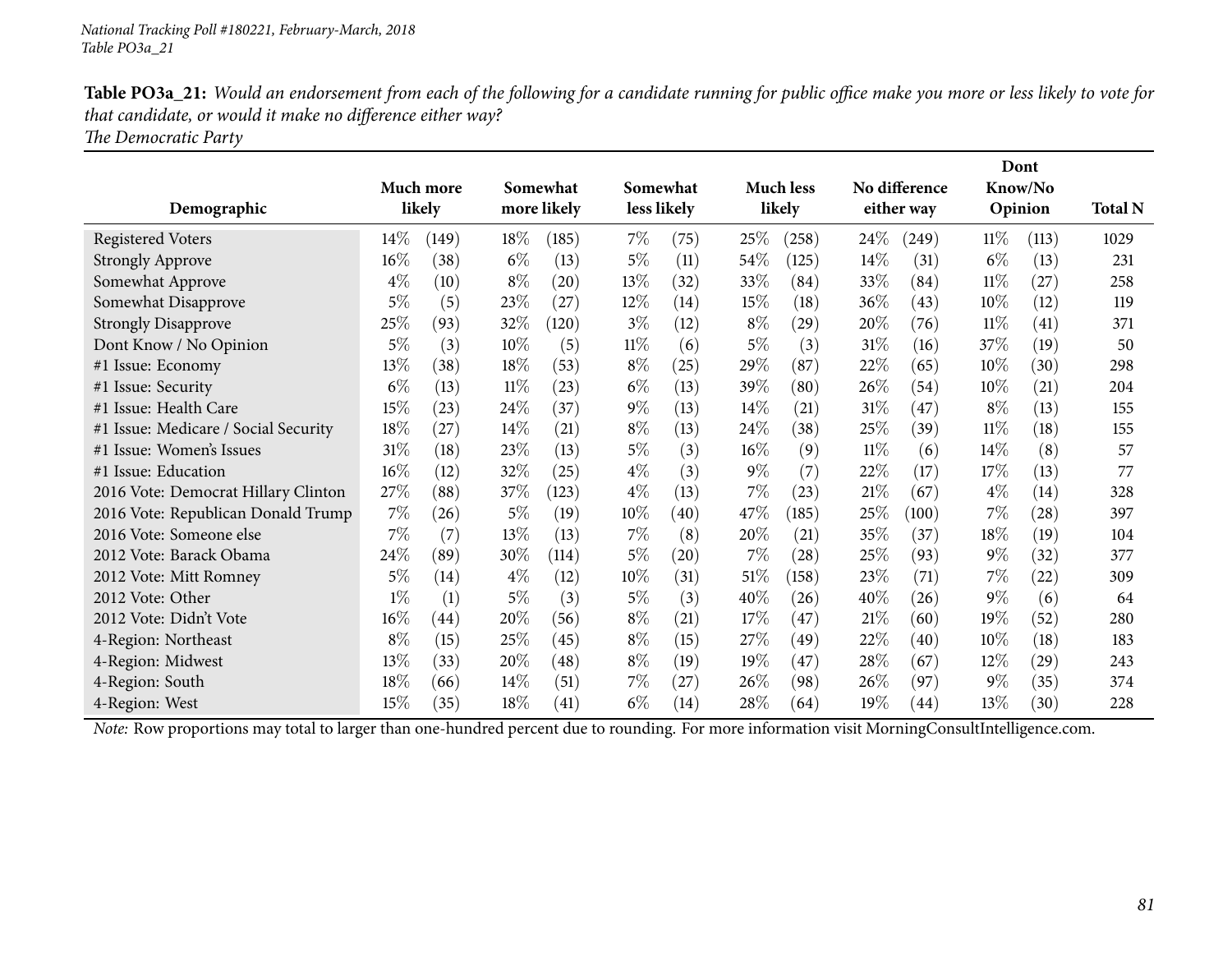**Table PO3a_21:** *Would an endorsement from each of the following for a candidate running for public office make you more or less likely to vote for that candidate, or would it make no difference either way?*
*The Democratic Party*

| Demographic | Much more likely | | Somewhat more likely | | Somewhat less likely | | Much less likely | | No difference either way | | Dont Know/No Opinion | | Total N |
|---|---|---|---|---|---|---|---|---|---|---|---|---|---|
| Registered Voters | 14% | (149) | 18% | (185) | 7% | (75) | 25% | (258) | 24% | (249) | 11% | (113) | 1029 |
| Strongly Approve | 16% | (38) | 6% | (13) | 5% | (11) | 54% | (125) | 14% | (31) | 6% | (13) | 231 |
| Somewhat Approve | 4% | (10) | 8% | (20) | 13% | (32) | 33% | (84) | 33% | (84) | 11% | (27) | 258 |
| Somewhat Disapprove | 5% | (5) | 23% | (27) | 12% | (14) | 15% | (18) | 36% | (43) | 10% | (12) | 119 |
| Strongly Disapprove | 25% | (93) | 32% | (120) | 3% | (12) | 8% | (29) | 20% | (76) | 11% | (41) | 371 |
| Dont Know / No Opinion | 5% | (3) | 10% | (5) | 11% | (6) | 5% | (3) | 31% | (16) | 37% | (19) | 50 |
| #1 Issue: Economy | 13% | (38) | 18% | (53) | 8% | (25) | 29% | (87) | 22% | (65) | 10% | (30) | 298 |
| #1 Issue: Security | 6% | (13) | 11% | (23) | 6% | (13) | 39% | (80) | 26% | (54) | 10% | (21) | 204 |
| #1 Issue: Health Care | 15% | (23) | 24% | (37) | 9% | (13) | 14% | (21) | 31% | (47) | 8% | (13) | 155 |
| #1 Issue: Medicare / Social Security | 18% | (27) | 14% | (21) | 8% | (13) | 24% | (38) | 25% | (39) | 11% | (18) | 155 |
| #1 Issue: Women's Issues | 31% | (18) | 23% | (13) | 5% | (3) | 16% | (9) | 11% | (6) | 14% | (8) | 57 |
| #1 Issue: Education | 16% | (12) | 32% | (25) | 4% | (3) | 9% | (7) | 22% | (17) | 17% | (13) | 77 |
| 2016 Vote: Democrat Hillary Clinton | 27% | (88) | 37% | (123) | 4% | (13) | 7% | (23) | 21% | (67) | 4% | (14) | 328 |
| 2016 Vote: Republican Donald Trump | 7% | (26) | 5% | (19) | 10% | (40) | 47% | (185) | 25% | (100) | 7% | (28) | 397 |
| 2016 Vote: Someone else | 7% | (7) | 13% | (13) | 7% | (8) | 20% | (21) | 35% | (37) | 18% | (19) | 104 |
| 2012 Vote: Barack Obama | 24% | (89) | 30% | (114) | 5% | (20) | 7% | (28) | 25% | (93) | 9% | (32) | 377 |
| 2012 Vote: Mitt Romney | 5% | (14) | 4% | (12) | 10% | (31) | 51% | (158) | 23% | (71) | 7% | (22) | 309 |
| 2012 Vote: Other | 1% | (1) | 5% | (3) | 5% | (3) | 40% | (26) | 40% | (26) | 9% | (6) | 64 |
| 2012 Vote: Didn't Vote | 16% | (44) | 20% | (56) | 8% | (21) | 17% | (47) | 21% | (60) | 19% | (52) | 280 |
| 4-Region: Northeast | 8% | (15) | 25% | (45) | 8% | (15) | 27% | (49) | 22% | (40) | 10% | (18) | 183 |
| 4-Region: Midwest | 13% | (33) | 20% | (48) | 8% | (19) | 19% | (47) | 28% | (67) | 12% | (29) | 243 |
| 4-Region: South | 18% | (66) | 14% | (51) | 7% | (27) | 26% | (98) | 26% | (97) | 9% | (35) | 374 |
| 4-Region: West | 15% | (35) | 18% | (41) | 6% | (14) | 28% | (64) | 19% | (44) | 13% | (30) | 228 |

*Note:* Row proportions may total to larger than one-hundred percent due to rounding. For more information visit MorningConsultIntelligence.com.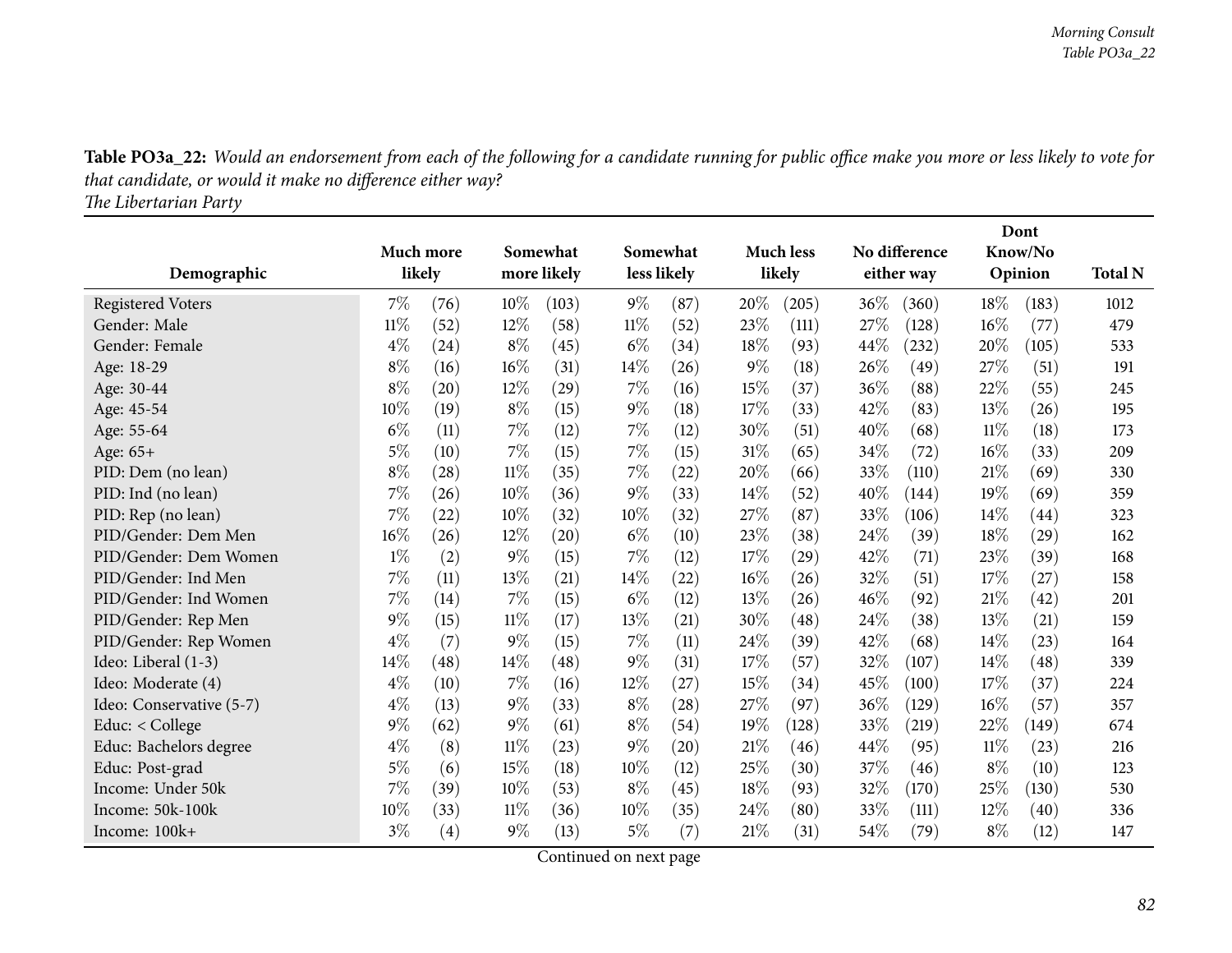**Table PO3a_22:** *Would an endorsement from each of the following for a candidate running for public office make you more or less likely to vote for that candidate, or would it make no difference either way?*
*The Libertarian Party*

| Demographic | Much more likely | | Somewhat more likely | | Somewhat less likely | | Much less likely | | No difference either way | | Dont Know/No Opinion | | Total N |
|---|---|---|---|---|---|---|---|---|---|---|---|---|---|
| Registered Voters | 7% | (76) | 10% | (103) | 9% | (87) | 20% | (205) | 36% | (360) | 18% | (183) | 1012 |
| Gender: Male | 11% | (52) | 12% | (58) | 11% | (52) | 23% | (111) | 27% | (128) | 16% | (77) | 479 |
| Gender: Female | 4% | (24) | 8% | (45) | 6% | (34) | 18% | (93) | 44% | (232) | 20% | (105) | 533 |
| Age: 18-29 | 8% | (16) | 16% | (31) | 14% | (26) | 9% | (18) | 26% | (49) | 27% | (51) | 191 |
| Age: 30-44 | 8% | (20) | 12% | (29) | 7% | (16) | 15% | (37) | 36% | (88) | 22% | (55) | 245 |
| Age: 45-54 | 10% | (19) | 8% | (15) | 9% | (18) | 17% | (33) | 42% | (83) | 13% | (26) | 195 |
| Age: 55-64 | 6% | (11) | 7% | (12) | 7% | (12) | 30% | (51) | 40% | (68) | 11% | (18) | 173 |
| Age: 65+ | 5% | (10) | 7% | (15) | 7% | (15) | 31% | (65) | 34% | (72) | 16% | (33) | 209 |
| PID: Dem (no lean) | 8% | (28) | 11% | (35) | 7% | (22) | 20% | (66) | 33% | (110) | 21% | (69) | 330 |
| PID: Ind (no lean) | 7% | (26) | 10% | (36) | 9% | (33) | 14% | (52) | 40% | (144) | 19% | (69) | 359 |
| PID: Rep (no lean) | 7% | (22) | 10% | (32) | 10% | (32) | 27% | (87) | 33% | (106) | 14% | (44) | 323 |
| PID/Gender: Dem Men | 16% | (26) | 12% | (20) | 6% | (10) | 23% | (38) | 24% | (39) | 18% | (29) | 162 |
| PID/Gender: Dem Women | 1% | (2) | 9% | (15) | 7% | (12) | 17% | (29) | 42% | (71) | 23% | (39) | 168 |
| PID/Gender: Ind Men | 7% | (11) | 13% | (21) | 14% | (22) | 16% | (26) | 32% | (51) | 17% | (27) | 158 |
| PID/Gender: Ind Women | 7% | (14) | 7% | (15) | 6% | (12) | 13% | (26) | 46% | (92) | 21% | (42) | 201 |
| PID/Gender: Rep Men | 9% | (15) | 11% | (17) | 13% | (21) | 30% | (48) | 24% | (38) | 13% | (21) | 159 |
| PID/Gender: Rep Women | 4% | (7) | 9% | (15) | 7% | (11) | 24% | (39) | 42% | (68) | 14% | (23) | 164 |
| Ideo: Liberal (1-3) | 14% | (48) | 14% | (48) | 9% | (31) | 17% | (57) | 32% | (107) | 14% | (48) | 339 |
| Ideo: Moderate (4) | 4% | (10) | 7% | (16) | 12% | (27) | 15% | (34) | 45% | (100) | 17% | (37) | 224 |
| Ideo: Conservative (5-7) | 4% | (13) | 9% | (33) | 8% | (28) | 27% | (97) | 36% | (129) | 16% | (57) | 357 |
| Educ: < College | 9% | (62) | 9% | (61) | 8% | (54) | 19% | (128) | 33% | (219) | 22% | (149) | 674 |
| Educ: Bachelors degree | 4% | (8) | 11% | (23) | 9% | (20) | 21% | (46) | 44% | (95) | 11% | (23) | 216 |
| Educ: Post-grad | 5% | (6) | 15% | (18) | 10% | (12) | 25% | (30) | 37% | (46) | 8% | (10) | 123 |
| Income: Under 50k | 7% | (39) | 10% | (53) | 8% | (45) | 18% | (93) | 32% | (170) | 25% | (130) | 530 |
| Income: 50k-100k | 10% | (33) | 11% | (36) | 10% | (35) | 24% | (80) | 33% | (111) | 12% | (40) | 336 |
| Income: 100k+ | 3% | (4) | 9% | (13) | 5% | (7) | 21% | (31) | 54% | (79) | 8% | (12) | 147 |

Continued on next page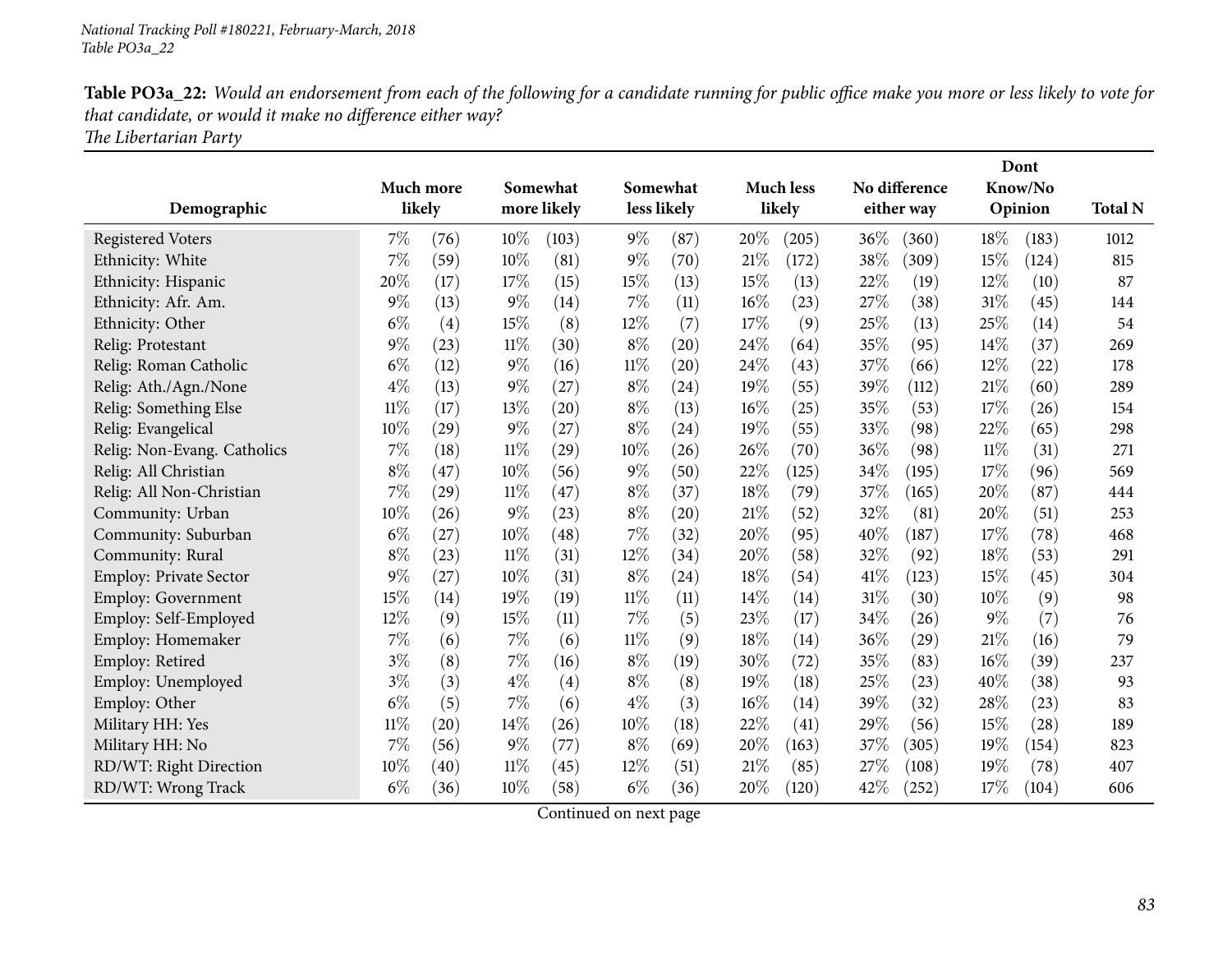National Tracking Poll #180221, February-March, 2018
Table PO3a_22

**Table PO3a_22:** *Would an endorsement from each of the following for a candidate running for public office make you more or less likely to vote for that candidate, or would it make no difference either way?*
*The Libertarian Party*

| Demographic | Much more likely | | Somewhat more likely | | Somewhat less likely | | Much less likely | | No difference either way | | Dont Know/No Opinion | | Total N |
|---|---|---|---|---|---|---|---|---|---|---|---|---|---|
| Registered Voters | 7% | (76) | 10% | (103) | 9% | (87) | 20% | (205) | 36% | (360) | 18% | (183) | 1012 |
| Ethnicity: White | 7% | (59) | 10% | (81) | 9% | (70) | 21% | (172) | 38% | (309) | 15% | (124) | 815 |
| Ethnicity: Hispanic | 20% | (17) | 17% | (15) | 15% | (13) | 15% | (13) | 22% | (19) | 12% | (10) | 87 |
| Ethnicity: Afr. Am. | 9% | (13) | 9% | (14) | 7% | (11) | 16% | (23) | 27% | (38) | 31% | (45) | 144 |
| Ethnicity: Other | 6% | (4) | 15% | (8) | 12% | (7) | 17% | (9) | 25% | (13) | 25% | (14) | 54 |
| Relig: Protestant | 9% | (23) | 11% | (30) | 8% | (20) | 24% | (64) | 35% | (95) | 14% | (37) | 269 |
| Relig: Roman Catholic | 6% | (12) | 9% | (16) | 11% | (20) | 24% | (43) | 37% | (66) | 12% | (22) | 178 |
| Relig: Ath./Agn./None | 4% | (13) | 9% | (27) | 8% | (24) | 19% | (55) | 39% | (112) | 21% | (60) | 289 |
| Relig: Something Else | 11% | (17) | 13% | (20) | 8% | (13) | 16% | (25) | 35% | (53) | 17% | (26) | 154 |
| Relig: Evangelical | 10% | (29) | 9% | (27) | 8% | (24) | 19% | (55) | 33% | (98) | 22% | (65) | 298 |
| Relig: Non-Evang. Catholics | 7% | (18) | 11% | (29) | 10% | (26) | 26% | (70) | 36% | (98) | 11% | (31) | 271 |
| Relig: All Christian | 8% | (47) | 10% | (56) | 9% | (50) | 22% | (125) | 34% | (195) | 17% | (96) | 569 |
| Relig: All Non-Christian | 7% | (29) | 11% | (47) | 8% | (37) | 18% | (79) | 37% | (165) | 20% | (87) | 444 |
| Community: Urban | 10% | (26) | 9% | (23) | 8% | (20) | 21% | (52) | 32% | (81) | 20% | (51) | 253 |
| Community: Suburban | 6% | (27) | 10% | (48) | 7% | (32) | 20% | (95) | 40% | (187) | 17% | (78) | 468 |
| Community: Rural | 8% | (23) | 11% | (31) | 12% | (34) | 20% | (58) | 32% | (92) | 18% | (53) | 291 |
| Employ: Private Sector | 9% | (27) | 10% | (31) | 8% | (24) | 18% | (54) | 41% | (123) | 15% | (45) | 304 |
| Employ: Government | 15% | (14) | 19% | (19) | 11% | (11) | 14% | (14) | 31% | (30) | 10% | (9) | 98 |
| Employ: Self-Employed | 12% | (9) | 15% | (11) | 7% | (5) | 23% | (17) | 34% | (26) | 9% | (7) | 76 |
| Employ: Homemaker | 7% | (6) | 7% | (6) | 11% | (9) | 18% | (14) | 36% | (29) | 21% | (16) | 79 |
| Employ: Retired | 3% | (8) | 7% | (16) | 8% | (19) | 30% | (72) | 35% | (83) | 16% | (39) | 237 |
| Employ: Unemployed | 3% | (3) | 4% | (4) | 8% | (8) | 19% | (18) | 25% | (23) | 40% | (38) | 93 |
| Employ: Other | 6% | (5) | 7% | (6) | 4% | (3) | 16% | (14) | 39% | (32) | 28% | (23) | 83 |
| Military HH: Yes | 11% | (20) | 14% | (26) | 10% | (18) | 22% | (41) | 29% | (56) | 15% | (28) | 189 |
| Military HH: No | 7% | (56) | 9% | (77) | 8% | (69) | 20% | (163) | 37% | (305) | 19% | (154) | 823 |
| RD/WT: Right Direction | 10% | (40) | 11% | (45) | 12% | (51) | 21% | (85) | 27% | (108) | 19% | (78) | 407 |
| RD/WT: Wrong Track | 6% | (36) | 10% | (58) | 6% | (36) | 20% | (120) | 42% | (252) | 17% | (104) | 606 |

Continued on next page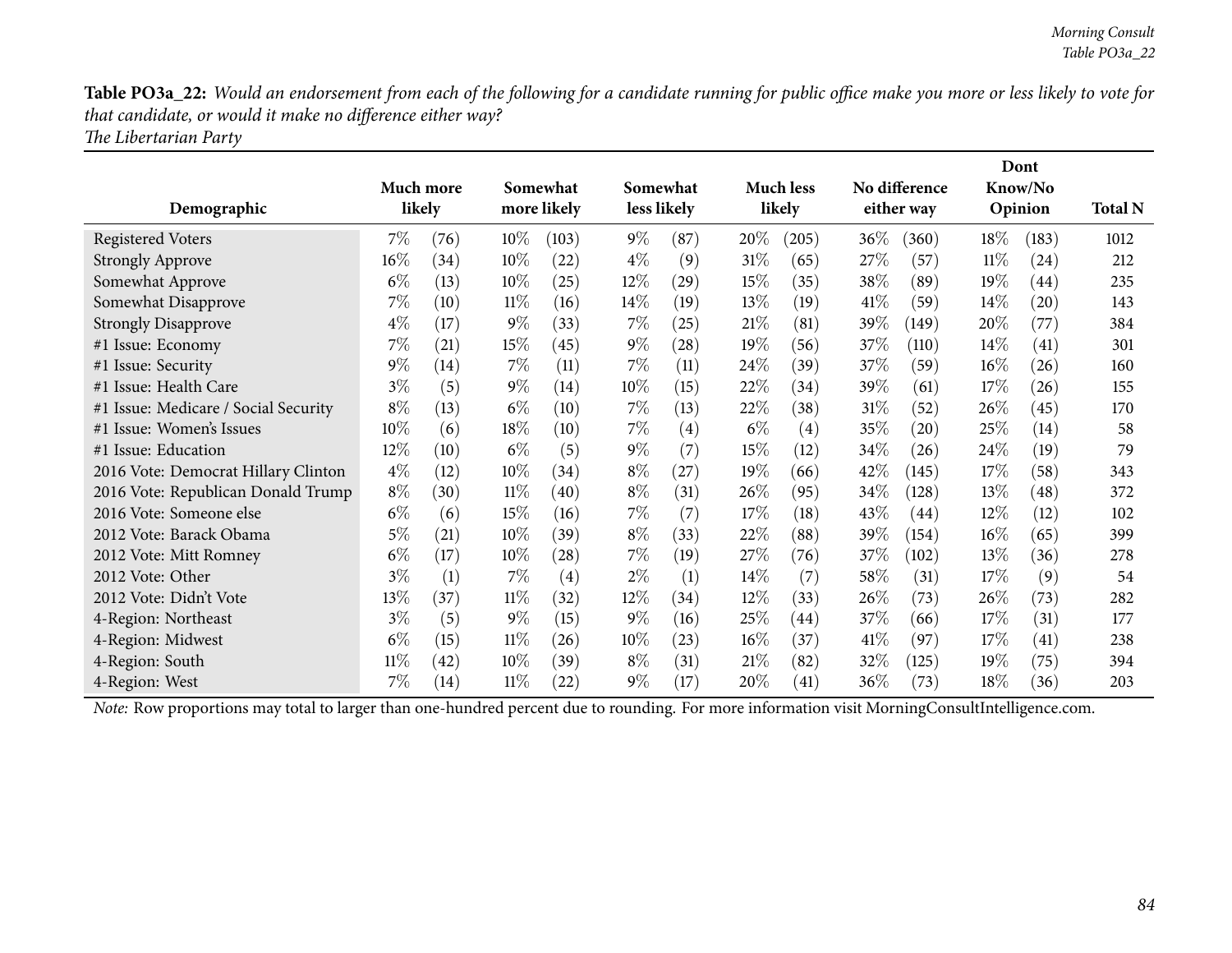**Table PO3a_22:** *Would an endorsement from each of the following for a candidate running for public office make you more or less likely to vote for that candidate, or would it make no difference either way?*
*The Libertarian Party*

| Demographic | Much more likely | | Somewhat more likely | | Somewhat less likely | | Much less likely | | No difference either way | | Dont Know/No Opinion | | Total N |
|---|---|---|---|---|---|---|---|---|---|---|---|---|---|
| Registered Voters | 7% | (76) | 10% | (103) | 9% | (87) | 20% | (205) | 36% | (360) | 18% | (183) | 1012 |
| Strongly Approve | 16% | (34) | 10% | (22) | 4% | (9) | 31% | (65) | 27% | (57) | 11% | (24) | 212 |
| Somewhat Approve | 6% | (13) | 10% | (25) | 12% | (29) | 15% | (35) | 38% | (89) | 19% | (44) | 235 |
| Somewhat Disapprove | 7% | (10) | 11% | (16) | 14% | (19) | 13% | (19) | 41% | (59) | 14% | (20) | 143 |
| Strongly Disapprove | 4% | (17) | 9% | (33) | 7% | (25) | 21% | (81) | 39% | (149) | 20% | (77) | 384 |
| #1 Issue: Economy | 7% | (21) | 15% | (45) | 9% | (28) | 19% | (56) | 37% | (110) | 14% | (41) | 301 |
| #1 Issue: Security | 9% | (14) | 7% | (11) | 7% | (11) | 24% | (39) | 37% | (59) | 16% | (26) | 160 |
| #1 Issue: Health Care | 3% | (5) | 9% | (14) | 10% | (15) | 22% | (34) | 39% | (61) | 17% | (26) | 155 |
| #1 Issue: Medicare / Social Security | 8% | (13) | 6% | (10) | 7% | (13) | 22% | (38) | 31% | (52) | 26% | (45) | 170 |
| #1 Issue: Women's Issues | 10% | (6) | 18% | (10) | 7% | (4) | 6% | (4) | 35% | (20) | 25% | (14) | 58 |
| #1 Issue: Education | 12% | (10) | 6% | (5) | 9% | (7) | 15% | (12) | 34% | (26) | 24% | (19) | 79 |
| 2016 Vote: Democrat Hillary Clinton | 4% | (12) | 10% | (34) | 8% | (27) | 19% | (66) | 42% | (145) | 17% | (58) | 343 |
| 2016 Vote: Republican Donald Trump | 8% | (30) | 11% | (40) | 8% | (31) | 26% | (95) | 34% | (128) | 13% | (48) | 372 |
| 2016 Vote: Someone else | 6% | (6) | 15% | (16) | 7% | (7) | 17% | (18) | 43% | (44) | 12% | (12) | 102 |
| 2012 Vote: Barack Obama | 5% | (21) | 10% | (39) | 8% | (33) | 22% | (88) | 39% | (154) | 16% | (65) | 399 |
| 2012 Vote: Mitt Romney | 6% | (17) | 10% | (28) | 7% | (19) | 27% | (76) | 37% | (102) | 13% | (36) | 278 |
| 2012 Vote: Other | 3% | (1) | 7% | (4) | 2% | (1) | 14% | (7) | 58% | (31) | 17% | (9) | 54 |
| 2012 Vote: Didn't Vote | 13% | (37) | 11% | (32) | 12% | (34) | 12% | (33) | 26% | (73) | 26% | (73) | 282 |
| 4-Region: Northeast | 3% | (5) | 9% | (15) | 9% | (16) | 25% | (44) | 37% | (66) | 17% | (31) | 177 |
| 4-Region: Midwest | 6% | (15) | 11% | (26) | 10% | (23) | 16% | (37) | 41% | (97) | 17% | (41) | 238 |
| 4-Region: South | 11% | (42) | 10% | (39) | 8% | (31) | 21% | (82) | 32% | (125) | 19% | (75) | 394 |
| 4-Region: West | 7% | (14) | 11% | (22) | 9% | (17) | 20% | (41) | 36% | (73) | 18% | (36) | 203 |

*Note:* Row proportions may total to larger than one-hundred percent due to rounding. For more information visit MorningConsultIntelligence.com.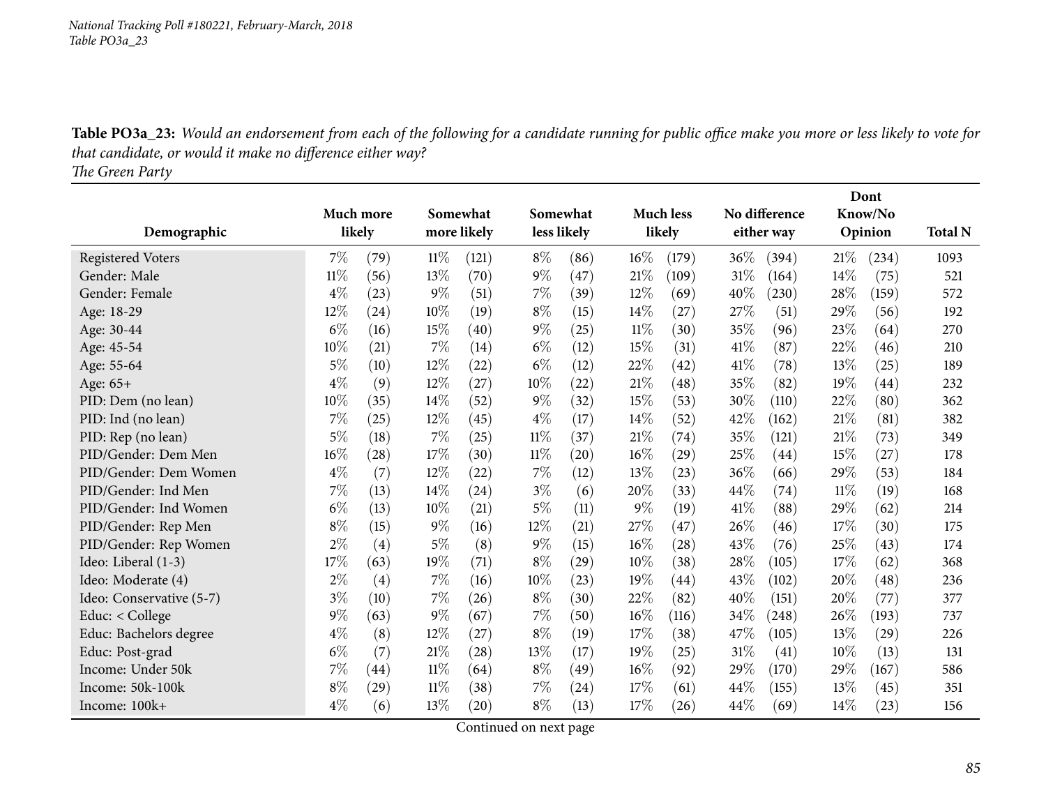**Table PO3a_23:** *Would an endorsement from each of the following for a candidate running for public office make you more or less likely to vote for that candidate, or would it make no difference either way?*
*The Green Party*

| Demographic | Much more likely | | Somewhat more likely | | Somewhat less likely | | Much less likely | | No difference either way | | Dont Know/No Opinion | | Total N |
|---|---|---|---|---|---|---|---|---|---|---|---|---|---|
| Registered Voters | 7% | (79) | 11% | (121) | 8% | (86) | 16% | (179) | 36% | (394) | 21% | (234) | 1093 |
| Gender: Male | 11% | (56) | 13% | (70) | 9% | (47) | 21% | (109) | 31% | (164) | 14% | (75) | 521 |
| Gender: Female | 4% | (23) | 9% | (51) | 7% | (39) | 12% | (69) | 40% | (230) | 28% | (159) | 572 |
| Age: 18-29 | 12% | (24) | 10% | (19) | 8% | (15) | 14% | (27) | 27% | (51) | 29% | (56) | 192 |
| Age: 30-44 | 6% | (16) | 15% | (40) | 9% | (25) | 11% | (30) | 35% | (96) | 23% | (64) | 270 |
| Age: 45-54 | 10% | (21) | 7% | (14) | 6% | (12) | 15% | (31) | 41% | (87) | 22% | (46) | 210 |
| Age: 55-64 | 5% | (10) | 12% | (22) | 6% | (12) | 22% | (42) | 41% | (78) | 13% | (25) | 189 |
| Age: 65+ | 4% | (9) | 12% | (27) | 10% | (22) | 21% | (48) | 35% | (82) | 19% | (44) | 232 |
| PID: Dem (no lean) | 10% | (35) | 14% | (52) | 9% | (32) | 15% | (53) | 30% | (110) | 22% | (80) | 362 |
| PID: Ind (no lean) | 7% | (25) | 12% | (45) | 4% | (17) | 14% | (52) | 42% | (162) | 21% | (81) | 382 |
| PID: Rep (no lean) | 5% | (18) | 7% | (25) | 11% | (37) | 21% | (74) | 35% | (121) | 21% | (73) | 349 |
| PID/Gender: Dem Men | 16% | (28) | 17% | (30) | 11% | (20) | 16% | (29) | 25% | (44) | 15% | (27) | 178 |
| PID/Gender: Dem Women | 4% | (7) | 12% | (22) | 7% | (12) | 13% | (23) | 36% | (66) | 29% | (53) | 184 |
| PID/Gender: Ind Men | 7% | (13) | 14% | (24) | 3% | (6) | 20% | (33) | 44% | (74) | 11% | (19) | 168 |
| PID/Gender: Ind Women | 6% | (13) | 10% | (21) | 5% | (11) | 9% | (19) | 41% | (88) | 29% | (62) | 214 |
| PID/Gender: Rep Men | 8% | (15) | 9% | (16) | 12% | (21) | 27% | (47) | 26% | (46) | 17% | (30) | 175 |
| PID/Gender: Rep Women | 2% | (4) | 5% | (8) | 9% | (15) | 16% | (28) | 43% | (76) | 25% | (43) | 174 |
| Ideo: Liberal (1-3) | 17% | (63) | 19% | (71) | 8% | (29) | 10% | (38) | 28% | (105) | 17% | (62) | 368 |
| Ideo: Moderate (4) | 2% | (4) | 7% | (16) | 10% | (23) | 19% | (44) | 43% | (102) | 20% | (48) | 236 |
| Ideo: Conservative (5-7) | 3% | (10) | 7% | (26) | 8% | (30) | 22% | (82) | 40% | (151) | 20% | (77) | 377 |
| Educ: < College | 9% | (63) | 9% | (67) | 7% | (50) | 16% | (116) | 34% | (248) | 26% | (193) | 737 |
| Educ: Bachelors degree | 4% | (8) | 12% | (27) | 8% | (19) | 17% | (38) | 47% | (105) | 13% | (29) | 226 |
| Educ: Post-grad | 6% | (7) | 21% | (28) | 13% | (17) | 19% | (25) | 31% | (41) | 10% | (13) | 131 |
| Income: Under 50k | 7% | (44) | 11% | (64) | 8% | (49) | 16% | (92) | 29% | (170) | 29% | (167) | 586 |
| Income: 50k-100k | 8% | (29) | 11% | (38) | 7% | (24) | 17% | (61) | 44% | (155) | 13% | (45) | 351 |
| Income: 100k+ | 4% | (6) | 13% | (20) | 8% | (13) | 17% | (26) | 44% | (69) | 14% | (23) | 156 |

Continued on next page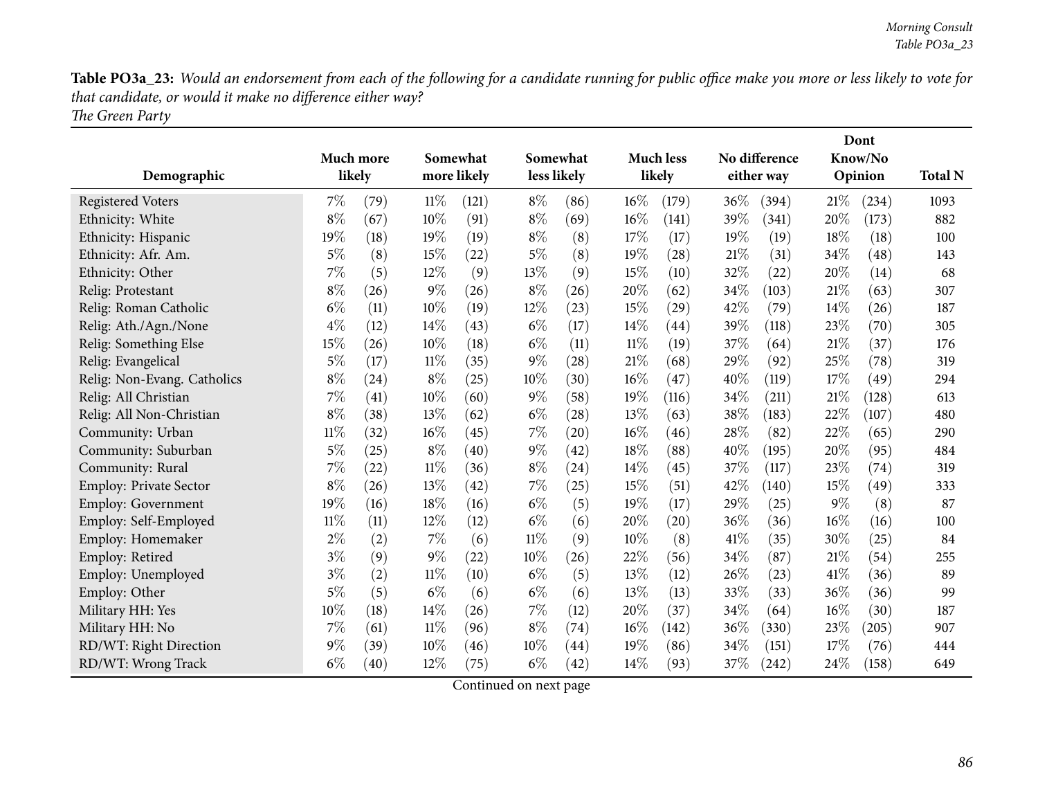**Table PO3a_23:** *Would an endorsement from each of the following for a candidate running for public office make you more or less likely to vote for that candidate, or would it make no difference either way?*
*The Green Party*

| Demographic | Much more likely | | Somewhat more likely | | Somewhat less likely | | Much less likely | | No difference either way | | Dont Know/No Opinion | | Total N |
|---|---|---|---|---|---|---|---|---|---|---|---|---|---|
| Registered Voters | 7% | (79) | 11% | (121) | 8% | (86) | 16% | (179) | 36% | (394) | 21% | (234) | 1093 |
| Ethnicity: White | 8% | (67) | 10% | (91) | 8% | (69) | 16% | (141) | 39% | (341) | 20% | (173) | 882 |
| Ethnicity: Hispanic | 19% | (18) | 19% | (19) | 8% | (8) | 17% | (17) | 19% | (19) | 18% | (18) | 100 |
| Ethnicity: Afr. Am. | 5% | (8) | 15% | (22) | 5% | (8) | 19% | (28) | 21% | (31) | 34% | (48) | 143 |
| Ethnicity: Other | 7% | (5) | 12% | (9) | 13% | (9) | 15% | (10) | 32% | (22) | 20% | (14) | 68 |
| Relig: Protestant | 8% | (26) | 9% | (26) | 8% | (26) | 20% | (62) | 34% | (103) | 21% | (63) | 307 |
| Relig: Roman Catholic | 6% | (11) | 10% | (19) | 12% | (23) | 15% | (29) | 42% | (79) | 14% | (26) | 187 |
| Relig: Ath./Agn./None | 4% | (12) | 14% | (43) | 6% | (17) | 14% | (44) | 39% | (118) | 23% | (70) | 305 |
| Relig: Something Else | 15% | (26) | 10% | (18) | 6% | (11) | 11% | (19) | 37% | (64) | 21% | (37) | 176 |
| Relig: Evangelical | 5% | (17) | 11% | (35) | 9% | (28) | 21% | (68) | 29% | (92) | 25% | (78) | 319 |
| Relig: Non-Evang. Catholics | 8% | (24) | 8% | (25) | 10% | (30) | 16% | (47) | 40% | (119) | 17% | (49) | 294 |
| Relig: All Christian | 7% | (41) | 10% | (60) | 9% | (58) | 19% | (116) | 34% | (211) | 21% | (128) | 613 |
| Relig: All Non-Christian | 8% | (38) | 13% | (62) | 6% | (28) | 13% | (63) | 38% | (183) | 22% | (107) | 480 |
| Community: Urban | 11% | (32) | 16% | (45) | 7% | (20) | 16% | (46) | 28% | (82) | 22% | (65) | 290 |
| Community: Suburban | 5% | (25) | 8% | (40) | 9% | (42) | 18% | (88) | 40% | (195) | 20% | (95) | 484 |
| Community: Rural | 7% | (22) | 11% | (36) | 8% | (24) | 14% | (45) | 37% | (117) | 23% | (74) | 319 |
| Employ: Private Sector | 8% | (26) | 13% | (42) | 7% | (25) | 15% | (51) | 42% | (140) | 15% | (49) | 333 |
| Employ: Government | 19% | (16) | 18% | (16) | 6% | (5) | 19% | (17) | 29% | (25) | 9% | (8) | 87 |
| Employ: Self-Employed | 11% | (11) | 12% | (12) | 6% | (6) | 20% | (20) | 36% | (36) | 16% | (16) | 100 |
| Employ: Homemaker | 2% | (2) | 7% | (6) | 11% | (9) | 10% | (8) | 41% | (35) | 30% | (25) | 84 |
| Employ: Retired | 3% | (9) | 9% | (22) | 10% | (26) | 22% | (56) | 34% | (87) | 21% | (54) | 255 |
| Employ: Unemployed | 3% | (2) | 11% | (10) | 6% | (5) | 13% | (12) | 26% | (23) | 41% | (36) | 89 |
| Employ: Other | 5% | (5) | 6% | (6) | 6% | (6) | 13% | (13) | 33% | (33) | 36% | (36) | 99 |
| Military HH: Yes | 10% | (18) | 14% | (26) | 7% | (12) | 20% | (37) | 34% | (64) | 16% | (30) | 187 |
| Military HH: No | 7% | (61) | 11% | (96) | 8% | (74) | 16% | (142) | 36% | (330) | 23% | (205) | 907 |
| RD/WT: Right Direction | 9% | (39) | 10% | (46) | 10% | (44) | 19% | (86) | 34% | (151) | 17% | (76) | 444 |
| RD/WT: Wrong Track | 6% | (40) | 12% | (75) | 6% | (42) | 14% | (93) | 37% | (242) | 24% | (158) | 649 |

Continued on next page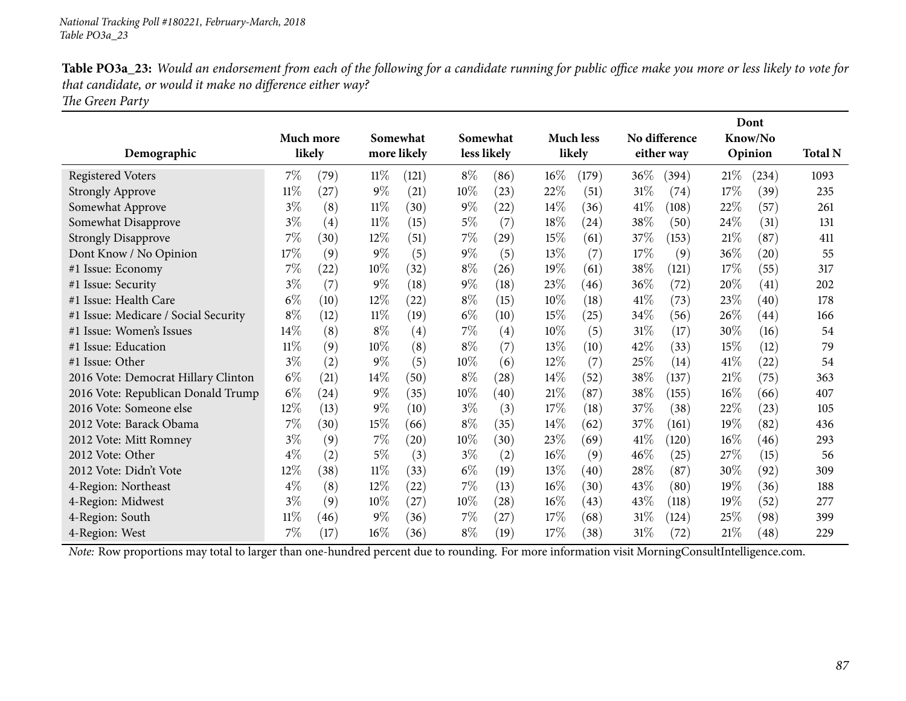**Table PO3a_23:** *Would an endorsement from each of the following for a candidate running for public office make you more or less likely to vote for that candidate, or would it make no difference either way?*
*The Green Party*

| Demographic | Much more likely | | Somewhat more likely | | Somewhat less likely | | Much less likely | | No difference either way | | Dont Know/No Opinion | | Total N |
|---|---|---|---|---|---|---|---|---|---|---|---|---|---|
| Registered Voters | 7% | (79) | 11% | (121) | 8% | (86) | 16% | (179) | 36% | (394) | 21% | (234) | 1093 |
| Strongly Approve | 11% | (27) | 9% | (21) | 10% | (23) | 22% | (51) | 31% | (74) | 17% | (39) | 235 |
| Somewhat Approve | 3% | (8) | 11% | (30) | 9% | (22) | 14% | (36) | 41% | (108) | 22% | (57) | 261 |
| Somewhat Disapprove | 3% | (4) | 11% | (15) | 5% | (7) | 18% | (24) | 38% | (50) | 24% | (31) | 131 |
| Strongly Disapprove | 7% | (30) | 12% | (51) | 7% | (29) | 15% | (61) | 37% | (153) | 21% | (87) | 411 |
| Dont Know / No Opinion | 17% | (9) | 9% | (5) | 9% | (5) | 13% | (7) | 17% | (9) | 36% | (20) | 55 |
| #1 Issue: Economy | 7% | (22) | 10% | (32) | 8% | (26) | 19% | (61) | 38% | (121) | 17% | (55) | 317 |
| #1 Issue: Security | 3% | (7) | 9% | (18) | 9% | (18) | 23% | (46) | 36% | (72) | 20% | (41) | 202 |
| #1 Issue: Health Care | 6% | (10) | 12% | (22) | 8% | (15) | 10% | (18) | 41% | (73) | 23% | (40) | 178 |
| #1 Issue: Medicare / Social Security | 8% | (12) | 11% | (19) | 6% | (10) | 15% | (25) | 34% | (56) | 26% | (44) | 166 |
| #1 Issue: Women's Issues | 14% | (8) | 8% | (4) | 7% | (4) | 10% | (5) | 31% | (17) | 30% | (16) | 54 |
| #1 Issue: Education | 11% | (9) | 10% | (8) | 8% | (7) | 13% | (10) | 42% | (33) | 15% | (12) | 79 |
| #1 Issue: Other | 3% | (2) | 9% | (5) | 10% | (6) | 12% | (7) | 25% | (14) | 41% | (22) | 54 |
| 2016 Vote: Democrat Hillary Clinton | 6% | (21) | 14% | (50) | 8% | (28) | 14% | (52) | 38% | (137) | 21% | (75) | 363 |
| 2016 Vote: Republican Donald Trump | 6% | (24) | 9% | (35) | 10% | (40) | 21% | (87) | 38% | (155) | 16% | (66) | 407 |
| 2016 Vote: Someone else | 12% | (13) | 9% | (10) | 3% | (3) | 17% | (18) | 37% | (38) | 22% | (23) | 105 |
| 2012 Vote: Barack Obama | 7% | (30) | 15% | (66) | 8% | (35) | 14% | (62) | 37% | (161) | 19% | (82) | 436 |
| 2012 Vote: Mitt Romney | 3% | (9) | 7% | (20) | 10% | (30) | 23% | (69) | 41% | (120) | 16% | (46) | 293 |
| 2012 Vote: Other | 4% | (2) | 5% | (3) | 3% | (2) | 16% | (9) | 46% | (25) | 27% | (15) | 56 |
| 2012 Vote: Didn't Vote | 12% | (38) | 11% | (33) | 6% | (19) | 13% | (40) | 28% | (87) | 30% | (92) | 309 |
| 4-Region: Northeast | 4% | (8) | 12% | (22) | 7% | (13) | 16% | (30) | 43% | (80) | 19% | (36) | 188 |
| 4-Region: Midwest | 3% | (9) | 10% | (27) | 10% | (28) | 16% | (43) | 43% | (118) | 19% | (52) | 277 |
| 4-Region: South | 11% | (46) | 9% | (36) | 7% | (27) | 17% | (68) | 31% | (124) | 25% | (98) | 399 |
| 4-Region: West | 7% | (17) | 16% | (36) | 8% | (19) | 17% | (38) | 31% | (72) | 21% | (48) | 229 |

*Note:* Row proportions may total to larger than one-hundred percent due to rounding. For more information visit MorningConsultIntelligence.com.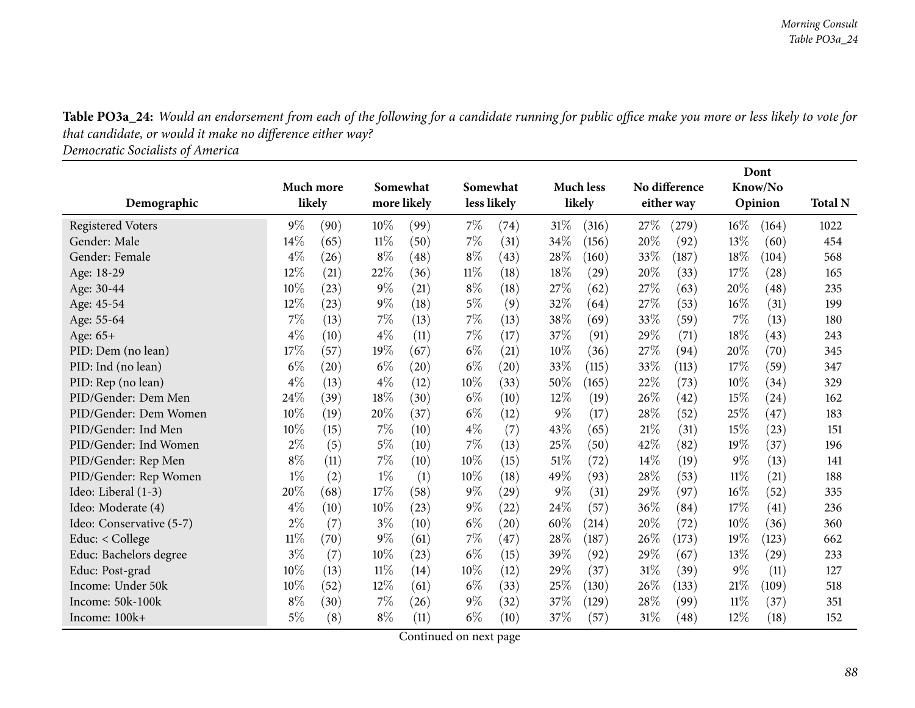**Table PO3a_24:** *Would an endorsement from each of the following for a candidate running for public office make you more or less likely to vote for that candidate, or would it make no difference either way?*
*Democratic Socialists of America*

| Demographic | Much more likely | | Somewhat more likely | | Somewhat less likely | | Much less likely | | No difference either way | | Dont Know/No Opinion | | Total N |
|---|---|---|---|---|---|---|---|---|---|---|---|---|---|
| Registered Voters | 9% | (90) | 10% | (99) | 7% | (74) | 31% | (316) | 27% | (279) | 16% | (164) | 1022 |
| Gender: Male | 14% | (65) | 11% | (50) | 7% | (31) | 34% | (156) | 20% | (92) | 13% | (60) | 454 |
| Gender: Female | 4% | (26) | 8% | (48) | 8% | (43) | 28% | (160) | 33% | (187) | 18% | (104) | 568 |
| Age: 18-29 | 12% | (21) | 22% | (36) | 11% | (18) | 18% | (29) | 20% | (33) | 17% | (28) | 165 |
| Age: 30-44 | 10% | (23) | 9% | (21) | 8% | (18) | 27% | (62) | 27% | (63) | 20% | (48) | 235 |
| Age: 45-54 | 12% | (23) | 9% | (18) | 5% | (9) | 32% | (64) | 27% | (53) | 16% | (31) | 199 |
| Age: 55-64 | 7% | (13) | 7% | (13) | 7% | (13) | 38% | (69) | 33% | (59) | 7% | (13) | 180 |
| Age: 65+ | 4% | (10) | 4% | (11) | 7% | (17) | 37% | (91) | 29% | (71) | 18% | (43) | 243 |
| PID: Dem (no lean) | 17% | (57) | 19% | (67) | 6% | (21) | 10% | (36) | 27% | (94) | 20% | (70) | 345 |
| PID: Ind (no lean) | 6% | (20) | 6% | (20) | 6% | (20) | 33% | (115) | 33% | (113) | 17% | (59) | 347 |
| PID: Rep (no lean) | 4% | (13) | 4% | (12) | 10% | (33) | 50% | (165) | 22% | (73) | 10% | (34) | 329 |
| PID/Gender: Dem Men | 24% | (39) | 18% | (30) | 6% | (10) | 12% | (19) | 26% | (42) | 15% | (24) | 162 |
| PID/Gender: Dem Women | 10% | (19) | 20% | (37) | 6% | (12) | 9% | (17) | 28% | (52) | 25% | (47) | 183 |
| PID/Gender: Ind Men | 10% | (15) | 7% | (10) | 4% | (7) | 43% | (65) | 21% | (31) | 15% | (23) | 151 |
| PID/Gender: Ind Women | 2% | (5) | 5% | (10) | 7% | (13) | 25% | (50) | 42% | (82) | 19% | (37) | 196 |
| PID/Gender: Rep Men | 8% | (11) | 7% | (10) | 10% | (15) | 51% | (72) | 14% | (19) | 9% | (13) | 141 |
| PID/Gender: Rep Women | 1% | (2) | 1% | (1) | 10% | (18) | 49% | (93) | 28% | (53) | 11% | (21) | 188 |
| Ideo: Liberal (1-3) | 20% | (68) | 17% | (58) | 9% | (29) | 9% | (31) | 29% | (97) | 16% | (52) | 335 |
| Ideo: Moderate (4) | 4% | (10) | 10% | (23) | 9% | (22) | 24% | (57) | 36% | (84) | 17% | (41) | 236 |
| Ideo: Conservative (5-7) | 2% | (7) | 3% | (10) | 6% | (20) | 60% | (214) | 20% | (72) | 10% | (36) | 360 |
| Educ: < College | 11% | (70) | 9% | (61) | 7% | (47) | 28% | (187) | 26% | (173) | 19% | (123) | 662 |
| Educ: Bachelors degree | 3% | (7) | 10% | (23) | 6% | (15) | 39% | (92) | 29% | (67) | 13% | (29) | 233 |
| Educ: Post-grad | 10% | (13) | 11% | (14) | 10% | (12) | 29% | (37) | 31% | (39) | 9% | (11) | 127 |
| Income: Under 50k | 10% | (52) | 12% | (61) | 6% | (33) | 25% | (130) | 26% | (133) | 21% | (109) | 518 |
| Income: 50k-100k | 8% | (30) | 7% | (26) | 9% | (32) | 37% | (129) | 28% | (99) | 11% | (37) | 351 |
| Income: 100k+ | 5% | (8) | 8% | (11) | 6% | (10) | 37% | (57) | 31% | (48) | 12% | (18) | 152 |

Continued on next page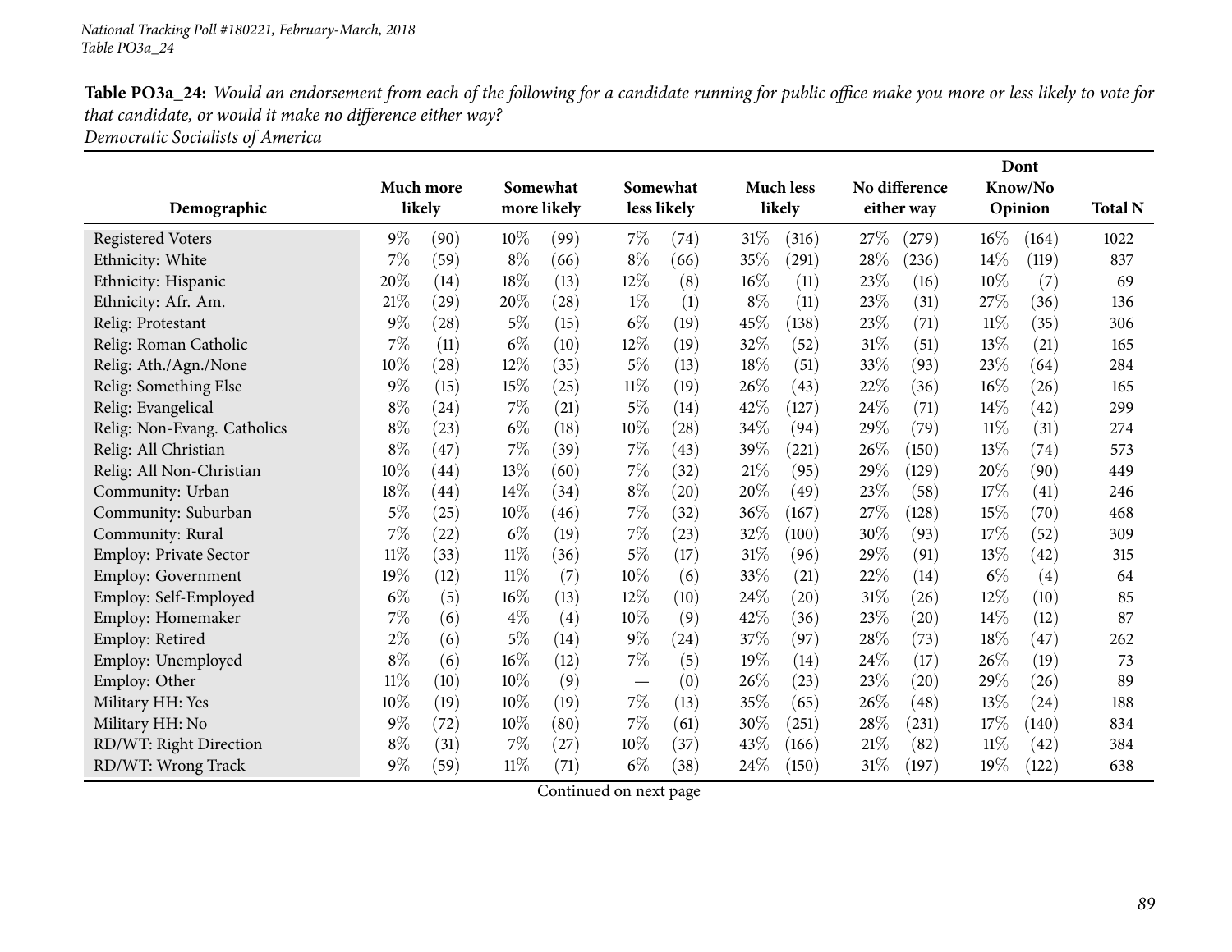**Table PO3a_24:** *Would an endorsement from each of the following for a candidate running for public office make you more or less likely to vote for that candidate, or would it make no difference either way?*
*Democratic Socialists of America*

| Demographic | Much more likely | | Somewhat more likely | | Somewhat less likely | | Much less likely | | No difference either way | | Dont Know/No Opinion | | Total N |
|---|---|---|---|---|---|---|---|---|---|---|---|---|---|
| Registered Voters | 9% | (90) | 10% | (99) | 7% | (74) | 31% | (316) | 27% | (279) | 16% | (164) | 1022 |
| Ethnicity: White | 7% | (59) | 8% | (66) | 8% | (66) | 35% | (291) | 28% | (236) | 14% | (119) | 837 |
| Ethnicity: Hispanic | 20% | (14) | 18% | (13) | 12% | (8) | 16% | (11) | 23% | (16) | 10% | (7) | 69 |
| Ethnicity: Afr. Am. | 21% | (29) | 20% | (28) | 1% | (1) | 8% | (11) | 23% | (31) | 27% | (36) | 136 |
| Relig: Protestant | 9% | (28) | 5% | (15) | 6% | (19) | 45% | (138) | 23% | (71) | 11% | (35) | 306 |
| Relig: Roman Catholic | 7% | (11) | 6% | (10) | 12% | (19) | 32% | (52) | 31% | (51) | 13% | (21) | 165 |
| Relig: Ath./Agn./None | 10% | (28) | 12% | (35) | 5% | (13) | 18% | (51) | 33% | (93) | 23% | (64) | 284 |
| Relig: Something Else | 9% | (15) | 15% | (25) | 11% | (19) | 26% | (43) | 22% | (36) | 16% | (26) | 165 |
| Relig: Evangelical | 8% | (24) | 7% | (21) | 5% | (14) | 42% | (127) | 24% | (71) | 14% | (42) | 299 |
| Relig: Non-Evang. Catholics | 8% | (23) | 6% | (18) | 10% | (28) | 34% | (94) | 29% | (79) | 11% | (31) | 274 |
| Relig: All Christian | 8% | (47) | 7% | (39) | 7% | (43) | 39% | (221) | 26% | (150) | 13% | (74) | 573 |
| Relig: All Non-Christian | 10% | (44) | 13% | (60) | 7% | (32) | 21% | (95) | 29% | (129) | 20% | (90) | 449 |
| Community: Urban | 18% | (44) | 14% | (34) | 8% | (20) | 20% | (49) | 23% | (58) | 17% | (41) | 246 |
| Community: Suburban | 5% | (25) | 10% | (46) | 7% | (32) | 36% | (167) | 27% | (128) | 15% | (70) | 468 |
| Community: Rural | 7% | (22) | 6% | (19) | 7% | (23) | 32% | (100) | 30% | (93) | 17% | (52) | 309 |
| Employ: Private Sector | 11% | (33) | 11% | (36) | 5% | (17) | 31% | (96) | 29% | (91) | 13% | (42) | 315 |
| Employ: Government | 19% | (12) | 11% | (7) | 10% | (6) | 33% | (21) | 22% | (14) | 6% | (4) | 64 |
| Employ: Self-Employed | 6% | (5) | 16% | (13) | 12% | (10) | 24% | (20) | 31% | (26) | 12% | (10) | 85 |
| Employ: Homemaker | 7% | (6) | 4% | (4) | 10% | (9) | 42% | (36) | 23% | (20) | 14% | (12) | 87 |
| Employ: Retired | 2% | (6) | 5% | (14) | 9% | (24) | 37% | (97) | 28% | (73) | 18% | (47) | 262 |
| Employ: Unemployed | 8% | (6) | 16% | (12) | 7% | (5) | 19% | (14) | 24% | (17) | 26% | (19) | 73 |
| Employ: Other | 11% | (10) | 10% | (9) | — | (0) | 26% | (23) | 23% | (20) | 29% | (26) | 89 |
| Military HH: Yes | 10% | (19) | 10% | (19) | 7% | (13) | 35% | (65) | 26% | (48) | 13% | (24) | 188 |
| Military HH: No | 9% | (72) | 10% | (80) | 7% | (61) | 30% | (251) | 28% | (231) | 17% | (140) | 834 |
| RD/WT: Right Direction | 8% | (31) | 7% | (27) | 10% | (37) | 43% | (166) | 21% | (82) | 11% | (42) | 384 |
| RD/WT: Wrong Track | 9% | (59) | 11% | (71) | 6% | (38) | 24% | (150) | 31% | (197) | 19% | (122) | 638 |

Continued on next page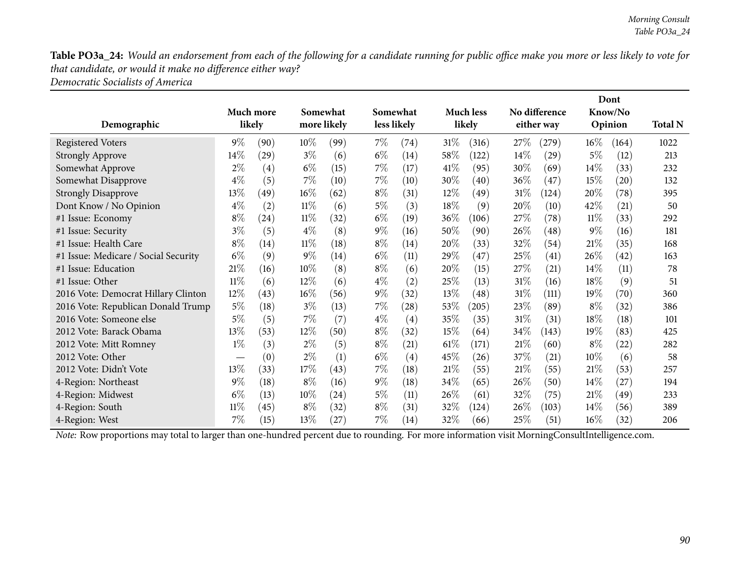**Table PO3a_24:** *Would an endorsement from each of the following for a candidate running for public office make you more or less likely to vote for that candidate, or would it make no difference either way?*
*Democratic Socialists of America*

| Demographic | Much more likely | | Somewhat more likely | | Somewhat less likely | | Much less likely | | No difference either way | | Dont Know/No Opinion | | Total N |
|---|---|---|---|---|---|---|---|---|---|---|---|---|---|
| Registered Voters | 9% | (90) | 10% | (99) | 7% | (74) | 31% | (316) | 27% | (279) | 16% | (164) | 1022 |
| Strongly Approve | 14% | (29) | 3% | (6) | 6% | (14) | 58% | (122) | 14% | (29) | 5% | (12) | 213 |
| Somewhat Approve | 2% | (4) | 6% | (15) | 7% | (17) | 41% | (95) | 30% | (69) | 14% | (33) | 232 |
| Somewhat Disapprove | 4% | (5) | 7% | (10) | 7% | (10) | 30% | (40) | 36% | (47) | 15% | (20) | 132 |
| Strongly Disapprove | 13% | (49) | 16% | (62) | 8% | (31) | 12% | (49) | 31% | (124) | 20% | (78) | 395 |
| Dont Know / No Opinion | 4% | (2) | 11% | (6) | 5% | (3) | 18% | (9) | 20% | (10) | 42% | (21) | 50 |
| #1 Issue: Economy | 8% | (24) | 11% | (32) | 6% | (19) | 36% | (106) | 27% | (78) | 11% | (33) | 292 |
| #1 Issue: Security | 3% | (5) | 4% | (8) | 9% | (16) | 50% | (90) | 26% | (48) | 9% | (16) | 181 |
| #1 Issue: Health Care | 8% | (14) | 11% | (18) | 8% | (14) | 20% | (33) | 32% | (54) | 21% | (35) | 168 |
| #1 Issue: Medicare / Social Security | 6% | (9) | 9% | (14) | 6% | (11) | 29% | (47) | 25% | (41) | 26% | (42) | 163 |
| #1 Issue: Education | 21% | (16) | 10% | (8) | 8% | (6) | 20% | (15) | 27% | (21) | 14% | (11) | 78 |
| #1 Issue: Other | 11% | (6) | 12% | (6) | 4% | (2) | 25% | (13) | 31% | (16) | 18% | (9) | 51 |
| 2016 Vote: Democrat Hillary Clinton | 12% | (43) | 16% | (56) | 9% | (32) | 13% | (48) | 31% | (111) | 19% | (70) | 360 |
| 2016 Vote: Republican Donald Trump | 5% | (18) | 3% | (13) | 7% | (28) | 53% | (205) | 23% | (89) | 8% | (32) | 386 |
| 2016 Vote: Someone else | 5% | (5) | 7% | (7) | 4% | (4) | 35% | (35) | 31% | (31) | 18% | (18) | 101 |
| 2012 Vote: Barack Obama | 13% | (53) | 12% | (50) | 8% | (32) | 15% | (64) | 34% | (143) | 19% | (83) | 425 |
| 2012 Vote: Mitt Romney | 1% | (3) | 2% | (5) | 8% | (21) | 61% | (171) | 21% | (60) | 8% | (22) | 282 |
| 2012 Vote: Other | — | (0) | 2% | (1) | 6% | (4) | 45% | (26) | 37% | (21) | 10% | (6) | 58 |
| 2012 Vote: Didn't Vote | 13% | (33) | 17% | (43) | 7% | (18) | 21% | (55) | 21% | (55) | 21% | (53) | 257 |
| 4-Region: Northeast | 9% | (18) | 8% | (16) | 9% | (18) | 34% | (65) | 26% | (50) | 14% | (27) | 194 |
| 4-Region: Midwest | 6% | (13) | 10% | (24) | 5% | (11) | 26% | (61) | 32% | (75) | 21% | (49) | 233 |
| 4-Region: South | 11% | (45) | 8% | (32) | 8% | (31) | 32% | (124) | 26% | (103) | 14% | (56) | 389 |
| 4-Region: West | 7% | (15) | 13% | (27) | 7% | (14) | 32% | (66) | 25% | (51) | 16% | (32) | 206 |

*Note:* Row proportions may total to larger than one-hundred percent due to rounding. For more information visit MorningConsultIntelligence.com.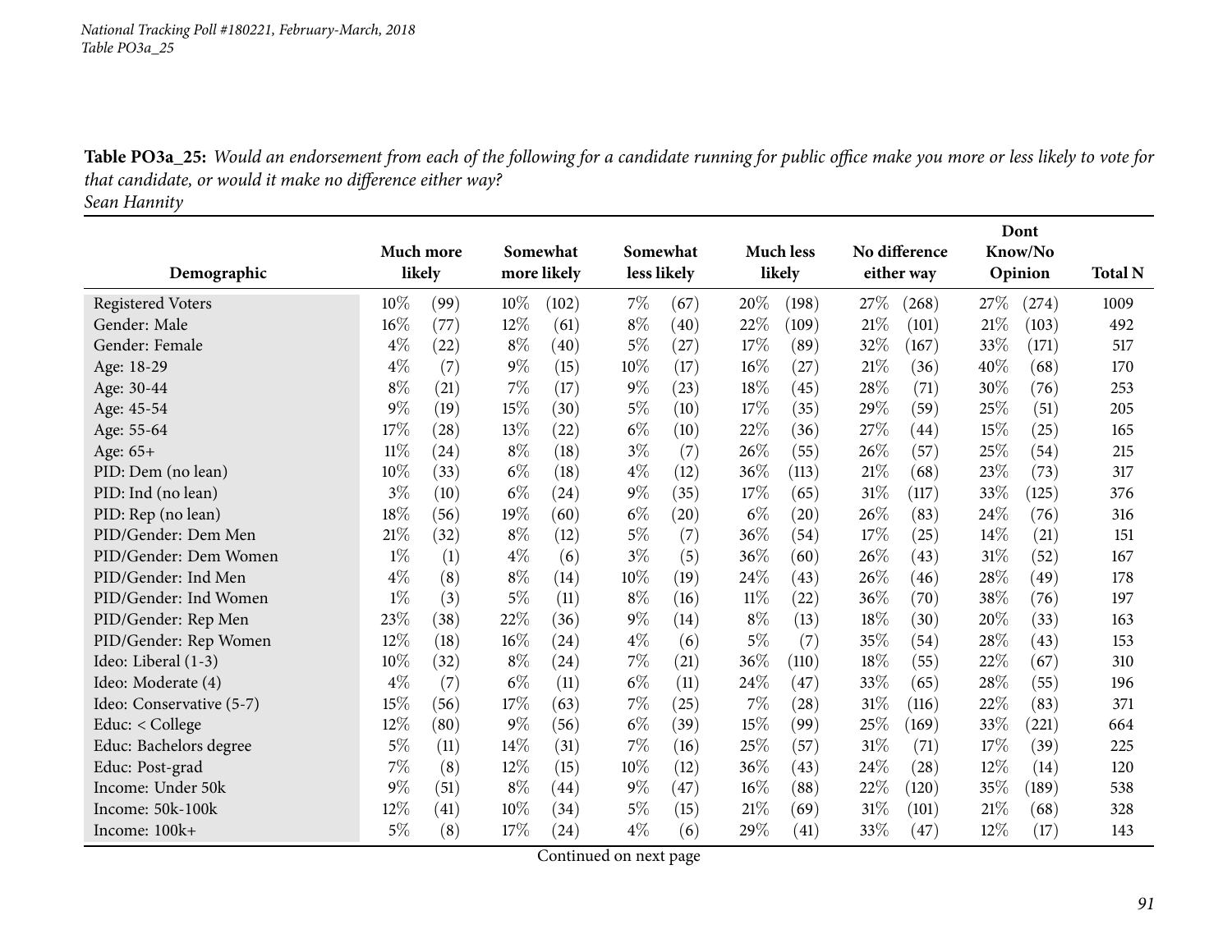**Table PO3a_25:** *Would an endorsement from each of the following for a candidate running for public office make you more or less likely to vote for that candidate, or would it make no difference either way?*
*Sean Hannity*

| Demographic | Much more likely | | Somewhat more likely | | Somewhat less likely | | Much less likely | | No difference either way | | Dont Know/No Opinion | | Total N |
|---|---|---|---|---|---|---|---|---|---|---|---|---|---|
| Registered Voters | 10% | (99) | 10% | (102) | 7% | (67) | 20% | (198) | 27% | (268) | 27% | (274) | 1009 |
| Gender: Male | 16% | (77) | 12% | (61) | 8% | (40) | 22% | (109) | 21% | (101) | 21% | (103) | 492 |
| Gender: Female | 4% | (22) | 8% | (40) | 5% | (27) | 17% | (89) | 32% | (167) | 33% | (171) | 517 |
| Age: 18-29 | 4% | (7) | 9% | (15) | 10% | (17) | 16% | (27) | 21% | (36) | 40% | (68) | 170 |
| Age: 30-44 | 8% | (21) | 7% | (17) | 9% | (23) | 18% | (45) | 28% | (71) | 30% | (76) | 253 |
| Age: 45-54 | 9% | (19) | 15% | (30) | 5% | (10) | 17% | (35) | 29% | (59) | 25% | (51) | 205 |
| Age: 55-64 | 17% | (28) | 13% | (22) | 6% | (10) | 22% | (36) | 27% | (44) | 15% | (25) | 165 |
| Age: 65+ | 11% | (24) | 8% | (18) | 3% | (7) | 26% | (55) | 26% | (57) | 25% | (54) | 215 |
| PID: Dem (no lean) | 10% | (33) | 6% | (18) | 4% | (12) | 36% | (113) | 21% | (68) | 23% | (73) | 317 |
| PID: Ind (no lean) | 3% | (10) | 6% | (24) | 9% | (35) | 17% | (65) | 31% | (117) | 33% | (125) | 376 |
| PID: Rep (no lean) | 18% | (56) | 19% | (60) | 6% | (20) | 6% | (20) | 26% | (83) | 24% | (76) | 316 |
| PID/Gender: Dem Men | 21% | (32) | 8% | (12) | 5% | (7) | 36% | (54) | 17% | (25) | 14% | (21) | 151 |
| PID/Gender: Dem Women | 1% | (1) | 4% | (6) | 3% | (5) | 36% | (60) | 26% | (43) | 31% | (52) | 167 |
| PID/Gender: Ind Men | 4% | (8) | 8% | (14) | 10% | (19) | 24% | (43) | 26% | (46) | 28% | (49) | 178 |
| PID/Gender: Ind Women | 1% | (3) | 5% | (11) | 8% | (16) | 11% | (22) | 36% | (70) | 38% | (76) | 197 |
| PID/Gender: Rep Men | 23% | (38) | 22% | (36) | 9% | (14) | 8% | (13) | 18% | (30) | 20% | (33) | 163 |
| PID/Gender: Rep Women | 12% | (18) | 16% | (24) | 4% | (6) | 5% | (7) | 35% | (54) | 28% | (43) | 153 |
| Ideo: Liberal (1-3) | 10% | (32) | 8% | (24) | 7% | (21) | 36% | (110) | 18% | (55) | 22% | (67) | 310 |
| Ideo: Moderate (4) | 4% | (7) | 6% | (11) | 6% | (11) | 24% | (47) | 33% | (65) | 28% | (55) | 196 |
| Ideo: Conservative (5-7) | 15% | (56) | 17% | (63) | 7% | (25) | 7% | (28) | 31% | (116) | 22% | (83) | 371 |
| Educ: < College | 12% | (80) | 9% | (56) | 6% | (39) | 15% | (99) | 25% | (169) | 33% | (221) | 664 |
| Educ: Bachelors degree | 5% | (11) | 14% | (31) | 7% | (16) | 25% | (57) | 31% | (71) | 17% | (39) | 225 |
| Educ: Post-grad | 7% | (8) | 12% | (15) | 10% | (12) | 36% | (43) | 24% | (28) | 12% | (14) | 120 |
| Income: Under 50k | 9% | (51) | 8% | (44) | 9% | (47) | 16% | (88) | 22% | (120) | 35% | (189) | 538 |
| Income: 50k-100k | 12% | (41) | 10% | (34) | 5% | (15) | 21% | (69) | 31% | (101) | 21% | (68) | 328 |
| Income: 100k+ | 5% | (8) | 17% | (24) | 4% | (6) | 29% | (41) | 33% | (47) | 12% | (17) | 143 |

Continued on next page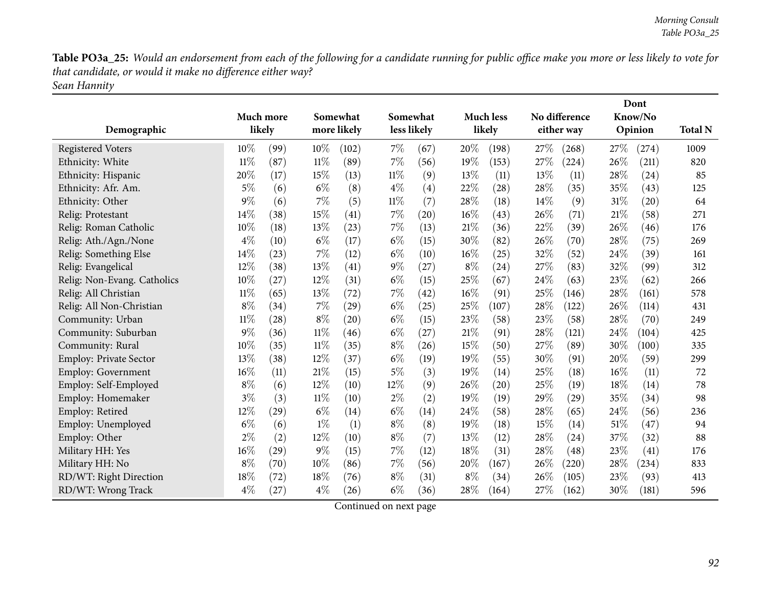**Table PO3a_25:** *Would an endorsement from each of the following for a candidate running for public office make you more or less likely to vote for that candidate, or would it make no difference either way?*
*Sean Hannity*

| Demographic | Much more likely | | Somewhat more likely | | Somewhat less likely | | Much less likely | | No difference either way | | Dont Know/No Opinion | | Total N |
|---|---|---|---|---|---|---|---|---|---|---|---|---|---|
| Registered Voters | 10% | (99) | 10% | (102) | 7% | (67) | 20% | (198) | 27% | (268) | 27% | (274) | 1009 |
| Ethnicity: White | 11% | (87) | 11% | (89) | 7% | (56) | 19% | (153) | 27% | (224) | 26% | (211) | 820 |
| Ethnicity: Hispanic | 20% | (17) | 15% | (13) | 11% | (9) | 13% | (11) | 13% | (11) | 28% | (24) | 85 |
| Ethnicity: Afr. Am. | 5% | (6) | 6% | (8) | 4% | (4) | 22% | (28) | 28% | (35) | 35% | (43) | 125 |
| Ethnicity: Other | 9% | (6) | 7% | (5) | 11% | (7) | 28% | (18) | 14% | (9) | 31% | (20) | 64 |
| Relig: Protestant | 14% | (38) | 15% | (41) | 7% | (20) | 16% | (43) | 26% | (71) | 21% | (58) | 271 |
| Relig: Roman Catholic | 10% | (18) | 13% | (23) | 7% | (13) | 21% | (36) | 22% | (39) | 26% | (46) | 176 |
| Relig: Ath./Agn./None | 4% | (10) | 6% | (17) | 6% | (15) | 30% | (82) | 26% | (70) | 28% | (75) | 269 |
| Relig: Something Else | 14% | (23) | 7% | (12) | 6% | (10) | 16% | (25) | 32% | (52) | 24% | (39) | 161 |
| Relig: Evangelical | 12% | (38) | 13% | (41) | 9% | (27) | 8% | (24) | 27% | (83) | 32% | (99) | 312 |
| Relig: Non-Evang. Catholics | 10% | (27) | 12% | (31) | 6% | (15) | 25% | (67) | 24% | (63) | 23% | (62) | 266 |
| Relig: All Christian | 11% | (65) | 13% | (72) | 7% | (42) | 16% | (91) | 25% | (146) | 28% | (161) | 578 |
| Relig: All Non-Christian | 8% | (34) | 7% | (29) | 6% | (25) | 25% | (107) | 28% | (122) | 26% | (114) | 431 |
| Community: Urban | 11% | (28) | 8% | (20) | 6% | (15) | 23% | (58) | 23% | (58) | 28% | (70) | 249 |
| Community: Suburban | 9% | (36) | 11% | (46) | 6% | (27) | 21% | (91) | 28% | (121) | 24% | (104) | 425 |
| Community: Rural | 10% | (35) | 11% | (35) | 8% | (26) | 15% | (50) | 27% | (89) | 30% | (100) | 335 |
| Employ: Private Sector | 13% | (38) | 12% | (37) | 6% | (19) | 19% | (55) | 30% | (91) | 20% | (59) | 299 |
| Employ: Government | 16% | (11) | 21% | (15) | 5% | (3) | 19% | (14) | 25% | (18) | 16% | (11) | 72 |
| Employ: Self-Employed | 8% | (6) | 12% | (10) | 12% | (9) | 26% | (20) | 25% | (19) | 18% | (14) | 78 |
| Employ: Homemaker | 3% | (3) | 11% | (10) | 2% | (2) | 19% | (19) | 29% | (29) | 35% | (34) | 98 |
| Employ: Retired | 12% | (29) | 6% | (14) | 6% | (14) | 24% | (58) | 28% | (65) | 24% | (56) | 236 |
| Employ: Unemployed | 6% | (6) | 1% | (1) | 8% | (8) | 19% | (18) | 15% | (14) | 51% | (47) | 94 |
| Employ: Other | 2% | (2) | 12% | (10) | 8% | (7) | 13% | (12) | 28% | (24) | 37% | (32) | 88 |
| Military HH: Yes | 16% | (29) | 9% | (15) | 7% | (12) | 18% | (31) | 28% | (48) | 23% | (41) | 176 |
| Military HH: No | 8% | (70) | 10% | (86) | 7% | (56) | 20% | (167) | 26% | (220) | 28% | (234) | 833 |
| RD/WT: Right Direction | 18% | (72) | 18% | (76) | 8% | (31) | 8% | (34) | 26% | (105) | 23% | (93) | 413 |
| RD/WT: Wrong Track | 4% | (27) | 4% | (26) | 6% | (36) | 28% | (164) | 27% | (162) | 30% | (181) | 596 |

Continued on next page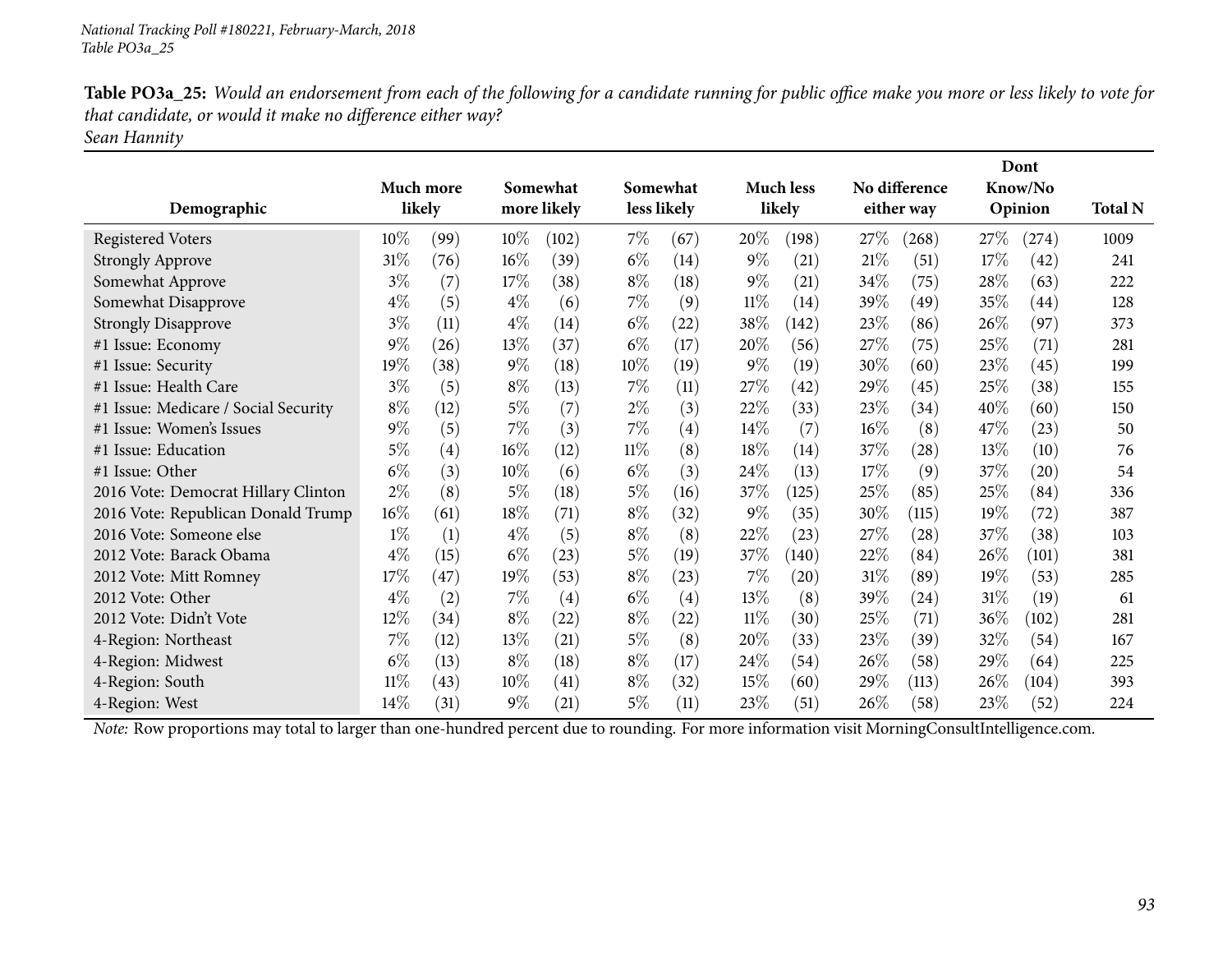**Table PO3a_25:** *Would an endorsement from each of the following for a candidate running for public office make you more or less likely to vote for that candidate, or would it make no difference either way?*
*Sean Hannity*

| Demographic | Much more likely | | Somewhat more likely | | Somewhat less likely | | Much less likely | | No difference either way | | Dont Know/No Opinion | | Total N |
|---|---|---|---|---|---|---|---|---|---|---|---|---|---|
| Registered Voters | 10% | (99) | 10% | (102) | 7% | (67) | 20% | (198) | 27% | (268) | 27% | (274) | 1009 |
| Strongly Approve | 31% | (76) | 16% | (39) | 6% | (14) | 9% | (21) | 21% | (51) | 17% | (42) | 241 |
| Somewhat Approve | 3% | (7) | 17% | (38) | 8% | (18) | 9% | (21) | 34% | (75) | 28% | (63) | 222 |
| Somewhat Disapprove | 4% | (5) | 4% | (6) | 7% | (9) | 11% | (14) | 39% | (49) | 35% | (44) | 128 |
| Strongly Disapprove | 3% | (11) | 4% | (14) | 6% | (22) | 38% | (142) | 23% | (86) | 26% | (97) | 373 |
| #1 Issue: Economy | 9% | (26) | 13% | (37) | 6% | (17) | 20% | (56) | 27% | (75) | 25% | (71) | 281 |
| #1 Issue: Security | 19% | (38) | 9% | (18) | 10% | (19) | 9% | (19) | 30% | (60) | 23% | (45) | 199 |
| #1 Issue: Health Care | 3% | (5) | 8% | (13) | 7% | (11) | 27% | (42) | 29% | (45) | 25% | (38) | 155 |
| #1 Issue: Medicare / Social Security | 8% | (12) | 5% | (7) | 2% | (3) | 22% | (33) | 23% | (34) | 40% | (60) | 150 |
| #1 Issue: Women's Issues | 9% | (5) | 7% | (3) | 7% | (4) | 14% | (7) | 16% | (8) | 47% | (23) | 50 |
| #1 Issue: Education | 5% | (4) | 16% | (12) | 11% | (8) | 18% | (14) | 37% | (28) | 13% | (10) | 76 |
| #1 Issue: Other | 6% | (3) | 10% | (6) | 6% | (3) | 24% | (13) | 17% | (9) | 37% | (20) | 54 |
| 2016 Vote: Democrat Hillary Clinton | 2% | (8) | 5% | (18) | 5% | (16) | 37% | (125) | 25% | (85) | 25% | (84) | 336 |
| 2016 Vote: Republican Donald Trump | 16% | (61) | 18% | (71) | 8% | (32) | 9% | (35) | 30% | (115) | 19% | (72) | 387 |
| 2016 Vote: Someone else | 1% | (1) | 4% | (5) | 8% | (8) | 22% | (23) | 27% | (28) | 37% | (38) | 103 |
| 2012 Vote: Barack Obama | 4% | (15) | 6% | (23) | 5% | (19) | 37% | (140) | 22% | (84) | 26% | (101) | 381 |
| 2012 Vote: Mitt Romney | 17% | (47) | 19% | (53) | 8% | (23) | 7% | (20) | 31% | (89) | 19% | (53) | 285 |
| 2012 Vote: Other | 4% | (2) | 7% | (4) | 6% | (4) | 13% | (8) | 39% | (24) | 31% | (19) | 61 |
| 2012 Vote: Didn't Vote | 12% | (34) | 8% | (22) | 8% | (22) | 11% | (30) | 25% | (71) | 36% | (102) | 281 |
| 4-Region: Northeast | 7% | (12) | 13% | (21) | 5% | (8) | 20% | (33) | 23% | (39) | 32% | (54) | 167 |
| 4-Region: Midwest | 6% | (13) | 8% | (18) | 8% | (17) | 24% | (54) | 26% | (58) | 29% | (64) | 225 |
| 4-Region: South | 11% | (43) | 10% | (41) | 8% | (32) | 15% | (60) | 29% | (113) | 26% | (104) | 393 |
| 4-Region: West | 14% | (31) | 9% | (21) | 5% | (11) | 23% | (51) | 26% | (58) | 23% | (52) | 224 |

*Note:* Row proportions may total to larger than one-hundred percent due to rounding. For more information visit MorningConsultIntelligence.com.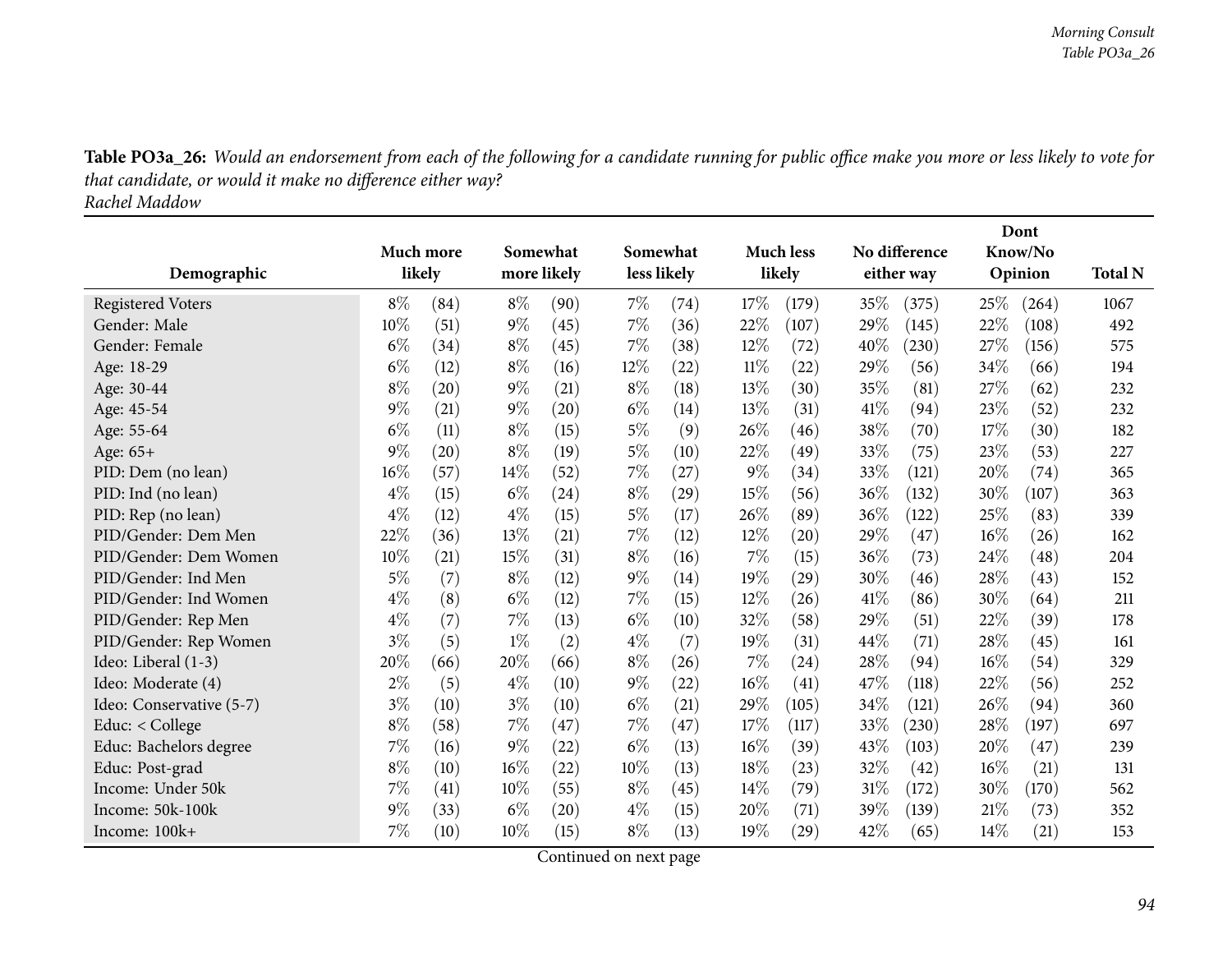**Table PO3a_26:** *Would an endorsement from each of the following for a candidate running for public office make you more or less likely to vote for that candidate, or would it make no difference either way?*
*Rachel Maddow*

| Demographic | Much more likely | | Somewhat more likely | | Somewhat less likely | | Much less likely | | No difference either way | | Dont Know/No Opinion | | Total N |
|---|---|---|---|---|---|---|---|---|---|---|---|---|---|
| Registered Voters | 8% | (84) | 8% | (90) | 7% | (74) | 17% | (179) | 35% | (375) | 25% | (264) | 1067 |
| Gender: Male | 10% | (51) | 9% | (45) | 7% | (36) | 22% | (107) | 29% | (145) | 22% | (108) | 492 |
| Gender: Female | 6% | (34) | 8% | (45) | 7% | (38) | 12% | (72) | 40% | (230) | 27% | (156) | 575 |
| Age: 18-29 | 6% | (12) | 8% | (16) | 12% | (22) | 11% | (22) | 29% | (56) | 34% | (66) | 194 |
| Age: 30-44 | 8% | (20) | 9% | (21) | 8% | (18) | 13% | (30) | 35% | (81) | 27% | (62) | 232 |
| Age: 45-54 | 9% | (21) | 9% | (20) | 6% | (14) | 13% | (31) | 41% | (94) | 23% | (52) | 232 |
| Age: 55-64 | 6% | (11) | 8% | (15) | 5% | (9) | 26% | (46) | 38% | (70) | 17% | (30) | 182 |
| Age: 65+ | 9% | (20) | 8% | (19) | 5% | (10) | 22% | (49) | 33% | (75) | 23% | (53) | 227 |
| PID: Dem (no lean) | 16% | (57) | 14% | (52) | 7% | (27) | 9% | (34) | 33% | (121) | 20% | (74) | 365 |
| PID: Ind (no lean) | 4% | (15) | 6% | (24) | 8% | (29) | 15% | (56) | 36% | (132) | 30% | (107) | 363 |
| PID: Rep (no lean) | 4% | (12) | 4% | (15) | 5% | (17) | 26% | (89) | 36% | (122) | 25% | (83) | 339 |
| PID/Gender: Dem Men | 22% | (36) | 13% | (21) | 7% | (12) | 12% | (20) | 29% | (47) | 16% | (26) | 162 |
| PID/Gender: Dem Women | 10% | (21) | 15% | (31) | 8% | (16) | 7% | (15) | 36% | (73) | 24% | (48) | 204 |
| PID/Gender: Ind Men | 5% | (7) | 8% | (12) | 9% | (14) | 19% | (29) | 30% | (46) | 28% | (43) | 152 |
| PID/Gender: Ind Women | 4% | (8) | 6% | (12) | 7% | (15) | 12% | (26) | 41% | (86) | 30% | (64) | 211 |
| PID/Gender: Rep Men | 4% | (7) | 7% | (13) | 6% | (10) | 32% | (58) | 29% | (51) | 22% | (39) | 178 |
| PID/Gender: Rep Women | 3% | (5) | 1% | (2) | 4% | (7) | 19% | (31) | 44% | (71) | 28% | (45) | 161 |
| Ideo: Liberal (1-3) | 20% | (66) | 20% | (66) | 8% | (26) | 7% | (24) | 28% | (94) | 16% | (54) | 329 |
| Ideo: Moderate (4) | 2% | (5) | 4% | (10) | 9% | (22) | 16% | (41) | 47% | (118) | 22% | (56) | 252 |
| Ideo: Conservative (5-7) | 3% | (10) | 3% | (10) | 6% | (21) | 29% | (105) | 34% | (121) | 26% | (94) | 360 |
| Educ: < College | 8% | (58) | 7% | (47) | 7% | (47) | 17% | (117) | 33% | (230) | 28% | (197) | 697 |
| Educ: Bachelors degree | 7% | (16) | 9% | (22) | 6% | (13) | 16% | (39) | 43% | (103) | 20% | (47) | 239 |
| Educ: Post-grad | 8% | (10) | 16% | (22) | 10% | (13) | 18% | (23) | 32% | (42) | 16% | (21) | 131 |
| Income: Under 50k | 7% | (41) | 10% | (55) | 8% | (45) | 14% | (79) | 31% | (172) | 30% | (170) | 562 |
| Income: 50k-100k | 9% | (33) | 6% | (20) | 4% | (15) | 20% | (71) | 39% | (139) | 21% | (73) | 352 |
| Income: 100k+ | 7% | (10) | 10% | (15) | 8% | (13) | 19% | (29) | 42% | (65) | 14% | (21) | 153 |

Continued on next page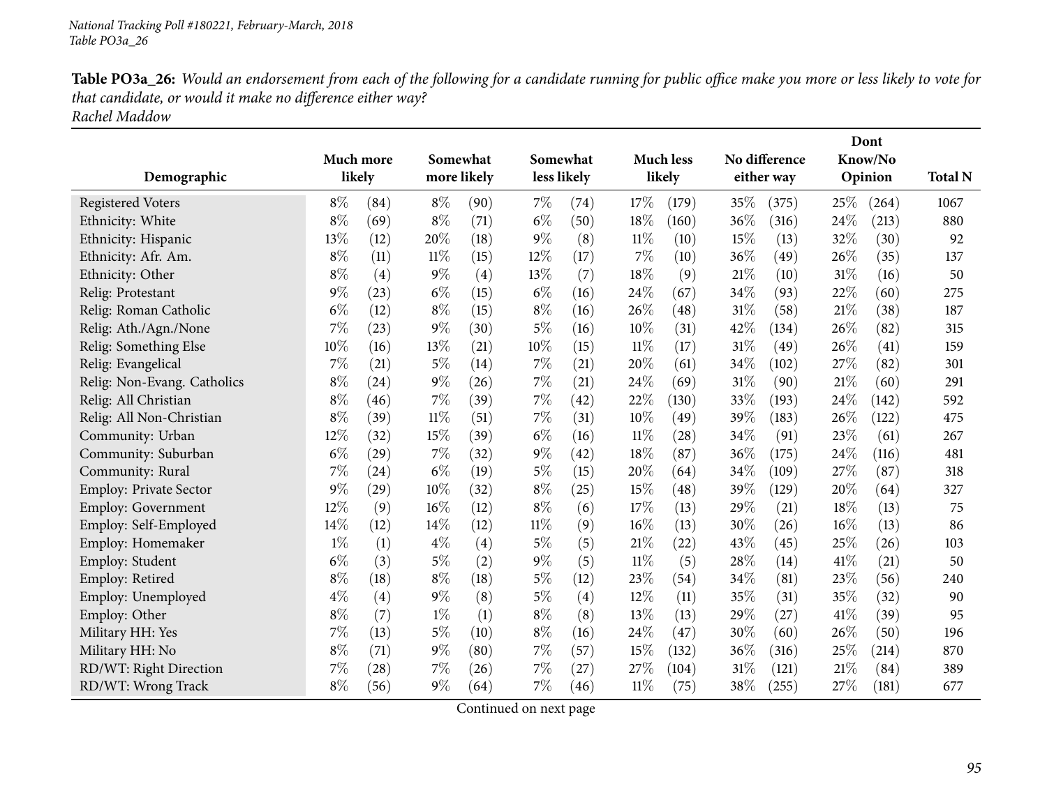*National Tracking Poll #180221, February-March, 2018*
*Table PO3a_26*

**Table PO3a_26:** *Would an endorsement from each of the following for a candidate running for public office make you more or less likely to vote for that candidate, or would it make no difference either way?*
*Rachel Maddow*

| Demographic | Much more likely | | Somewhat more likely | | Somewhat less likely | | Much less likely | | No difference either way | | Dont Know/No Opinion | | Total N |
|---|---|---|---|---|---|---|---|---|---|---|---|---|---|
| Registered Voters | 8% | (84) | 8% | (90) | 7% | (74) | 17% | (179) | 35% | (375) | 25% | (264) | 1067 |
| Ethnicity: White | 8% | (69) | 8% | (71) | 6% | (50) | 18% | (160) | 36% | (316) | 24% | (213) | 880 |
| Ethnicity: Hispanic | 13% | (12) | 20% | (18) | 9% | (8) | 11% | (10) | 15% | (13) | 32% | (30) | 92 |
| Ethnicity: Afr. Am. | 8% | (11) | 11% | (15) | 12% | (17) | 7% | (10) | 36% | (49) | 26% | (35) | 137 |
| Ethnicity: Other | 8% | (4) | 9% | (4) | 13% | (7) | 18% | (9) | 21% | (10) | 31% | (16) | 50 |
| Relig: Protestant | 9% | (23) | 6% | (15) | 6% | (16) | 24% | (67) | 34% | (93) | 22% | (60) | 275 |
| Relig: Roman Catholic | 6% | (12) | 8% | (15) | 8% | (16) | 26% | (48) | 31% | (58) | 21% | (38) | 187 |
| Relig: Ath./Agn./None | 7% | (23) | 9% | (30) | 5% | (16) | 10% | (31) | 42% | (134) | 26% | (82) | 315 |
| Relig: Something Else | 10% | (16) | 13% | (21) | 10% | (15) | 11% | (17) | 31% | (49) | 26% | (41) | 159 |
| Relig: Evangelical | 7% | (21) | 5% | (14) | 7% | (21) | 20% | (61) | 34% | (102) | 27% | (82) | 301 |
| Relig: Non-Evang. Catholics | 8% | (24) | 9% | (26) | 7% | (21) | 24% | (69) | 31% | (90) | 21% | (60) | 291 |
| Relig: All Christian | 8% | (46) | 7% | (39) | 7% | (42) | 22% | (130) | 33% | (193) | 24% | (142) | 592 |
| Relig: All Non-Christian | 8% | (39) | 11% | (51) | 7% | (31) | 10% | (49) | 39% | (183) | 26% | (122) | 475 |
| Community: Urban | 12% | (32) | 15% | (39) | 6% | (16) | 11% | (28) | 34% | (91) | 23% | (61) | 267 |
| Community: Suburban | 6% | (29) | 7% | (32) | 9% | (42) | 18% | (87) | 36% | (175) | 24% | (116) | 481 |
| Community: Rural | 7% | (24) | 6% | (19) | 5% | (15) | 20% | (64) | 34% | (109) | 27% | (87) | 318 |
| Employ: Private Sector | 9% | (29) | 10% | (32) | 8% | (25) | 15% | (48) | 39% | (129) | 20% | (64) | 327 |
| Employ: Government | 12% | (9) | 16% | (12) | 8% | (6) | 17% | (13) | 29% | (21) | 18% | (13) | 75 |
| Employ: Self-Employed | 14% | (12) | 14% | (12) | 11% | (9) | 16% | (13) | 30% | (26) | 16% | (13) | 86 |
| Employ: Homemaker | 1% | (1) | 4% | (4) | 5% | (5) | 21% | (22) | 43% | (45) | 25% | (26) | 103 |
| Employ: Student | 6% | (3) | 5% | (2) | 9% | (5) | 11% | (5) | 28% | (14) | 41% | (21) | 50 |
| Employ: Retired | 8% | (18) | 8% | (18) | 5% | (12) | 23% | (54) | 34% | (81) | 23% | (56) | 240 |
| Employ: Unemployed | 4% | (4) | 9% | (8) | 5% | (4) | 12% | (11) | 35% | (31) | 35% | (32) | 90 |
| Employ: Other | 8% | (7) | 1% | (1) | 8% | (8) | 13% | (13) | 29% | (27) | 41% | (39) | 95 |
| Military HH: Yes | 7% | (13) | 5% | (10) | 8% | (16) | 24% | (47) | 30% | (60) | 26% | (50) | 196 |
| Military HH: No | 8% | (71) | 9% | (80) | 7% | (57) | 15% | (132) | 36% | (316) | 25% | (214) | 870 |
| RD/WT: Right Direction | 7% | (28) | 7% | (26) | 7% | (27) | 27% | (104) | 31% | (121) | 21% | (84) | 389 |
| RD/WT: Wrong Track | 8% | (56) | 9% | (64) | 7% | (46) | 11% | (75) | 38% | (255) | 27% | (181) | 677 |

Continued on next page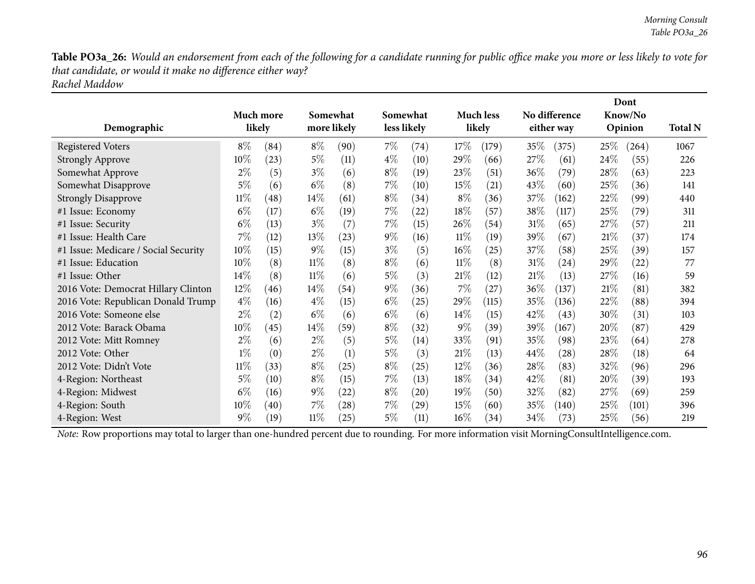**Table PO3a_26:** *Would an endorsement from each of the following for a candidate running for public office make you more or less likely to vote for that candidate, or would it make no difference either way?*
*Rachel Maddow*

| Demographic | Much more likely | | Somewhat more likely | | Somewhat less likely | | Much less likely | | No difference either way | | Dont Know/No Opinion | | Total N |
|---|---|---|---|---|---|---|---|---|---|---|---|---|---|
| Registered Voters | 8% | (84) | 8% | (90) | 7% | (74) | 17% | (179) | 35% | (375) | 25% | (264) | 1067 |
| Strongly Approve | 10% | (23) | 5% | (11) | 4% | (10) | 29% | (66) | 27% | (61) | 24% | (55) | 226 |
| Somewhat Approve | 2% | (5) | 3% | (6) | 8% | (19) | 23% | (51) | 36% | (79) | 28% | (63) | 223 |
| Somewhat Disapprove | 5% | (6) | 6% | (8) | 7% | (10) | 15% | (21) | 43% | (60) | 25% | (36) | 141 |
| Strongly Disapprove | 11% | (48) | 14% | (61) | 8% | (34) | 8% | (36) | 37% | (162) | 22% | (99) | 440 |
| #1 Issue: Economy | 6% | (17) | 6% | (19) | 7% | (22) | 18% | (57) | 38% | (117) | 25% | (79) | 311 |
| #1 Issue: Security | 6% | (13) | 3% | (7) | 7% | (15) | 26% | (54) | 31% | (65) | 27% | (57) | 211 |
| #1 Issue: Health Care | 7% | (12) | 13% | (23) | 9% | (16) | 11% | (19) | 39% | (67) | 21% | (37) | 174 |
| #1 Issue: Medicare / Social Security | 10% | (15) | 9% | (15) | 3% | (5) | 16% | (25) | 37% | (58) | 25% | (39) | 157 |
| #1 Issue: Education | 10% | (8) | 11% | (8) | 8% | (6) | 11% | (8) | 31% | (24) | 29% | (22) | 77 |
| #1 Issue: Other | 14% | (8) | 11% | (6) | 5% | (3) | 21% | (12) | 21% | (13) | 27% | (16) | 59 |
| 2016 Vote: Democrat Hillary Clinton | 12% | (46) | 14% | (54) | 9% | (36) | 7% | (27) | 36% | (137) | 21% | (81) | 382 |
| 2016 Vote: Republican Donald Trump | 4% | (16) | 4% | (15) | 6% | (25) | 29% | (115) | 35% | (136) | 22% | (88) | 394 |
| 2016 Vote: Someone else | 2% | (2) | 6% | (6) | 6% | (6) | 14% | (15) | 42% | (43) | 30% | (31) | 103 |
| 2012 Vote: Barack Obama | 10% | (45) | 14% | (59) | 8% | (32) | 9% | (39) | 39% | (167) | 20% | (87) | 429 |
| 2012 Vote: Mitt Romney | 2% | (6) | 2% | (5) | 5% | (14) | 33% | (91) | 35% | (98) | 23% | (64) | 278 |
| 2012 Vote: Other | 1% | (0) | 2% | (1) | 5% | (3) | 21% | (13) | 44% | (28) | 28% | (18) | 64 |
| 2012 Vote: Didn't Vote | 11% | (33) | 8% | (25) | 8% | (25) | 12% | (36) | 28% | (83) | 32% | (96) | 296 |
| 4-Region: Northeast | 5% | (10) | 8% | (15) | 7% | (13) | 18% | (34) | 42% | (81) | 20% | (39) | 193 |
| 4-Region: Midwest | 6% | (16) | 9% | (22) | 8% | (20) | 19% | (50) | 32% | (82) | 27% | (69) | 259 |
| 4-Region: South | 10% | (40) | 7% | (28) | 7% | (29) | 15% | (60) | 35% | (140) | 25% | (101) | 396 |
| 4-Region: West | 9% | (19) | 11% | (25) | 5% | (11) | 16% | (34) | 34% | (73) | 25% | (56) | 219 |

*Note:* Row proportions may total to larger than one-hundred percent due to rounding. For more information visit MorningConsultIntelligence.com.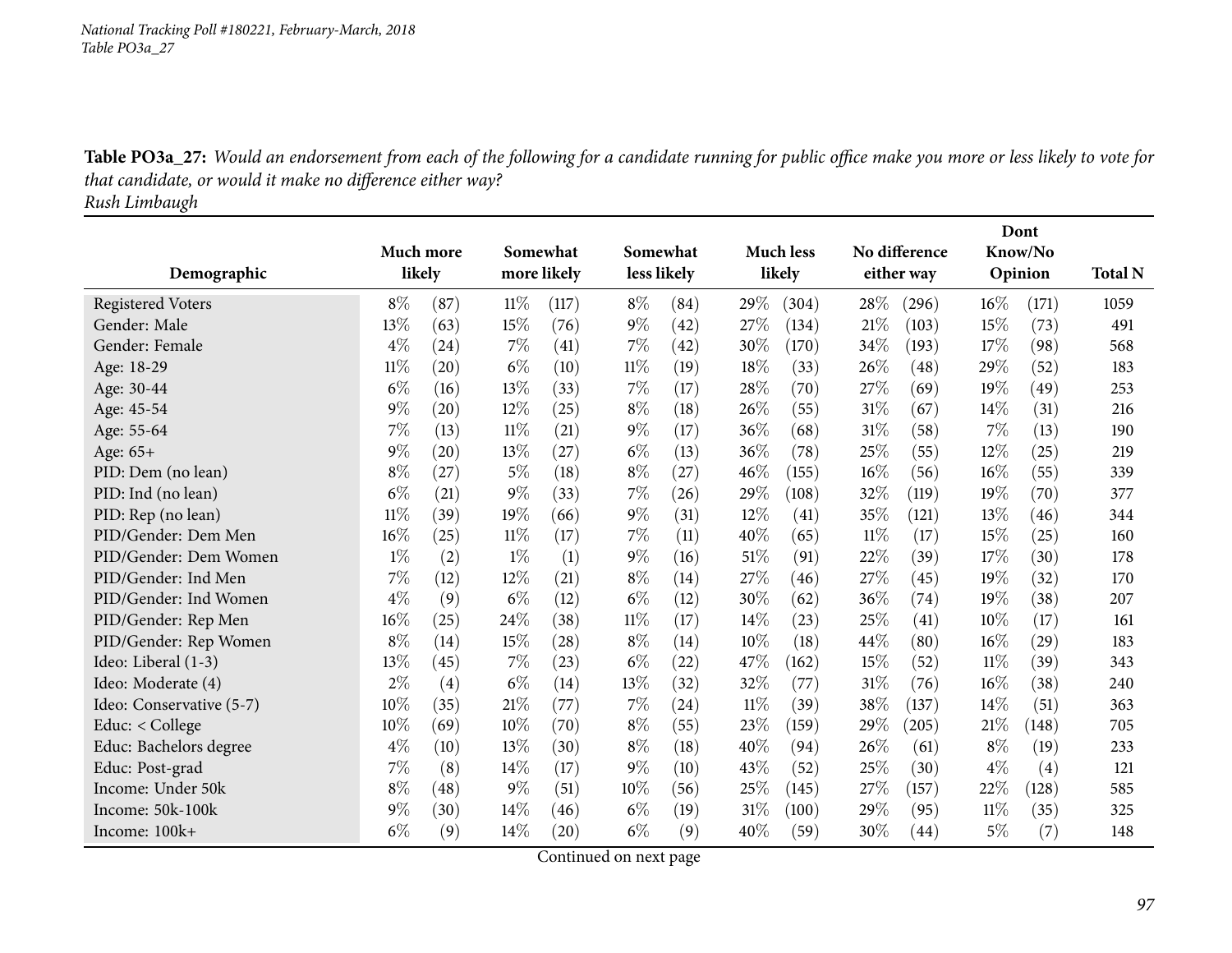**Table PO3a_27:** *Would an endorsement from each of the following for a candidate running for public office make you more or less likely to vote for that candidate, or would it make no difference either way?*
*Rush Limbaugh*

| Demographic | Much more likely | | Somewhat more likely | | Somewhat less likely | | Much less likely | | No difference either way | | Dont Know/No Opinion | | Total N |
|---|---|---|---|---|---|---|---|---|---|---|---|---|---|
| Registered Voters | 8% | (87) | 11% | (117) | 8% | (84) | 29% | (304) | 28% | (296) | 16% | (171) | 1059 |
| Gender: Male | 13% | (63) | 15% | (76) | 9% | (42) | 27% | (134) | 21% | (103) | 15% | (73) | 491 |
| Gender: Female | 4% | (24) | 7% | (41) | 7% | (42) | 30% | (170) | 34% | (193) | 17% | (98) | 568 |
| Age: 18-29 | 11% | (20) | 6% | (10) | 11% | (19) | 18% | (33) | 26% | (48) | 29% | (52) | 183 |
| Age: 30-44 | 6% | (16) | 13% | (33) | 7% | (17) | 28% | (70) | 27% | (69) | 19% | (49) | 253 |
| Age: 45-54 | 9% | (20) | 12% | (25) | 8% | (18) | 26% | (55) | 31% | (67) | 14% | (31) | 216 |
| Age: 55-64 | 7% | (13) | 11% | (21) | 9% | (17) | 36% | (68) | 31% | (58) | 7% | (13) | 190 |
| Age: 65+ | 9% | (20) | 13% | (27) | 6% | (13) | 36% | (78) | 25% | (55) | 12% | (25) | 219 |
| PID: Dem (no lean) | 8% | (27) | 5% | (18) | 8% | (27) | 46% | (155) | 16% | (56) | 16% | (55) | 339 |
| PID: Ind (no lean) | 6% | (21) | 9% | (33) | 7% | (26) | 29% | (108) | 32% | (119) | 19% | (70) | 377 |
| PID: Rep (no lean) | 11% | (39) | 19% | (66) | 9% | (31) | 12% | (41) | 35% | (121) | 13% | (46) | 344 |
| PID/Gender: Dem Men | 16% | (25) | 11% | (17) | 7% | (11) | 40% | (65) | 11% | (17) | 15% | (25) | 160 |
| PID/Gender: Dem Women | 1% | (2) | 1% | (1) | 9% | (16) | 51% | (91) | 22% | (39) | 17% | (30) | 178 |
| PID/Gender: Ind Men | 7% | (12) | 12% | (21) | 8% | (14) | 27% | (46) | 27% | (45) | 19% | (32) | 170 |
| PID/Gender: Ind Women | 4% | (9) | 6% | (12) | 6% | (12) | 30% | (62) | 36% | (74) | 19% | (38) | 207 |
| PID/Gender: Rep Men | 16% | (25) | 24% | (38) | 11% | (17) | 14% | (23) | 25% | (41) | 10% | (17) | 161 |
| PID/Gender: Rep Women | 8% | (14) | 15% | (28) | 8% | (14) | 10% | (18) | 44% | (80) | 16% | (29) | 183 |
| Ideo: Liberal (1-3) | 13% | (45) | 7% | (23) | 6% | (22) | 47% | (162) | 15% | (52) | 11% | (39) | 343 |
| Ideo: Moderate (4) | 2% | (4) | 6% | (14) | 13% | (32) | 32% | (77) | 31% | (76) | 16% | (38) | 240 |
| Ideo: Conservative (5-7) | 10% | (35) | 21% | (77) | 7% | (24) | 11% | (39) | 38% | (137) | 14% | (51) | 363 |
| Educ: < College | 10% | (69) | 10% | (70) | 8% | (55) | 23% | (159) | 29% | (205) | 21% | (148) | 705 |
| Educ: Bachelors degree | 4% | (10) | 13% | (30) | 8% | (18) | 40% | (94) | 26% | (61) | 8% | (19) | 233 |
| Educ: Post-grad | 7% | (8) | 14% | (17) | 9% | (10) | 43% | (52) | 25% | (30) | 4% | (4) | 121 |
| Income: Under 50k | 8% | (48) | 9% | (51) | 10% | (56) | 25% | (145) | 27% | (157) | 22% | (128) | 585 |
| Income: 50k-100k | 9% | (30) | 14% | (46) | 6% | (19) | 31% | (100) | 29% | (95) | 11% | (35) | 325 |
| Income: 100k+ | 6% | (9) | 14% | (20) | 6% | (9) | 40% | (59) | 30% | (44) | 5% | (7) | 148 |

Continued on next page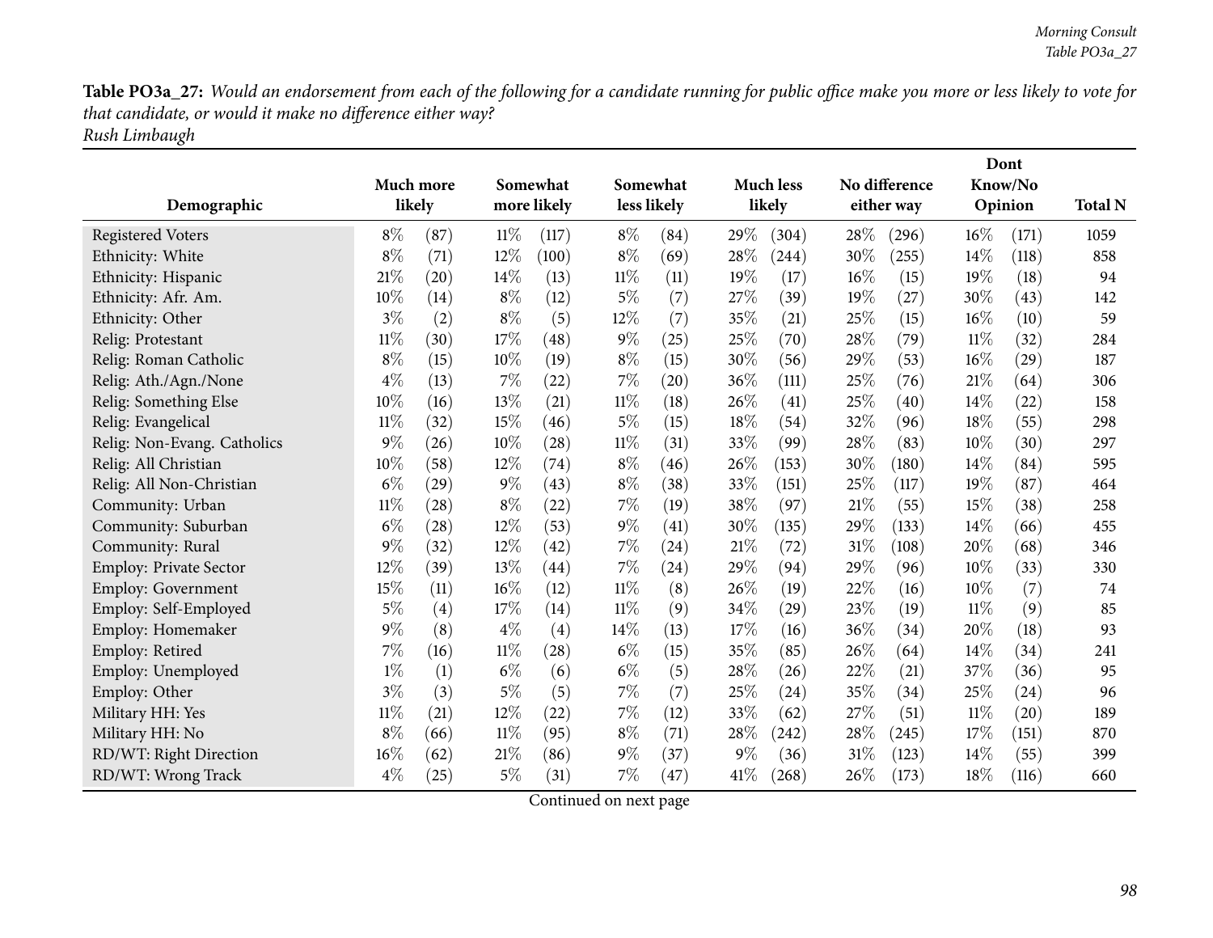**Table PO3a_27:** *Would an endorsement from each of the following for a candidate running for public office make you more or less likely to vote for that candidate, or would it make no difference either way?*
*Rush Limbaugh*

| Demographic | Much more likely | | Somewhat more likely | | Somewhat less likely | | Much less likely | | No difference either way | | Dont Know/No Opinion | | Total N |
|---|---|---|---|---|---|---|---|---|---|---|---|---|---|
| Registered Voters | 8% | (87) | 11% | (117) | 8% | (84) | 29% | (304) | 28% | (296) | 16% | (171) | 1059 |
| Ethnicity: White | 8% | (71) | 12% | (100) | 8% | (69) | 28% | (244) | 30% | (255) | 14% | (118) | 858 |
| Ethnicity: Hispanic | 21% | (20) | 14% | (13) | 11% | (11) | 19% | (17) | 16% | (15) | 19% | (18) | 94 |
| Ethnicity: Afr. Am. | 10% | (14) | 8% | (12) | 5% | (7) | 27% | (39) | 19% | (27) | 30% | (43) | 142 |
| Ethnicity: Other | 3% | (2) | 8% | (5) | 12% | (7) | 35% | (21) | 25% | (15) | 16% | (10) | 59 |
| Relig: Protestant | 11% | (30) | 17% | (48) | 9% | (25) | 25% | (70) | 28% | (79) | 11% | (32) | 284 |
| Relig: Roman Catholic | 8% | (15) | 10% | (19) | 8% | (15) | 30% | (56) | 29% | (53) | 16% | (29) | 187 |
| Relig: Ath./Agn./None | 4% | (13) | 7% | (22) | 7% | (20) | 36% | (111) | 25% | (76) | 21% | (64) | 306 |
| Relig: Something Else | 10% | (16) | 13% | (21) | 11% | (18) | 26% | (41) | 25% | (40) | 14% | (22) | 158 |
| Relig: Evangelical | 11% | (32) | 15% | (46) | 5% | (15) | 18% | (54) | 32% | (96) | 18% | (55) | 298 |
| Relig: Non-Evang. Catholics | 9% | (26) | 10% | (28) | 11% | (31) | 33% | (99) | 28% | (83) | 10% | (30) | 297 |
| Relig: All Christian | 10% | (58) | 12% | (74) | 8% | (46) | 26% | (153) | 30% | (180) | 14% | (84) | 595 |
| Relig: All Non-Christian | 6% | (29) | 9% | (43) | 8% | (38) | 33% | (151) | 25% | (117) | 19% | (87) | 464 |
| Community: Urban | 11% | (28) | 8% | (22) | 7% | (19) | 38% | (97) | 21% | (55) | 15% | (38) | 258 |
| Community: Suburban | 6% | (28) | 12% | (53) | 9% | (41) | 30% | (135) | 29% | (133) | 14% | (66) | 455 |
| Community: Rural | 9% | (32) | 12% | (42) | 7% | (24) | 21% | (72) | 31% | (108) | 20% | (68) | 346 |
| Employ: Private Sector | 12% | (39) | 13% | (44) | 7% | (24) | 29% | (94) | 29% | (96) | 10% | (33) | 330 |
| Employ: Government | 15% | (11) | 16% | (12) | 11% | (8) | 26% | (19) | 22% | (16) | 10% | (7) | 74 |
| Employ: Self-Employed | 5% | (4) | 17% | (14) | 11% | (9) | 34% | (29) | 23% | (19) | 11% | (9) | 85 |
| Employ: Homemaker | 9% | (8) | 4% | (4) | 14% | (13) | 17% | (16) | 36% | (34) | 20% | (18) | 93 |
| Employ: Retired | 7% | (16) | 11% | (28) | 6% | (15) | 35% | (85) | 26% | (64) | 14% | (34) | 241 |
| Employ: Unemployed | 1% | (1) | 6% | (6) | 6% | (5) | 28% | (26) | 22% | (21) | 37% | (36) | 95 |
| Employ: Other | 3% | (3) | 5% | (5) | 7% | (7) | 25% | (24) | 35% | (34) | 25% | (24) | 96 |
| Military HH: Yes | 11% | (21) | 12% | (22) | 7% | (12) | 33% | (62) | 27% | (51) | 11% | (20) | 189 |
| Military HH: No | 8% | (66) | 11% | (95) | 8% | (71) | 28% | (242) | 28% | (245) | 17% | (151) | 870 |
| RD/WT: Right Direction | 16% | (62) | 21% | (86) | 9% | (37) | 9% | (36) | 31% | (123) | 14% | (55) | 399 |
| RD/WT: Wrong Track | 4% | (25) | 5% | (31) | 7% | (47) | 41% | (268) | 26% | (173) | 18% | (116) | 660 |

Continued on next page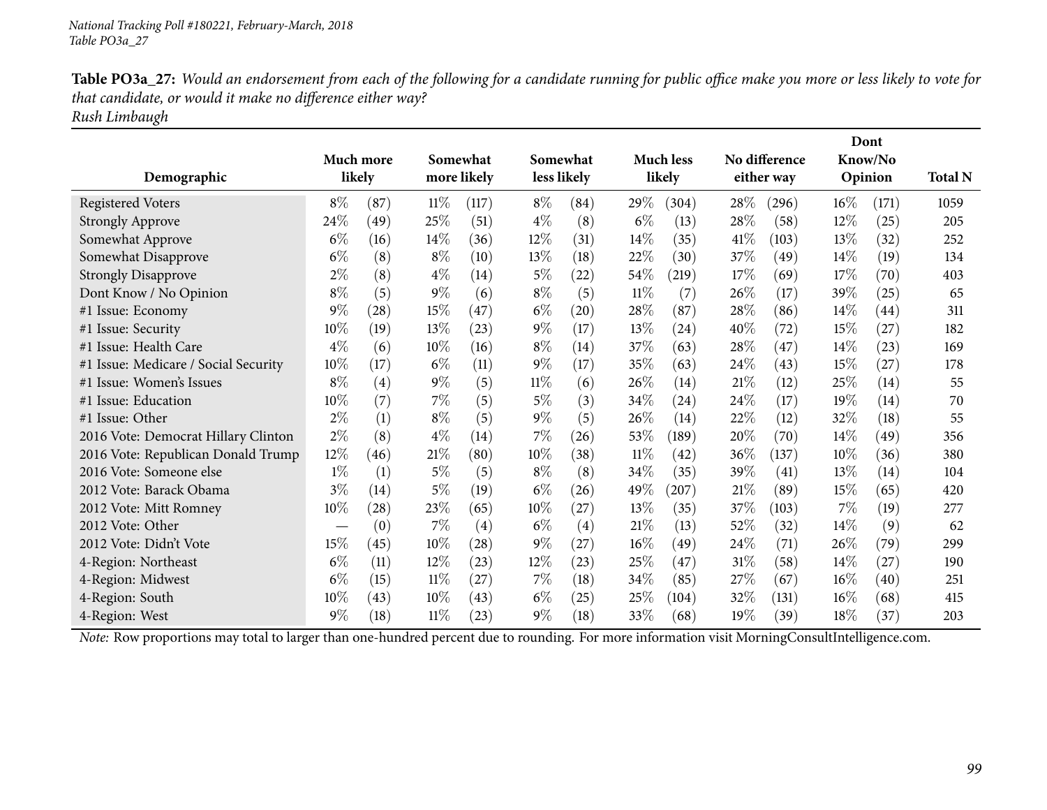**Table PO3a_27:** *Would an endorsement from each of the following for a candidate running for public office make you more or less likely to vote for that candidate, or would it make no difference either way?*
*Rush Limbaugh*

| Demographic | Much more likely | | Somewhat more likely | | Somewhat less likely | | Much less likely | | No difference either way | | Dont Know/No Opinion | | Total N |
|---|---|---|---|---|---|---|---|---|---|---|---|---|---|
| Registered Voters | 8% | (87) | 11% | (117) | 8% | (84) | 29% | (304) | 28% | (296) | 16% | (171) | 1059 |
| Strongly Approve | 24% | (49) | 25% | (51) | 4% | (8) | 6% | (13) | 28% | (58) | 12% | (25) | 205 |
| Somewhat Approve | 6% | (16) | 14% | (36) | 12% | (31) | 14% | (35) | 41% | (103) | 13% | (32) | 252 |
| Somewhat Disapprove | 6% | (8) | 8% | (10) | 13% | (18) | 22% | (30) | 37% | (49) | 14% | (19) | 134 |
| Strongly Disapprove | 2% | (8) | 4% | (14) | 5% | (22) | 54% | (219) | 17% | (69) | 17% | (70) | 403 |
| Dont Know / No Opinion | 8% | (5) | 9% | (6) | 8% | (5) | 11% | (7) | 26% | (17) | 39% | (25) | 65 |
| #1 Issue: Economy | 9% | (28) | 15% | (47) | 6% | (20) | 28% | (87) | 28% | (86) | 14% | (44) | 311 |
| #1 Issue: Security | 10% | (19) | 13% | (23) | 9% | (17) | 13% | (24) | 40% | (72) | 15% | (27) | 182 |
| #1 Issue: Health Care | 4% | (6) | 10% | (16) | 8% | (14) | 37% | (63) | 28% | (47) | 14% | (23) | 169 |
| #1 Issue: Medicare / Social Security | 10% | (17) | 6% | (11) | 9% | (17) | 35% | (63) | 24% | (43) | 15% | (27) | 178 |
| #1 Issue: Women's Issues | 8% | (4) | 9% | (5) | 11% | (6) | 26% | (14) | 21% | (12) | 25% | (14) | 55 |
| #1 Issue: Education | 10% | (7) | 7% | (5) | 5% | (3) | 34% | (24) | 24% | (17) | 19% | (14) | 70 |
| #1 Issue: Other | 2% | (1) | 8% | (5) | 9% | (5) | 26% | (14) | 22% | (12) | 32% | (18) | 55 |
| 2016 Vote: Democrat Hillary Clinton | 2% | (8) | 4% | (14) | 7% | (26) | 53% | (189) | 20% | (70) | 14% | (49) | 356 |
| 2016 Vote: Republican Donald Trump | 12% | (46) | 21% | (80) | 10% | (38) | 11% | (42) | 36% | (137) | 10% | (36) | 380 |
| 2016 Vote: Someone else | 1% | (1) | 5% | (5) | 8% | (8) | 34% | (35) | 39% | (41) | 13% | (14) | 104 |
| 2012 Vote: Barack Obama | 3% | (14) | 5% | (19) | 6% | (26) | 49% | (207) | 21% | (89) | 15% | (65) | 420 |
| 2012 Vote: Mitt Romney | 10% | (28) | 23% | (65) | 10% | (27) | 13% | (35) | 37% | (103) | 7% | (19) | 277 |
| 2012 Vote: Other | — | (0) | 7% | (4) | 6% | (4) | 21% | (13) | 52% | (32) | 14% | (9) | 62 |
| 2012 Vote: Didn't Vote | 15% | (45) | 10% | (28) | 9% | (27) | 16% | (49) | 24% | (71) | 26% | (79) | 299 |
| 4-Region: Northeast | 6% | (11) | 12% | (23) | 12% | (23) | 25% | (47) | 31% | (58) | 14% | (27) | 190 |
| 4-Region: Midwest | 6% | (15) | 11% | (27) | 7% | (18) | 34% | (85) | 27% | (67) | 16% | (40) | 251 |
| 4-Region: South | 10% | (43) | 10% | (43) | 6% | (25) | 25% | (104) | 32% | (131) | 16% | (68) | 415 |
| 4-Region: West | 9% | (18) | 11% | (23) | 9% | (18) | 33% | (68) | 19% | (39) | 18% | (37) | 203 |

*Note:* Row proportions may total to larger than one-hundred percent due to rounding. For more information visit MorningConsultIntelligence.com.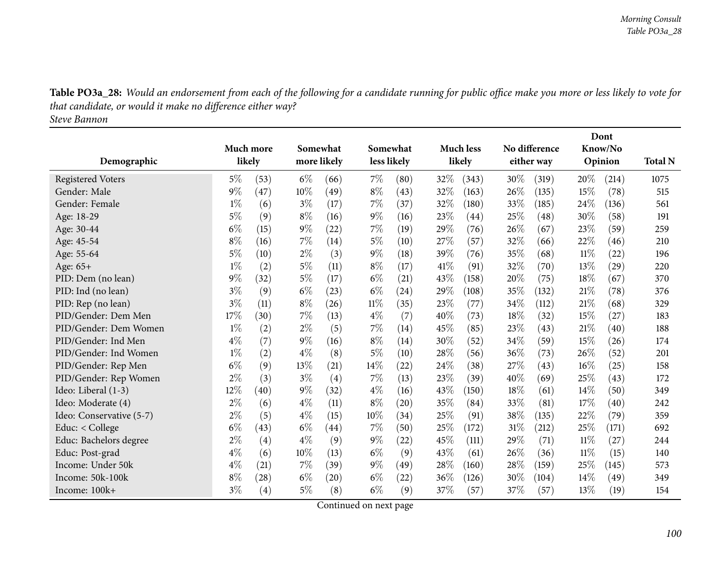**Table PO3a_28:** *Would an endorsement from each of the following for a candidate running for public office make you more or less likely to vote for that candidate, or would it make no difference either way?*
*Steve Bannon*

| Demographic | Much more likely | | Somewhat more likely | | Somewhat less likely | | Much less likely | | No difference either way | | Dont Know/No Opinion | | Total N |
|---|---|---|---|---|---|---|---|---|---|---|---|---|---|
| Registered Voters | 5% | (53) | 6% | (66) | 7% | (80) | 32% | (343) | 30% | (319) | 20% | (214) | 1075 |
| Gender: Male | 9% | (47) | 10% | (49) | 8% | (43) | 32% | (163) | 26% | (135) | 15% | (78) | 515 |
| Gender: Female | 1% | (6) | 3% | (17) | 7% | (37) | 32% | (180) | 33% | (185) | 24% | (136) | 561 |
| Age: 18-29 | 5% | (9) | 8% | (16) | 9% | (16) | 23% | (44) | 25% | (48) | 30% | (58) | 191 |
| Age: 30-44 | 6% | (15) | 9% | (22) | 7% | (19) | 29% | (76) | 26% | (67) | 23% | (59) | 259 |
| Age: 45-54 | 8% | (16) | 7% | (14) | 5% | (10) | 27% | (57) | 32% | (66) | 22% | (46) | 210 |
| Age: 55-64 | 5% | (10) | 2% | (3) | 9% | (18) | 39% | (76) | 35% | (68) | 11% | (22) | 196 |
| Age: 65+ | 1% | (2) | 5% | (11) | 8% | (17) | 41% | (91) | 32% | (70) | 13% | (29) | 220 |
| PID: Dem (no lean) | 9% | (32) | 5% | (17) | 6% | (21) | 43% | (158) | 20% | (75) | 18% | (67) | 370 |
| PID: Ind (no lean) | 3% | (9) | 6% | (23) | 6% | (24) | 29% | (108) | 35% | (132) | 21% | (78) | 376 |
| PID: Rep (no lean) | 3% | (11) | 8% | (26) | 11% | (35) | 23% | (77) | 34% | (112) | 21% | (68) | 329 |
| PID/Gender: Dem Men | 17% | (30) | 7% | (13) | 4% | (7) | 40% | (73) | 18% | (32) | 15% | (27) | 183 |
| PID/Gender: Dem Women | 1% | (2) | 2% | (5) | 7% | (14) | 45% | (85) | 23% | (43) | 21% | (40) | 188 |
| PID/Gender: Ind Men | 4% | (7) | 9% | (16) | 8% | (14) | 30% | (52) | 34% | (59) | 15% | (26) | 174 |
| PID/Gender: Ind Women | 1% | (2) | 4% | (8) | 5% | (10) | 28% | (56) | 36% | (73) | 26% | (52) | 201 |
| PID/Gender: Rep Men | 6% | (9) | 13% | (21) | 14% | (22) | 24% | (38) | 27% | (43) | 16% | (25) | 158 |
| PID/Gender: Rep Women | 2% | (3) | 3% | (4) | 7% | (13) | 23% | (39) | 40% | (69) | 25% | (43) | 172 |
| Ideo: Liberal (1-3) | 12% | (40) | 9% | (32) | 4% | (16) | 43% | (150) | 18% | (61) | 14% | (50) | 349 |
| Ideo: Moderate (4) | 2% | (6) | 4% | (11) | 8% | (20) | 35% | (84) | 33% | (81) | 17% | (40) | 242 |
| Ideo: Conservative (5-7) | 2% | (5) | 4% | (15) | 10% | (34) | 25% | (91) | 38% | (135) | 22% | (79) | 359 |
| Educ: < College | 6% | (43) | 6% | (44) | 7% | (50) | 25% | (172) | 31% | (212) | 25% | (171) | 692 |
| Educ: Bachelors degree | 2% | (4) | 4% | (9) | 9% | (22) | 45% | (111) | 29% | (71) | 11% | (27) | 244 |
| Educ: Post-grad | 4% | (6) | 10% | (13) | 6% | (9) | 43% | (61) | 26% | (36) | 11% | (15) | 140 |
| Income: Under 50k | 4% | (21) | 7% | (39) | 9% | (49) | 28% | (160) | 28% | (159) | 25% | (145) | 573 |
| Income: 50k-100k | 8% | (28) | 6% | (20) | 6% | (22) | 36% | (126) | 30% | (104) | 14% | (49) | 349 |
| Income: 100k+ | 3% | (4) | 5% | (8) | 6% | (9) | 37% | (57) | 37% | (57) | 13% | (19) | 154 |

Continued on next page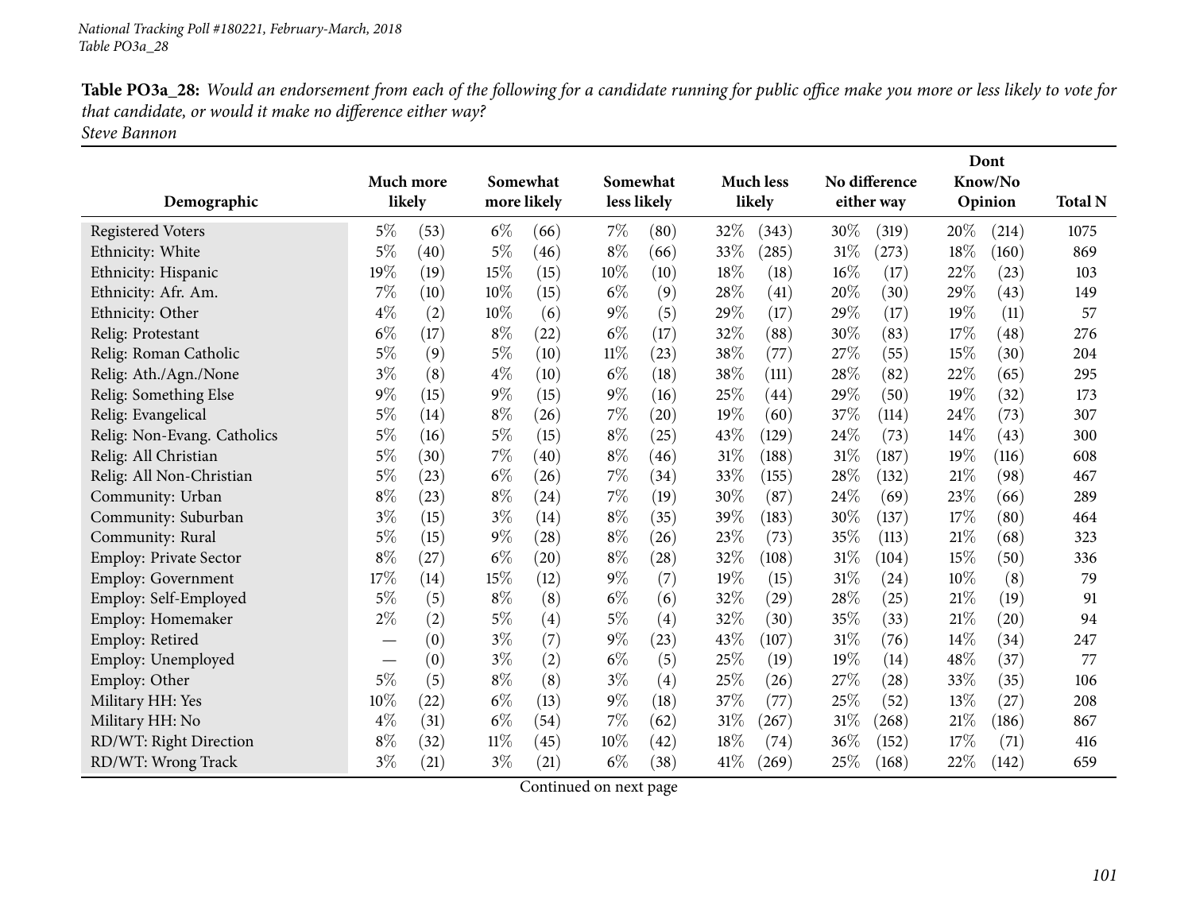**Table PO3a_28:** *Would an endorsement from each of the following for a candidate running for public office make you more or less likely to vote for that candidate, or would it make no difference either way?*
*Steve Bannon*

| Demographic | Much more likely | | Somewhat more likely | | Somewhat less likely | | Much less likely | | No difference either way | | Dont Know/No Opinion | | Total N |
|---|---|---|---|---|---|---|---|---|---|---|---|---|---|
| Registered Voters | 5% | (53) | 6% | (66) | 7% | (80) | 32% | (343) | 30% | (319) | 20% | (214) | 1075 |
| Ethnicity: White | 5% | (40) | 5% | (46) | 8% | (66) | 33% | (285) | 31% | (273) | 18% | (160) | 869 |
| Ethnicity: Hispanic | 19% | (19) | 15% | (15) | 10% | (10) | 18% | (18) | 16% | (17) | 22% | (23) | 103 |
| Ethnicity: Afr. Am. | 7% | (10) | 10% | (15) | 6% | (9) | 28% | (41) | 20% | (30) | 29% | (43) | 149 |
| Ethnicity: Other | 4% | (2) | 10% | (6) | 9% | (5) | 29% | (17) | 29% | (17) | 19% | (11) | 57 |
| Relig: Protestant | 6% | (17) | 8% | (22) | 6% | (17) | 32% | (88) | 30% | (83) | 17% | (48) | 276 |
| Relig: Roman Catholic | 5% | (9) | 5% | (10) | 11% | (23) | 38% | (77) | 27% | (55) | 15% | (30) | 204 |
| Relig: Ath./Agn./None | 3% | (8) | 4% | (10) | 6% | (18) | 38% | (111) | 28% | (82) | 22% | (65) | 295 |
| Relig: Something Else | 9% | (15) | 9% | (15) | 9% | (16) | 25% | (44) | 29% | (50) | 19% | (32) | 173 |
| Relig: Evangelical | 5% | (14) | 8% | (26) | 7% | (20) | 19% | (60) | 37% | (114) | 24% | (73) | 307 |
| Relig: Non-Evang. Catholics | 5% | (16) | 5% | (15) | 8% | (25) | 43% | (129) | 24% | (73) | 14% | (43) | 300 |
| Relig: All Christian | 5% | (30) | 7% | (40) | 8% | (46) | 31% | (188) | 31% | (187) | 19% | (116) | 608 |
| Relig: All Non-Christian | 5% | (23) | 6% | (26) | 7% | (34) | 33% | (155) | 28% | (132) | 21% | (98) | 467 |
| Community: Urban | 8% | (23) | 8% | (24) | 7% | (19) | 30% | (87) | 24% | (69) | 23% | (66) | 289 |
| Community: Suburban | 3% | (15) | 3% | (14) | 8% | (35) | 39% | (183) | 30% | (137) | 17% | (80) | 464 |
| Community: Rural | 5% | (15) | 9% | (28) | 8% | (26) | 23% | (73) | 35% | (113) | 21% | (68) | 323 |
| Employ: Private Sector | 8% | (27) | 6% | (20) | 8% | (28) | 32% | (108) | 31% | (104) | 15% | (50) | 336 |
| Employ: Government | 17% | (14) | 15% | (12) | 9% | (7) | 19% | (15) | 31% | (24) | 10% | (8) | 79 |
| Employ: Self-Employed | 5% | (5) | 8% | (8) | 6% | (6) | 32% | (29) | 28% | (25) | 21% | (19) | 91 |
| Employ: Homemaker | 2% | (2) | 5% | (4) | 5% | (4) | 32% | (30) | 35% | (33) | 21% | (20) | 94 |
| Employ: Retired | — | (0) | 3% | (7) | 9% | (23) | 43% | (107) | 31% | (76) | 14% | (34) | 247 |
| Employ: Unemployed | — | (0) | 3% | (2) | 6% | (5) | 25% | (19) | 19% | (14) | 48% | (37) | 77 |
| Employ: Other | 5% | (5) | 8% | (8) | 3% | (4) | 25% | (26) | 27% | (28) | 33% | (35) | 106 |
| Military HH: Yes | 10% | (22) | 6% | (13) | 9% | (18) | 37% | (77) | 25% | (52) | 13% | (27) | 208 |
| Military HH: No | 4% | (31) | 6% | (54) | 7% | (62) | 31% | (267) | 31% | (268) | 21% | (186) | 867 |
| RD/WT: Right Direction | 8% | (32) | 11% | (45) | 10% | (42) | 18% | (74) | 36% | (152) | 17% | (71) | 416 |
| RD/WT: Wrong Track | 3% | (21) | 3% | (21) | 6% | (38) | 41% | (269) | 25% | (168) | 22% | (142) | 659 |

Continued on next page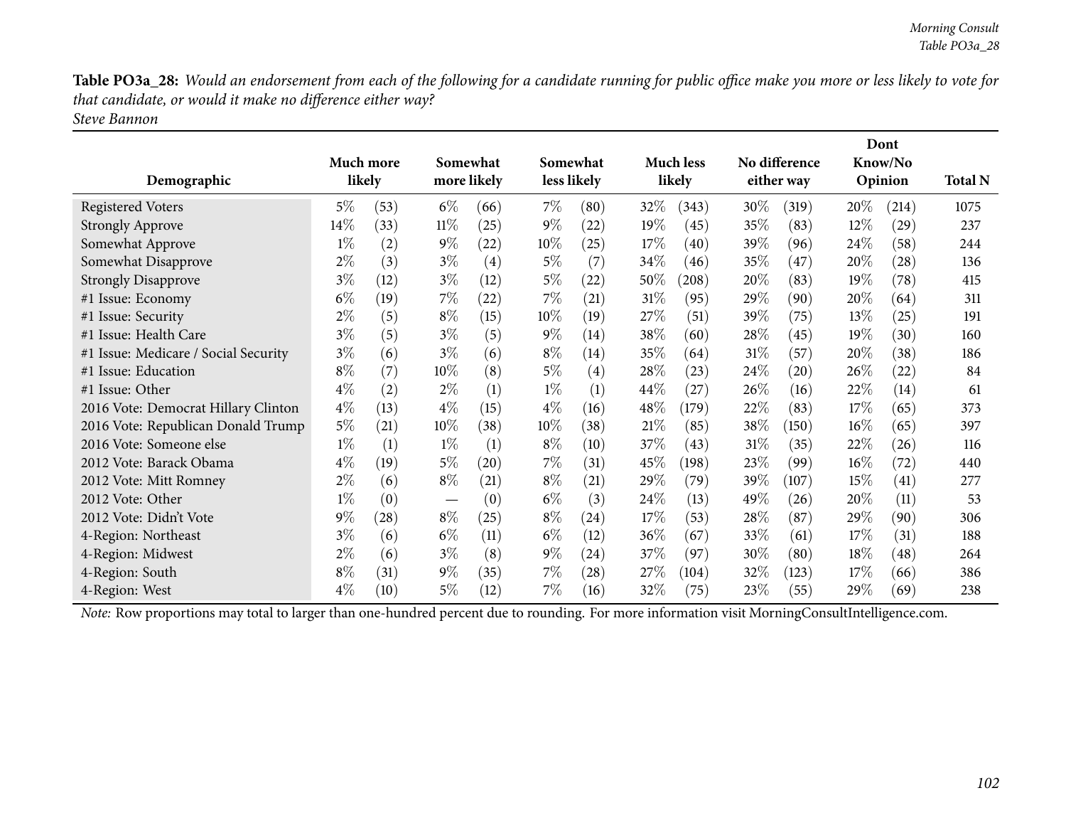**Table PO3a_28:** *Would an endorsement from each of the following for a candidate running for public office make you more or less likely to vote for that candidate, or would it make no difference either way?*
*Steve Bannon*

| Demographic | Much more likely | | Somewhat more likely | | Somewhat less likely | | Much less likely | | No difference either way | | Dont Know/No Opinion | | Total N |
|---|---|---|---|---|---|---|---|---|---|---|---|---|---|
| Registered Voters | 5% | (53) | 6% | (66) | 7% | (80) | 32% | (343) | 30% | (319) | 20% | (214) | 1075 |
| Strongly Approve | 14% | (33) | 11% | (25) | 9% | (22) | 19% | (45) | 35% | (83) | 12% | (29) | 237 |
| Somewhat Approve | 1% | (2) | 9% | (22) | 10% | (25) | 17% | (40) | 39% | (96) | 24% | (58) | 244 |
| Somewhat Disapprove | 2% | (3) | 3% | (4) | 5% | (7) | 34% | (46) | 35% | (47) | 20% | (28) | 136 |
| Strongly Disapprove | 3% | (12) | 3% | (12) | 5% | (22) | 50% | (208) | 20% | (83) | 19% | (78) | 415 |
| #1 Issue: Economy | 6% | (19) | 7% | (22) | 7% | (21) | 31% | (95) | 29% | (90) | 20% | (64) | 311 |
| #1 Issue: Security | 2% | (5) | 8% | (15) | 10% | (19) | 27% | (51) | 39% | (75) | 13% | (25) | 191 |
| #1 Issue: Health Care | 3% | (5) | 3% | (5) | 9% | (14) | 38% | (60) | 28% | (45) | 19% | (30) | 160 |
| #1 Issue: Medicare / Social Security | 3% | (6) | 3% | (6) | 8% | (14) | 35% | (64) | 31% | (57) | 20% | (38) | 186 |
| #1 Issue: Education | 8% | (7) | 10% | (8) | 5% | (4) | 28% | (23) | 24% | (20) | 26% | (22) | 84 |
| #1 Issue: Other | 4% | (2) | 2% | (1) | 1% | (1) | 44% | (27) | 26% | (16) | 22% | (14) | 61 |
| 2016 Vote: Democrat Hillary Clinton | 4% | (13) | 4% | (15) | 4% | (16) | 48% | (179) | 22% | (83) | 17% | (65) | 373 |
| 2016 Vote: Republican Donald Trump | 5% | (21) | 10% | (38) | 10% | (38) | 21% | (85) | 38% | (150) | 16% | (65) | 397 |
| 2016 Vote: Someone else | 1% | (1) | 1% | (1) | 8% | (10) | 37% | (43) | 31% | (35) | 22% | (26) | 116 |
| 2012 Vote: Barack Obama | 4% | (19) | 5% | (20) | 7% | (31) | 45% | (198) | 23% | (99) | 16% | (72) | 440 |
| 2012 Vote: Mitt Romney | 2% | (6) | 8% | (21) | 8% | (21) | 29% | (79) | 39% | (107) | 15% | (41) | 277 |
| 2012 Vote: Other | 1% | (0) | — | (0) | 6% | (3) | 24% | (13) | 49% | (26) | 20% | (11) | 53 |
| 2012 Vote: Didn't Vote | 9% | (28) | 8% | (25) | 8% | (24) | 17% | (53) | 28% | (87) | 29% | (90) | 306 |
| 4-Region: Northeast | 3% | (6) | 6% | (11) | 6% | (12) | 36% | (67) | 33% | (61) | 17% | (31) | 188 |
| 4-Region: Midwest | 2% | (6) | 3% | (8) | 9% | (24) | 37% | (97) | 30% | (80) | 18% | (48) | 264 |
| 4-Region: South | 8% | (31) | 9% | (35) | 7% | (28) | 27% | (104) | 32% | (123) | 17% | (66) | 386 |
| 4-Region: West | 4% | (10) | 5% | (12) | 7% | (16) | 32% | (75) | 23% | (55) | 29% | (69) | 238 |

*Note:* Row proportions may total to larger than one-hundred percent due to rounding. For more information visit MorningConsultIntelligence.com.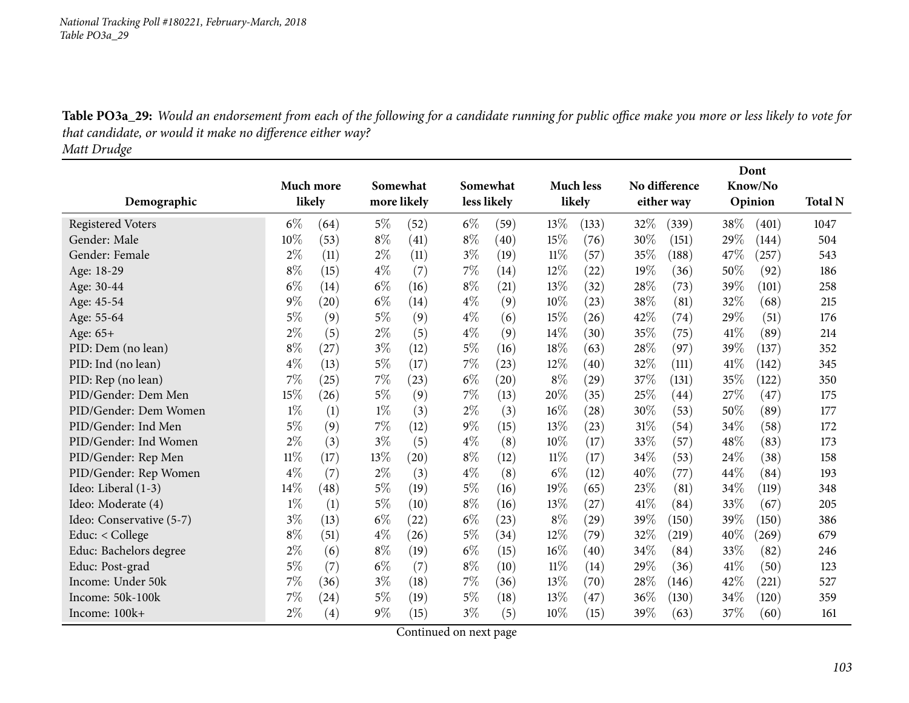**Table PO3a_29:** *Would an endorsement from each of the following for a candidate running for public office make you more or less likely to vote for that candidate, or would it make no difference either way?*
*Matt Drudge*

| Demographic | Much more likely | | Somewhat more likely | | Somewhat less likely | | Much less likely | | No difference either way | | Dont Know/No Opinion | | Total N |
|---|---|---|---|---|---|---|---|---|---|---|---|---|---|
| Registered Voters | 6% | (64) | 5% | (52) | 6% | (59) | 13% | (133) | 32% | (339) | 38% | (401) | 1047 |
| Gender: Male | 10% | (53) | 8% | (41) | 8% | (40) | 15% | (76) | 30% | (151) | 29% | (144) | 504 |
| Gender: Female | 2% | (11) | 2% | (11) | 3% | (19) | 11% | (57) | 35% | (188) | 47% | (257) | 543 |
| Age: 18-29 | 8% | (15) | 4% | (7) | 7% | (14) | 12% | (22) | 19% | (36) | 50% | (92) | 186 |
| Age: 30-44 | 6% | (14) | 6% | (16) | 8% | (21) | 13% | (32) | 28% | (73) | 39% | (101) | 258 |
| Age: 45-54 | 9% | (20) | 6% | (14) | 4% | (9) | 10% | (23) | 38% | (81) | 32% | (68) | 215 |
| Age: 55-64 | 5% | (9) | 5% | (9) | 4% | (6) | 15% | (26) | 42% | (74) | 29% | (51) | 176 |
| Age: 65+ | 2% | (5) | 2% | (5) | 4% | (9) | 14% | (30) | 35% | (75) | 41% | (89) | 214 |
| PID: Dem (no lean) | 8% | (27) | 3% | (12) | 5% | (16) | 18% | (63) | 28% | (97) | 39% | (137) | 352 |
| PID: Ind (no lean) | 4% | (13) | 5% | (17) | 7% | (23) | 12% | (40) | 32% | (111) | 41% | (142) | 345 |
| PID: Rep (no lean) | 7% | (25) | 7% | (23) | 6% | (20) | 8% | (29) | 37% | (131) | 35% | (122) | 350 |
| PID/Gender: Dem Men | 15% | (26) | 5% | (9) | 7% | (13) | 20% | (35) | 25% | (44) | 27% | (47) | 175 |
| PID/Gender: Dem Women | 1% | (1) | 1% | (3) | 2% | (3) | 16% | (28) | 30% | (53) | 50% | (89) | 177 |
| PID/Gender: Ind Men | 5% | (9) | 7% | (12) | 9% | (15) | 13% | (23) | 31% | (54) | 34% | (58) | 172 |
| PID/Gender: Ind Women | 2% | (3) | 3% | (5) | 4% | (8) | 10% | (17) | 33% | (57) | 48% | (83) | 173 |
| PID/Gender: Rep Men | 11% | (17) | 13% | (20) | 8% | (12) | 11% | (17) | 34% | (53) | 24% | (38) | 158 |
| PID/Gender: Rep Women | 4% | (7) | 2% | (3) | 4% | (8) | 6% | (12) | 40% | (77) | 44% | (84) | 193 |
| Ideo: Liberal (1-3) | 14% | (48) | 5% | (19) | 5% | (16) | 19% | (65) | 23% | (81) | 34% | (119) | 348 |
| Ideo: Moderate (4) | 1% | (1) | 5% | (10) | 8% | (16) | 13% | (27) | 41% | (84) | 33% | (67) | 205 |
| Ideo: Conservative (5-7) | 3% | (13) | 6% | (22) | 6% | (23) | 8% | (29) | 39% | (150) | 39% | (150) | 386 |
| Educ: < College | 8% | (51) | 4% | (26) | 5% | (34) | 12% | (79) | 32% | (219) | 40% | (269) | 679 |
| Educ: Bachelors degree | 2% | (6) | 8% | (19) | 6% | (15) | 16% | (40) | 34% | (84) | 33% | (82) | 246 |
| Educ: Post-grad | 5% | (7) | 6% | (7) | 8% | (10) | 11% | (14) | 29% | (36) | 41% | (50) | 123 |
| Income: Under 50k | 7% | (36) | 3% | (18) | 7% | (36) | 13% | (70) | 28% | (146) | 42% | (221) | 527 |
| Income: 50k-100k | 7% | (24) | 5% | (19) | 5% | (18) | 13% | (47) | 36% | (130) | 34% | (120) | 359 |
| Income: 100k+ | 2% | (4) | 9% | (15) | 3% | (5) | 10% | (15) | 39% | (63) | 37% | (60) | 161 |

Continued on next page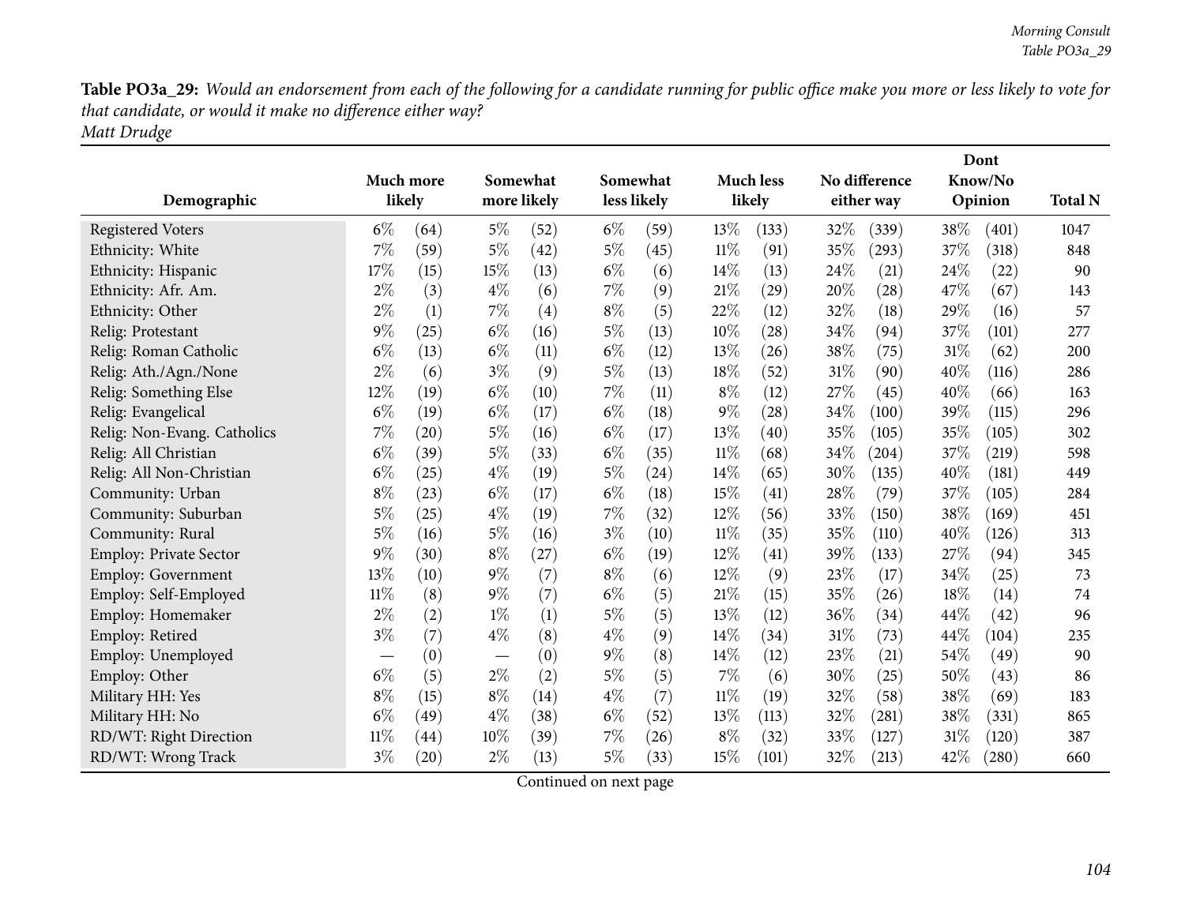**Table PO3a_29:** *Would an endorsement from each of the following for a candidate running for public office make you more or less likely to vote for that candidate, or would it make no difference either way?*
*Matt Drudge*

| Demographic | Much more likely | | Somewhat more likely | | Somewhat less likely | | Much less likely | | No difference either way | | Dont Know/No Opinion | | Total N |
|---|---|---|---|---|---|---|---|---|---|---|---|---|---|
| Registered Voters | 6% | (64) | 5% | (52) | 6% | (59) | 13% | (133) | 32% | (339) | 38% | (401) | 1047 |
| Ethnicity: White | 7% | (59) | 5% | (42) | 5% | (45) | 11% | (91) | 35% | (293) | 37% | (318) | 848 |
| Ethnicity: Hispanic | 17% | (15) | 15% | (13) | 6% | (6) | 14% | (13) | 24% | (21) | 24% | (22) | 90 |
| Ethnicity: Afr. Am. | 2% | (3) | 4% | (6) | 7% | (9) | 21% | (29) | 20% | (28) | 47% | (67) | 143 |
| Ethnicity: Other | 2% | (1) | 7% | (4) | 8% | (5) | 22% | (12) | 32% | (18) | 29% | (16) | 57 |
| Relig: Protestant | 9% | (25) | 6% | (16) | 5% | (13) | 10% | (28) | 34% | (94) | 37% | (101) | 277 |
| Relig: Roman Catholic | 6% | (13) | 6% | (11) | 6% | (12) | 13% | (26) | 38% | (75) | 31% | (62) | 200 |
| Relig: Ath./Agn./None | 2% | (6) | 3% | (9) | 5% | (13) | 18% | (52) | 31% | (90) | 40% | (116) | 286 |
| Relig: Something Else | 12% | (19) | 6% | (10) | 7% | (11) | 8% | (12) | 27% | (45) | 40% | (66) | 163 |
| Relig: Evangelical | 6% | (19) | 6% | (17) | 6% | (18) | 9% | (28) | 34% | (100) | 39% | (115) | 296 |
| Relig: Non-Evang. Catholics | 7% | (20) | 5% | (16) | 6% | (17) | 13% | (40) | 35% | (105) | 35% | (105) | 302 |
| Relig: All Christian | 6% | (39) | 5% | (33) | 6% | (35) | 11% | (68) | 34% | (204) | 37% | (219) | 598 |
| Relig: All Non-Christian | 6% | (25) | 4% | (19) | 5% | (24) | 14% | (65) | 30% | (135) | 40% | (181) | 449 |
| Community: Urban | 8% | (23) | 6% | (17) | 6% | (18) | 15% | (41) | 28% | (79) | 37% | (105) | 284 |
| Community: Suburban | 5% | (25) | 4% | (19) | 7% | (32) | 12% | (56) | 33% | (150) | 38% | (169) | 451 |
| Community: Rural | 5% | (16) | 5% | (16) | 3% | (10) | 11% | (35) | 35% | (110) | 40% | (126) | 313 |
| Employ: Private Sector | 9% | (30) | 8% | (27) | 6% | (19) | 12% | (41) | 39% | (133) | 27% | (94) | 345 |
| Employ: Government | 13% | (10) | 9% | (7) | 8% | (6) | 12% | (9) | 23% | (17) | 34% | (25) | 73 |
| Employ: Self-Employed | 11% | (8) | 9% | (7) | 6% | (5) | 21% | (15) | 35% | (26) | 18% | (14) | 74 |
| Employ: Homemaker | 2% | (2) | 1% | (1) | 5% | (5) | 13% | (12) | 36% | (34) | 44% | (42) | 96 |
| Employ: Retired | 3% | (7) | 4% | (8) | 4% | (9) | 14% | (34) | 31% | (73) | 44% | (104) | 235 |
| Employ: Unemployed | — | (0) | — | (0) | 9% | (8) | 14% | (12) | 23% | (21) | 54% | (49) | 90 |
| Employ: Other | 6% | (5) | 2% | (2) | 5% | (5) | 7% | (6) | 30% | (25) | 50% | (43) | 86 |
| Military HH: Yes | 8% | (15) | 8% | (14) | 4% | (7) | 11% | (19) | 32% | (58) | 38% | (69) | 183 |
| Military HH: No | 6% | (49) | 4% | (38) | 6% | (52) | 13% | (113) | 32% | (281) | 38% | (331) | 865 |
| RD/WT: Right Direction | 11% | (44) | 10% | (39) | 7% | (26) | 8% | (32) | 33% | (127) | 31% | (120) | 387 |
| RD/WT: Wrong Track | 3% | (20) | 2% | (13) | 5% | (33) | 15% | (101) | 32% | (213) | 42% | (280) | 660 |

Continued on next page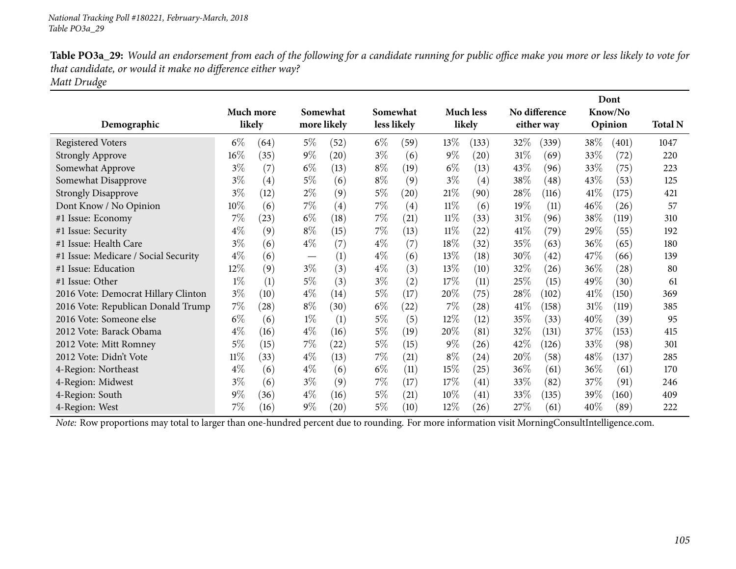**Table PO3a_29:** *Would an endorsement from each of the following for a candidate running for public office make you more or less likely to vote for that candidate, or would it make no difference either way?*
*Matt Drudge*

| Demographic | Much more likely | | Somewhat more likely | | Somewhat less likely | | Much less likely | | No difference either way | | Dont Know/No Opinion | | Total N |
|---|---|---|---|---|---|---|---|---|---|---|---|---|---|
| Registered Voters | 6% | (64) | 5% | (52) | 6% | (59) | 13% | (133) | 32% | (339) | 38% | (401) | 1047 |
| Strongly Approve | 16% | (35) | 9% | (20) | 3% | (6) | 9% | (20) | 31% | (69) | 33% | (72) | 220 |
| Somewhat Approve | 3% | (7) | 6% | (13) | 8% | (19) | 6% | (13) | 43% | (96) | 33% | (75) | 223 |
| Somewhat Disapprove | 3% | (4) | 5% | (6) | 8% | (9) | 3% | (4) | 38% | (48) | 43% | (53) | 125 |
| Strongly Disapprove | 3% | (12) | 2% | (9) | 5% | (20) | 21% | (90) | 28% | (116) | 41% | (175) | 421 |
| Dont Know / No Opinion | 10% | (6) | 7% | (4) | 7% | (4) | 11% | (6) | 19% | (11) | 46% | (26) | 57 |
| #1 Issue: Economy | 7% | (23) | 6% | (18) | 7% | (21) | 11% | (33) | 31% | (96) | 38% | (119) | 310 |
| #1 Issue: Security | 4% | (9) | 8% | (15) | 7% | (13) | 11% | (22) | 41% | (79) | 29% | (55) | 192 |
| #1 Issue: Health Care | 3% | (6) | 4% | (7) | 4% | (7) | 18% | (32) | 35% | (63) | 36% | (65) | 180 |
| #1 Issue: Medicare / Social Security | 4% | (6) | — | (1) | 4% | (6) | 13% | (18) | 30% | (42) | 47% | (66) | 139 |
| #1 Issue: Education | 12% | (9) | 3% | (3) | 4% | (3) | 13% | (10) | 32% | (26) | 36% | (28) | 80 |
| #1 Issue: Other | 1% | (1) | 5% | (3) | 3% | (2) | 17% | (11) | 25% | (15) | 49% | (30) | 61 |
| 2016 Vote: Democrat Hillary Clinton | 3% | (10) | 4% | (14) | 5% | (17) | 20% | (75) | 28% | (102) | 41% | (150) | 369 |
| 2016 Vote: Republican Donald Trump | 7% | (28) | 8% | (30) | 6% | (22) | 7% | (28) | 41% | (158) | 31% | (119) | 385 |
| 2016 Vote: Someone else | 6% | (6) | 1% | (1) | 5% | (5) | 12% | (12) | 35% | (33) | 40% | (39) | 95 |
| 2012 Vote: Barack Obama | 4% | (16) | 4% | (16) | 5% | (19) | 20% | (81) | 32% | (131) | 37% | (153) | 415 |
| 2012 Vote: Mitt Romney | 5% | (15) | 7% | (22) | 5% | (15) | 9% | (26) | 42% | (126) | 33% | (98) | 301 |
| 2012 Vote: Didn't Vote | 11% | (33) | 4% | (13) | 7% | (21) | 8% | (24) | 20% | (58) | 48% | (137) | 285 |
| 4-Region: Northeast | 4% | (6) | 4% | (6) | 6% | (11) | 15% | (25) | 36% | (61) | 36% | (61) | 170 |
| 4-Region: Midwest | 3% | (6) | 3% | (9) | 7% | (17) | 17% | (41) | 33% | (82) | 37% | (91) | 246 |
| 4-Region: South | 9% | (36) | 4% | (16) | 5% | (21) | 10% | (41) | 33% | (135) | 39% | (160) | 409 |
| 4-Region: West | 7% | (16) | 9% | (20) | 5% | (10) | 12% | (26) | 27% | (61) | 40% | (89) | 222 |

*Note:* Row proportions may total to larger than one-hundred percent due to rounding. For more information visit MorningConsultIntelligence.com.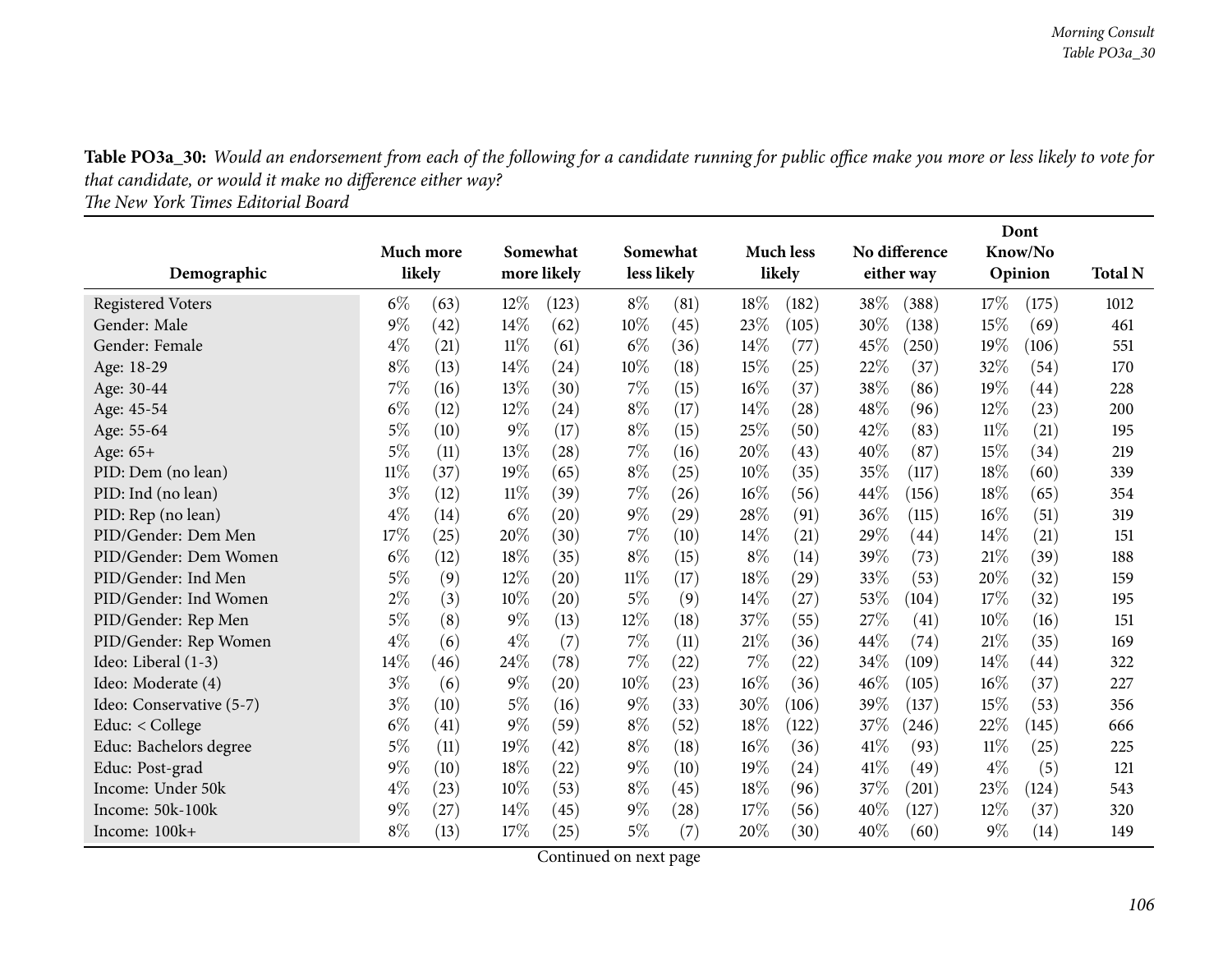**Table PO3a_30:** *Would an endorsement from each of the following for a candidate running for public office make you more or less likely to vote for that candidate, or would it make no difference either way?*
*The New York Times Editorial Board*

| Demographic | Much more likely | | Somewhat more likely | | Somewhat less likely | | Much less likely | | No difference either way | | Dont Know/No Opinion | | Total N |
|---|---|---|---|---|---|---|---|---|---|---|---|---|---|
| Registered Voters | 6% | (63) | 12% | (123) | 8% | (81) | 18% | (182) | 38% | (388) | 17% | (175) | 1012 |
| Gender: Male | 9% | (42) | 14% | (62) | 10% | (45) | 23% | (105) | 30% | (138) | 15% | (69) | 461 |
| Gender: Female | 4% | (21) | 11% | (61) | 6% | (36) | 14% | (77) | 45% | (250) | 19% | (106) | 551 |
| Age: 18-29 | 8% | (13) | 14% | (24) | 10% | (18) | 15% | (25) | 22% | (37) | 32% | (54) | 170 |
| Age: 30-44 | 7% | (16) | 13% | (30) | 7% | (15) | 16% | (37) | 38% | (86) | 19% | (44) | 228 |
| Age: 45-54 | 6% | (12) | 12% | (24) | 8% | (17) | 14% | (28) | 48% | (96) | 12% | (23) | 200 |
| Age: 55-64 | 5% | (10) | 9% | (17) | 8% | (15) | 25% | (50) | 42% | (83) | 11% | (21) | 195 |
| Age: 65+ | 5% | (11) | 13% | (28) | 7% | (16) | 20% | (43) | 40% | (87) | 15% | (34) | 219 |
| PID: Dem (no lean) | 11% | (37) | 19% | (65) | 8% | (25) | 10% | (35) | 35% | (117) | 18% | (60) | 339 |
| PID: Ind (no lean) | 3% | (12) | 11% | (39) | 7% | (26) | 16% | (56) | 44% | (156) | 18% | (65) | 354 |
| PID: Rep (no lean) | 4% | (14) | 6% | (20) | 9% | (29) | 28% | (91) | 36% | (115) | 16% | (51) | 319 |
| PID/Gender: Dem Men | 17% | (25) | 20% | (30) | 7% | (10) | 14% | (21) | 29% | (44) | 14% | (21) | 151 |
| PID/Gender: Dem Women | 6% | (12) | 18% | (35) | 8% | (15) | 8% | (14) | 39% | (73) | 21% | (39) | 188 |
| PID/Gender: Ind Men | 5% | (9) | 12% | (20) | 11% | (17) | 18% | (29) | 33% | (53) | 20% | (32) | 159 |
| PID/Gender: Ind Women | 2% | (3) | 10% | (20) | 5% | (9) | 14% | (27) | 53% | (104) | 17% | (32) | 195 |
| PID/Gender: Rep Men | 5% | (8) | 9% | (13) | 12% | (18) | 37% | (55) | 27% | (41) | 10% | (16) | 151 |
| PID/Gender: Rep Women | 4% | (6) | 4% | (7) | 7% | (11) | 21% | (36) | 44% | (74) | 21% | (35) | 169 |
| Ideo: Liberal (1-3) | 14% | (46) | 24% | (78) | 7% | (22) | 7% | (22) | 34% | (109) | 14% | (44) | 322 |
| Ideo: Moderate (4) | 3% | (6) | 9% | (20) | 10% | (23) | 16% | (36) | 46% | (105) | 16% | (37) | 227 |
| Ideo: Conservative (5-7) | 3% | (10) | 5% | (16) | 9% | (33) | 30% | (106) | 39% | (137) | 15% | (53) | 356 |
| Educ: < College | 6% | (41) | 9% | (59) | 8% | (52) | 18% | (122) | 37% | (246) | 22% | (145) | 666 |
| Educ: Bachelors degree | 5% | (11) | 19% | (42) | 8% | (18) | 16% | (36) | 41% | (93) | 11% | (25) | 225 |
| Educ: Post-grad | 9% | (10) | 18% | (22) | 9% | (10) | 19% | (24) | 41% | (49) | 4% | (5) | 121 |
| Income: Under 50k | 4% | (23) | 10% | (53) | 8% | (45) | 18% | (96) | 37% | (201) | 23% | (124) | 543 |
| Income: 50k-100k | 9% | (27) | 14% | (45) | 9% | (28) | 17% | (56) | 40% | (127) | 12% | (37) | 320 |
| Income: 100k+ | 8% | (13) | 17% | (25) | 5% | (7) | 20% | (30) | 40% | (60) | 9% | (14) | 149 |

Continued on next page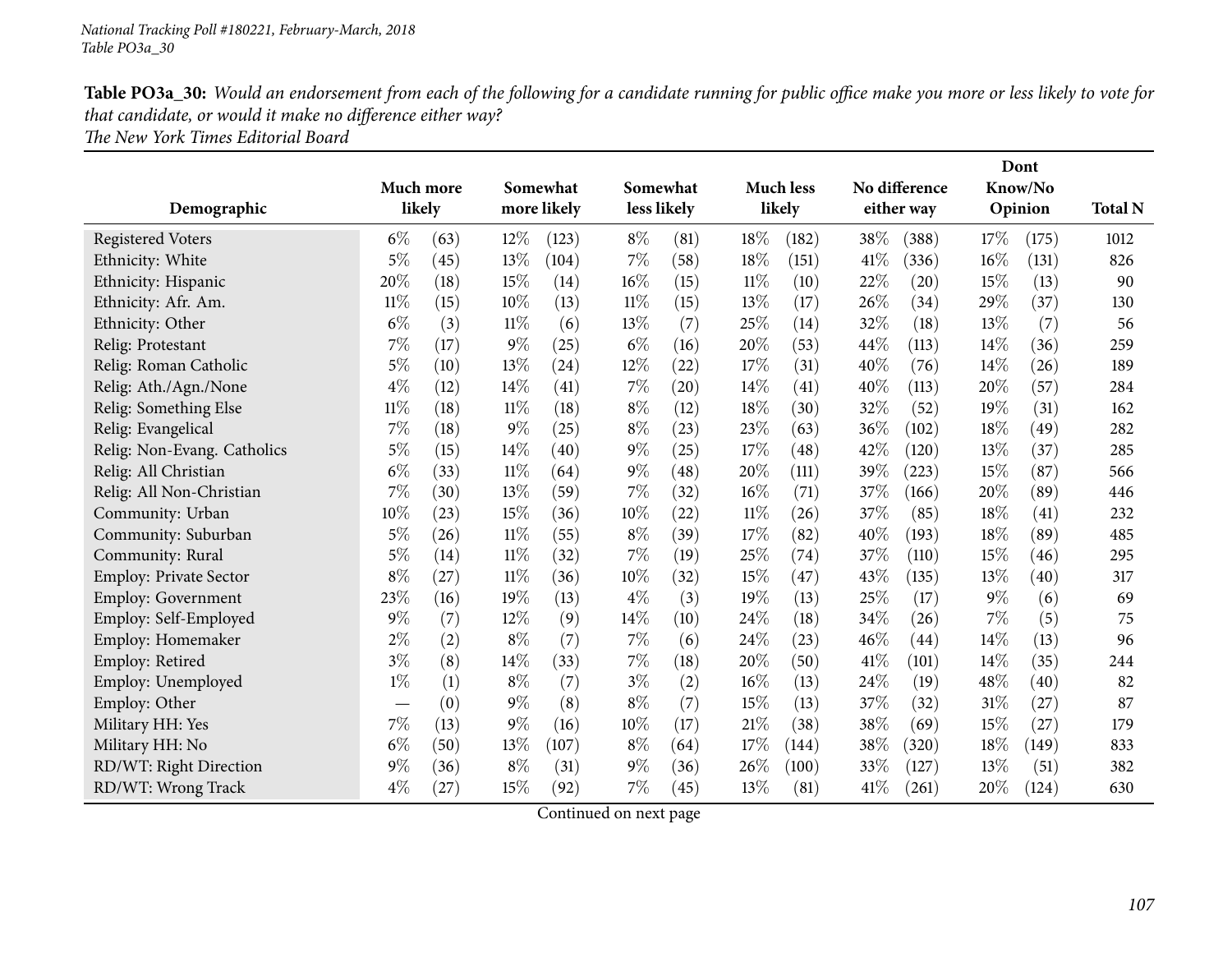National Tracking Poll #180221, February-March, 2018
Table PO3a_30

**Table PO3a_30:** *Would an endorsement from each of the following for a candidate running for public office make you more or less likely to vote for that candidate, or would it make no difference either way?*
*The New York Times Editorial Board*

| Demographic | Much more likely | | Somewhat more likely | | Somewhat less likely | | Much less likely | | No difference either way | | Dont Know/No Opinion | | Total N |
|---|---|---|---|---|---|---|---|---|---|---|---|---|---|
| Registered Voters | 6% | (63) | 12% | (123) | 8% | (81) | 18% | (182) | 38% | (388) | 17% | (175) | 1012 |
| Ethnicity: White | 5% | (45) | 13% | (104) | 7% | (58) | 18% | (151) | 41% | (336) | 16% | (131) | 826 |
| Ethnicity: Hispanic | 20% | (18) | 15% | (14) | 16% | (15) | 11% | (10) | 22% | (20) | 15% | (13) | 90 |
| Ethnicity: Afr. Am. | 11% | (15) | 10% | (13) | 11% | (15) | 13% | (17) | 26% | (34) | 29% | (37) | 130 |
| Ethnicity: Other | 6% | (3) | 11% | (6) | 13% | (7) | 25% | (14) | 32% | (18) | 13% | (7) | 56 |
| Relig: Protestant | 7% | (17) | 9% | (25) | 6% | (16) | 20% | (53) | 44% | (113) | 14% | (36) | 259 |
| Relig: Roman Catholic | 5% | (10) | 13% | (24) | 12% | (22) | 17% | (31) | 40% | (76) | 14% | (26) | 189 |
| Relig: Ath./Agn./None | 4% | (12) | 14% | (41) | 7% | (20) | 14% | (41) | 40% | (113) | 20% | (57) | 284 |
| Relig: Something Else | 11% | (18) | 11% | (18) | 8% | (12) | 18% | (30) | 32% | (52) | 19% | (31) | 162 |
| Relig: Evangelical | 7% | (18) | 9% | (25) | 8% | (23) | 23% | (63) | 36% | (102) | 18% | (49) | 282 |
| Relig: Non-Evang. Catholics | 5% | (15) | 14% | (40) | 9% | (25) | 17% | (48) | 42% | (120) | 13% | (37) | 285 |
| Relig: All Christian | 6% | (33) | 11% | (64) | 9% | (48) | 20% | (111) | 39% | (223) | 15% | (87) | 566 |
| Relig: All Non-Christian | 7% | (30) | 13% | (59) | 7% | (32) | 16% | (71) | 37% | (166) | 20% | (89) | 446 |
| Community: Urban | 10% | (23) | 15% | (36) | 10% | (22) | 11% | (26) | 37% | (85) | 18% | (41) | 232 |
| Community: Suburban | 5% | (26) | 11% | (55) | 8% | (39) | 17% | (82) | 40% | (193) | 18% | (89) | 485 |
| Community: Rural | 5% | (14) | 11% | (32) | 7% | (19) | 25% | (74) | 37% | (110) | 15% | (46) | 295 |
| Employ: Private Sector | 8% | (27) | 11% | (36) | 10% | (32) | 15% | (47) | 43% | (135) | 13% | (40) | 317 |
| Employ: Government | 23% | (16) | 19% | (13) | 4% | (3) | 19% | (13) | 25% | (17) | 9% | (6) | 69 |
| Employ: Self-Employed | 9% | (7) | 12% | (9) | 14% | (10) | 24% | (18) | 34% | (26) | 7% | (5) | 75 |
| Employ: Homemaker | 2% | (2) | 8% | (7) | 7% | (6) | 24% | (23) | 46% | (44) | 14% | (13) | 96 |
| Employ: Retired | 3% | (8) | 14% | (33) | 7% | (18) | 20% | (50) | 41% | (101) | 14% | (35) | 244 |
| Employ: Unemployed | 1% | (1) | 8% | (7) | 3% | (2) | 16% | (13) | 24% | (19) | 48% | (40) | 82 |
| Employ: Other | — | (0) | 9% | (8) | 8% | (7) | 15% | (13) | 37% | (32) | 31% | (27) | 87 |
| Military HH: Yes | 7% | (13) | 9% | (16) | 10% | (17) | 21% | (38) | 38% | (69) | 15% | (27) | 179 |
| Military HH: No | 6% | (50) | 13% | (107) | 8% | (64) | 17% | (144) | 38% | (320) | 18% | (149) | 833 |
| RD/WT: Right Direction | 9% | (36) | 8% | (31) | 9% | (36) | 26% | (100) | 33% | (127) | 13% | (51) | 382 |
| RD/WT: Wrong Track | 4% | (27) | 15% | (92) | 7% | (45) | 13% | (81) | 41% | (261) | 20% | (124) | 630 |

Continued on next page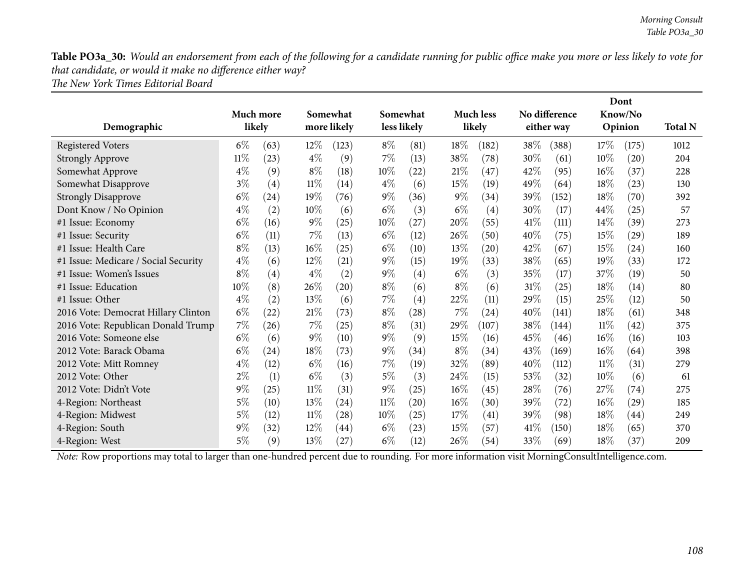**Table PO3a_30:** *Would an endorsement from each of the following for a candidate running for public office make you more or less likely to vote for that candidate, or would it make no difference either way?*
*The New York Times Editorial Board*

| Demographic | Much more likely | | Somewhat more likely | | Somewhat less likely | | Much less likely | | No difference either way | | Dont Know/No Opinion | | Total N |
|---|---|---|---|---|---|---|---|---|---|---|---|---|---|
| Registered Voters | 6% | (63) | 12% | (123) | 8% | (81) | 18% | (182) | 38% | (388) | 17% | (175) | 1012 |
| Strongly Approve | 11% | (23) | 4% | (9) | 7% | (13) | 38% | (78) | 30% | (61) | 10% | (20) | 204 |
| Somewhat Approve | 4% | (9) | 8% | (18) | 10% | (22) | 21% | (47) | 42% | (95) | 16% | (37) | 228 |
| Somewhat Disapprove | 3% | (4) | 11% | (14) | 4% | (6) | 15% | (19) | 49% | (64) | 18% | (23) | 130 |
| Strongly Disapprove | 6% | (24) | 19% | (76) | 9% | (36) | 9% | (34) | 39% | (152) | 18% | (70) | 392 |
| Dont Know / No Opinion | 4% | (2) | 10% | (6) | 6% | (3) | 6% | (4) | 30% | (17) | 44% | (25) | 57 |
| #1 Issue: Economy | 6% | (16) | 9% | (25) | 10% | (27) | 20% | (55) | 41% | (111) | 14% | (39) | 273 |
| #1 Issue: Security | 6% | (11) | 7% | (13) | 6% | (12) | 26% | (50) | 40% | (75) | 15% | (29) | 189 |
| #1 Issue: Health Care | 8% | (13) | 16% | (25) | 6% | (10) | 13% | (20) | 42% | (67) | 15% | (24) | 160 |
| #1 Issue: Medicare / Social Security | 4% | (6) | 12% | (21) | 9% | (15) | 19% | (33) | 38% | (65) | 19% | (33) | 172 |
| #1 Issue: Women's Issues | 8% | (4) | 4% | (2) | 9% | (4) | 6% | (3) | 35% | (17) | 37% | (19) | 50 |
| #1 Issue: Education | 10% | (8) | 26% | (20) | 8% | (6) | 8% | (6) | 31% | (25) | 18% | (14) | 80 |
| #1 Issue: Other | 4% | (2) | 13% | (6) | 7% | (4) | 22% | (11) | 29% | (15) | 25% | (12) | 50 |
| 2016 Vote: Democrat Hillary Clinton | 6% | (22) | 21% | (73) | 8% | (28) | 7% | (24) | 40% | (141) | 18% | (61) | 348 |
| 2016 Vote: Republican Donald Trump | 7% | (26) | 7% | (25) | 8% | (31) | 29% | (107) | 38% | (144) | 11% | (42) | 375 |
| 2016 Vote: Someone else | 6% | (6) | 9% | (10) | 9% | (9) | 15% | (16) | 45% | (46) | 16% | (16) | 103 |
| 2012 Vote: Barack Obama | 6% | (24) | 18% | (73) | 9% | (34) | 8% | (34) | 43% | (169) | 16% | (64) | 398 |
| 2012 Vote: Mitt Romney | 4% | (12) | 6% | (16) | 7% | (19) | 32% | (89) | 40% | (112) | 11% | (31) | 279 |
| 2012 Vote: Other | 2% | (1) | 6% | (3) | 5% | (3) | 24% | (15) | 53% | (32) | 10% | (6) | 61 |
| 2012 Vote: Didn't Vote | 9% | (25) | 11% | (31) | 9% | (25) | 16% | (45) | 28% | (76) | 27% | (74) | 275 |
| 4-Region: Northeast | 5% | (10) | 13% | (24) | 11% | (20) | 16% | (30) | 39% | (72) | 16% | (29) | 185 |
| 4-Region: Midwest | 5% | (12) | 11% | (28) | 10% | (25) | 17% | (41) | 39% | (98) | 18% | (44) | 249 |
| 4-Region: South | 9% | (32) | 12% | (44) | 6% | (23) | 15% | (57) | 41% | (150) | 18% | (65) | 370 |
| 4-Region: West | 5% | (9) | 13% | (27) | 6% | (12) | 26% | (54) | 33% | (69) | 18% | (37) | 209 |

*Note:* Row proportions may total to larger than one-hundred percent due to rounding. For more information visit MorningConsultIntelligence.com.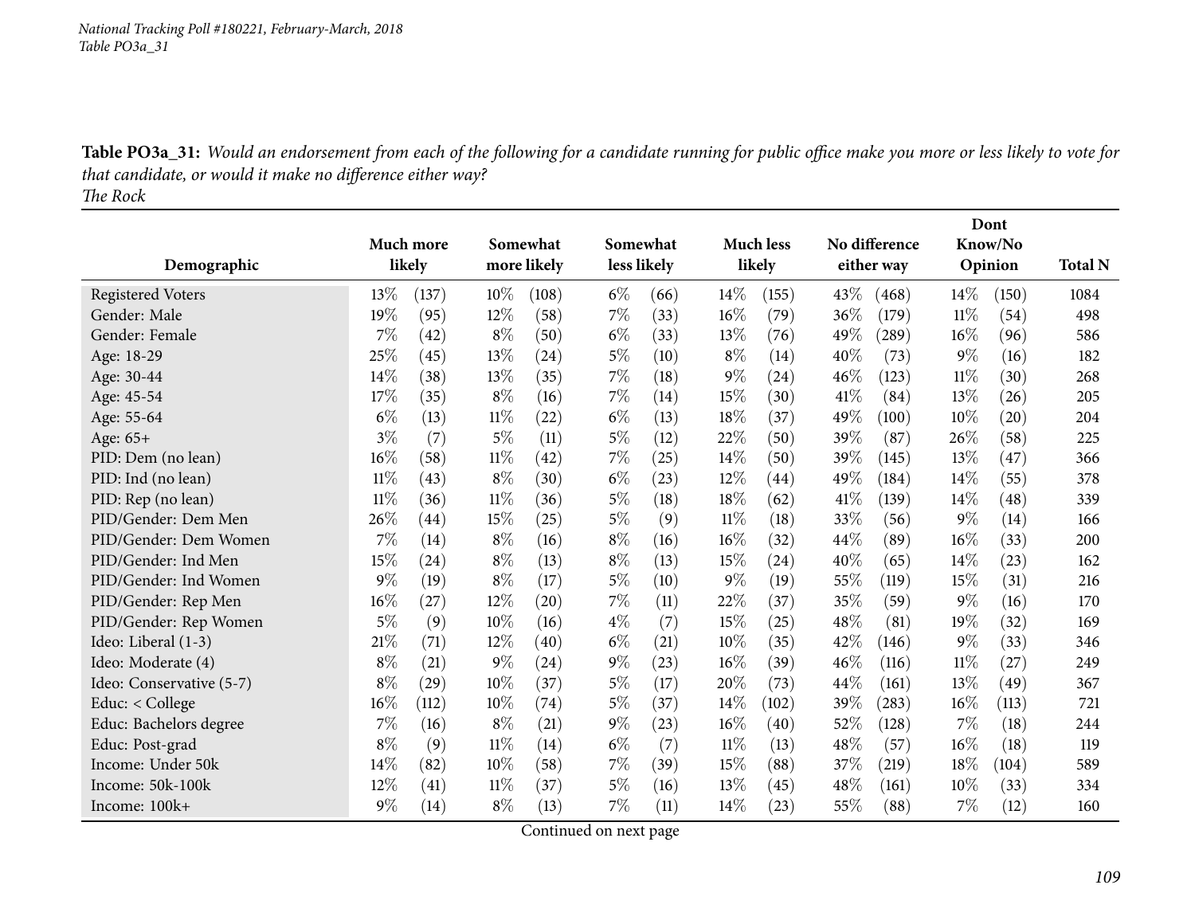**Table PO3a_31:** *Would an endorsement from each of the following for a candidate running for public office make you more or less likely to vote for that candidate, or would it make no difference either way?*
*The Rock*

| Demographic | Much more likely | | Somewhat more likely | | Somewhat less likely | | Much less likely | | No difference either way | | Dont Know/No Opinion | | Total N |
|---|---|---|---|---|---|---|---|---|---|---|---|---|---|
| Registered Voters | 13% | (137) | 10% | (108) | 6% | (66) | 14% | (155) | 43% | (468) | 14% | (150) | 1084 |
| Gender: Male | 19% | (95) | 12% | (58) | 7% | (33) | 16% | (79) | 36% | (179) | 11% | (54) | 498 |
| Gender: Female | 7% | (42) | 8% | (50) | 6% | (33) | 13% | (76) | 49% | (289) | 16% | (96) | 586 |
| Age: 18-29 | 25% | (45) | 13% | (24) | 5% | (10) | 8% | (14) | 40% | (73) | 9% | (16) | 182 |
| Age: 30-44 | 14% | (38) | 13% | (35) | 7% | (18) | 9% | (24) | 46% | (123) | 11% | (30) | 268 |
| Age: 45-54 | 17% | (35) | 8% | (16) | 7% | (14) | 15% | (30) | 41% | (84) | 13% | (26) | 205 |
| Age: 55-64 | 6% | (13) | 11% | (22) | 6% | (13) | 18% | (37) | 49% | (100) | 10% | (20) | 204 |
| Age: 65+ | 3% | (7) | 5% | (11) | 5% | (12) | 22% | (50) | 39% | (87) | 26% | (58) | 225 |
| PID: Dem (no lean) | 16% | (58) | 11% | (42) | 7% | (25) | 14% | (50) | 39% | (145) | 13% | (47) | 366 |
| PID: Ind (no lean) | 11% | (43) | 8% | (30) | 6% | (23) | 12% | (44) | 49% | (184) | 14% | (55) | 378 |
| PID: Rep (no lean) | 11% | (36) | 11% | (36) | 5% | (18) | 18% | (62) | 41% | (139) | 14% | (48) | 339 |
| PID/Gender: Dem Men | 26% | (44) | 15% | (25) | 5% | (9) | 11% | (18) | 33% | (56) | 9% | (14) | 166 |
| PID/Gender: Dem Women | 7% | (14) | 8% | (16) | 8% | (16) | 16% | (32) | 44% | (89) | 16% | (33) | 200 |
| PID/Gender: Ind Men | 15% | (24) | 8% | (13) | 8% | (13) | 15% | (24) | 40% | (65) | 14% | (23) | 162 |
| PID/Gender: Ind Women | 9% | (19) | 8% | (17) | 5% | (10) | 9% | (19) | 55% | (119) | 15% | (31) | 216 |
| PID/Gender: Rep Men | 16% | (27) | 12% | (20) | 7% | (11) | 22% | (37) | 35% | (59) | 9% | (16) | 170 |
| PID/Gender: Rep Women | 5% | (9) | 10% | (16) | 4% | (7) | 15% | (25) | 48% | (81) | 19% | (32) | 169 |
| Ideo: Liberal (1-3) | 21% | (71) | 12% | (40) | 6% | (21) | 10% | (35) | 42% | (146) | 9% | (33) | 346 |
| Ideo: Moderate (4) | 8% | (21) | 9% | (24) | 9% | (23) | 16% | (39) | 46% | (116) | 11% | (27) | 249 |
| Ideo: Conservative (5-7) | 8% | (29) | 10% | (37) | 5% | (17) | 20% | (73) | 44% | (161) | 13% | (49) | 367 |
| Educ: < College | 16% | (112) | 10% | (74) | 5% | (37) | 14% | (102) | 39% | (283) | 16% | (113) | 721 |
| Educ: Bachelors degree | 7% | (16) | 8% | (21) | 9% | (23) | 16% | (40) | 52% | (128) | 7% | (18) | 244 |
| Educ: Post-grad | 8% | (9) | 11% | (14) | 6% | (7) | 11% | (13) | 48% | (57) | 16% | (18) | 119 |
| Income: Under 50k | 14% | (82) | 10% | (58) | 7% | (39) | 15% | (88) | 37% | (219) | 18% | (104) | 589 |
| Income: 50k-100k | 12% | (41) | 11% | (37) | 5% | (16) | 13% | (45) | 48% | (161) | 10% | (33) | 334 |
| Income: 100k+ | 9% | (14) | 8% | (13) | 7% | (11) | 14% | (23) | 55% | (88) | 7% | (12) | 160 |

Continued on next page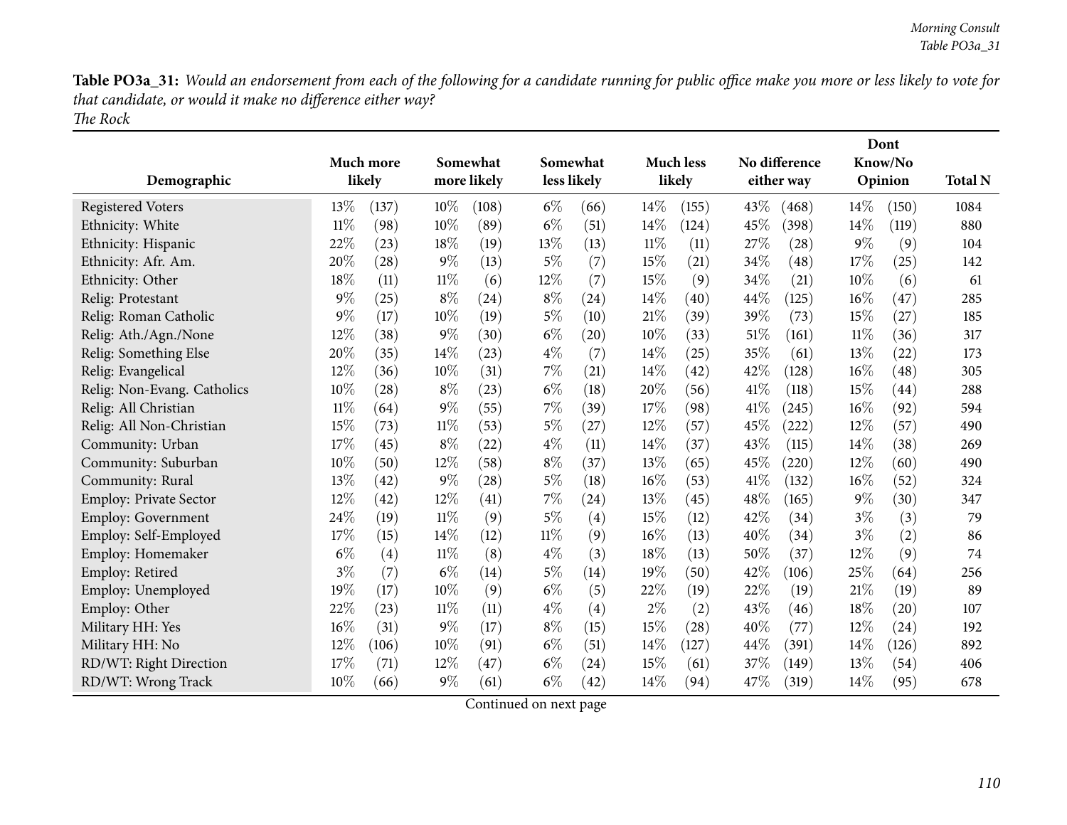**Table PO3a_31:** *Would an endorsement from each of the following for a candidate running for public office make you more or less likely to vote for that candidate, or would it make no difference either way?*
*The Rock*

| Demographic | Much more likely | | Somewhat more likely | | Somewhat less likely | | Much less likely | | No difference either way | | Dont Know/No Opinion | | Total N |
|---|---|---|---|---|---|---|---|---|---|---|---|---|---|
| Registered Voters | 13% | (137) | 10% | (108) | 6% | (66) | 14% | (155) | 43% | (468) | 14% | (150) | 1084 |
| Ethnicity: White | 11% | (98) | 10% | (89) | 6% | (51) | 14% | (124) | 45% | (398) | 14% | (119) | 880 |
| Ethnicity: Hispanic | 22% | (23) | 18% | (19) | 13% | (13) | 11% | (11) | 27% | (28) | 9% | (9) | 104 |
| Ethnicity: Afr. Am. | 20% | (28) | 9% | (13) | 5% | (7) | 15% | (21) | 34% | (48) | 17% | (25) | 142 |
| Ethnicity: Other | 18% | (11) | 11% | (6) | 12% | (7) | 15% | (9) | 34% | (21) | 10% | (6) | 61 |
| Relig: Protestant | 9% | (25) | 8% | (24) | 8% | (24) | 14% | (40) | 44% | (125) | 16% | (47) | 285 |
| Relig: Roman Catholic | 9% | (17) | 10% | (19) | 5% | (10) | 21% | (39) | 39% | (73) | 15% | (27) | 185 |
| Relig: Ath./Agn./None | 12% | (38) | 9% | (30) | 6% | (20) | 10% | (33) | 51% | (161) | 11% | (36) | 317 |
| Relig: Something Else | 20% | (35) | 14% | (23) | 4% | (7) | 14% | (25) | 35% | (61) | 13% | (22) | 173 |
| Relig: Evangelical | 12% | (36) | 10% | (31) | 7% | (21) | 14% | (42) | 42% | (128) | 16% | (48) | 305 |
| Relig: Non-Evang. Catholics | 10% | (28) | 8% | (23) | 6% | (18) | 20% | (56) | 41% | (118) | 15% | (44) | 288 |
| Relig: All Christian | 11% | (64) | 9% | (55) | 7% | (39) | 17% | (98) | 41% | (245) | 16% | (92) | 594 |
| Relig: All Non-Christian | 15% | (73) | 11% | (53) | 5% | (27) | 12% | (57) | 45% | (222) | 12% | (57) | 490 |
| Community: Urban | 17% | (45) | 8% | (22) | 4% | (11) | 14% | (37) | 43% | (115) | 14% | (38) | 269 |
| Community: Suburban | 10% | (50) | 12% | (58) | 8% | (37) | 13% | (65) | 45% | (220) | 12% | (60) | 490 |
| Community: Rural | 13% | (42) | 9% | (28) | 5% | (18) | 16% | (53) | 41% | (132) | 16% | (52) | 324 |
| Employ: Private Sector | 12% | (42) | 12% | (41) | 7% | (24) | 13% | (45) | 48% | (165) | 9% | (30) | 347 |
| Employ: Government | 24% | (19) | 11% | (9) | 5% | (4) | 15% | (12) | 42% | (34) | 3% | (3) | 79 |
| Employ: Self-Employed | 17% | (15) | 14% | (12) | 11% | (9) | 16% | (13) | 40% | (34) | 3% | (2) | 86 |
| Employ: Homemaker | 6% | (4) | 11% | (8) | 4% | (3) | 18% | (13) | 50% | (37) | 12% | (9) | 74 |
| Employ: Retired | 3% | (7) | 6% | (14) | 5% | (14) | 19% | (50) | 42% | (106) | 25% | (64) | 256 |
| Employ: Unemployed | 19% | (17) | 10% | (9) | 6% | (5) | 22% | (19) | 22% | (19) | 21% | (19) | 89 |
| Employ: Other | 22% | (23) | 11% | (11) | 4% | (4) | 2% | (2) | 43% | (46) | 18% | (20) | 107 |
| Military HH: Yes | 16% | (31) | 9% | (17) | 8% | (15) | 15% | (28) | 40% | (77) | 12% | (24) | 192 |
| Military HH: No | 12% | (106) | 10% | (91) | 6% | (51) | 14% | (127) | 44% | (391) | 14% | (126) | 892 |
| RD/WT: Right Direction | 17% | (71) | 12% | (47) | 6% | (24) | 15% | (61) | 37% | (149) | 13% | (54) | 406 |
| RD/WT: Wrong Track | 10% | (66) | 9% | (61) | 6% | (42) | 14% | (94) | 47% | (319) | 14% | (95) | 678 |

Continued on next page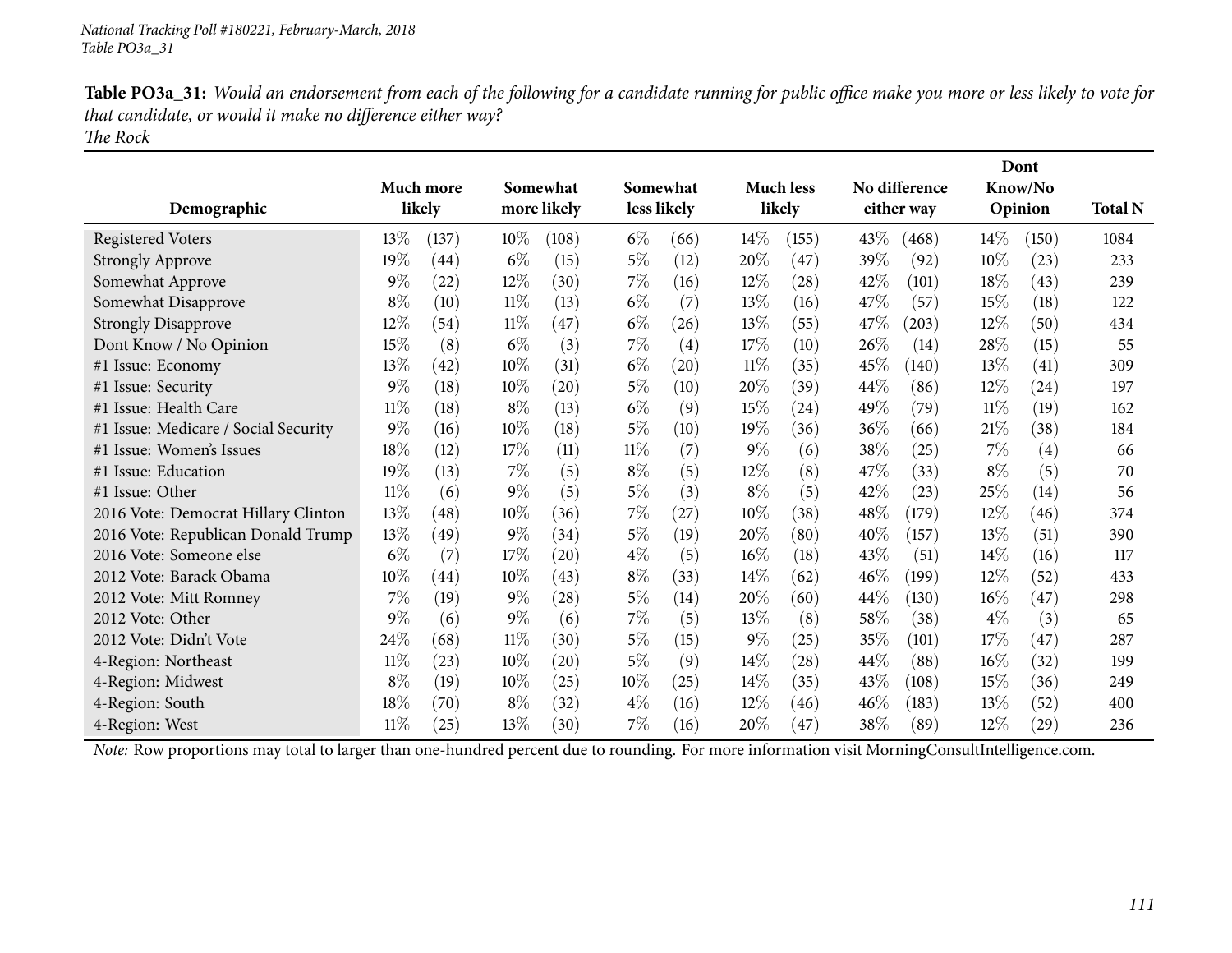**Table PO3a_31:** *Would an endorsement from each of the following for a candidate running for public office make you more or less likely to vote for that candidate, or would it make no difference either way?*
*The Rock*

| Demographic | Much more likely | | Somewhat more likely | | Somewhat less likely | | Much less likely | | No difference either way | | Dont Know/No Opinion | | Total N |
|---|---|---|---|---|---|---|---|---|---|---|---|---|---|
| Registered Voters | 13% | (137) | 10% | (108) | 6% | (66) | 14% | (155) | 43% | (468) | 14% | (150) | 1084 |
| Strongly Approve | 19% | (44) | 6% | (15) | 5% | (12) | 20% | (47) | 39% | (92) | 10% | (23) | 233 |
| Somewhat Approve | 9% | (22) | 12% | (30) | 7% | (16) | 12% | (28) | 42% | (101) | 18% | (43) | 239 |
| Somewhat Disapprove | 8% | (10) | 11% | (13) | 6% | (7) | 13% | (16) | 47% | (57) | 15% | (18) | 122 |
| Strongly Disapprove | 12% | (54) | 11% | (47) | 6% | (26) | 13% | (55) | 47% | (203) | 12% | (50) | 434 |
| Dont Know / No Opinion | 15% | (8) | 6% | (3) | 7% | (4) | 17% | (10) | 26% | (14) | 28% | (15) | 55 |
| #1 Issue: Economy | 13% | (42) | 10% | (31) | 6% | (20) | 11% | (35) | 45% | (140) | 13% | (41) | 309 |
| #1 Issue: Security | 9% | (18) | 10% | (20) | 5% | (10) | 20% | (39) | 44% | (86) | 12% | (24) | 197 |
| #1 Issue: Health Care | 11% | (18) | 8% | (13) | 6% | (9) | 15% | (24) | 49% | (79) | 11% | (19) | 162 |
| #1 Issue: Medicare / Social Security | 9% | (16) | 10% | (18) | 5% | (10) | 19% | (36) | 36% | (66) | 21% | (38) | 184 |
| #1 Issue: Women's Issues | 18% | (12) | 17% | (11) | 11% | (7) | 9% | (6) | 38% | (25) | 7% | (4) | 66 |
| #1 Issue: Education | 19% | (13) | 7% | (5) | 8% | (5) | 12% | (8) | 47% | (33) | 8% | (5) | 70 |
| #1 Issue: Other | 11% | (6) | 9% | (5) | 5% | (3) | 8% | (5) | 42% | (23) | 25% | (14) | 56 |
| 2016 Vote: Democrat Hillary Clinton | 13% | (48) | 10% | (36) | 7% | (27) | 10% | (38) | 48% | (179) | 12% | (46) | 374 |
| 2016 Vote: Republican Donald Trump | 13% | (49) | 9% | (34) | 5% | (19) | 20% | (80) | 40% | (157) | 13% | (51) | 390 |
| 2016 Vote: Someone else | 6% | (7) | 17% | (20) | 4% | (5) | 16% | (18) | 43% | (51) | 14% | (16) | 117 |
| 2012 Vote: Barack Obama | 10% | (44) | 10% | (43) | 8% | (33) | 14% | (62) | 46% | (199) | 12% | (52) | 433 |
| 2012 Vote: Mitt Romney | 7% | (19) | 9% | (28) | 5% | (14) | 20% | (60) | 44% | (130) | 16% | (47) | 298 |
| 2012 Vote: Other | 9% | (6) | 9% | (6) | 7% | (5) | 13% | (8) | 58% | (38) | 4% | (3) | 65 |
| 2012 Vote: Didn't Vote | 24% | (68) | 11% | (30) | 5% | (15) | 9% | (25) | 35% | (101) | 17% | (47) | 287 |
| 4-Region: Northeast | 11% | (23) | 10% | (20) | 5% | (9) | 14% | (28) | 44% | (88) | 16% | (32) | 199 |
| 4-Region: Midwest | 8% | (19) | 10% | (25) | 10% | (25) | 14% | (35) | 43% | (108) | 15% | (36) | 249 |
| 4-Region: South | 18% | (70) | 8% | (32) | 4% | (16) | 12% | (46) | 46% | (183) | 13% | (52) | 400 |
| 4-Region: West | 11% | (25) | 13% | (30) | 7% | (16) | 20% | (47) | 38% | (89) | 12% | (29) | 236 |

*Note:* Row proportions may total to larger than one-hundred percent due to rounding. For more information visit MorningConsultIntelligence.com.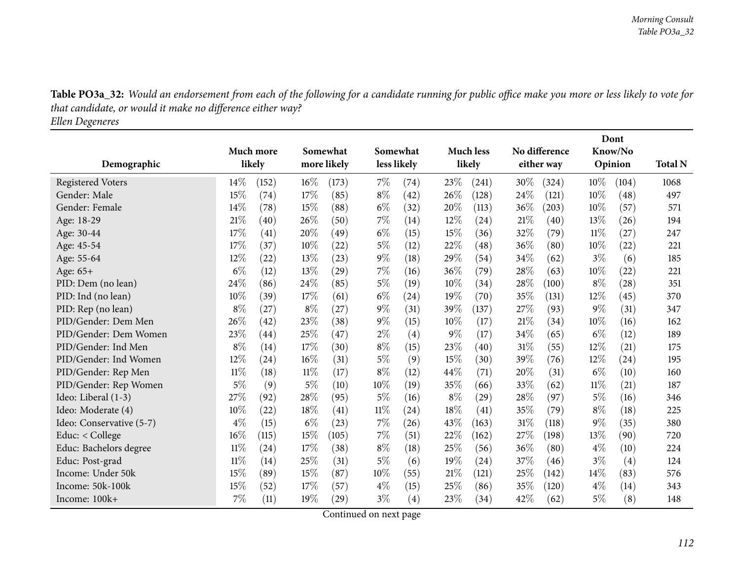**Table PO3a_32:** *Would an endorsement from each of the following for a candidate running for public office make you more or less likely to vote for that candidate, or would it make no difference either way?*
*Ellen Degeneres*

| Demographic | Much more likely | | Somewhat more likely | | Somewhat less likely | | Much less likely | | No difference either way | | Dont Know/No Opinion | | Total N |
|---|---|---|---|---|---|---|---|---|---|---|---|---|---|
| Registered Voters | 14% | (152) | 16% | (173) | 7% | (74) | 23% | (241) | 30% | (324) | 10% | (104) | 1068 |
| Gender: Male | 15% | (74) | 17% | (85) | 8% | (42) | 26% | (128) | 24% | (121) | 10% | (48) | 497 |
| Gender: Female | 14% | (78) | 15% | (88) | 6% | (32) | 20% | (113) | 36% | (203) | 10% | (57) | 571 |
| Age: 18-29 | 21% | (40) | 26% | (50) | 7% | (14) | 12% | (24) | 21% | (40) | 13% | (26) | 194 |
| Age: 30-44 | 17% | (41) | 20% | (49) | 6% | (15) | 15% | (36) | 32% | (79) | 11% | (27) | 247 |
| Age: 45-54 | 17% | (37) | 10% | (22) | 5% | (12) | 22% | (48) | 36% | (80) | 10% | (22) | 221 |
| Age: 55-64 | 12% | (22) | 13% | (23) | 9% | (18) | 29% | (54) | 34% | (62) | 3% | (6) | 185 |
| Age: 65+ | 6% | (12) | 13% | (29) | 7% | (16) | 36% | (79) | 28% | (63) | 10% | (22) | 221 |
| PID: Dem (no lean) | 24% | (86) | 24% | (85) | 5% | (19) | 10% | (34) | 28% | (100) | 8% | (28) | 351 |
| PID: Ind (no lean) | 10% | (39) | 17% | (61) | 6% | (24) | 19% | (70) | 35% | (131) | 12% | (45) | 370 |
| PID: Rep (no lean) | 8% | (27) | 8% | (27) | 9% | (31) | 39% | (137) | 27% | (93) | 9% | (31) | 347 |
| PID/Gender: Dem Men | 26% | (42) | 23% | (38) | 9% | (15) | 10% | (17) | 21% | (34) | 10% | (16) | 162 |
| PID/Gender: Dem Women | 23% | (44) | 25% | (47) | 2% | (4) | 9% | (17) | 34% | (65) | 6% | (12) | 189 |
| PID/Gender: Ind Men | 8% | (14) | 17% | (30) | 8% | (15) | 23% | (40) | 31% | (55) | 12% | (21) | 175 |
| PID/Gender: Ind Women | 12% | (24) | 16% | (31) | 5% | (9) | 15% | (30) | 39% | (76) | 12% | (24) | 195 |
| PID/Gender: Rep Men | 11% | (18) | 11% | (17) | 8% | (12) | 44% | (71) | 20% | (31) | 6% | (10) | 160 |
| PID/Gender: Rep Women | 5% | (9) | 5% | (10) | 10% | (19) | 35% | (66) | 33% | (62) | 11% | (21) | 187 |
| Ideo: Liberal (1-3) | 27% | (92) | 28% | (95) | 5% | (16) | 8% | (29) | 28% | (97) | 5% | (16) | 346 |
| Ideo: Moderate (4) | 10% | (22) | 18% | (41) | 11% | (24) | 18% | (41) | 35% | (79) | 8% | (18) | 225 |
| Ideo: Conservative (5-7) | 4% | (15) | 6% | (23) | 7% | (26) | 43% | (163) | 31% | (118) | 9% | (35) | 380 |
| Educ: < College | 16% | (115) | 15% | (105) | 7% | (51) | 22% | (162) | 27% | (198) | 13% | (90) | 720 |
| Educ: Bachelors degree | 11% | (24) | 17% | (38) | 8% | (18) | 25% | (56) | 36% | (80) | 4% | (10) | 224 |
| Educ: Post-grad | 11% | (14) | 25% | (31) | 5% | (6) | 19% | (24) | 37% | (46) | 3% | (4) | 124 |
| Income: Under 50k | 15% | (89) | 15% | (87) | 10% | (55) | 21% | (121) | 25% | (142) | 14% | (83) | 576 |
| Income: 50k-100k | 15% | (52) | 17% | (57) | 4% | (15) | 25% | (86) | 35% | (120) | 4% | (14) | 343 |
| Income: 100k+ | 7% | (11) | 19% | (29) | 3% | (4) | 23% | (34) | 42% | (62) | 5% | (8) | 148 |

Continued on next page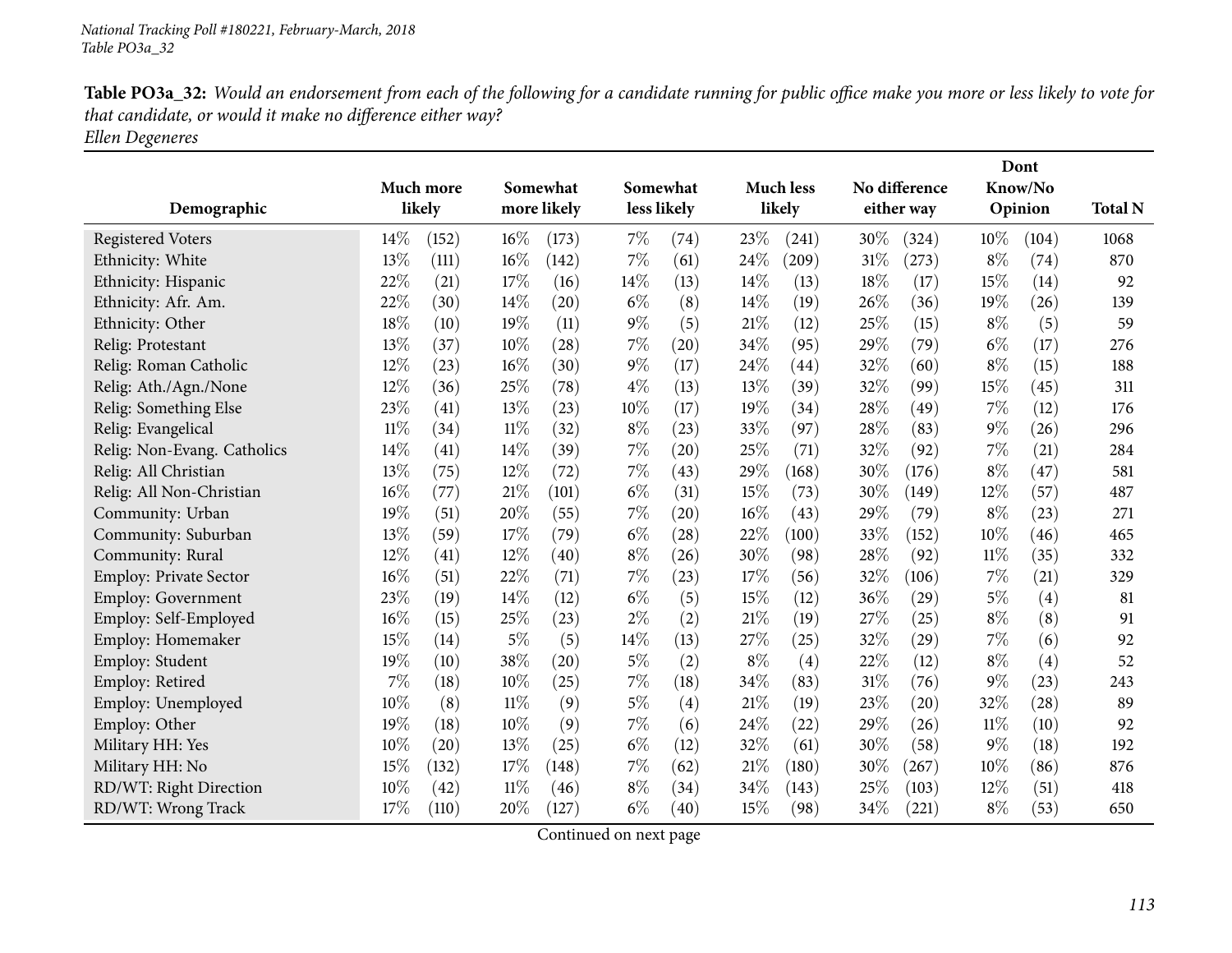*National Tracking Poll #180221, February-March, 2018*
*Table PO3a_32*

**Table PO3a_32:** *Would an endorsement from each of the following for a candidate running for public office make you more or less likely to vote for that candidate, or would it make no difference either way?*
*Ellen Degeneres*

| Demographic | Much more likely | | Somewhat more likely | | Somewhat less likely | | Much less likely | | No difference either way | | Dont Know/No Opinion | | Total N |
|---|---|---|---|---|---|---|---|---|---|---|---|---|---|
| Registered Voters | 14% | (152) | 16% | (173) | 7% | (74) | 23% | (241) | 30% | (324) | 10% | (104) | 1068 |
| Ethnicity: White | 13% | (111) | 16% | (142) | 7% | (61) | 24% | (209) | 31% | (273) | 8% | (74) | 870 |
| Ethnicity: Hispanic | 22% | (21) | 17% | (16) | 14% | (13) | 14% | (13) | 18% | (17) | 15% | (14) | 92 |
| Ethnicity: Afr. Am. | 22% | (30) | 14% | (20) | 6% | (8) | 14% | (19) | 26% | (36) | 19% | (26) | 139 |
| Ethnicity: Other | 18% | (10) | 19% | (11) | 9% | (5) | 21% | (12) | 25% | (15) | 8% | (5) | 59 |
| Relig: Protestant | 13% | (37) | 10% | (28) | 7% | (20) | 34% | (95) | 29% | (79) | 6% | (17) | 276 |
| Relig: Roman Catholic | 12% | (23) | 16% | (30) | 9% | (17) | 24% | (44) | 32% | (60) | 8% | (15) | 188 |
| Relig: Ath./Agn./None | 12% | (36) | 25% | (78) | 4% | (13) | 13% | (39) | 32% | (99) | 15% | (45) | 311 |
| Relig: Something Else | 23% | (41) | 13% | (23) | 10% | (17) | 19% | (34) | 28% | (49) | 7% | (12) | 176 |
| Relig: Evangelical | 11% | (34) | 11% | (32) | 8% | (23) | 33% | (97) | 28% | (83) | 9% | (26) | 296 |
| Relig: Non-Evang. Catholics | 14% | (41) | 14% | (39) | 7% | (20) | 25% | (71) | 32% | (92) | 7% | (21) | 284 |
| Relig: All Christian | 13% | (75) | 12% | (72) | 7% | (43) | 29% | (168) | 30% | (176) | 8% | (47) | 581 |
| Relig: All Non-Christian | 16% | (77) | 21% | (101) | 6% | (31) | 15% | (73) | 30% | (149) | 12% | (57) | 487 |
| Community: Urban | 19% | (51) | 20% | (55) | 7% | (20) | 16% | (43) | 29% | (79) | 8% | (23) | 271 |
| Community: Suburban | 13% | (59) | 17% | (79) | 6% | (28) | 22% | (100) | 33% | (152) | 10% | (46) | 465 |
| Community: Rural | 12% | (41) | 12% | (40) | 8% | (26) | 30% | (98) | 28% | (92) | 11% | (35) | 332 |
| Employ: Private Sector | 16% | (51) | 22% | (71) | 7% | (23) | 17% | (56) | 32% | (106) | 7% | (21) | 329 |
| Employ: Government | 23% | (19) | 14% | (12) | 6% | (5) | 15% | (12) | 36% | (29) | 5% | (4) | 81 |
| Employ: Self-Employed | 16% | (15) | 25% | (23) | 2% | (2) | 21% | (19) | 27% | (25) | 8% | (8) | 91 |
| Employ: Homemaker | 15% | (14) | 5% | (5) | 14% | (13) | 27% | (25) | 32% | (29) | 7% | (6) | 92 |
| Employ: Student | 19% | (10) | 38% | (20) | 5% | (2) | 8% | (4) | 22% | (12) | 8% | (4) | 52 |
| Employ: Retired | 7% | (18) | 10% | (25) | 7% | (18) | 34% | (83) | 31% | (76) | 9% | (23) | 243 |
| Employ: Unemployed | 10% | (8) | 11% | (9) | 5% | (4) | 21% | (19) | 23% | (20) | 32% | (28) | 89 |
| Employ: Other | 19% | (18) | 10% | (9) | 7% | (6) | 24% | (22) | 29% | (26) | 11% | (10) | 92 |
| Military HH: Yes | 10% | (20) | 13% | (25) | 6% | (12) | 32% | (61) | 30% | (58) | 9% | (18) | 192 |
| Military HH: No | 15% | (132) | 17% | (148) | 7% | (62) | 21% | (180) | 30% | (267) | 10% | (86) | 876 |
| RD/WT: Right Direction | 10% | (42) | 11% | (46) | 8% | (34) | 34% | (143) | 25% | (103) | 12% | (51) | 418 |
| RD/WT: Wrong Track | 17% | (110) | 20% | (127) | 6% | (40) | 15% | (98) | 34% | (221) | 8% | (53) | 650 |

Continued on next page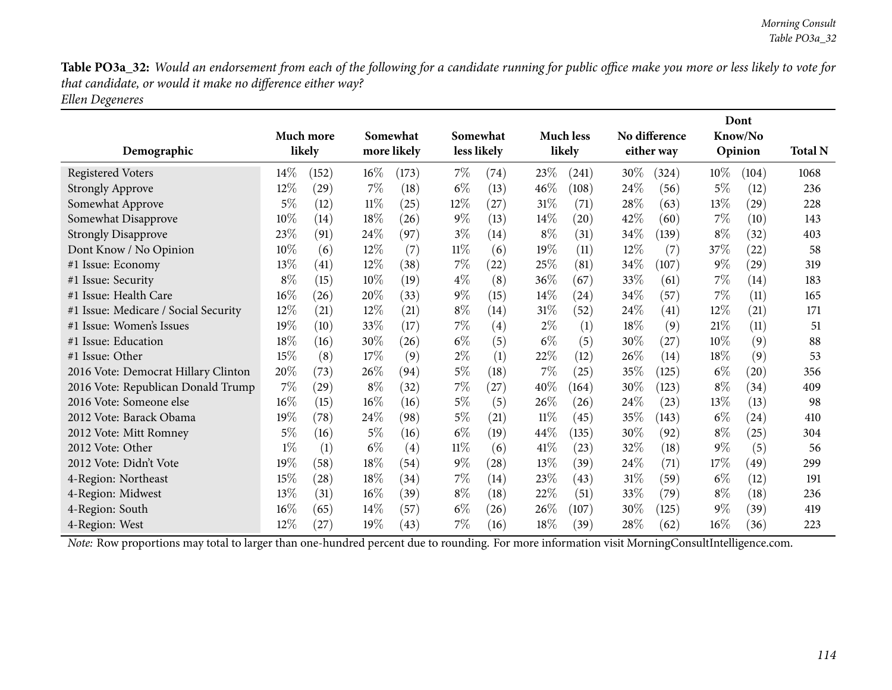**Table PO3a_32:** *Would an endorsement from each of the following for a candidate running for public office make you more or less likely to vote for that candidate, or would it make no difference either way?*
*Ellen Degeneres*

| Demographic | Much more likely | | Somewhat more likely | | Somewhat less likely | | Much less likely | | No difference either way | | Dont Know/No Opinion | | Total N |
|---|---|---|---|---|---|---|---|---|---|---|---|---|---|
| Registered Voters | 14% | (152) | 16% | (173) | 7% | (74) | 23% | (241) | 30% | (324) | 10% | (104) | 1068 |
| Strongly Approve | 12% | (29) | 7% | (18) | 6% | (13) | 46% | (108) | 24% | (56) | 5% | (12) | 236 |
| Somewhat Approve | 5% | (12) | 11% | (25) | 12% | (27) | 31% | (71) | 28% | (63) | 13% | (29) | 228 |
| Somewhat Disapprove | 10% | (14) | 18% | (26) | 9% | (13) | 14% | (20) | 42% | (60) | 7% | (10) | 143 |
| Strongly Disapprove | 23% | (91) | 24% | (97) | 3% | (14) | 8% | (31) | 34% | (139) | 8% | (32) | 403 |
| Dont Know / No Opinion | 10% | (6) | 12% | (7) | 11% | (6) | 19% | (11) | 12% | (7) | 37% | (22) | 58 |
| #1 Issue: Economy | 13% | (41) | 12% | (38) | 7% | (22) | 25% | (81) | 34% | (107) | 9% | (29) | 319 |
| #1 Issue: Security | 8% | (15) | 10% | (19) | 4% | (8) | 36% | (67) | 33% | (61) | 7% | (14) | 183 |
| #1 Issue: Health Care | 16% | (26) | 20% | (33) | 9% | (15) | 14% | (24) | 34% | (57) | 7% | (11) | 165 |
| #1 Issue: Medicare / Social Security | 12% | (21) | 12% | (21) | 8% | (14) | 31% | (52) | 24% | (41) | 12% | (21) | 171 |
| #1 Issue: Women's Issues | 19% | (10) | 33% | (17) | 7% | (4) | 2% | (1) | 18% | (9) | 21% | (11) | 51 |
| #1 Issue: Education | 18% | (16) | 30% | (26) | 6% | (5) | 6% | (5) | 30% | (27) | 10% | (9) | 88 |
| #1 Issue: Other | 15% | (8) | 17% | (9) | 2% | (1) | 22% | (12) | 26% | (14) | 18% | (9) | 53 |
| 2016 Vote: Democrat Hillary Clinton | 20% | (73) | 26% | (94) | 5% | (18) | 7% | (25) | 35% | (125) | 6% | (20) | 356 |
| 2016 Vote: Republican Donald Trump | 7% | (29) | 8% | (32) | 7% | (27) | 40% | (164) | 30% | (123) | 8% | (34) | 409 |
| 2016 Vote: Someone else | 16% | (15) | 16% | (16) | 5% | (5) | 26% | (26) | 24% | (23) | 13% | (13) | 98 |
| 2012 Vote: Barack Obama | 19% | (78) | 24% | (98) | 5% | (21) | 11% | (45) | 35% | (143) | 6% | (24) | 410 |
| 2012 Vote: Mitt Romney | 5% | (16) | 5% | (16) | 6% | (19) | 44% | (135) | 30% | (92) | 8% | (25) | 304 |
| 2012 Vote: Other | 1% | (1) | 6% | (4) | 11% | (6) | 41% | (23) | 32% | (18) | 9% | (5) | 56 |
| 2012 Vote: Didn't Vote | 19% | (58) | 18% | (54) | 9% | (28) | 13% | (39) | 24% | (71) | 17% | (49) | 299 |
| 4-Region: Northeast | 15% | (28) | 18% | (34) | 7% | (14) | 23% | (43) | 31% | (59) | 6% | (12) | 191 |
| 4-Region: Midwest | 13% | (31) | 16% | (39) | 8% | (18) | 22% | (51) | 33% | (79) | 8% | (18) | 236 |
| 4-Region: South | 16% | (65) | 14% | (57) | 6% | (26) | 26% | (107) | 30% | (125) | 9% | (39) | 419 |
| 4-Region: West | 12% | (27) | 19% | (43) | 7% | (16) | 18% | (39) | 28% | (62) | 16% | (36) | 223 |

*Note:* Row proportions may total to larger than one-hundred percent due to rounding. For more information visit MorningConsultIntelligence.com.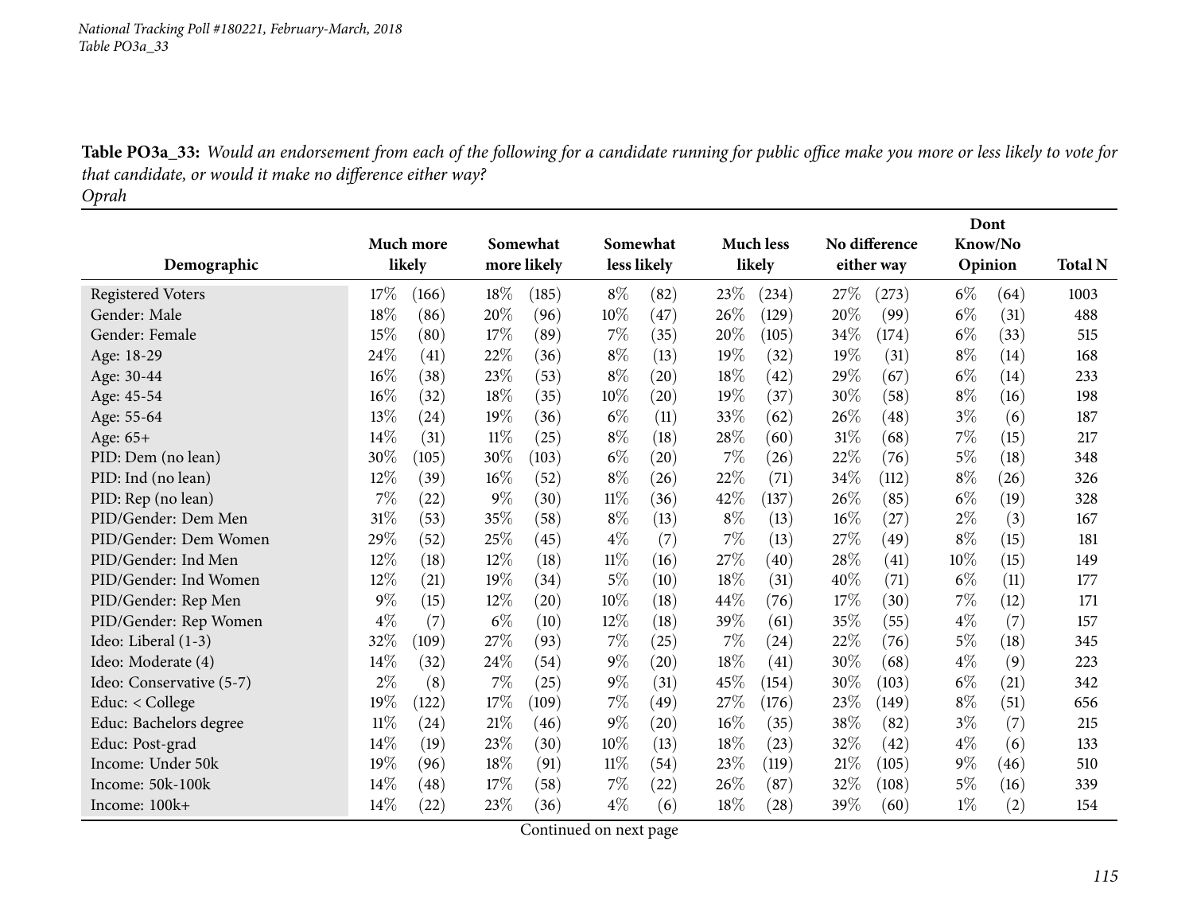**Table PO3a_33:** *Would an endorsement from each of the following for a candidate running for public office make you more or less likely to vote for that candidate, or would it make no difference either way?*
*Oprah*

| Demographic | Much more likely | | Somewhat more likely | | Somewhat less likely | | Much less likely | | No difference either way | | Dont Know/No Opinion | | Total N |
|---|---|---|---|---|---|---|---|---|---|---|---|---|---|
| Registered Voters | 17% | (166) | 18% | (185) | 8% | (82) | 23% | (234) | 27% | (273) | 6% | (64) | 1003 |
| Gender: Male | 18% | (86) | 20% | (96) | 10% | (47) | 26% | (129) | 20% | (99) | 6% | (31) | 488 |
| Gender: Female | 15% | (80) | 17% | (89) | 7% | (35) | 20% | (105) | 34% | (174) | 6% | (33) | 515 |
| Age: 18-29 | 24% | (41) | 22% | (36) | 8% | (13) | 19% | (32) | 19% | (31) | 8% | (14) | 168 |
| Age: 30-44 | 16% | (38) | 23% | (53) | 8% | (20) | 18% | (42) | 29% | (67) | 6% | (14) | 233 |
| Age: 45-54 | 16% | (32) | 18% | (35) | 10% | (20) | 19% | (37) | 30% | (58) | 8% | (16) | 198 |
| Age: 55-64 | 13% | (24) | 19% | (36) | 6% | (11) | 33% | (62) | 26% | (48) | 3% | (6) | 187 |
| Age: 65+ | 14% | (31) | 11% | (25) | 8% | (18) | 28% | (60) | 31% | (68) | 7% | (15) | 217 |
| PID: Dem (no lean) | 30% | (105) | 30% | (103) | 6% | (20) | 7% | (26) | 22% | (76) | 5% | (18) | 348 |
| PID: Ind (no lean) | 12% | (39) | 16% | (52) | 8% | (26) | 22% | (71) | 34% | (112) | 8% | (26) | 326 |
| PID: Rep (no lean) | 7% | (22) | 9% | (30) | 11% | (36) | 42% | (137) | 26% | (85) | 6% | (19) | 328 |
| PID/Gender: Dem Men | 31% | (53) | 35% | (58) | 8% | (13) | 8% | (13) | 16% | (27) | 2% | (3) | 167 |
| PID/Gender: Dem Women | 29% | (52) | 25% | (45) | 4% | (7) | 7% | (13) | 27% | (49) | 8% | (15) | 181 |
| PID/Gender: Ind Men | 12% | (18) | 12% | (18) | 11% | (16) | 27% | (40) | 28% | (41) | 10% | (15) | 149 |
| PID/Gender: Ind Women | 12% | (21) | 19% | (34) | 5% | (10) | 18% | (31) | 40% | (71) | 6% | (11) | 177 |
| PID/Gender: Rep Men | 9% | (15) | 12% | (20) | 10% | (18) | 44% | (76) | 17% | (30) | 7% | (12) | 171 |
| PID/Gender: Rep Women | 4% | (7) | 6% | (10) | 12% | (18) | 39% | (61) | 35% | (55) | 4% | (7) | 157 |
| Ideo: Liberal (1-3) | 32% | (109) | 27% | (93) | 7% | (25) | 7% | (24) | 22% | (76) | 5% | (18) | 345 |
| Ideo: Moderate (4) | 14% | (32) | 24% | (54) | 9% | (20) | 18% | (41) | 30% | (68) | 4% | (9) | 223 |
| Ideo: Conservative (5-7) | 2% | (8) | 7% | (25) | 9% | (31) | 45% | (154) | 30% | (103) | 6% | (21) | 342 |
| Educ: < College | 19% | (122) | 17% | (109) | 7% | (49) | 27% | (176) | 23% | (149) | 8% | (51) | 656 |
| Educ: Bachelors degree | 11% | (24) | 21% | (46) | 9% | (20) | 16% | (35) | 38% | (82) | 3% | (7) | 215 |
| Educ: Post-grad | 14% | (19) | 23% | (30) | 10% | (13) | 18% | (23) | 32% | (42) | 4% | (6) | 133 |
| Income: Under 50k | 19% | (96) | 18% | (91) | 11% | (54) | 23% | (119) | 21% | (105) | 9% | (46) | 510 |
| Income: 50k-100k | 14% | (48) | 17% | (58) | 7% | (22) | 26% | (87) | 32% | (108) | 5% | (16) | 339 |
| Income: 100k+ | 14% | (22) | 23% | (36) | 4% | (6) | 18% | (28) | 39% | (60) | 1% | (2) | 154 |

Continued on next page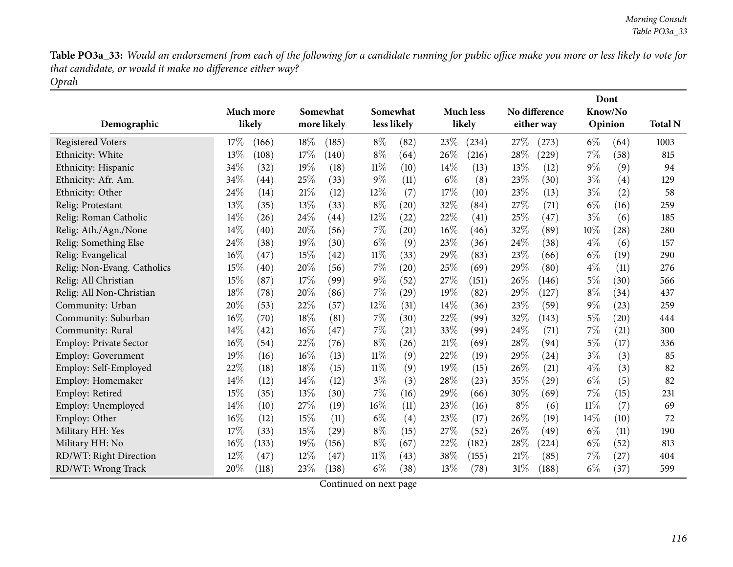**Table PO3a_33:** *Would an endorsement from each of the following for a candidate running for public office make you more or less likely to vote for that candidate, or would it make no difference either way?*
*Oprah*

| Demographic | Much more likely | | Somewhat more likely | | Somewhat less likely | | Much less likely | | No difference either way | | Dont Know/No Opinion | | Total N |
|---|---|---|---|---|---|---|---|---|---|---|---|---|---|
| Registered Voters | 17% | (166) | 18% | (185) | 8% | (82) | 23% | (234) | 27% | (273) | 6% | (64) | 1003 |
| Ethnicity: White | 13% | (108) | 17% | (140) | 8% | (64) | 26% | (216) | 28% | (229) | 7% | (58) | 815 |
| Ethnicity: Hispanic | 34% | (32) | 19% | (18) | 11% | (10) | 14% | (13) | 13% | (12) | 9% | (9) | 94 |
| Ethnicity: Afr. Am. | 34% | (44) | 25% | (33) | 9% | (11) | 6% | (8) | 23% | (30) | 3% | (4) | 129 |
| Ethnicity: Other | 24% | (14) | 21% | (12) | 12% | (7) | 17% | (10) | 23% | (13) | 3% | (2) | 58 |
| Relig: Protestant | 13% | (35) | 13% | (33) | 8% | (20) | 32% | (84) | 27% | (71) | 6% | (16) | 259 |
| Relig: Roman Catholic | 14% | (26) | 24% | (44) | 12% | (22) | 22% | (41) | 25% | (47) | 3% | (6) | 185 |
| Relig: Ath./Agn./None | 14% | (40) | 20% | (56) | 7% | (20) | 16% | (46) | 32% | (89) | 10% | (28) | 280 |
| Relig: Something Else | 24% | (38) | 19% | (30) | 6% | (9) | 23% | (36) | 24% | (38) | 4% | (6) | 157 |
| Relig: Evangelical | 16% | (47) | 15% | (42) | 11% | (33) | 29% | (83) | 23% | (66) | 6% | (19) | 290 |
| Relig: Non-Evang. Catholics | 15% | (40) | 20% | (56) | 7% | (20) | 25% | (69) | 29% | (80) | 4% | (11) | 276 |
| Relig: All Christian | 15% | (87) | 17% | (99) | 9% | (52) | 27% | (151) | 26% | (146) | 5% | (30) | 566 |
| Relig: All Non-Christian | 18% | (78) | 20% | (86) | 7% | (29) | 19% | (82) | 29% | (127) | 8% | (34) | 437 |
| Community: Urban | 20% | (53) | 22% | (57) | 12% | (31) | 14% | (36) | 23% | (59) | 9% | (23) | 259 |
| Community: Suburban | 16% | (70) | 18% | (81) | 7% | (30) | 22% | (99) | 32% | (143) | 5% | (20) | 444 |
| Community: Rural | 14% | (42) | 16% | (47) | 7% | (21) | 33% | (99) | 24% | (71) | 7% | (21) | 300 |
| Employ: Private Sector | 16% | (54) | 22% | (76) | 8% | (26) | 21% | (69) | 28% | (94) | 5% | (17) | 336 |
| Employ: Government | 19% | (16) | 16% | (13) | 11% | (9) | 22% | (19) | 29% | (24) | 3% | (3) | 85 |
| Employ: Self-Employed | 22% | (18) | 18% | (15) | 11% | (9) | 19% | (15) | 26% | (21) | 4% | (3) | 82 |
| Employ: Homemaker | 14% | (12) | 14% | (12) | 3% | (3) | 28% | (23) | 35% | (29) | 6% | (5) | 82 |
| Employ: Retired | 15% | (35) | 13% | (30) | 7% | (16) | 29% | (66) | 30% | (69) | 7% | (15) | 231 |
| Employ: Unemployed | 14% | (10) | 27% | (19) | 16% | (11) | 23% | (16) | 8% | (6) | 11% | (7) | 69 |
| Employ: Other | 16% | (12) | 15% | (11) | 6% | (4) | 23% | (17) | 26% | (19) | 14% | (10) | 72 |
| Military HH: Yes | 17% | (33) | 15% | (29) | 8% | (15) | 27% | (52) | 26% | (49) | 6% | (11) | 190 |
| Military HH: No | 16% | (133) | 19% | (156) | 8% | (67) | 22% | (182) | 28% | (224) | 6% | (52) | 813 |
| RD/WT: Right Direction | 12% | (47) | 12% | (47) | 11% | (43) | 38% | (155) | 21% | (85) | 7% | (27) | 404 |
| RD/WT: Wrong Track | 20% | (118) | 23% | (138) | 6% | (38) | 13% | (78) | 31% | (188) | 6% | (37) | 599 |

Continued on next page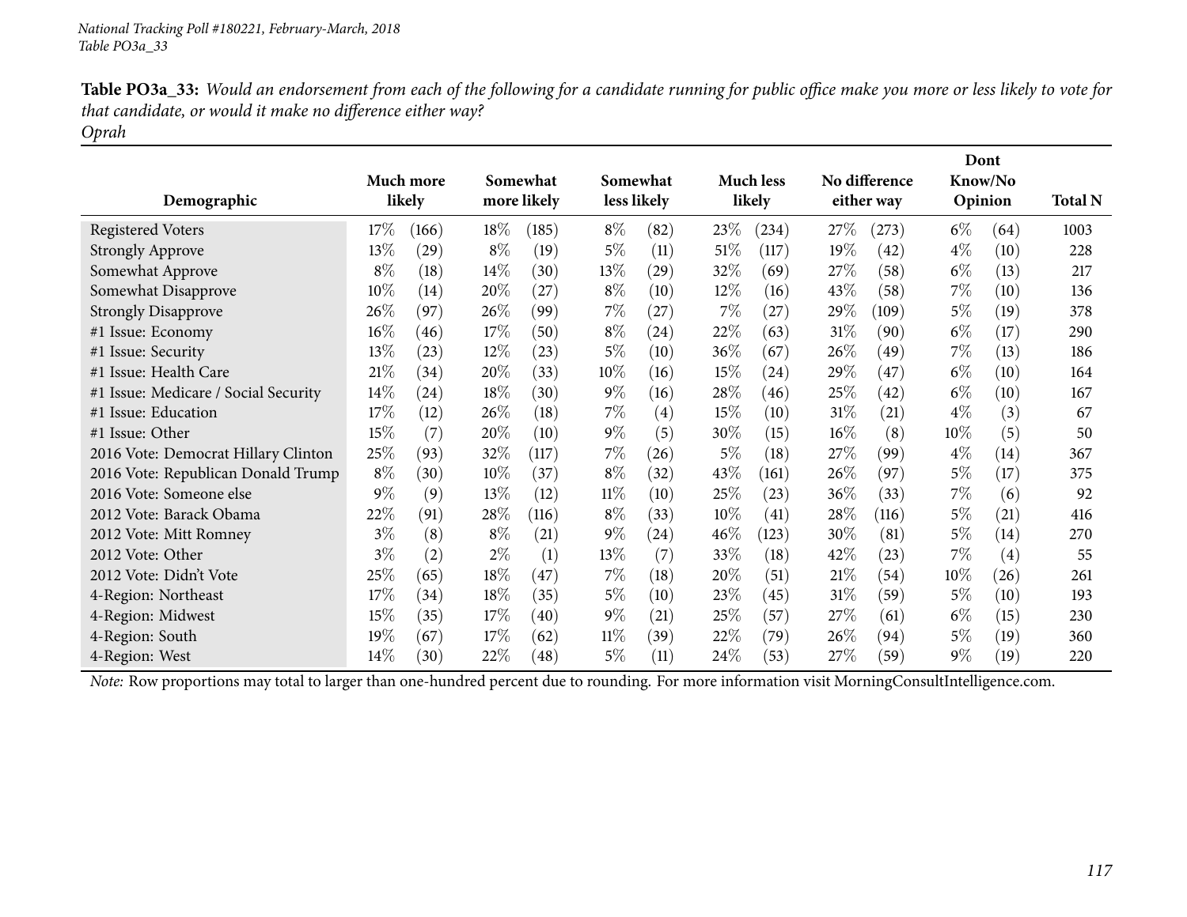**Table PO3a_33:** *Would an endorsement from each of the following for a candidate running for public office make you more or less likely to vote for that candidate, or would it make no difference either way?*
*Oprah*

| Demographic | Much more likely | | Somewhat more likely | | Somewhat less likely | | Much less likely | | No difference either way | | Dont Know/No Opinion | | Total N |
|---|---|---|---|---|---|---|---|---|---|---|---|---|---|
| Registered Voters | 17% | (166) | 18% | (185) | 8% | (82) | 23% | (234) | 27% | (273) | 6% | (64) | 1003 |
| Strongly Approve | 13% | (29) | 8% | (19) | 5% | (11) | 51% | (117) | 19% | (42) | 4% | (10) | 228 |
| Somewhat Approve | 8% | (18) | 14% | (30) | 13% | (29) | 32% | (69) | 27% | (58) | 6% | (13) | 217 |
| Somewhat Disapprove | 10% | (14) | 20% | (27) | 8% | (10) | 12% | (16) | 43% | (58) | 7% | (10) | 136 |
| Strongly Disapprove | 26% | (97) | 26% | (99) | 7% | (27) | 7% | (27) | 29% | (109) | 5% | (19) | 378 |
| #1 Issue: Economy | 16% | (46) | 17% | (50) | 8% | (24) | 22% | (63) | 31% | (90) | 6% | (17) | 290 |
| #1 Issue: Security | 13% | (23) | 12% | (23) | 5% | (10) | 36% | (67) | 26% | (49) | 7% | (13) | 186 |
| #1 Issue: Health Care | 21% | (34) | 20% | (33) | 10% | (16) | 15% | (24) | 29% | (47) | 6% | (10) | 164 |
| #1 Issue: Medicare / Social Security | 14% | (24) | 18% | (30) | 9% | (16) | 28% | (46) | 25% | (42) | 6% | (10) | 167 |
| #1 Issue: Education | 17% | (12) | 26% | (18) | 7% | (4) | 15% | (10) | 31% | (21) | 4% | (3) | 67 |
| #1 Issue: Other | 15% | (7) | 20% | (10) | 9% | (5) | 30% | (15) | 16% | (8) | 10% | (5) | 50 |
| 2016 Vote: Democrat Hillary Clinton | 25% | (93) | 32% | (117) | 7% | (26) | 5% | (18) | 27% | (99) | 4% | (14) | 367 |
| 2016 Vote: Republican Donald Trump | 8% | (30) | 10% | (37) | 8% | (32) | 43% | (161) | 26% | (97) | 5% | (17) | 375 |
| 2016 Vote: Someone else | 9% | (9) | 13% | (12) | 11% | (10) | 25% | (23) | 36% | (33) | 7% | (6) | 92 |
| 2012 Vote: Barack Obama | 22% | (91) | 28% | (116) | 8% | (33) | 10% | (41) | 28% | (116) | 5% | (21) | 416 |
| 2012 Vote: Mitt Romney | 3% | (8) | 8% | (21) | 9% | (24) | 46% | (123) | 30% | (81) | 5% | (14) | 270 |
| 2012 Vote: Other | 3% | (2) | 2% | (1) | 13% | (7) | 33% | (18) | 42% | (23) | 7% | (4) | 55 |
| 2012 Vote: Didn't Vote | 25% | (65) | 18% | (47) | 7% | (18) | 20% | (51) | 21% | (54) | 10% | (26) | 261 |
| 4-Region: Northeast | 17% | (34) | 18% | (35) | 5% | (10) | 23% | (45) | 31% | (59) | 5% | (10) | 193 |
| 4-Region: Midwest | 15% | (35) | 17% | (40) | 9% | (21) | 25% | (57) | 27% | (61) | 6% | (15) | 230 |
| 4-Region: South | 19% | (67) | 17% | (62) | 11% | (39) | 22% | (79) | 26% | (94) | 5% | (19) | 360 |
| 4-Region: West | 14% | (30) | 22% | (48) | 5% | (11) | 24% | (53) | 27% | (59) | 9% | (19) | 220 |

*Note:* Row proportions may total to larger than one-hundred percent due to rounding. For more information visit MorningConsultIntelligence.com.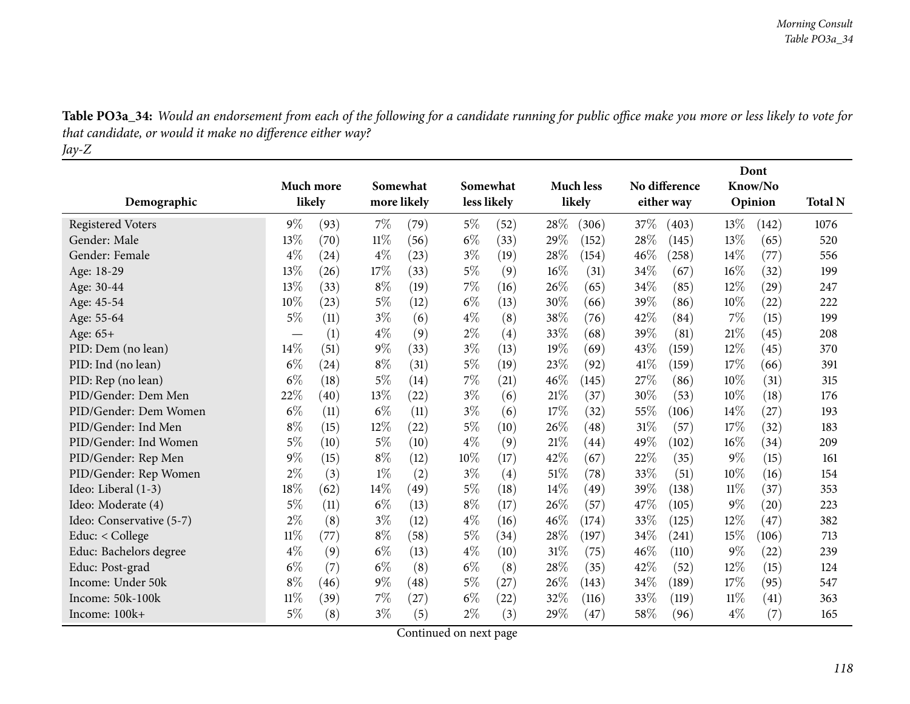**Table PO3a_34:** *Would an endorsement from each of the following for a candidate running for public office make you more or less likely to vote for that candidate, or would it make no difference either way?*
*Jay-Z*

| Demographic | Much more likely | | Somewhat more likely | | Somewhat less likely | | Much less likely | | No difference either way | | Dont Know/No Opinion | | Total N |
|---|---|---|---|---|---|---|---|---|---|---|---|---|---|
| Registered Voters | 9% | (93) | 7% | (79) | 5% | (52) | 28% | (306) | 37% | (403) | 13% | (142) | 1076 |
| Gender: Male | 13% | (70) | 11% | (56) | 6% | (33) | 29% | (152) | 28% | (145) | 13% | (65) | 520 |
| Gender: Female | 4% | (24) | 4% | (23) | 3% | (19) | 28% | (154) | 46% | (258) | 14% | (77) | 556 |
| Age: 18-29 | 13% | (26) | 17% | (33) | 5% | (9) | 16% | (31) | 34% | (67) | 16% | (32) | 199 |
| Age: 30-44 | 13% | (33) | 8% | (19) | 7% | (16) | 26% | (65) | 34% | (85) | 12% | (29) | 247 |
| Age: 45-54 | 10% | (23) | 5% | (12) | 6% | (13) | 30% | (66) | 39% | (86) | 10% | (22) | 222 |
| Age: 55-64 | 5% | (11) | 3% | (6) | 4% | (8) | 38% | (76) | 42% | (84) | 7% | (15) | 199 |
| Age: 65+ | — | (1) | 4% | (9) | 2% | (4) | 33% | (68) | 39% | (81) | 21% | (45) | 208 |
| PID: Dem (no lean) | 14% | (51) | 9% | (33) | 3% | (13) | 19% | (69) | 43% | (159) | 12% | (45) | 370 |
| PID: Ind (no lean) | 6% | (24) | 8% | (31) | 5% | (19) | 23% | (92) | 41% | (159) | 17% | (66) | 391 |
| PID: Rep (no lean) | 6% | (18) | 5% | (14) | 7% | (21) | 46% | (145) | 27% | (86) | 10% | (31) | 315 |
| PID/Gender: Dem Men | 22% | (40) | 13% | (22) | 3% | (6) | 21% | (37) | 30% | (53) | 10% | (18) | 176 |
| PID/Gender: Dem Women | 6% | (11) | 6% | (11) | 3% | (6) | 17% | (32) | 55% | (106) | 14% | (27) | 193 |
| PID/Gender: Ind Men | 8% | (15) | 12% | (22) | 5% | (10) | 26% | (48) | 31% | (57) | 17% | (32) | 183 |
| PID/Gender: Ind Women | 5% | (10) | 5% | (10) | 4% | (9) | 21% | (44) | 49% | (102) | 16% | (34) | 209 |
| PID/Gender: Rep Men | 9% | (15) | 8% | (12) | 10% | (17) | 42% | (67) | 22% | (35) | 9% | (15) | 161 |
| PID/Gender: Rep Women | 2% | (3) | 1% | (2) | 3% | (4) | 51% | (78) | 33% | (51) | 10% | (16) | 154 |
| Ideo: Liberal (1-3) | 18% | (62) | 14% | (49) | 5% | (18) | 14% | (49) | 39% | (138) | 11% | (37) | 353 |
| Ideo: Moderate (4) | 5% | (11) | 6% | (13) | 8% | (17) | 26% | (57) | 47% | (105) | 9% | (20) | 223 |
| Ideo: Conservative (5-7) | 2% | (8) | 3% | (12) | 4% | (16) | 46% | (174) | 33% | (125) | 12% | (47) | 382 |
| Educ: < College | 11% | (77) | 8% | (58) | 5% | (34) | 28% | (197) | 34% | (241) | 15% | (106) | 713 |
| Educ: Bachelors degree | 4% | (9) | 6% | (13) | 4% | (10) | 31% | (75) | 46% | (110) | 9% | (22) | 239 |
| Educ: Post-grad | 6% | (7) | 6% | (8) | 6% | (8) | 28% | (35) | 42% | (52) | 12% | (15) | 124 |
| Income: Under 50k | 8% | (46) | 9% | (48) | 5% | (27) | 26% | (143) | 34% | (189) | 17% | (95) | 547 |
| Income: 50k-100k | 11% | (39) | 7% | (27) | 6% | (22) | 32% | (116) | 33% | (119) | 11% | (41) | 363 |
| Income: 100k+ | 5% | (8) | 3% | (5) | 2% | (3) | 29% | (47) | 58% | (96) | 4% | (7) | 165 |

Continued on next page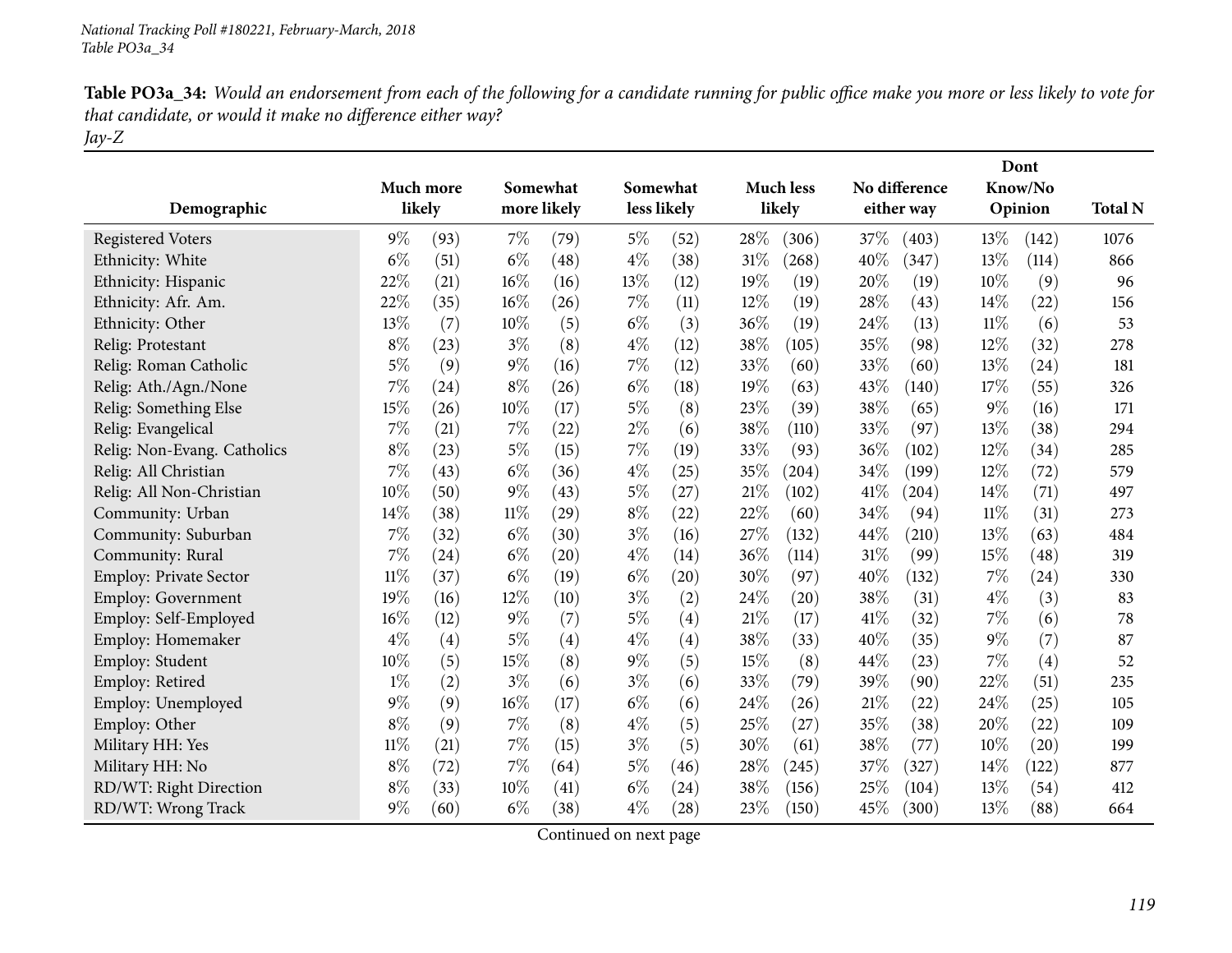*National Tracking Poll #180221, February-March, 2018*
*Table PO3a_34*

**Table PO3a_34:** *Would an endorsement from each of the following for a candidate running for public office make you more or less likely to vote for that candidate, or would it make no difference either way?*
*Jay-Z*

| Demographic | Much more likely | | Somewhat more likely | | Somewhat less likely | | Much less likely | | No difference either way | | Dont Know/No Opinion | | Total N |
|---|---|---|---|---|---|---|---|---|---|---|---|---|---|
| Registered Voters | 9% | (93) | 7% | (79) | 5% | (52) | 28% | (306) | 37% | (403) | 13% | (142) | 1076 |
| Ethnicity: White | 6% | (51) | 6% | (48) | 4% | (38) | 31% | (268) | 40% | (347) | 13% | (114) | 866 |
| Ethnicity: Hispanic | 22% | (21) | 16% | (16) | 13% | (12) | 19% | (19) | 20% | (19) | 10% | (9) | 96 |
| Ethnicity: Afr. Am. | 22% | (35) | 16% | (26) | 7% | (11) | 12% | (19) | 28% | (43) | 14% | (22) | 156 |
| Ethnicity: Other | 13% | (7) | 10% | (5) | 6% | (3) | 36% | (19) | 24% | (13) | 11% | (6) | 53 |
| Relig: Protestant | 8% | (23) | 3% | (8) | 4% | (12) | 38% | (105) | 35% | (98) | 12% | (32) | 278 |
| Relig: Roman Catholic | 5% | (9) | 9% | (16) | 7% | (12) | 33% | (60) | 33% | (60) | 13% | (24) | 181 |
| Relig: Ath./Agn./None | 7% | (24) | 8% | (26) | 6% | (18) | 19% | (63) | 43% | (140) | 17% | (55) | 326 |
| Relig: Something Else | 15% | (26) | 10% | (17) | 5% | (8) | 23% | (39) | 38% | (65) | 9% | (16) | 171 |
| Relig: Evangelical | 7% | (21) | 7% | (22) | 2% | (6) | 38% | (110) | 33% | (97) | 13% | (38) | 294 |
| Relig: Non-Evang. Catholics | 8% | (23) | 5% | (15) | 7% | (19) | 33% | (93) | 36% | (102) | 12% | (34) | 285 |
| Relig: All Christian | 7% | (43) | 6% | (36) | 4% | (25) | 35% | (204) | 34% | (199) | 12% | (72) | 579 |
| Relig: All Non-Christian | 10% | (50) | 9% | (43) | 5% | (27) | 21% | (102) | 41% | (204) | 14% | (71) | 497 |
| Community: Urban | 14% | (38) | 11% | (29) | 8% | (22) | 22% | (60) | 34% | (94) | 11% | (31) | 273 |
| Community: Suburban | 7% | (32) | 6% | (30) | 3% | (16) | 27% | (132) | 44% | (210) | 13% | (63) | 484 |
| Community: Rural | 7% | (24) | 6% | (20) | 4% | (14) | 36% | (114) | 31% | (99) | 15% | (48) | 319 |
| Employ: Private Sector | 11% | (37) | 6% | (19) | 6% | (20) | 30% | (97) | 40% | (132) | 7% | (24) | 330 |
| Employ: Government | 19% | (16) | 12% | (10) | 3% | (2) | 24% | (20) | 38% | (31) | 4% | (3) | 83 |
| Employ: Self-Employed | 16% | (12) | 9% | (7) | 5% | (4) | 21% | (17) | 41% | (32) | 7% | (6) | 78 |
| Employ: Homemaker | 4% | (4) | 5% | (4) | 4% | (4) | 38% | (33) | 40% | (35) | 9% | (7) | 87 |
| Employ: Student | 10% | (5) | 15% | (8) | 9% | (5) | 15% | (8) | 44% | (23) | 7% | (4) | 52 |
| Employ: Retired | 1% | (2) | 3% | (6) | 3% | (6) | 33% | (79) | 39% | (90) | 22% | (51) | 235 |
| Employ: Unemployed | 9% | (9) | 16% | (17) | 6% | (6) | 24% | (26) | 21% | (22) | 24% | (25) | 105 |
| Employ: Other | 8% | (9) | 7% | (8) | 4% | (5) | 25% | (27) | 35% | (38) | 20% | (22) | 109 |
| Military HH: Yes | 11% | (21) | 7% | (15) | 3% | (5) | 30% | (61) | 38% | (77) | 10% | (20) | 199 |
| Military HH: No | 8% | (72) | 7% | (64) | 5% | (46) | 28% | (245) | 37% | (327) | 14% | (122) | 877 |
| RD/WT: Right Direction | 8% | (33) | 10% | (41) | 6% | (24) | 38% | (156) | 25% | (104) | 13% | (54) | 412 |
| RD/WT: Wrong Track | 9% | (60) | 6% | (38) | 4% | (28) | 23% | (150) | 45% | (300) | 13% | (88) | 664 |

Continued on next page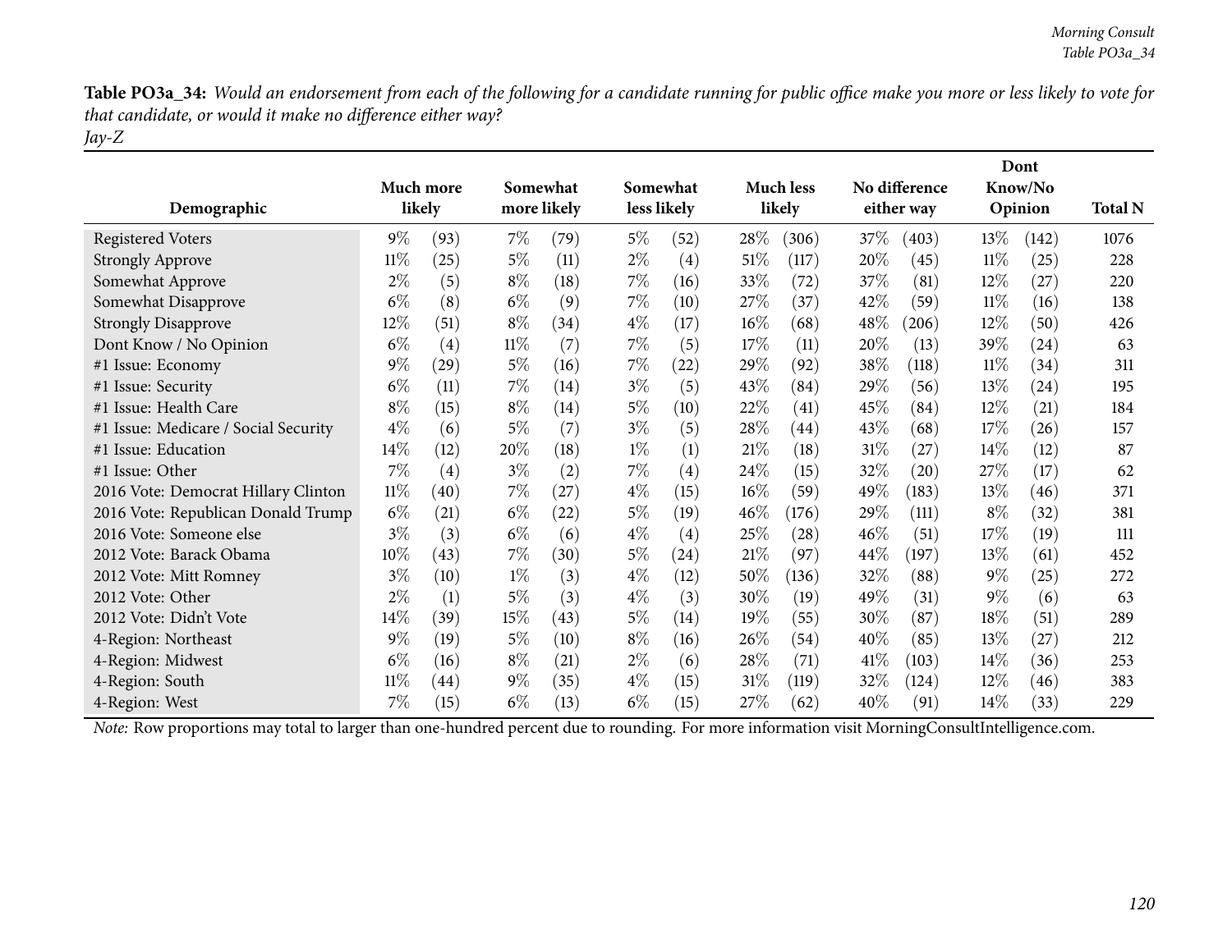**Table PO3a_34:** *Would an endorsement from each of the following for a candidate running for public office make you more or less likely to vote for that candidate, or would it make no difference either way?*
*Jay-Z*

| Demographic | Much more likely | | Somewhat more likely | | Somewhat less likely | | Much less likely | | No difference either way | | Dont Know/No Opinion | | Total N |
|---|---|---|---|---|---|---|---|---|---|---|---|---|---|
| Registered Voters | 9% | (93) | 7% | (79) | 5% | (52) | 28% | (306) | 37% | (403) | 13% | (142) | 1076 |
| Strongly Approve | 11% | (25) | 5% | (11) | 2% | (4) | 51% | (117) | 20% | (45) | 11% | (25) | 228 |
| Somewhat Approve | 2% | (5) | 8% | (18) | 7% | (16) | 33% | (72) | 37% | (81) | 12% | (27) | 220 |
| Somewhat Disapprove | 6% | (8) | 6% | (9) | 7% | (10) | 27% | (37) | 42% | (59) | 11% | (16) | 138 |
| Strongly Disapprove | 12% | (51) | 8% | (34) | 4% | (17) | 16% | (68) | 48% | (206) | 12% | (50) | 426 |
| Dont Know / No Opinion | 6% | (4) | 11% | (7) | 7% | (5) | 17% | (11) | 20% | (13) | 39% | (24) | 63 |
| #1 Issue: Economy | 9% | (29) | 5% | (16) | 7% | (22) | 29% | (92) | 38% | (118) | 11% | (34) | 311 |
| #1 Issue: Security | 6% | (11) | 7% | (14) | 3% | (5) | 43% | (84) | 29% | (56) | 13% | (24) | 195 |
| #1 Issue: Health Care | 8% | (15) | 8% | (14) | 5% | (10) | 22% | (41) | 45% | (84) | 12% | (21) | 184 |
| #1 Issue: Medicare / Social Security | 4% | (6) | 5% | (7) | 3% | (5) | 28% | (44) | 43% | (68) | 17% | (26) | 157 |
| #1 Issue: Education | 14% | (12) | 20% | (18) | 1% | (1) | 21% | (18) | 31% | (27) | 14% | (12) | 87 |
| #1 Issue: Other | 7% | (4) | 3% | (2) | 7% | (4) | 24% | (15) | 32% | (20) | 27% | (17) | 62 |
| 2016 Vote: Democrat Hillary Clinton | 11% | (40) | 7% | (27) | 4% | (15) | 16% | (59) | 49% | (183) | 13% | (46) | 371 |
| 2016 Vote: Republican Donald Trump | 6% | (21) | 6% | (22) | 5% | (19) | 46% | (176) | 29% | (111) | 8% | (32) | 381 |
| 2016 Vote: Someone else | 3% | (3) | 6% | (6) | 4% | (4) | 25% | (28) | 46% | (51) | 17% | (19) | 111 |
| 2012 Vote: Barack Obama | 10% | (43) | 7% | (30) | 5% | (24) | 21% | (97) | 44% | (197) | 13% | (61) | 452 |
| 2012 Vote: Mitt Romney | 3% | (10) | 1% | (3) | 4% | (12) | 50% | (136) | 32% | (88) | 9% | (25) | 272 |
| 2012 Vote: Other | 2% | (1) | 5% | (3) | 4% | (3) | 30% | (19) | 49% | (31) | 9% | (6) | 63 |
| 2012 Vote: Didn't Vote | 14% | (39) | 15% | (43) | 5% | (14) | 19% | (55) | 30% | (87) | 18% | (51) | 289 |
| 4-Region: Northeast | 9% | (19) | 5% | (10) | 8% | (16) | 26% | (54) | 40% | (85) | 13% | (27) | 212 |
| 4-Region: Midwest | 6% | (16) | 8% | (21) | 2% | (6) | 28% | (71) | 41% | (103) | 14% | (36) | 253 |
| 4-Region: South | 11% | (44) | 9% | (35) | 4% | (15) | 31% | (119) | 32% | (124) | 12% | (46) | 383 |
| 4-Region: West | 7% | (15) | 6% | (13) | 6% | (15) | 27% | (62) | 40% | (91) | 14% | (33) | 229 |

*Note:* Row proportions may total to larger than one-hundred percent due to rounding. For more information visit MorningConsultIntelligence.com.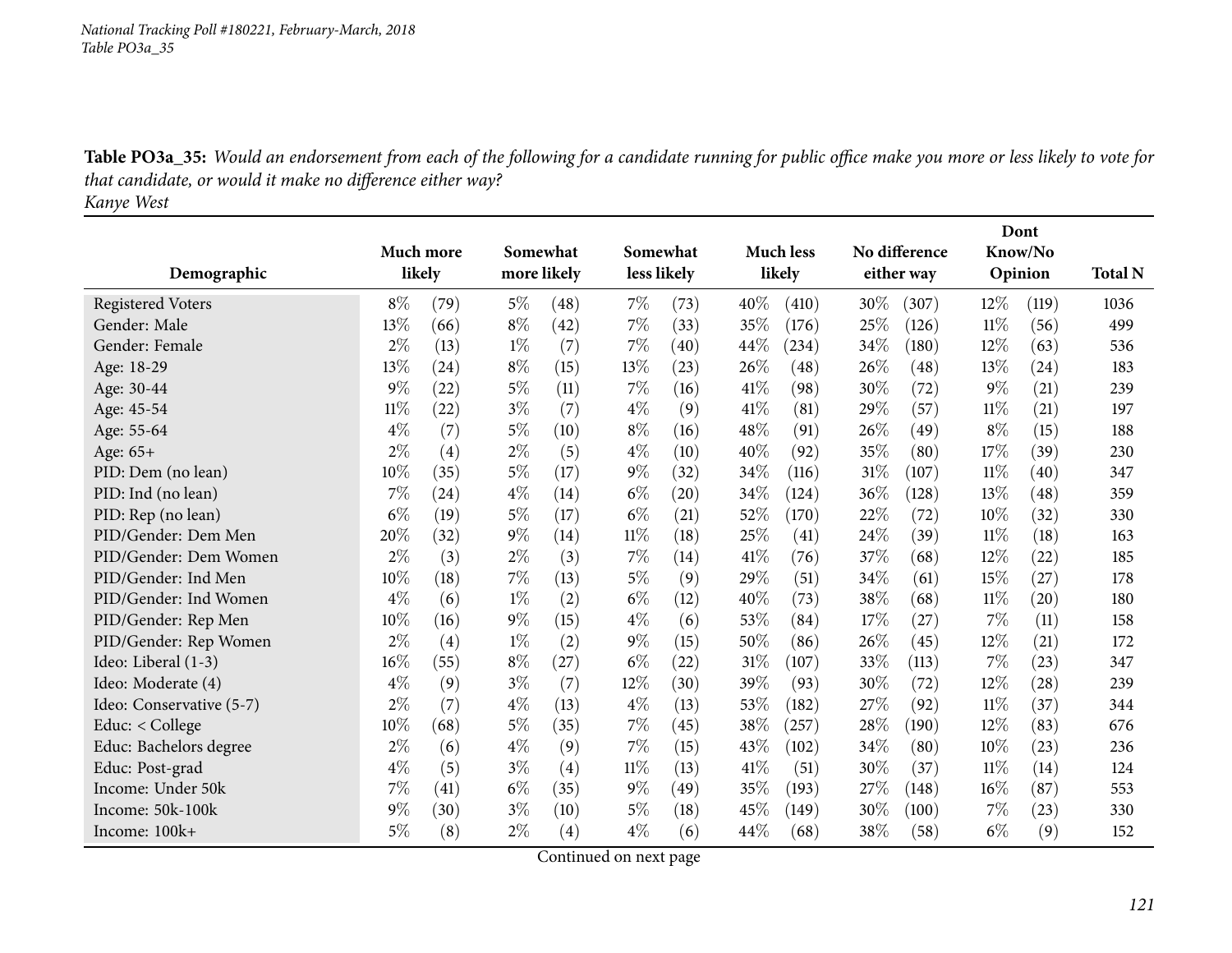**Table PO3a_35:** *Would an endorsement from each of the following for a candidate running for public office make you more or less likely to vote for that candidate, or would it make no difference either way?*
*Kanye West*

| Demographic | Much more likely | | Somewhat more likely | | Somewhat less likely | | Much less likely | | No difference either way | | Dont Know/No Opinion | | Total N |
|---|---|---|---|---|---|---|---|---|---|---|---|---|---|
| Registered Voters | 8% | (79) | 5% | (48) | 7% | (73) | 40% | (410) | 30% | (307) | 12% | (119) | 1036 |
| Gender: Male | 13% | (66) | 8% | (42) | 7% | (33) | 35% | (176) | 25% | (126) | 11% | (56) | 499 |
| Gender: Female | 2% | (13) | 1% | (7) | 7% | (40) | 44% | (234) | 34% | (180) | 12% | (63) | 536 |
| Age: 18-29 | 13% | (24) | 8% | (15) | 13% | (23) | 26% | (48) | 26% | (48) | 13% | (24) | 183 |
| Age: 30-44 | 9% | (22) | 5% | (11) | 7% | (16) | 41% | (98) | 30% | (72) | 9% | (21) | 239 |
| Age: 45-54 | 11% | (22) | 3% | (7) | 4% | (9) | 41% | (81) | 29% | (57) | 11% | (21) | 197 |
| Age: 55-64 | 4% | (7) | 5% | (10) | 8% | (16) | 48% | (91) | 26% | (49) | 8% | (15) | 188 |
| Age: 65+ | 2% | (4) | 2% | (5) | 4% | (10) | 40% | (92) | 35% | (80) | 17% | (39) | 230 |
| PID: Dem (no lean) | 10% | (35) | 5% | (17) | 9% | (32) | 34% | (116) | 31% | (107) | 11% | (40) | 347 |
| PID: Ind (no lean) | 7% | (24) | 4% | (14) | 6% | (20) | 34% | (124) | 36% | (128) | 13% | (48) | 359 |
| PID: Rep (no lean) | 6% | (19) | 5% | (17) | 6% | (21) | 52% | (170) | 22% | (72) | 10% | (32) | 330 |
| PID/Gender: Dem Men | 20% | (32) | 9% | (14) | 11% | (18) | 25% | (41) | 24% | (39) | 11% | (18) | 163 |
| PID/Gender: Dem Women | 2% | (3) | 2% | (3) | 7% | (14) | 41% | (76) | 37% | (68) | 12% | (22) | 185 |
| PID/Gender: Ind Men | 10% | (18) | 7% | (13) | 5% | (9) | 29% | (51) | 34% | (61) | 15% | (27) | 178 |
| PID/Gender: Ind Women | 4% | (6) | 1% | (2) | 6% | (12) | 40% | (73) | 38% | (68) | 11% | (20) | 180 |
| PID/Gender: Rep Men | 10% | (16) | 9% | (15) | 4% | (6) | 53% | (84) | 17% | (27) | 7% | (11) | 158 |
| PID/Gender: Rep Women | 2% | (4) | 1% | (2) | 9% | (15) | 50% | (86) | 26% | (45) | 12% | (21) | 172 |
| Ideo: Liberal (1-3) | 16% | (55) | 8% | (27) | 6% | (22) | 31% | (107) | 33% | (113) | 7% | (23) | 347 |
| Ideo: Moderate (4) | 4% | (9) | 3% | (7) | 12% | (30) | 39% | (93) | 30% | (72) | 12% | (28) | 239 |
| Ideo: Conservative (5-7) | 2% | (7) | 4% | (13) | 4% | (13) | 53% | (182) | 27% | (92) | 11% | (37) | 344 |
| Educ: < College | 10% | (68) | 5% | (35) | 7% | (45) | 38% | (257) | 28% | (190) | 12% | (83) | 676 |
| Educ: Bachelors degree | 2% | (6) | 4% | (9) | 7% | (15) | 43% | (102) | 34% | (80) | 10% | (23) | 236 |
| Educ: Post-grad | 4% | (5) | 3% | (4) | 11% | (13) | 41% | (51) | 30% | (37) | 11% | (14) | 124 |
| Income: Under 50k | 7% | (41) | 6% | (35) | 9% | (49) | 35% | (193) | 27% | (148) | 16% | (87) | 553 |
| Income: 50k-100k | 9% | (30) | 3% | (10) | 5% | (18) | 45% | (149) | 30% | (100) | 7% | (23) | 330 |
| Income: 100k+ | 5% | (8) | 2% | (4) | 4% | (6) | 44% | (68) | 38% | (58) | 6% | (9) | 152 |

Continued on next page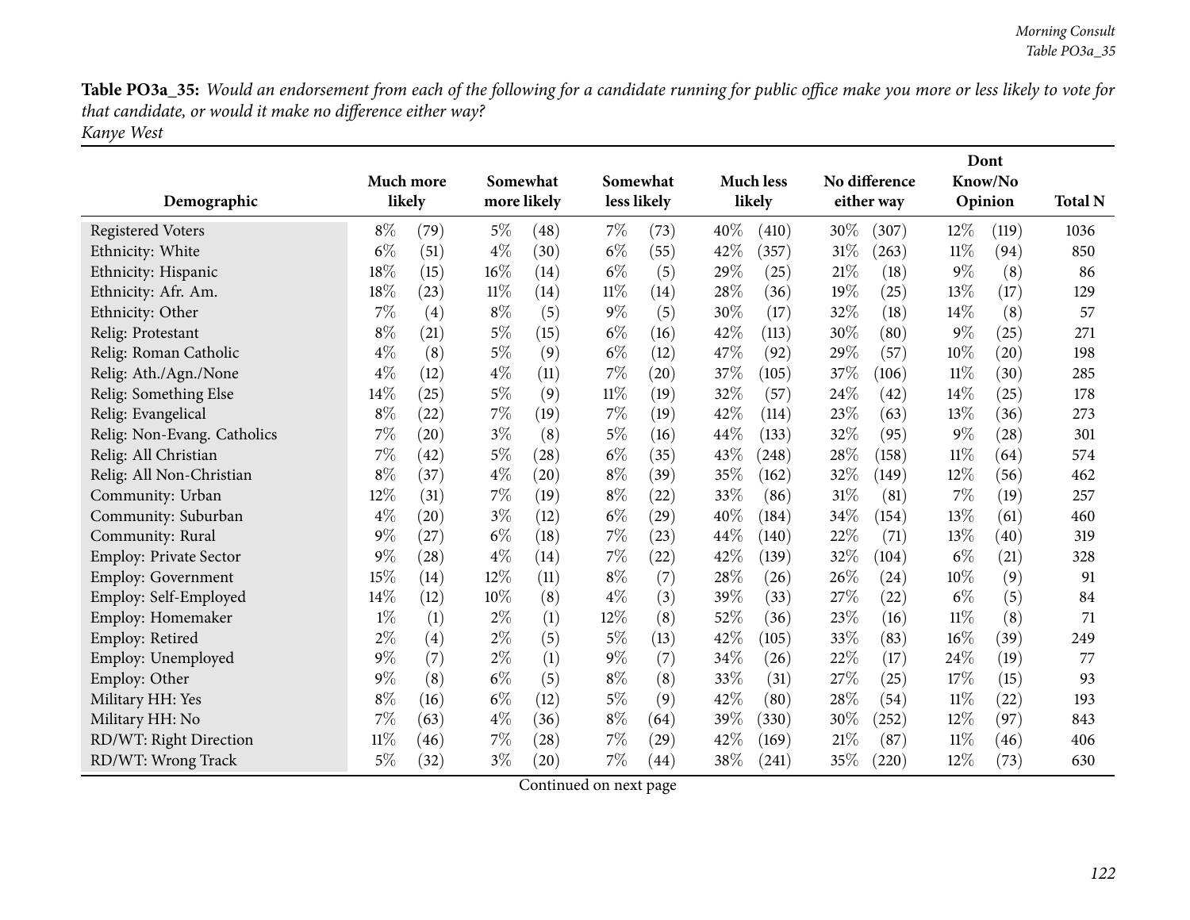**Table PO3a_35:** *Would an endorsement from each of the following for a candidate running for public office make you more or less likely to vote for that candidate, or would it make no difference either way?*
*Kanye West*

| Demographic | Much more likely | | Somewhat more likely | | Somewhat less likely | | Much less likely | | No difference either way | | Dont Know/No Opinion | | Total N |
|---|---|---|---|---|---|---|---|---|---|---|---|---|---|
| Registered Voters | 8% | (79) | 5% | (48) | 7% | (73) | 40% | (410) | 30% | (307) | 12% | (119) | 1036 |
| Ethnicity: White | 6% | (51) | 4% | (30) | 6% | (55) | 42% | (357) | 31% | (263) | 11% | (94) | 850 |
| Ethnicity: Hispanic | 18% | (15) | 16% | (14) | 6% | (5) | 29% | (25) | 21% | (18) | 9% | (8) | 86 |
| Ethnicity: Afr. Am. | 18% | (23) | 11% | (14) | 11% | (14) | 28% | (36) | 19% | (25) | 13% | (17) | 129 |
| Ethnicity: Other | 7% | (4) | 8% | (5) | 9% | (5) | 30% | (17) | 32% | (18) | 14% | (8) | 57 |
| Relig: Protestant | 8% | (21) | 5% | (15) | 6% | (16) | 42% | (113) | 30% | (80) | 9% | (25) | 271 |
| Relig: Roman Catholic | 4% | (8) | 5% | (9) | 6% | (12) | 47% | (92) | 29% | (57) | 10% | (20) | 198 |
| Relig: Ath./Agn./None | 4% | (12) | 4% | (11) | 7% | (20) | 37% | (105) | 37% | (106) | 11% | (30) | 285 |
| Relig: Something Else | 14% | (25) | 5% | (9) | 11% | (19) | 32% | (57) | 24% | (42) | 14% | (25) | 178 |
| Relig: Evangelical | 8% | (22) | 7% | (19) | 7% | (19) | 42% | (114) | 23% | (63) | 13% | (36) | 273 |
| Relig: Non-Evang. Catholics | 7% | (20) | 3% | (8) | 5% | (16) | 44% | (133) | 32% | (95) | 9% | (28) | 301 |
| Relig: All Christian | 7% | (42) | 5% | (28) | 6% | (35) | 43% | (248) | 28% | (158) | 11% | (64) | 574 |
| Relig: All Non-Christian | 8% | (37) | 4% | (20) | 8% | (39) | 35% | (162) | 32% | (149) | 12% | (56) | 462 |
| Community: Urban | 12% | (31) | 7% | (19) | 8% | (22) | 33% | (86) | 31% | (81) | 7% | (19) | 257 |
| Community: Suburban | 4% | (20) | 3% | (12) | 6% | (29) | 40% | (184) | 34% | (154) | 13% | (61) | 460 |
| Community: Rural | 9% | (27) | 6% | (18) | 7% | (23) | 44% | (140) | 22% | (71) | 13% | (40) | 319 |
| Employ: Private Sector | 9% | (28) | 4% | (14) | 7% | (22) | 42% | (139) | 32% | (104) | 6% | (21) | 328 |
| Employ: Government | 15% | (14) | 12% | (11) | 8% | (7) | 28% | (26) | 26% | (24) | 10% | (9) | 91 |
| Employ: Self-Employed | 14% | (12) | 10% | (8) | 4% | (3) | 39% | (33) | 27% | (22) | 6% | (5) | 84 |
| Employ: Homemaker | 1% | (1) | 2% | (1) | 12% | (8) | 52% | (36) | 23% | (16) | 11% | (8) | 71 |
| Employ: Retired | 2% | (4) | 2% | (5) | 5% | (13) | 42% | (105) | 33% | (83) | 16% | (39) | 249 |
| Employ: Unemployed | 9% | (7) | 2% | (1) | 9% | (7) | 34% | (26) | 22% | (17) | 24% | (19) | 77 |
| Employ: Other | 9% | (8) | 6% | (5) | 8% | (8) | 33% | (31) | 27% | (25) | 17% | (15) | 93 |
| Military HH: Yes | 8% | (16) | 6% | (12) | 5% | (9) | 42% | (80) | 28% | (54) | 11% | (22) | 193 |
| Military HH: No | 7% | (63) | 4% | (36) | 8% | (64) | 39% | (330) | 30% | (252) | 12% | (97) | 843 |
| RD/WT: Right Direction | 11% | (46) | 7% | (28) | 7% | (29) | 42% | (169) | 21% | (87) | 11% | (46) | 406 |
| RD/WT: Wrong Track | 5% | (32) | 3% | (20) | 7% | (44) | 38% | (241) | 35% | (220) | 12% | (73) | 630 |

Continued on next page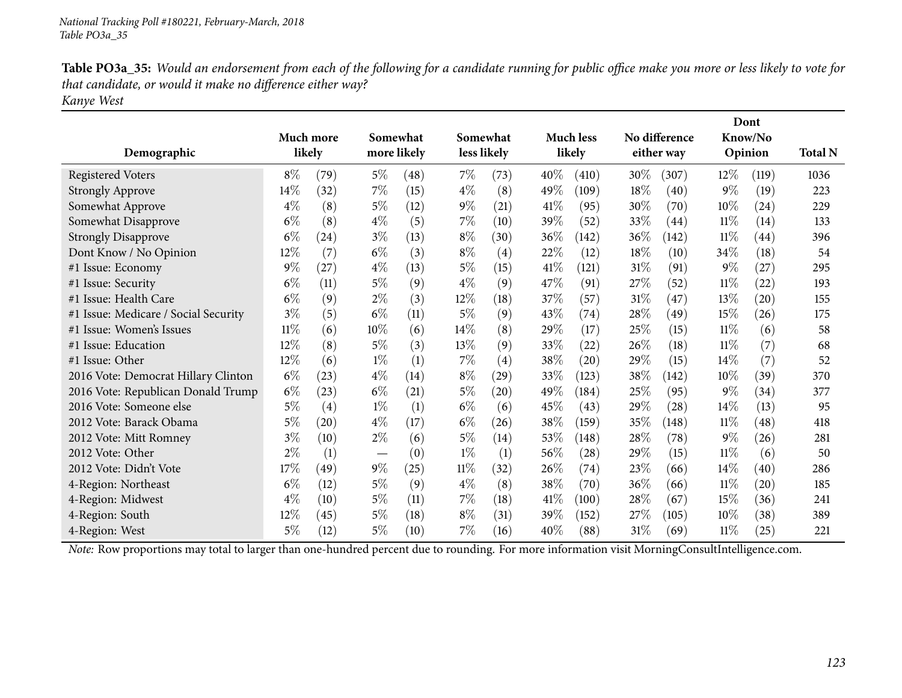**Table PO3a_35:** *Would an endorsement from each of the following for a candidate running for public office make you more or less likely to vote for that candidate, or would it make no difference either way?*
*Kanye West*

| Demographic | Much more likely | | Somewhat more likely | | Somewhat less likely | | Much less likely | | No difference either way | | Dont Know/No Opinion | | Total N |
|---|---|---|---|---|---|---|---|---|---|---|---|---|---|
| Registered Voters | 8% | (79) | 5% | (48) | 7% | (73) | 40% | (410) | 30% | (307) | 12% | (119) | 1036 |
| Strongly Approve | 14% | (32) | 7% | (15) | 4% | (8) | 49% | (109) | 18% | (40) | 9% | (19) | 223 |
| Somewhat Approve | 4% | (8) | 5% | (12) | 9% | (21) | 41% | (95) | 30% | (70) | 10% | (24) | 229 |
| Somewhat Disapprove | 6% | (8) | 4% | (5) | 7% | (10) | 39% | (52) | 33% | (44) | 11% | (14) | 133 |
| Strongly Disapprove | 6% | (24) | 3% | (13) | 8% | (30) | 36% | (142) | 36% | (142) | 11% | (44) | 396 |
| Dont Know / No Opinion | 12% | (7) | 6% | (3) | 8% | (4) | 22% | (12) | 18% | (10) | 34% | (18) | 54 |
| #1 Issue: Economy | 9% | (27) | 4% | (13) | 5% | (15) | 41% | (121) | 31% | (91) | 9% | (27) | 295 |
| #1 Issue: Security | 6% | (11) | 5% | (9) | 4% | (9) | 47% | (91) | 27% | (52) | 11% | (22) | 193 |
| #1 Issue: Health Care | 6% | (9) | 2% | (3) | 12% | (18) | 37% | (57) | 31% | (47) | 13% | (20) | 155 |
| #1 Issue: Medicare / Social Security | 3% | (5) | 6% | (11) | 5% | (9) | 43% | (74) | 28% | (49) | 15% | (26) | 175 |
| #1 Issue: Women's Issues | 11% | (6) | 10% | (6) | 14% | (8) | 29% | (17) | 25% | (15) | 11% | (6) | 58 |
| #1 Issue: Education | 12% | (8) | 5% | (3) | 13% | (9) | 33% | (22) | 26% | (18) | 11% | (7) | 68 |
| #1 Issue: Other | 12% | (6) | 1% | (1) | 7% | (4) | 38% | (20) | 29% | (15) | 14% | (7) | 52 |
| 2016 Vote: Democrat Hillary Clinton | 6% | (23) | 4% | (14) | 8% | (29) | 33% | (123) | 38% | (142) | 10% | (39) | 370 |
| 2016 Vote: Republican Donald Trump | 6% | (23) | 6% | (21) | 5% | (20) | 49% | (184) | 25% | (95) | 9% | (34) | 377 |
| 2016 Vote: Someone else | 5% | (4) | 1% | (1) | 6% | (6) | 45% | (43) | 29% | (28) | 14% | (13) | 95 |
| 2012 Vote: Barack Obama | 5% | (20) | 4% | (17) | 6% | (26) | 38% | (159) | 35% | (148) | 11% | (48) | 418 |
| 2012 Vote: Mitt Romney | 3% | (10) | 2% | (6) | 5% | (14) | 53% | (148) | 28% | (78) | 9% | (26) | 281 |
| 2012 Vote: Other | 2% | (1) | — | (0) | 1% | (1) | 56% | (28) | 29% | (15) | 11% | (6) | 50 |
| 2012 Vote: Didn't Vote | 17% | (49) | 9% | (25) | 11% | (32) | 26% | (74) | 23% | (66) | 14% | (40) | 286 |
| 4-Region: Northeast | 6% | (12) | 5% | (9) | 4% | (8) | 38% | (70) | 36% | (66) | 11% | (20) | 185 |
| 4-Region: Midwest | 4% | (10) | 5% | (11) | 7% | (18) | 41% | (100) | 28% | (67) | 15% | (36) | 241 |
| 4-Region: South | 12% | (45) | 5% | (18) | 8% | (31) | 39% | (152) | 27% | (105) | 10% | (38) | 389 |
| 4-Region: West | 5% | (12) | 5% | (10) | 7% | (16) | 40% | (88) | 31% | (69) | 11% | (25) | 221 |

*Note:* Row proportions may total to larger than one-hundred percent due to rounding. For more information visit MorningConsultIntelligence.com.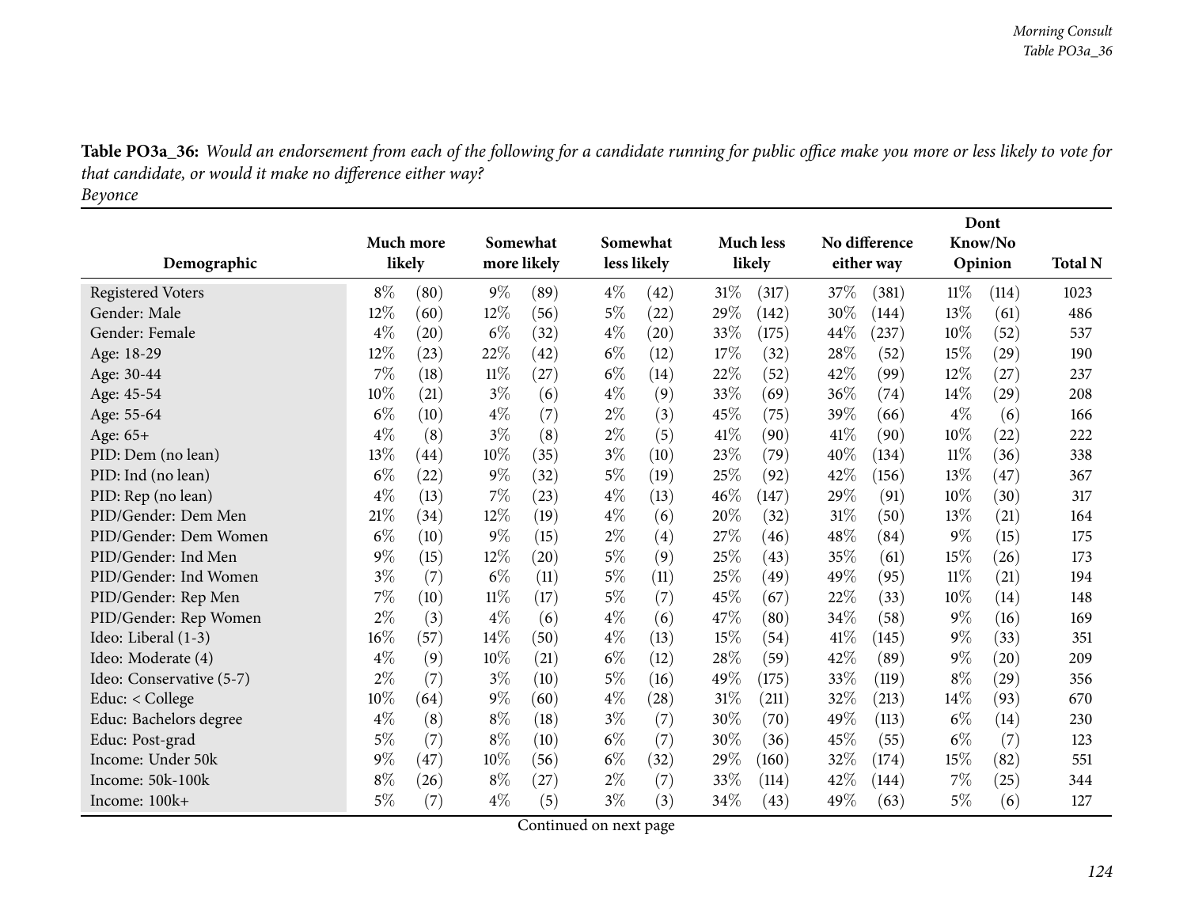**Table PO3a_36:** *Would an endorsement from each of the following for a candidate running for public office make you more or less likely to vote for that candidate, or would it make no difference either way?*
*Beyonce*

| Demographic | Much more likely | | Somewhat more likely | | Somewhat less likely | | Much less likely | | No difference either way | | Dont Know/No Opinion | | Total N |
|---|---|---|---|---|---|---|---|---|---|---|---|---|---|
| Registered Voters | 8% | (80) | 9% | (89) | 4% | (42) | 31% | (317) | 37% | (381) | 11% | (114) | 1023 |
| Gender: Male | 12% | (60) | 12% | (56) | 5% | (22) | 29% | (142) | 30% | (144) | 13% | (61) | 486 |
| Gender: Female | 4% | (20) | 6% | (32) | 4% | (20) | 33% | (175) | 44% | (237) | 10% | (52) | 537 |
| Age: 18-29 | 12% | (23) | 22% | (42) | 6% | (12) | 17% | (32) | 28% | (52) | 15% | (29) | 190 |
| Age: 30-44 | 7% | (18) | 11% | (27) | 6% | (14) | 22% | (52) | 42% | (99) | 12% | (27) | 237 |
| Age: 45-54 | 10% | (21) | 3% | (6) | 4% | (9) | 33% | (69) | 36% | (74) | 14% | (29) | 208 |
| Age: 55-64 | 6% | (10) | 4% | (7) | 2% | (3) | 45% | (75) | 39% | (66) | 4% | (6) | 166 |
| Age: 65+ | 4% | (8) | 3% | (8) | 2% | (5) | 41% | (90) | 41% | (90) | 10% | (22) | 222 |
| PID: Dem (no lean) | 13% | (44) | 10% | (35) | 3% | (10) | 23% | (79) | 40% | (134) | 11% | (36) | 338 |
| PID: Ind (no lean) | 6% | (22) | 9% | (32) | 5% | (19) | 25% | (92) | 42% | (156) | 13% | (47) | 367 |
| PID: Rep (no lean) | 4% | (13) | 7% | (23) | 4% | (13) | 46% | (147) | 29% | (91) | 10% | (30) | 317 |
| PID/Gender: Dem Men | 21% | (34) | 12% | (19) | 4% | (6) | 20% | (32) | 31% | (50) | 13% | (21) | 164 |
| PID/Gender: Dem Women | 6% | (10) | 9% | (15) | 2% | (4) | 27% | (46) | 48% | (84) | 9% | (15) | 175 |
| PID/Gender: Ind Men | 9% | (15) | 12% | (20) | 5% | (9) | 25% | (43) | 35% | (61) | 15% | (26) | 173 |
| PID/Gender: Ind Women | 3% | (7) | 6% | (11) | 5% | (11) | 25% | (49) | 49% | (95) | 11% | (21) | 194 |
| PID/Gender: Rep Men | 7% | (10) | 11% | (17) | 5% | (7) | 45% | (67) | 22% | (33) | 10% | (14) | 148 |
| PID/Gender: Rep Women | 2% | (3) | 4% | (6) | 4% | (6) | 47% | (80) | 34% | (58) | 9% | (16) | 169 |
| Ideo: Liberal (1-3) | 16% | (57) | 14% | (50) | 4% | (13) | 15% | (54) | 41% | (145) | 9% | (33) | 351 |
| Ideo: Moderate (4) | 4% | (9) | 10% | (21) | 6% | (12) | 28% | (59) | 42% | (89) | 9% | (20) | 209 |
| Ideo: Conservative (5-7) | 2% | (7) | 3% | (10) | 5% | (16) | 49% | (175) | 33% | (119) | 8% | (29) | 356 |
| Educ: < College | 10% | (64) | 9% | (60) | 4% | (28) | 31% | (211) | 32% | (213) | 14% | (93) | 670 |
| Educ: Bachelors degree | 4% | (8) | 8% | (18) | 3% | (7) | 30% | (70) | 49% | (113) | 6% | (14) | 230 |
| Educ: Post-grad | 5% | (7) | 8% | (10) | 6% | (7) | 30% | (36) | 45% | (55) | 6% | (7) | 123 |
| Income: Under 50k | 9% | (47) | 10% | (56) | 6% | (32) | 29% | (160) | 32% | (174) | 15% | (82) | 551 |
| Income: 50k-100k | 8% | (26) | 8% | (27) | 2% | (7) | 33% | (114) | 42% | (144) | 7% | (25) | 344 |
| Income: 100k+ | 5% | (7) | 4% | (5) | 3% | (3) | 34% | (43) | 49% | (63) | 5% | (6) | 127 |

Continued on next page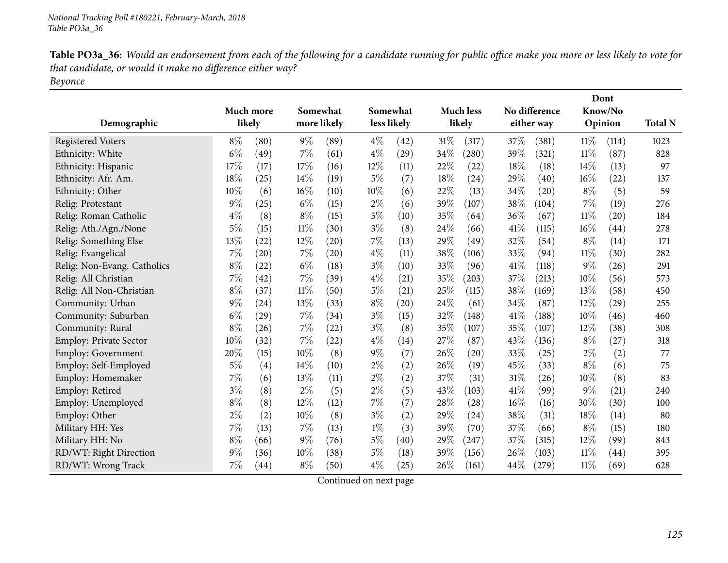**Table PO3a_36:** *Would an endorsement from each of the following for a candidate running for public office make you more or less likely to vote for that candidate, or would it make no difference either way?*
*Beyonce*

| Demographic | Much more likely | | Somewhat more likely | | Somewhat less likely | | Much less likely | | No difference either way | | Dont Know/No Opinion | | Total N |
|---|---|---|---|---|---|---|---|---|---|---|---|---|---|
| Registered Voters | 8% | (80) | 9% | (89) | 4% | (42) | 31% | (317) | 37% | (381) | 11% | (114) | 1023 |
| Ethnicity: White | 6% | (49) | 7% | (61) | 4% | (29) | 34% | (280) | 39% | (321) | 11% | (87) | 828 |
| Ethnicity: Hispanic | 17% | (17) | 17% | (16) | 12% | (11) | 22% | (22) | 18% | (18) | 14% | (13) | 97 |
| Ethnicity: Afr. Am. | 18% | (25) | 14% | (19) | 5% | (7) | 18% | (24) | 29% | (40) | 16% | (22) | 137 |
| Ethnicity: Other | 10% | (6) | 16% | (10) | 10% | (6) | 22% | (13) | 34% | (20) | 8% | (5) | 59 |
| Relig: Protestant | 9% | (25) | 6% | (15) | 2% | (6) | 39% | (107) | 38% | (104) | 7% | (19) | 276 |
| Relig: Roman Catholic | 4% | (8) | 8% | (15) | 5% | (10) | 35% | (64) | 36% | (67) | 11% | (20) | 184 |
| Relig: Ath./Agn./None | 5% | (15) | 11% | (30) | 3% | (8) | 24% | (66) | 41% | (115) | 16% | (44) | 278 |
| Relig: Something Else | 13% | (22) | 12% | (20) | 7% | (13) | 29% | (49) | 32% | (54) | 8% | (14) | 171 |
| Relig: Evangelical | 7% | (20) | 7% | (20) | 4% | (11) | 38% | (106) | 33% | (94) | 11% | (30) | 282 |
| Relig: Non-Evang. Catholics | 8% | (22) | 6% | (18) | 3% | (10) | 33% | (96) | 41% | (118) | 9% | (26) | 291 |
| Relig: All Christian | 7% | (42) | 7% | (39) | 4% | (21) | 35% | (203) | 37% | (213) | 10% | (56) | 573 |
| Relig: All Non-Christian | 8% | (37) | 11% | (50) | 5% | (21) | 25% | (115) | 38% | (169) | 13% | (58) | 450 |
| Community: Urban | 9% | (24) | 13% | (33) | 8% | (20) | 24% | (61) | 34% | (87) | 12% | (29) | 255 |
| Community: Suburban | 6% | (29) | 7% | (34) | 3% | (15) | 32% | (148) | 41% | (188) | 10% | (46) | 460 |
| Community: Rural | 8% | (26) | 7% | (22) | 3% | (8) | 35% | (107) | 35% | (107) | 12% | (38) | 308 |
| Employ: Private Sector | 10% | (32) | 7% | (22) | 4% | (14) | 27% | (87) | 43% | (136) | 8% | (27) | 318 |
| Employ: Government | 20% | (15) | 10% | (8) | 9% | (7) | 26% | (20) | 33% | (25) | 2% | (2) | 77 |
| Employ: Self-Employed | 5% | (4) | 14% | (10) | 2% | (2) | 26% | (19) | 45% | (33) | 8% | (6) | 75 |
| Employ: Homemaker | 7% | (6) | 13% | (11) | 2% | (2) | 37% | (31) | 31% | (26) | 10% | (8) | 83 |
| Employ: Retired | 3% | (8) | 2% | (5) | 2% | (5) | 43% | (103) | 41% | (99) | 9% | (21) | 240 |
| Employ: Unemployed | 8% | (8) | 12% | (12) | 7% | (7) | 28% | (28) | 16% | (16) | 30% | (30) | 100 |
| Employ: Other | 2% | (2) | 10% | (8) | 3% | (2) | 29% | (24) | 38% | (31) | 18% | (14) | 80 |
| Military HH: Yes | 7% | (13) | 7% | (13) | 1% | (3) | 39% | (70) | 37% | (66) | 8% | (15) | 180 |
| Military HH: No | 8% | (66) | 9% | (76) | 5% | (40) | 29% | (247) | 37% | (315) | 12% | (99) | 843 |
| RD/WT: Right Direction | 9% | (36) | 10% | (38) | 5% | (18) | 39% | (156) | 26% | (103) | 11% | (44) | 395 |
| RD/WT: Wrong Track | 7% | (44) | 8% | (50) | 4% | (25) | 26% | (161) | 44% | (279) | 11% | (69) | 628 |

Continued on next page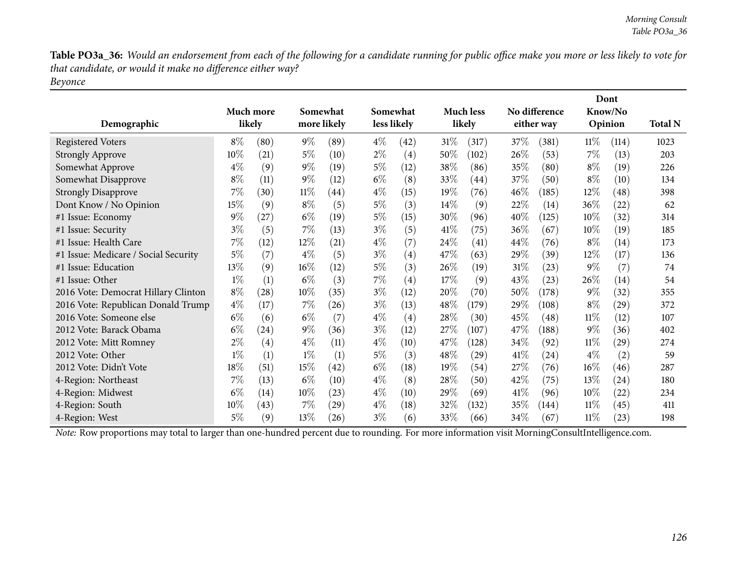**Table PO3a_36:** *Would an endorsement from each of the following for a candidate running for public office make you more or less likely to vote for that candidate, or would it make no difference either way?*
*Beyonce*

| Demographic | Much more likely | | Somewhat more likely | | Somewhat less likely | | Much less likely | | No difference either way | | Dont Know/No Opinion | | Total N |
|---|---|---|---|---|---|---|---|---|---|---|---|---|---|
| Registered Voters | 8% | (80) | 9% | (89) | 4% | (42) | 31% | (317) | 37% | (381) | 11% | (114) | 1023 |
| Strongly Approve | 10% | (21) | 5% | (10) | 2% | (4) | 50% | (102) | 26% | (53) | 7% | (13) | 203 |
| Somewhat Approve | 4% | (9) | 9% | (19) | 5% | (12) | 38% | (86) | 35% | (80) | 8% | (19) | 226 |
| Somewhat Disapprove | 8% | (11) | 9% | (12) | 6% | (8) | 33% | (44) | 37% | (50) | 8% | (10) | 134 |
| Strongly Disapprove | 7% | (30) | 11% | (44) | 4% | (15) | 19% | (76) | 46% | (185) | 12% | (48) | 398 |
| Dont Know / No Opinion | 15% | (9) | 8% | (5) | 5% | (3) | 14% | (9) | 22% | (14) | 36% | (22) | 62 |
| #1 Issue: Economy | 9% | (27) | 6% | (19) | 5% | (15) | 30% | (96) | 40% | (125) | 10% | (32) | 314 |
| #1 Issue: Security | 3% | (5) | 7% | (13) | 3% | (5) | 41% | (75) | 36% | (67) | 10% | (19) | 185 |
| #1 Issue: Health Care | 7% | (12) | 12% | (21) | 4% | (7) | 24% | (41) | 44% | (76) | 8% | (14) | 173 |
| #1 Issue: Medicare / Social Security | 5% | (7) | 4% | (5) | 3% | (4) | 47% | (63) | 29% | (39) | 12% | (17) | 136 |
| #1 Issue: Education | 13% | (9) | 16% | (12) | 5% | (3) | 26% | (19) | 31% | (23) | 9% | (7) | 74 |
| #1 Issue: Other | 1% | (1) | 6% | (3) | 7% | (4) | 17% | (9) | 43% | (23) | 26% | (14) | 54 |
| 2016 Vote: Democrat Hillary Clinton | 8% | (28) | 10% | (35) | 3% | (12) | 20% | (70) | 50% | (178) | 9% | (32) | 355 |
| 2016 Vote: Republican Donald Trump | 4% | (17) | 7% | (26) | 3% | (13) | 48% | (179) | 29% | (108) | 8% | (29) | 372 |
| 2016 Vote: Someone else | 6% | (6) | 6% | (7) | 4% | (4) | 28% | (30) | 45% | (48) | 11% | (12) | 107 |
| 2012 Vote: Barack Obama | 6% | (24) | 9% | (36) | 3% | (12) | 27% | (107) | 47% | (188) | 9% | (36) | 402 |
| 2012 Vote: Mitt Romney | 2% | (4) | 4% | (11) | 4% | (10) | 47% | (128) | 34% | (92) | 11% | (29) | 274 |
| 2012 Vote: Other | 1% | (1) | 1% | (1) | 5% | (3) | 48% | (29) | 41% | (24) | 4% | (2) | 59 |
| 2012 Vote: Didn't Vote | 18% | (51) | 15% | (42) | 6% | (18) | 19% | (54) | 27% | (76) | 16% | (46) | 287 |
| 4-Region: Northeast | 7% | (13) | 6% | (10) | 4% | (8) | 28% | (50) | 42% | (75) | 13% | (24) | 180 |
| 4-Region: Midwest | 6% | (14) | 10% | (23) | 4% | (10) | 29% | (69) | 41% | (96) | 10% | (22) | 234 |
| 4-Region: South | 10% | (43) | 7% | (29) | 4% | (18) | 32% | (132) | 35% | (144) | 11% | (45) | 411 |
| 4-Region: West | 5% | (9) | 13% | (26) | 3% | (6) | 33% | (66) | 34% | (67) | 11% | (23) | 198 |

*Note:* Row proportions may total to larger than one-hundred percent due to rounding. For more information visit MorningConsultIntelligence.com.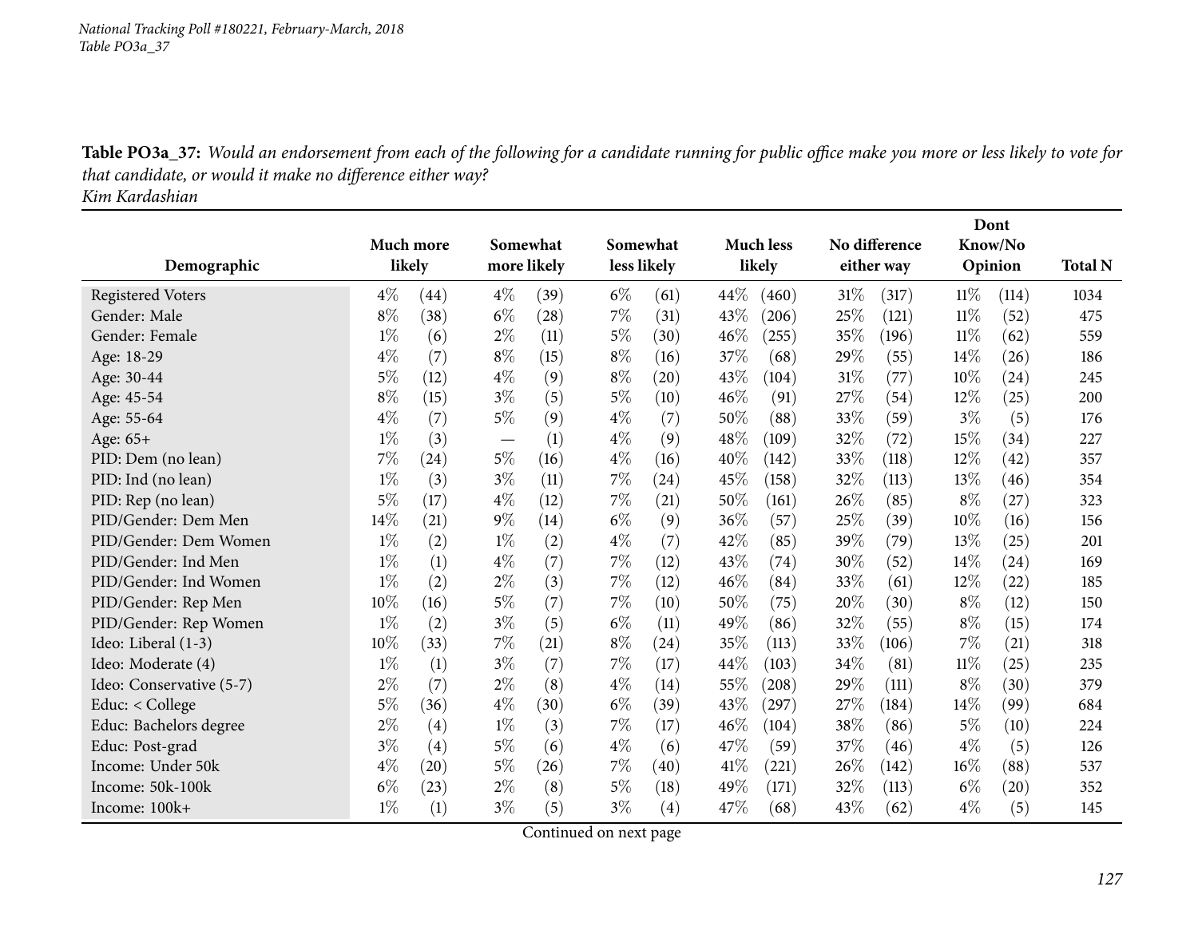**Table PO3a_37:** *Would an endorsement from each of the following for a candidate running for public office make you more or less likely to vote for that candidate, or would it make no difference either way?*
*Kim Kardashian*

| Demographic | Much more likely | | Somewhat more likely | | Somewhat less likely | | Much less likely | | No difference either way | | Dont Know/No Opinion | | Total N |
|---|---|---|---|---|---|---|---|---|---|---|---|---|---|
| Registered Voters | 4% | (44) | 4% | (39) | 6% | (61) | 44% | (460) | 31% | (317) | 11% | (114) | 1034 |
| Gender: Male | 8% | (38) | 6% | (28) | 7% | (31) | 43% | (206) | 25% | (121) | 11% | (52) | 475 |
| Gender: Female | 1% | (6) | 2% | (11) | 5% | (30) | 46% | (255) | 35% | (196) | 11% | (62) | 559 |
| Age: 18-29 | 4% | (7) | 8% | (15) | 8% | (16) | 37% | (68) | 29% | (55) | 14% | (26) | 186 |
| Age: 30-44 | 5% | (12) | 4% | (9) | 8% | (20) | 43% | (104) | 31% | (77) | 10% | (24) | 245 |
| Age: 45-54 | 8% | (15) | 3% | (5) | 5% | (10) | 46% | (91) | 27% | (54) | 12% | (25) | 200 |
| Age: 55-64 | 4% | (7) | 5% | (9) | 4% | (7) | 50% | (88) | 33% | (59) | 3% | (5) | 176 |
| Age: 65+ | 1% | (3) | — | (1) | 4% | (9) | 48% | (109) | 32% | (72) | 15% | (34) | 227 |
| PID: Dem (no lean) | 7% | (24) | 5% | (16) | 4% | (16) | 40% | (142) | 33% | (118) | 12% | (42) | 357 |
| PID: Ind (no lean) | 1% | (3) | 3% | (11) | 7% | (24) | 45% | (158) | 32% | (113) | 13% | (46) | 354 |
| PID: Rep (no lean) | 5% | (17) | 4% | (12) | 7% | (21) | 50% | (161) | 26% | (85) | 8% | (27) | 323 |
| PID/Gender: Dem Men | 14% | (21) | 9% | (14) | 6% | (9) | 36% | (57) | 25% | (39) | 10% | (16) | 156 |
| PID/Gender: Dem Women | 1% | (2) | 1% | (2) | 4% | (7) | 42% | (85) | 39% | (79) | 13% | (25) | 201 |
| PID/Gender: Ind Men | 1% | (1) | 4% | (7) | 7% | (12) | 43% | (74) | 30% | (52) | 14% | (24) | 169 |
| PID/Gender: Ind Women | 1% | (2) | 2% | (3) | 7% | (12) | 46% | (84) | 33% | (61) | 12% | (22) | 185 |
| PID/Gender: Rep Men | 10% | (16) | 5% | (7) | 7% | (10) | 50% | (75) | 20% | (30) | 8% | (12) | 150 |
| PID/Gender: Rep Women | 1% | (2) | 3% | (5) | 6% | (11) | 49% | (86) | 32% | (55) | 8% | (15) | 174 |
| Ideo: Liberal (1-3) | 10% | (33) | 7% | (21) | 8% | (24) | 35% | (113) | 33% | (106) | 7% | (21) | 318 |
| Ideo: Moderate (4) | 1% | (1) | 3% | (7) | 7% | (17) | 44% | (103) | 34% | (81) | 11% | (25) | 235 |
| Ideo: Conservative (5-7) | 2% | (7) | 2% | (8) | 4% | (14) | 55% | (208) | 29% | (111) | 8% | (30) | 379 |
| Educ: < College | 5% | (36) | 4% | (30) | 6% | (39) | 43% | (297) | 27% | (184) | 14% | (99) | 684 |
| Educ: Bachelors degree | 2% | (4) | 1% | (3) | 7% | (17) | 46% | (104) | 38% | (86) | 5% | (10) | 224 |
| Educ: Post-grad | 3% | (4) | 5% | (6) | 4% | (6) | 47% | (59) | 37% | (46) | 4% | (5) | 126 |
| Income: Under 50k | 4% | (20) | 5% | (26) | 7% | (40) | 41% | (221) | 26% | (142) | 16% | (88) | 537 |
| Income: 50k-100k | 6% | (23) | 2% | (8) | 5% | (18) | 49% | (171) | 32% | (113) | 6% | (20) | 352 |
| Income: 100k+ | 1% | (1) | 3% | (5) | 3% | (4) | 47% | (68) | 43% | (62) | 4% | (5) | 145 |

Continued on next page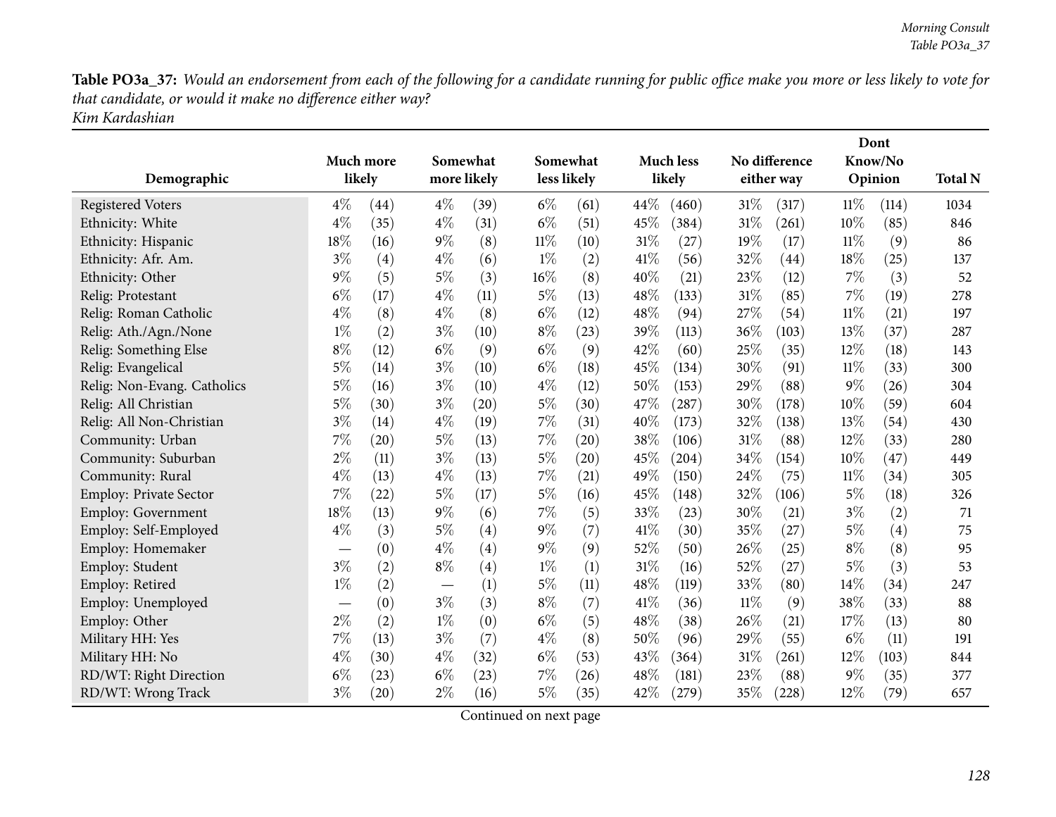**Table PO3a_37:** *Would an endorsement from each of the following for a candidate running for public office make you more or less likely to vote for that candidate, or would it make no difference either way?*
*Kim Kardashian*

| Demographic | Much more likely | | Somewhat more likely | | Somewhat less likely | | Much less likely | | No difference either way | | Dont Know/No Opinion | | Total N |
|---|---|---|---|---|---|---|---|---|---|---|---|---|---|
| Registered Voters | 4% | (44) | 4% | (39) | 6% | (61) | 44% | (460) | 31% | (317) | 11% | (114) | 1034 |
| Ethnicity: White | 4% | (35) | 4% | (31) | 6% | (51) | 45% | (384) | 31% | (261) | 10% | (85) | 846 |
| Ethnicity: Hispanic | 18% | (16) | 9% | (8) | 11% | (10) | 31% | (27) | 19% | (17) | 11% | (9) | 86 |
| Ethnicity: Afr. Am. | 3% | (4) | 4% | (6) | 1% | (2) | 41% | (56) | 32% | (44) | 18% | (25) | 137 |
| Ethnicity: Other | 9% | (5) | 5% | (3) | 16% | (8) | 40% | (21) | 23% | (12) | 7% | (3) | 52 |
| Relig: Protestant | 6% | (17) | 4% | (11) | 5% | (13) | 48% | (133) | 31% | (85) | 7% | (19) | 278 |
| Relig: Roman Catholic | 4% | (8) | 4% | (8) | 6% | (12) | 48% | (94) | 27% | (54) | 11% | (21) | 197 |
| Relig: Ath./Agn./None | 1% | (2) | 3% | (10) | 8% | (23) | 39% | (113) | 36% | (103) | 13% | (37) | 287 |
| Relig: Something Else | 8% | (12) | 6% | (9) | 6% | (9) | 42% | (60) | 25% | (35) | 12% | (18) | 143 |
| Relig: Evangelical | 5% | (14) | 3% | (10) | 6% | (18) | 45% | (134) | 30% | (91) | 11% | (33) | 300 |
| Relig: Non-Evang. Catholics | 5% | (16) | 3% | (10) | 4% | (12) | 50% | (153) | 29% | (88) | 9% | (26) | 304 |
| Relig: All Christian | 5% | (30) | 3% | (20) | 5% | (30) | 47% | (287) | 30% | (178) | 10% | (59) | 604 |
| Relig: All Non-Christian | 3% | (14) | 4% | (19) | 7% | (31) | 40% | (173) | 32% | (138) | 13% | (54) | 430 |
| Community: Urban | 7% | (20) | 5% | (13) | 7% | (20) | 38% | (106) | 31% | (88) | 12% | (33) | 280 |
| Community: Suburban | 2% | (11) | 3% | (13) | 5% | (20) | 45% | (204) | 34% | (154) | 10% | (47) | 449 |
| Community: Rural | 4% | (13) | 4% | (13) | 7% | (21) | 49% | (150) | 24% | (75) | 11% | (34) | 305 |
| Employ: Private Sector | 7% | (22) | 5% | (17) | 5% | (16) | 45% | (148) | 32% | (106) | 5% | (18) | 326 |
| Employ: Government | 18% | (13) | 9% | (6) | 7% | (5) | 33% | (23) | 30% | (21) | 3% | (2) | 71 |
| Employ: Self-Employed | 4% | (3) | 5% | (4) | 9% | (7) | 41% | (30) | 35% | (27) | 5% | (4) | 75 |
| Employ: Homemaker | — | (0) | 4% | (4) | 9% | (9) | 52% | (50) | 26% | (25) | 8% | (8) | 95 |
| Employ: Student | 3% | (2) | 8% | (4) | 1% | (1) | 31% | (16) | 52% | (27) | 5% | (3) | 53 |
| Employ: Retired | 1% | (2) | — | (1) | 5% | (11) | 48% | (119) | 33% | (80) | 14% | (34) | 247 |
| Employ: Unemployed | — | (0) | 3% | (3) | 8% | (7) | 41% | (36) | 11% | (9) | 38% | (33) | 88 |
| Employ: Other | 2% | (2) | 1% | (0) | 6% | (5) | 48% | (38) | 26% | (21) | 17% | (13) | 80 |
| Military HH: Yes | 7% | (13) | 3% | (7) | 4% | (8) | 50% | (96) | 29% | (55) | 6% | (11) | 191 |
| Military HH: No | 4% | (30) | 4% | (32) | 6% | (53) | 43% | (364) | 31% | (261) | 12% | (103) | 844 |
| RD/WT: Right Direction | 6% | (23) | 6% | (23) | 7% | (26) | 48% | (181) | 23% | (88) | 9% | (35) | 377 |
| RD/WT: Wrong Track | 3% | (20) | 2% | (16) | 5% | (35) | 42% | (279) | 35% | (228) | 12% | (79) | 657 |

Continued on next page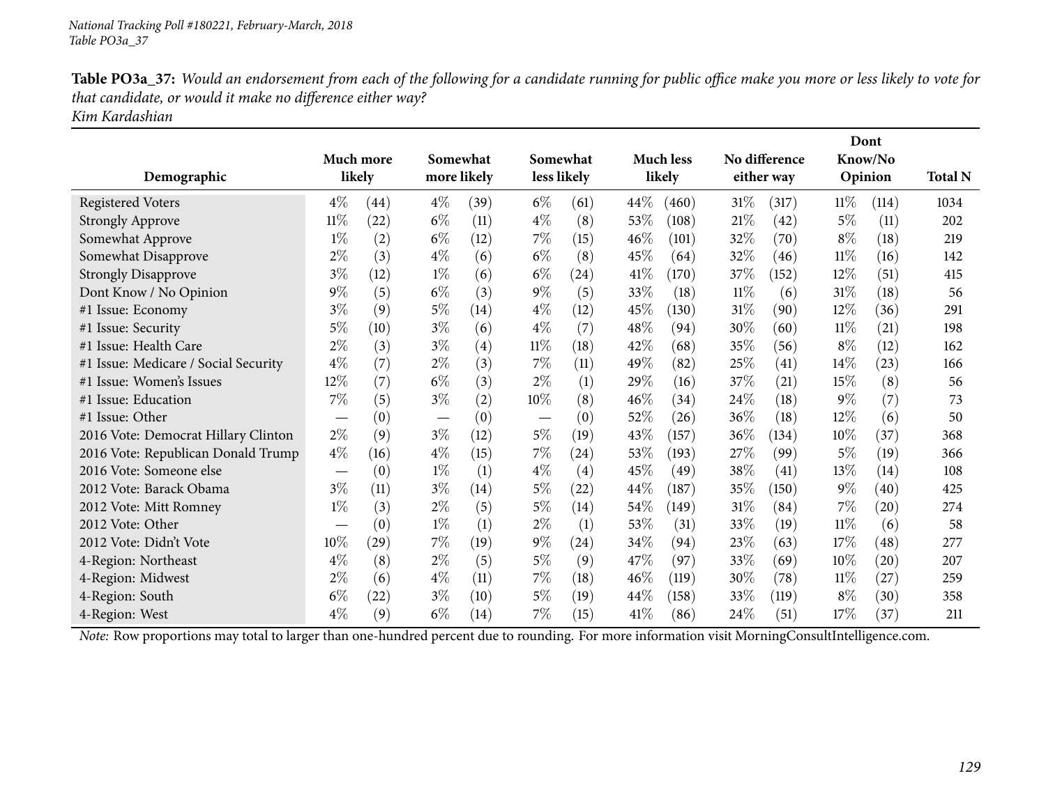National Tracking Poll #180221, February-March, 2018
Table PO3a_37

**Table PO3a_37:** *Would an endorsement from each of the following for a candidate running for public office make you more or less likely to vote for that candidate, or would it make no difference either way?*
*Kim Kardashian*

| Demographic | Much more likely | | Somewhat more likely | | Somewhat less likely | | Much less likely | | No difference either way | | Dont Know/No Opinion | | Total N |
|---|---|---|---|---|---|---|---|---|---|---|---|---|---|
| Registered Voters | 4% | (44) | 4% | (39) | 6% | (61) | 44% | (460) | 31% | (317) | 11% | (114) | 1034 |
| Strongly Approve | 11% | (22) | 6% | (11) | 4% | (8) | 53% | (108) | 21% | (42) | 5% | (11) | 202 |
| Somewhat Approve | 1% | (2) | 6% | (12) | 7% | (15) | 46% | (101) | 32% | (70) | 8% | (18) | 219 |
| Somewhat Disapprove | 2% | (3) | 4% | (6) | 6% | (8) | 45% | (64) | 32% | (46) | 11% | (16) | 142 |
| Strongly Disapprove | 3% | (12) | 1% | (6) | 6% | (24) | 41% | (170) | 37% | (152) | 12% | (51) | 415 |
| Dont Know / No Opinion | 9% | (5) | 6% | (3) | 9% | (5) | 33% | (18) | 11% | (6) | 31% | (18) | 56 |
| #1 Issue: Economy | 3% | (9) | 5% | (14) | 4% | (12) | 45% | (130) | 31% | (90) | 12% | (36) | 291 |
| #1 Issue: Security | 5% | (10) | 3% | (6) | 4% | (7) | 48% | (94) | 30% | (60) | 11% | (21) | 198 |
| #1 Issue: Health Care | 2% | (3) | 3% | (4) | 11% | (18) | 42% | (68) | 35% | (56) | 8% | (12) | 162 |
| #1 Issue: Medicare / Social Security | 4% | (7) | 2% | (3) | 7% | (11) | 49% | (82) | 25% | (41) | 14% | (23) | 166 |
| #1 Issue: Women's Issues | 12% | (7) | 6% | (3) | 2% | (1) | 29% | (16) | 37% | (21) | 15% | (8) | 56 |
| #1 Issue: Education | 7% | (5) | 3% | (2) | 10% | (8) | 46% | (34) | 24% | (18) | 9% | (7) | 73 |
| #1 Issue: Other | — | (0) | — | (0) | — | (0) | 52% | (26) | 36% | (18) | 12% | (6) | 50 |
| 2016 Vote: Democrat Hillary Clinton | 2% | (9) | 3% | (12) | 5% | (19) | 43% | (157) | 36% | (134) | 10% | (37) | 368 |
| 2016 Vote: Republican Donald Trump | 4% | (16) | 4% | (15) | 7% | (24) | 53% | (193) | 27% | (99) | 5% | (19) | 366 |
| 2016 Vote: Someone else | — | (0) | 1% | (1) | 4% | (4) | 45% | (49) | 38% | (41) | 13% | (14) | 108 |
| 2012 Vote: Barack Obama | 3% | (11) | 3% | (14) | 5% | (22) | 44% | (187) | 35% | (150) | 9% | (40) | 425 |
| 2012 Vote: Mitt Romney | 1% | (3) | 2% | (5) | 5% | (14) | 54% | (149) | 31% | (84) | 7% | (20) | 274 |
| 2012 Vote: Other | — | (0) | 1% | (1) | 2% | (1) | 53% | (31) | 33% | (19) | 11% | (6) | 58 |
| 2012 Vote: Didn't Vote | 10% | (29) | 7% | (19) | 9% | (24) | 34% | (94) | 23% | (63) | 17% | (48) | 277 |
| 4-Region: Northeast | 4% | (8) | 2% | (5) | 5% | (9) | 47% | (97) | 33% | (69) | 10% | (20) | 207 |
| 4-Region: Midwest | 2% | (6) | 4% | (11) | 7% | (18) | 46% | (119) | 30% | (78) | 11% | (27) | 259 |
| 4-Region: South | 6% | (22) | 3% | (10) | 5% | (19) | 44% | (158) | 33% | (119) | 8% | (30) | 358 |
| 4-Region: West | 4% | (9) | 6% | (14) | 7% | (15) | 41% | (86) | 24% | (51) | 17% | (37) | 211 |

*Note:* Row proportions may total to larger than one-hundred percent due to rounding. For more information visit MorningConsultIntelligence.com.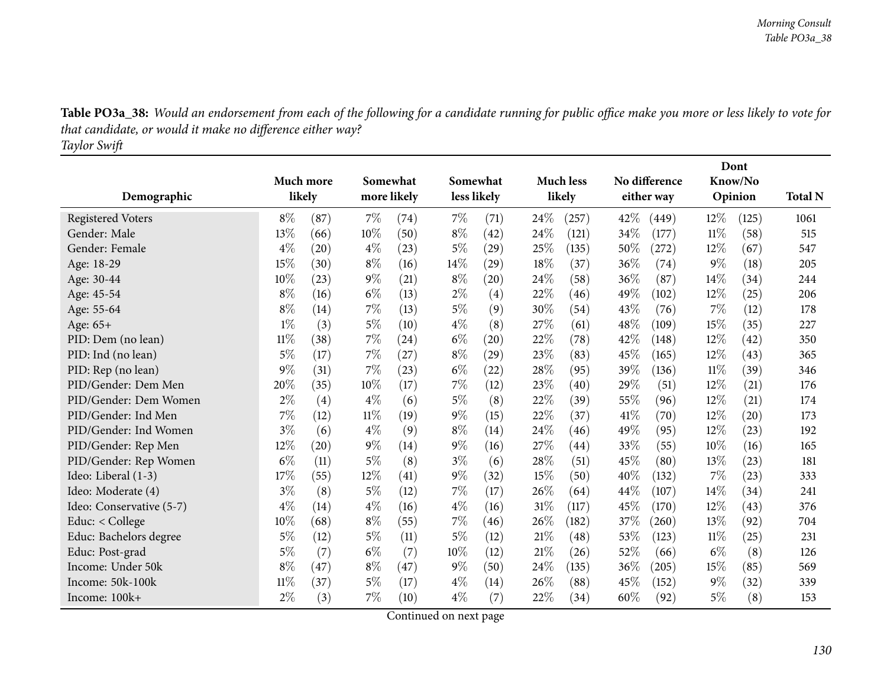**Table PO3a_38:** *Would an endorsement from each of the following for a candidate running for public office make you more or less likely to vote for that candidate, or would it make no difference either way?*
*Taylor Swift*

| Demographic | Much more likely | | Somewhat more likely | | Somewhat less likely | | Much less likely | | No difference either way | | Dont Know/No Opinion | | Total N |
|---|---|---|---|---|---|---|---|---|---|---|---|---|---|
| Registered Voters | 8% | (87) | 7% | (74) | 7% | (71) | 24% | (257) | 42% | (449) | 12% | (125) | 1061 |
| Gender: Male | 13% | (66) | 10% | (50) | 8% | (42) | 24% | (121) | 34% | (177) | 11% | (58) | 515 |
| Gender: Female | 4% | (20) | 4% | (23) | 5% | (29) | 25% | (135) | 50% | (272) | 12% | (67) | 547 |
| Age: 18-29 | 15% | (30) | 8% | (16) | 14% | (29) | 18% | (37) | 36% | (74) | 9% | (18) | 205 |
| Age: 30-44 | 10% | (23) | 9% | (21) | 8% | (20) | 24% | (58) | 36% | (87) | 14% | (34) | 244 |
| Age: 45-54 | 8% | (16) | 6% | (13) | 2% | (4) | 22% | (46) | 49% | (102) | 12% | (25) | 206 |
| Age: 55-64 | 8% | (14) | 7% | (13) | 5% | (9) | 30% | (54) | 43% | (76) | 7% | (12) | 178 |
| Age: 65+ | 1% | (3) | 5% | (10) | 4% | (8) | 27% | (61) | 48% | (109) | 15% | (35) | 227 |
| PID: Dem (no lean) | 11% | (38) | 7% | (24) | 6% | (20) | 22% | (78) | 42% | (148) | 12% | (42) | 350 |
| PID: Ind (no lean) | 5% | (17) | 7% | (27) | 8% | (29) | 23% | (83) | 45% | (165) | 12% | (43) | 365 |
| PID: Rep (no lean) | 9% | (31) | 7% | (23) | 6% | (22) | 28% | (95) | 39% | (136) | 11% | (39) | 346 |
| PID/Gender: Dem Men | 20% | (35) | 10% | (17) | 7% | (12) | 23% | (40) | 29% | (51) | 12% | (21) | 176 |
| PID/Gender: Dem Women | 2% | (4) | 4% | (6) | 5% | (8) | 22% | (39) | 55% | (96) | 12% | (21) | 174 |
| PID/Gender: Ind Men | 7% | (12) | 11% | (19) | 9% | (15) | 22% | (37) | 41% | (70) | 12% | (20) | 173 |
| PID/Gender: Ind Women | 3% | (6) | 4% | (9) | 8% | (14) | 24% | (46) | 49% | (95) | 12% | (23) | 192 |
| PID/Gender: Rep Men | 12% | (20) | 9% | (14) | 9% | (16) | 27% | (44) | 33% | (55) | 10% | (16) | 165 |
| PID/Gender: Rep Women | 6% | (11) | 5% | (8) | 3% | (6) | 28% | (51) | 45% | (80) | 13% | (23) | 181 |
| Ideo: Liberal (1-3) | 17% | (55) | 12% | (41) | 9% | (32) | 15% | (50) | 40% | (132) | 7% | (23) | 333 |
| Ideo: Moderate (4) | 3% | (8) | 5% | (12) | 7% | (17) | 26% | (64) | 44% | (107) | 14% | (34) | 241 |
| Ideo: Conservative (5-7) | 4% | (14) | 4% | (16) | 4% | (16) | 31% | (117) | 45% | (170) | 12% | (43) | 376 |
| Educ: < College | 10% | (68) | 8% | (55) | 7% | (46) | 26% | (182) | 37% | (260) | 13% | (92) | 704 |
| Educ: Bachelors degree | 5% | (12) | 5% | (11) | 5% | (12) | 21% | (48) | 53% | (123) | 11% | (25) | 231 |
| Educ: Post-grad | 5% | (7) | 6% | (7) | 10% | (12) | 21% | (26) | 52% | (66) | 6% | (8) | 126 |
| Income: Under 50k | 8% | (47) | 8% | (47) | 9% | (50) | 24% | (135) | 36% | (205) | 15% | (85) | 569 |
| Income: 50k-100k | 11% | (37) | 5% | (17) | 4% | (14) | 26% | (88) | 45% | (152) | 9% | (32) | 339 |
| Income: 100k+ | 2% | (3) | 7% | (10) | 4% | (7) | 22% | (34) | 60% | (92) | 5% | (8) | 153 |

Continued on next page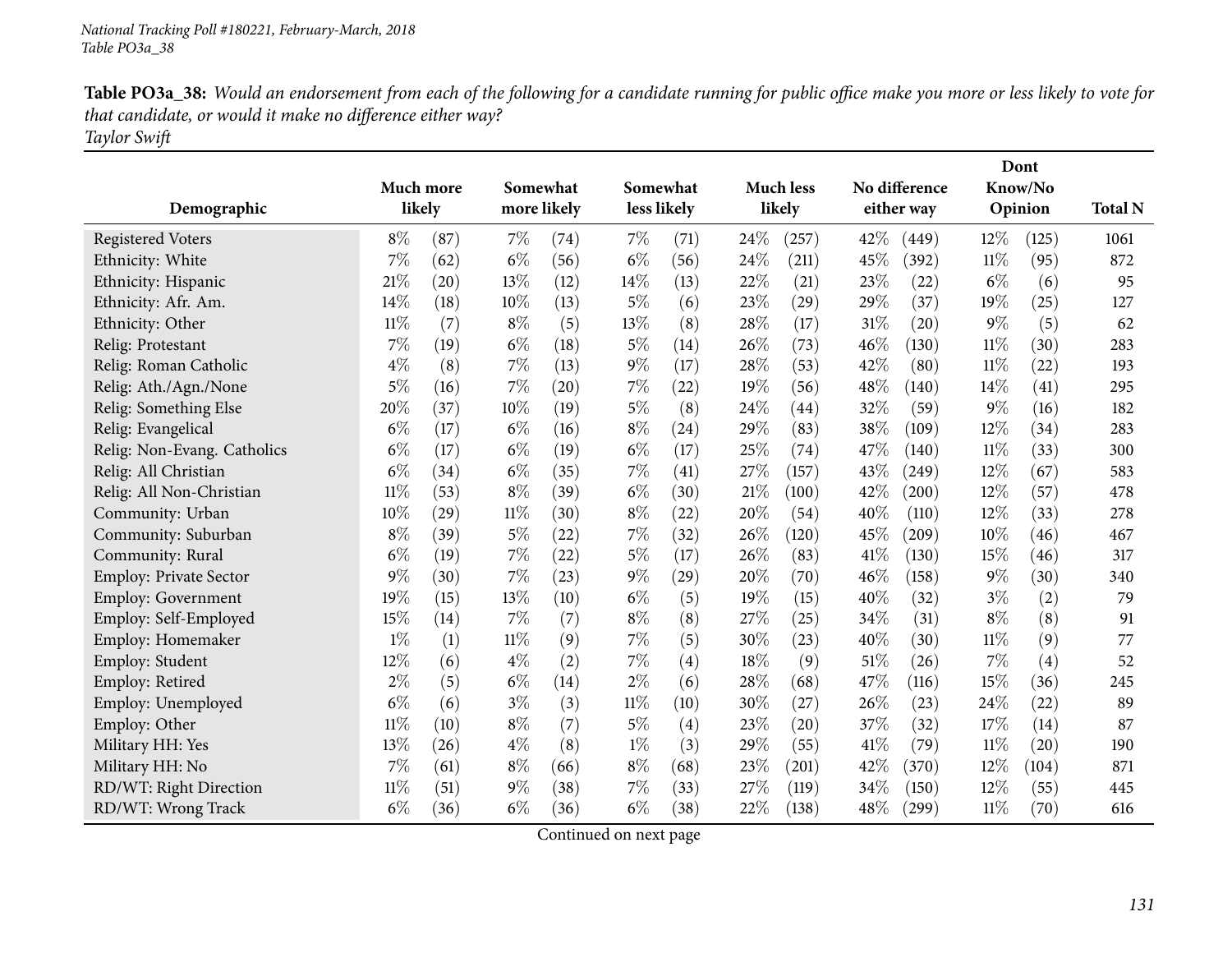National Tracking Poll #180221, February-March, 2018
Table PO3a_38

**Table PO3a_38:** *Would an endorsement from each of the following for a candidate running for public office make you more or less likely to vote for that candidate, or would it make no difference either way?*
*Taylor Swift*

| Demographic | Much more likely | | Somewhat more likely | | Somewhat less likely | | Much less likely | | No difference either way | | Dont Know/No Opinion | | Total N |
|---|---|---|---|---|---|---|---|---|---|---|---|---|---|
| Registered Voters | 8% | (87) | 7% | (74) | 7% | (71) | 24% | (257) | 42% | (449) | 12% | (125) | 1061 |
| Ethnicity: White | 7% | (62) | 6% | (56) | 6% | (56) | 24% | (211) | 45% | (392) | 11% | (95) | 872 |
| Ethnicity: Hispanic | 21% | (20) | 13% | (12) | 14% | (13) | 22% | (21) | 23% | (22) | 6% | (6) | 95 |
| Ethnicity: Afr. Am. | 14% | (18) | 10% | (13) | 5% | (6) | 23% | (29) | 29% | (37) | 19% | (25) | 127 |
| Ethnicity: Other | 11% | (7) | 8% | (5) | 13% | (8) | 28% | (17) | 31% | (20) | 9% | (5) | 62 |
| Relig: Protestant | 7% | (19) | 6% | (18) | 5% | (14) | 26% | (73) | 46% | (130) | 11% | (30) | 283 |
| Relig: Roman Catholic | 4% | (8) | 7% | (13) | 9% | (17) | 28% | (53) | 42% | (80) | 11% | (22) | 193 |
| Relig: Ath./Agn./None | 5% | (16) | 7% | (20) | 7% | (22) | 19% | (56) | 48% | (140) | 14% | (41) | 295 |
| Relig: Something Else | 20% | (37) | 10% | (19) | 5% | (8) | 24% | (44) | 32% | (59) | 9% | (16) | 182 |
| Relig: Evangelical | 6% | (17) | 6% | (16) | 8% | (24) | 29% | (83) | 38% | (109) | 12% | (34) | 283 |
| Relig: Non-Evang. Catholics | 6% | (17) | 6% | (19) | 6% | (17) | 25% | (74) | 47% | (140) | 11% | (33) | 300 |
| Relig: All Christian | 6% | (34) | 6% | (35) | 7% | (41) | 27% | (157) | 43% | (249) | 12% | (67) | 583 |
| Relig: All Non-Christian | 11% | (53) | 8% | (39) | 6% | (30) | 21% | (100) | 42% | (200) | 12% | (57) | 478 |
| Community: Urban | 10% | (29) | 11% | (30) | 8% | (22) | 20% | (54) | 40% | (110) | 12% | (33) | 278 |
| Community: Suburban | 8% | (39) | 5% | (22) | 7% | (32) | 26% | (120) | 45% | (209) | 10% | (46) | 467 |
| Community: Rural | 6% | (19) | 7% | (22) | 5% | (17) | 26% | (83) | 41% | (130) | 15% | (46) | 317 |
| Employ: Private Sector | 9% | (30) | 7% | (23) | 9% | (29) | 20% | (70) | 46% | (158) | 9% | (30) | 340 |
| Employ: Government | 19% | (15) | 13% | (10) | 6% | (5) | 19% | (15) | 40% | (32) | 3% | (2) | 79 |
| Employ: Self-Employed | 15% | (14) | 7% | (7) | 8% | (8) | 27% | (25) | 34% | (31) | 8% | (8) | 91 |
| Employ: Homemaker | 1% | (1) | 11% | (9) | 7% | (5) | 30% | (23) | 40% | (30) | 11% | (9) | 77 |
| Employ: Student | 12% | (6) | 4% | (2) | 7% | (4) | 18% | (9) | 51% | (26) | 7% | (4) | 52 |
| Employ: Retired | 2% | (5) | 6% | (14) | 2% | (6) | 28% | (68) | 47% | (116) | 15% | (36) | 245 |
| Employ: Unemployed | 6% | (6) | 3% | (3) | 11% | (10) | 30% | (27) | 26% | (23) | 24% | (22) | 89 |
| Employ: Other | 11% | (10) | 8% | (7) | 5% | (4) | 23% | (20) | 37% | (32) | 17% | (14) | 87 |
| Military HH: Yes | 13% | (26) | 4% | (8) | 1% | (3) | 29% | (55) | 41% | (79) | 11% | (20) | 190 |
| Military HH: No | 7% | (61) | 8% | (66) | 8% | (68) | 23% | (201) | 42% | (370) | 12% | (104) | 871 |
| RD/WT: Right Direction | 11% | (51) | 9% | (38) | 7% | (33) | 27% | (119) | 34% | (150) | 12% | (55) | 445 |
| RD/WT: Wrong Track | 6% | (36) | 6% | (36) | 6% | (38) | 22% | (138) | 48% | (299) | 11% | (70) | 616 |

Continued on next page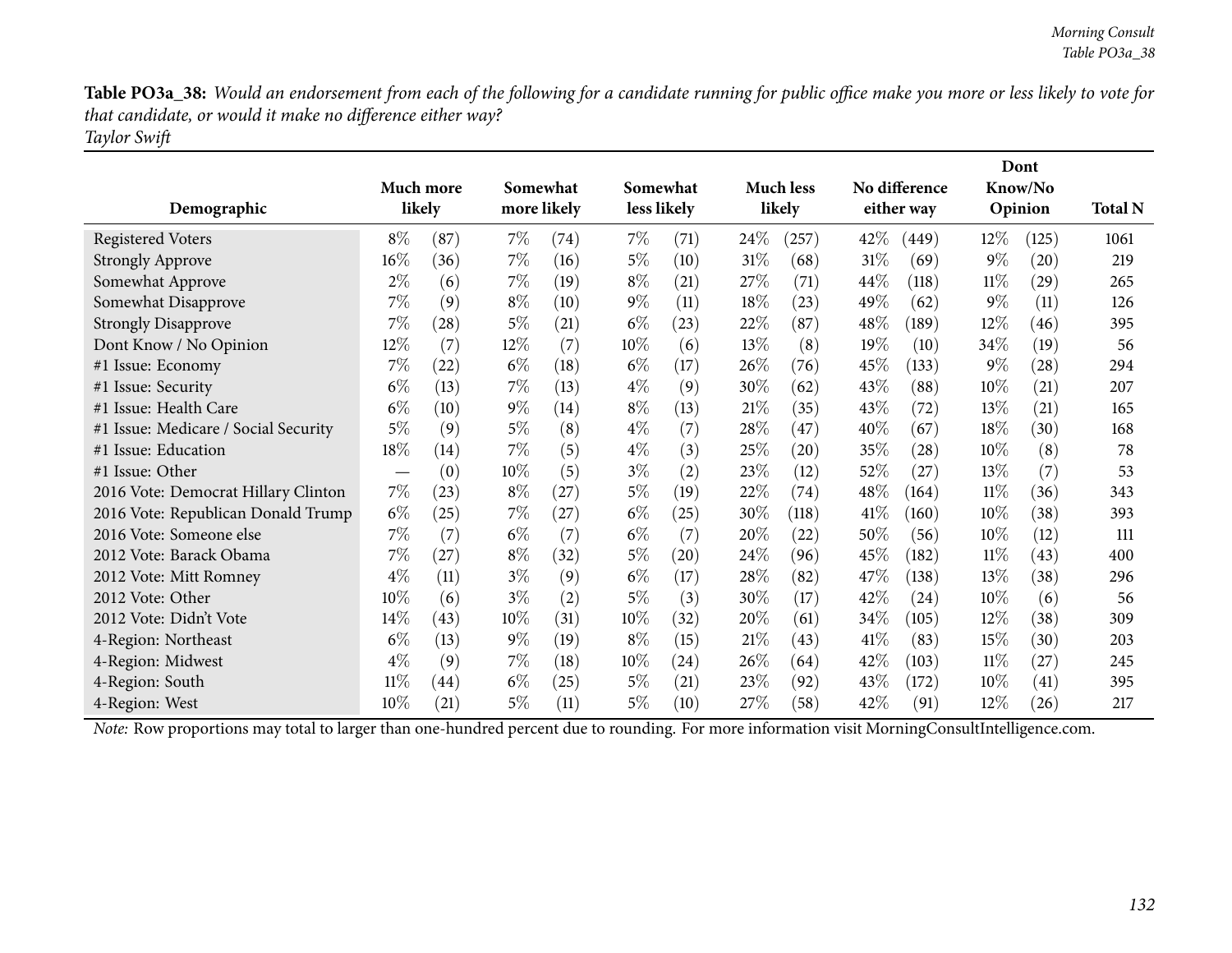**Table PO3a_38:** *Would an endorsement from each of the following for a candidate running for public office make you more or less likely to vote for that candidate, or would it make no difference either way?*
*Taylor Swift*

| Demographic | Much more likely | | Somewhat more likely | | Somewhat less likely | | Much less likely | | No difference either way | | Dont Know/No Opinion | | Total N |
|---|---|---|---|---|---|---|---|---|---|---|---|---|---|
| Registered Voters | 8% | (87) | 7% | (74) | 7% | (71) | 24% | (257) | 42% | (449) | 12% | (125) | 1061 |
| Strongly Approve | 16% | (36) | 7% | (16) | 5% | (10) | 31% | (68) | 31% | (69) | 9% | (20) | 219 |
| Somewhat Approve | 2% | (6) | 7% | (19) | 8% | (21) | 27% | (71) | 44% | (118) | 11% | (29) | 265 |
| Somewhat Disapprove | 7% | (9) | 8% | (10) | 9% | (11) | 18% | (23) | 49% | (62) | 9% | (11) | 126 |
| Strongly Disapprove | 7% | (28) | 5% | (21) | 6% | (23) | 22% | (87) | 48% | (189) | 12% | (46) | 395 |
| Dont Know / No Opinion | 12% | (7) | 12% | (7) | 10% | (6) | 13% | (8) | 19% | (10) | 34% | (19) | 56 |
| #1 Issue: Economy | 7% | (22) | 6% | (18) | 6% | (17) | 26% | (76) | 45% | (133) | 9% | (28) | 294 |
| #1 Issue: Security | 6% | (13) | 7% | (13) | 4% | (9) | 30% | (62) | 43% | (88) | 10% | (21) | 207 |
| #1 Issue: Health Care | 6% | (10) | 9% | (14) | 8% | (13) | 21% | (35) | 43% | (72) | 13% | (21) | 165 |
| #1 Issue: Medicare / Social Security | 5% | (9) | 5% | (8) | 4% | (7) | 28% | (47) | 40% | (67) | 18% | (30) | 168 |
| #1 Issue: Education | 18% | (14) | 7% | (5) | 4% | (3) | 25% | (20) | 35% | (28) | 10% | (8) | 78 |
| #1 Issue: Other | — | (0) | 10% | (5) | 3% | (2) | 23% | (12) | 52% | (27) | 13% | (7) | 53 |
| 2016 Vote: Democrat Hillary Clinton | 7% | (23) | 8% | (27) | 5% | (19) | 22% | (74) | 48% | (164) | 11% | (36) | 343 |
| 2016 Vote: Republican Donald Trump | 6% | (25) | 7% | (27) | 6% | (25) | 30% | (118) | 41% | (160) | 10% | (38) | 393 |
| 2016 Vote: Someone else | 7% | (7) | 6% | (7) | 6% | (7) | 20% | (22) | 50% | (56) | 10% | (12) | 111 |
| 2012 Vote: Barack Obama | 7% | (27) | 8% | (32) | 5% | (20) | 24% | (96) | 45% | (182) | 11% | (43) | 400 |
| 2012 Vote: Mitt Romney | 4% | (11) | 3% | (9) | 6% | (17) | 28% | (82) | 47% | (138) | 13% | (38) | 296 |
| 2012 Vote: Other | 10% | (6) | 3% | (2) | 5% | (3) | 30% | (17) | 42% | (24) | 10% | (6) | 56 |
| 2012 Vote: Didn't Vote | 14% | (43) | 10% | (31) | 10% | (32) | 20% | (61) | 34% | (105) | 12% | (38) | 309 |
| 4-Region: Northeast | 6% | (13) | 9% | (19) | 8% | (15) | 21% | (43) | 41% | (83) | 15% | (30) | 203 |
| 4-Region: Midwest | 4% | (9) | 7% | (18) | 10% | (24) | 26% | (64) | 42% | (103) | 11% | (27) | 245 |
| 4-Region: South | 11% | (44) | 6% | (25) | 5% | (21) | 23% | (92) | 43% | (172) | 10% | (41) | 395 |
| 4-Region: West | 10% | (21) | 5% | (11) | 5% | (10) | 27% | (58) | 42% | (91) | 12% | (26) | 217 |

*Note:* Row proportions may total to larger than one-hundred percent due to rounding. For more information visit MorningConsultIntelligence.com.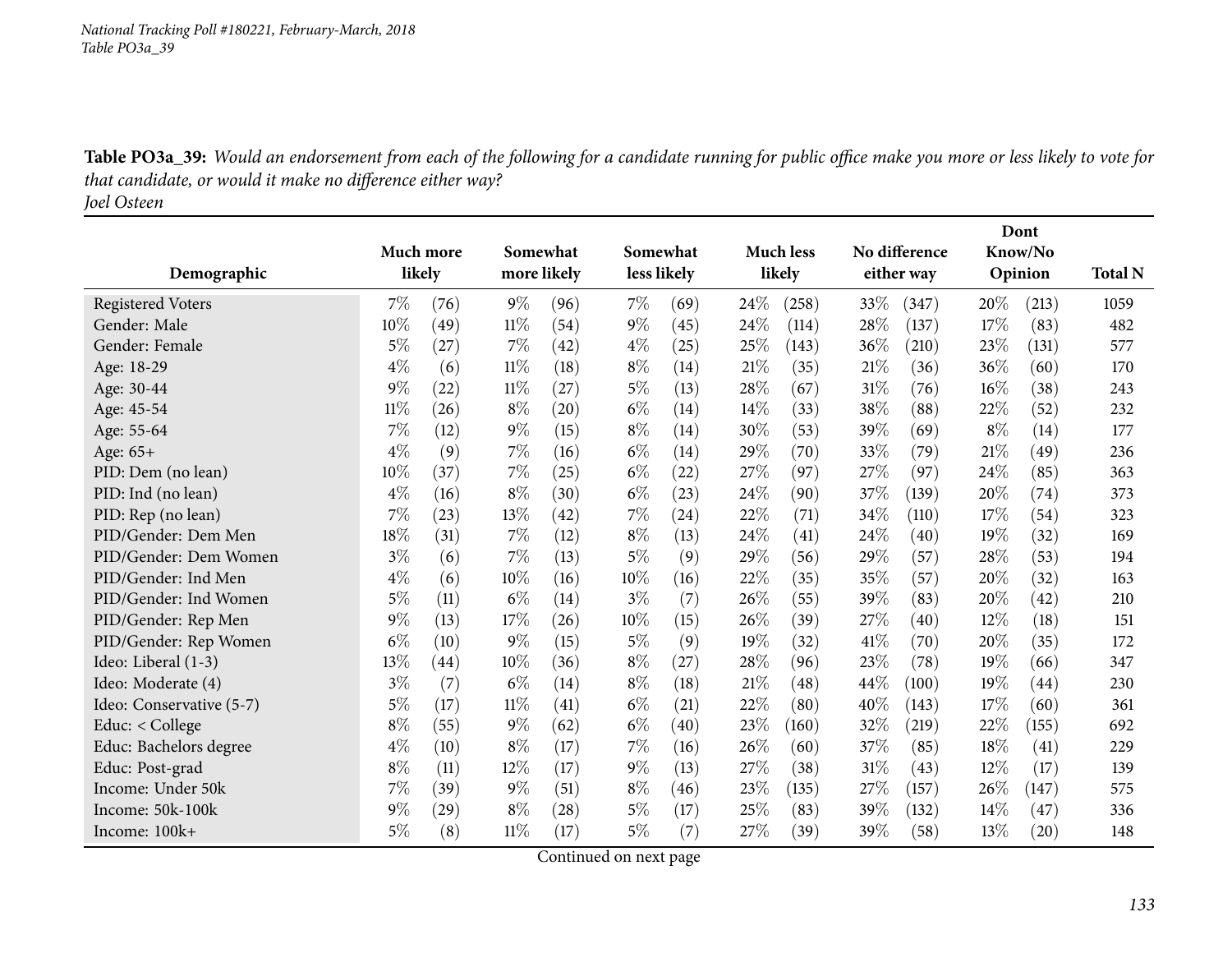**Table PO3a_39:** *Would an endorsement from each of the following for a candidate running for public office make you more or less likely to vote for that candidate, or would it make no difference either way?*
*Joel Osteen*

| Demographic | Much more likely | | Somewhat more likely | | Somewhat less likely | | Much less likely | | No difference either way | | Dont Know/No Opinion | | Total N |
|---|---|---|---|---|---|---|---|---|---|---|---|---|---|
| Registered Voters | 7% | (76) | 9% | (96) | 7% | (69) | 24% | (258) | 33% | (347) | 20% | (213) | 1059 |
| Gender: Male | 10% | (49) | 11% | (54) | 9% | (45) | 24% | (114) | 28% | (137) | 17% | (83) | 482 |
| Gender: Female | 5% | (27) | 7% | (42) | 4% | (25) | 25% | (143) | 36% | (210) | 23% | (131) | 577 |
| Age: 18-29 | 4% | (6) | 11% | (18) | 8% | (14) | 21% | (35) | 21% | (36) | 36% | (60) | 170 |
| Age: 30-44 | 9% | (22) | 11% | (27) | 5% | (13) | 28% | (67) | 31% | (76) | 16% | (38) | 243 |
| Age: 45-54 | 11% | (26) | 8% | (20) | 6% | (14) | 14% | (33) | 38% | (88) | 22% | (52) | 232 |
| Age: 55-64 | 7% | (12) | 9% | (15) | 8% | (14) | 30% | (53) | 39% | (69) | 8% | (14) | 177 |
| Age: 65+ | 4% | (9) | 7% | (16) | 6% | (14) | 29% | (70) | 33% | (79) | 21% | (49) | 236 |
| PID: Dem (no lean) | 10% | (37) | 7% | (25) | 6% | (22) | 27% | (97) | 27% | (97) | 24% | (85) | 363 |
| PID: Ind (no lean) | 4% | (16) | 8% | (30) | 6% | (23) | 24% | (90) | 37% | (139) | 20% | (74) | 373 |
| PID: Rep (no lean) | 7% | (23) | 13% | (42) | 7% | (24) | 22% | (71) | 34% | (110) | 17% | (54) | 323 |
| PID/Gender: Dem Men | 18% | (31) | 7% | (12) | 8% | (13) | 24% | (41) | 24% | (40) | 19% | (32) | 169 |
| PID/Gender: Dem Women | 3% | (6) | 7% | (13) | 5% | (9) | 29% | (56) | 29% | (57) | 28% | (53) | 194 |
| PID/Gender: Ind Men | 4% | (6) | 10% | (16) | 10% | (16) | 22% | (35) | 35% | (57) | 20% | (32) | 163 |
| PID/Gender: Ind Women | 5% | (11) | 6% | (14) | 3% | (7) | 26% | (55) | 39% | (83) | 20% | (42) | 210 |
| PID/Gender: Rep Men | 9% | (13) | 17% | (26) | 10% | (15) | 26% | (39) | 27% | (40) | 12% | (18) | 151 |
| PID/Gender: Rep Women | 6% | (10) | 9% | (15) | 5% | (9) | 19% | (32) | 41% | (70) | 20% | (35) | 172 |
| Ideo: Liberal (1-3) | 13% | (44) | 10% | (36) | 8% | (27) | 28% | (96) | 23% | (78) | 19% | (66) | 347 |
| Ideo: Moderate (4) | 3% | (7) | 6% | (14) | 8% | (18) | 21% | (48) | 44% | (100) | 19% | (44) | 230 |
| Ideo: Conservative (5-7) | 5% | (17) | 11% | (41) | 6% | (21) | 22% | (80) | 40% | (143) | 17% | (60) | 361 |
| Educ: < College | 8% | (55) | 9% | (62) | 6% | (40) | 23% | (160) | 32% | (219) | 22% | (155) | 692 |
| Educ: Bachelors degree | 4% | (10) | 8% | (17) | 7% | (16) | 26% | (60) | 37% | (85) | 18% | (41) | 229 |
| Educ: Post-grad | 8% | (11) | 12% | (17) | 9% | (13) | 27% | (38) | 31% | (43) | 12% | (17) | 139 |
| Income: Under 50k | 7% | (39) | 9% | (51) | 8% | (46) | 23% | (135) | 27% | (157) | 26% | (147) | 575 |
| Income: 50k-100k | 9% | (29) | 8% | (28) | 5% | (17) | 25% | (83) | 39% | (132) | 14% | (47) | 336 |
| Income: 100k+ | 5% | (8) | 11% | (17) | 5% | (7) | 27% | (39) | 39% | (58) | 13% | (20) | 148 |

Continued on next page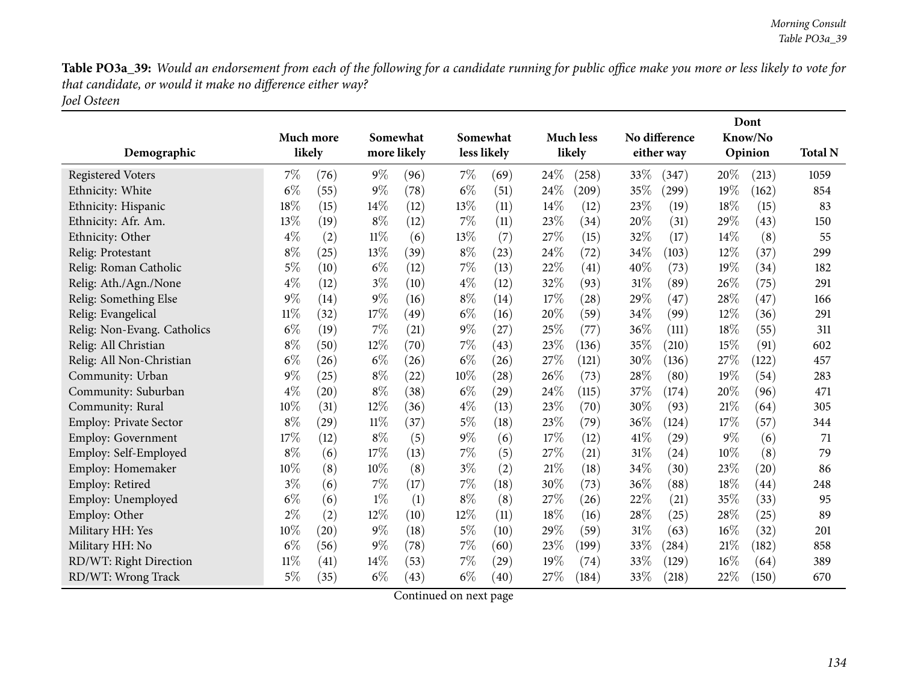**Table PO3a_39:** *Would an endorsement from each of the following for a candidate running for public office make you more or less likely to vote for that candidate, or would it make no difference either way?*
*Joel Osteen*

| Demographic | Much more likely | | Somewhat more likely | | Somewhat less likely | | Much less likely | | No difference either way | | Dont Know/No Opinion | | Total N |
|---|---|---|---|---|---|---|---|---|---|---|---|---|---|
| Registered Voters | 7% | (76) | 9% | (96) | 7% | (69) | 24% | (258) | 33% | (347) | 20% | (213) | 1059 |
| Ethnicity: White | 6% | (55) | 9% | (78) | 6% | (51) | 24% | (209) | 35% | (299) | 19% | (162) | 854 |
| Ethnicity: Hispanic | 18% | (15) | 14% | (12) | 13% | (11) | 14% | (12) | 23% | (19) | 18% | (15) | 83 |
| Ethnicity: Afr. Am. | 13% | (19) | 8% | (12) | 7% | (11) | 23% | (34) | 20% | (31) | 29% | (43) | 150 |
| Ethnicity: Other | 4% | (2) | 11% | (6) | 13% | (7) | 27% | (15) | 32% | (17) | 14% | (8) | 55 |
| Relig: Protestant | 8% | (25) | 13% | (39) | 8% | (23) | 24% | (72) | 34% | (103) | 12% | (37) | 299 |
| Relig: Roman Catholic | 5% | (10) | 6% | (12) | 7% | (13) | 22% | (41) | 40% | (73) | 19% | (34) | 182 |
| Relig: Ath./Agn./None | 4% | (12) | 3% | (10) | 4% | (12) | 32% | (93) | 31% | (89) | 26% | (75) | 291 |
| Relig: Something Else | 9% | (14) | 9% | (16) | 8% | (14) | 17% | (28) | 29% | (47) | 28% | (47) | 166 |
| Relig: Evangelical | 11% | (32) | 17% | (49) | 6% | (16) | 20% | (59) | 34% | (99) | 12% | (36) | 291 |
| Relig: Non-Evang. Catholics | 6% | (19) | 7% | (21) | 9% | (27) | 25% | (77) | 36% | (111) | 18% | (55) | 311 |
| Relig: All Christian | 8% | (50) | 12% | (70) | 7% | (43) | 23% | (136) | 35% | (210) | 15% | (91) | 602 |
| Relig: All Non-Christian | 6% | (26) | 6% | (26) | 6% | (26) | 27% | (121) | 30% | (136) | 27% | (122) | 457 |
| Community: Urban | 9% | (25) | 8% | (22) | 10% | (28) | 26% | (73) | 28% | (80) | 19% | (54) | 283 |
| Community: Suburban | 4% | (20) | 8% | (38) | 6% | (29) | 24% | (115) | 37% | (174) | 20% | (96) | 471 |
| Community: Rural | 10% | (31) | 12% | (36) | 4% | (13) | 23% | (70) | 30% | (93) | 21% | (64) | 305 |
| Employ: Private Sector | 8% | (29) | 11% | (37) | 5% | (18) | 23% | (79) | 36% | (124) | 17% | (57) | 344 |
| Employ: Government | 17% | (12) | 8% | (5) | 9% | (6) | 17% | (12) | 41% | (29) | 9% | (6) | 71 |
| Employ: Self-Employed | 8% | (6) | 17% | (13) | 7% | (5) | 27% | (21) | 31% | (24) | 10% | (8) | 79 |
| Employ: Homemaker | 10% | (8) | 10% | (8) | 3% | (2) | 21% | (18) | 34% | (30) | 23% | (20) | 86 |
| Employ: Retired | 3% | (6) | 7% | (17) | 7% | (18) | 30% | (73) | 36% | (88) | 18% | (44) | 248 |
| Employ: Unemployed | 6% | (6) | 1% | (1) | 8% | (8) | 27% | (26) | 22% | (21) | 35% | (33) | 95 |
| Employ: Other | 2% | (2) | 12% | (10) | 12% | (11) | 18% | (16) | 28% | (25) | 28% | (25) | 89 |
| Military HH: Yes | 10% | (20) | 9% | (18) | 5% | (10) | 29% | (59) | 31% | (63) | 16% | (32) | 201 |
| Military HH: No | 6% | (56) | 9% | (78) | 7% | (60) | 23% | (199) | 33% | (284) | 21% | (182) | 858 |
| RD/WT: Right Direction | 11% | (41) | 14% | (53) | 7% | (29) | 19% | (74) | 33% | (129) | 16% | (64) | 389 |
| RD/WT: Wrong Track | 5% | (35) | 6% | (43) | 6% | (40) | 27% | (184) | 33% | (218) | 22% | (150) | 670 |

Continued on next page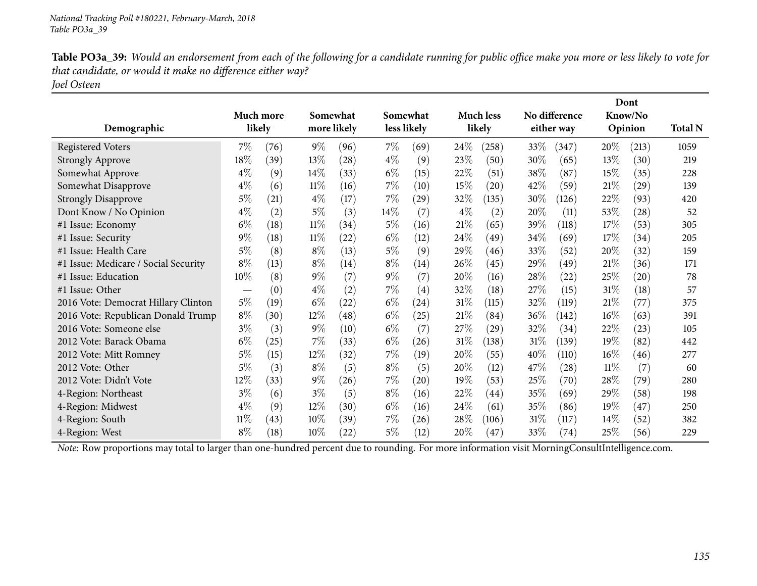**Table PO3a_39:** *Would an endorsement from each of the following for a candidate running for public office make you more or less likely to vote for that candidate, or would it make no difference either way?*
*Joel Osteen*

| Demographic | Much more likely | | Somewhat more likely | | Somewhat less likely | | Much less likely | | No difference either way | | Dont Know/No Opinion | | Total N |
|---|---|---|---|---|---|---|---|---|---|---|---|---|---|
| Registered Voters | 7% | (76) | 9% | (96) | 7% | (69) | 24% | (258) | 33% | (347) | 20% | (213) | 1059 |
| Strongly Approve | 18% | (39) | 13% | (28) | 4% | (9) | 23% | (50) | 30% | (65) | 13% | (30) | 219 |
| Somewhat Approve | 4% | (9) | 14% | (33) | 6% | (15) | 22% | (51) | 38% | (87) | 15% | (35) | 228 |
| Somewhat Disapprove | 4% | (6) | 11% | (16) | 7% | (10) | 15% | (20) | 42% | (59) | 21% | (29) | 139 |
| Strongly Disapprove | 5% | (21) | 4% | (17) | 7% | (29) | 32% | (135) | 30% | (126) | 22% | (93) | 420 |
| Dont Know / No Opinion | 4% | (2) | 5% | (3) | 14% | (7) | 4% | (2) | 20% | (11) | 53% | (28) | 52 |
| #1 Issue: Economy | 6% | (18) | 11% | (34) | 5% | (16) | 21% | (65) | 39% | (118) | 17% | (53) | 305 |
| #1 Issue: Security | 9% | (18) | 11% | (22) | 6% | (12) | 24% | (49) | 34% | (69) | 17% | (34) | 205 |
| #1 Issue: Health Care | 5% | (8) | 8% | (13) | 5% | (9) | 29% | (46) | 33% | (52) | 20% | (32) | 159 |
| #1 Issue: Medicare / Social Security | 8% | (13) | 8% | (14) | 8% | (14) | 26% | (45) | 29% | (49) | 21% | (36) | 171 |
| #1 Issue: Education | 10% | (8) | 9% | (7) | 9% | (7) | 20% | (16) | 28% | (22) | 25% | (20) | 78 |
| #1 Issue: Other | — | (0) | 4% | (2) | 7% | (4) | 32% | (18) | 27% | (15) | 31% | (18) | 57 |
| 2016 Vote: Democrat Hillary Clinton | 5% | (19) | 6% | (22) | 6% | (24) | 31% | (115) | 32% | (119) | 21% | (77) | 375 |
| 2016 Vote: Republican Donald Trump | 8% | (30) | 12% | (48) | 6% | (25) | 21% | (84) | 36% | (142) | 16% | (63) | 391 |
| 2016 Vote: Someone else | 3% | (3) | 9% | (10) | 6% | (7) | 27% | (29) | 32% | (34) | 22% | (23) | 105 |
| 2012 Vote: Barack Obama | 6% | (25) | 7% | (33) | 6% | (26) | 31% | (138) | 31% | (139) | 19% | (82) | 442 |
| 2012 Vote: Mitt Romney | 5% | (15) | 12% | (32) | 7% | (19) | 20% | (55) | 40% | (110) | 16% | (46) | 277 |
| 2012 Vote: Other | 5% | (3) | 8% | (5) | 8% | (5) | 20% | (12) | 47% | (28) | 11% | (7) | 60 |
| 2012 Vote: Didn't Vote | 12% | (33) | 9% | (26) | 7% | (20) | 19% | (53) | 25% | (70) | 28% | (79) | 280 |
| 4-Region: Northeast | 3% | (6) | 3% | (5) | 8% | (16) | 22% | (44) | 35% | (69) | 29% | (58) | 198 |
| 4-Region: Midwest | 4% | (9) | 12% | (30) | 6% | (16) | 24% | (61) | 35% | (86) | 19% | (47) | 250 |
| 4-Region: South | 11% | (43) | 10% | (39) | 7% | (26) | 28% | (106) | 31% | (117) | 14% | (52) | 382 |
| 4-Region: West | 8% | (18) | 10% | (22) | 5% | (12) | 20% | (47) | 33% | (74) | 25% | (56) | 229 |

*Note:* Row proportions may total to larger than one-hundred percent due to rounding. For more information visit MorningConsultIntelligence.com.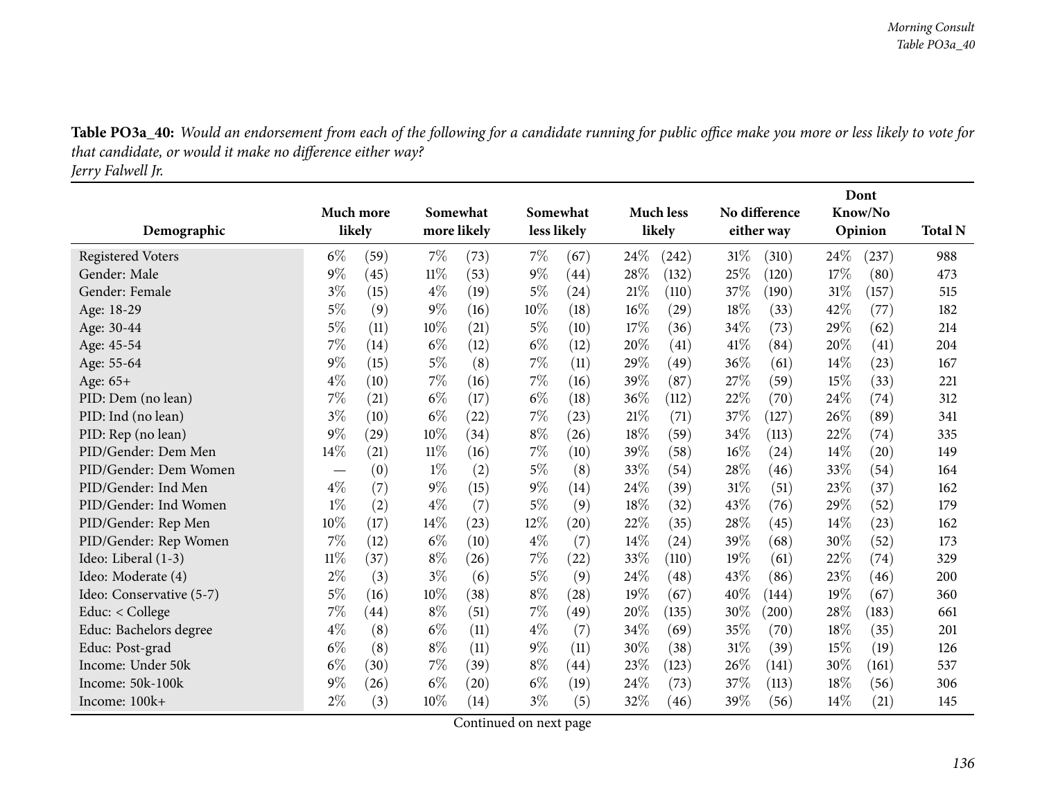**Table PO3a_40:** *Would an endorsement from each of the following for a candidate running for public office make you more or less likely to vote for that candidate, or would it make no difference either way?*
*Jerry Falwell Jr.*

| Demographic | Much more likely | | Somewhat more likely | | Somewhat less likely | | Much less likely | | No difference either way | | Dont Know/No Opinion | | Total N |
|---|---|---|---|---|---|---|---|---|---|---|---|---|---|
| Registered Voters | 6% | (59) | 7% | (73) | 7% | (67) | 24% | (242) | 31% | (310) | 24% | (237) | 988 |
| Gender: Male | 9% | (45) | 11% | (53) | 9% | (44) | 28% | (132) | 25% | (120) | 17% | (80) | 473 |
| Gender: Female | 3% | (15) | 4% | (19) | 5% | (24) | 21% | (110) | 37% | (190) | 31% | (157) | 515 |
| Age: 18-29 | 5% | (9) | 9% | (16) | 10% | (18) | 16% | (29) | 18% | (33) | 42% | (77) | 182 |
| Age: 30-44 | 5% | (11) | 10% | (21) | 5% | (10) | 17% | (36) | 34% | (73) | 29% | (62) | 214 |
| Age: 45-54 | 7% | (14) | 6% | (12) | 6% | (12) | 20% | (41) | 41% | (84) | 20% | (41) | 204 |
| Age: 55-64 | 9% | (15) | 5% | (8) | 7% | (11) | 29% | (49) | 36% | (61) | 14% | (23) | 167 |
| Age: 65+ | 4% | (10) | 7% | (16) | 7% | (16) | 39% | (87) | 27% | (59) | 15% | (33) | 221 |
| PID: Dem (no lean) | 7% | (21) | 6% | (17) | 6% | (18) | 36% | (112) | 22% | (70) | 24% | (74) | 312 |
| PID: Ind (no lean) | 3% | (10) | 6% | (22) | 7% | (23) | 21% | (71) | 37% | (127) | 26% | (89) | 341 |
| PID: Rep (no lean) | 9% | (29) | 10% | (34) | 8% | (26) | 18% | (59) | 34% | (113) | 22% | (74) | 335 |
| PID/Gender: Dem Men | 14% | (21) | 11% | (16) | 7% | (10) | 39% | (58) | 16% | (24) | 14% | (20) | 149 |
| PID/Gender: Dem Women | — | (0) | 1% | (2) | 5% | (8) | 33% | (54) | 28% | (46) | 33% | (54) | 164 |
| PID/Gender: Ind Men | 4% | (7) | 9% | (15) | 9% | (14) | 24% | (39) | 31% | (51) | 23% | (37) | 162 |
| PID/Gender: Ind Women | 1% | (2) | 4% | (7) | 5% | (9) | 18% | (32) | 43% | (76) | 29% | (52) | 179 |
| PID/Gender: Rep Men | 10% | (17) | 14% | (23) | 12% | (20) | 22% | (35) | 28% | (45) | 14% | (23) | 162 |
| PID/Gender: Rep Women | 7% | (12) | 6% | (10) | 4% | (7) | 14% | (24) | 39% | (68) | 30% | (52) | 173 |
| Ideo: Liberal (1-3) | 11% | (37) | 8% | (26) | 7% | (22) | 33% | (110) | 19% | (61) | 22% | (74) | 329 |
| Ideo: Moderate (4) | 2% | (3) | 3% | (6) | 5% | (9) | 24% | (48) | 43% | (86) | 23% | (46) | 200 |
| Ideo: Conservative (5-7) | 5% | (16) | 10% | (38) | 8% | (28) | 19% | (67) | 40% | (144) | 19% | (67) | 360 |
| Educ: < College | 7% | (44) | 8% | (51) | 7% | (49) | 20% | (135) | 30% | (200) | 28% | (183) | 661 |
| Educ: Bachelors degree | 4% | (8) | 6% | (11) | 4% | (7) | 34% | (69) | 35% | (70) | 18% | (35) | 201 |
| Educ: Post-grad | 6% | (8) | 8% | (11) | 9% | (11) | 30% | (38) | 31% | (39) | 15% | (19) | 126 |
| Income: Under 50k | 6% | (30) | 7% | (39) | 8% | (44) | 23% | (123) | 26% | (141) | 30% | (161) | 537 |
| Income: 50k-100k | 9% | (26) | 6% | (20) | 6% | (19) | 24% | (73) | 37% | (113) | 18% | (56) | 306 |
| Income: 100k+ | 2% | (3) | 10% | (14) | 3% | (5) | 32% | (46) | 39% | (56) | 14% | (21) | 145 |

Continued on next page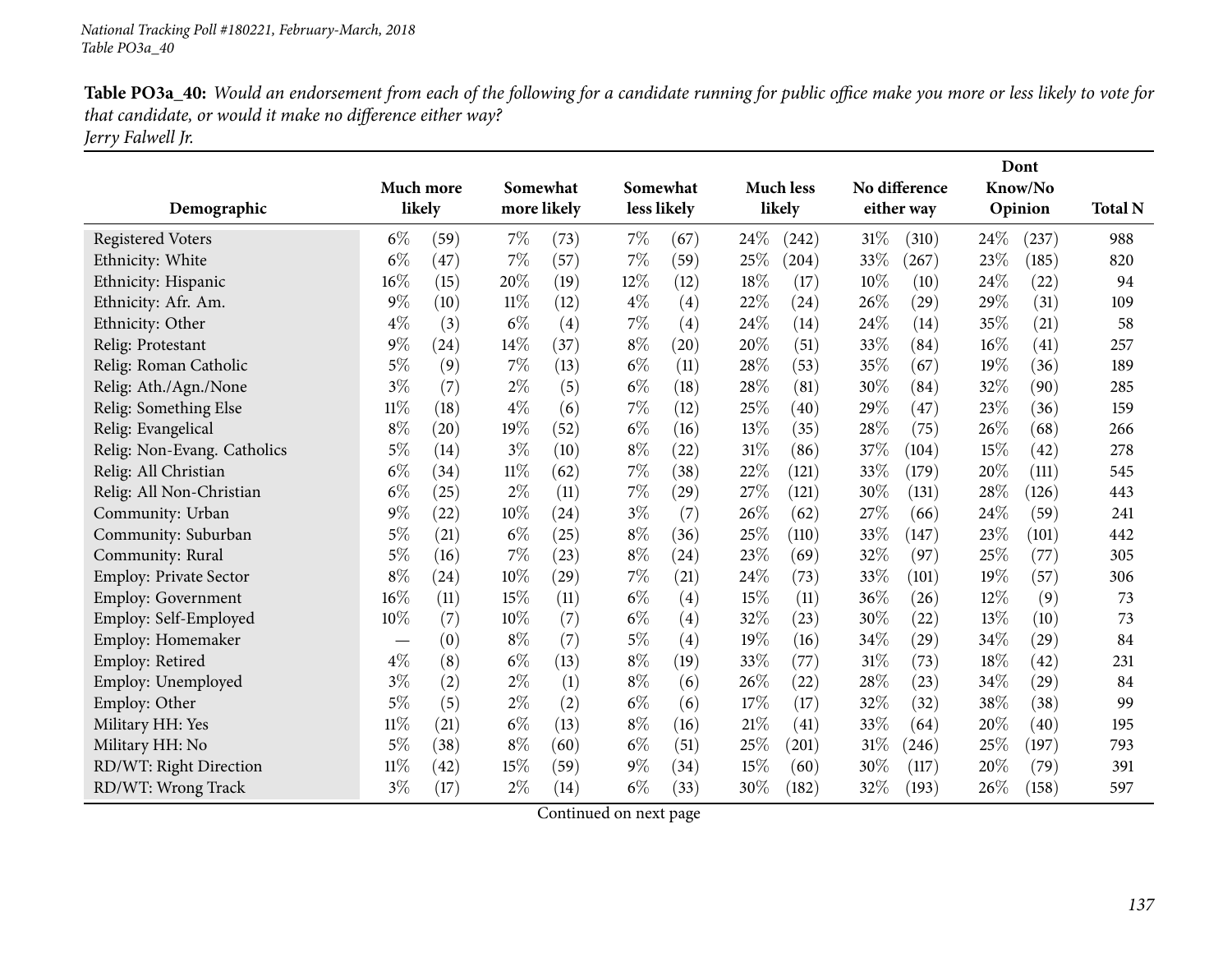**Table PO3a_40:** *Would an endorsement from each of the following for a candidate running for public office make you more or less likely to vote for that candidate, or would it make no difference either way?*
*Jerry Falwell Jr.*

| Demographic | Much more likely | | Somewhat more likely | | Somewhat less likely | | Much less likely | | No difference either way | | Dont Know/No Opinion | | Total N |
|---|---|---|---|---|---|---|---|---|---|---|---|---|---|
| Registered Voters | 6% | (59) | 7% | (73) | 7% | (67) | 24% | (242) | 31% | (310) | 24% | (237) | 988 |
| Ethnicity: White | 6% | (47) | 7% | (57) | 7% | (59) | 25% | (204) | 33% | (267) | 23% | (185) | 820 |
| Ethnicity: Hispanic | 16% | (15) | 20% | (19) | 12% | (12) | 18% | (17) | 10% | (10) | 24% | (22) | 94 |
| Ethnicity: Afr. Am. | 9% | (10) | 11% | (12) | 4% | (4) | 22% | (24) | 26% | (29) | 29% | (31) | 109 |
| Ethnicity: Other | 4% | (3) | 6% | (4) | 7% | (4) | 24% | (14) | 24% | (14) | 35% | (21) | 58 |
| Relig: Protestant | 9% | (24) | 14% | (37) | 8% | (20) | 20% | (51) | 33% | (84) | 16% | (41) | 257 |
| Relig: Roman Catholic | 5% | (9) | 7% | (13) | 6% | (11) | 28% | (53) | 35% | (67) | 19% | (36) | 189 |
| Relig: Ath./Agn./None | 3% | (7) | 2% | (5) | 6% | (18) | 28% | (81) | 30% | (84) | 32% | (90) | 285 |
| Relig: Something Else | 11% | (18) | 4% | (6) | 7% | (12) | 25% | (40) | 29% | (47) | 23% | (36) | 159 |
| Relig: Evangelical | 8% | (20) | 19% | (52) | 6% | (16) | 13% | (35) | 28% | (75) | 26% | (68) | 266 |
| Relig: Non-Evang. Catholics | 5% | (14) | 3% | (10) | 8% | (22) | 31% | (86) | 37% | (104) | 15% | (42) | 278 |
| Relig: All Christian | 6% | (34) | 11% | (62) | 7% | (38) | 22% | (121) | 33% | (179) | 20% | (111) | 545 |
| Relig: All Non-Christian | 6% | (25) | 2% | (11) | 7% | (29) | 27% | (121) | 30% | (131) | 28% | (126) | 443 |
| Community: Urban | 9% | (22) | 10% | (24) | 3% | (7) | 26% | (62) | 27% | (66) | 24% | (59) | 241 |
| Community: Suburban | 5% | (21) | 6% | (25) | 8% | (36) | 25% | (110) | 33% | (147) | 23% | (101) | 442 |
| Community: Rural | 5% | (16) | 7% | (23) | 8% | (24) | 23% | (69) | 32% | (97) | 25% | (77) | 305 |
| Employ: Private Sector | 8% | (24) | 10% | (29) | 7% | (21) | 24% | (73) | 33% | (101) | 19% | (57) | 306 |
| Employ: Government | 16% | (11) | 15% | (11) | 6% | (4) | 15% | (11) | 36% | (26) | 12% | (9) | 73 |
| Employ: Self-Employed | 10% | (7) | 10% | (7) | 6% | (4) | 32% | (23) | 30% | (22) | 13% | (10) | 73 |
| Employ: Homemaker | — | (0) | 8% | (7) | 5% | (4) | 19% | (16) | 34% | (29) | 34% | (29) | 84 |
| Employ: Retired | 4% | (8) | 6% | (13) | 8% | (19) | 33% | (77) | 31% | (73) | 18% | (42) | 231 |
| Employ: Unemployed | 3% | (2) | 2% | (1) | 8% | (6) | 26% | (22) | 28% | (23) | 34% | (29) | 84 |
| Employ: Other | 5% | (5) | 2% | (2) | 6% | (6) | 17% | (17) | 32% | (32) | 38% | (38) | 99 |
| Military HH: Yes | 11% | (21) | 6% | (13) | 8% | (16) | 21% | (41) | 33% | (64) | 20% | (40) | 195 |
| Military HH: No | 5% | (38) | 8% | (60) | 6% | (51) | 25% | (201) | 31% | (246) | 25% | (197) | 793 |
| RD/WT: Right Direction | 11% | (42) | 15% | (59) | 9% | (34) | 15% | (60) | 30% | (117) | 20% | (79) | 391 |
| RD/WT: Wrong Track | 3% | (17) | 2% | (14) | 6% | (33) | 30% | (182) | 32% | (193) | 26% | (158) | 597 |

Continued on next page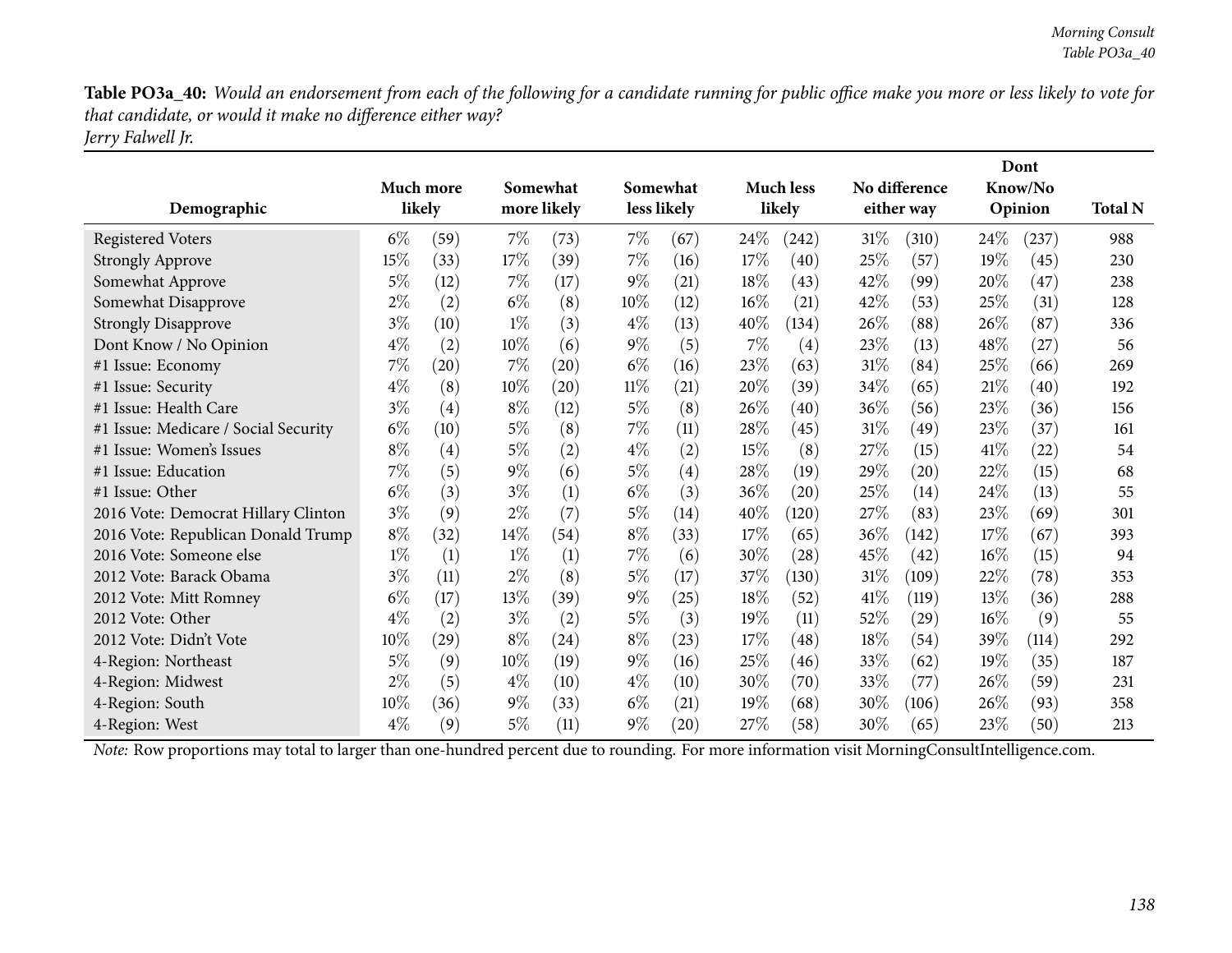**Table PO3a_40:** *Would an endorsement from each of the following for a candidate running for public office make you more or less likely to vote for that candidate, or would it make no difference either way?*
*Jerry Falwell Jr.*

| Demographic | Much more likely | | Somewhat more likely | | Somewhat less likely | | Much less likely | | No difference either way | | Dont Know/No Opinion | | Total N |
|---|---|---|---|---|---|---|---|---|---|---|---|---|---|
| Registered Voters | 6% | (59) | 7% | (73) | 7% | (67) | 24% | (242) | 31% | (310) | 24% | (237) | 988 |
| Strongly Approve | 15% | (33) | 17% | (39) | 7% | (16) | 17% | (40) | 25% | (57) | 19% | (45) | 230 |
| Somewhat Approve | 5% | (12) | 7% | (17) | 9% | (21) | 18% | (43) | 42% | (99) | 20% | (47) | 238 |
| Somewhat Disapprove | 2% | (2) | 6% | (8) | 10% | (12) | 16% | (21) | 42% | (53) | 25% | (31) | 128 |
| Strongly Disapprove | 3% | (10) | 1% | (3) | 4% | (13) | 40% | (134) | 26% | (88) | 26% | (87) | 336 |
| Dont Know / No Opinion | 4% | (2) | 10% | (6) | 9% | (5) | 7% | (4) | 23% | (13) | 48% | (27) | 56 |
| #1 Issue: Economy | 7% | (20) | 7% | (20) | 6% | (16) | 23% | (63) | 31% | (84) | 25% | (66) | 269 |
| #1 Issue: Security | 4% | (8) | 10% | (20) | 11% | (21) | 20% | (39) | 34% | (65) | 21% | (40) | 192 |
| #1 Issue: Health Care | 3% | (4) | 8% | (12) | 5% | (8) | 26% | (40) | 36% | (56) | 23% | (36) | 156 |
| #1 Issue: Medicare / Social Security | 6% | (10) | 5% | (8) | 7% | (11) | 28% | (45) | 31% | (49) | 23% | (37) | 161 |
| #1 Issue: Women's Issues | 8% | (4) | 5% | (2) | 4% | (2) | 15% | (8) | 27% | (15) | 41% | (22) | 54 |
| #1 Issue: Education | 7% | (5) | 9% | (6) | 5% | (4) | 28% | (19) | 29% | (20) | 22% | (15) | 68 |
| #1 Issue: Other | 6% | (3) | 3% | (1) | 6% | (3) | 36% | (20) | 25% | (14) | 24% | (13) | 55 |
| 2016 Vote: Democrat Hillary Clinton | 3% | (9) | 2% | (7) | 5% | (14) | 40% | (120) | 27% | (83) | 23% | (69) | 301 |
| 2016 Vote: Republican Donald Trump | 8% | (32) | 14% | (54) | 8% | (33) | 17% | (65) | 36% | (142) | 17% | (67) | 393 |
| 2016 Vote: Someone else | 1% | (1) | 1% | (1) | 7% | (6) | 30% | (28) | 45% | (42) | 16% | (15) | 94 |
| 2012 Vote: Barack Obama | 3% | (11) | 2% | (8) | 5% | (17) | 37% | (130) | 31% | (109) | 22% | (78) | 353 |
| 2012 Vote: Mitt Romney | 6% | (17) | 13% | (39) | 9% | (25) | 18% | (52) | 41% | (119) | 13% | (36) | 288 |
| 2012 Vote: Other | 4% | (2) | 3% | (2) | 5% | (3) | 19% | (11) | 52% | (29) | 16% | (9) | 55 |
| 2012 Vote: Didn't Vote | 10% | (29) | 8% | (24) | 8% | (23) | 17% | (48) | 18% | (54) | 39% | (114) | 292 |
| 4-Region: Northeast | 5% | (9) | 10% | (19) | 9% | (16) | 25% | (46) | 33% | (62) | 19% | (35) | 187 |
| 4-Region: Midwest | 2% | (5) | 4% | (10) | 4% | (10) | 30% | (70) | 33% | (77) | 26% | (59) | 231 |
| 4-Region: South | 10% | (36) | 9% | (33) | 6% | (21) | 19% | (68) | 30% | (106) | 26% | (93) | 358 |
| 4-Region: West | 4% | (9) | 5% | (11) | 9% | (20) | 27% | (58) | 30% | (65) | 23% | (50) | 213 |

*Note:* Row proportions may total to larger than one-hundred percent due to rounding. For more information visit MorningConsultIntelligence.com.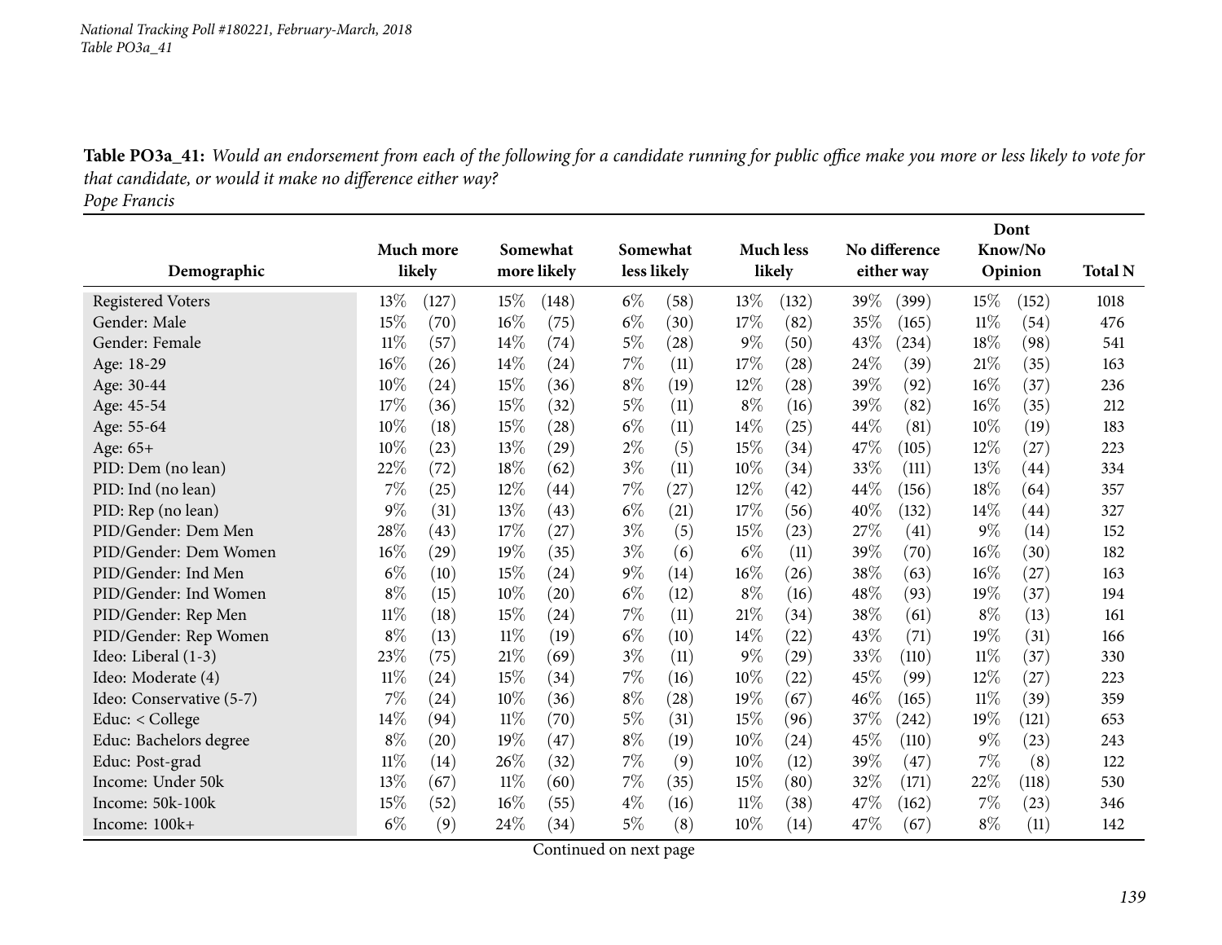*National Tracking Poll #180221, February-March, 2018*
*Table PO3a_41*

**Table PO3a_41:** *Would an endorsement from each of the following for a candidate running for public office make you more or less likely to vote for that candidate, or would it make no difference either way?*
*Pope Francis*

| Demographic | Much more likely | | Somewhat more likely | | Somewhat less likely | | Much less likely | | No difference either way | | Dont Know/No Opinion | | Total N |
|---|---|---|---|---|---|---|---|---|---|---|---|---|---|
| Registered Voters | 13% | (127) | 15% | (148) | 6% | (58) | 13% | (132) | 39% | (399) | 15% | (152) | 1018 |
| Gender: Male | 15% | (70) | 16% | (75) | 6% | (30) | 17% | (82) | 35% | (165) | 11% | (54) | 476 |
| Gender: Female | 11% | (57) | 14% | (74) | 5% | (28) | 9% | (50) | 43% | (234) | 18% | (98) | 541 |
| Age: 18-29 | 16% | (26) | 14% | (24) | 7% | (11) | 17% | (28) | 24% | (39) | 21% | (35) | 163 |
| Age: 30-44 | 10% | (24) | 15% | (36) | 8% | (19) | 12% | (28) | 39% | (92) | 16% | (37) | 236 |
| Age: 45-54 | 17% | (36) | 15% | (32) | 5% | (11) | 8% | (16) | 39% | (82) | 16% | (35) | 212 |
| Age: 55-64 | 10% | (18) | 15% | (28) | 6% | (11) | 14% | (25) | 44% | (81) | 10% | (19) | 183 |
| Age: 65+ | 10% | (23) | 13% | (29) | 2% | (5) | 15% | (34) | 47% | (105) | 12% | (27) | 223 |
| PID: Dem (no lean) | 22% | (72) | 18% | (62) | 3% | (11) | 10% | (34) | 33% | (111) | 13% | (44) | 334 |
| PID: Ind (no lean) | 7% | (25) | 12% | (44) | 7% | (27) | 12% | (42) | 44% | (156) | 18% | (64) | 357 |
| PID: Rep (no lean) | 9% | (31) | 13% | (43) | 6% | (21) | 17% | (56) | 40% | (132) | 14% | (44) | 327 |
| PID/Gender: Dem Men | 28% | (43) | 17% | (27) | 3% | (5) | 15% | (23) | 27% | (41) | 9% | (14) | 152 |
| PID/Gender: Dem Women | 16% | (29) | 19% | (35) | 3% | (6) | 6% | (11) | 39% | (70) | 16% | (30) | 182 |
| PID/Gender: Ind Men | 6% | (10) | 15% | (24) | 9% | (14) | 16% | (26) | 38% | (63) | 16% | (27) | 163 |
| PID/Gender: Ind Women | 8% | (15) | 10% | (20) | 6% | (12) | 8% | (16) | 48% | (93) | 19% | (37) | 194 |
| PID/Gender: Rep Men | 11% | (18) | 15% | (24) | 7% | (11) | 21% | (34) | 38% | (61) | 8% | (13) | 161 |
| PID/Gender: Rep Women | 8% | (13) | 11% | (19) | 6% | (10) | 14% | (22) | 43% | (71) | 19% | (31) | 166 |
| Ideo: Liberal (1-3) | 23% | (75) | 21% | (69) | 3% | (11) | 9% | (29) | 33% | (110) | 11% | (37) | 330 |
| Ideo: Moderate (4) | 11% | (24) | 15% | (34) | 7% | (16) | 10% | (22) | 45% | (99) | 12% | (27) | 223 |
| Ideo: Conservative (5-7) | 7% | (24) | 10% | (36) | 8% | (28) | 19% | (67) | 46% | (165) | 11% | (39) | 359 |
| Educ: < College | 14% | (94) | 11% | (70) | 5% | (31) | 15% | (96) | 37% | (242) | 19% | (121) | 653 |
| Educ: Bachelors degree | 8% | (20) | 19% | (47) | 8% | (19) | 10% | (24) | 45% | (110) | 9% | (23) | 243 |
| Educ: Post-grad | 11% | (14) | 26% | (32) | 7% | (9) | 10% | (12) | 39% | (47) | 7% | (8) | 122 |
| Income: Under 50k | 13% | (67) | 11% | (60) | 7% | (35) | 15% | (80) | 32% | (171) | 22% | (118) | 530 |
| Income: 50k-100k | 15% | (52) | 16% | (55) | 4% | (16) | 11% | (38) | 47% | (162) | 7% | (23) | 346 |
| Income: 100k+ | 6% | (9) | 24% | (34) | 5% | (8) | 10% | (14) | 47% | (67) | 8% | (11) | 142 |

Continued on next page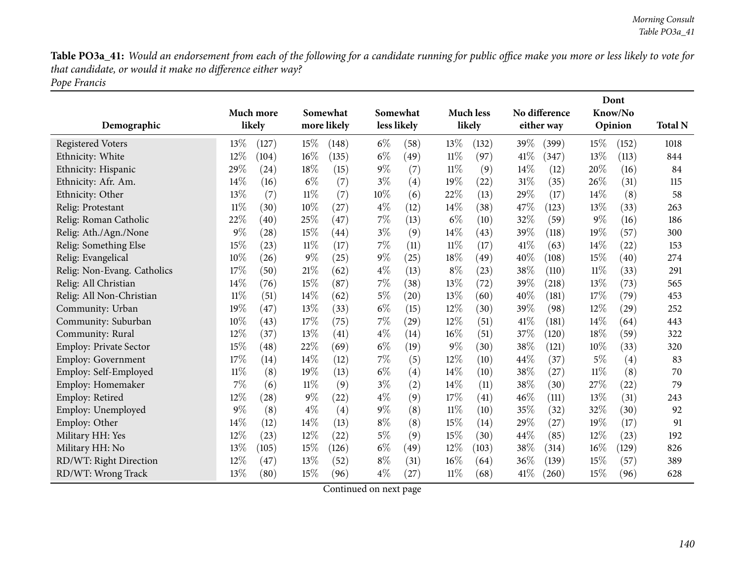**Table PO3a_41:** *Would an endorsement from each of the following for a candidate running for public office make you more or less likely to vote for that candidate, or would it make no difference either way?*
*Pope Francis*

| Demographic | Much more likely | | Somewhat more likely | | Somewhat less likely | | Much less likely | | No difference either way | | Dont Know/No Opinion | | Total N |
|---|---|---|---|---|---|---|---|---|---|---|---|---|---|
| Registered Voters | 13% | (127) | 15% | (148) | 6% | (58) | 13% | (132) | 39% | (399) | 15% | (152) | 1018 |
| Ethnicity: White | 12% | (104) | 16% | (135) | 6% | (49) | 11% | (97) | 41% | (347) | 13% | (113) | 844 |
| Ethnicity: Hispanic | 29% | (24) | 18% | (15) | 9% | (7) | 11% | (9) | 14% | (12) | 20% | (16) | 84 |
| Ethnicity: Afr. Am. | 14% | (16) | 6% | (7) | 3% | (4) | 19% | (22) | 31% | (35) | 26% | (31) | 115 |
| Ethnicity: Other | 13% | (7) | 11% | (7) | 10% | (6) | 22% | (13) | 29% | (17) | 14% | (8) | 58 |
| Relig: Protestant | 11% | (30) | 10% | (27) | 4% | (12) | 14% | (38) | 47% | (123) | 13% | (33) | 263 |
| Relig: Roman Catholic | 22% | (40) | 25% | (47) | 7% | (13) | 6% | (10) | 32% | (59) | 9% | (16) | 186 |
| Relig: Ath./Agn./None | 9% | (28) | 15% | (44) | 3% | (9) | 14% | (43) | 39% | (118) | 19% | (57) | 300 |
| Relig: Something Else | 15% | (23) | 11% | (17) | 7% | (11) | 11% | (17) | 41% | (63) | 14% | (22) | 153 |
| Relig: Evangelical | 10% | (26) | 9% | (25) | 9% | (25) | 18% | (49) | 40% | (108) | 15% | (40) | 274 |
| Relig: Non-Evang. Catholics | 17% | (50) | 21% | (62) | 4% | (13) | 8% | (23) | 38% | (110) | 11% | (33) | 291 |
| Relig: All Christian | 14% | (76) | 15% | (87) | 7% | (38) | 13% | (72) | 39% | (218) | 13% | (73) | 565 |
| Relig: All Non-Christian | 11% | (51) | 14% | (62) | 5% | (20) | 13% | (60) | 40% | (181) | 17% | (79) | 453 |
| Community: Urban | 19% | (47) | 13% | (33) | 6% | (15) | 12% | (30) | 39% | (98) | 12% | (29) | 252 |
| Community: Suburban | 10% | (43) | 17% | (75) | 7% | (29) | 12% | (51) | 41% | (181) | 14% | (64) | 443 |
| Community: Rural | 12% | (37) | 13% | (41) | 4% | (14) | 16% | (51) | 37% | (120) | 18% | (59) | 322 |
| Employ: Private Sector | 15% | (48) | 22% | (69) | 6% | (19) | 9% | (30) | 38% | (121) | 10% | (33) | 320 |
| Employ: Government | 17% | (14) | 14% | (12) | 7% | (5) | 12% | (10) | 44% | (37) | 5% | (4) | 83 |
| Employ: Self-Employed | 11% | (8) | 19% | (13) | 6% | (4) | 14% | (10) | 38% | (27) | 11% | (8) | 70 |
| Employ: Homemaker | 7% | (6) | 11% | (9) | 3% | (2) | 14% | (11) | 38% | (30) | 27% | (22) | 79 |
| Employ: Retired | 12% | (28) | 9% | (22) | 4% | (9) | 17% | (41) | 46% | (111) | 13% | (31) | 243 |
| Employ: Unemployed | 9% | (8) | 4% | (4) | 9% | (8) | 11% | (10) | 35% | (32) | 32% | (30) | 92 |
| Employ: Other | 14% | (12) | 14% | (13) | 8% | (8) | 15% | (14) | 29% | (27) | 19% | (17) | 91 |
| Military HH: Yes | 12% | (23) | 12% | (22) | 5% | (9) | 15% | (30) | 44% | (85) | 12% | (23) | 192 |
| Military HH: No | 13% | (105) | 15% | (126) | 6% | (49) | 12% | (103) | 38% | (314) | 16% | (129) | 826 |
| RD/WT: Right Direction | 12% | (47) | 13% | (52) | 8% | (31) | 16% | (64) | 36% | (139) | 15% | (57) | 389 |
| RD/WT: Wrong Track | 13% | (80) | 15% | (96) | 4% | (27) | 11% | (68) | 41% | (260) | 15% | (96) | 628 |

Continued on next page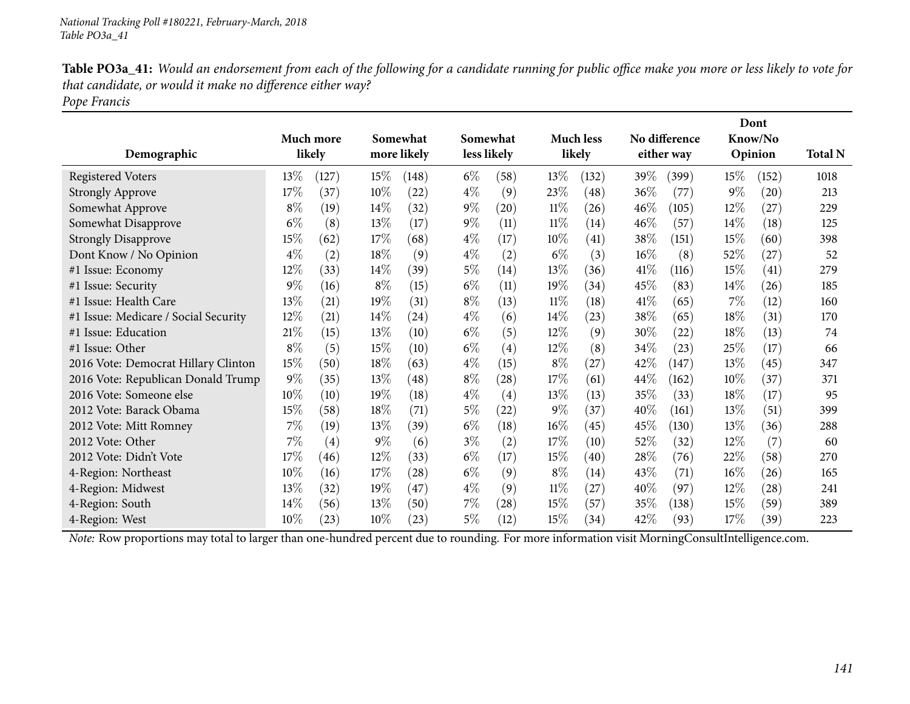*National Tracking Poll #180221, February-March, 2018*
*Table PO3a_41*

**Table PO3a_41:** *Would an endorsement from each of the following for a candidate running for public office make you more or less likely to vote for that candidate, or would it make no difference either way?*
*Pope Francis*

| Demographic | Much more likely | | Somewhat more likely | | Somewhat less likely | | Much less likely | | No difference either way | | Dont Know/No Opinion | | Total N |
|---|---|---|---|---|---|---|---|---|---|---|---|---|---|
| Registered Voters | 13% | (127) | 15% | (148) | 6% | (58) | 13% | (132) | 39% | (399) | 15% | (152) | 1018 |
| Strongly Approve | 17% | (37) | 10% | (22) | 4% | (9) | 23% | (48) | 36% | (77) | 9% | (20) | 213 |
| Somewhat Approve | 8% | (19) | 14% | (32) | 9% | (20) | 11% | (26) | 46% | (105) | 12% | (27) | 229 |
| Somewhat Disapprove | 6% | (8) | 13% | (17) | 9% | (11) | 11% | (14) | 46% | (57) | 14% | (18) | 125 |
| Strongly Disapprove | 15% | (62) | 17% | (68) | 4% | (17) | 10% | (41) | 38% | (151) | 15% | (60) | 398 |
| Dont Know / No Opinion | 4% | (2) | 18% | (9) | 4% | (2) | 6% | (3) | 16% | (8) | 52% | (27) | 52 |
| #1 Issue: Economy | 12% | (33) | 14% | (39) | 5% | (14) | 13% | (36) | 41% | (116) | 15% | (41) | 279 |
| #1 Issue: Security | 9% | (16) | 8% | (15) | 6% | (11) | 19% | (34) | 45% | (83) | 14% | (26) | 185 |
| #1 Issue: Health Care | 13% | (21) | 19% | (31) | 8% | (13) | 11% | (18) | 41% | (65) | 7% | (12) | 160 |
| #1 Issue: Medicare / Social Security | 12% | (21) | 14% | (24) | 4% | (6) | 14% | (23) | 38% | (65) | 18% | (31) | 170 |
| #1 Issue: Education | 21% | (15) | 13% | (10) | 6% | (5) | 12% | (9) | 30% | (22) | 18% | (13) | 74 |
| #1 Issue: Other | 8% | (5) | 15% | (10) | 6% | (4) | 12% | (8) | 34% | (23) | 25% | (17) | 66 |
| 2016 Vote: Democrat Hillary Clinton | 15% | (50) | 18% | (63) | 4% | (15) | 8% | (27) | 42% | (147) | 13% | (45) | 347 |
| 2016 Vote: Republican Donald Trump | 9% | (35) | 13% | (48) | 8% | (28) | 17% | (61) | 44% | (162) | 10% | (37) | 371 |
| 2016 Vote: Someone else | 10% | (10) | 19% | (18) | 4% | (4) | 13% | (13) | 35% | (33) | 18% | (17) | 95 |
| 2012 Vote: Barack Obama | 15% | (58) | 18% | (71) | 5% | (22) | 9% | (37) | 40% | (161) | 13% | (51) | 399 |
| 2012 Vote: Mitt Romney | 7% | (19) | 13% | (39) | 6% | (18) | 16% | (45) | 45% | (130) | 13% | (36) | 288 |
| 2012 Vote: Other | 7% | (4) | 9% | (6) | 3% | (2) | 17% | (10) | 52% | (32) | 12% | (7) | 60 |
| 2012 Vote: Didn't Vote | 17% | (46) | 12% | (33) | 6% | (17) | 15% | (40) | 28% | (76) | 22% | (58) | 270 |
| 4-Region: Northeast | 10% | (16) | 17% | (28) | 6% | (9) | 8% | (14) | 43% | (71) | 16% | (26) | 165 |
| 4-Region: Midwest | 13% | (32) | 19% | (47) | 4% | (9) | 11% | (27) | 40% | (97) | 12% | (28) | 241 |
| 4-Region: South | 14% | (56) | 13% | (50) | 7% | (28) | 15% | (57) | 35% | (138) | 15% | (59) | 389 |
| 4-Region: West | 10% | (23) | 10% | (23) | 5% | (12) | 15% | (34) | 42% | (93) | 17% | (39) | 223 |

*Note:* Row proportions may total to larger than one-hundred percent due to rounding. For more information visit MorningConsultIntelligence.com.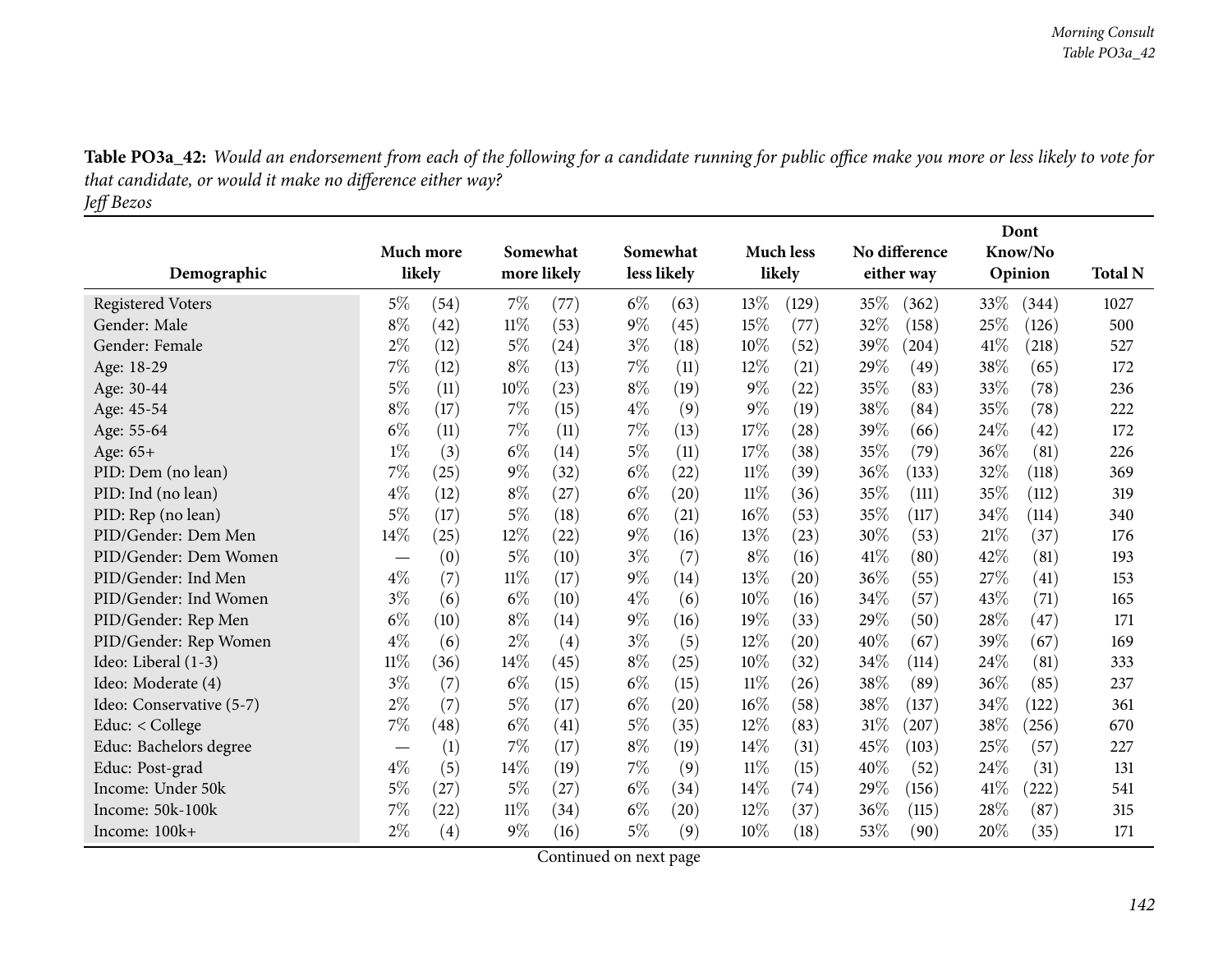**Table PO3a_42:** *Would an endorsement from each of the following for a candidate running for public office make you more or less likely to vote for that candidate, or would it make no difference either way?*
*Jeff Bezos*

| Demographic | Much more likely | | Somewhat more likely | | Somewhat less likely | | Much less likely | | No difference either way | | Dont Know/No Opinion | | Total N |
|---|---|---|---|---|---|---|---|---|---|---|---|---|---|
| Registered Voters | 5% | (54) | 7% | (77) | 6% | (63) | 13% | (129) | 35% | (362) | 33% | (344) | 1027 |
| Gender: Male | 8% | (42) | 11% | (53) | 9% | (45) | 15% | (77) | 32% | (158) | 25% | (126) | 500 |
| Gender: Female | 2% | (12) | 5% | (24) | 3% | (18) | 10% | (52) | 39% | (204) | 41% | (218) | 527 |
| Age: 18-29 | 7% | (12) | 8% | (13) | 7% | (11) | 12% | (21) | 29% | (49) | 38% | (65) | 172 |
| Age: 30-44 | 5% | (11) | 10% | (23) | 8% | (19) | 9% | (22) | 35% | (83) | 33% | (78) | 236 |
| Age: 45-54 | 8% | (17) | 7% | (15) | 4% | (9) | 9% | (19) | 38% | (84) | 35% | (78) | 222 |
| Age: 55-64 | 6% | (11) | 7% | (11) | 7% | (13) | 17% | (28) | 39% | (66) | 24% | (42) | 172 |
| Age: 65+ | 1% | (3) | 6% | (14) | 5% | (11) | 17% | (38) | 35% | (79) | 36% | (81) | 226 |
| PID: Dem (no lean) | 7% | (25) | 9% | (32) | 6% | (22) | 11% | (39) | 36% | (133) | 32% | (118) | 369 |
| PID: Ind (no lean) | 4% | (12) | 8% | (27) | 6% | (20) | 11% | (36) | 35% | (111) | 35% | (112) | 319 |
| PID: Rep (no lean) | 5% | (17) | 5% | (18) | 6% | (21) | 16% | (53) | 35% | (117) | 34% | (114) | 340 |
| PID/Gender: Dem Men | 14% | (25) | 12% | (22) | 9% | (16) | 13% | (23) | 30% | (53) | 21% | (37) | 176 |
| PID/Gender: Dem Women | — | (0) | 5% | (10) | 3% | (7) | 8% | (16) | 41% | (80) | 42% | (81) | 193 |
| PID/Gender: Ind Men | 4% | (7) | 11% | (17) | 9% | (14) | 13% | (20) | 36% | (55) | 27% | (41) | 153 |
| PID/Gender: Ind Women | 3% | (6) | 6% | (10) | 4% | (6) | 10% | (16) | 34% | (57) | 43% | (71) | 165 |
| PID/Gender: Rep Men | 6% | (10) | 8% | (14) | 9% | (16) | 19% | (33) | 29% | (50) | 28% | (47) | 171 |
| PID/Gender: Rep Women | 4% | (6) | 2% | (4) | 3% | (5) | 12% | (20) | 40% | (67) | 39% | (67) | 169 |
| Ideo: Liberal (1-3) | 11% | (36) | 14% | (45) | 8% | (25) | 10% | (32) | 34% | (114) | 24% | (81) | 333 |
| Ideo: Moderate (4) | 3% | (7) | 6% | (15) | 6% | (15) | 11% | (26) | 38% | (89) | 36% | (85) | 237 |
| Ideo: Conservative (5-7) | 2% | (7) | 5% | (17) | 6% | (20) | 16% | (58) | 38% | (137) | 34% | (122) | 361 |
| Educ: < College | 7% | (48) | 6% | (41) | 5% | (35) | 12% | (83) | 31% | (207) | 38% | (256) | 670 |
| Educ: Bachelors degree | — | (1) | 7% | (17) | 8% | (19) | 14% | (31) | 45% | (103) | 25% | (57) | 227 |
| Educ: Post-grad | 4% | (5) | 14% | (19) | 7% | (9) | 11% | (15) | 40% | (52) | 24% | (31) | 131 |
| Income: Under 50k | 5% | (27) | 5% | (27) | 6% | (34) | 14% | (74) | 29% | (156) | 41% | (222) | 541 |
| Income: 50k-100k | 7% | (22) | 11% | (34) | 6% | (20) | 12% | (37) | 36% | (115) | 28% | (87) | 315 |
| Income: 100k+ | 2% | (4) | 9% | (16) | 5% | (9) | 10% | (18) | 53% | (90) | 20% | (35) | 171 |

Continued on next page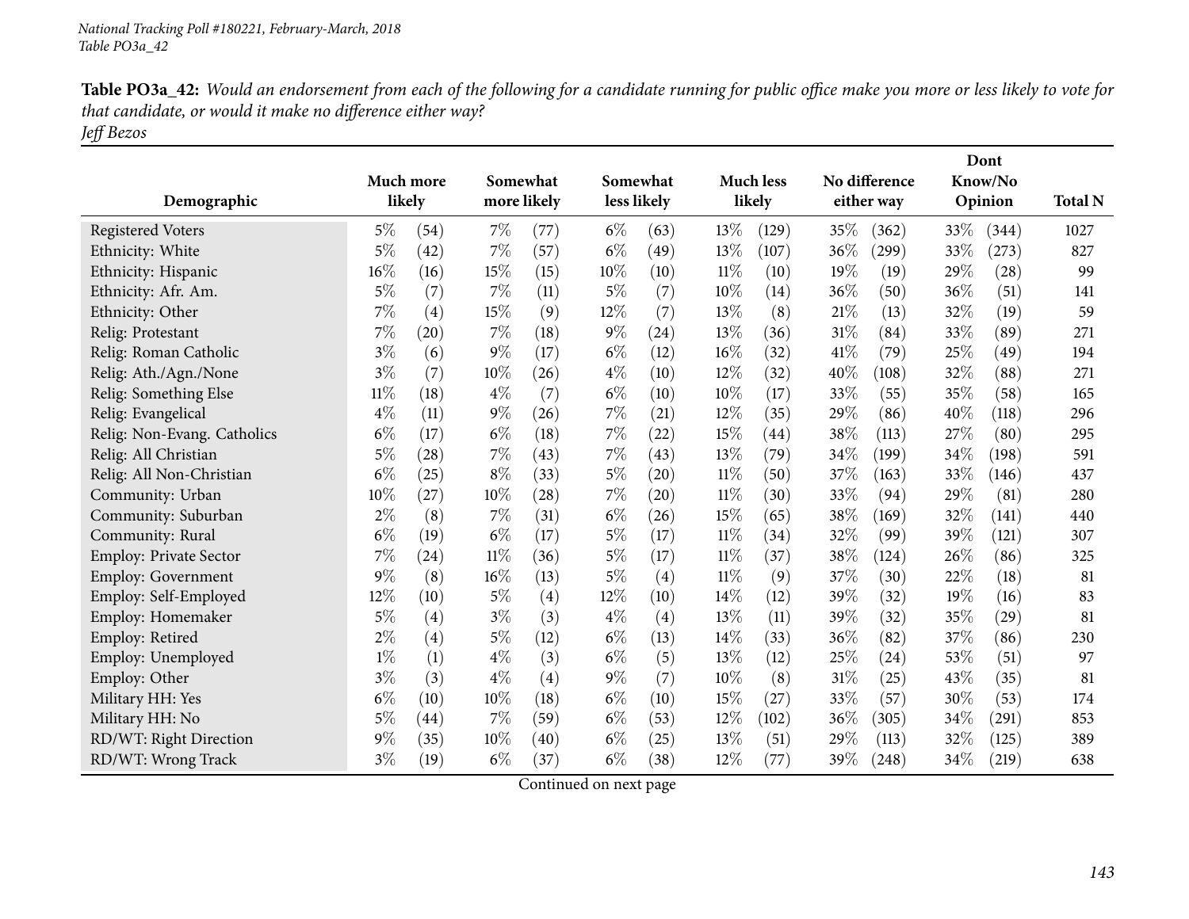National Tracking Poll #180221, February-March, 2018
Table PO3a_42

**Table PO3a_42:** *Would an endorsement from each of the following for a candidate running for public office make you more or less likely to vote for that candidate, or would it make no difference either way?*
*Jeff Bezos*

| Demographic | Much more likely | | Somewhat more likely | | Somewhat less likely | | Much less likely | | No difference either way | | Dont Know/No Opinion | | Total N |
|---|---|---|---|---|---|---|---|---|---|---|---|---|---|
| Registered Voters | 5% | (54) | 7% | (77) | 6% | (63) | 13% | (129) | 35% | (362) | 33% | (344) | 1027 |
| Ethnicity: White | 5% | (42) | 7% | (57) | 6% | (49) | 13% | (107) | 36% | (299) | 33% | (273) | 827 |
| Ethnicity: Hispanic | 16% | (16) | 15% | (15) | 10% | (10) | 11% | (10) | 19% | (19) | 29% | (28) | 99 |
| Ethnicity: Afr. Am. | 5% | (7) | 7% | (11) | 5% | (7) | 10% | (14) | 36% | (50) | 36% | (51) | 141 |
| Ethnicity: Other | 7% | (4) | 15% | (9) | 12% | (7) | 13% | (8) | 21% | (13) | 32% | (19) | 59 |
| Relig: Protestant | 7% | (20) | 7% | (18) | 9% | (24) | 13% | (36) | 31% | (84) | 33% | (89) | 271 |
| Relig: Roman Catholic | 3% | (6) | 9% | (17) | 6% | (12) | 16% | (32) | 41% | (79) | 25% | (49) | 194 |
| Relig: Ath./Agn./None | 3% | (7) | 10% | (26) | 4% | (10) | 12% | (32) | 40% | (108) | 32% | (88) | 271 |
| Relig: Something Else | 11% | (18) | 4% | (7) | 6% | (10) | 10% | (17) | 33% | (55) | 35% | (58) | 165 |
| Relig: Evangelical | 4% | (11) | 9% | (26) | 7% | (21) | 12% | (35) | 29% | (86) | 40% | (118) | 296 |
| Relig: Non-Evang. Catholics | 6% | (17) | 6% | (18) | 7% | (22) | 15% | (44) | 38% | (113) | 27% | (80) | 295 |
| Relig: All Christian | 5% | (28) | 7% | (43) | 7% | (43) | 13% | (79) | 34% | (199) | 34% | (198) | 591 |
| Relig: All Non-Christian | 6% | (25) | 8% | (33) | 5% | (20) | 11% | (50) | 37% | (163) | 33% | (146) | 437 |
| Community: Urban | 10% | (27) | 10% | (28) | 7% | (20) | 11% | (30) | 33% | (94) | 29% | (81) | 280 |
| Community: Suburban | 2% | (8) | 7% | (31) | 6% | (26) | 15% | (65) | 38% | (169) | 32% | (141) | 440 |
| Community: Rural | 6% | (19) | 6% | (17) | 5% | (17) | 11% | (34) | 32% | (99) | 39% | (121) | 307 |
| Employ: Private Sector | 7% | (24) | 11% | (36) | 5% | (17) | 11% | (37) | 38% | (124) | 26% | (86) | 325 |
| Employ: Government | 9% | (8) | 16% | (13) | 5% | (4) | 11% | (9) | 37% | (30) | 22% | (18) | 81 |
| Employ: Self-Employed | 12% | (10) | 5% | (4) | 12% | (10) | 14% | (12) | 39% | (32) | 19% | (16) | 83 |
| Employ: Homemaker | 5% | (4) | 3% | (3) | 4% | (4) | 13% | (11) | 39% | (32) | 35% | (29) | 81 |
| Employ: Retired | 2% | (4) | 5% | (12) | 6% | (13) | 14% | (33) | 36% | (82) | 37% | (86) | 230 |
| Employ: Unemployed | 1% | (1) | 4% | (3) | 6% | (5) | 13% | (12) | 25% | (24) | 53% | (51) | 97 |
| Employ: Other | 3% | (3) | 4% | (4) | 9% | (7) | 10% | (8) | 31% | (25) | 43% | (35) | 81 |
| Military HH: Yes | 6% | (10) | 10% | (18) | 6% | (10) | 15% | (27) | 33% | (57) | 30% | (53) | 174 |
| Military HH: No | 5% | (44) | 7% | (59) | 6% | (53) | 12% | (102) | 36% | (305) | 34% | (291) | 853 |
| RD/WT: Right Direction | 9% | (35) | 10% | (40) | 6% | (25) | 13% | (51) | 29% | (113) | 32% | (125) | 389 |
| RD/WT: Wrong Track | 3% | (19) | 6% | (37) | 6% | (38) | 12% | (77) | 39% | (248) | 34% | (219) | 638 |

Continued on next page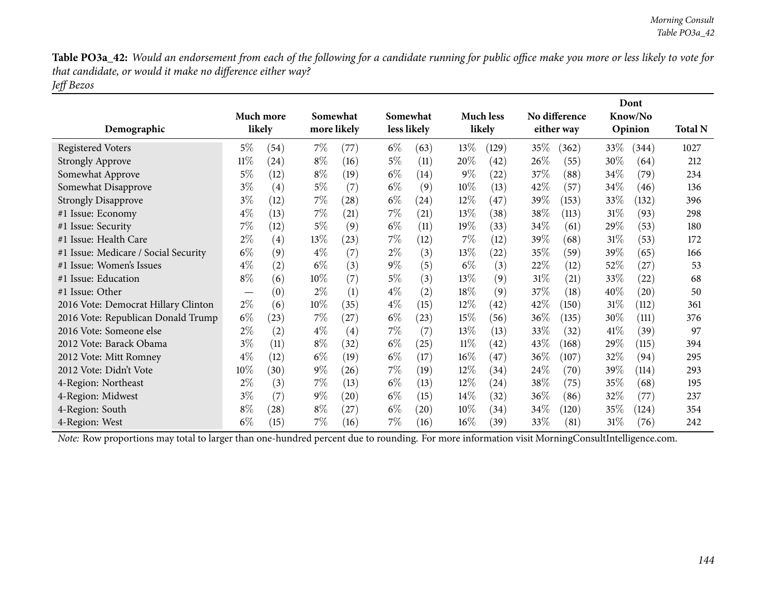**Table PO3a_42:** *Would an endorsement from each of the following for a candidate running for public office make you more or less likely to vote for that candidate, or would it make no difference either way?*
*Jeff Bezos*

| Demographic | Much more likely | | Somewhat more likely | | Somewhat less likely | | Much less likely | | No difference either way | | Dont Know/No Opinion | | Total N |
|---|---|---|---|---|---|---|---|---|---|---|---|---|---|
| Registered Voters | 5% | (54) | 7% | (77) | 6% | (63) | 13% | (129) | 35% | (362) | 33% | (344) | 1027 |
| Strongly Approve | 11% | (24) | 8% | (16) | 5% | (11) | 20% | (42) | 26% | (55) | 30% | (64) | 212 |
| Somewhat Approve | 5% | (12) | 8% | (19) | 6% | (14) | 9% | (22) | 37% | (88) | 34% | (79) | 234 |
| Somewhat Disapprove | 3% | (4) | 5% | (7) | 6% | (9) | 10% | (13) | 42% | (57) | 34% | (46) | 136 |
| Strongly Disapprove | 3% | (12) | 7% | (28) | 6% | (24) | 12% | (47) | 39% | (153) | 33% | (132) | 396 |
| #1 Issue: Economy | 4% | (13) | 7% | (21) | 7% | (21) | 13% | (38) | 38% | (113) | 31% | (93) | 298 |
| #1 Issue: Security | 7% | (12) | 5% | (9) | 6% | (11) | 19% | (33) | 34% | (61) | 29% | (53) | 180 |
| #1 Issue: Health Care | 2% | (4) | 13% | (23) | 7% | (12) | 7% | (12) | 39% | (68) | 31% | (53) | 172 |
| #1 Issue: Medicare / Social Security | 6% | (9) | 4% | (7) | 2% | (3) | 13% | (22) | 35% | (59) | 39% | (65) | 166 |
| #1 Issue: Women's Issues | 4% | (2) | 6% | (3) | 9% | (5) | 6% | (3) | 22% | (12) | 52% | (27) | 53 |
| #1 Issue: Education | 8% | (6) | 10% | (7) | 5% | (3) | 13% | (9) | 31% | (21) | 33% | (22) | 68 |
| #1 Issue: Other | — | (0) | 2% | (1) | 4% | (2) | 18% | (9) | 37% | (18) | 40% | (20) | 50 |
| 2016 Vote: Democrat Hillary Clinton | 2% | (6) | 10% | (35) | 4% | (15) | 12% | (42) | 42% | (150) | 31% | (112) | 361 |
| 2016 Vote: Republican Donald Trump | 6% | (23) | 7% | (27) | 6% | (23) | 15% | (56) | 36% | (135) | 30% | (111) | 376 |
| 2016 Vote: Someone else | 2% | (2) | 4% | (4) | 7% | (7) | 13% | (13) | 33% | (32) | 41% | (39) | 97 |
| 2012 Vote: Barack Obama | 3% | (11) | 8% | (32) | 6% | (25) | 11% | (42) | 43% | (168) | 29% | (115) | 394 |
| 2012 Vote: Mitt Romney | 4% | (12) | 6% | (19) | 6% | (17) | 16% | (47) | 36% | (107) | 32% | (94) | 295 |
| 2012 Vote: Didn't Vote | 10% | (30) | 9% | (26) | 7% | (19) | 12% | (34) | 24% | (70) | 39% | (114) | 293 |
| 4-Region: Northeast | 2% | (3) | 7% | (13) | 6% | (13) | 12% | (24) | 38% | (75) | 35% | (68) | 195 |
| 4-Region: Midwest | 3% | (7) | 9% | (20) | 6% | (15) | 14% | (32) | 36% | (86) | 32% | (77) | 237 |
| 4-Region: South | 8% | (28) | 8% | (27) | 6% | (20) | 10% | (34) | 34% | (120) | 35% | (124) | 354 |
| 4-Region: West | 6% | (15) | 7% | (16) | 7% | (16) | 16% | (39) | 33% | (81) | 31% | (76) | 242 |

*Note:* Row proportions may total to larger than one-hundred percent due to rounding. For more information visit MorningConsultIntelligence.com.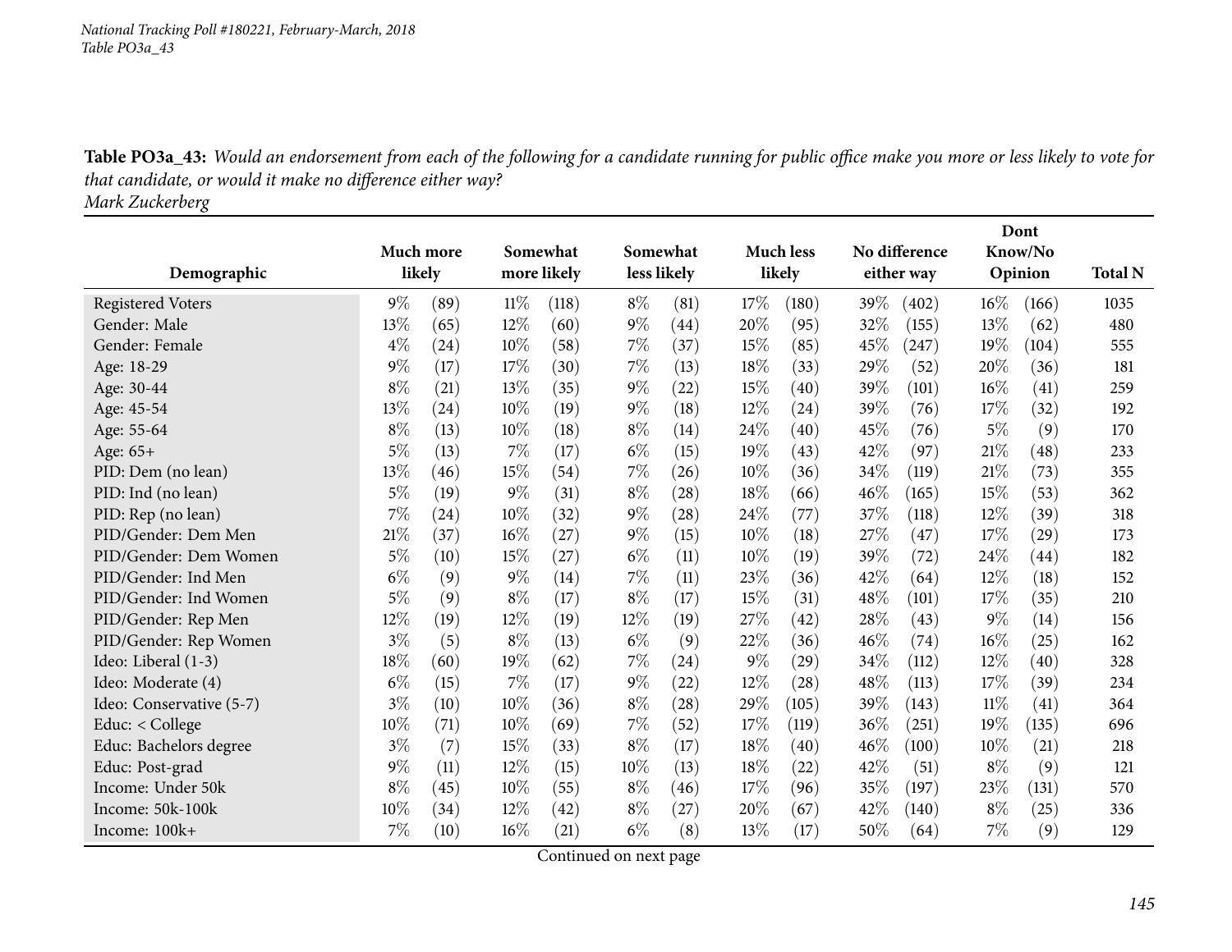*National Tracking Poll #180221, February-March, 2018*
*Table PO3a_43*

**Table PO3a_43:** *Would an endorsement from each of the following for a candidate running for public office make you more or less likely to vote for that candidate, or would it make no difference either way?*
*Mark Zuckerberg*

| Demographic | Much more likely | | Somewhat more likely | | Somewhat less likely | | Much less likely | | No difference either way | | Dont Know/No Opinion | | Total N |
|---|---|---|---|---|---|---|---|---|---|---|---|---|---|
| Registered Voters | 9% | (89) | 11% | (118) | 8% | (81) | 17% | (180) | 39% | (402) | 16% | (166) | 1035 |
| Gender: Male | 13% | (65) | 12% | (60) | 9% | (44) | 20% | (95) | 32% | (155) | 13% | (62) | 480 |
| Gender: Female | 4% | (24) | 10% | (58) | 7% | (37) | 15% | (85) | 45% | (247) | 19% | (104) | 555 |
| Age: 18-29 | 9% | (17) | 17% | (30) | 7% | (13) | 18% | (33) | 29% | (52) | 20% | (36) | 181 |
| Age: 30-44 | 8% | (21) | 13% | (35) | 9% | (22) | 15% | (40) | 39% | (101) | 16% | (41) | 259 |
| Age: 45-54 | 13% | (24) | 10% | (19) | 9% | (18) | 12% | (24) | 39% | (76) | 17% | (32) | 192 |
| Age: 55-64 | 8% | (13) | 10% | (18) | 8% | (14) | 24% | (40) | 45% | (76) | 5% | (9) | 170 |
| Age: 65+ | 5% | (13) | 7% | (17) | 6% | (15) | 19% | (43) | 42% | (97) | 21% | (48) | 233 |
| PID: Dem (no lean) | 13% | (46) | 15% | (54) | 7% | (26) | 10% | (36) | 34% | (119) | 21% | (73) | 355 |
| PID: Ind (no lean) | 5% | (19) | 9% | (31) | 8% | (28) | 18% | (66) | 46% | (165) | 15% | (53) | 362 |
| PID: Rep (no lean) | 7% | (24) | 10% | (32) | 9% | (28) | 24% | (77) | 37% | (118) | 12% | (39) | 318 |
| PID/Gender: Dem Men | 21% | (37) | 16% | (27) | 9% | (15) | 10% | (18) | 27% | (47) | 17% | (29) | 173 |
| PID/Gender: Dem Women | 5% | (10) | 15% | (27) | 6% | (11) | 10% | (19) | 39% | (72) | 24% | (44) | 182 |
| PID/Gender: Ind Men | 6% | (9) | 9% | (14) | 7% | (11) | 23% | (36) | 42% | (64) | 12% | (18) | 152 |
| PID/Gender: Ind Women | 5% | (9) | 8% | (17) | 8% | (17) | 15% | (31) | 48% | (101) | 17% | (35) | 210 |
| PID/Gender: Rep Men | 12% | (19) | 12% | (19) | 12% | (19) | 27% | (42) | 28% | (43) | 9% | (14) | 156 |
| PID/Gender: Rep Women | 3% | (5) | 8% | (13) | 6% | (9) | 22% | (36) | 46% | (74) | 16% | (25) | 162 |
| Ideo: Liberal (1-3) | 18% | (60) | 19% | (62) | 7% | (24) | 9% | (29) | 34% | (112) | 12% | (40) | 328 |
| Ideo: Moderate (4) | 6% | (15) | 7% | (17) | 9% | (22) | 12% | (28) | 48% | (113) | 17% | (39) | 234 |
| Ideo: Conservative (5-7) | 3% | (10) | 10% | (36) | 8% | (28) | 29% | (105) | 39% | (143) | 11% | (41) | 364 |
| Educ: < College | 10% | (71) | 10% | (69) | 7% | (52) | 17% | (119) | 36% | (251) | 19% | (135) | 696 |
| Educ: Bachelors degree | 3% | (7) | 15% | (33) | 8% | (17) | 18% | (40) | 46% | (100) | 10% | (21) | 218 |
| Educ: Post-grad | 9% | (11) | 12% | (15) | 10% | (13) | 18% | (22) | 42% | (51) | 8% | (9) | 121 |
| Income: Under 50k | 8% | (45) | 10% | (55) | 8% | (46) | 17% | (96) | 35% | (197) | 23% | (131) | 570 |
| Income: 50k-100k | 10% | (34) | 12% | (42) | 8% | (27) | 20% | (67) | 42% | (140) | 8% | (25) | 336 |
| Income: 100k+ | 7% | (10) | 16% | (21) | 6% | (8) | 13% | (17) | 50% | (64) | 7% | (9) | 129 |

Continued on next page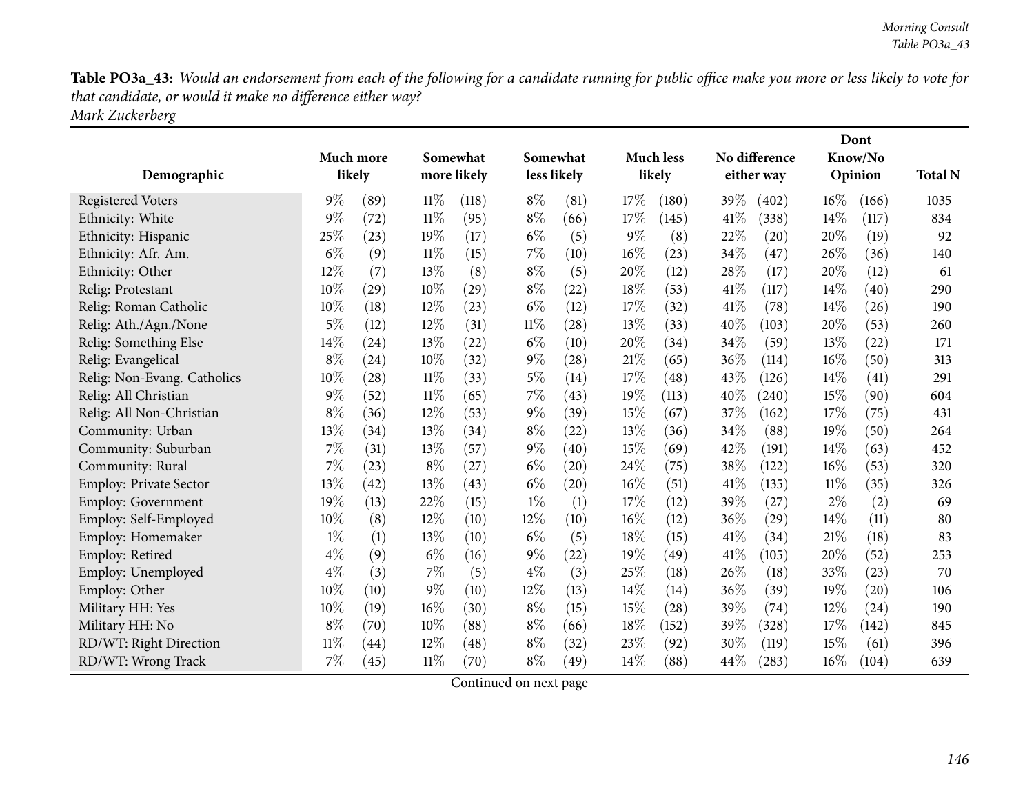**Table PO3a_43:** *Would an endorsement from each of the following for a candidate running for public office make you more or less likely to vote for that candidate, or would it make no difference either way?*
*Mark Zuckerberg*

| Demographic | Much more likely | | Somewhat more likely | | Somewhat less likely | | Much less likely | | No difference either way | | Dont Know/No Opinion | | Total N |
|---|---|---|---|---|---|---|---|---|---|---|---|---|---|
| Registered Voters | 9% | (89) | 11% | (118) | 8% | (81) | 17% | (180) | 39% | (402) | 16% | (166) | 1035 |
| Ethnicity: White | 9% | (72) | 11% | (95) | 8% | (66) | 17% | (145) | 41% | (338) | 14% | (117) | 834 |
| Ethnicity: Hispanic | 25% | (23) | 19% | (17) | 6% | (5) | 9% | (8) | 22% | (20) | 20% | (19) | 92 |
| Ethnicity: Afr. Am. | 6% | (9) | 11% | (15) | 7% | (10) | 16% | (23) | 34% | (47) | 26% | (36) | 140 |
| Ethnicity: Other | 12% | (7) | 13% | (8) | 8% | (5) | 20% | (12) | 28% | (17) | 20% | (12) | 61 |
| Relig: Protestant | 10% | (29) | 10% | (29) | 8% | (22) | 18% | (53) | 41% | (117) | 14% | (40) | 290 |
| Relig: Roman Catholic | 10% | (18) | 12% | (23) | 6% | (12) | 17% | (32) | 41% | (78) | 14% | (26) | 190 |
| Relig: Ath./Agn./None | 5% | (12) | 12% | (31) | 11% | (28) | 13% | (33) | 40% | (103) | 20% | (53) | 260 |
| Relig: Something Else | 14% | (24) | 13% | (22) | 6% | (10) | 20% | (34) | 34% | (59) | 13% | (22) | 171 |
| Relig: Evangelical | 8% | (24) | 10% | (32) | 9% | (28) | 21% | (65) | 36% | (114) | 16% | (50) | 313 |
| Relig: Non-Evang. Catholics | 10% | (28) | 11% | (33) | 5% | (14) | 17% | (48) | 43% | (126) | 14% | (41) | 291 |
| Relig: All Christian | 9% | (52) | 11% | (65) | 7% | (43) | 19% | (113) | 40% | (240) | 15% | (90) | 604 |
| Relig: All Non-Christian | 8% | (36) | 12% | (53) | 9% | (39) | 15% | (67) | 37% | (162) | 17% | (75) | 431 |
| Community: Urban | 13% | (34) | 13% | (34) | 8% | (22) | 13% | (36) | 34% | (88) | 19% | (50) | 264 |
| Community: Suburban | 7% | (31) | 13% | (57) | 9% | (40) | 15% | (69) | 42% | (191) | 14% | (63) | 452 |
| Community: Rural | 7% | (23) | 8% | (27) | 6% | (20) | 24% | (75) | 38% | (122) | 16% | (53) | 320 |
| Employ: Private Sector | 13% | (42) | 13% | (43) | 6% | (20) | 16% | (51) | 41% | (135) | 11% | (35) | 326 |
| Employ: Government | 19% | (13) | 22% | (15) | 1% | (1) | 17% | (12) | 39% | (27) | 2% | (2) | 69 |
| Employ: Self-Employed | 10% | (8) | 12% | (10) | 12% | (10) | 16% | (12) | 36% | (29) | 14% | (11) | 80 |
| Employ: Homemaker | 1% | (1) | 13% | (10) | 6% | (5) | 18% | (15) | 41% | (34) | 21% | (18) | 83 |
| Employ: Retired | 4% | (9) | 6% | (16) | 9% | (22) | 19% | (49) | 41% | (105) | 20% | (52) | 253 |
| Employ: Unemployed | 4% | (3) | 7% | (5) | 4% | (3) | 25% | (18) | 26% | (18) | 33% | (23) | 70 |
| Employ: Other | 10% | (10) | 9% | (10) | 12% | (13) | 14% | (14) | 36% | (39) | 19% | (20) | 106 |
| Military HH: Yes | 10% | (19) | 16% | (30) | 8% | (15) | 15% | (28) | 39% | (74) | 12% | (24) | 190 |
| Military HH: No | 8% | (70) | 10% | (88) | 8% | (66) | 18% | (152) | 39% | (328) | 17% | (142) | 845 |
| RD/WT: Right Direction | 11% | (44) | 12% | (48) | 8% | (32) | 23% | (92) | 30% | (119) | 15% | (61) | 396 |
| RD/WT: Wrong Track | 7% | (45) | 11% | (70) | 8% | (49) | 14% | (88) | 44% | (283) | 16% | (104) | 639 |

Continued on next page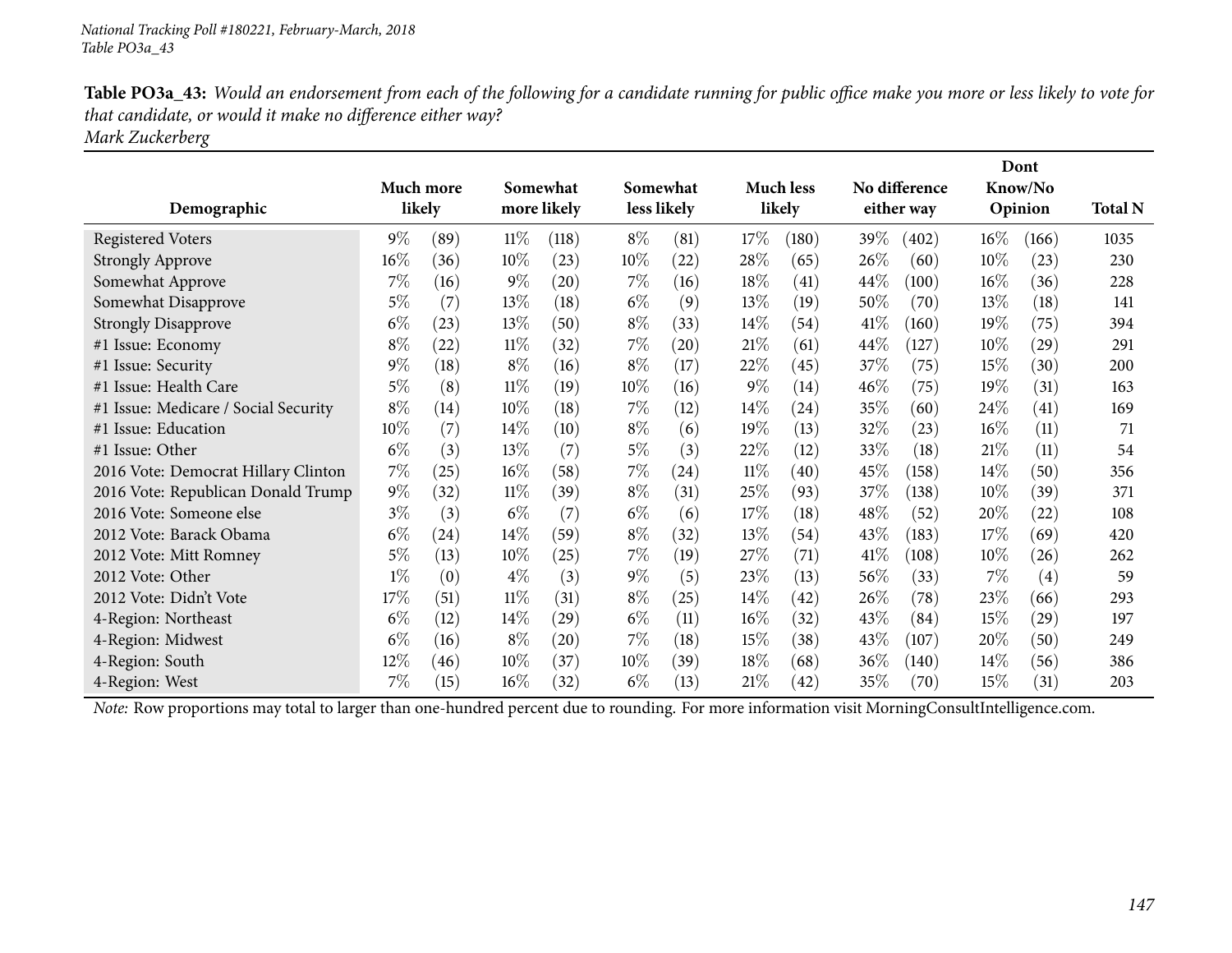National Tracking Poll #180221, February-March, 2018
Table PO3a_43

**Table PO3a_43:** *Would an endorsement from each of the following for a candidate running for public office make you more or less likely to vote for that candidate, or would it make no difference either way?*
*Mark Zuckerberg*

| Demographic | Much more likely | | Somewhat more likely | | Somewhat less likely | | Much less likely | | No difference either way | | Dont Know/No Opinion | | Total N |
|---|---|---|---|---|---|---|---|---|---|---|---|---|---|
| Registered Voters | 9% | (89) | 11% | (118) | 8% | (81) | 17% | (180) | 39% | (402) | 16% | (166) | 1035 |
| Strongly Approve | 16% | (36) | 10% | (23) | 10% | (22) | 28% | (65) | 26% | (60) | 10% | (23) | 230 |
| Somewhat Approve | 7% | (16) | 9% | (20) | 7% | (16) | 18% | (41) | 44% | (100) | 16% | (36) | 228 |
| Somewhat Disapprove | 5% | (7) | 13% | (18) | 6% | (9) | 13% | (19) | 50% | (70) | 13% | (18) | 141 |
| Strongly Disapprove | 6% | (23) | 13% | (50) | 8% | (33) | 14% | (54) | 41% | (160) | 19% | (75) | 394 |
| #1 Issue: Economy | 8% | (22) | 11% | (32) | 7% | (20) | 21% | (61) | 44% | (127) | 10% | (29) | 291 |
| #1 Issue: Security | 9% | (18) | 8% | (16) | 8% | (17) | 22% | (45) | 37% | (75) | 15% | (30) | 200 |
| #1 Issue: Health Care | 5% | (8) | 11% | (19) | 10% | (16) | 9% | (14) | 46% | (75) | 19% | (31) | 163 |
| #1 Issue: Medicare / Social Security | 8% | (14) | 10% | (18) | 7% | (12) | 14% | (24) | 35% | (60) | 24% | (41) | 169 |
| #1 Issue: Education | 10% | (7) | 14% | (10) | 8% | (6) | 19% | (13) | 32% | (23) | 16% | (11) | 71 |
| #1 Issue: Other | 6% | (3) | 13% | (7) | 5% | (3) | 22% | (12) | 33% | (18) | 21% | (11) | 54 |
| 2016 Vote: Democrat Hillary Clinton | 7% | (25) | 16% | (58) | 7% | (24) | 11% | (40) | 45% | (158) | 14% | (50) | 356 |
| 2016 Vote: Republican Donald Trump | 9% | (32) | 11% | (39) | 8% | (31) | 25% | (93) | 37% | (138) | 10% | (39) | 371 |
| 2016 Vote: Someone else | 3% | (3) | 6% | (7) | 6% | (6) | 17% | (18) | 48% | (52) | 20% | (22) | 108 |
| 2012 Vote: Barack Obama | 6% | (24) | 14% | (59) | 8% | (32) | 13% | (54) | 43% | (183) | 17% | (69) | 420 |
| 2012 Vote: Mitt Romney | 5% | (13) | 10% | (25) | 7% | (19) | 27% | (71) | 41% | (108) | 10% | (26) | 262 |
| 2012 Vote: Other | 1% | (0) | 4% | (3) | 9% | (5) | 23% | (13) | 56% | (33) | 7% | (4) | 59 |
| 2012 Vote: Didn't Vote | 17% | (51) | 11% | (31) | 8% | (25) | 14% | (42) | 26% | (78) | 23% | (66) | 293 |
| 4-Region: Northeast | 6% | (12) | 14% | (29) | 6% | (11) | 16% | (32) | 43% | (84) | 15% | (29) | 197 |
| 4-Region: Midwest | 6% | (16) | 8% | (20) | 7% | (18) | 15% | (38) | 43% | (107) | 20% | (50) | 249 |
| 4-Region: South | 12% | (46) | 10% | (37) | 10% | (39) | 18% | (68) | 36% | (140) | 14% | (56) | 386 |
| 4-Region: West | 7% | (15) | 16% | (32) | 6% | (13) | 21% | (42) | 35% | (70) | 15% | (31) | 203 |

*Note:* Row proportions may total to larger than one-hundred percent due to rounding. For more information visit MorningConsultIntelligence.com.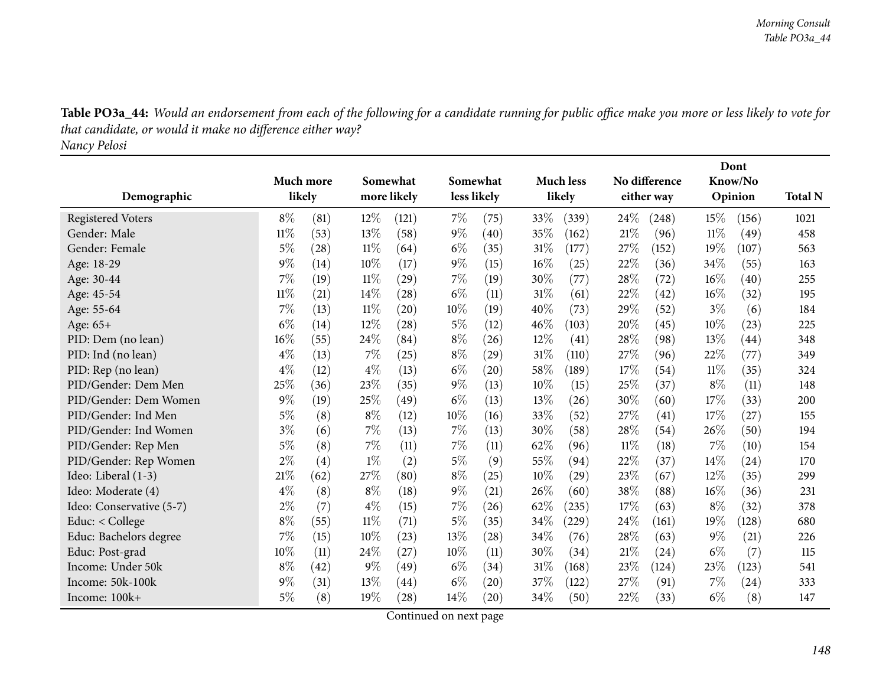**Table PO3a_44:** *Would an endorsement from each of the following for a candidate running for public office make you more or less likely to vote for that candidate, or would it make no difference either way?*
*Nancy Pelosi*

| Demographic | Much more likely | | Somewhat more likely | | Somewhat less likely | | Much less likely | | No difference either way | | Dont Know/No Opinion | | Total N |
|---|---|---|---|---|---|---|---|---|---|---|---|---|---|
| Registered Voters | 8% | (81) | 12% | (121) | 7% | (75) | 33% | (339) | 24% | (248) | 15% | (156) | 1021 |
| Gender: Male | 11% | (53) | 13% | (58) | 9% | (40) | 35% | (162) | 21% | (96) | 11% | (49) | 458 |
| Gender: Female | 5% | (28) | 11% | (64) | 6% | (35) | 31% | (177) | 27% | (152) | 19% | (107) | 563 |
| Age: 18-29 | 9% | (14) | 10% | (17) | 9% | (15) | 16% | (25) | 22% | (36) | 34% | (55) | 163 |
| Age: 30-44 | 7% | (19) | 11% | (29) | 7% | (19) | 30% | (77) | 28% | (72) | 16% | (40) | 255 |
| Age: 45-54 | 11% | (21) | 14% | (28) | 6% | (11) | 31% | (61) | 22% | (42) | 16% | (32) | 195 |
| Age: 55-64 | 7% | (13) | 11% | (20) | 10% | (19) | 40% | (73) | 29% | (52) | 3% | (6) | 184 |
| Age: 65+ | 6% | (14) | 12% | (28) | 5% | (12) | 46% | (103) | 20% | (45) | 10% | (23) | 225 |
| PID: Dem (no lean) | 16% | (55) | 24% | (84) | 8% | (26) | 12% | (41) | 28% | (98) | 13% | (44) | 348 |
| PID: Ind (no lean) | 4% | (13) | 7% | (25) | 8% | (29) | 31% | (110) | 27% | (96) | 22% | (77) | 349 |
| PID: Rep (no lean) | 4% | (12) | 4% | (13) | 6% | (20) | 58% | (189) | 17% | (54) | 11% | (35) | 324 |
| PID/Gender: Dem Men | 25% | (36) | 23% | (35) | 9% | (13) | 10% | (15) | 25% | (37) | 8% | (11) | 148 |
| PID/Gender: Dem Women | 9% | (19) | 25% | (49) | 6% | (13) | 13% | (26) | 30% | (60) | 17% | (33) | 200 |
| PID/Gender: Ind Men | 5% | (8) | 8% | (12) | 10% | (16) | 33% | (52) | 27% | (41) | 17% | (27) | 155 |
| PID/Gender: Ind Women | 3% | (6) | 7% | (13) | 7% | (13) | 30% | (58) | 28% | (54) | 26% | (50) | 194 |
| PID/Gender: Rep Men | 5% | (8) | 7% | (11) | 7% | (11) | 62% | (96) | 11% | (18) | 7% | (10) | 154 |
| PID/Gender: Rep Women | 2% | (4) | 1% | (2) | 5% | (9) | 55% | (94) | 22% | (37) | 14% | (24) | 170 |
| Ideo: Liberal (1-3) | 21% | (62) | 27% | (80) | 8% | (25) | 10% | (29) | 23% | (67) | 12% | (35) | 299 |
| Ideo: Moderate (4) | 4% | (8) | 8% | (18) | 9% | (21) | 26% | (60) | 38% | (88) | 16% | (36) | 231 |
| Ideo: Conservative (5-7) | 2% | (7) | 4% | (15) | 7% | (26) | 62% | (235) | 17% | (63) | 8% | (32) | 378 |
| Educ: < College | 8% | (55) | 11% | (71) | 5% | (35) | 34% | (229) | 24% | (161) | 19% | (128) | 680 |
| Educ: Bachelors degree | 7% | (15) | 10% | (23) | 13% | (28) | 34% | (76) | 28% | (63) | 9% | (21) | 226 |
| Educ: Post-grad | 10% | (11) | 24% | (27) | 10% | (11) | 30% | (34) | 21% | (24) | 6% | (7) | 115 |
| Income: Under 50k | 8% | (42) | 9% | (49) | 6% | (34) | 31% | (168) | 23% | (124) | 23% | (123) | 541 |
| Income: 50k-100k | 9% | (31) | 13% | (44) | 6% | (20) | 37% | (122) | 27% | (91) | 7% | (24) | 333 |
| Income: 100k+ | 5% | (8) | 19% | (28) | 14% | (20) | 34% | (50) | 22% | (33) | 6% | (8) | 147 |

Continued on next page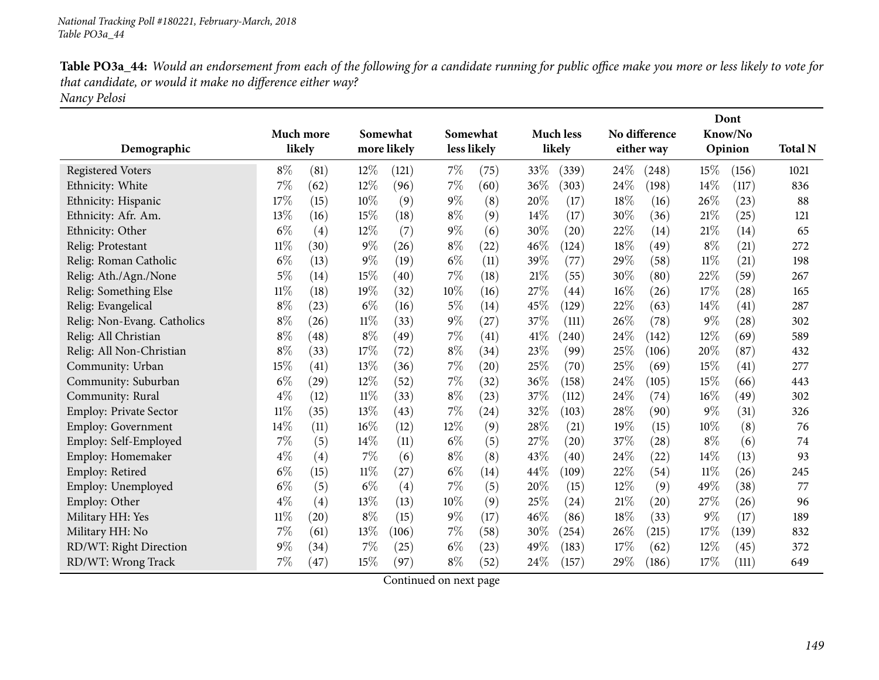**Table PO3a_44:** *Would an endorsement from each of the following for a candidate running for public office make you more or less likely to vote for that candidate, or would it make no difference either way?*
*Nancy Pelosi*

| Demographic | Much more likely | | Somewhat more likely | | Somewhat less likely | | Much less likely | | No difference either way | | Dont Know/No Opinion | | Total N |
|---|---|---|---|---|---|---|---|---|---|---|---|---|---|
| Registered Voters | 8% | (81) | 12% | (121) | 7% | (75) | 33% | (339) | 24% | (248) | 15% | (156) | 1021 |
| Ethnicity: White | 7% | (62) | 12% | (96) | 7% | (60) | 36% | (303) | 24% | (198) | 14% | (117) | 836 |
| Ethnicity: Hispanic | 17% | (15) | 10% | (9) | 9% | (8) | 20% | (17) | 18% | (16) | 26% | (23) | 88 |
| Ethnicity: Afr. Am. | 13% | (16) | 15% | (18) | 8% | (9) | 14% | (17) | 30% | (36) | 21% | (25) | 121 |
| Ethnicity: Other | 6% | (4) | 12% | (7) | 9% | (6) | 30% | (20) | 22% | (14) | 21% | (14) | 65 |
| Relig: Protestant | 11% | (30) | 9% | (26) | 8% | (22) | 46% | (124) | 18% | (49) | 8% | (21) | 272 |
| Relig: Roman Catholic | 6% | (13) | 9% | (19) | 6% | (11) | 39% | (77) | 29% | (58) | 11% | (21) | 198 |
| Relig: Ath./Agn./None | 5% | (14) | 15% | (40) | 7% | (18) | 21% | (55) | 30% | (80) | 22% | (59) | 267 |
| Relig: Something Else | 11% | (18) | 19% | (32) | 10% | (16) | 27% | (44) | 16% | (26) | 17% | (28) | 165 |
| Relig: Evangelical | 8% | (23) | 6% | (16) | 5% | (14) | 45% | (129) | 22% | (63) | 14% | (41) | 287 |
| Relig: Non-Evang. Catholics | 8% | (26) | 11% | (33) | 9% | (27) | 37% | (111) | 26% | (78) | 9% | (28) | 302 |
| Relig: All Christian | 8% | (48) | 8% | (49) | 7% | (41) | 41% | (240) | 24% | (142) | 12% | (69) | 589 |
| Relig: All Non-Christian | 8% | (33) | 17% | (72) | 8% | (34) | 23% | (99) | 25% | (106) | 20% | (87) | 432 |
| Community: Urban | 15% | (41) | 13% | (36) | 7% | (20) | 25% | (70) | 25% | (69) | 15% | (41) | 277 |
| Community: Suburban | 6% | (29) | 12% | (52) | 7% | (32) | 36% | (158) | 24% | (105) | 15% | (66) | 443 |
| Community: Rural | 4% | (12) | 11% | (33) | 8% | (23) | 37% | (112) | 24% | (74) | 16% | (49) | 302 |
| Employ: Private Sector | 11% | (35) | 13% | (43) | 7% | (24) | 32% | (103) | 28% | (90) | 9% | (31) | 326 |
| Employ: Government | 14% | (11) | 16% | (12) | 12% | (9) | 28% | (21) | 19% | (15) | 10% | (8) | 76 |
| Employ: Self-Employed | 7% | (5) | 14% | (11) | 6% | (5) | 27% | (20) | 37% | (28) | 8% | (6) | 74 |
| Employ: Homemaker | 4% | (4) | 7% | (6) | 8% | (8) | 43% | (40) | 24% | (22) | 14% | (13) | 93 |
| Employ: Retired | 6% | (15) | 11% | (27) | 6% | (14) | 44% | (109) | 22% | (54) | 11% | (26) | 245 |
| Employ: Unemployed | 6% | (5) | 6% | (4) | 7% | (5) | 20% | (15) | 12% | (9) | 49% | (38) | 77 |
| Employ: Other | 4% | (4) | 13% | (13) | 10% | (9) | 25% | (24) | 21% | (20) | 27% | (26) | 96 |
| Military HH: Yes | 11% | (20) | 8% | (15) | 9% | (17) | 46% | (86) | 18% | (33) | 9% | (17) | 189 |
| Military HH: No | 7% | (61) | 13% | (106) | 7% | (58) | 30% | (254) | 26% | (215) | 17% | (139) | 832 |
| RD/WT: Right Direction | 9% | (34) | 7% | (25) | 6% | (23) | 49% | (183) | 17% | (62) | 12% | (45) | 372 |
| RD/WT: Wrong Track | 7% | (47) | 15% | (97) | 8% | (52) | 24% | (157) | 29% | (186) | 17% | (111) | 649 |

Continued on next page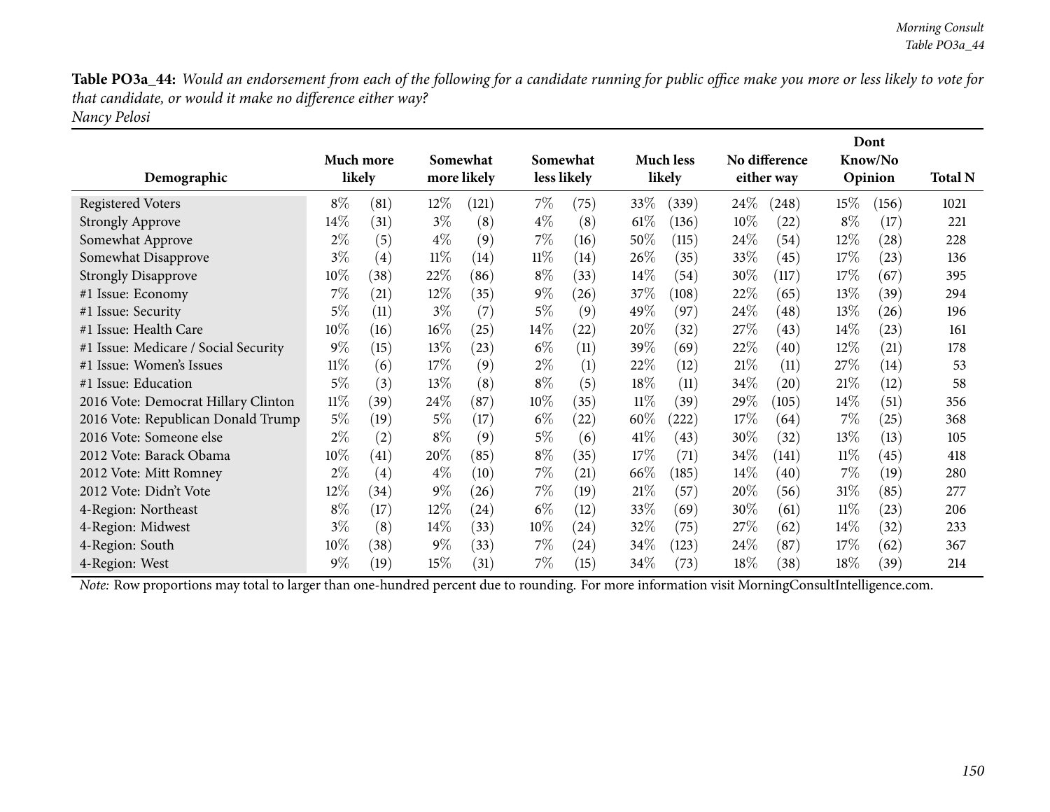**Table PO3a_44:** *Would an endorsement from each of the following for a candidate running for public office make you more or less likely to vote for that candidate, or would it make no difference either way?*
*Nancy Pelosi*

| Demographic | Much more likely | | Somewhat more likely | | Somewhat less likely | | Much less likely | | No difference either way | | Dont Know/No Opinion | | Total N |
|---|---|---|---|---|---|---|---|---|---|---|---|---|---|
| Registered Voters | 8% | (81) | 12% | (121) | 7% | (75) | 33% | (339) | 24% | (248) | 15% | (156) | 1021 |
| Strongly Approve | 14% | (31) | 3% | (8) | 4% | (8) | 61% | (136) | 10% | (22) | 8% | (17) | 221 |
| Somewhat Approve | 2% | (5) | 4% | (9) | 7% | (16) | 50% | (115) | 24% | (54) | 12% | (28) | 228 |
| Somewhat Disapprove | 3% | (4) | 11% | (14) | 11% | (14) | 26% | (35) | 33% | (45) | 17% | (23) | 136 |
| Strongly Disapprove | 10% | (38) | 22% | (86) | 8% | (33) | 14% | (54) | 30% | (117) | 17% | (67) | 395 |
| #1 Issue: Economy | 7% | (21) | 12% | (35) | 9% | (26) | 37% | (108) | 22% | (65) | 13% | (39) | 294 |
| #1 Issue: Security | 5% | (11) | 3% | (7) | 5% | (9) | 49% | (97) | 24% | (48) | 13% | (26) | 196 |
| #1 Issue: Health Care | 10% | (16) | 16% | (25) | 14% | (22) | 20% | (32) | 27% | (43) | 14% | (23) | 161 |
| #1 Issue: Medicare / Social Security | 9% | (15) | 13% | (23) | 6% | (11) | 39% | (69) | 22% | (40) | 12% | (21) | 178 |
| #1 Issue: Women's Issues | 11% | (6) | 17% | (9) | 2% | (1) | 22% | (12) | 21% | (11) | 27% | (14) | 53 |
| #1 Issue: Education | 5% | (3) | 13% | (8) | 8% | (5) | 18% | (11) | 34% | (20) | 21% | (12) | 58 |
| 2016 Vote: Democrat Hillary Clinton | 11% | (39) | 24% | (87) | 10% | (35) | 11% | (39) | 29% | (105) | 14% | (51) | 356 |
| 2016 Vote: Republican Donald Trump | 5% | (19) | 5% | (17) | 6% | (22) | 60% | (222) | 17% | (64) | 7% | (25) | 368 |
| 2016 Vote: Someone else | 2% | (2) | 8% | (9) | 5% | (6) | 41% | (43) | 30% | (32) | 13% | (13) | 105 |
| 2012 Vote: Barack Obama | 10% | (41) | 20% | (85) | 8% | (35) | 17% | (71) | 34% | (141) | 11% | (45) | 418 |
| 2012 Vote: Mitt Romney | 2% | (4) | 4% | (10) | 7% | (21) | 66% | (185) | 14% | (40) | 7% | (19) | 280 |
| 2012 Vote: Didn't Vote | 12% | (34) | 9% | (26) | 7% | (19) | 21% | (57) | 20% | (56) | 31% | (85) | 277 |
| 4-Region: Northeast | 8% | (17) | 12% | (24) | 6% | (12) | 33% | (69) | 30% | (61) | 11% | (23) | 206 |
| 4-Region: Midwest | 3% | (8) | 14% | (33) | 10% | (24) | 32% | (75) | 27% | (62) | 14% | (32) | 233 |
| 4-Region: South | 10% | (38) | 9% | (33) | 7% | (24) | 34% | (123) | 24% | (87) | 17% | (62) | 367 |
| 4-Region: West | 9% | (19) | 15% | (31) | 7% | (15) | 34% | (73) | 18% | (38) | 18% | (39) | 214 |

*Note:* Row proportions may total to larger than one-hundred percent due to rounding. For more information visit MorningConsultIntelligence.com.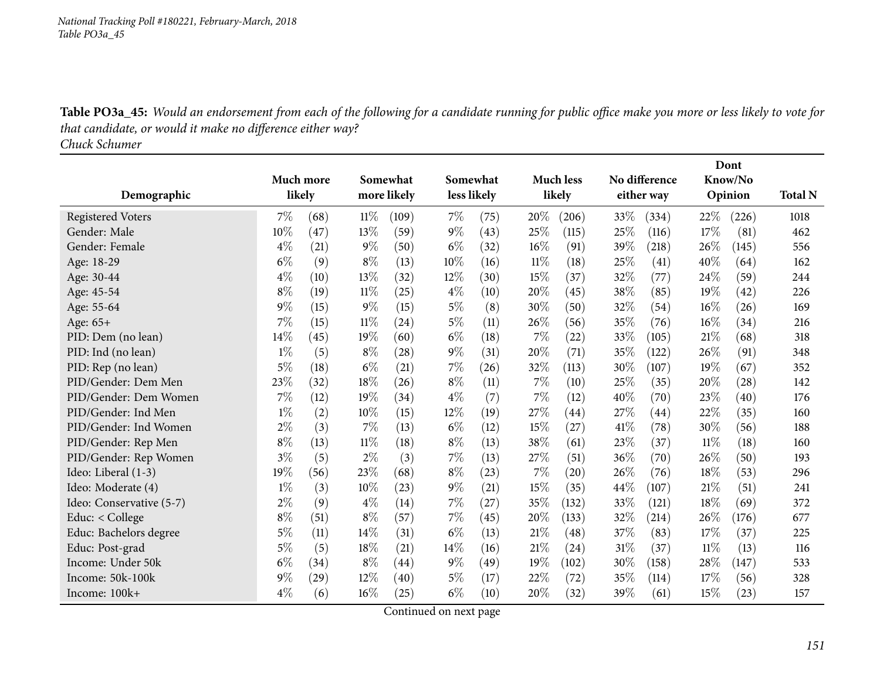**Table PO3a_45:** *Would an endorsement from each of the following for a candidate running for public office make you more or less likely to vote for that candidate, or would it make no difference either way?*
*Chuck Schumer*

| Demographic | Much more likely | | Somewhat more likely | | Somewhat less likely | | Much less likely | | No difference either way | | Dont Know/No Opinion | | Total N |
|---|---|---|---|---|---|---|---|---|---|---|---|---|---|
| Registered Voters | 7% | (68) | 11% | (109) | 7% | (75) | 20% | (206) | 33% | (334) | 22% | (226) | 1018 |
| Gender: Male | 10% | (47) | 13% | (59) | 9% | (43) | 25% | (115) | 25% | (116) | 17% | (81) | 462 |
| Gender: Female | 4% | (21) | 9% | (50) | 6% | (32) | 16% | (91) | 39% | (218) | 26% | (145) | 556 |
| Age: 18-29 | 6% | (9) | 8% | (13) | 10% | (16) | 11% | (18) | 25% | (41) | 40% | (64) | 162 |
| Age: 30-44 | 4% | (10) | 13% | (32) | 12% | (30) | 15% | (37) | 32% | (77) | 24% | (59) | 244 |
| Age: 45-54 | 8% | (19) | 11% | (25) | 4% | (10) | 20% | (45) | 38% | (85) | 19% | (42) | 226 |
| Age: 55-64 | 9% | (15) | 9% | (15) | 5% | (8) | 30% | (50) | 32% | (54) | 16% | (26) | 169 |
| Age: 65+ | 7% | (15) | 11% | (24) | 5% | (11) | 26% | (56) | 35% | (76) | 16% | (34) | 216 |
| PID: Dem (no lean) | 14% | (45) | 19% | (60) | 6% | (18) | 7% | (22) | 33% | (105) | 21% | (68) | 318 |
| PID: Ind (no lean) | 1% | (5) | 8% | (28) | 9% | (31) | 20% | (71) | 35% | (122) | 26% | (91) | 348 |
| PID: Rep (no lean) | 5% | (18) | 6% | (21) | 7% | (26) | 32% | (113) | 30% | (107) | 19% | (67) | 352 |
| PID/Gender: Dem Men | 23% | (32) | 18% | (26) | 8% | (11) | 7% | (10) | 25% | (35) | 20% | (28) | 142 |
| PID/Gender: Dem Women | 7% | (12) | 19% | (34) | 4% | (7) | 7% | (12) | 40% | (70) | 23% | (40) | 176 |
| PID/Gender: Ind Men | 1% | (2) | 10% | (15) | 12% | (19) | 27% | (44) | 27% | (44) | 22% | (35) | 160 |
| PID/Gender: Ind Women | 2% | (3) | 7% | (13) | 6% | (12) | 15% | (27) | 41% | (78) | 30% | (56) | 188 |
| PID/Gender: Rep Men | 8% | (13) | 11% | (18) | 8% | (13) | 38% | (61) | 23% | (37) | 11% | (18) | 160 |
| PID/Gender: Rep Women | 3% | (5) | 2% | (3) | 7% | (13) | 27% | (51) | 36% | (70) | 26% | (50) | 193 |
| Ideo: Liberal (1-3) | 19% | (56) | 23% | (68) | 8% | (23) | 7% | (20) | 26% | (76) | 18% | (53) | 296 |
| Ideo: Moderate (4) | 1% | (3) | 10% | (23) | 9% | (21) | 15% | (35) | 44% | (107) | 21% | (51) | 241 |
| Ideo: Conservative (5-7) | 2% | (9) | 4% | (14) | 7% | (27) | 35% | (132) | 33% | (121) | 18% | (69) | 372 |
| Educ: < College | 8% | (51) | 8% | (57) | 7% | (45) | 20% | (133) | 32% | (214) | 26% | (176) | 677 |
| Educ: Bachelors degree | 5% | (11) | 14% | (31) | 6% | (13) | 21% | (48) | 37% | (83) | 17% | (37) | 225 |
| Educ: Post-grad | 5% | (5) | 18% | (21) | 14% | (16) | 21% | (24) | 31% | (37) | 11% | (13) | 116 |
| Income: Under 50k | 6% | (34) | 8% | (44) | 9% | (49) | 19% | (102) | 30% | (158) | 28% | (147) | 533 |
| Income: 50k-100k | 9% | (29) | 12% | (40) | 5% | (17) | 22% | (72) | 35% | (114) | 17% | (56) | 328 |
| Income: 100k+ | 4% | (6) | 16% | (25) | 6% | (10) | 20% | (32) | 39% | (61) | 15% | (23) | 157 |

Continued on next page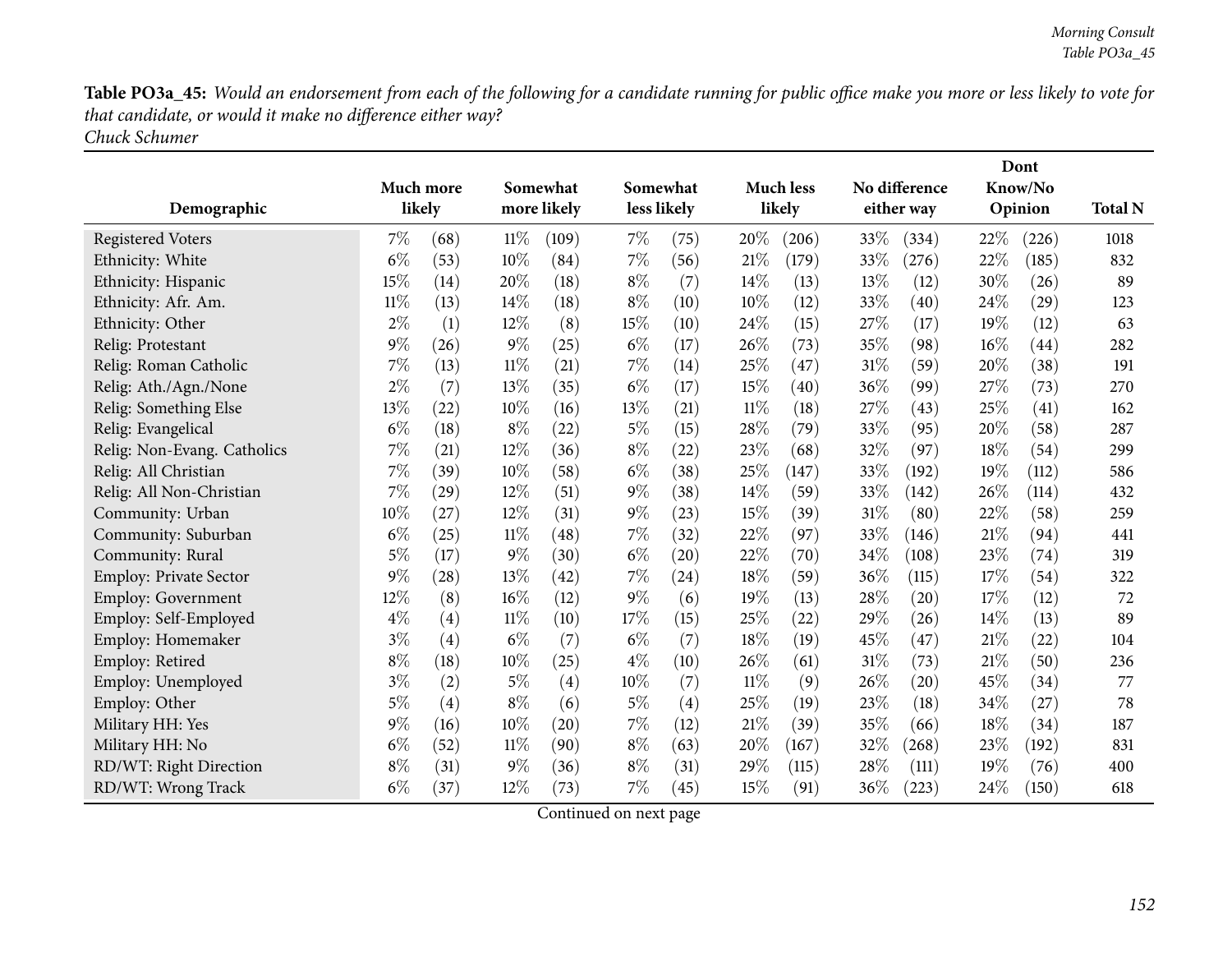**Table PO3a_45:** *Would an endorsement from each of the following for a candidate running for public office make you more or less likely to vote for that candidate, or would it make no difference either way?*
*Chuck Schumer*

| Demographic | Much more likely | | Somewhat more likely | | Somewhat less likely | | Much less likely | | No difference either way | | Dont Know/No Opinion | | Total N |
|---|---|---|---|---|---|---|---|---|---|---|---|---|---|
| Registered Voters | 7% | (68) | 11% | (109) | 7% | (75) | 20% | (206) | 33% | (334) | 22% | (226) | 1018 |
| Ethnicity: White | 6% | (53) | 10% | (84) | 7% | (56) | 21% | (179) | 33% | (276) | 22% | (185) | 832 |
| Ethnicity: Hispanic | 15% | (14) | 20% | (18) | 8% | (7) | 14% | (13) | 13% | (12) | 30% | (26) | 89 |
| Ethnicity: Afr. Am. | 11% | (13) | 14% | (18) | 8% | (10) | 10% | (12) | 33% | (40) | 24% | (29) | 123 |
| Ethnicity: Other | 2% | (1) | 12% | (8) | 15% | (10) | 24% | (15) | 27% | (17) | 19% | (12) | 63 |
| Relig: Protestant | 9% | (26) | 9% | (25) | 6% | (17) | 26% | (73) | 35% | (98) | 16% | (44) | 282 |
| Relig: Roman Catholic | 7% | (13) | 11% | (21) | 7% | (14) | 25% | (47) | 31% | (59) | 20% | (38) | 191 |
| Relig: Ath./Agn./None | 2% | (7) | 13% | (35) | 6% | (17) | 15% | (40) | 36% | (99) | 27% | (73) | 270 |
| Relig: Something Else | 13% | (22) | 10% | (16) | 13% | (21) | 11% | (18) | 27% | (43) | 25% | (41) | 162 |
| Relig: Evangelical | 6% | (18) | 8% | (22) | 5% | (15) | 28% | (79) | 33% | (95) | 20% | (58) | 287 |
| Relig: Non-Evang. Catholics | 7% | (21) | 12% | (36) | 8% | (22) | 23% | (68) | 32% | (97) | 18% | (54) | 299 |
| Relig: All Christian | 7% | (39) | 10% | (58) | 6% | (38) | 25% | (147) | 33% | (192) | 19% | (112) | 586 |
| Relig: All Non-Christian | 7% | (29) | 12% | (51) | 9% | (38) | 14% | (59) | 33% | (142) | 26% | (114) | 432 |
| Community: Urban | 10% | (27) | 12% | (31) | 9% | (23) | 15% | (39) | 31% | (80) | 22% | (58) | 259 |
| Community: Suburban | 6% | (25) | 11% | (48) | 7% | (32) | 22% | (97) | 33% | (146) | 21% | (94) | 441 |
| Community: Rural | 5% | (17) | 9% | (30) | 6% | (20) | 22% | (70) | 34% | (108) | 23% | (74) | 319 |
| Employ: Private Sector | 9% | (28) | 13% | (42) | 7% | (24) | 18% | (59) | 36% | (115) | 17% | (54) | 322 |
| Employ: Government | 12% | (8) | 16% | (12) | 9% | (6) | 19% | (13) | 28% | (20) | 17% | (12) | 72 |
| Employ: Self-Employed | 4% | (4) | 11% | (10) | 17% | (15) | 25% | (22) | 29% | (26) | 14% | (13) | 89 |
| Employ: Homemaker | 3% | (4) | 6% | (7) | 6% | (7) | 18% | (19) | 45% | (47) | 21% | (22) | 104 |
| Employ: Retired | 8% | (18) | 10% | (25) | 4% | (10) | 26% | (61) | 31% | (73) | 21% | (50) | 236 |
| Employ: Unemployed | 3% | (2) | 5% | (4) | 10% | (7) | 11% | (9) | 26% | (20) | 45% | (34) | 77 |
| Employ: Other | 5% | (4) | 8% | (6) | 5% | (4) | 25% | (19) | 23% | (18) | 34% | (27) | 78 |
| Military HH: Yes | 9% | (16) | 10% | (20) | 7% | (12) | 21% | (39) | 35% | (66) | 18% | (34) | 187 |
| Military HH: No | 6% | (52) | 11% | (90) | 8% | (63) | 20% | (167) | 32% | (268) | 23% | (192) | 831 |
| RD/WT: Right Direction | 8% | (31) | 9% | (36) | 8% | (31) | 29% | (115) | 28% | (111) | 19% | (76) | 400 |
| RD/WT: Wrong Track | 6% | (37) | 12% | (73) | 7% | (45) | 15% | (91) | 36% | (223) | 24% | (150) | 618 |

Continued on next page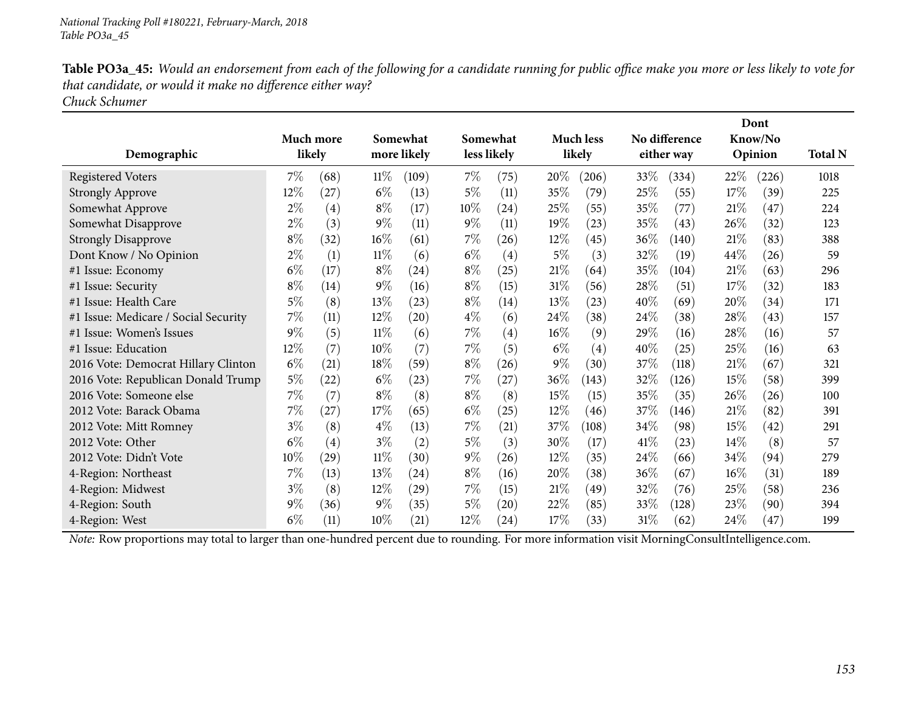*National Tracking Poll #180221, February-March, 2018*
*Table PO3a_45*

**Table PO3a_45:** *Would an endorsement from each of the following for a candidate running for public office make you more or less likely to vote for that candidate, or would it make no difference either way?*
*Chuck Schumer*

| Demographic | Much more likely | | Somewhat more likely | | Somewhat less likely | | Much less likely | | No difference either way | | Dont Know/No Opinion | | Total N |
|---|---|---|---|---|---|---|---|---|---|---|---|---|---|
| Registered Voters | 7% | (68) | 11% | (109) | 7% | (75) | 20% | (206) | 33% | (334) | 22% | (226) | 1018 |
| Strongly Approve | 12% | (27) | 6% | (13) | 5% | (11) | 35% | (79) | 25% | (55) | 17% | (39) | 225 |
| Somewhat Approve | 2% | (4) | 8% | (17) | 10% | (24) | 25% | (55) | 35% | (77) | 21% | (47) | 224 |
| Somewhat Disapprove | 2% | (3) | 9% | (11) | 9% | (11) | 19% | (23) | 35% | (43) | 26% | (32) | 123 |
| Strongly Disapprove | 8% | (32) | 16% | (61) | 7% | (26) | 12% | (45) | 36% | (140) | 21% | (83) | 388 |
| Dont Know / No Opinion | 2% | (1) | 11% | (6) | 6% | (4) | 5% | (3) | 32% | (19) | 44% | (26) | 59 |
| #1 Issue: Economy | 6% | (17) | 8% | (24) | 8% | (25) | 21% | (64) | 35% | (104) | 21% | (63) | 296 |
| #1 Issue: Security | 8% | (14) | 9% | (16) | 8% | (15) | 31% | (56) | 28% | (51) | 17% | (32) | 183 |
| #1 Issue: Health Care | 5% | (8) | 13% | (23) | 8% | (14) | 13% | (23) | 40% | (69) | 20% | (34) | 171 |
| #1 Issue: Medicare / Social Security | 7% | (11) | 12% | (20) | 4% | (6) | 24% | (38) | 24% | (38) | 28% | (43) | 157 |
| #1 Issue: Women's Issues | 9% | (5) | 11% | (6) | 7% | (4) | 16% | (9) | 29% | (16) | 28% | (16) | 57 |
| #1 Issue: Education | 12% | (7) | 10% | (7) | 7% | (5) | 6% | (4) | 40% | (25) | 25% | (16) | 63 |
| 2016 Vote: Democrat Hillary Clinton | 6% | (21) | 18% | (59) | 8% | (26) | 9% | (30) | 37% | (118) | 21% | (67) | 321 |
| 2016 Vote: Republican Donald Trump | 5% | (22) | 6% | (23) | 7% | (27) | 36% | (143) | 32% | (126) | 15% | (58) | 399 |
| 2016 Vote: Someone else | 7% | (7) | 8% | (8) | 8% | (8) | 15% | (15) | 35% | (35) | 26% | (26) | 100 |
| 2012 Vote: Barack Obama | 7% | (27) | 17% | (65) | 6% | (25) | 12% | (46) | 37% | (146) | 21% | (82) | 391 |
| 2012 Vote: Mitt Romney | 3% | (8) | 4% | (13) | 7% | (21) | 37% | (108) | 34% | (98) | 15% | (42) | 291 |
| 2012 Vote: Other | 6% | (4) | 3% | (2) | 5% | (3) | 30% | (17) | 41% | (23) | 14% | (8) | 57 |
| 2012 Vote: Didn't Vote | 10% | (29) | 11% | (30) | 9% | (26) | 12% | (35) | 24% | (66) | 34% | (94) | 279 |
| 4-Region: Northeast | 7% | (13) | 13% | (24) | 8% | (16) | 20% | (38) | 36% | (67) | 16% | (31) | 189 |
| 4-Region: Midwest | 3% | (8) | 12% | (29) | 7% | (15) | 21% | (49) | 32% | (76) | 25% | (58) | 236 |
| 4-Region: South | 9% | (36) | 9% | (35) | 5% | (20) | 22% | (85) | 33% | (128) | 23% | (90) | 394 |
| 4-Region: West | 6% | (11) | 10% | (21) | 12% | (24) | 17% | (33) | 31% | (62) | 24% | (47) | 199 |

*Note:* Row proportions may total to larger than one-hundred percent due to rounding. For more information visit MorningConsultIntelligence.com.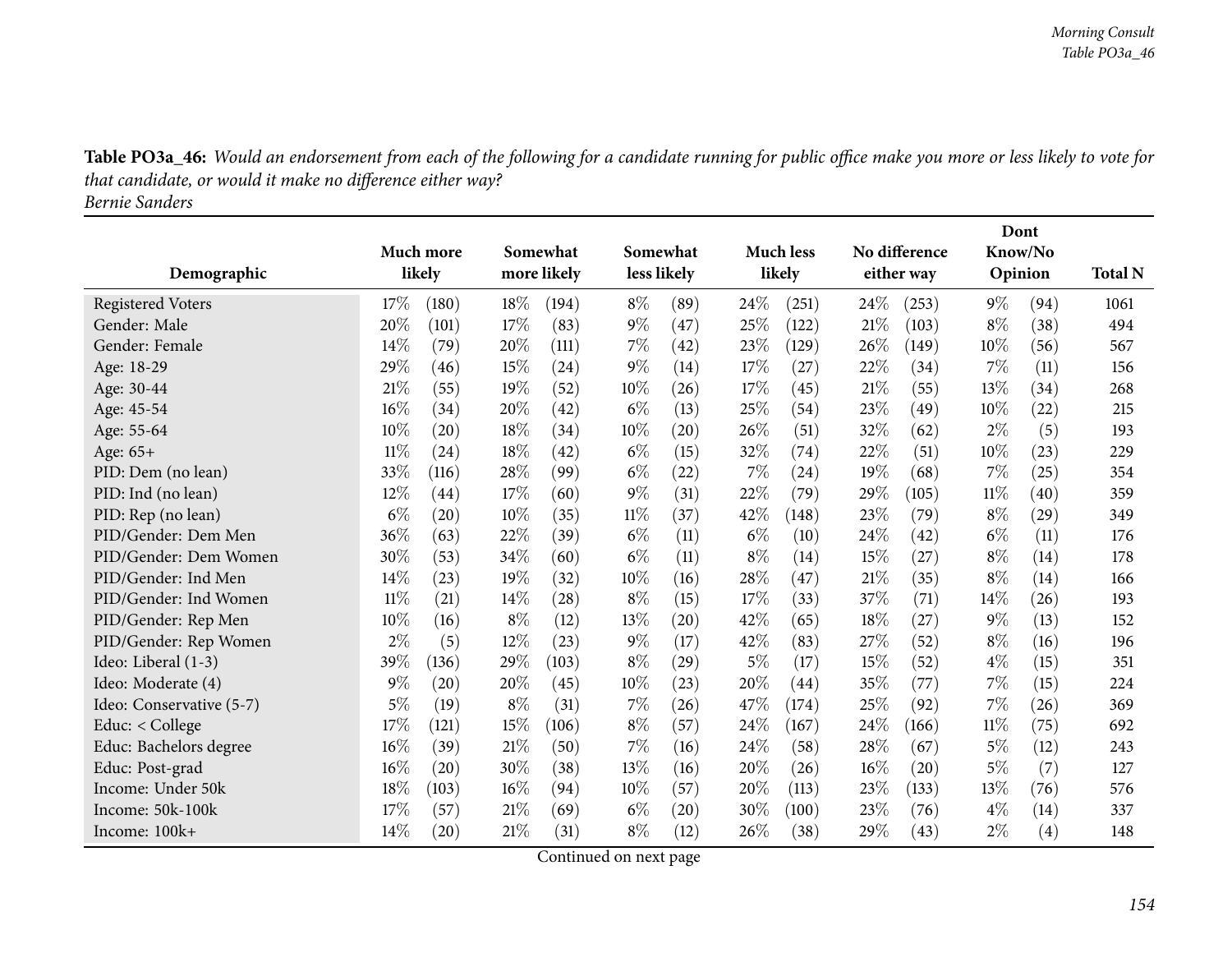**Table PO3a_46:** *Would an endorsement from each of the following for a candidate running for public office make you more or less likely to vote for that candidate, or would it make no difference either way?*
*Bernie Sanders*

| Demographic | Much more likely | | Somewhat more likely | | Somewhat less likely | | Much less likely | | No difference either way | | Dont Know/No Opinion | | Total N |
|---|---|---|---|---|---|---|---|---|---|---|---|---|---|
| Registered Voters | 17% | (180) | 18% | (194) | 8% | (89) | 24% | (251) | 24% | (253) | 9% | (94) | 1061 |
| Gender: Male | 20% | (101) | 17% | (83) | 9% | (47) | 25% | (122) | 21% | (103) | 8% | (38) | 494 |
| Gender: Female | 14% | (79) | 20% | (111) | 7% | (42) | 23% | (129) | 26% | (149) | 10% | (56) | 567 |
| Age: 18-29 | 29% | (46) | 15% | (24) | 9% | (14) | 17% | (27) | 22% | (34) | 7% | (11) | 156 |
| Age: 30-44 | 21% | (55) | 19% | (52) | 10% | (26) | 17% | (45) | 21% | (55) | 13% | (34) | 268 |
| Age: 45-54 | 16% | (34) | 20% | (42) | 6% | (13) | 25% | (54) | 23% | (49) | 10% | (22) | 215 |
| Age: 55-64 | 10% | (20) | 18% | (34) | 10% | (20) | 26% | (51) | 32% | (62) | 2% | (5) | 193 |
| Age: 65+ | 11% | (24) | 18% | (42) | 6% | (15) | 32% | (74) | 22% | (51) | 10% | (23) | 229 |
| PID: Dem (no lean) | 33% | (116) | 28% | (99) | 6% | (22) | 7% | (24) | 19% | (68) | 7% | (25) | 354 |
| PID: Ind (no lean) | 12% | (44) | 17% | (60) | 9% | (31) | 22% | (79) | 29% | (105) | 11% | (40) | 359 |
| PID: Rep (no lean) | 6% | (20) | 10% | (35) | 11% | (37) | 42% | (148) | 23% | (79) | 8% | (29) | 349 |
| PID/Gender: Dem Men | 36% | (63) | 22% | (39) | 6% | (11) | 6% | (10) | 24% | (42) | 6% | (11) | 176 |
| PID/Gender: Dem Women | 30% | (53) | 34% | (60) | 6% | (11) | 8% | (14) | 15% | (27) | 8% | (14) | 178 |
| PID/Gender: Ind Men | 14% | (23) | 19% | (32) | 10% | (16) | 28% | (47) | 21% | (35) | 8% | (14) | 166 |
| PID/Gender: Ind Women | 11% | (21) | 14% | (28) | 8% | (15) | 17% | (33) | 37% | (71) | 14% | (26) | 193 |
| PID/Gender: Rep Men | 10% | (16) | 8% | (12) | 13% | (20) | 42% | (65) | 18% | (27) | 9% | (13) | 152 |
| PID/Gender: Rep Women | 2% | (5) | 12% | (23) | 9% | (17) | 42% | (83) | 27% | (52) | 8% | (16) | 196 |
| Ideo: Liberal (1-3) | 39% | (136) | 29% | (103) | 8% | (29) | 5% | (17) | 15% | (52) | 4% | (15) | 351 |
| Ideo: Moderate (4) | 9% | (20) | 20% | (45) | 10% | (23) | 20% | (44) | 35% | (77) | 7% | (15) | 224 |
| Ideo: Conservative (5-7) | 5% | (19) | 8% | (31) | 7% | (26) | 47% | (174) | 25% | (92) | 7% | (26) | 369 |
| Educ: < College | 17% | (121) | 15% | (106) | 8% | (57) | 24% | (167) | 24% | (166) | 11% | (75) | 692 |
| Educ: Bachelors degree | 16% | (39) | 21% | (50) | 7% | (16) | 24% | (58) | 28% | (67) | 5% | (12) | 243 |
| Educ: Post-grad | 16% | (20) | 30% | (38) | 13% | (16) | 20% | (26) | 16% | (20) | 5% | (7) | 127 |
| Income: Under 50k | 18% | (103) | 16% | (94) | 10% | (57) | 20% | (113) | 23% | (133) | 13% | (76) | 576 |
| Income: 50k-100k | 17% | (57) | 21% | (69) | 6% | (20) | 30% | (100) | 23% | (76) | 4% | (14) | 337 |
| Income: 100k+ | 14% | (20) | 21% | (31) | 8% | (12) | 26% | (38) | 29% | (43) | 2% | (4) | 148 |

Continued on next page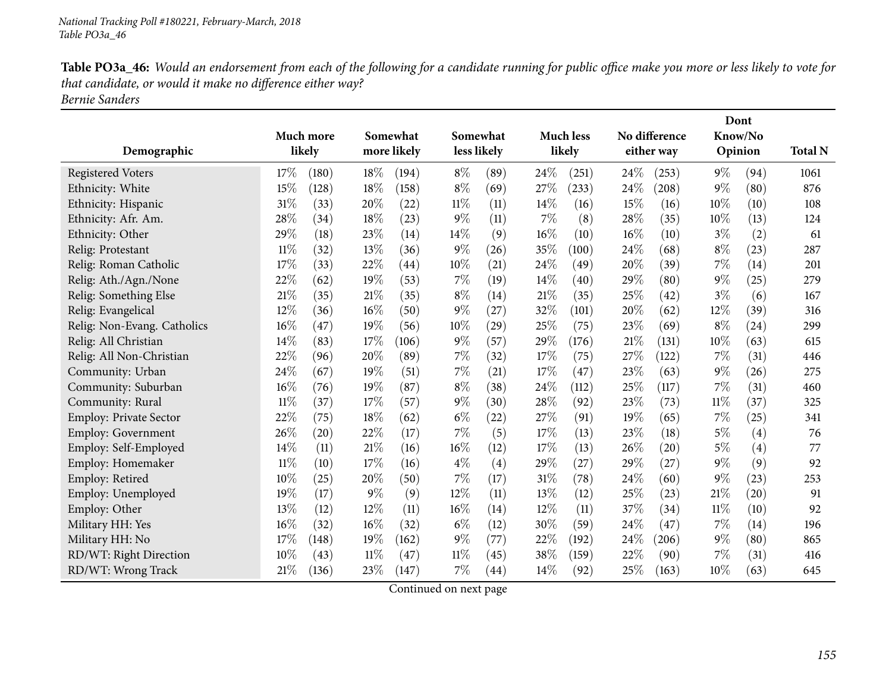**Table PO3a_46:** *Would an endorsement from each of the following for a candidate running for public office make you more or less likely to vote for that candidate, or would it make no difference either way?*
*Bernie Sanders*

| Demographic | Much more likely | | Somewhat more likely | | Somewhat less likely | | Much less likely | | No difference either way | | Dont Know/No Opinion | | Total N |
|---|---|---|---|---|---|---|---|---|---|---|---|---|---|
| Registered Voters | 17% | (180) | 18% | (194) | 8% | (89) | 24% | (251) | 24% | (253) | 9% | (94) | 1061 |
| Ethnicity: White | 15% | (128) | 18% | (158) | 8% | (69) | 27% | (233) | 24% | (208) | 9% | (80) | 876 |
| Ethnicity: Hispanic | 31% | (33) | 20% | (22) | 11% | (11) | 14% | (16) | 15% | (16) | 10% | (10) | 108 |
| Ethnicity: Afr. Am. | 28% | (34) | 18% | (23) | 9% | (11) | 7% | (8) | 28% | (35) | 10% | (13) | 124 |
| Ethnicity: Other | 29% | (18) | 23% | (14) | 14% | (9) | 16% | (10) | 16% | (10) | 3% | (2) | 61 |
| Relig: Protestant | 11% | (32) | 13% | (36) | 9% | (26) | 35% | (100) | 24% | (68) | 8% | (23) | 287 |
| Relig: Roman Catholic | 17% | (33) | 22% | (44) | 10% | (21) | 24% | (49) | 20% | (39) | 7% | (14) | 201 |
| Relig: Ath./Agn./None | 22% | (62) | 19% | (53) | 7% | (19) | 14% | (40) | 29% | (80) | 9% | (25) | 279 |
| Relig: Something Else | 21% | (35) | 21% | (35) | 8% | (14) | 21% | (35) | 25% | (42) | 3% | (6) | 167 |
| Relig: Evangelical | 12% | (36) | 16% | (50) | 9% | (27) | 32% | (101) | 20% | (62) | 12% | (39) | 316 |
| Relig: Non-Evang. Catholics | 16% | (47) | 19% | (56) | 10% | (29) | 25% | (75) | 23% | (69) | 8% | (24) | 299 |
| Relig: All Christian | 14% | (83) | 17% | (106) | 9% | (57) | 29% | (176) | 21% | (131) | 10% | (63) | 615 |
| Relig: All Non-Christian | 22% | (96) | 20% | (89) | 7% | (32) | 17% | (75) | 27% | (122) | 7% | (31) | 446 |
| Community: Urban | 24% | (67) | 19% | (51) | 7% | (21) | 17% | (47) | 23% | (63) | 9% | (26) | 275 |
| Community: Suburban | 16% | (76) | 19% | (87) | 8% | (38) | 24% | (112) | 25% | (117) | 7% | (31) | 460 |
| Community: Rural | 11% | (37) | 17% | (57) | 9% | (30) | 28% | (92) | 23% | (73) | 11% | (37) | 325 |
| Employ: Private Sector | 22% | (75) | 18% | (62) | 6% | (22) | 27% | (91) | 19% | (65) | 7% | (25) | 341 |
| Employ: Government | 26% | (20) | 22% | (17) | 7% | (5) | 17% | (13) | 23% | (18) | 5% | (4) | 76 |
| Employ: Self-Employed | 14% | (11) | 21% | (16) | 16% | (12) | 17% | (13) | 26% | (20) | 5% | (4) | 77 |
| Employ: Homemaker | 11% | (10) | 17% | (16) | 4% | (4) | 29% | (27) | 29% | (27) | 9% | (9) | 92 |
| Employ: Retired | 10% | (25) | 20% | (50) | 7% | (17) | 31% | (78) | 24% | (60) | 9% | (23) | 253 |
| Employ: Unemployed | 19% | (17) | 9% | (9) | 12% | (11) | 13% | (12) | 25% | (23) | 21% | (20) | 91 |
| Employ: Other | 13% | (12) | 12% | (11) | 16% | (14) | 12% | (11) | 37% | (34) | 11% | (10) | 92 |
| Military HH: Yes | 16% | (32) | 16% | (32) | 6% | (12) | 30% | (59) | 24% | (47) | 7% | (14) | 196 |
| Military HH: No | 17% | (148) | 19% | (162) | 9% | (77) | 22% | (192) | 24% | (206) | 9% | (80) | 865 |
| RD/WT: Right Direction | 10% | (43) | 11% | (47) | 11% | (45) | 38% | (159) | 22% | (90) | 7% | (31) | 416 |
| RD/WT: Wrong Track | 21% | (136) | 23% | (147) | 7% | (44) | 14% | (92) | 25% | (163) | 10% | (63) | 645 |

Continued on next page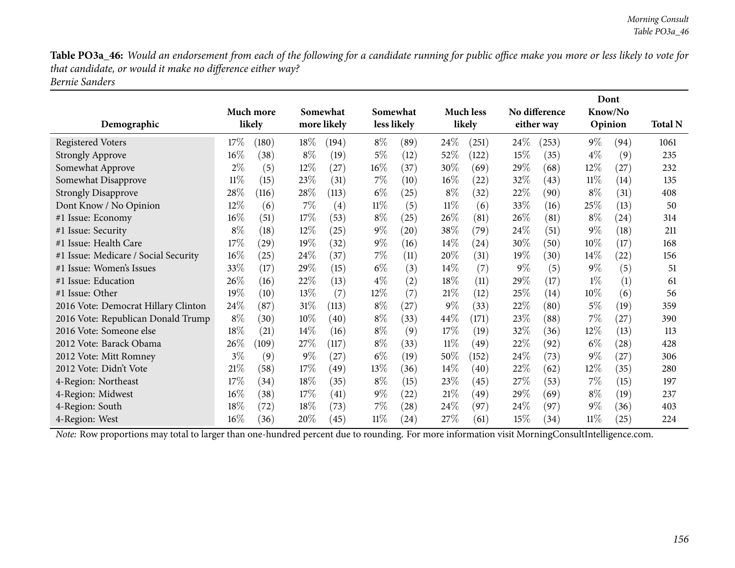**Table PO3a_46:** *Would an endorsement from each of the following for a candidate running for public office make you more or less likely to vote for that candidate, or would it make no difference either way?*
*Bernie Sanders*

| Demographic | Much more likely | Somewhat more likely | Somewhat less likely | Much less likely | No difference either way | Dont Know/No Opinion | Total N |
|---|---|---|---|---|---|---|---|
| Registered Voters | 17% (180) | 18% (194) | 8% (89) | 24% (251) | 24% (253) | 9% (94) | 1061 |
| Strongly Approve | 16% (38) | 8% (19) | 5% (12) | 52% (122) | 15% (35) | 4% (9) | 235 |
| Somewhat Approve | 2% (5) | 12% (27) | 16% (37) | 30% (69) | 29% (68) | 12% (27) | 232 |
| Somewhat Disapprove | 11% (15) | 23% (31) | 7% (10) | 16% (22) | 32% (43) | 11% (14) | 135 |
| Strongly Disapprove | 28% (116) | 28% (113) | 6% (25) | 8% (32) | 22% (90) | 8% (31) | 408 |
| Dont Know / No Opinion | 12% (6) | 7% (4) | 11% (5) | 11% (6) | 33% (16) | 25% (13) | 50 |
| #1 Issue: Economy | 16% (51) | 17% (53) | 8% (25) | 26% (81) | 26% (81) | 8% (24) | 314 |
| #1 Issue: Security | 8% (18) | 12% (25) | 9% (20) | 38% (79) | 24% (51) | 9% (18) | 211 |
| #1 Issue: Health Care | 17% (29) | 19% (32) | 9% (16) | 14% (24) | 30% (50) | 10% (17) | 168 |
| #1 Issue: Medicare / Social Security | 16% (25) | 24% (37) | 7% (11) | 20% (31) | 19% (30) | 14% (22) | 156 |
| #1 Issue: Women's Issues | 33% (17) | 29% (15) | 6% (3) | 14% (7) | 9% (5) | 9% (5) | 51 |
| #1 Issue: Education | 26% (16) | 22% (13) | 4% (2) | 18% (11) | 29% (17) | 1% (1) | 61 |
| #1 Issue: Other | 19% (10) | 13% (7) | 12% (7) | 21% (12) | 25% (14) | 10% (6) | 56 |
| 2016 Vote: Democrat Hillary Clinton | 24% (87) | 31% (113) | 8% (27) | 9% (33) | 22% (80) | 5% (19) | 359 |
| 2016 Vote: Republican Donald Trump | 8% (30) | 10% (40) | 8% (33) | 44% (171) | 23% (88) | 7% (27) | 390 |
| 2016 Vote: Someone else | 18% (21) | 14% (16) | 8% (9) | 17% (19) | 32% (36) | 12% (13) | 113 |
| 2012 Vote: Barack Obama | 26% (109) | 27% (117) | 8% (33) | 11% (49) | 22% (92) | 6% (28) | 428 |
| 2012 Vote: Mitt Romney | 3% (9) | 9% (27) | 6% (19) | 50% (152) | 24% (73) | 9% (27) | 306 |
| 2012 Vote: Didn't Vote | 21% (58) | 17% (49) | 13% (36) | 14% (40) | 22% (62) | 12% (35) | 280 |
| 4-Region: Northeast | 17% (34) | 18% (35) | 8% (15) | 23% (45) | 27% (53) | 7% (15) | 197 |
| 4-Region: Midwest | 16% (38) | 17% (41) | 9% (22) | 21% (49) | 29% (69) | 8% (19) | 237 |
| 4-Region: South | 18% (72) | 18% (73) | 7% (28) | 24% (97) | 24% (97) | 9% (36) | 403 |
| 4-Region: West | 16% (36) | 20% (45) | 11% (24) | 27% (61) | 15% (34) | 11% (25) | 224 |

*Note:* Row proportions may total to larger than one-hundred percent due to rounding. For more information visit MorningConsultIntelligence.com.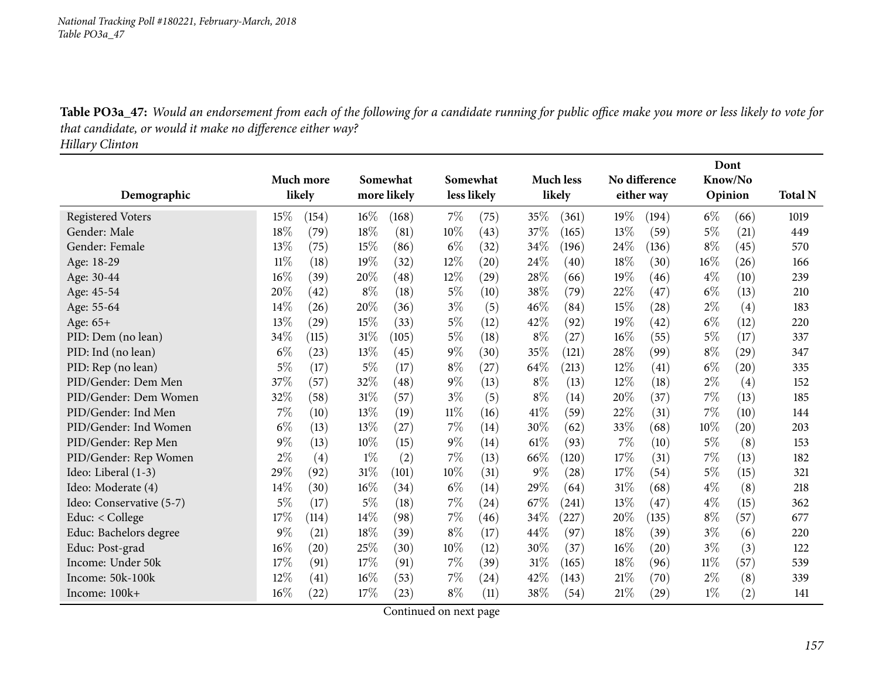**Table PO3a_47:** *Would an endorsement from each of the following for a candidate running for public office make you more or less likely to vote for that candidate, or would it make no difference either way?*
*Hillary Clinton*

| Demographic | Much more likely | | Somewhat more likely | | Somewhat less likely | | Much less likely | | No difference either way | | Dont Know/No Opinion | | Total N |
|---|---|---|---|---|---|---|---|---|---|---|---|---|---|
| Registered Voters | 15% | (154) | 16% | (168) | 7% | (75) | 35% | (361) | 19% | (194) | 6% | (66) | 1019 |
| Gender: Male | 18% | (79) | 18% | (81) | 10% | (43) | 37% | (165) | 13% | (59) | 5% | (21) | 449 |
| Gender: Female | 13% | (75) | 15% | (86) | 6% | (32) | 34% | (196) | 24% | (136) | 8% | (45) | 570 |
| Age: 18-29 | 11% | (18) | 19% | (32) | 12% | (20) | 24% | (40) | 18% | (30) | 16% | (26) | 166 |
| Age: 30-44 | 16% | (39) | 20% | (48) | 12% | (29) | 28% | (66) | 19% | (46) | 4% | (10) | 239 |
| Age: 45-54 | 20% | (42) | 8% | (18) | 5% | (10) | 38% | (79) | 22% | (47) | 6% | (13) | 210 |
| Age: 55-64 | 14% | (26) | 20% | (36) | 3% | (5) | 46% | (84) | 15% | (28) | 2% | (4) | 183 |
| Age: 65+ | 13% | (29) | 15% | (33) | 5% | (12) | 42% | (92) | 19% | (42) | 6% | (12) | 220 |
| PID: Dem (no lean) | 34% | (115) | 31% | (105) | 5% | (18) | 8% | (27) | 16% | (55) | 5% | (17) | 337 |
| PID: Ind (no lean) | 6% | (23) | 13% | (45) | 9% | (30) | 35% | (121) | 28% | (99) | 8% | (29) | 347 |
| PID: Rep (no lean) | 5% | (17) | 5% | (17) | 8% | (27) | 64% | (213) | 12% | (41) | 6% | (20) | 335 |
| PID/Gender: Dem Men | 37% | (57) | 32% | (48) | 9% | (13) | 8% | (13) | 12% | (18) | 2% | (4) | 152 |
| PID/Gender: Dem Women | 32% | (58) | 31% | (57) | 3% | (5) | 8% | (14) | 20% | (37) | 7% | (13) | 185 |
| PID/Gender: Ind Men | 7% | (10) | 13% | (19) | 11% | (16) | 41% | (59) | 22% | (31) | 7% | (10) | 144 |
| PID/Gender: Ind Women | 6% | (13) | 13% | (27) | 7% | (14) | 30% | (62) | 33% | (68) | 10% | (20) | 203 |
| PID/Gender: Rep Men | 9% | (13) | 10% | (15) | 9% | (14) | 61% | (93) | 7% | (10) | 5% | (8) | 153 |
| PID/Gender: Rep Women | 2% | (4) | 1% | (2) | 7% | (13) | 66% | (120) | 17% | (31) | 7% | (13) | 182 |
| Ideo: Liberal (1-3) | 29% | (92) | 31% | (101) | 10% | (31) | 9% | (28) | 17% | (54) | 5% | (15) | 321 |
| Ideo: Moderate (4) | 14% | (30) | 16% | (34) | 6% | (14) | 29% | (64) | 31% | (68) | 4% | (8) | 218 |
| Ideo: Conservative (5-7) | 5% | (17) | 5% | (18) | 7% | (24) | 67% | (241) | 13% | (47) | 4% | (15) | 362 |
| Educ: < College | 17% | (114) | 14% | (98) | 7% | (46) | 34% | (227) | 20% | (135) | 8% | (57) | 677 |
| Educ: Bachelors degree | 9% | (21) | 18% | (39) | 8% | (17) | 44% | (97) | 18% | (39) | 3% | (6) | 220 |
| Educ: Post-grad | 16% | (20) | 25% | (30) | 10% | (12) | 30% | (37) | 16% | (20) | 3% | (3) | 122 |
| Income: Under 50k | 17% | (91) | 17% | (91) | 7% | (39) | 31% | (165) | 18% | (96) | 11% | (57) | 539 |
| Income: 50k-100k | 12% | (41) | 16% | (53) | 7% | (24) | 42% | (143) | 21% | (70) | 2% | (8) | 339 |
| Income: 100k+ | 16% | (22) | 17% | (23) | 8% | (11) | 38% | (54) | 21% | (29) | 1% | (2) | 141 |

Continued on next page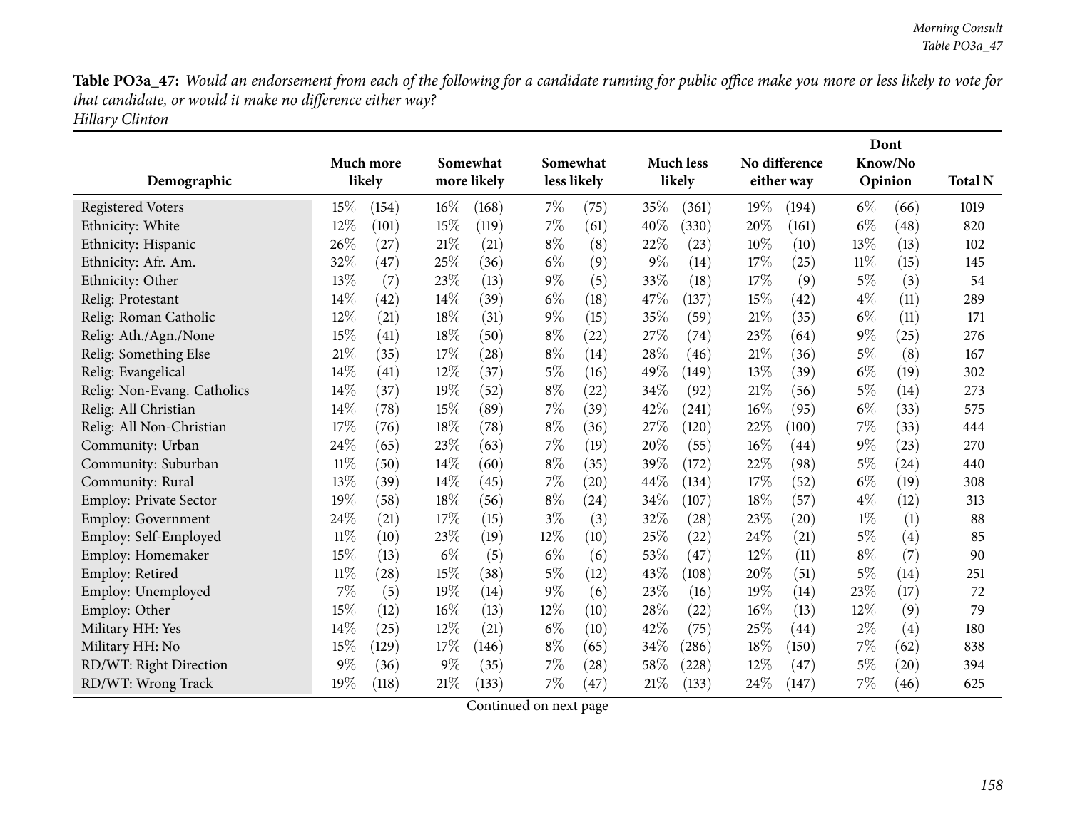**Table PO3a_47:** *Would an endorsement from each of the following for a candidate running for public office make you more or less likely to vote for that candidate, or would it make no difference either way?*
*Hillary Clinton*

| Demographic | Much more likely | | Somewhat more likely | | Somewhat less likely | | Much less likely | | No difference either way | | Dont Know/No Opinion | | Total N |
|---|---|---|---|---|---|---|---|---|---|---|---|---|---|
| Registered Voters | 15% | (154) | 16% | (168) | 7% | (75) | 35% | (361) | 19% | (194) | 6% | (66) | 1019 |
| Ethnicity: White | 12% | (101) | 15% | (119) | 7% | (61) | 40% | (330) | 20% | (161) | 6% | (48) | 820 |
| Ethnicity: Hispanic | 26% | (27) | 21% | (21) | 8% | (8) | 22% | (23) | 10% | (10) | 13% | (13) | 102 |
| Ethnicity: Afr. Am. | 32% | (47) | 25% | (36) | 6% | (9) | 9% | (14) | 17% | (25) | 11% | (15) | 145 |
| Ethnicity: Other | 13% | (7) | 23% | (13) | 9% | (5) | 33% | (18) | 17% | (9) | 5% | (3) | 54 |
| Relig: Protestant | 14% | (42) | 14% | (39) | 6% | (18) | 47% | (137) | 15% | (42) | 4% | (11) | 289 |
| Relig: Roman Catholic | 12% | (21) | 18% | (31) | 9% | (15) | 35% | (59) | 21% | (35) | 6% | (11) | 171 |
| Relig: Ath./Agn./None | 15% | (41) | 18% | (50) | 8% | (22) | 27% | (74) | 23% | (64) | 9% | (25) | 276 |
| Relig: Something Else | 21% | (35) | 17% | (28) | 8% | (14) | 28% | (46) | 21% | (36) | 5% | (8) | 167 |
| Relig: Evangelical | 14% | (41) | 12% | (37) | 5% | (16) | 49% | (149) | 13% | (39) | 6% | (19) | 302 |
| Relig: Non-Evang. Catholics | 14% | (37) | 19% | (52) | 8% | (22) | 34% | (92) | 21% | (56) | 5% | (14) | 273 |
| Relig: All Christian | 14% | (78) | 15% | (89) | 7% | (39) | 42% | (241) | 16% | (95) | 6% | (33) | 575 |
| Relig: All Non-Christian | 17% | (76) | 18% | (78) | 8% | (36) | 27% | (120) | 22% | (100) | 7% | (33) | 444 |
| Community: Urban | 24% | (65) | 23% | (63) | 7% | (19) | 20% | (55) | 16% | (44) | 9% | (23) | 270 |
| Community: Suburban | 11% | (50) | 14% | (60) | 8% | (35) | 39% | (172) | 22% | (98) | 5% | (24) | 440 |
| Community: Rural | 13% | (39) | 14% | (45) | 7% | (20) | 44% | (134) | 17% | (52) | 6% | (19) | 308 |
| Employ: Private Sector | 19% | (58) | 18% | (56) | 8% | (24) | 34% | (107) | 18% | (57) | 4% | (12) | 313 |
| Employ: Government | 24% | (21) | 17% | (15) | 3% | (3) | 32% | (28) | 23% | (20) | 1% | (1) | 88 |
| Employ: Self-Employed | 11% | (10) | 23% | (19) | 12% | (10) | 25% | (22) | 24% | (21) | 5% | (4) | 85 |
| Employ: Homemaker | 15% | (13) | 6% | (5) | 6% | (6) | 53% | (47) | 12% | (11) | 8% | (7) | 90 |
| Employ: Retired | 11% | (28) | 15% | (38) | 5% | (12) | 43% | (108) | 20% | (51) | 5% | (14) | 251 |
| Employ: Unemployed | 7% | (5) | 19% | (14) | 9% | (6) | 23% | (16) | 19% | (14) | 23% | (17) | 72 |
| Employ: Other | 15% | (12) | 16% | (13) | 12% | (10) | 28% | (22) | 16% | (13) | 12% | (9) | 79 |
| Military HH: Yes | 14% | (25) | 12% | (21) | 6% | (10) | 42% | (75) | 25% | (44) | 2% | (4) | 180 |
| Military HH: No | 15% | (129) | 17% | (146) | 8% | (65) | 34% | (286) | 18% | (150) | 7% | (62) | 838 |
| RD/WT: Right Direction | 9% | (36) | 9% | (35) | 7% | (28) | 58% | (228) | 12% | (47) | 5% | (20) | 394 |
| RD/WT: Wrong Track | 19% | (118) | 21% | (133) | 7% | (47) | 21% | (133) | 24% | (147) | 7% | (46) | 625 |

Continued on next page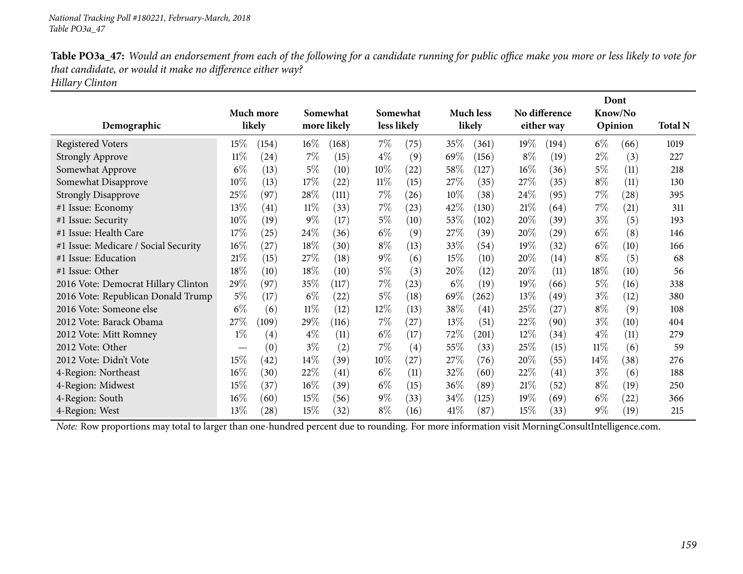*National Tracking Poll #180221, February-March, 2018*
*Table PO3a_47*

**Table PO3a_47:** *Would an endorsement from each of the following for a candidate running for public office make you more or less likely to vote for that candidate, or would it make no difference either way?*
*Hillary Clinton*

| Demographic | Much more likely | | Somewhat more likely | | Somewhat less likely | | Much less likely | | No difference either way | | Dont Know/No Opinion | | Total N |
|---|---|---|---|---|---|---|---|---|---|---|---|---|---|
| Registered Voters | 15% | (154) | 16% | (168) | 7% | (75) | 35% | (361) | 19% | (194) | 6% | (66) | 1019 |
| Strongly Approve | 11% | (24) | 7% | (15) | 4% | (9) | 69% | (156) | 8% | (19) | 2% | (3) | 227 |
| Somewhat Approve | 6% | (13) | 5% | (10) | 10% | (22) | 58% | (127) | 16% | (36) | 5% | (11) | 218 |
| Somewhat Disapprove | 10% | (13) | 17% | (22) | 11% | (15) | 27% | (35) | 27% | (35) | 8% | (11) | 130 |
| Strongly Disapprove | 25% | (97) | 28% | (111) | 7% | (26) | 10% | (38) | 24% | (95) | 7% | (28) | 395 |
| #1 Issue: Economy | 13% | (41) | 11% | (33) | 7% | (23) | 42% | (130) | 21% | (64) | 7% | (21) | 311 |
| #1 Issue: Security | 10% | (19) | 9% | (17) | 5% | (10) | 53% | (102) | 20% | (39) | 3% | (5) | 193 |
| #1 Issue: Health Care | 17% | (25) | 24% | (36) | 6% | (9) | 27% | (39) | 20% | (29) | 6% | (8) | 146 |
| #1 Issue: Medicare / Social Security | 16% | (27) | 18% | (30) | 8% | (13) | 33% | (54) | 19% | (32) | 6% | (10) | 166 |
| #1 Issue: Education | 21% | (15) | 27% | (18) | 9% | (6) | 15% | (10) | 20% | (14) | 8% | (5) | 68 |
| #1 Issue: Other | 18% | (10) | 18% | (10) | 5% | (3) | 20% | (12) | 20% | (11) | 18% | (10) | 56 |
| 2016 Vote: Democrat Hillary Clinton | 29% | (97) | 35% | (117) | 7% | (23) | 6% | (19) | 19% | (66) | 5% | (16) | 338 |
| 2016 Vote: Republican Donald Trump | 5% | (17) | 6% | (22) | 5% | (18) | 69% | (262) | 13% | (49) | 3% | (12) | 380 |
| 2016 Vote: Someone else | 6% | (6) | 11% | (12) | 12% | (13) | 38% | (41) | 25% | (27) | 8% | (9) | 108 |
| 2012 Vote: Barack Obama | 27% | (109) | 29% | (116) | 7% | (27) | 13% | (51) | 22% | (90) | 3% | (10) | 404 |
| 2012 Vote: Mitt Romney | 1% | (4) | 4% | (11) | 6% | (17) | 72% | (201) | 12% | (34) | 4% | (11) | 279 |
| 2012 Vote: Other | — | (0) | 3% | (2) | 7% | (4) | 55% | (33) | 25% | (15) | 11% | (6) | 59 |
| 2012 Vote: Didn't Vote | 15% | (42) | 14% | (39) | 10% | (27) | 27% | (76) | 20% | (55) | 14% | (38) | 276 |
| 4-Region: Northeast | 16% | (30) | 22% | (41) | 6% | (11) | 32% | (60) | 22% | (41) | 3% | (6) | 188 |
| 4-Region: Midwest | 15% | (37) | 16% | (39) | 6% | (15) | 36% | (89) | 21% | (52) | 8% | (19) | 250 |
| 4-Region: South | 16% | (60) | 15% | (56) | 9% | (33) | 34% | (125) | 19% | (69) | 6% | (22) | 366 |
| 4-Region: West | 13% | (28) | 15% | (32) | 8% | (16) | 41% | (87) | 15% | (33) | 9% | (19) | 215 |

*Note:* Row proportions may total to larger than one-hundred percent due to rounding. For more information visit MorningConsultIntelligence.com.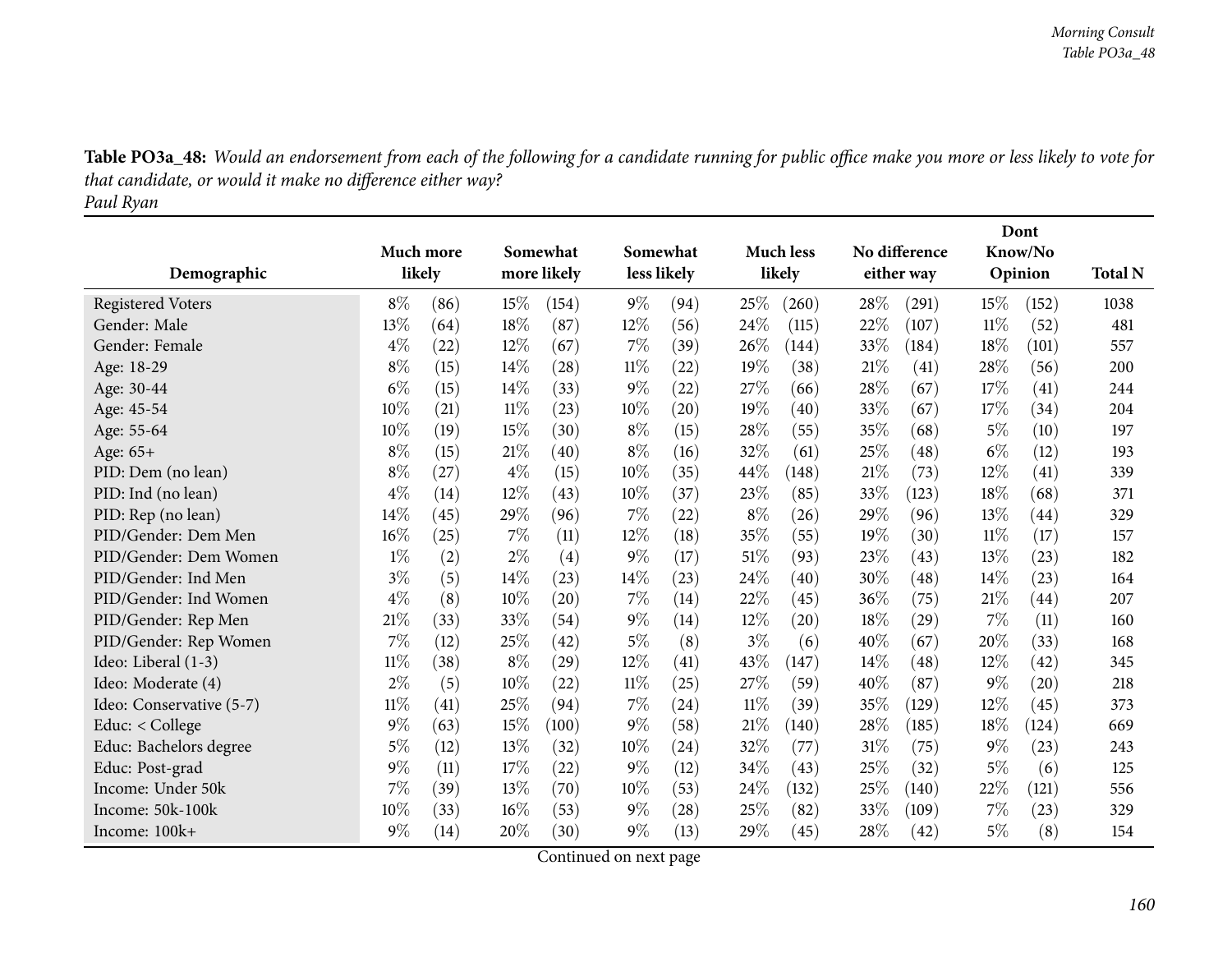**Table PO3a_48:** *Would an endorsement from each of the following for a candidate running for public office make you more or less likely to vote for that candidate, or would it make no difference either way?*
*Paul Ryan*

| Demographic | Much more likely | | Somewhat more likely | | Somewhat less likely | | Much less likely | | No difference either way | | Dont Know/No Opinion | | Total N |
|---|---|---|---|---|---|---|---|---|---|---|---|---|---|
| Registered Voters | 8% | (86) | 15% | (154) | 9% | (94) | 25% | (260) | 28% | (291) | 15% | (152) | 1038 |
| Gender: Male | 13% | (64) | 18% | (87) | 12% | (56) | 24% | (115) | 22% | (107) | 11% | (52) | 481 |
| Gender: Female | 4% | (22) | 12% | (67) | 7% | (39) | 26% | (144) | 33% | (184) | 18% | (101) | 557 |
| Age: 18-29 | 8% | (15) | 14% | (28) | 11% | (22) | 19% | (38) | 21% | (41) | 28% | (56) | 200 |
| Age: 30-44 | 6% | (15) | 14% | (33) | 9% | (22) | 27% | (66) | 28% | (67) | 17% | (41) | 244 |
| Age: 45-54 | 10% | (21) | 11% | (23) | 10% | (20) | 19% | (40) | 33% | (67) | 17% | (34) | 204 |
| Age: 55-64 | 10% | (19) | 15% | (30) | 8% | (15) | 28% | (55) | 35% | (68) | 5% | (10) | 197 |
| Age: 65+ | 8% | (15) | 21% | (40) | 8% | (16) | 32% | (61) | 25% | (48) | 6% | (12) | 193 |
| PID: Dem (no lean) | 8% | (27) | 4% | (15) | 10% | (35) | 44% | (148) | 21% | (73) | 12% | (41) | 339 |
| PID: Ind (no lean) | 4% | (14) | 12% | (43) | 10% | (37) | 23% | (85) | 33% | (123) | 18% | (68) | 371 |
| PID: Rep (no lean) | 14% | (45) | 29% | (96) | 7% | (22) | 8% | (26) | 29% | (96) | 13% | (44) | 329 |
| PID/Gender: Dem Men | 16% | (25) | 7% | (11) | 12% | (18) | 35% | (55) | 19% | (30) | 11% | (17) | 157 |
| PID/Gender: Dem Women | 1% | (2) | 2% | (4) | 9% | (17) | 51% | (93) | 23% | (43) | 13% | (23) | 182 |
| PID/Gender: Ind Men | 3% | (5) | 14% | (23) | 14% | (23) | 24% | (40) | 30% | (48) | 14% | (23) | 164 |
| PID/Gender: Ind Women | 4% | (8) | 10% | (20) | 7% | (14) | 22% | (45) | 36% | (75) | 21% | (44) | 207 |
| PID/Gender: Rep Men | 21% | (33) | 33% | (54) | 9% | (14) | 12% | (20) | 18% | (29) | 7% | (11) | 160 |
| PID/Gender: Rep Women | 7% | (12) | 25% | (42) | 5% | (8) | 3% | (6) | 40% | (67) | 20% | (33) | 168 |
| Ideo: Liberal (1-3) | 11% | (38) | 8% | (29) | 12% | (41) | 43% | (147) | 14% | (48) | 12% | (42) | 345 |
| Ideo: Moderate (4) | 2% | (5) | 10% | (22) | 11% | (25) | 27% | (59) | 40% | (87) | 9% | (20) | 218 |
| Ideo: Conservative (5-7) | 11% | (41) | 25% | (94) | 7% | (24) | 11% | (39) | 35% | (129) | 12% | (45) | 373 |
| Educ: < College | 9% | (63) | 15% | (100) | 9% | (58) | 21% | (140) | 28% | (185) | 18% | (124) | 669 |
| Educ: Bachelors degree | 5% | (12) | 13% | (32) | 10% | (24) | 32% | (77) | 31% | (75) | 9% | (23) | 243 |
| Educ: Post-grad | 9% | (11) | 17% | (22) | 9% | (12) | 34% | (43) | 25% | (32) | 5% | (6) | 125 |
| Income: Under 50k | 7% | (39) | 13% | (70) | 10% | (53) | 24% | (132) | 25% | (140) | 22% | (121) | 556 |
| Income: 50k-100k | 10% | (33) | 16% | (53) | 9% | (28) | 25% | (82) | 33% | (109) | 7% | (23) | 329 |
| Income: 100k+ | 9% | (14) | 20% | (30) | 9% | (13) | 29% | (45) | 28% | (42) | 5% | (8) | 154 |

Continued on next page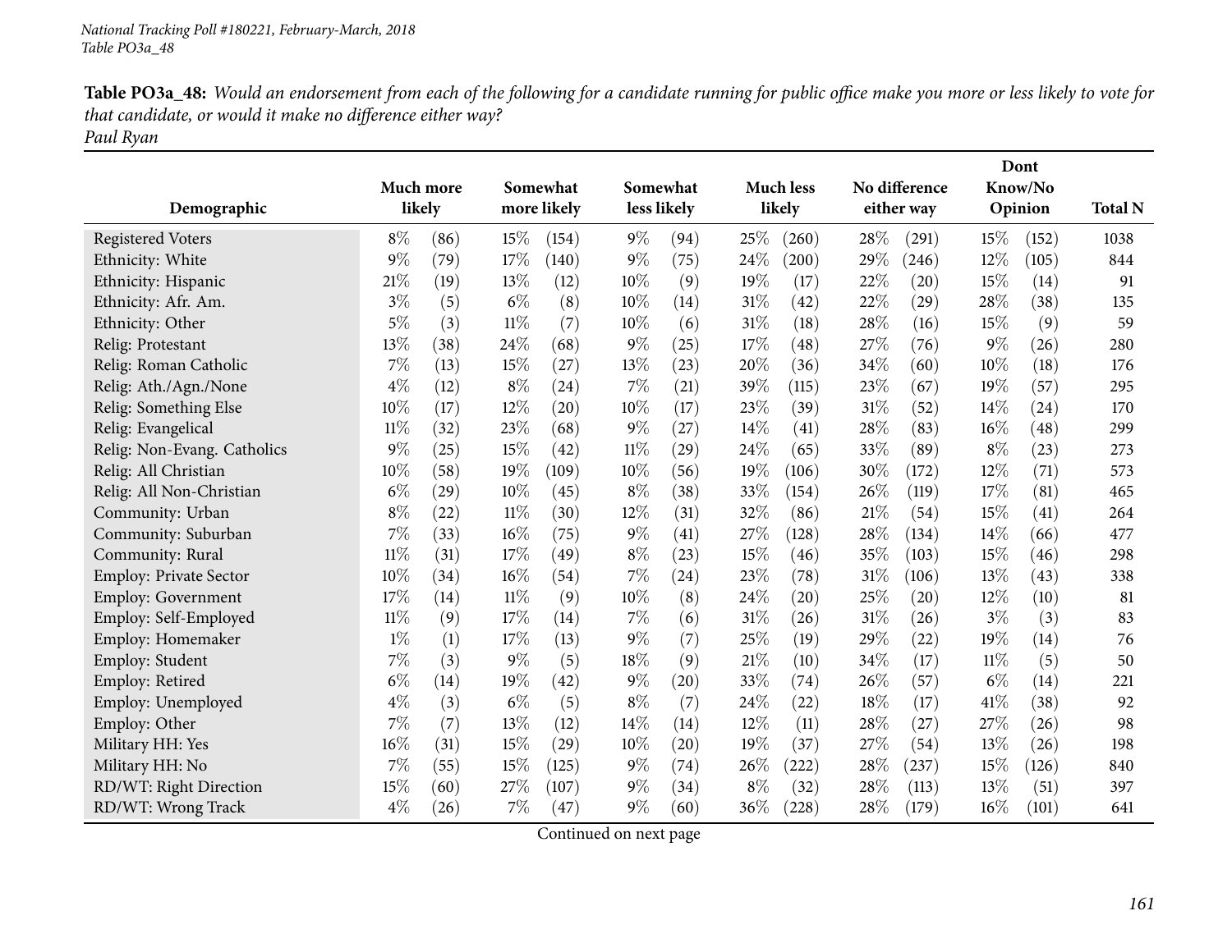**Table PO3a_48:** *Would an endorsement from each of the following for a candidate running for public office make you more or less likely to vote for that candidate, or would it make no difference either way?*
*Paul Ryan*

| Demographic | Much more likely | | Somewhat more likely | | Somewhat less likely | | Much less likely | | No difference either way | | Dont Know/No Opinion | | Total N |
|---|---|---|---|---|---|---|---|---|---|---|---|---|---|
| Registered Voters | 8% | (86) | 15% | (154) | 9% | (94) | 25% | (260) | 28% | (291) | 15% | (152) | 1038 |
| Ethnicity: White | 9% | (79) | 17% | (140) | 9% | (75) | 24% | (200) | 29% | (246) | 12% | (105) | 844 |
| Ethnicity: Hispanic | 21% | (19) | 13% | (12) | 10% | (9) | 19% | (17) | 22% | (20) | 15% | (14) | 91 |
| Ethnicity: Afr. Am. | 3% | (5) | 6% | (8) | 10% | (14) | 31% | (42) | 22% | (29) | 28% | (38) | 135 |
| Ethnicity: Other | 5% | (3) | 11% | (7) | 10% | (6) | 31% | (18) | 28% | (16) | 15% | (9) | 59 |
| Relig: Protestant | 13% | (38) | 24% | (68) | 9% | (25) | 17% | (48) | 27% | (76) | 9% | (26) | 280 |
| Relig: Roman Catholic | 7% | (13) | 15% | (27) | 13% | (23) | 20% | (36) | 34% | (60) | 10% | (18) | 176 |
| Relig: Ath./Agn./None | 4% | (12) | 8% | (24) | 7% | (21) | 39% | (115) | 23% | (67) | 19% | (57) | 295 |
| Relig: Something Else | 10% | (17) | 12% | (20) | 10% | (17) | 23% | (39) | 31% | (52) | 14% | (24) | 170 |
| Relig: Evangelical | 11% | (32) | 23% | (68) | 9% | (27) | 14% | (41) | 28% | (83) | 16% | (48) | 299 |
| Relig: Non-Evang. Catholics | 9% | (25) | 15% | (42) | 11% | (29) | 24% | (65) | 33% | (89) | 8% | (23) | 273 |
| Relig: All Christian | 10% | (58) | 19% | (109) | 10% | (56) | 19% | (106) | 30% | (172) | 12% | (71) | 573 |
| Relig: All Non-Christian | 6% | (29) | 10% | (45) | 8% | (38) | 33% | (154) | 26% | (119) | 17% | (81) | 465 |
| Community: Urban | 8% | (22) | 11% | (30) | 12% | (31) | 32% | (86) | 21% | (54) | 15% | (41) | 264 |
| Community: Suburban | 7% | (33) | 16% | (75) | 9% | (41) | 27% | (128) | 28% | (134) | 14% | (66) | 477 |
| Community: Rural | 11% | (31) | 17% | (49) | 8% | (23) | 15% | (46) | 35% | (103) | 15% | (46) | 298 |
| Employ: Private Sector | 10% | (34) | 16% | (54) | 7% | (24) | 23% | (78) | 31% | (106) | 13% | (43) | 338 |
| Employ: Government | 17% | (14) | 11% | (9) | 10% | (8) | 24% | (20) | 25% | (20) | 12% | (10) | 81 |
| Employ: Self-Employed | 11% | (9) | 17% | (14) | 7% | (6) | 31% | (26) | 31% | (26) | 3% | (3) | 83 |
| Employ: Homemaker | 1% | (1) | 17% | (13) | 9% | (7) | 25% | (19) | 29% | (22) | 19% | (14) | 76 |
| Employ: Student | 7% | (3) | 9% | (5) | 18% | (9) | 21% | (10) | 34% | (17) | 11% | (5) | 50 |
| Employ: Retired | 6% | (14) | 19% | (42) | 9% | (20) | 33% | (74) | 26% | (57) | 6% | (14) | 221 |
| Employ: Unemployed | 4% | (3) | 6% | (5) | 8% | (7) | 24% | (22) | 18% | (17) | 41% | (38) | 92 |
| Employ: Other | 7% | (7) | 13% | (12) | 14% | (14) | 12% | (11) | 28% | (27) | 27% | (26) | 98 |
| Military HH: Yes | 16% | (31) | 15% | (29) | 10% | (20) | 19% | (37) | 27% | (54) | 13% | (26) | 198 |
| Military HH: No | 7% | (55) | 15% | (125) | 9% | (74) | 26% | (222) | 28% | (237) | 15% | (126) | 840 |
| RD/WT: Right Direction | 15% | (60) | 27% | (107) | 9% | (34) | 8% | (32) | 28% | (113) | 13% | (51) | 397 |
| RD/WT: Wrong Track | 4% | (26) | 7% | (47) | 9% | (60) | 36% | (228) | 28% | (179) | 16% | (101) | 641 |

Continued on next page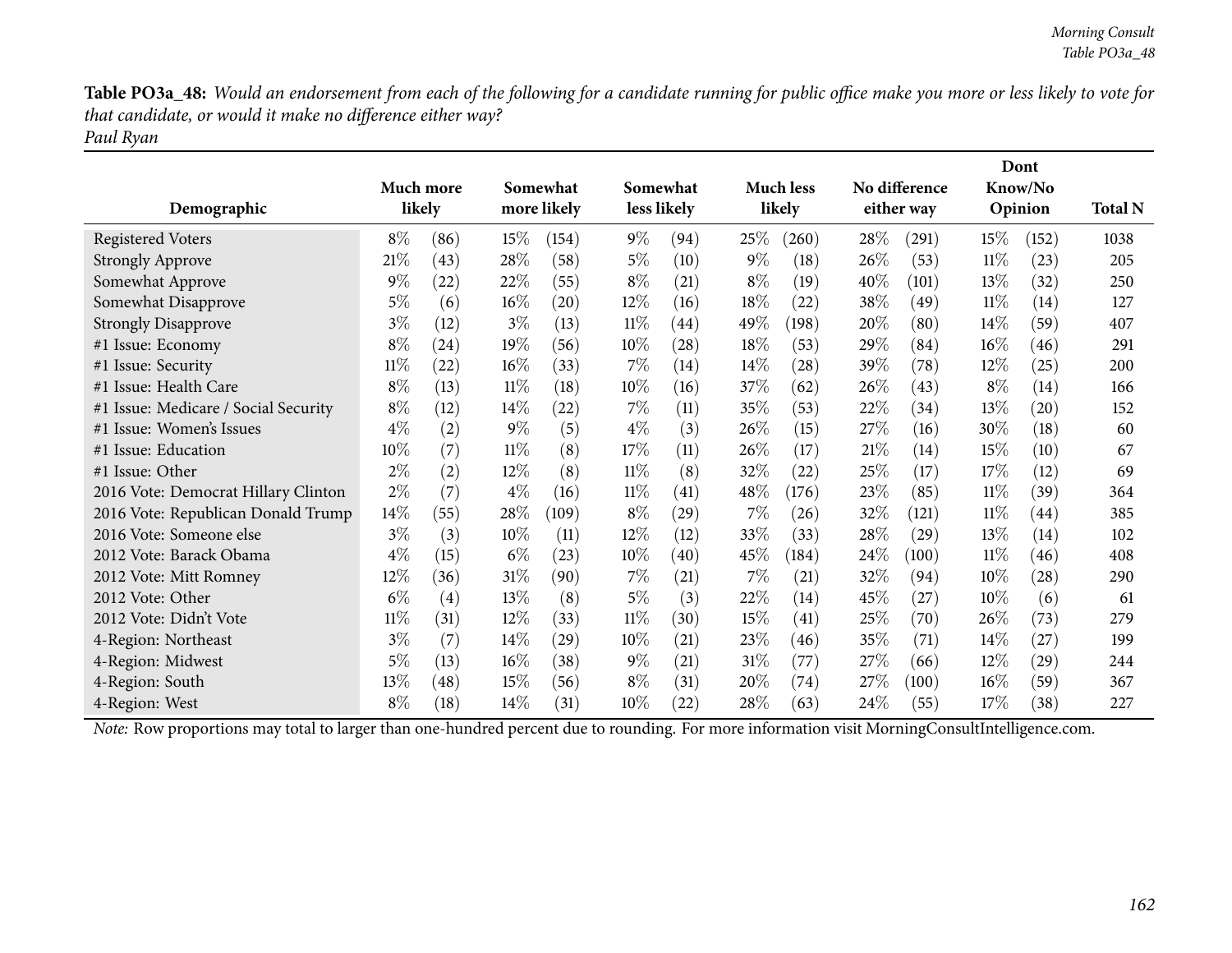**Table PO3a_48:** *Would an endorsement from each of the following for a candidate running for public office make you more or less likely to vote for that candidate, or would it make no difference either way?*
*Paul Ryan*

| Demographic | Much more likely | | Somewhat more likely | | Somewhat less likely | | Much less likely | | No difference either way | | Dont Know/No Opinion | | Total N |
|---|---|---|---|---|---|---|---|---|---|---|---|---|---|
| Registered Voters | 8% | (86) | 15% | (154) | 9% | (94) | 25% | (260) | 28% | (291) | 15% | (152) | 1038 |
| Strongly Approve | 21% | (43) | 28% | (58) | 5% | (10) | 9% | (18) | 26% | (53) | 11% | (23) | 205 |
| Somewhat Approve | 9% | (22) | 22% | (55) | 8% | (21) | 8% | (19) | 40% | (101) | 13% | (32) | 250 |
| Somewhat Disapprove | 5% | (6) | 16% | (20) | 12% | (16) | 18% | (22) | 38% | (49) | 11% | (14) | 127 |
| Strongly Disapprove | 3% | (12) | 3% | (13) | 11% | (44) | 49% | (198) | 20% | (80) | 14% | (59) | 407 |
| #1 Issue: Economy | 8% | (24) | 19% | (56) | 10% | (28) | 18% | (53) | 29% | (84) | 16% | (46) | 291 |
| #1 Issue: Security | 11% | (22) | 16% | (33) | 7% | (14) | 14% | (28) | 39% | (78) | 12% | (25) | 200 |
| #1 Issue: Health Care | 8% | (13) | 11% | (18) | 10% | (16) | 37% | (62) | 26% | (43) | 8% | (14) | 166 |
| #1 Issue: Medicare / Social Security | 8% | (12) | 14% | (22) | 7% | (11) | 35% | (53) | 22% | (34) | 13% | (20) | 152 |
| #1 Issue: Women's Issues | 4% | (2) | 9% | (5) | 4% | (3) | 26% | (15) | 27% | (16) | 30% | (18) | 60 |
| #1 Issue: Education | 10% | (7) | 11% | (8) | 17% | (11) | 26% | (17) | 21% | (14) | 15% | (10) | 67 |
| #1 Issue: Other | 2% | (2) | 12% | (8) | 11% | (8) | 32% | (22) | 25% | (17) | 17% | (12) | 69 |
| 2016 Vote: Democrat Hillary Clinton | 2% | (7) | 4% | (16) | 11% | (41) | 48% | (176) | 23% | (85) | 11% | (39) | 364 |
| 2016 Vote: Republican Donald Trump | 14% | (55) | 28% | (109) | 8% | (29) | 7% | (26) | 32% | (121) | 11% | (44) | 385 |
| 2016 Vote: Someone else | 3% | (3) | 10% | (11) | 12% | (12) | 33% | (33) | 28% | (29) | 13% | (14) | 102 |
| 2012 Vote: Barack Obama | 4% | (15) | 6% | (23) | 10% | (40) | 45% | (184) | 24% | (100) | 11% | (46) | 408 |
| 2012 Vote: Mitt Romney | 12% | (36) | 31% | (90) | 7% | (21) | 7% | (21) | 32% | (94) | 10% | (28) | 290 |
| 2012 Vote: Other | 6% | (4) | 13% | (8) | 5% | (3) | 22% | (14) | 45% | (27) | 10% | (6) | 61 |
| 2012 Vote: Didn't Vote | 11% | (31) | 12% | (33) | 11% | (30) | 15% | (41) | 25% | (70) | 26% | (73) | 279 |
| 4-Region: Northeast | 3% | (7) | 14% | (29) | 10% | (21) | 23% | (46) | 35% | (71) | 14% | (27) | 199 |
| 4-Region: Midwest | 5% | (13) | 16% | (38) | 9% | (21) | 31% | (77) | 27% | (66) | 12% | (29) | 244 |
| 4-Region: South | 13% | (48) | 15% | (56) | 8% | (31) | 20% | (74) | 27% | (100) | 16% | (59) | 367 |
| 4-Region: West | 8% | (18) | 14% | (31) | 10% | (22) | 28% | (63) | 24% | (55) | 17% | (38) | 227 |

*Note:* Row proportions may total to larger than one-hundred percent due to rounding. For more information visit MorningConsultIntelligence.com.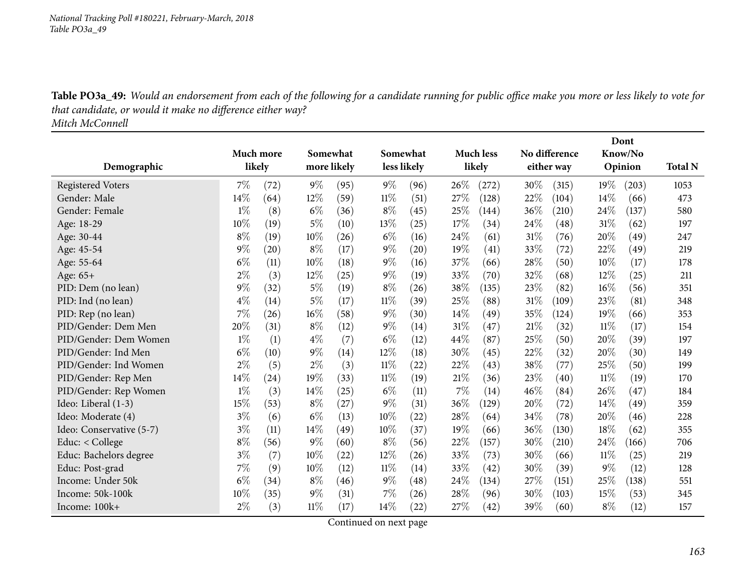**Table PO3a_49:** *Would an endorsement from each of the following for a candidate running for public office make you more or less likely to vote for that candidate, or would it make no difference either way?*
*Mitch McConnell*

| Demographic | Much more likely | | Somewhat more likely | | Somewhat less likely | | Much less likely | | No difference either way | | Dont Know/No Opinion | | Total N |
|---|---|---|---|---|---|---|---|---|---|---|---|---|---|
| Registered Voters | 7% | (72) | 9% | (95) | 9% | (96) | 26% | (272) | 30% | (315) | 19% | (203) | 1053 |
| Gender: Male | 14% | (64) | 12% | (59) | 11% | (51) | 27% | (128) | 22% | (104) | 14% | (66) | 473 |
| Gender: Female | 1% | (8) | 6% | (36) | 8% | (45) | 25% | (144) | 36% | (210) | 24% | (137) | 580 |
| Age: 18-29 | 10% | (19) | 5% | (10) | 13% | (25) | 17% | (34) | 24% | (48) | 31% | (62) | 197 |
| Age: 30-44 | 8% | (19) | 10% | (26) | 6% | (16) | 24% | (61) | 31% | (76) | 20% | (49) | 247 |
| Age: 45-54 | 9% | (20) | 8% | (17) | 9% | (20) | 19% | (41) | 33% | (72) | 22% | (49) | 219 |
| Age: 55-64 | 6% | (11) | 10% | (18) | 9% | (16) | 37% | (66) | 28% | (50) | 10% | (17) | 178 |
| Age: 65+ | 2% | (3) | 12% | (25) | 9% | (19) | 33% | (70) | 32% | (68) | 12% | (25) | 211 |
| PID: Dem (no lean) | 9% | (32) | 5% | (19) | 8% | (26) | 38% | (135) | 23% | (82) | 16% | (56) | 351 |
| PID: Ind (no lean) | 4% | (14) | 5% | (17) | 11% | (39) | 25% | (88) | 31% | (109) | 23% | (81) | 348 |
| PID: Rep (no lean) | 7% | (26) | 16% | (58) | 9% | (30) | 14% | (49) | 35% | (124) | 19% | (66) | 353 |
| PID/Gender: Dem Men | 20% | (31) | 8% | (12) | 9% | (14) | 31% | (47) | 21% | (32) | 11% | (17) | 154 |
| PID/Gender: Dem Women | 1% | (1) | 4% | (7) | 6% | (12) | 44% | (87) | 25% | (50) | 20% | (39) | 197 |
| PID/Gender: Ind Men | 6% | (10) | 9% | (14) | 12% | (18) | 30% | (45) | 22% | (32) | 20% | (30) | 149 |
| PID/Gender: Ind Women | 2% | (5) | 2% | (3) | 11% | (22) | 22% | (43) | 38% | (77) | 25% | (50) | 199 |
| PID/Gender: Rep Men | 14% | (24) | 19% | (33) | 11% | (19) | 21% | (36) | 23% | (40) | 11% | (19) | 170 |
| PID/Gender: Rep Women | 1% | (3) | 14% | (25) | 6% | (11) | 7% | (14) | 46% | (84) | 26% | (47) | 184 |
| Ideo: Liberal (1-3) | 15% | (53) | 8% | (27) | 9% | (31) | 36% | (129) | 20% | (72) | 14% | (49) | 359 |
| Ideo: Moderate (4) | 3% | (6) | 6% | (13) | 10% | (22) | 28% | (64) | 34% | (78) | 20% | (46) | 228 |
| Ideo: Conservative (5-7) | 3% | (11) | 14% | (49) | 10% | (37) | 19% | (66) | 36% | (130) | 18% | (62) | 355 |
| Educ: < College | 8% | (56) | 9% | (60) | 8% | (56) | 22% | (157) | 30% | (210) | 24% | (166) | 706 |
| Educ: Bachelors degree | 3% | (7) | 10% | (22) | 12% | (26) | 33% | (73) | 30% | (66) | 11% | (25) | 219 |
| Educ: Post-grad | 7% | (9) | 10% | (12) | 11% | (14) | 33% | (42) | 30% | (39) | 9% | (12) | 128 |
| Income: Under 50k | 6% | (34) | 8% | (46) | 9% | (48) | 24% | (134) | 27% | (151) | 25% | (138) | 551 |
| Income: 50k-100k | 10% | (35) | 9% | (31) | 7% | (26) | 28% | (96) | 30% | (103) | 15% | (53) | 345 |
| Income: 100k+ | 2% | (3) | 11% | (17) | 14% | (22) | 27% | (42) | 39% | (60) | 8% | (12) | 157 |

Continued on next page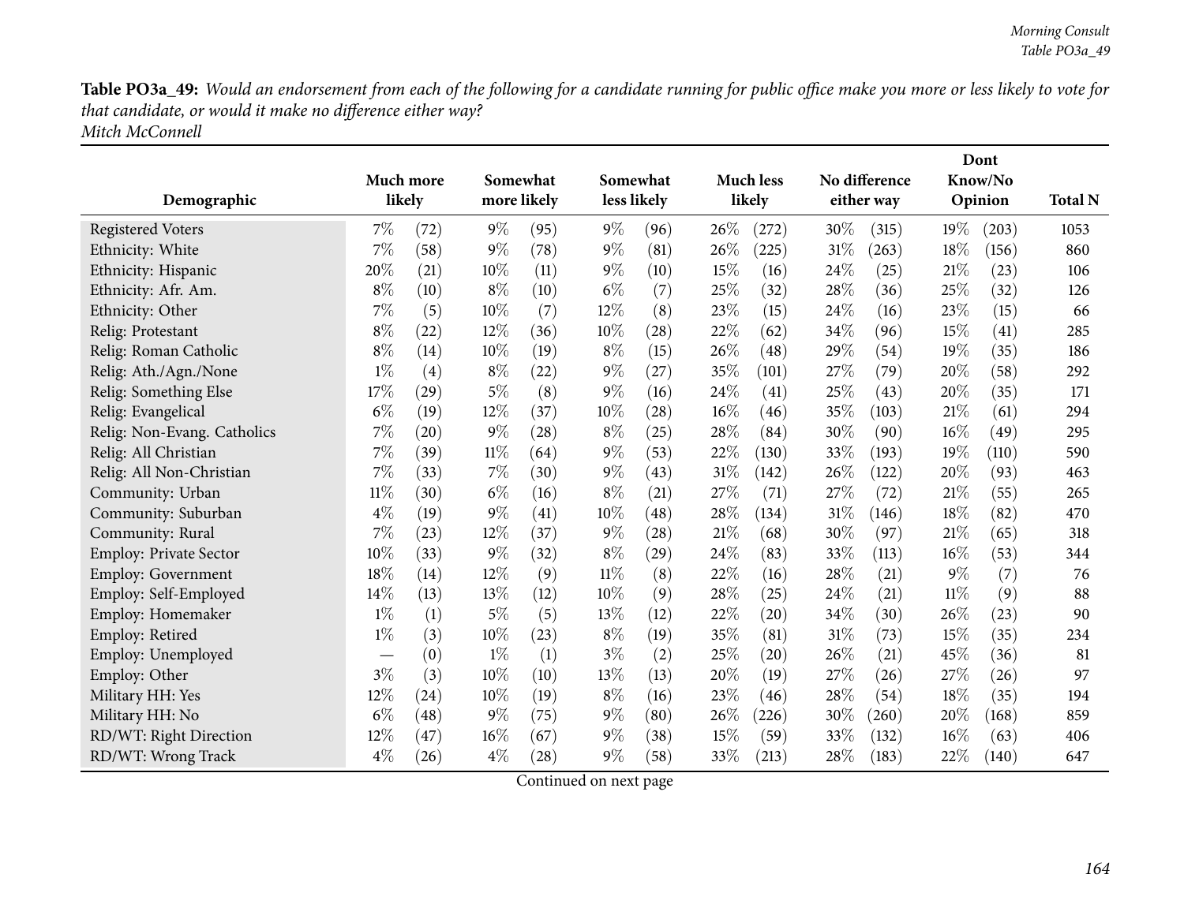**Table PO3a_49:** *Would an endorsement from each of the following for a candidate running for public office make you more or less likely to vote for that candidate, or would it make no difference either way?*
*Mitch McConnell*

| Demographic | Much more likely | | Somewhat more likely | | Somewhat less likely | | Much less likely | | No difference either way | | Dont Know/No Opinion | | Total N |
|---|---|---|---|---|---|---|---|---|---|---|---|---|---|
| Registered Voters | 7% | (72) | 9% | (95) | 9% | (96) | 26% | (272) | 30% | (315) | 19% | (203) | 1053 |
| Ethnicity: White | 7% | (58) | 9% | (78) | 9% | (81) | 26% | (225) | 31% | (263) | 18% | (156) | 860 |
| Ethnicity: Hispanic | 20% | (21) | 10% | (11) | 9% | (10) | 15% | (16) | 24% | (25) | 21% | (23) | 106 |
| Ethnicity: Afr. Am. | 8% | (10) | 8% | (10) | 6% | (7) | 25% | (32) | 28% | (36) | 25% | (32) | 126 |
| Ethnicity: Other | 7% | (5) | 10% | (7) | 12% | (8) | 23% | (15) | 24% | (16) | 23% | (15) | 66 |
| Relig: Protestant | 8% | (22) | 12% | (36) | 10% | (28) | 22% | (62) | 34% | (96) | 15% | (41) | 285 |
| Relig: Roman Catholic | 8% | (14) | 10% | (19) | 8% | (15) | 26% | (48) | 29% | (54) | 19% | (35) | 186 |
| Relig: Ath./Agn./None | 1% | (4) | 8% | (22) | 9% | (27) | 35% | (101) | 27% | (79) | 20% | (58) | 292 |
| Relig: Something Else | 17% | (29) | 5% | (8) | 9% | (16) | 24% | (41) | 25% | (43) | 20% | (35) | 171 |
| Relig: Evangelical | 6% | (19) | 12% | (37) | 10% | (28) | 16% | (46) | 35% | (103) | 21% | (61) | 294 |
| Relig: Non-Evang. Catholics | 7% | (20) | 9% | (28) | 8% | (25) | 28% | (84) | 30% | (90) | 16% | (49) | 295 |
| Relig: All Christian | 7% | (39) | 11% | (64) | 9% | (53) | 22% | (130) | 33% | (193) | 19% | (110) | 590 |
| Relig: All Non-Christian | 7% | (33) | 7% | (30) | 9% | (43) | 31% | (142) | 26% | (122) | 20% | (93) | 463 |
| Community: Urban | 11% | (30) | 6% | (16) | 8% | (21) | 27% | (71) | 27% | (72) | 21% | (55) | 265 |
| Community: Suburban | 4% | (19) | 9% | (41) | 10% | (48) | 28% | (134) | 31% | (146) | 18% | (82) | 470 |
| Community: Rural | 7% | (23) | 12% | (37) | 9% | (28) | 21% | (68) | 30% | (97) | 21% | (65) | 318 |
| Employ: Private Sector | 10% | (33) | 9% | (32) | 8% | (29) | 24% | (83) | 33% | (113) | 16% | (53) | 344 |
| Employ: Government | 18% | (14) | 12% | (9) | 11% | (8) | 22% | (16) | 28% | (21) | 9% | (7) | 76 |
| Employ: Self-Employed | 14% | (13) | 13% | (12) | 10% | (9) | 28% | (25) | 24% | (21) | 11% | (9) | 88 |
| Employ: Homemaker | 1% | (1) | 5% | (5) | 13% | (12) | 22% | (20) | 34% | (30) | 26% | (23) | 90 |
| Employ: Retired | 1% | (3) | 10% | (23) | 8% | (19) | 35% | (81) | 31% | (73) | 15% | (35) | 234 |
| Employ: Unemployed | — | (0) | 1% | (1) | 3% | (2) | 25% | (20) | 26% | (21) | 45% | (36) | 81 |
| Employ: Other | 3% | (3) | 10% | (10) | 13% | (13) | 20% | (19) | 27% | (26) | 27% | (26) | 97 |
| Military HH: Yes | 12% | (24) | 10% | (19) | 8% | (16) | 23% | (46) | 28% | (54) | 18% | (35) | 194 |
| Military HH: No | 6% | (48) | 9% | (75) | 9% | (80) | 26% | (226) | 30% | (260) | 20% | (168) | 859 |
| RD/WT: Right Direction | 12% | (47) | 16% | (67) | 9% | (38) | 15% | (59) | 33% | (132) | 16% | (63) | 406 |
| RD/WT: Wrong Track | 4% | (26) | 4% | (28) | 9% | (58) | 33% | (213) | 28% | (183) | 22% | (140) | 647 |

Continued on next page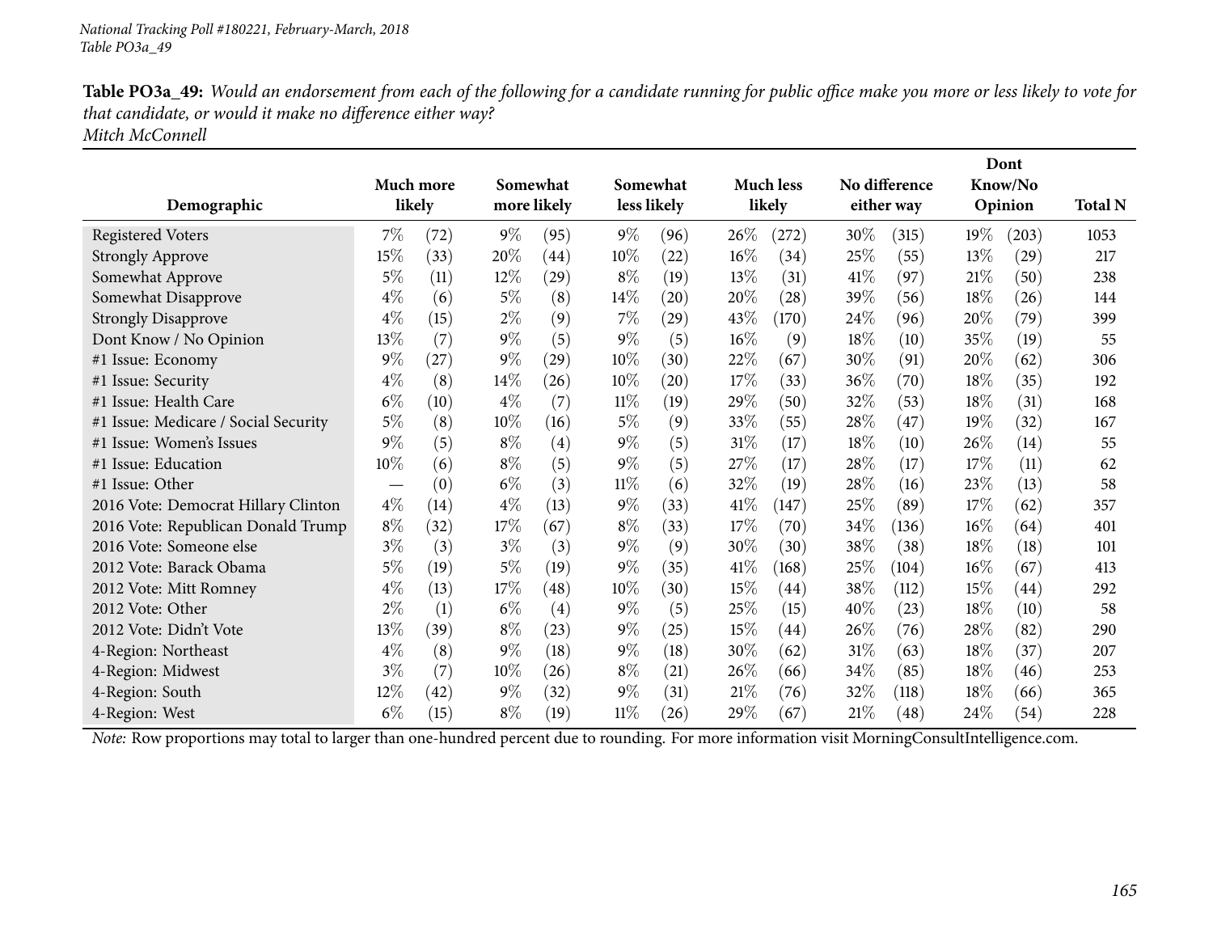*National Tracking Poll #180221, February-March, 2018*
*Table PO3a_49*

**Table PO3a_49:** *Would an endorsement from each of the following for a candidate running for public office make you more or less likely to vote for that candidate, or would it make no difference either way?*
*Mitch McConnell*

| Demographic | Much more likely | | Somewhat more likely | | Somewhat less likely | | Much less likely | | No difference either way | | Dont Know/No Opinion | | Total N |
|---|---|---|---|---|---|---|---|---|---|---|---|---|---|
| Registered Voters | 7% | (72) | 9% | (95) | 9% | (96) | 26% | (272) | 30% | (315) | 19% | (203) | 1053 |
| Strongly Approve | 15% | (33) | 20% | (44) | 10% | (22) | 16% | (34) | 25% | (55) | 13% | (29) | 217 |
| Somewhat Approve | 5% | (11) | 12% | (29) | 8% | (19) | 13% | (31) | 41% | (97) | 21% | (50) | 238 |
| Somewhat Disapprove | 4% | (6) | 5% | (8) | 14% | (20) | 20% | (28) | 39% | (56) | 18% | (26) | 144 |
| Strongly Disapprove | 4% | (15) | 2% | (9) | 7% | (29) | 43% | (170) | 24% | (96) | 20% | (79) | 399 |
| Dont Know / No Opinion | 13% | (7) | 9% | (5) | 9% | (5) | 16% | (9) | 18% | (10) | 35% | (19) | 55 |
| #1 Issue: Economy | 9% | (27) | 9% | (29) | 10% | (30) | 22% | (67) | 30% | (91) | 20% | (62) | 306 |
| #1 Issue: Security | 4% | (8) | 14% | (26) | 10% | (20) | 17% | (33) | 36% | (70) | 18% | (35) | 192 |
| #1 Issue: Health Care | 6% | (10) | 4% | (7) | 11% | (19) | 29% | (50) | 32% | (53) | 18% | (31) | 168 |
| #1 Issue: Medicare / Social Security | 5% | (8) | 10% | (16) | 5% | (9) | 33% | (55) | 28% | (47) | 19% | (32) | 167 |
| #1 Issue: Women's Issues | 9% | (5) | 8% | (4) | 9% | (5) | 31% | (17) | 18% | (10) | 26% | (14) | 55 |
| #1 Issue: Education | 10% | (6) | 8% | (5) | 9% | (5) | 27% | (17) | 28% | (17) | 17% | (11) | 62 |
| #1 Issue: Other | — | (0) | 6% | (3) | 11% | (6) | 32% | (19) | 28% | (16) | 23% | (13) | 58 |
| 2016 Vote: Democrat Hillary Clinton | 4% | (14) | 4% | (13) | 9% | (33) | 41% | (147) | 25% | (89) | 17% | (62) | 357 |
| 2016 Vote: Republican Donald Trump | 8% | (32) | 17% | (67) | 8% | (33) | 17% | (70) | 34% | (136) | 16% | (64) | 401 |
| 2016 Vote: Someone else | 3% | (3) | 3% | (3) | 9% | (9) | 30% | (30) | 38% | (38) | 18% | (18) | 101 |
| 2012 Vote: Barack Obama | 5% | (19) | 5% | (19) | 9% | (35) | 41% | (168) | 25% | (104) | 16% | (67) | 413 |
| 2012 Vote: Mitt Romney | 4% | (13) | 17% | (48) | 10% | (30) | 15% | (44) | 38% | (112) | 15% | (44) | 292 |
| 2012 Vote: Other | 2% | (1) | 6% | (4) | 9% | (5) | 25% | (15) | 40% | (23) | 18% | (10) | 58 |
| 2012 Vote: Didn't Vote | 13% | (39) | 8% | (23) | 9% | (25) | 15% | (44) | 26% | (76) | 28% | (82) | 290 |
| 4-Region: Northeast | 4% | (8) | 9% | (18) | 9% | (18) | 30% | (62) | 31% | (63) | 18% | (37) | 207 |
| 4-Region: Midwest | 3% | (7) | 10% | (26) | 8% | (21) | 26% | (66) | 34% | (85) | 18% | (46) | 253 |
| 4-Region: South | 12% | (42) | 9% | (32) | 9% | (31) | 21% | (76) | 32% | (118) | 18% | (66) | 365 |
| 4-Region: West | 6% | (15) | 8% | (19) | 11% | (26) | 29% | (67) | 21% | (48) | 24% | (54) | 228 |

*Note:* Row proportions may total to larger than one-hundred percent due to rounding. For more information visit MorningConsultIntelligence.com.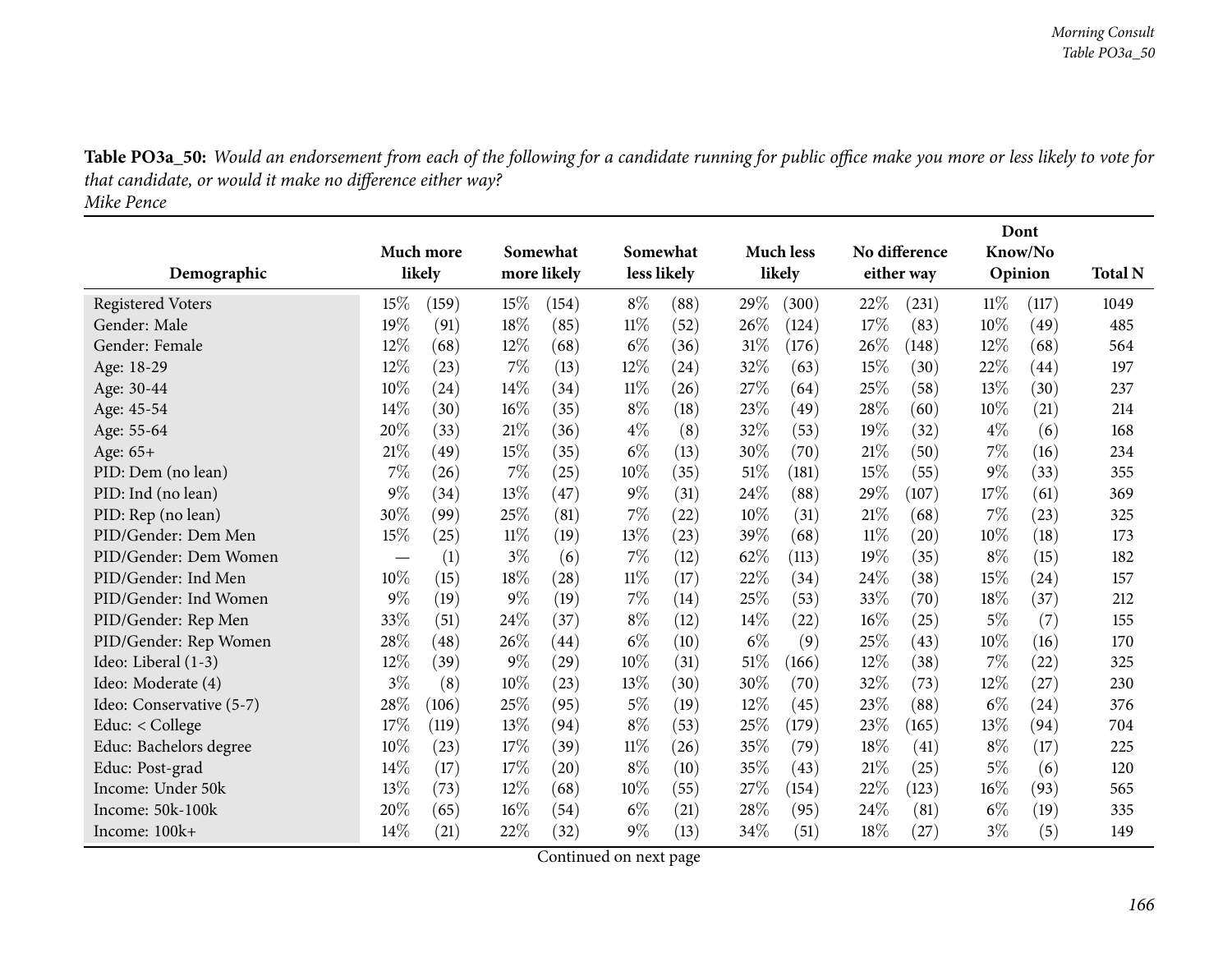**Table PO3a_50:** *Would an endorsement from each of the following for a candidate running for public office make you more or less likely to vote for that candidate, or would it make no difference either way?*
*Mike Pence*

| Demographic | Much more likely | | Somewhat more likely | | Somewhat less likely | | Much less likely | | No difference either way | | Dont Know/No Opinion | | Total N |
|---|---|---|---|---|---|---|---|---|---|---|---|---|---|
| Registered Voters | 15% | (159) | 15% | (154) | 8% | (88) | 29% | (300) | 22% | (231) | 11% | (117) | 1049 |
| Gender: Male | 19% | (91) | 18% | (85) | 11% | (52) | 26% | (124) | 17% | (83) | 10% | (49) | 485 |
| Gender: Female | 12% | (68) | 12% | (68) | 6% | (36) | 31% | (176) | 26% | (148) | 12% | (68) | 564 |
| Age: 18-29 | 12% | (23) | 7% | (13) | 12% | (24) | 32% | (63) | 15% | (30) | 22% | (44) | 197 |
| Age: 30-44 | 10% | (24) | 14% | (34) | 11% | (26) | 27% | (64) | 25% | (58) | 13% | (30) | 237 |
| Age: 45-54 | 14% | (30) | 16% | (35) | 8% | (18) | 23% | (49) | 28% | (60) | 10% | (21) | 214 |
| Age: 55-64 | 20% | (33) | 21% | (36) | 4% | (8) | 32% | (53) | 19% | (32) | 4% | (6) | 168 |
| Age: 65+ | 21% | (49) | 15% | (35) | 6% | (13) | 30% | (70) | 21% | (50) | 7% | (16) | 234 |
| PID: Dem (no lean) | 7% | (26) | 7% | (25) | 10% | (35) | 51% | (181) | 15% | (55) | 9% | (33) | 355 |
| PID: Ind (no lean) | 9% | (34) | 13% | (47) | 9% | (31) | 24% | (88) | 29% | (107) | 17% | (61) | 369 |
| PID: Rep (no lean) | 30% | (99) | 25% | (81) | 7% | (22) | 10% | (31) | 21% | (68) | 7% | (23) | 325 |
| PID/Gender: Dem Men | 15% | (25) | 11% | (19) | 13% | (23) | 39% | (68) | 11% | (20) | 10% | (18) | 173 |
| PID/Gender: Dem Women | — | (1) | 3% | (6) | 7% | (12) | 62% | (113) | 19% | (35) | 8% | (15) | 182 |
| PID/Gender: Ind Men | 10% | (15) | 18% | (28) | 11% | (17) | 22% | (34) | 24% | (38) | 15% | (24) | 157 |
| PID/Gender: Ind Women | 9% | (19) | 9% | (19) | 7% | (14) | 25% | (53) | 33% | (70) | 18% | (37) | 212 |
| PID/Gender: Rep Men | 33% | (51) | 24% | (37) | 8% | (12) | 14% | (22) | 16% | (25) | 5% | (7) | 155 |
| PID/Gender: Rep Women | 28% | (48) | 26% | (44) | 6% | (10) | 6% | (9) | 25% | (43) | 10% | (16) | 170 |
| Ideo: Liberal (1-3) | 12% | (39) | 9% | (29) | 10% | (31) | 51% | (166) | 12% | (38) | 7% | (22) | 325 |
| Ideo: Moderate (4) | 3% | (8) | 10% | (23) | 13% | (30) | 30% | (70) | 32% | (73) | 12% | (27) | 230 |
| Ideo: Conservative (5-7) | 28% | (106) | 25% | (95) | 5% | (19) | 12% | (45) | 23% | (88) | 6% | (24) | 376 |
| Educ: < College | 17% | (119) | 13% | (94) | 8% | (53) | 25% | (179) | 23% | (165) | 13% | (94) | 704 |
| Educ: Bachelors degree | 10% | (23) | 17% | (39) | 11% | (26) | 35% | (79) | 18% | (41) | 8% | (17) | 225 |
| Educ: Post-grad | 14% | (17) | 17% | (20) | 8% | (10) | 35% | (43) | 21% | (25) | 5% | (6) | 120 |
| Income: Under 50k | 13% | (73) | 12% | (68) | 10% | (55) | 27% | (154) | 22% | (123) | 16% | (93) | 565 |
| Income: 50k-100k | 20% | (65) | 16% | (54) | 6% | (21) | 28% | (95) | 24% | (81) | 6% | (19) | 335 |
| Income: 100k+ | 14% | (21) | 22% | (32) | 9% | (13) | 34% | (51) | 18% | (27) | 3% | (5) | 149 |

Continued on next page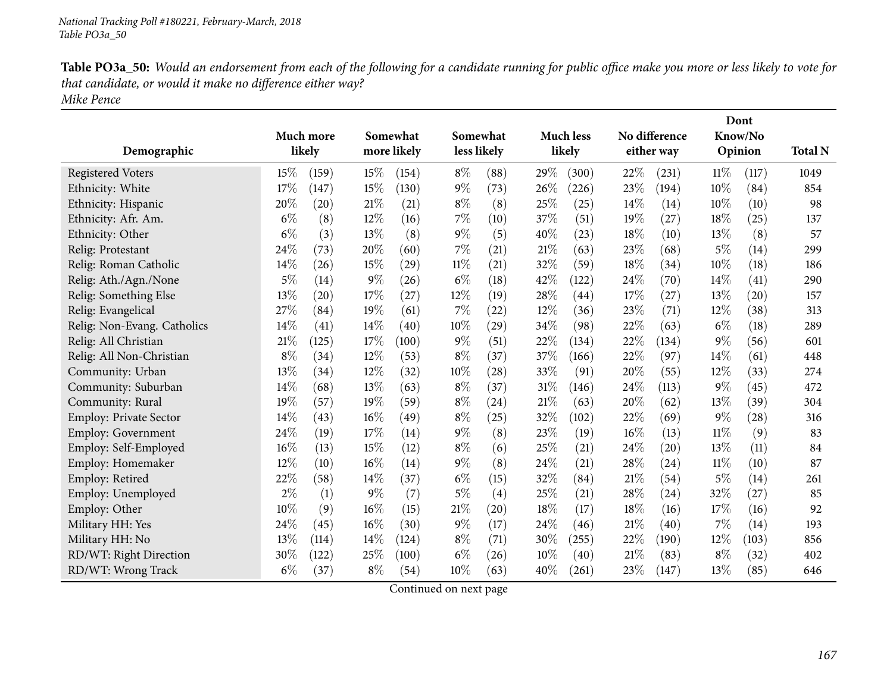**Table PO3a_50:** *Would an endorsement from each of the following for a candidate running for public office make you more or less likely to vote for that candidate, or would it make no difference either way?*
*Mike Pence*

| Demographic | Much more likely | | Somewhat more likely | | Somewhat less likely | | Much less likely | | No difference either way | | Dont Know/No Opinion | | Total N |
|---|---|---|---|---|---|---|---|---|---|---|---|---|---|
| Registered Voters | 15% | (159) | 15% | (154) | 8% | (88) | 29% | (300) | 22% | (231) | 11% | (117) | 1049 |
| Ethnicity: White | 17% | (147) | 15% | (130) | 9% | (73) | 26% | (226) | 23% | (194) | 10% | (84) | 854 |
| Ethnicity: Hispanic | 20% | (20) | 21% | (21) | 8% | (8) | 25% | (25) | 14% | (14) | 10% | (10) | 98 |
| Ethnicity: Afr. Am. | 6% | (8) | 12% | (16) | 7% | (10) | 37% | (51) | 19% | (27) | 18% | (25) | 137 |
| Ethnicity: Other | 6% | (3) | 13% | (8) | 9% | (5) | 40% | (23) | 18% | (10) | 13% | (8) | 57 |
| Relig: Protestant | 24% | (73) | 20% | (60) | 7% | (21) | 21% | (63) | 23% | (68) | 5% | (14) | 299 |
| Relig: Roman Catholic | 14% | (26) | 15% | (29) | 11% | (21) | 32% | (59) | 18% | (34) | 10% | (18) | 186 |
| Relig: Ath./Agn./None | 5% | (14) | 9% | (26) | 6% | (18) | 42% | (122) | 24% | (70) | 14% | (41) | 290 |
| Relig: Something Else | 13% | (20) | 17% | (27) | 12% | (19) | 28% | (44) | 17% | (27) | 13% | (20) | 157 |
| Relig: Evangelical | 27% | (84) | 19% | (61) | 7% | (22) | 12% | (36) | 23% | (71) | 12% | (38) | 313 |
| Relig: Non-Evang. Catholics | 14% | (41) | 14% | (40) | 10% | (29) | 34% | (98) | 22% | (63) | 6% | (18) | 289 |
| Relig: All Christian | 21% | (125) | 17% | (100) | 9% | (51) | 22% | (134) | 22% | (134) | 9% | (56) | 601 |
| Relig: All Non-Christian | 8% | (34) | 12% | (53) | 8% | (37) | 37% | (166) | 22% | (97) | 14% | (61) | 448 |
| Community: Urban | 13% | (34) | 12% | (32) | 10% | (28) | 33% | (91) | 20% | (55) | 12% | (33) | 274 |
| Community: Suburban | 14% | (68) | 13% | (63) | 8% | (37) | 31% | (146) | 24% | (113) | 9% | (45) | 472 |
| Community: Rural | 19% | (57) | 19% | (59) | 8% | (24) | 21% | (63) | 20% | (62) | 13% | (39) | 304 |
| Employ: Private Sector | 14% | (43) | 16% | (49) | 8% | (25) | 32% | (102) | 22% | (69) | 9% | (28) | 316 |
| Employ: Government | 24% | (19) | 17% | (14) | 9% | (8) | 23% | (19) | 16% | (13) | 11% | (9) | 83 |
| Employ: Self-Employed | 16% | (13) | 15% | (12) | 8% | (6) | 25% | (21) | 24% | (20) | 13% | (11) | 84 |
| Employ: Homemaker | 12% | (10) | 16% | (14) | 9% | (8) | 24% | (21) | 28% | (24) | 11% | (10) | 87 |
| Employ: Retired | 22% | (58) | 14% | (37) | 6% | (15) | 32% | (84) | 21% | (54) | 5% | (14) | 261 |
| Employ: Unemployed | 2% | (1) | 9% | (7) | 5% | (4) | 25% | (21) | 28% | (24) | 32% | (27) | 85 |
| Employ: Other | 10% | (9) | 16% | (15) | 21% | (20) | 18% | (17) | 18% | (16) | 17% | (16) | 92 |
| Military HH: Yes | 24% | (45) | 16% | (30) | 9% | (17) | 24% | (46) | 21% | (40) | 7% | (14) | 193 |
| Military HH: No | 13% | (114) | 14% | (124) | 8% | (71) | 30% | (255) | 22% | (190) | 12% | (103) | 856 |
| RD/WT: Right Direction | 30% | (122) | 25% | (100) | 6% | (26) | 10% | (40) | 21% | (83) | 8% | (32) | 402 |
| RD/WT: Wrong Track | 6% | (37) | 8% | (54) | 10% | (63) | 40% | (261) | 23% | (147) | 13% | (85) | 646 |

Continued on next page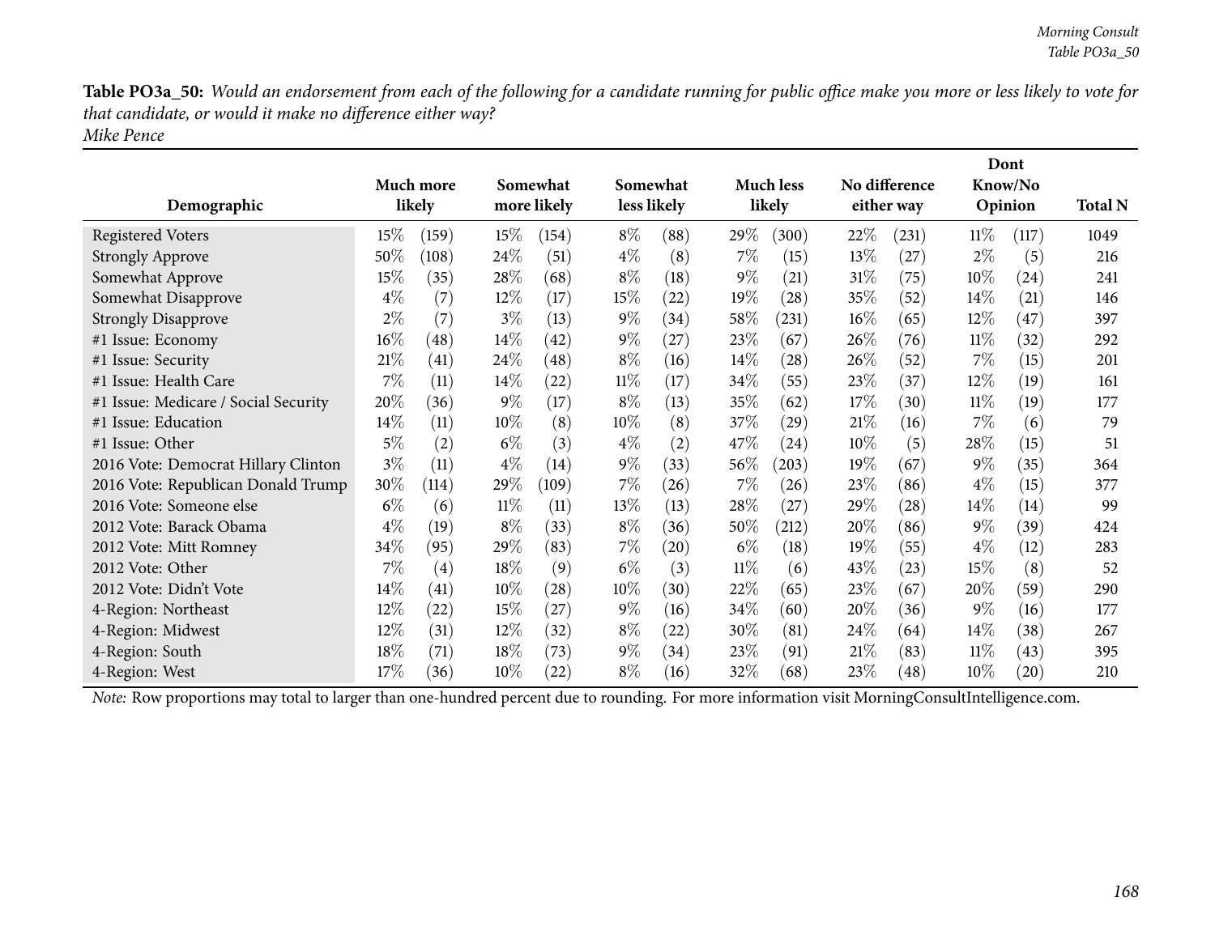**Table PO3a_50:** *Would an endorsement from each of the following for a candidate running for public office make you more or less likely to vote for that candidate, or would it make no difference either way?*
*Mike Pence*

| Demographic | Much more likely | | Somewhat more likely | | Somewhat less likely | | Much less likely | | No difference either way | | Dont Know/No Opinion | | Total N |
|---|---|---|---|---|---|---|---|---|---|---|---|---|---|
| Registered Voters | 15% | (159) | 15% | (154) | 8% | (88) | 29% | (300) | 22% | (231) | 11% | (117) | 1049 |
| Strongly Approve | 50% | (108) | 24% | (51) | 4% | (8) | 7% | (15) | 13% | (27) | 2% | (5) | 216 |
| Somewhat Approve | 15% | (35) | 28% | (68) | 8% | (18) | 9% | (21) | 31% | (75) | 10% | (24) | 241 |
| Somewhat Disapprove | 4% | (7) | 12% | (17) | 15% | (22) | 19% | (28) | 35% | (52) | 14% | (21) | 146 |
| Strongly Disapprove | 2% | (7) | 3% | (13) | 9% | (34) | 58% | (231) | 16% | (65) | 12% | (47) | 397 |
| #1 Issue: Economy | 16% | (48) | 14% | (42) | 9% | (27) | 23% | (67) | 26% | (76) | 11% | (32) | 292 |
| #1 Issue: Security | 21% | (41) | 24% | (48) | 8% | (16) | 14% | (28) | 26% | (52) | 7% | (15) | 201 |
| #1 Issue: Health Care | 7% | (11) | 14% | (22) | 11% | (17) | 34% | (55) | 23% | (37) | 12% | (19) | 161 |
| #1 Issue: Medicare / Social Security | 20% | (36) | 9% | (17) | 8% | (13) | 35% | (62) | 17% | (30) | 11% | (19) | 177 |
| #1 Issue: Education | 14% | (11) | 10% | (8) | 10% | (8) | 37% | (29) | 21% | (16) | 7% | (6) | 79 |
| #1 Issue: Other | 5% | (2) | 6% | (3) | 4% | (2) | 47% | (24) | 10% | (5) | 28% | (15) | 51 |
| 2016 Vote: Democrat Hillary Clinton | 3% | (11) | 4% | (14) | 9% | (33) | 56% | (203) | 19% | (67) | 9% | (35) | 364 |
| 2016 Vote: Republican Donald Trump | 30% | (114) | 29% | (109) | 7% | (26) | 7% | (26) | 23% | (86) | 4% | (15) | 377 |
| 2016 Vote: Someone else | 6% | (6) | 11% | (11) | 13% | (13) | 28% | (27) | 29% | (28) | 14% | (14) | 99 |
| 2012 Vote: Barack Obama | 4% | (19) | 8% | (33) | 8% | (36) | 50% | (212) | 20% | (86) | 9% | (39) | 424 |
| 2012 Vote: Mitt Romney | 34% | (95) | 29% | (83) | 7% | (20) | 6% | (18) | 19% | (55) | 4% | (12) | 283 |
| 2012 Vote: Other | 7% | (4) | 18% | (9) | 6% | (3) | 11% | (6) | 43% | (23) | 15% | (8) | 52 |
| 2012 Vote: Didn't Vote | 14% | (41) | 10% | (28) | 10% | (30) | 22% | (65) | 23% | (67) | 20% | (59) | 290 |
| 4-Region: Northeast | 12% | (22) | 15% | (27) | 9% | (16) | 34% | (60) | 20% | (36) | 9% | (16) | 177 |
| 4-Region: Midwest | 12% | (31) | 12% | (32) | 8% | (22) | 30% | (81) | 24% | (64) | 14% | (38) | 267 |
| 4-Region: South | 18% | (71) | 18% | (73) | 9% | (34) | 23% | (91) | 21% | (83) | 11% | (43) | 395 |
| 4-Region: West | 17% | (36) | 10% | (22) | 8% | (16) | 32% | (68) | 23% | (48) | 10% | (20) | 210 |

*Note:* Row proportions may total to larger than one-hundred percent due to rounding. For more information visit MorningConsultIntelligence.com.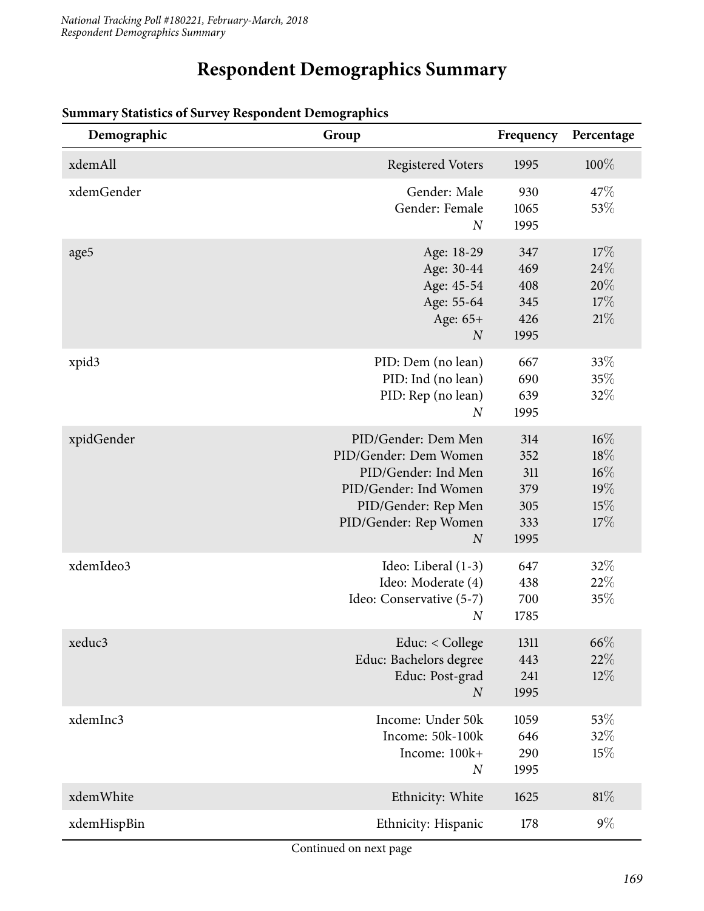# Respondent Demographics Summary

**Summary Statistics of Survey Respondent Demographics**

| Demographic | Group | Frequency | Percentage |
|---|---|---|---|
| xdemAll | Registered Voters | 1995 | 100% |
| xdemGender | Gender: Male | 930 | 47% |
| | Gender: Female | 1065 | 53% |
| | *N* | 1995 | |
| age5 | Age: 18-29 | 347 | 17% |
| | Age: 30-44 | 469 | 24% |
| | Age: 45-54 | 408 | 20% |
| | Age: 55-64 | 345 | 17% |
| | Age: 65+ | 426 | 21% |
| | *N* | 1995 | |
| xpid3 | PID: Dem (no lean) | 667 | 33% |
| | PID: Ind (no lean) | 690 | 35% |
| | PID: Rep (no lean) | 639 | 32% |
| | *N* | 1995 | |
| xpidGender | PID/Gender: Dem Men | 314 | 16% |
| | PID/Gender: Dem Women | 352 | 18% |
| | PID/Gender: Ind Men | 311 | 16% |
| | PID/Gender: Ind Women | 379 | 19% |
| | PID/Gender: Rep Men | 305 | 15% |
| | PID/Gender: Rep Women | 333 | 17% |
| | *N* | 1995 | |
| xdemIdeo3 | Ideo: Liberal (1-3) | 647 | 32% |
| | Ideo: Moderate (4) | 438 | 22% |
| | Ideo: Conservative (5-7) | 700 | 35% |
| | *N* | 1785 | |
| xeduc3 | Educ: < College | 1311 | 66% |
| | Educ: Bachelors degree | 443 | 22% |
| | Educ: Post-grad | 241 | 12% |
| | *N* | 1995 | |
| xdemInc3 | Income: Under 50k | 1059 | 53% |
| | Income: 50k-100k | 646 | 32% |
| | Income: 100k+ | 290 | 15% |
| | *N* | 1995 | |
| xdemWhite | Ethnicity: White | 1625 | 81% |
| xdemHispBin | Ethnicity: Hispanic | 178 | 9% |

Continued on next page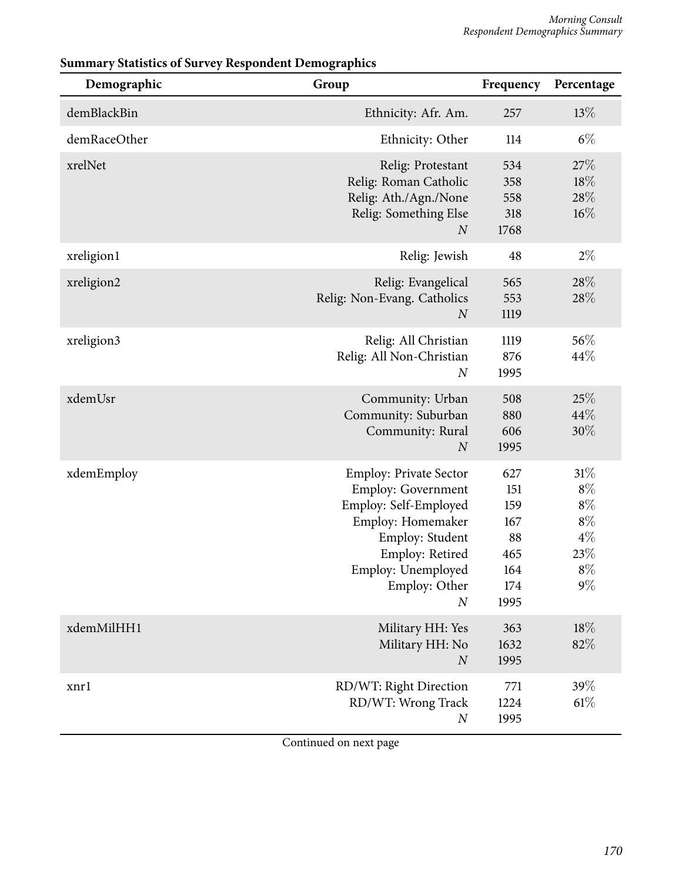**Summary Statistics of Survey Respondent Demographics**

| Demographic | Group | Frequency | Percentage |
|---|---|---|---|
| demBlackBin | Ethnicity: Afr. Am. | 257 | 13% |
| demRaceOther | Ethnicity: Other | 114 | 6% |
| xrelNet | Relig: Protestant | 534 | 27% |
| | Relig: Roman Catholic | 358 | 18% |
| | Relig: Ath./Agn./None | 558 | 28% |
| | Relig: Something Else | 318 | 16% |
| | *N* | 1768 | |
| xreligion1 | Relig: Jewish | 48 | 2% |
| xreligion2 | Relig: Evangelical | 565 | 28% |
| | Relig: Non-Evang. Catholics | 553 | 28% |
| | *N* | 1119 | |
| xreligion3 | Relig: All Christian | 1119 | 56% |
| | Relig: All Non-Christian | 876 | 44% |
| | *N* | 1995 | |
| xdemUsr | Community: Urban | 508 | 25% |
| | Community: Suburban | 880 | 44% |
| | Community: Rural | 606 | 30% |
| | *N* | 1995 | |
| xdemEmploy | Employ: Private Sector | 627 | 31% |
| | Employ: Government | 151 | 8% |
| | Employ: Self-Employed | 159 | 8% |
| | Employ: Homemaker | 167 | 8% |
| | Employ: Student | 88 | 4% |
| | Employ: Retired | 465 | 23% |
| | Employ: Unemployed | 164 | 8% |
| | Employ: Other | 174 | 9% |
| | *N* | 1995 | |
| xdemMilHH1 | Military HH: Yes | 363 | 18% |
| | Military HH: No | 1632 | 82% |
| | *N* | 1995 | |
| xnr1 | RD/WT: Right Direction | 771 | 39% |
| | RD/WT: Wrong Track | 1224 | 61% |
| | *N* | 1995 | |

Continued on next page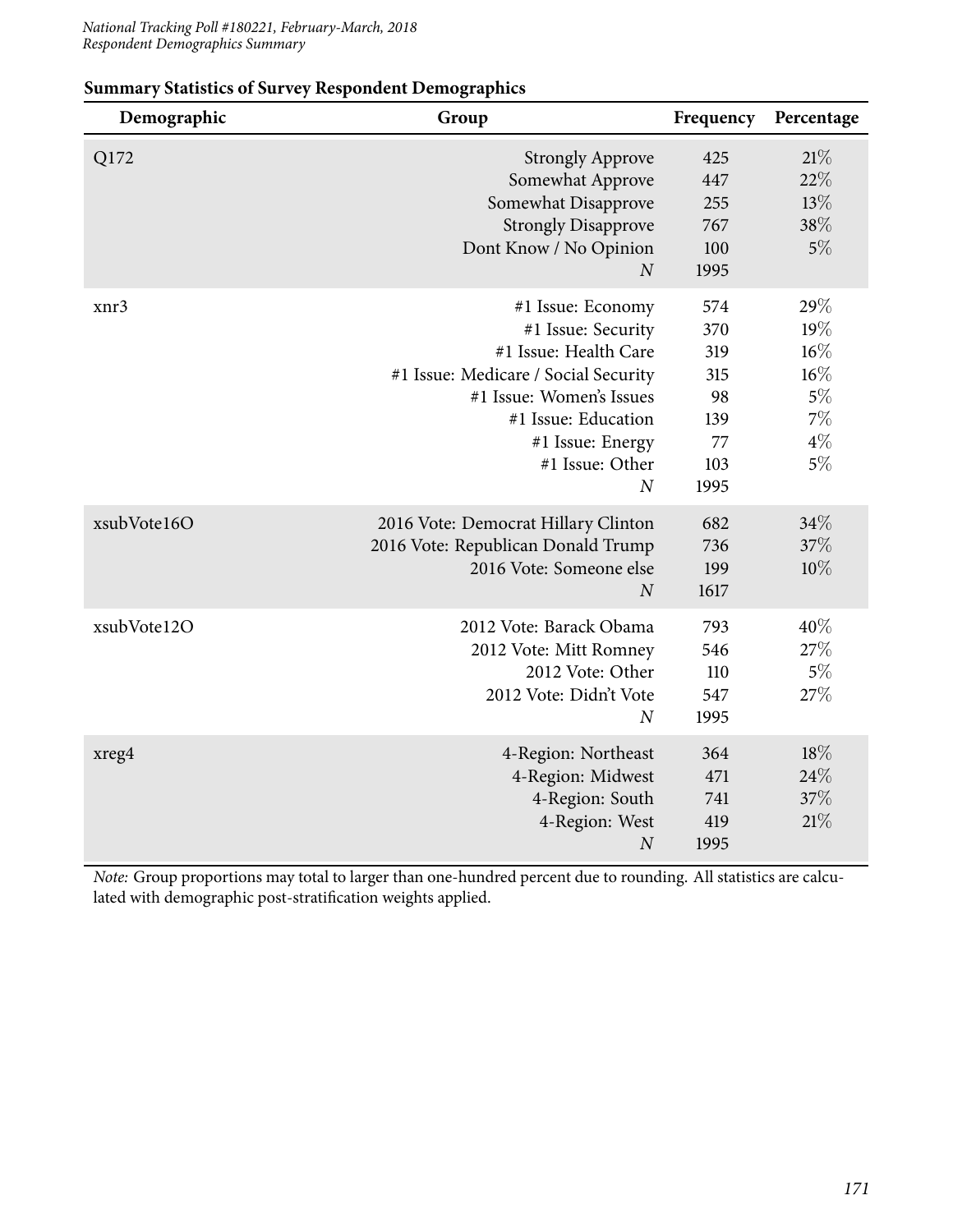## Summary Statistics of Survey Respondent Demographics

| Demographic | Group | Frequency | Percentage |
|---|---|---|---|
| Q172 | Strongly Approve | 425 | 21% |
| | Somewhat Approve | 447 | 22% |
| | Somewhat Disapprove | 255 | 13% |
| | Strongly Disapprove | 767 | 38% |
| | Dont Know / No Opinion | 100 | 5% |
| | *N* | 1995 | |
| xnr3 | #1 Issue: Economy | 574 | 29% |
| | #1 Issue: Security | 370 | 19% |
| | #1 Issue: Health Care | 319 | 16% |
| | #1 Issue: Medicare / Social Security | 315 | 16% |
| | #1 Issue: Women's Issues | 98 | 5% |
| | #1 Issue: Education | 139 | 7% |
| | #1 Issue: Energy | 77 | 4% |
| | #1 Issue: Other | 103 | 5% |
| | *N* | 1995 | |
| xsubVote16O | 2016 Vote: Democrat Hillary Clinton | 682 | 34% |
| | 2016 Vote: Republican Donald Trump | 736 | 37% |
| | 2016 Vote: Someone else | 199 | 10% |
| | *N* | 1617 | |
| xsubVote12O | 2012 Vote: Barack Obama | 793 | 40% |
| | 2012 Vote: Mitt Romney | 546 | 27% |
| | 2012 Vote: Other | 110 | 5% |
| | 2012 Vote: Didn't Vote | 547 | 27% |
| | *N* | 1995 | |
| xreg4 | 4-Region: Northeast | 364 | 18% |
| | 4-Region: Midwest | 471 | 24% |
| | 4-Region: South | 741 | 37% |
| | 4-Region: West | 419 | 21% |
| | *N* | 1995 | |

*Note:* Group proportions may total to larger than one-hundred percent due to rounding. All statistics are calculated with demographic post-stratification weights applied.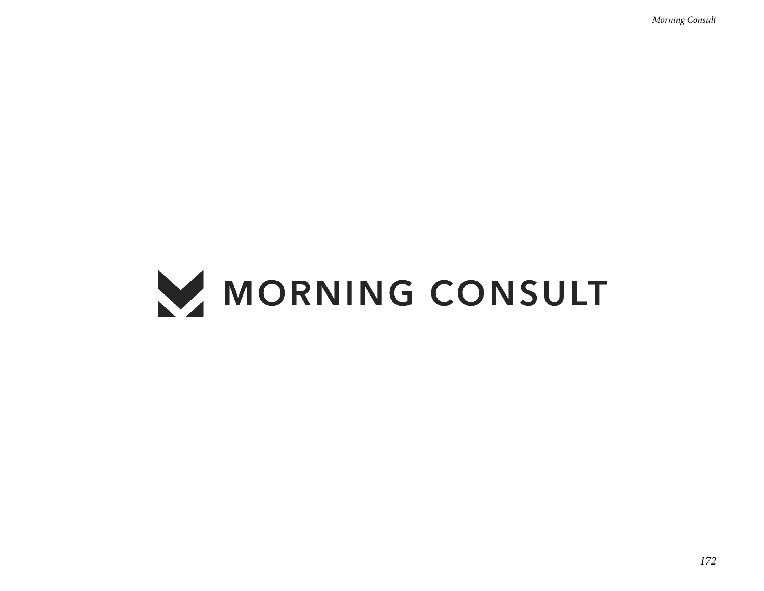MORNING CONSULT